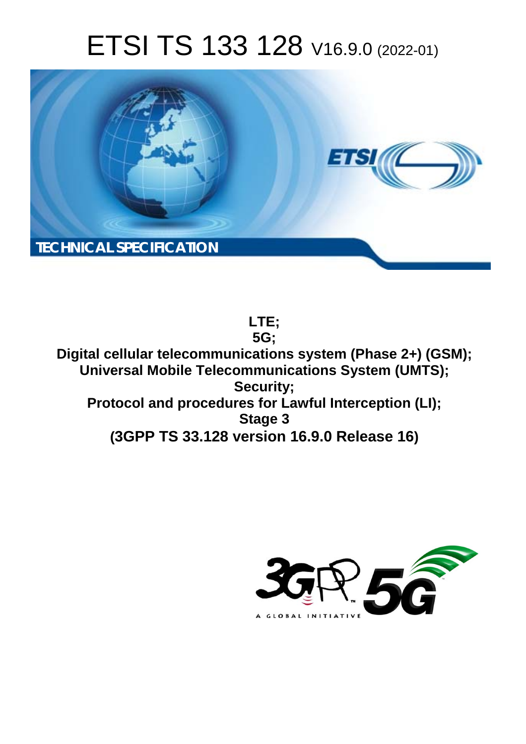# ETSI TS 133 128 V16.9.0 (2022-01)

TECHNICAL SPECIFICATION

**LTE;**
**5G;**
**Digital cellular telecommunications system (Phase 2+) (GSM);**
**Universal Mobile Telecommunications System (UMTS);**
**Security;**
**Protocol and procedures for Lawful Interception (LI);**
**Stage 3**
**(3GPP TS 33.128 version 16.9.0 Release 16)**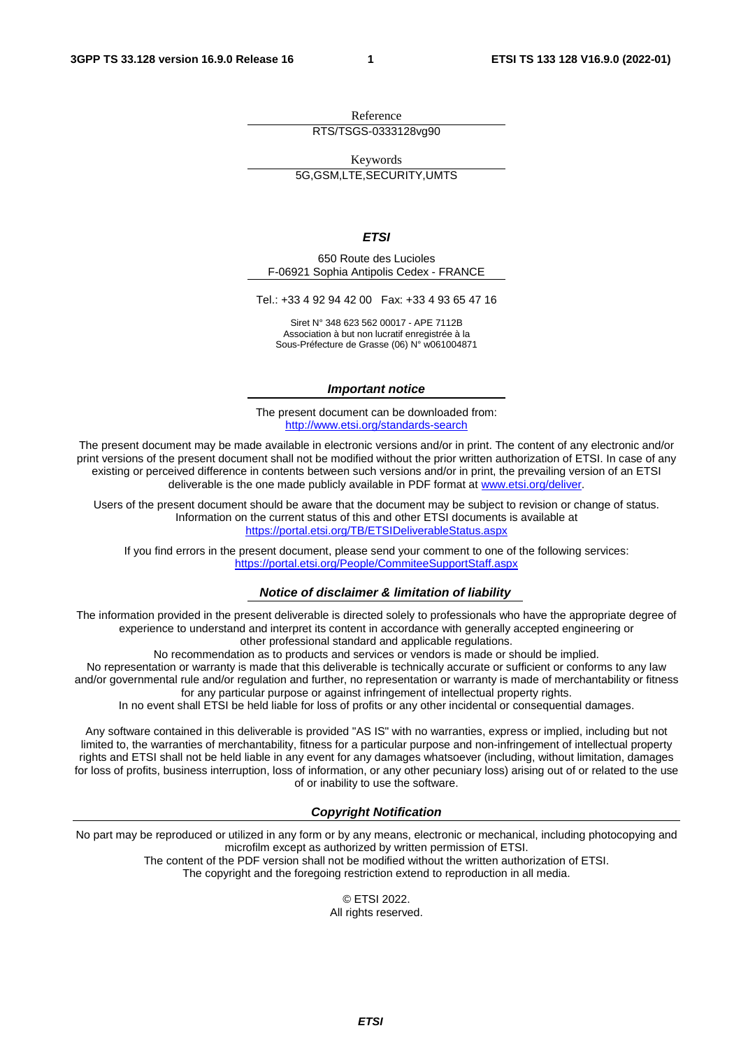Reference

RTS/TSGS-0333128vg90

Keywords

5G,GSM,LTE,SECURITY,UMTS

***ETSI***

650 Route des Lucioles
F-06921 Sophia Antipolis Cedex - FRANCE

Tel.: +33 4 92 94 42 00   Fax: +33 4 93 65 47 16

Siret N° 348 623 562 00017 - APE 7112B
Association à but non lucratif enregistrée à la
Sous-Préfecture de Grasse (06) N° w061004871

***Important notice***

The present document can be downloaded from:
http://www.etsi.org/standards-search

The present document may be made available in electronic versions and/or in print. The content of any electronic and/or print versions of the present document shall not be modified without the prior written authorization of ETSI. In case of any existing or perceived difference in contents between such versions and/or in print, the prevailing version of an ETSI deliverable is the one made publicly available in PDF format at www.etsi.org/deliver.

Users of the present document should be aware that the document may be subject to revision or change of status. Information on the current status of this and other ETSI documents is available at https://portal.etsi.org/TB/ETSIDeliverableStatus.aspx

If you find errors in the present document, please send your comment to one of the following services:
https://portal.etsi.org/People/CommiteeSupportStaff.aspx

***Notice of disclaimer & limitation of liability***

The information provided in the present deliverable is directed solely to professionals who have the appropriate degree of experience to understand and interpret its content in accordance with generally accepted engineering or other professional standard and applicable regulations.
No recommendation as to products and services or vendors is made or should be implied.
No representation or warranty is made that this deliverable is technically accurate or sufficient or conforms to any law and/or governmental rule and/or regulation and further, no representation or warranty is made of merchantability or fitness for any particular purpose or against infringement of intellectual property rights.
In no event shall ETSI be held liable for loss of profits or any other incidental or consequential damages.

Any software contained in this deliverable is provided "AS IS" with no warranties, express or implied, including but not limited to, the warranties of merchantability, fitness for a particular purpose and non-infringement of intellectual property rights and ETSI shall not be held liable in any event for any damages whatsoever (including, without limitation, damages for loss of profits, business interruption, loss of information, or any other pecuniary loss) arising out of or related to the use of or inability to use the software.

***Copyright Notification***

No part may be reproduced or utilized in any form or by any means, electronic or mechanical, including photocopying and microfilm except as authorized by written permission of ETSI.
The content of the PDF version shall not be modified without the written authorization of ETSI.
The copyright and the foregoing restriction extend to reproduction in all media.

© ETSI 2022.
All rights reserved.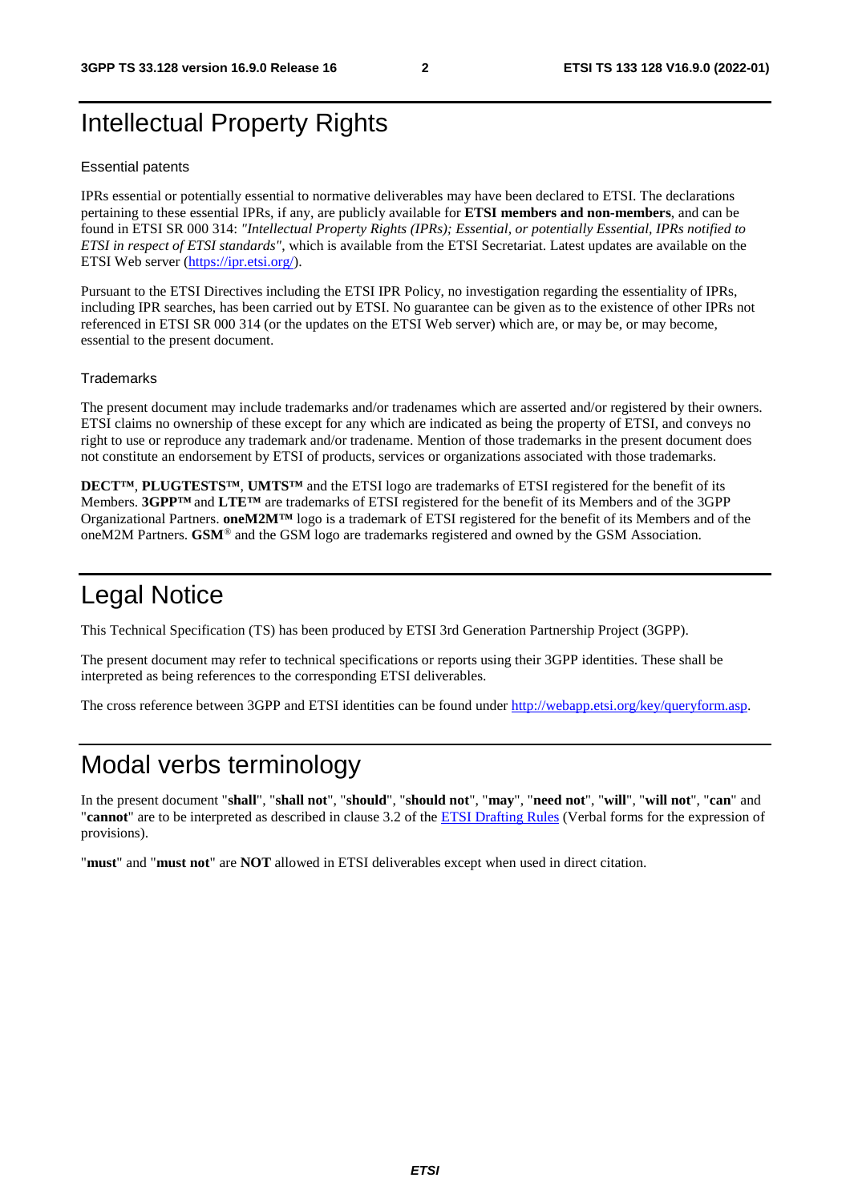# Intellectual Property Rights

## Essential patents

IPRs essential or potentially essential to normative deliverables may have been declared to ETSI. The declarations pertaining to these essential IPRs, if any, are publicly available for **ETSI members and non-members**, and can be found in ETSI SR 000 314: *"Intellectual Property Rights (IPRs); Essential, or potentially Essential, IPRs notified to ETSI in respect of ETSI standards"*, which is available from the ETSI Secretariat. Latest updates are available on the ETSI Web server (https://ipr.etsi.org/).

Pursuant to the ETSI Directives including the ETSI IPR Policy, no investigation regarding the essentiality of IPRs, including IPR searches, has been carried out by ETSI. No guarantee can be given as to the existence of other IPRs not referenced in ETSI SR 000 314 (or the updates on the ETSI Web server) which are, or may be, or may become, essential to the present document.

## Trademarks

The present document may include trademarks and/or tradenames which are asserted and/or registered by their owners. ETSI claims no ownership of these except for any which are indicated as being the property of ETSI, and conveys no right to use or reproduce any trademark and/or tradename. Mention of those trademarks in the present document does not constitute an endorsement by ETSI of products, services or organizations associated with those trademarks.

**DECT™**, **PLUGTESTS™**, **UMTS™** and the ETSI logo are trademarks of ETSI registered for the benefit of its Members. **3GPP™** and **LTE™** are trademarks of ETSI registered for the benefit of its Members and of the 3GPP Organizational Partners. **oneM2M™** logo is a trademark of ETSI registered for the benefit of its Members and of the oneM2M Partners. **GSM**® and the GSM logo are trademarks registered and owned by the GSM Association.

# Legal Notice

This Technical Specification (TS) has been produced by ETSI 3rd Generation Partnership Project (3GPP).

The present document may refer to technical specifications or reports using their 3GPP identities. These shall be interpreted as being references to the corresponding ETSI deliverables.

The cross reference between 3GPP and ETSI identities can be found under http://webapp.etsi.org/key/queryform.asp.

# Modal verbs terminology

In the present document "**shall**", "**shall not**", "**should**", "**should not**", "**may**", "**need not**", "**will**", "**will not**", "**can**" and "**cannot**" are to be interpreted as described in clause 3.2 of the ETSI Drafting Rules (Verbal forms for the expression of provisions).

"**must**" and "**must not**" are **NOT** allowed in ETSI deliverables except when used in direct citation.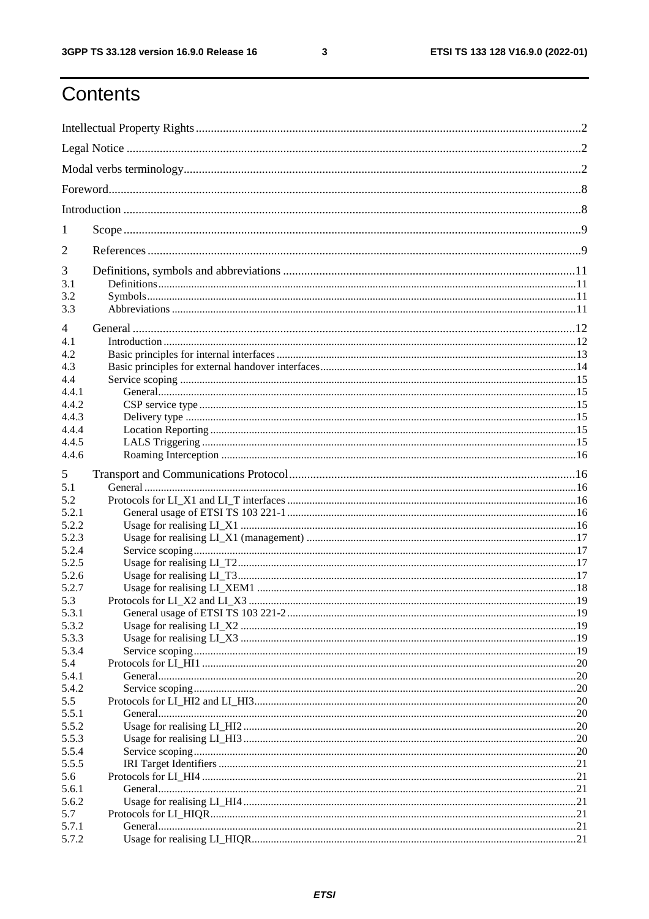# Contents

Intellectual Property Rights ............................................................ 2

Legal Notice ............................................................ 2

Modal verbs terminology ............................................................ 2

Foreword ............................................................ 8

Introduction ............................................................ 8

1 Scope ............................................................ 9

2 References ............................................................ 9

3 Definitions, symbols and abbreviations ............................................................ 11
- 3.1 Definitions ............................................................ 11
- 3.2 Symbols ............................................................ 11
- 3.3 Abbreviations ............................................................ 11

4 General ............................................................ 12
- 4.1 Introduction ............................................................ 12
- 4.2 Basic principles for internal interfaces ............................................................ 13
- 4.3 Basic principles for external handover interfaces ............................................................ 14
- 4.4 Service scoping ............................................................ 15
- 4.4.1 General ............................................................ 15
- 4.4.2 CSP service type ............................................................ 15
- 4.4.3 Delivery type ............................................................ 15
- 4.4.4 Location Reporting ............................................................ 15
- 4.4.5 LALS Triggering ............................................................ 15
- 4.4.6 Roaming Interception ............................................................ 16

5 Transport and Communications Protocol ............................................................ 16
- 5.1 General ............................................................ 16
- 5.2 Protocols for LI_X1 and LI_T interfaces ............................................................ 16
- 5.2.1 General usage of ETSI TS 103 221-1 ............................................................ 16
- 5.2.2 Usage for realising LI_X1 ............................................................ 16
- 5.2.3 Usage for realising LI_X1 (management) ............................................................ 17
- 5.2.4 Service scoping ............................................................ 17
- 5.2.5 Usage for realising LI_T2 ............................................................ 17
- 5.2.6 Usage for realising LI_T3 ............................................................ 17
- 5.2.7 Usage for realising LI_XEM1 ............................................................ 18
- 5.3 Protocols for LI_X2 and LI_X3 ............................................................ 19
- 5.3.1 General usage of ETSI TS 103 221-2 ............................................................ 19
- 5.3.2 Usage for realising LI_X2 ............................................................ 19
- 5.3.3 Usage for realising LI_X3 ............................................................ 19
- 5.3.4 Service scoping ............................................................ 19
- 5.4 Protocols for LI_HI1 ............................................................ 20
- 5.4.1 General ............................................................ 20
- 5.4.2 Service scoping ............................................................ 20
- 5.5 Protocols for LI_HI2 and LI_HI3 ............................................................ 20
- 5.5.1 General ............................................................ 20
- 5.5.2 Usage for realising LI_HI2 ............................................................ 20
- 5.5.3 Usage for realising LI_HI3 ............................................................ 20
- 5.5.4 Service scoping ............................................................ 20
- 5.5.5 IRI Target Identifiers ............................................................ 21
- 5.6 Protocols for LI_HI4 ............................................................ 21
- 5.6.1 General ............................................................ 21
- 5.6.2 Usage for realising LI_HI4 ............................................................ 21
- 5.7 Protocols for LI_HIQR ............................................................ 21
- 5.7.1 General ............................................................ 21
- 5.7.2 Usage for realising LI_HIQR ............................................................ 21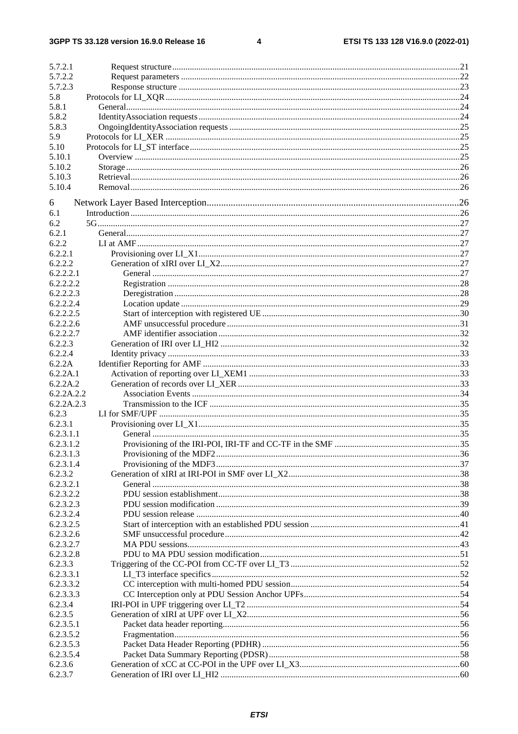5.7.2.1 Request structure ....................................................................................................................................21
5.7.2.2 Request parameters ................................................................................................................................22
5.7.2.3 Response structure .................................................................................................................................23
5.8 Protocols for LI_XQR ......................................................................................................................................24
5.8.1 General.........................................................................................................................................................24
5.8.2 IdentityAssociation requests ........................................................................................................................24
5.8.3 OngoingIdentityAssociation requests ..........................................................................................................25
5.9 Protocols for LI_XER .......................................................................................................................................25
5.10 Protocols for LI_ST interface ...........................................................................................................................25
5.10.1 Overview .....................................................................................................................................................25
5.10.2 Storage .........................................................................................................................................................26
5.10.3 Retrieval.......................................................................................................................................................26
5.10.4 Removal.......................................................................................................................................................26

6 Network Layer Based Interception.........................................................................................................26
6.1 Introduction ......................................................................................................................................................26
6.2 5G.....................................................................................................................................................................27
6.2.1 General.........................................................................................................................................................27
6.2.2 LI at AMF ....................................................................................................................................................27
6.2.2.1 Provisioning over LI_X1........................................................................................................................27
6.2.2.2 Generation of xIRI over LI_X2..............................................................................................................27
6.2.2.2.1 General .............................................................................................................................................27
6.2.2.2.2 Registration ......................................................................................................................................28
6.2.2.2.3 Deregistration ...................................................................................................................................28
6.2.2.2.4 Location update ................................................................................................................................29
6.2.2.2.5 Start of interception with registered UE ............................................................................................30
6.2.2.2.6 AMF unsuccessful procedure ............................................................................................................31
6.2.2.2.7 AMF identifier association ...............................................................................................................32
6.2.2.3 Generation of IRI over LI_HI2 ..............................................................................................................32
6.2.2.4 Identity privacy ......................................................................................................................................33
6.2.2A Identifier Reporting for AMF ......................................................................................................................33
6.2.2A.1 Activation of reporting over LI_XEM1 ..................................................................................................33
6.2.2A.2 Generation of records over LI_XER ......................................................................................................33
6.2.2A.2.2 Association Events ...........................................................................................................................34
6.2.2A.2.3 Transmission to the ICF ...................................................................................................................35
6.2.3 LI for SMF/UPF ..........................................................................................................................................35
6.2.3.1 Provisioning over LI_X1........................................................................................................................35
6.2.3.1.1 General .............................................................................................................................................35
6.2.3.1.2 Provisioning of the IRI-POI, IRI-TF and CC-TF in the SMF ..........................................................35
6.2.3.1.3 Provisioning of the MDF2 ................................................................................................................36
6.2.3.1.4 Provisioning of the MDF3 ................................................................................................................37
6.2.3.2 Generation of xIRI at IRI-POI in SMF over LI_X2...............................................................................38
6.2.3.2.1 General .............................................................................................................................................38
6.2.3.2.2 PDU session establishment ...............................................................................................................38
6.2.3.2.3 PDU session modification ................................................................................................................39
6.2.3.2.4 PDU session release .........................................................................................................................40
6.2.3.2.5 Start of interception with an established PDU session .....................................................................41
6.2.3.2.6 SMF unsuccessful procedure ............................................................................................................42
6.2.3.2.7 MA PDU sessions .............................................................................................................................43
6.2.3.2.8 PDU to MA PDU session modification ............................................................................................51
6.2.3.3 Triggering of the CC-POI from CC-TF over LI_T3 ..............................................................................52
6.2.3.3.1 LI_T3 interface specifics ..................................................................................................................52
6.2.3.3.2 CC interception with multi-homed PDU session ..............................................................................54
6.2.3.3.3 CC Interception only at PDU Session Anchor UPFs ........................................................................54
6.2.3.4 IRI-POI in UPF triggering over LI_T2 ..................................................................................................54
6.2.3.5 Generation of xIRI at UPF over LI_X2..................................................................................................56
6.2.3.5.1 Packet data header reporting.............................................................................................................56
6.2.3.5.2 Fragmentation...................................................................................................................................56
6.2.3.5.3 Packet Data Header Reporting (PDHR) ...........................................................................................56
6.2.3.5.4 Packet Data Summary Reporting (PDSR) ........................................................................................58
6.2.3.6 Generation of xCC at CC-POI in the UPF over LI_X3..........................................................................60
6.2.3.7 Generation of IRI over LI_HI2 ..............................................................................................................60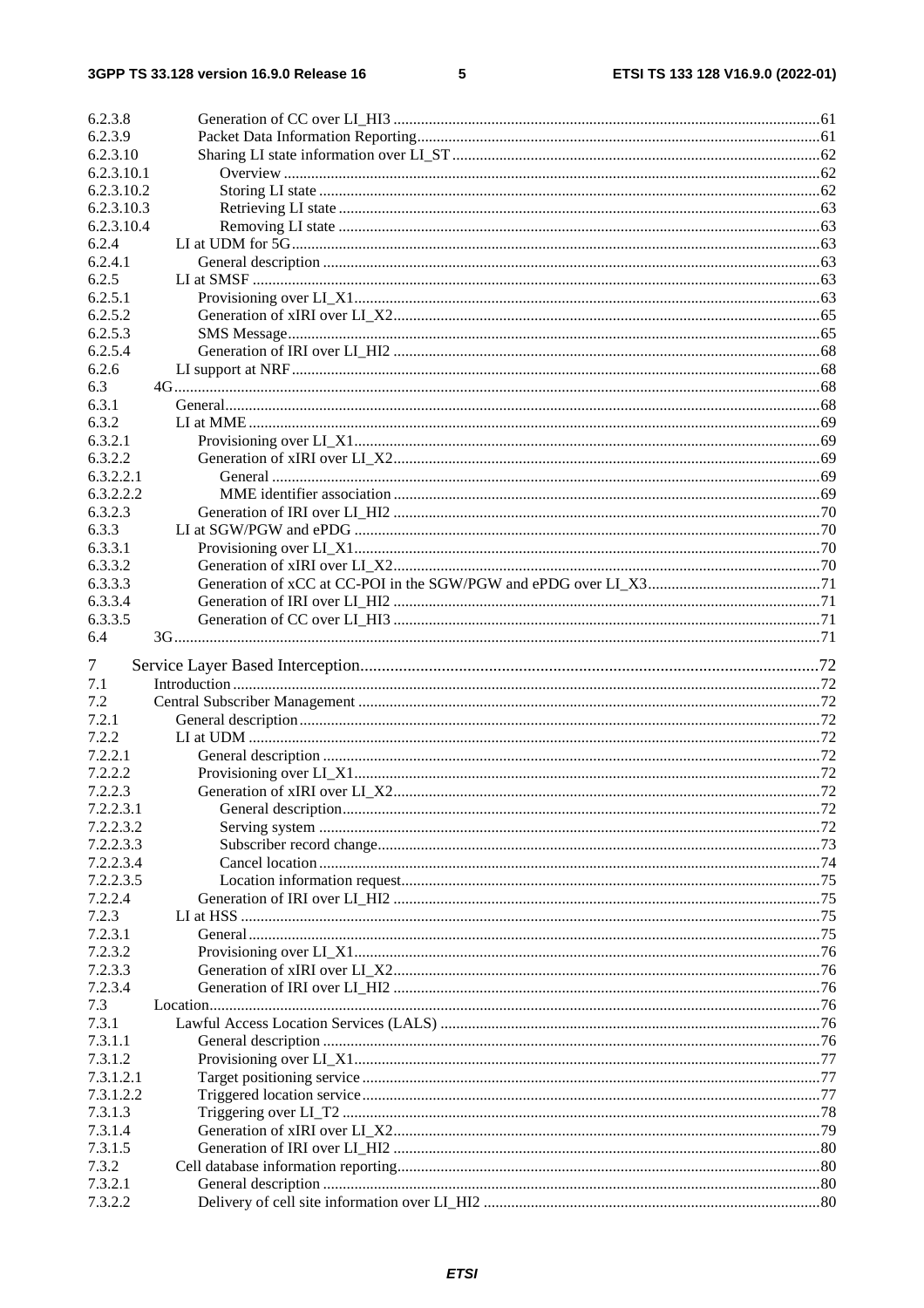6.2.3.8 Generation of CC over LI_HI3 ....61
6.2.3.9 Packet Data Information Reporting ....61
6.2.3.10 Sharing LI state information over LI_ST ....62
6.2.3.10.1 Overview ....62
6.2.3.10.2 Storing LI state ....62
6.2.3.10.3 Retrieving LI state ....63
6.2.3.10.4 Removing LI state ....63
6.2.4 LI at UDM for 5G ....63
6.2.4.1 General description ....63
6.2.5 LI at SMSF ....63
6.2.5.1 Provisioning over LI_X1 ....63
6.2.5.2 Generation of xIRI over LI_X2 ....65
6.2.5.3 SMS Message ....65
6.2.5.4 Generation of IRI over LI_HI2 ....68
6.2.6 LI support at NRF ....68
6.3 4G ....68
6.3.1 General ....68
6.3.2 LI at MME ....69
6.3.2.1 Provisioning over LI_X1 ....69
6.3.2.2 Generation of xIRI over LI_X2 ....69
6.3.2.2.1 General ....69
6.3.2.2.2 MME identifier association ....69
6.3.2.3 Generation of IRI over LI_HI2 ....70
6.3.3 LI at SGW/PGW and ePDG ....70
6.3.3.1 Provisioning over LI_X1 ....70
6.3.3.2 Generation of xIRI over LI_X2 ....70
6.3.3.3 Generation of xCC at CC-POI in the SGW/PGW and ePDG over LI_X3 ....71
6.3.3.4 Generation of IRI over LI_HI2 ....71
6.3.3.5 Generation of CC over LI_HI3 ....71
6.4 3G ....71

7 Service Layer Based Interception ....72
7.1 Introduction ....72
7.2 Central Subscriber Management ....72
7.2.1 General description ....72
7.2.2 LI at UDM ....72
7.2.2.1 General description ....72
7.2.2.2 Provisioning over LI_X1 ....72
7.2.2.3 Generation of xIRI over LI_X2 ....72
7.2.2.3.1 General description ....72
7.2.2.3.2 Serving system ....72
7.2.2.3.3 Subscriber record change ....73
7.2.2.3.4 Cancel location ....74
7.2.2.3.5 Location information request ....75
7.2.2.4 Generation of IRI over LI_HI2 ....75
7.2.3 LI at HSS ....75
7.2.3.1 General ....75
7.2.3.2 Provisioning over LI_X1 ....76
7.2.3.3 Generation of xIRI over LI_X2 ....76
7.2.3.4 Generation of IRI over LI_HI2 ....76
7.3 Location ....76
7.3.1 Lawful Access Location Services (LALS) ....76
7.3.1.1 General description ....76
7.3.1.2 Provisioning over LI_X1 ....77
7.3.1.2.1 Target positioning service ....77
7.3.1.2.2 Triggered location service ....77
7.3.1.3 Triggering over LI_T2 ....78
7.3.1.4 Generation of xIRI over LI_X2 ....79
7.3.1.5 Generation of IRI over LI_HI2 ....80
7.3.2 Cell database information reporting ....80
7.3.2.1 General description ....80
7.3.2.2 Delivery of cell site information over LI_HI2 ....80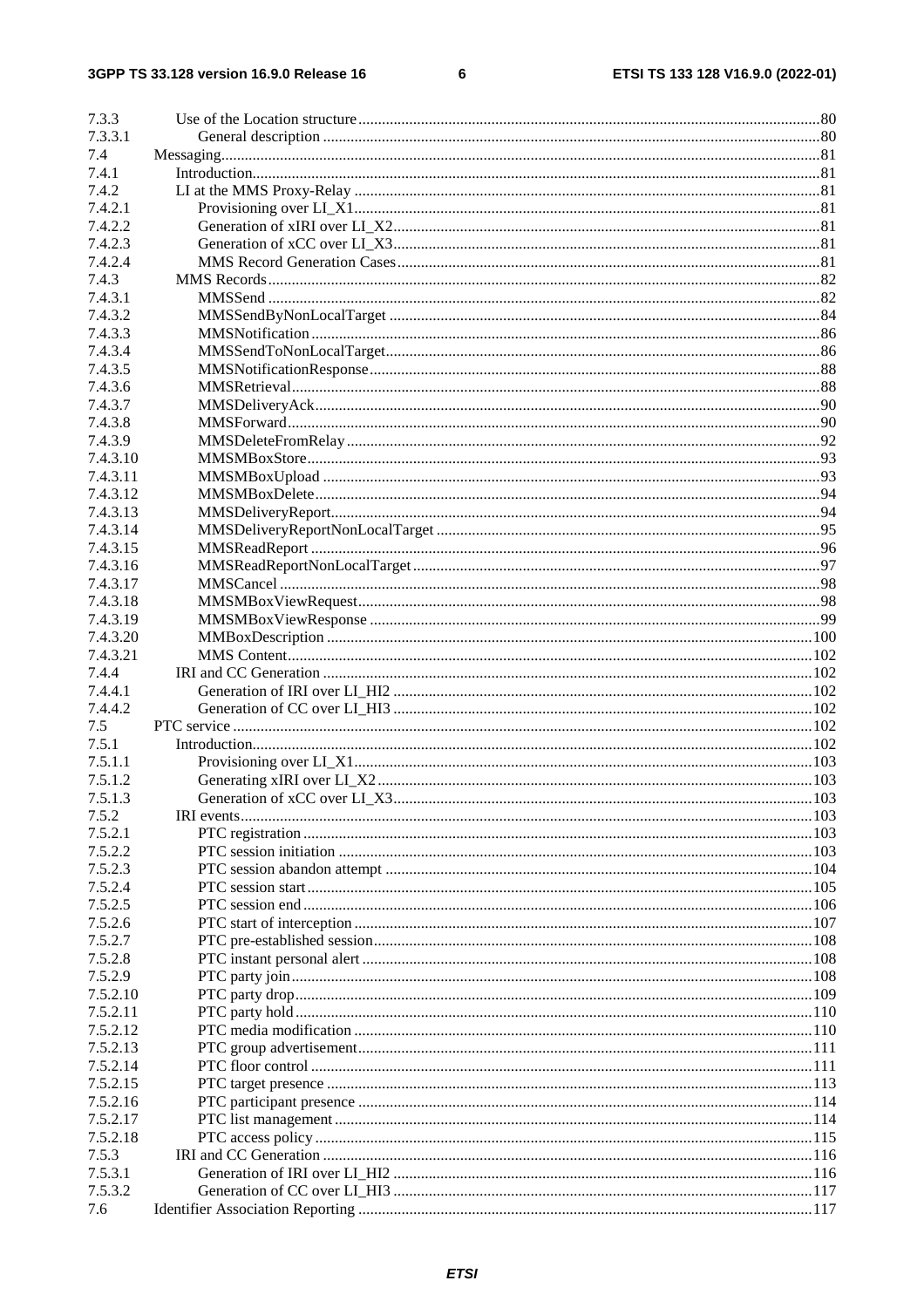7.3.3 Use of the Location structure ....................................................................................................................80
7.3.3.1 General description .............................................................................................................................80
7.4 Messaging.......................................................................................................................................................81
7.4.1 Introduction...............................................................................................................................................81
7.4.2 LI at the MMS Proxy-Relay ......................................................................................................................81
7.4.2.1 Provisioning over LI_X1......................................................................................................................81
7.4.2.2 Generation of xIRI over LI_X2............................................................................................................81
7.4.2.3 Generation of xCC over LI_X3............................................................................................................81
7.4.2.4 MMS Record Generation Cases...........................................................................................................81
7.4.3 MMS Records...........................................................................................................................................82
7.4.3.1 MMSSend ...........................................................................................................................................82
7.4.3.2 MMSSendByNonLocalTarget .............................................................................................................84
7.4.3.3 MMSNotification ................................................................................................................................86
7.4.3.4 MMSSendToNonLocalTarget..............................................................................................................86
7.4.3.5 MMSNotificationResponse..................................................................................................................88
7.4.3.6 MMSRetrieval......................................................................................................................................88
7.4.3.7 MMSDeliveryAck................................................................................................................................90
7.4.3.8 MMSForward.......................................................................................................................................90
7.4.3.9 MMSDeleteFromRelay........................................................................................................................92
7.4.3.10 MMSMBoxStore..................................................................................................................................93
7.4.3.11 MMSMBoxUpload ..............................................................................................................................93
7.4.3.12 MMSMBoxDelete................................................................................................................................94
7.4.3.13 MMSDeliveryReport............................................................................................................................94
7.4.3.14 MMSDeliveryReportNonLocalTarget .................................................................................................95
7.4.3.15 MMSReadReport .................................................................................................................................96
7.4.3.16 MMSReadReportNonLocalTarget.......................................................................................................97
7.4.3.17 MMSCancel .........................................................................................................................................98
7.4.3.18 MMSMBoxViewRequest.....................................................................................................................98
7.4.3.19 MMSMBoxViewResponse ..................................................................................................................99
7.4.3.20 MMBoxDescription ...........................................................................................................................100
7.4.3.21 MMS Content.....................................................................................................................................102
7.4.4 IRI and CC Generation ............................................................................................................................102
7.4.4.1 Generation of IRI over LI_HI2 ..........................................................................................................102
7.4.4.2 Generation of CC over LI_HI3 ..........................................................................................................102
7.5 PTC service ...................................................................................................................................................102
7.5.1 Introduction.............................................................................................................................................102
7.5.1.1 Provisioning over LI_X1....................................................................................................................103
7.5.1.2 Generating xIRI over LI_X2..............................................................................................................103
7.5.1.3 Generation of xCC over LI_X3..........................................................................................................103
7.5.2 IRI events.................................................................................................................................................103
7.5.2.1 PTC registration .................................................................................................................................103
7.5.2.2 PTC session initiation ........................................................................................................................103
7.5.2.3 PTC session abandon attempt ............................................................................................................104
7.5.2.4 PTC session start................................................................................................................................105
7.5.2.5 PTC session end .................................................................................................................................106
7.5.2.6 PTC start of interception ....................................................................................................................107
7.5.2.7 PTC pre-established session...............................................................................................................108
7.5.2.8 PTC instant personal alert ..................................................................................................................108
7.5.2.9 PTC party join....................................................................................................................................108
7.5.2.10 PTC party drop...................................................................................................................................109
7.5.2.11 PTC party hold ...................................................................................................................................110
7.5.2.12 PTC media modification ....................................................................................................................110
7.5.2.13 PTC group advertisement...................................................................................................................111
7.5.2.14 PTC floor control ...............................................................................................................................111
7.5.2.15 PTC target presence ...........................................................................................................................113
7.5.2.16 PTC participant presence ...................................................................................................................114
7.5.2.17 PTC list management .........................................................................................................................114
7.5.2.18 PTC access policy ..............................................................................................................................115
7.5.3 IRI and CC Generation ............................................................................................................................116
7.5.3.1 Generation of IRI over LI_HI2 ..........................................................................................................116
7.5.3.2 Generation of CC over LI_HI3 ..........................................................................................................117
7.6 Identifier Association Reporting ..................................................................................................................117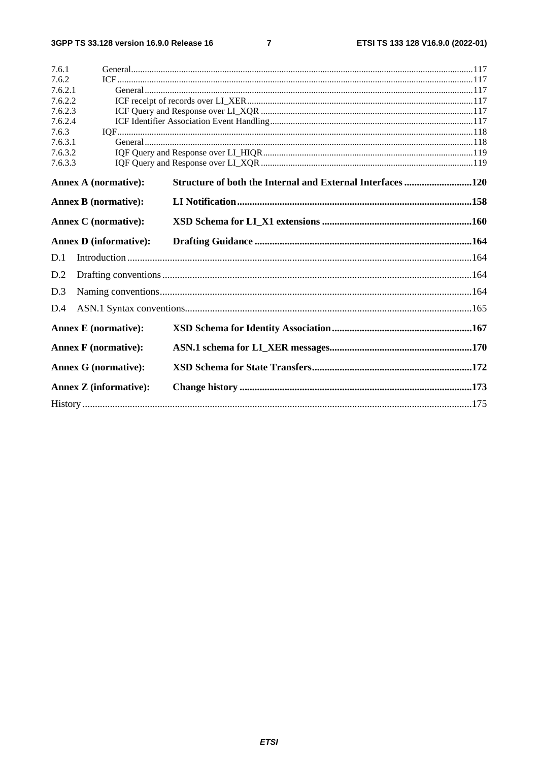7.6.1 General ..... 117
7.6.2 ICF ..... 117
7.6.2.1 General ..... 117
7.6.2.2 ICF receipt of records over LI_XER ..... 117
7.6.2.3 ICF Query and Response over LI_XQR ..... 117
7.6.2.4 ICF Identifier Association Event Handling ..... 117
7.6.3 IQF ..... 118
7.6.3.1 General ..... 118
7.6.3.2 IQF Query and Response over LI_HIQR ..... 119
7.6.3.3 IQF Query and Response over LI_XQR ..... 119

**Annex A (normative): Structure of both the Internal and External Interfaces ..... 120**

**Annex B (normative): LI Notification ..... 158**

**Annex C (normative): XSD Schema for LI_X1 extensions ..... 160**

**Annex D (informative): Drafting Guidance ..... 164**

D.1 Introduction ..... 164

D.2 Drafting conventions ..... 164

D.3 Naming conventions ..... 164

D.4 ASN.1 Syntax conventions ..... 165

**Annex E (normative): XSD Schema for Identity Association ..... 167**

**Annex F (normative): ASN.1 schema for LI_XER messages ..... 170**

**Annex G (normative): XSD Schema for State Transfers ..... 172**

**Annex Z (informative): Change history ..... 173**

History ..... 175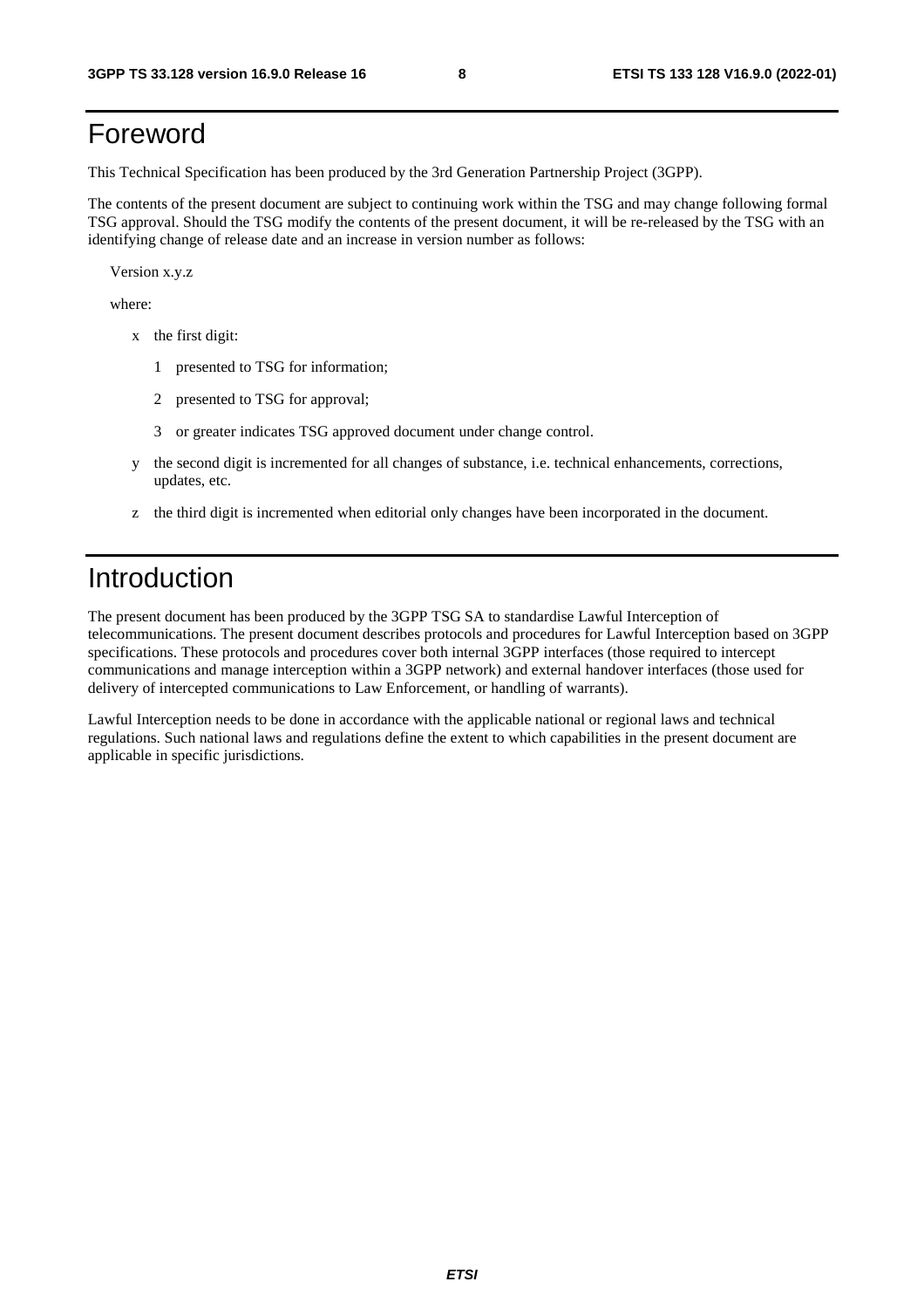# Foreword

This Technical Specification has been produced by the 3rd Generation Partnership Project (3GPP).

The contents of the present document are subject to continuing work within the TSG and may change following formal TSG approval. Should the TSG modify the contents of the present document, it will be re-released by the TSG with an identifying change of release date and an increase in version number as follows:

Version x.y.z

where:

- x the first digit:
  - 1 presented to TSG for information;
  - 2 presented to TSG for approval;
  - 3 or greater indicates TSG approved document under change control.
- y the second digit is incremented for all changes of substance, i.e. technical enhancements, corrections, updates, etc.
- z the third digit is incremented when editorial only changes have been incorporated in the document.

# Introduction

The present document has been produced by the 3GPP TSG SA to standardise Lawful Interception of telecommunications. The present document describes protocols and procedures for Lawful Interception based on 3GPP specifications. These protocols and procedures cover both internal 3GPP interfaces (those required to intercept communications and manage interception within a 3GPP network) and external handover interfaces (those used for delivery of intercepted communications to Law Enforcement, or handling of warrants).

Lawful Interception needs to be done in accordance with the applicable national or regional laws and technical regulations. Such national laws and regulations define the extent to which capabilities in the present document are applicable in specific jurisdictions.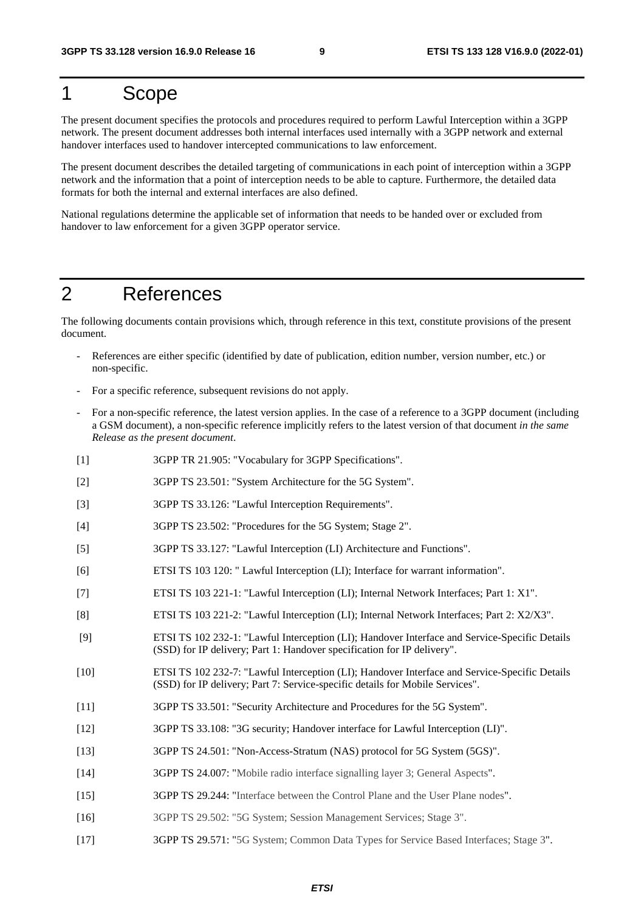# 1 Scope

The present document specifies the protocols and procedures required to perform Lawful Interception within a 3GPP network. The present document addresses both internal interfaces used internally with a 3GPP network and external handover interfaces used to handover intercepted communications to law enforcement.

The present document describes the detailed targeting of communications in each point of interception within a 3GPP network and the information that a point of interception needs to be able to capture. Furthermore, the detailed data formats for both the internal and external interfaces are also defined.

National regulations determine the applicable set of information that needs to be handed over or excluded from handover to law enforcement for a given 3GPP operator service.

# 2 References

The following documents contain provisions which, through reference in this text, constitute provisions of the present document.

- References are either specific (identified by date of publication, edition number, version number, etc.) or non-specific.
- For a specific reference, subsequent revisions do not apply.
- For a non-specific reference, the latest version applies. In the case of a reference to a 3GPP document (including a GSM document), a non-specific reference implicitly refers to the latest version of that document *in the same Release as the present document*.

[1] 3GPP TR 21.905: "Vocabulary for 3GPP Specifications".

[2] 3GPP TS 23.501: "System Architecture for the 5G System".

[3] 3GPP TS 33.126: "Lawful Interception Requirements".

[4] 3GPP TS 23.502: "Procedures for the 5G System; Stage 2".

[5] 3GPP TS 33.127: "Lawful Interception (LI) Architecture and Functions".

[6] ETSI TS 103 120: " Lawful Interception (LI); Interface for warrant information".

[7] ETSI TS 103 221-1: "Lawful Interception (LI); Internal Network Interfaces; Part 1: X1".

[8] ETSI TS 103 221-2: "Lawful Interception (LI); Internal Network Interfaces; Part 2: X2/X3".

[9] ETSI TS 102 232-1: "Lawful Interception (LI); Handover Interface and Service-Specific Details (SSD) for IP delivery; Part 1: Handover specification for IP delivery".

[10] ETSI TS 102 232-7: "Lawful Interception (LI); Handover Interface and Service-Specific Details (SSD) for IP delivery; Part 7: Service-specific details for Mobile Services".

[11] 3GPP TS 33.501: "Security Architecture and Procedures for the 5G System".

[12] 3GPP TS 33.108: "3G security; Handover interface for Lawful Interception (LI)".

[13] 3GPP TS 24.501: "Non-Access-Stratum (NAS) protocol for 5G System (5GS)".

[14] 3GPP TS 24.007: "Mobile radio interface signalling layer 3; General Aspects".

[15] 3GPP TS 29.244: "Interface between the Control Plane and the User Plane nodes".

[16] 3GPP TS 29.502: "5G System; Session Management Services; Stage 3".

[17] 3GPP TS 29.571: "5G System; Common Data Types for Service Based Interfaces; Stage 3".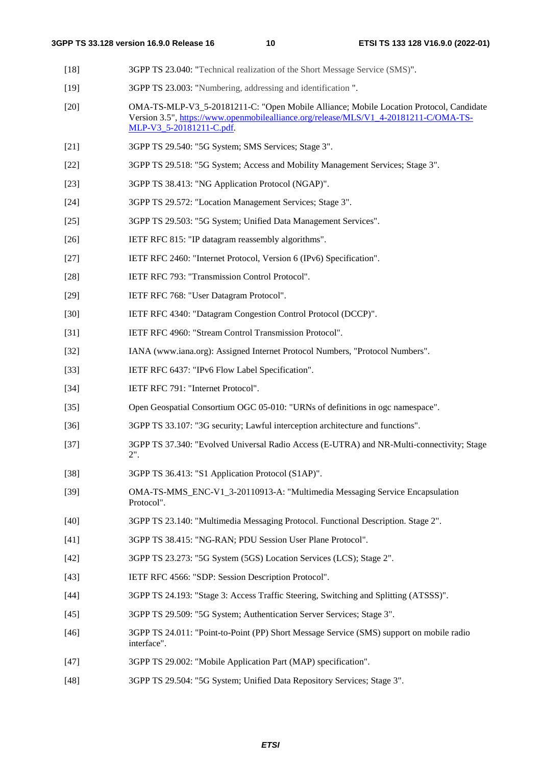[18] 3GPP TS 23.040: "Technical realization of the Short Message Service (SMS)".

[19] 3GPP TS 23.003: "Numbering, addressing and identification ".

[20] OMA-TS-MLP-V3_5-20181211-C: "Open Mobile Alliance; Mobile Location Protocol, Candidate Version 3.5", https://www.openmobilealliance.org/release/MLS/V1_4-20181211-C/OMA-TS-MLP-V3_5-20181211-C.pdf.

[21] 3GPP TS 29.540: "5G System; SMS Services; Stage 3".

[22] 3GPP TS 29.518: "5G System; Access and Mobility Management Services; Stage 3".

[23] 3GPP TS 38.413: "NG Application Protocol (NGAP)".

[24] 3GPP TS 29.572: "Location Management Services; Stage 3".

[25] 3GPP TS 29.503: "5G System; Unified Data Management Services".

[26] IETF RFC 815: "IP datagram reassembly algorithms".

[27] IETF RFC 2460: "Internet Protocol, Version 6 (IPv6) Specification".

[28] IETF RFC 793: "Transmission Control Protocol".

[29] IETF RFC 768: "User Datagram Protocol".

[30] IETF RFC 4340: "Datagram Congestion Control Protocol (DCCP)".

[31] IETF RFC 4960: "Stream Control Transmission Protocol".

[32] IANA (www.iana.org): Assigned Internet Protocol Numbers, "Protocol Numbers".

[33] IETF RFC 6437: "IPv6 Flow Label Specification".

[34] IETF RFC 791: "Internet Protocol".

[35] Open Geospatial Consortium OGC 05-010: "URNs of definitions in ogc namespace".

[36] 3GPP TS 33.107: "3G security; Lawful interception architecture and functions".

[37] 3GPP TS 37.340: "Evolved Universal Radio Access (E-UTRA) and NR-Multi-connectivity; Stage 2".

[38] 3GPP TS 36.413: "S1 Application Protocol (S1AP)".

[39] OMA-TS-MMS_ENC-V1_3-20110913-A: "Multimedia Messaging Service Encapsulation Protocol".

[40] 3GPP TS 23.140: "Multimedia Messaging Protocol. Functional Description. Stage 2".

[41] 3GPP TS 38.415: "NG-RAN; PDU Session User Plane Protocol".

[42] 3GPP TS 23.273: "5G System (5GS) Location Services (LCS); Stage 2".

[43] IETF RFC 4566: "SDP: Session Description Protocol".

[44] 3GPP TS 24.193: "Stage 3: Access Traffic Steering, Switching and Splitting (ATSSS)".

[45] 3GPP TS 29.509: "5G System; Authentication Server Services; Stage 3".

[46] 3GPP TS 24.011: "Point-to-Point (PP) Short Message Service (SMS) support on mobile radio interface".

[47] 3GPP TS 29.002: "Mobile Application Part (MAP) specification".

[48] 3GPP TS 29.504: "5G System; Unified Data Repository Services; Stage 3".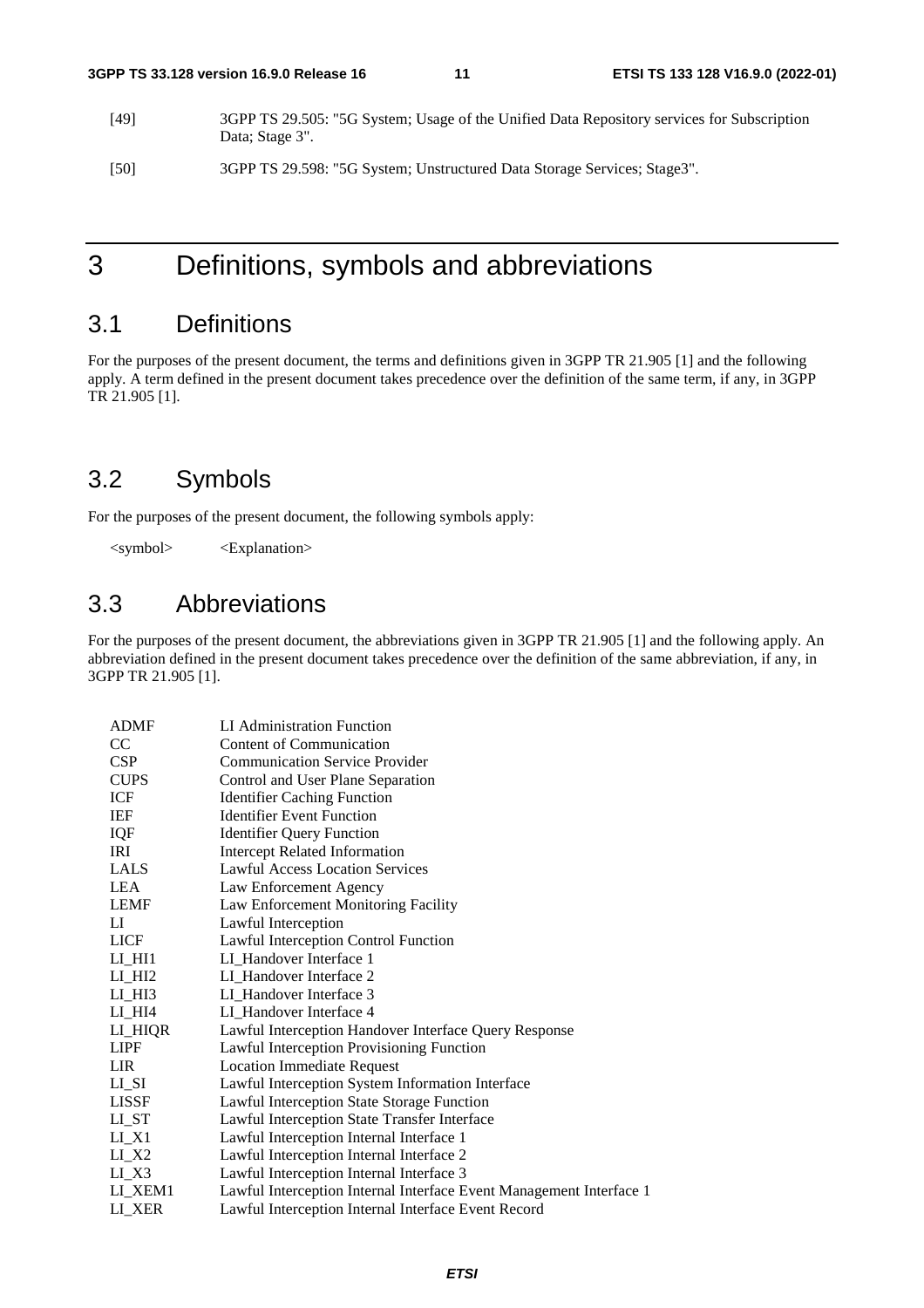[49] 3GPP TS 29.505: "5G System; Usage of the Unified Data Repository services for Subscription Data; Stage 3".

[50] 3GPP TS 29.598: "5G System; Unstructured Data Storage Services; Stage3".

# 3 Definitions, symbols and abbreviations

## 3.1 Definitions

For the purposes of the present document, the terms and definitions given in 3GPP TR 21.905 [1] and the following apply. A term defined in the present document takes precedence over the definition of the same term, if any, in 3GPP TR 21.905 [1].

## 3.2 Symbols

For the purposes of the present document, the following symbols apply:

<symbol> <Explanation>

## 3.3 Abbreviations

For the purposes of the present document, the abbreviations given in 3GPP TR 21.905 [1] and the following apply. An abbreviation defined in the present document takes precedence over the definition of the same abbreviation, if any, in 3GPP TR 21.905 [1].

| | |
|---|---|
| ADMF | LI Administration Function |
| CC | Content of Communication |
| CSP | Communication Service Provider |
| CUPS | Control and User Plane Separation |
| ICF | Identifier Caching Function |
| IEF | Identifier Event Function |
| IQF | Identifier Query Function |
| IRI | Intercept Related Information |
| LALS | Lawful Access Location Services |
| LEA | Law Enforcement Agency |
| LEMF | Law Enforcement Monitoring Facility |
| LI | Lawful Interception |
| LICF | Lawful Interception Control Function |
| LI_HI1 | LI_Handover Interface 1 |
| LI_HI2 | LI_Handover Interface 2 |
| LI_HI3 | LI_Handover Interface 3 |
| LI_HI4 | LI_Handover Interface 4 |
| LI_HIQR | Lawful Interception Handover Interface Query Response |
| LIPF | Lawful Interception Provisioning Function |
| LIR | Location Immediate Request |
| LI_SI | Lawful Interception System Information Interface |
| LISSF | Lawful Interception State Storage Function |
| LI_ST | Lawful Interception State Transfer Interface |
| LI_X1 | Lawful Interception Internal Interface 1 |
| LI_X2 | Lawful Interception Internal Interface 2 |
| LI_X3 | Lawful Interception Internal Interface 3 |
| LI_XEM1 | Lawful Interception Internal Interface Event Management Interface 1 |
| LI_XER | Lawful Interception Internal Interface Event Record |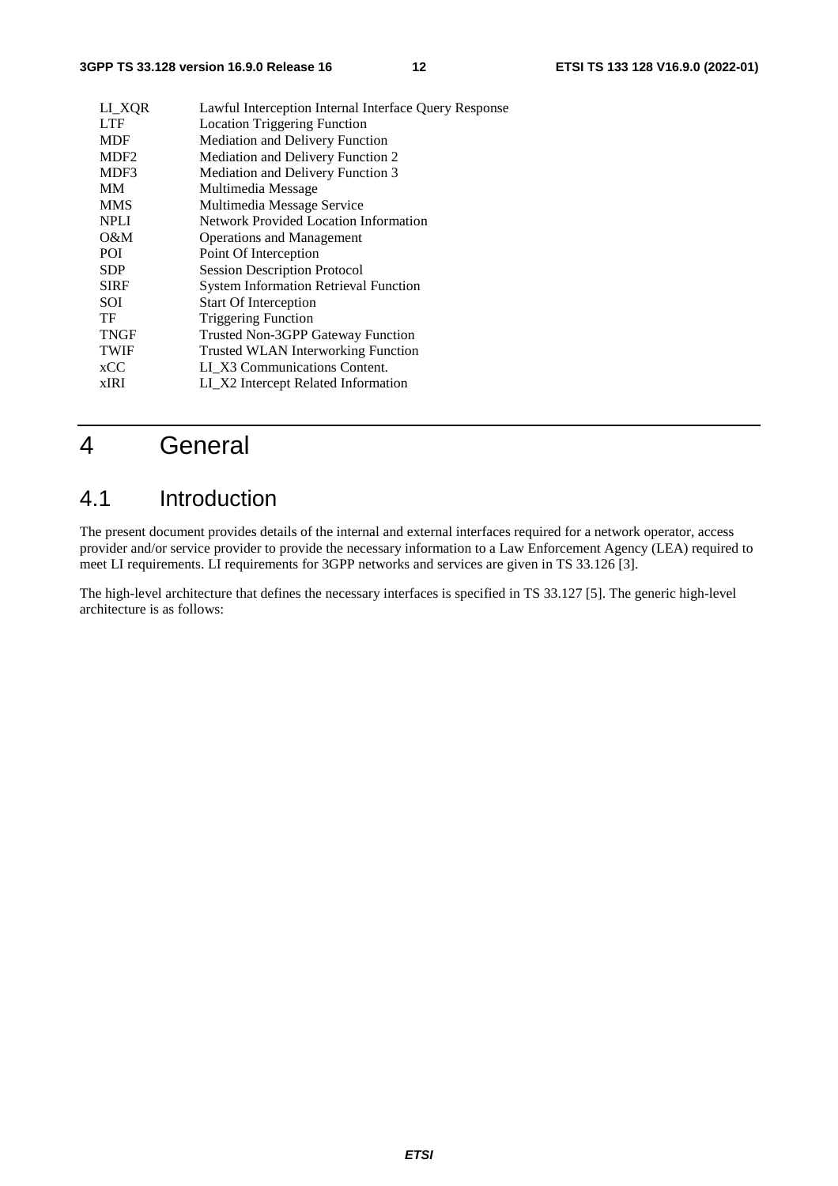| | |
|---|---|
| LI_XQR | Lawful Interception Internal Interface Query Response |
| LTF | Location Triggering Function |
| MDF | Mediation and Delivery Function |
| MDF2 | Mediation and Delivery Function 2 |
| MDF3 | Mediation and Delivery Function 3 |
| MM | Multimedia Message |
| MMS | Multimedia Message Service |
| NPLI | Network Provided Location Information |
| O&M | Operations and Management |
| POI | Point Of Interception |
| SDP | Session Description Protocol |
| SIRF | System Information Retrieval Function |
| SOI | Start Of Interception |
| TF | Triggering Function |
| TNGF | Trusted Non-3GPP Gateway Function |
| TWIF | Trusted WLAN Interworking Function |
| xCC | LI_X3 Communications Content. |
| xIRI | LI_X2 Intercept Related Information |

# 4 General

## 4.1 Introduction

The present document provides details of the internal and external interfaces required for a network operator, access provider and/or service provider to provide the necessary information to a Law Enforcement Agency (LEA) required to meet LI requirements. LI requirements for 3GPP networks and services are given in TS 33.126 [3].

The high-level architecture that defines the necessary interfaces is specified in TS 33.127 [5]. The generic high-level architecture is as follows: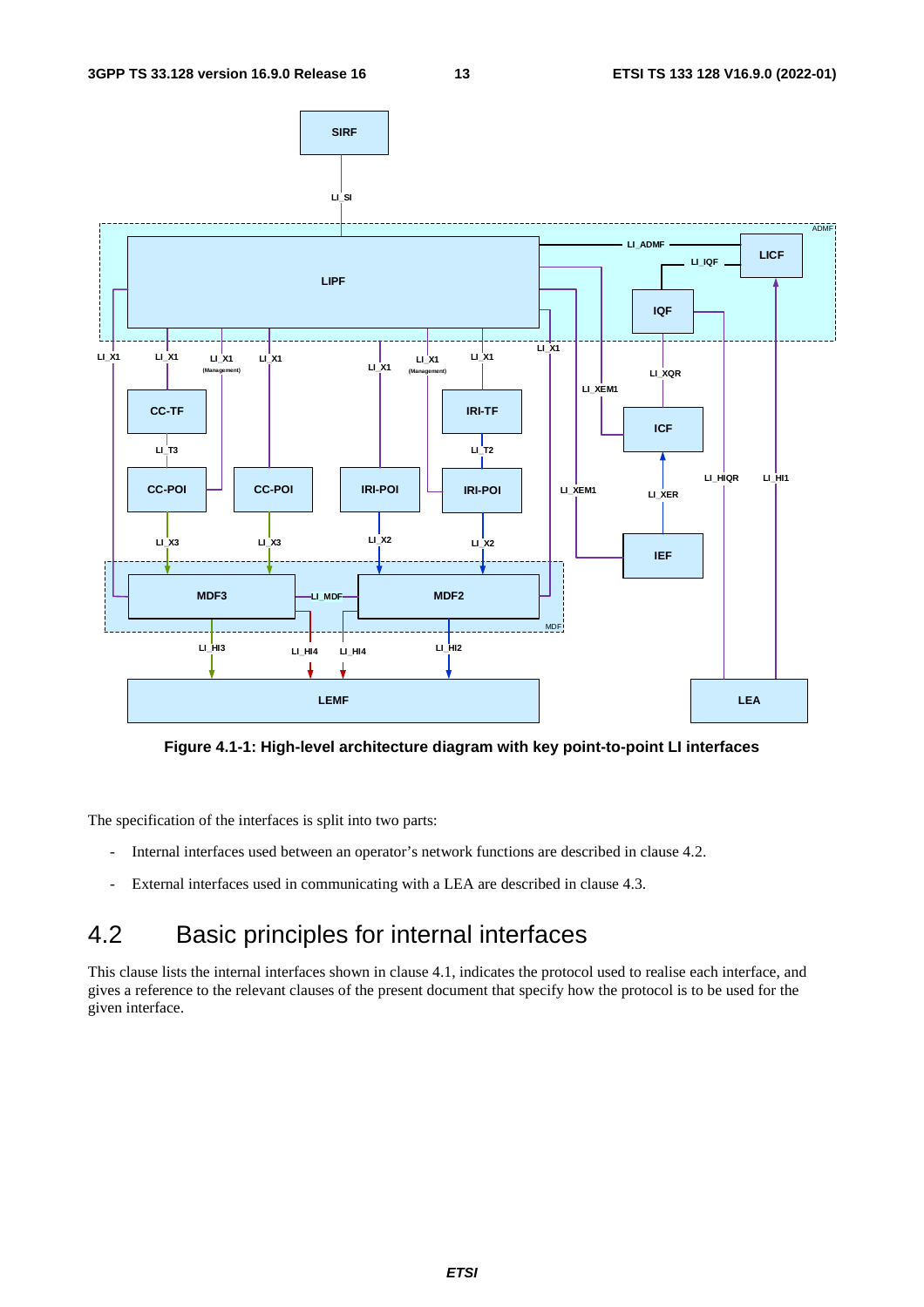Figure 4.1-1: High-level architecture diagram with key point-to-point LI interfaces

The specification of the interfaces is split into two parts:

- Internal interfaces used between an operator's network functions are described in clause 4.2.
- External interfaces used in communicating with a LEA are described in clause 4.3.

## 4.2 Basic principles for internal interfaces

This clause lists the internal interfaces shown in clause 4.1, indicates the protocol used to realise each interface, and gives a reference to the relevant clauses of the present document that specify how the protocol is to be used for the given interface.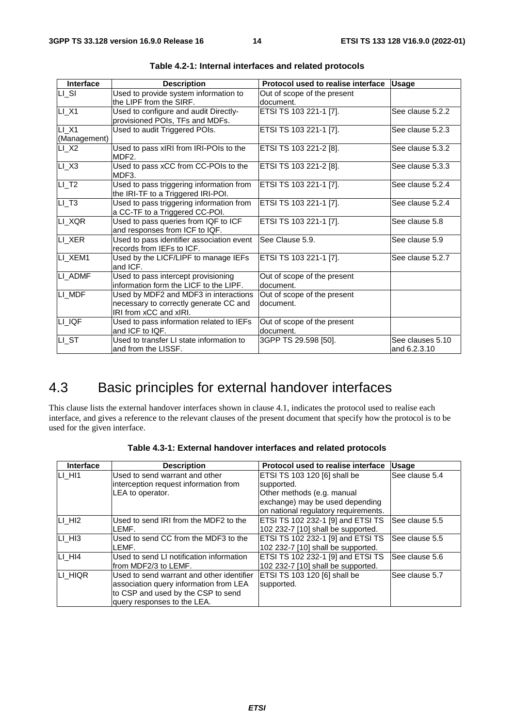**Table 4.2-1: Internal interfaces and related protocols**

| Interface | Description | Protocol used to realise interface | Usage |
|---|---|---|---|
| LI_SI | Used to provide system information to the LIPF from the SIRF. | Out of scope of the present document. | |
| LI_X1 | Used to configure and audit Directly-provisioned POIs, TFs and MDFs. | ETSI TS 103 221-1 [7]. | See clause 5.2.2 |
| LI_X1 (Management) | Used to audit Triggered POIs. | ETSI TS 103 221-1 [7]. | See clause 5.2.3 |
| LI_X2 | Used to pass xIRI from IRI-POIs to the MDF2. | ETSI TS 103 221-2 [8]. | See clause 5.3.2 |
| LI_X3 | Used to pass xCC from CC-POIs to the MDF3. | ETSI TS 103 221-2 [8]. | See clause 5.3.3 |
| LI_T2 | Used to pass triggering information from the IRI-TF to a Triggered IRI-POI. | ETSI TS 103 221-1 [7]. | See clause 5.2.4 |
| LI_T3 | Used to pass triggering information from a CC-TF to a Triggered CC-POI. | ETSI TS 103 221-1 [7]. | See clause 5.2.4 |
| LI_XQR | Used to pass queries from IQF to ICF and responses from ICF to IQF. | ETSI TS 103 221-1 [7]. | See clause 5.8 |
| LI_XER | Used to pass identifier association event records from IEFs to ICF. | See Clause 5.9. | See clause 5.9 |
| LI_XEM1 | Used by the LICF/LIPF to manage IEFs and ICF. | ETSI TS 103 221-1 [7]. | See clause 5.2.7 |
| LI_ADMF | Used to pass intercept provisioning information form the LICF to the LIPF. | Out of scope of the present document. | |
| LI_MDF | Used by MDF2 and MDF3 in interactions necessary to correctly generate CC and IRI from xCC and xIRI. | Out of scope of the present document. | |
| LI_IQF | Used to pass information related to IEFs and ICF to IQF. | Out of scope of the present document. | |
| LI_ST | Used to transfer LI state information to and from the LISSF. | 3GPP TS 29.598 [50]. | See clauses 5.10 and 6.2.3.10 |

## 4.3 Basic principles for external handover interfaces

This clause lists the external handover interfaces shown in clause 4.1, indicates the protocol used to realise each interface, and gives a reference to the relevant clauses of the present document that specify how the protocol is to be used for the given interface.

**Table 4.3-1: External handover interfaces and related protocols**

| Interface | Description | Protocol used to realise interface | Usage |
|---|---|---|---|
| LI_HI1 | Used to send warrant and other interception request information from LEA to operator. | ETSI TS 103 120 [6] shall be supported. Other methods (e.g. manual exchange) may be used depending on national regulatory requirements. | See clause 5.4 |
| LI_HI2 | Used to send IRI from the MDF2 to the LEMF. | ETSI TS 102 232-1 [9] and ETSI TS 102 232-7 [10] shall be supported. | See clause 5.5 |
| LI_HI3 | Used to send CC from the MDF3 to the LEMF. | ETSI TS 102 232-1 [9] and ETSI TS 102 232-7 [10] shall be supported. | See clause 5.5 |
| LI_HI4 | Used to send LI notification information from MDF2/3 to LEMF. | ETSI TS 102 232-1 [9] and ETSI TS 102 232-7 [10] shall be supported. | See clause 5.6 |
| LI_HIQR | Used to send warrant and other identifier association query information from LEA to CSP and used by the CSP to send query responses to the LEA. | ETSI TS 103 120 [6] shall be supported. | See clause 5.7 |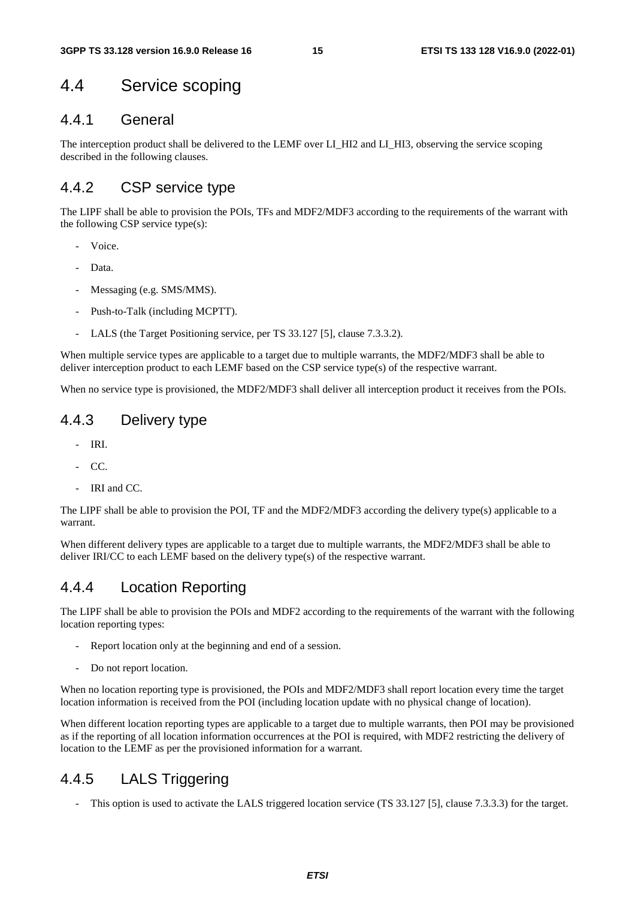# 4.4 Service scoping

## 4.4.1 General

The interception product shall be delivered to the LEMF over LI_HI2 and LI_HI3, observing the service scoping described in the following clauses.

## 4.4.2 CSP service type

The LIPF shall be able to provision the POIs, TFs and MDF2/MDF3 according to the requirements of the warrant with the following CSP service type(s):

- Voice.
- Data.
- Messaging (e.g. SMS/MMS).
- Push-to-Talk (including MCPTT).
- LALS (the Target Positioning service, per TS 33.127 [5], clause 7.3.3.2).

When multiple service types are applicable to a target due to multiple warrants, the MDF2/MDF3 shall be able to deliver interception product to each LEMF based on the CSP service type(s) of the respective warrant.

When no service type is provisioned, the MDF2/MDF3 shall deliver all interception product it receives from the POIs.

## 4.4.3 Delivery type

- IRI.
- CC.
- IRI and CC.

The LIPF shall be able to provision the POI, TF and the MDF2/MDF3 according the delivery type(s) applicable to a warrant.

When different delivery types are applicable to a target due to multiple warrants, the MDF2/MDF3 shall be able to deliver IRI/CC to each LEMF based on the delivery type(s) of the respective warrant.

## 4.4.4 Location Reporting

The LIPF shall be able to provision the POIs and MDF2 according to the requirements of the warrant with the following location reporting types:

- Report location only at the beginning and end of a session.
- Do not report location.

When no location reporting type is provisioned, the POIs and MDF2/MDF3 shall report location every time the target location information is received from the POI (including location update with no physical change of location).

When different location reporting types are applicable to a target due to multiple warrants, then POI may be provisioned as if the reporting of all location information occurrences at the POI is required, with MDF2 restricting the delivery of location to the LEMF as per the provisioned information for a warrant.

## 4.4.5 LALS Triggering

- This option is used to activate the LALS triggered location service (TS 33.127 [5], clause 7.3.3.3) for the target.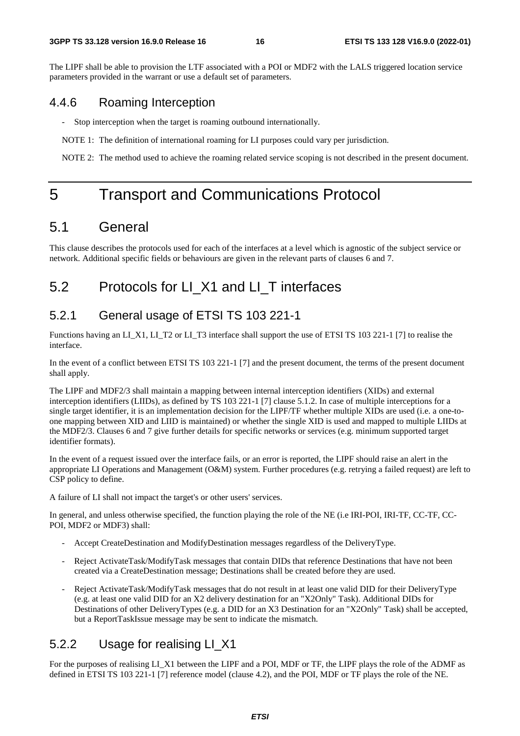The LIPF shall be able to provision the LTF associated with a POI or MDF2 with the LALS triggered location service parameters provided in the warrant or use a default set of parameters.

### 4.4.6 Roaming Interception

- Stop interception when the target is roaming outbound internationally.

NOTE 1: The definition of international roaming for LI purposes could vary per jurisdiction.

NOTE 2: The method used to achieve the roaming related service scoping is not described in the present document.

# 5 Transport and Communications Protocol

## 5.1 General

This clause describes the protocols used for each of the interfaces at a level which is agnostic of the subject service or network. Additional specific fields or behaviours are given in the relevant parts of clauses 6 and 7.

## 5.2 Protocols for LI_X1 and LI_T interfaces

### 5.2.1 General usage of ETSI TS 103 221-1

Functions having an LI_X1, LI_T2 or LI_T3 interface shall support the use of ETSI TS 103 221-1 [7] to realise the interface.

In the event of a conflict between ETSI TS 103 221-1 [7] and the present document, the terms of the present document shall apply.

The LIPF and MDF2/3 shall maintain a mapping between internal interception identifiers (XIDs) and external interception identifiers (LIIDs), as defined by TS 103 221-1 [7] clause 5.1.2. In case of multiple interceptions for a single target identifier, it is an implementation decision for the LIPF/TF whether multiple XIDs are used (i.e. a one-to-one mapping between XID and LIID is maintained) or whether the single XID is used and mapped to multiple LIIDs at the MDF2/3. Clauses 6 and 7 give further details for specific networks or services (e.g. minimum supported target identifier formats).

In the event of a request issued over the interface fails, or an error is reported, the LIPF should raise an alert in the appropriate LI Operations and Management (O&M) system. Further procedures (e.g. retrying a failed request) are left to CSP policy to define.

A failure of LI shall not impact the target's or other users' services.

In general, and unless otherwise specified, the function playing the role of the NE (i.e IRI-POI, IRI-TF, CC-TF, CC-POI, MDF2 or MDF3) shall:

- Accept CreateDestination and ModifyDestination messages regardless of the DeliveryType.
- Reject ActivateTask/ModifyTask messages that contain DIDs that reference Destinations that have not been created via a CreateDestination message; Destinations shall be created before they are used.
- Reject ActivateTask/ModifyTask messages that do not result in at least one valid DID for their DeliveryType (e.g. at least one valid DID for an X2 delivery destination for an "X2Only" Task). Additional DIDs for Destinations of other DeliveryTypes (e.g. a DID for an X3 Destination for an "X2Only" Task) shall be accepted, but a ReportTaskIssue message may be sent to indicate the mismatch.

### 5.2.2 Usage for realising LI_X1

For the purposes of realising LI_X1 between the LIPF and a POI, MDF or TF, the LIPF plays the role of the ADMF as defined in ETSI TS 103 221-1 [7] reference model (clause 4.2), and the POI, MDF or TF plays the role of the NE.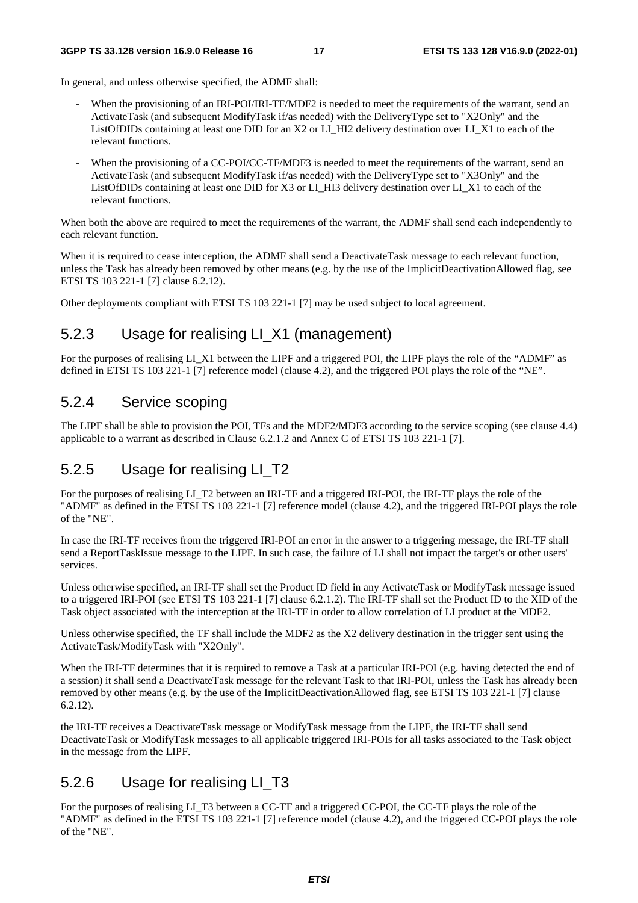In general, and unless otherwise specified, the ADMF shall:

- When the provisioning of an IRI-POI/IRI-TF/MDF2 is needed to meet the requirements of the warrant, send an ActivateTask (and subsequent ModifyTask if/as needed) with the DeliveryType set to "X2Only" and the ListOfDIDs containing at least one DID for an X2 or LI_HI2 delivery destination over LI_X1 to each of the relevant functions.
- When the provisioning of a CC-POI/CC-TF/MDF3 is needed to meet the requirements of the warrant, send an ActivateTask (and subsequent ModifyTask if/as needed) with the DeliveryType set to "X3Only" and the ListOfDIDs containing at least one DID for X3 or LI_HI3 delivery destination over LI_X1 to each of the relevant functions.

When both the above are required to meet the requirements of the warrant, the ADMF shall send each independently to each relevant function.

When it is required to cease interception, the ADMF shall send a DeactivateTask message to each relevant function, unless the Task has already been removed by other means (e.g. by the use of the ImplicitDeactivationAllowed flag, see ETSI TS 103 221-1 [7] clause 6.2.12).

Other deployments compliant with ETSI TS 103 221-1 [7] may be used subject to local agreement.

### 5.2.3 Usage for realising LI_X1 (management)

For the purposes of realising LI_X1 between the LIPF and a triggered POI, the LIPF plays the role of the "ADMF" as defined in ETSI TS 103 221-1 [7] reference model (clause 4.2), and the triggered POI plays the role of the "NE".

### 5.2.4 Service scoping

The LIPF shall be able to provision the POI, TFs and the MDF2/MDF3 according to the service scoping (see clause 4.4) applicable to a warrant as described in Clause 6.2.1.2 and Annex C of ETSI TS 103 221-1 [7].

### 5.2.5 Usage for realising LI_T2

For the purposes of realising LI_T2 between an IRI-TF and a triggered IRI-POI, the IRI-TF plays the role of the "ADMF" as defined in the ETSI TS 103 221-1 [7] reference model (clause 4.2), and the triggered IRI-POI plays the role of the "NE".

In case the IRI-TF receives from the triggered IRI-POI an error in the answer to a triggering message, the IRI-TF shall send a ReportTaskIssue message to the LIPF. In such case, the failure of LI shall not impact the target's or other users' services.

Unless otherwise specified, an IRI-TF shall set the Product ID field in any ActivateTask or ModifyTask message issued to a triggered IRI-POI (see ETSI TS 103 221-1 [7] clause 6.2.1.2). The IRI-TF shall set the Product ID to the XID of the Task object associated with the interception at the IRI-TF in order to allow correlation of LI product at the MDF2.

Unless otherwise specified, the TF shall include the MDF2 as the X2 delivery destination in the trigger sent using the ActivateTask/ModifyTask with "X2Only".

When the IRI-TF determines that it is required to remove a Task at a particular IRI-POI (e.g. having detected the end of a session) it shall send a DeactivateTask message for the relevant Task to that IRI-POI, unless the Task has already been removed by other means (e.g. by the use of the ImplicitDeactivationAllowed flag, see ETSI TS 103 221-1 [7] clause 6.2.12).

the IRI-TF receives a DeactivateTask message or ModifyTask message from the LIPF, the IRI-TF shall send DeactivateTask or ModifyTask messages to all applicable triggered IRI-POIs for all tasks associated to the Task object in the message from the LIPF.

### 5.2.6 Usage for realising LI_T3

For the purposes of realising LI_T3 between a CC-TF and a triggered CC-POI, the CC-TF plays the role of the "ADMF" as defined in the ETSI TS 103 221-1 [7] reference model (clause 4.2), and the triggered CC-POI plays the role of the "NE".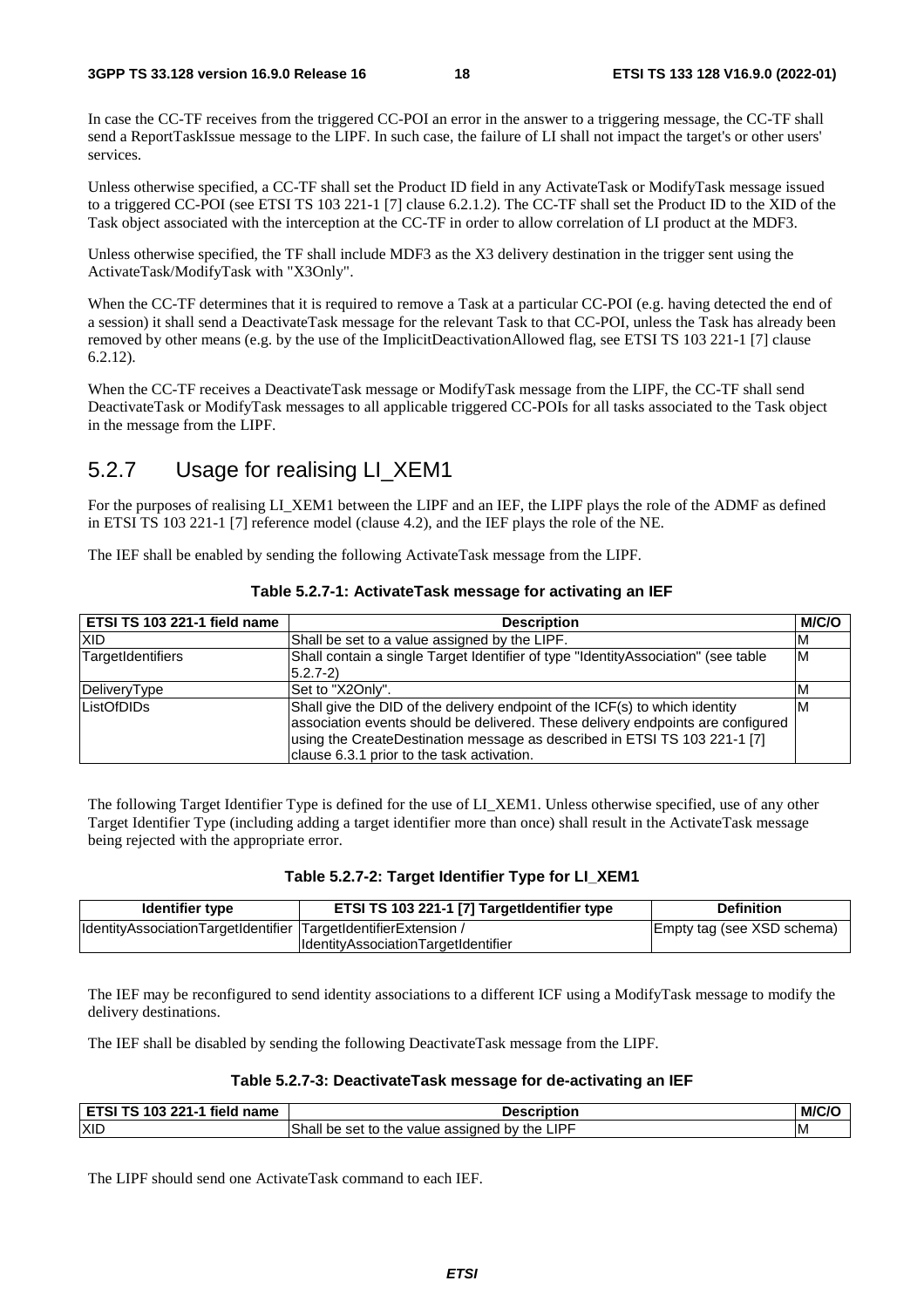In case the CC-TF receives from the triggered CC-POI an error in the answer to a triggering message, the CC-TF shall send a ReportTaskIssue message to the LIPF. In such case, the failure of LI shall not impact the target's or other users' services.

Unless otherwise specified, a CC-TF shall set the Product ID field in any ActivateTask or ModifyTask message issued to a triggered CC-POI (see ETSI TS 103 221-1 [7] clause 6.2.1.2). The CC-TF shall set the Product ID to the XID of the Task object associated with the interception at the CC-TF in order to allow correlation of LI product at the MDF3.

Unless otherwise specified, the TF shall include MDF3 as the X3 delivery destination in the trigger sent using the ActivateTask/ModifyTask with "X3Only".

When the CC-TF determines that it is required to remove a Task at a particular CC-POI (e.g. having detected the end of a session) it shall send a DeactivateTask message for the relevant Task to that CC-POI, unless the Task has already been removed by other means (e.g. by the use of the ImplicitDeactivationAllowed flag, see ETSI TS 103 221-1 [7] clause 6.2.12).

When the CC-TF receives a DeactivateTask message or ModifyTask message from the LIPF, the CC-TF shall send DeactivateTask or ModifyTask messages to all applicable triggered CC-POIs for all tasks associated to the Task object in the message from the LIPF.

## 5.2.7 Usage for realising LI_XEM1

For the purposes of realising LI_XEM1 between the LIPF and an IEF, the LIPF plays the role of the ADMF as defined in ETSI TS 103 221-1 [7] reference model (clause 4.2), and the IEF plays the role of the NE.

The IEF shall be enabled by sending the following ActivateTask message from the LIPF.

**Table 5.2.7-1: ActivateTask message for activating an IEF**

| ETSI TS 103 221-1 field name | Description | M/C/O |
|---|---|---|
| XID | Shall be set to a value assigned by the LIPF. | M |
| TargetIdentifiers | Shall contain a single Target Identifier of type "IdentityAssociation" (see table 5.2.7-2) | M |
| DeliveryType | Set to "X2Only". | M |
| ListOfDIDs | Shall give the DID of the delivery endpoint of the ICF(s) to which identity association events should be delivered. These delivery endpoints are configured using the CreateDestination message as described in ETSI TS 103 221-1 [7] clause 6.3.1 prior to the task activation. | M |

The following Target Identifier Type is defined for the use of LI_XEM1. Unless otherwise specified, use of any other Target Identifier Type (including adding a target identifier more than once) shall result in the ActivateTask message being rejected with the appropriate error.

**Table 5.2.7-2: Target Identifier Type for LI_XEM1**

| Identifier type | ETSI TS 103 221-1 [7] TargetIdentifier type | Definition |
|---|---|---|
| IdentityAssociationTargetIdentifier | TargetIdentifierExtension / IdentityAssociationTargetIdentifier | Empty tag (see XSD schema) |

The IEF may be reconfigured to send identity associations to a different ICF using a ModifyTask message to modify the delivery destinations.

The IEF shall be disabled by sending the following DeactivateTask message from the LIPF.

**Table 5.2.7-3: DeactivateTask message for de-activating an IEF**

| ETSI TS 103 221-1 field name | Description | M/C/O |
|---|---|---|
| XID | Shall be set to the value assigned by the LIPF | M |

The LIPF should send one ActivateTask command to each IEF.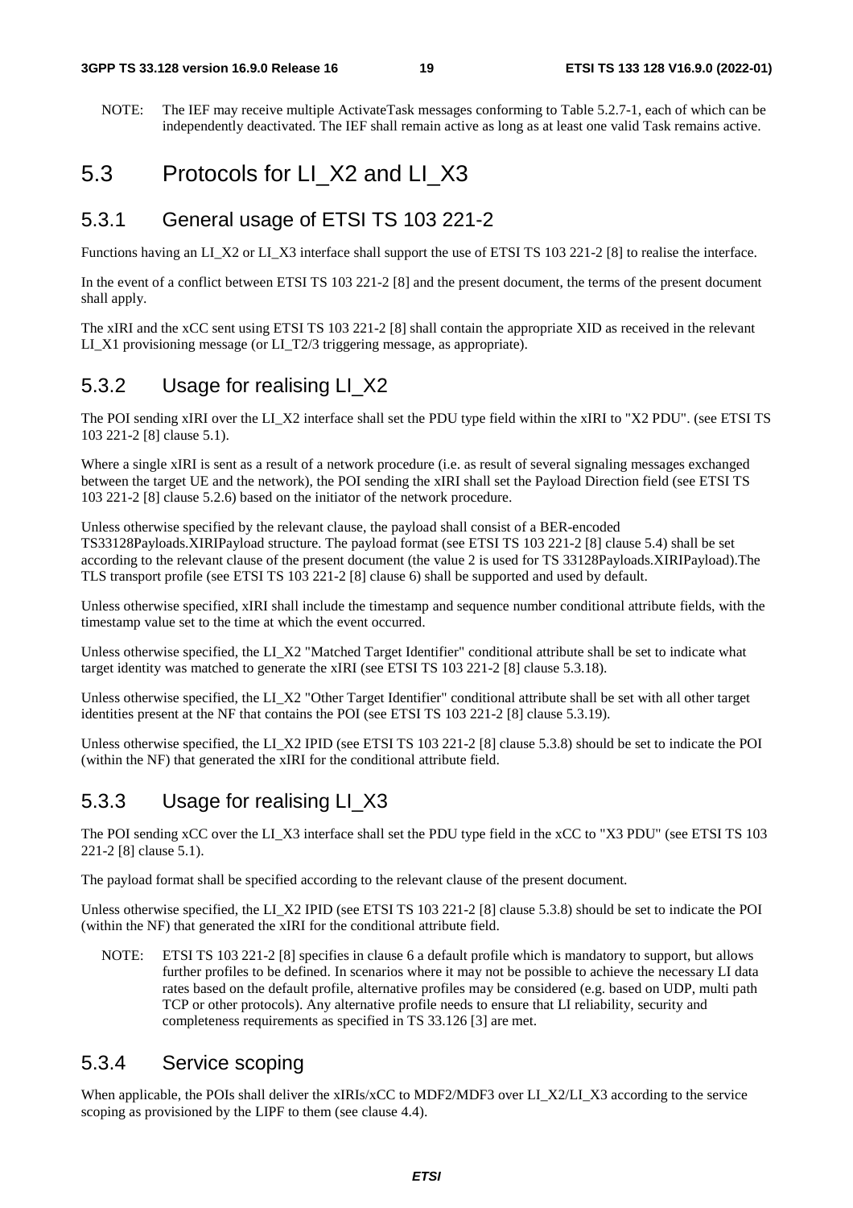NOTE: The IEF may receive multiple ActivateTask messages conforming to Table 5.2.7-1, each of which can be independently deactivated. The IEF shall remain active as long as at least one valid Task remains active.

## 5.3 Protocols for LI_X2 and LI_X3

### 5.3.1 General usage of ETSI TS 103 221-2

Functions having an LI_X2 or LI_X3 interface shall support the use of ETSI TS 103 221-2 [8] to realise the interface.

In the event of a conflict between ETSI TS 103 221-2 [8] and the present document, the terms of the present document shall apply.

The xIRI and the xCC sent using ETSI TS 103 221-2 [8] shall contain the appropriate XID as received in the relevant LI_X1 provisioning message (or LI_T2/3 triggering message, as appropriate).

### 5.3.2 Usage for realising LI_X2

The POI sending xIRI over the LI_X2 interface shall set the PDU type field within the xIRI to "X2 PDU". (see ETSI TS 103 221-2 [8] clause 5.1).

Where a single xIRI is sent as a result of a network procedure (i.e. as result of several signaling messages exchanged between the target UE and the network), the POI sending the xIRI shall set the Payload Direction field (see ETSI TS 103 221-2 [8] clause 5.2.6) based on the initiator of the network procedure.

Unless otherwise specified by the relevant clause, the payload shall consist of a BER-encoded TS33128Payloads.XIRIPayload structure. The payload format (see ETSI TS 103 221-2 [8] clause 5.4) shall be set according to the relevant clause of the present document (the value 2 is used for TS 33128Payloads.XIRIPayload).The TLS transport profile (see ETSI TS 103 221-2 [8] clause 6) shall be supported and used by default.

Unless otherwise specified, xIRI shall include the timestamp and sequence number conditional attribute fields, with the timestamp value set to the time at which the event occurred.

Unless otherwise specified, the LI_X2 "Matched Target Identifier" conditional attribute shall be set to indicate what target identity was matched to generate the xIRI (see ETSI TS 103 221-2 [8] clause 5.3.18).

Unless otherwise specified, the LI_X2 "Other Target Identifier" conditional attribute shall be set with all other target identities present at the NF that contains the POI (see ETSI TS 103 221-2 [8] clause 5.3.19).

Unless otherwise specified, the LI_X2 IPID (see ETSI TS 103 221-2 [8] clause 5.3.8) should be set to indicate the POI (within the NF) that generated the xIRI for the conditional attribute field.

### 5.3.3 Usage for realising LI_X3

The POI sending xCC over the LI_X3 interface shall set the PDU type field in the xCC to "X3 PDU" (see ETSI TS 103 221-2 [8] clause 5.1).

The payload format shall be specified according to the relevant clause of the present document.

Unless otherwise specified, the LI_X2 IPID (see ETSI TS 103 221-2 [8] clause 5.3.8) should be set to indicate the POI (within the NF) that generated the xIRI for the conditional attribute field.

NOTE: ETSI TS 103 221-2 [8] specifies in clause 6 a default profile which is mandatory to support, but allows further profiles to be defined. In scenarios where it may not be possible to achieve the necessary LI data rates based on the default profile, alternative profiles may be considered (e.g. based on UDP, multi path TCP or other protocols). Any alternative profile needs to ensure that LI reliability, security and completeness requirements as specified in TS 33.126 [3] are met.

### 5.3.4 Service scoping

When applicable, the POIs shall deliver the xIRIs/xCC to MDF2/MDF3 over LI_X2/LI_X3 according to the service scoping as provisioned by the LIPF to them (see clause 4.4).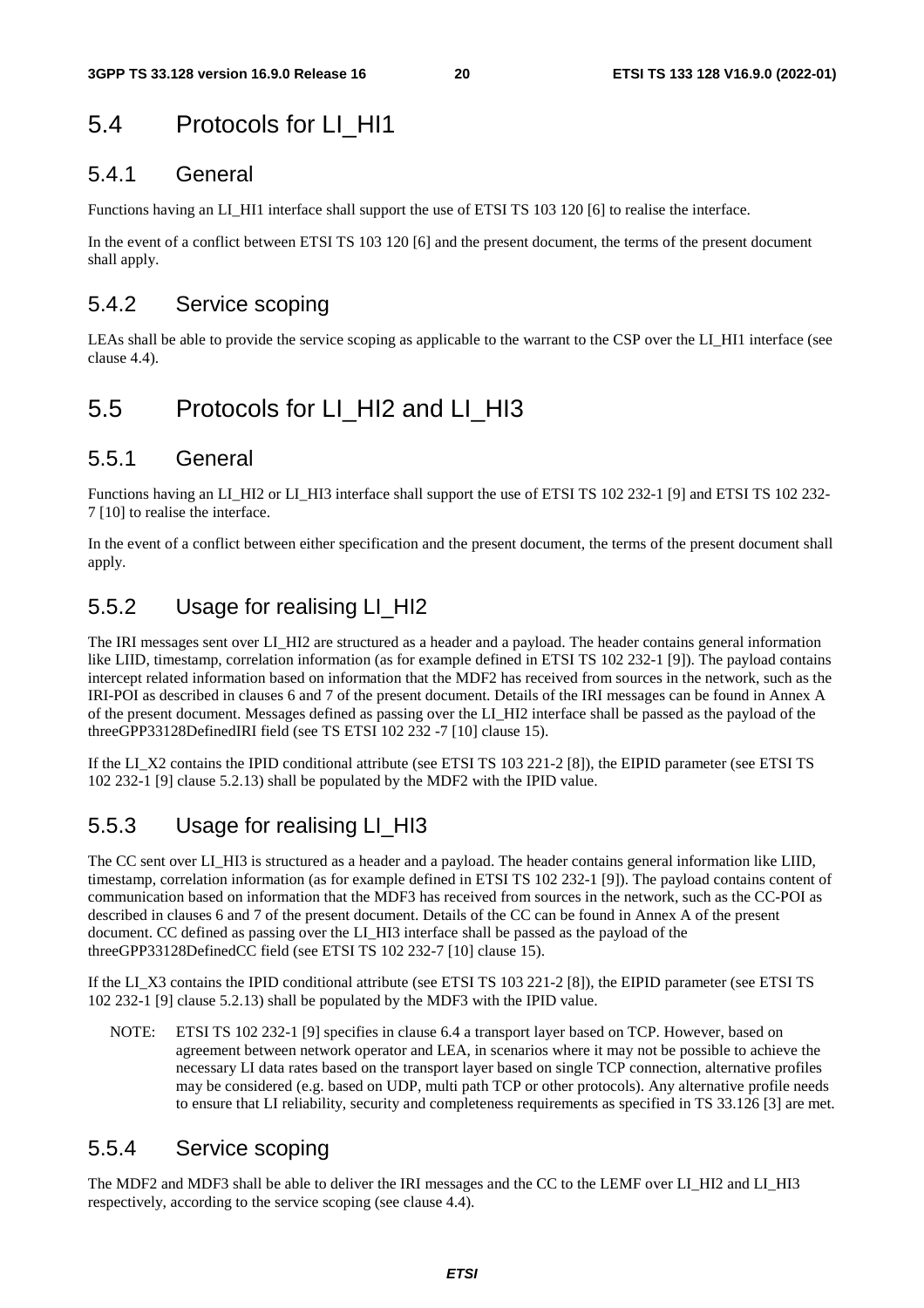# 5.4 Protocols for LI_HI1

## 5.4.1 General

Functions having an LI_HI1 interface shall support the use of ETSI TS 103 120 [6] to realise the interface.

In the event of a conflict between ETSI TS 103 120 [6] and the present document, the terms of the present document shall apply.

## 5.4.2 Service scoping

LEAs shall be able to provide the service scoping as applicable to the warrant to the CSP over the LI_HI1 interface (see clause 4.4).

# 5.5 Protocols for LI_HI2 and LI_HI3

## 5.5.1 General

Functions having an LI_HI2 or LI_HI3 interface shall support the use of ETSI TS 102 232-1 [9] and ETSI TS 102 232-7 [10] to realise the interface.

In the event of a conflict between either specification and the present document, the terms of the present document shall apply.

## 5.5.2 Usage for realising LI_HI2

The IRI messages sent over LI_HI2 are structured as a header and a payload. The header contains general information like LIID, timestamp, correlation information (as for example defined in ETSI TS 102 232-1 [9]). The payload contains intercept related information based on information that the MDF2 has received from sources in the network, such as the IRI-POI as described in clauses 6 and 7 of the present document. Details of the IRI messages can be found in Annex A of the present document. Messages defined as passing over the LI_HI2 interface shall be passed as the payload of the threeGPP33128DefinedIRI field (see TS ETSI 102 232 -7 [10] clause 15).

If the LI_X2 contains the IPID conditional attribute (see ETSI TS 103 221-2 [8]), the EIPID parameter (see ETSI TS 102 232-1 [9] clause 5.2.13) shall be populated by the MDF2 with the IPID value.

## 5.5.3 Usage for realising LI_HI3

The CC sent over LI_HI3 is structured as a header and a payload. The header contains general information like LIID, timestamp, correlation information (as for example defined in ETSI TS 102 232-1 [9]). The payload contains content of communication based on information that the MDF3 has received from sources in the network, such as the CC-POI as described in clauses 6 and 7 of the present document. Details of the CC can be found in Annex A of the present document. CC defined as passing over the LI_HI3 interface shall be passed as the payload of the threeGPP33128DefinedCC field (see ETSI TS 102 232-7 [10] clause 15).

If the LI_X3 contains the IPID conditional attribute (see ETSI TS 103 221-2 [8]), the EIPID parameter (see ETSI TS 102 232-1 [9] clause 5.2.13) shall be populated by the MDF3 with the IPID value.

NOTE: ETSI TS 102 232-1 [9] specifies in clause 6.4 a transport layer based on TCP. However, based on agreement between network operator and LEA, in scenarios where it may not be possible to achieve the necessary LI data rates based on the transport layer based on single TCP connection, alternative profiles may be considered (e.g. based on UDP, multi path TCP or other protocols). Any alternative profile needs to ensure that LI reliability, security and completeness requirements as specified in TS 33.126 [3] are met.

## 5.5.4 Service scoping

The MDF2 and MDF3 shall be able to deliver the IRI messages and the CC to the LEMF over LI_HI2 and LI_HI3 respectively, according to the service scoping (see clause 4.4).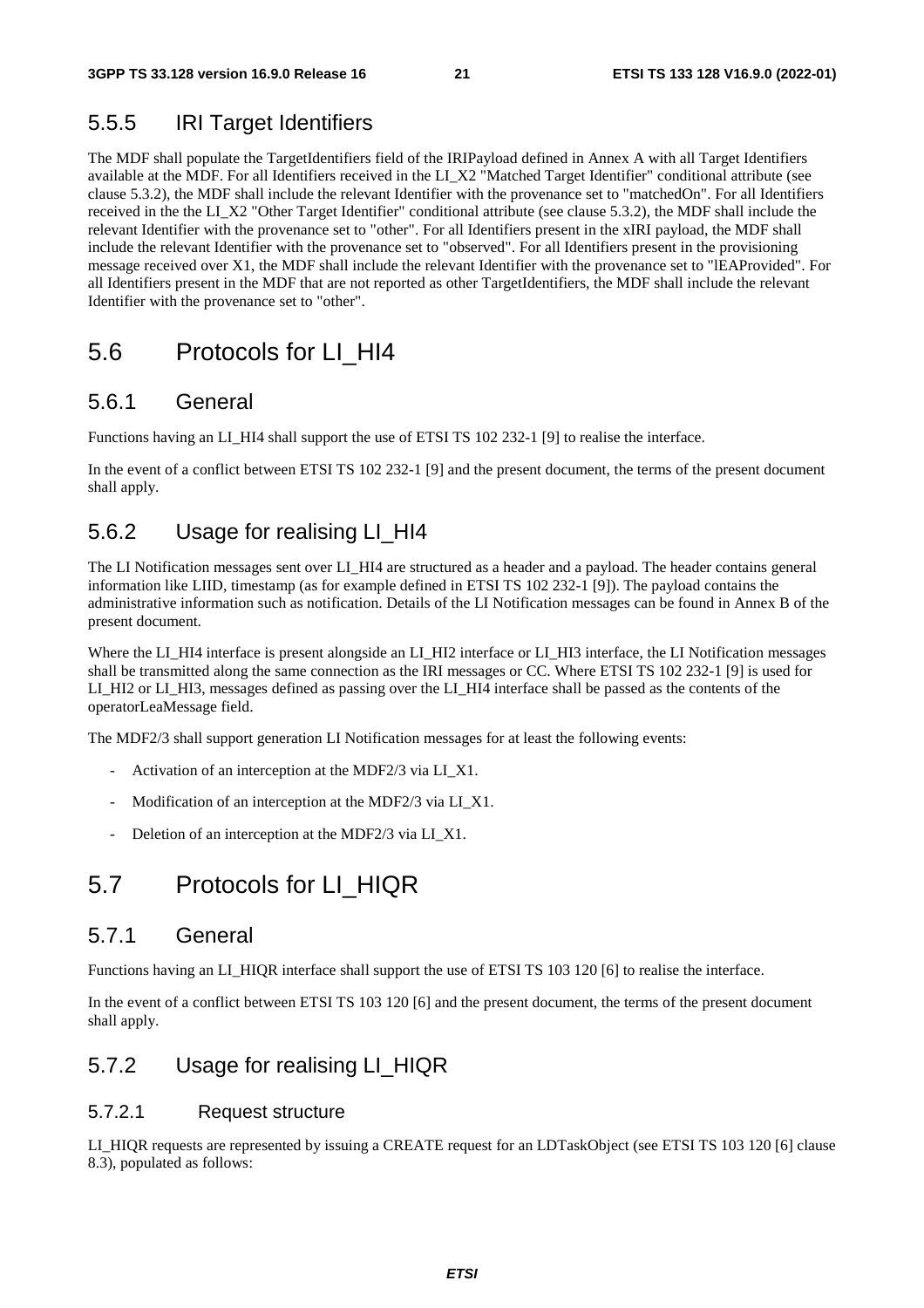### 5.5.5 IRI Target Identifiers

The MDF shall populate the TargetIdentifiers field of the IRIPayload defined in Annex A with all Target Identifiers available at the MDF. For all Identifiers received in the LI_X2 "Matched Target Identifier" conditional attribute (see clause 5.3.2), the MDF shall include the relevant Identifier with the provenance set to "matchedOn". For all Identifiers received in the the LI_X2 "Other Target Identifier" conditional attribute (see clause 5.3.2), the MDF shall include the relevant Identifier with the provenance set to "other". For all Identifiers present in the xIRI payload, the MDF shall include the relevant Identifier with the provenance set to "observed". For all Identifiers present in the provisioning message received over X1, the MDF shall include the relevant Identifier with the provenance set to "lEAProvided". For all Identifiers present in the MDF that are not reported as other TargetIdentifiers, the MDF shall include the relevant Identifier with the provenance set to "other".

## 5.6 Protocols for LI_HI4

### 5.6.1 General

Functions having an LI_HI4 shall support the use of ETSI TS 102 232-1 [9] to realise the interface.

In the event of a conflict between ETSI TS 102 232-1 [9] and the present document, the terms of the present document shall apply.

### 5.6.2 Usage for realising LI_HI4

The LI Notification messages sent over LI_HI4 are structured as a header and a payload. The header contains general information like LIID, timestamp (as for example defined in ETSI TS 102 232-1 [9]). The payload contains the administrative information such as notification. Details of the LI Notification messages can be found in Annex B of the present document.

Where the LI_HI4 interface is present alongside an LI_HI2 interface or LI_HI3 interface, the LI Notification messages shall be transmitted along the same connection as the IRI messages or CC. Where ETSI TS 102 232-1 [9] is used for LI_HI2 or LI_HI3, messages defined as passing over the LI_HI4 interface shall be passed as the contents of the operatorLeaMessage field.

The MDF2/3 shall support generation LI Notification messages for at least the following events:

- Activation of an interception at the MDF2/3 via LI_X1.
- Modification of an interception at the MDF2/3 via LI_X1.
- Deletion of an interception at the MDF2/3 via LI_X1.

## 5.7 Protocols for LI_HIQR

### 5.7.1 General

Functions having an LI_HIQR interface shall support the use of ETSI TS 103 120 [6] to realise the interface.

In the event of a conflict between ETSI TS 103 120 [6] and the present document, the terms of the present document shall apply.

### 5.7.2 Usage for realising LI_HIQR

#### 5.7.2.1 Request structure

LI_HIQR requests are represented by issuing a CREATE request for an LDTaskObject (see ETSI TS 103 120 [6] clause 8.3), populated as follows: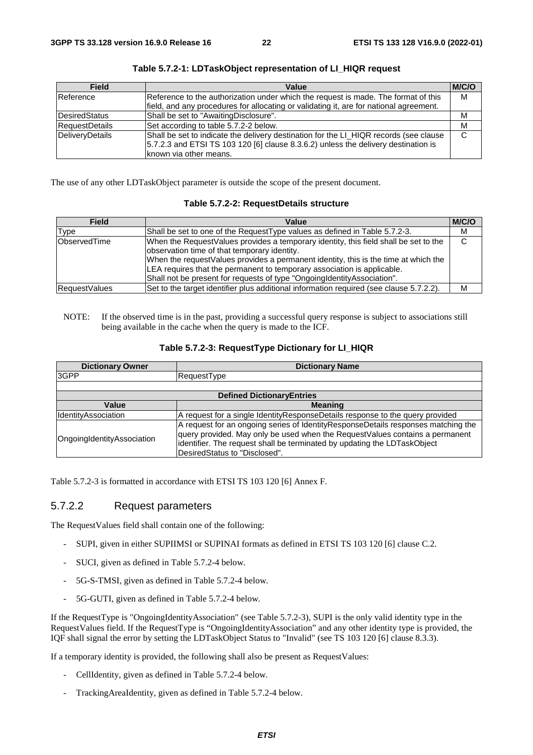**Table 5.7.2-1: LDTaskObject representation of LI_HIQR request**

| Field | Value | M/C/O |
|---|---|---|
| Reference | Reference to the authorization under which the request is made. The format of this field, and any procedures for allocating or validating it, are for national agreement. | M |
| DesiredStatus | Shall be set to "AwaitingDisclosure". | M |
| RequestDetails | Set according to table 5.7.2-2 below. | M |
| DeliveryDetails | Shall be set to indicate the delivery destination for the LI_HIQR records (see clause 5.7.2.3 and ETSI TS 103 120 [6] clause 8.3.6.2) unless the delivery destination is known via other means. | C |

The use of any other LDTaskObject parameter is outside the scope of the present document.

**Table 5.7.2-2: RequestDetails structure**

| Field | Value | M/C/O |
|---|---|---|
| Type | Shall be set to one of the RequestType values as defined in Table 5.7.2-3. | M |
| ObservedTime | When the RequestValues provides a temporary identity, this field shall be set to the observation time of that temporary identity.<br>When the requestValues provides a permanent identity, this is the time at which the LEA requires that the permanent to temporary association is applicable.<br>Shall not be present for requests of type "OngoingIdentityAssociation". | C |
| RequestValues | Set to the target identifier plus additional information required (see clause 5.7.2.2). | M |

NOTE: If the observed time is in the past, providing a successful query response is subject to associations still being available in the cache when the query is made to the ICF.

**Table 5.7.2-3: RequestType Dictionary for LI_HIQR**

| Dictionary Owner | Dictionary Name |
|---|---|
| 3GPP | RequestType |
| | |
| **Defined DictionaryEntries** | |
| **Value** | **Meaning** |
| IdentityAssociation | A request for a single IdentityResponseDetails response to the query provided |
| OngoingIdentityAssociation | A request for an ongoing series of IdentityResponseDetails responses matching the query provided. May only be used when the RequestValues contains a permanent identifier. The request shall be terminated by updating the LDTaskObject DesiredStatus to "Disclosed". |

Table 5.7.2-3 is formatted in accordance with ETSI TS 103 120 [6] Annex F.

### 5.7.2.2 Request parameters

The RequestValues field shall contain one of the following:

- SUPI, given in either SUPIIMSI or SUPINAI formats as defined in ETSI TS 103 120 [6] clause C.2.
- SUCI, given as defined in Table 5.7.2-4 below.
- 5G-S-TMSI, given as defined in Table 5.7.2-4 below.
- 5G-GUTI, given as defined in Table 5.7.2-4 below.

If the RequestType is "OngoingIdentityAssociation" (see Table 5.7.2-3), SUPI is the only valid identity type in the RequestValues field. If the RequestType is "OngoingIdentityAssociation" and any other identity type is provided, the IQF shall signal the error by setting the LDTaskObject Status to "Invalid" (see TS 103 120 [6] clause 8.3.3).

If a temporary identity is provided, the following shall also be present as RequestValues:

- CellIdentity, given as defined in Table 5.7.2-4 below.
- TrackingAreaIdentity, given as defined in Table 5.7.2-4 below.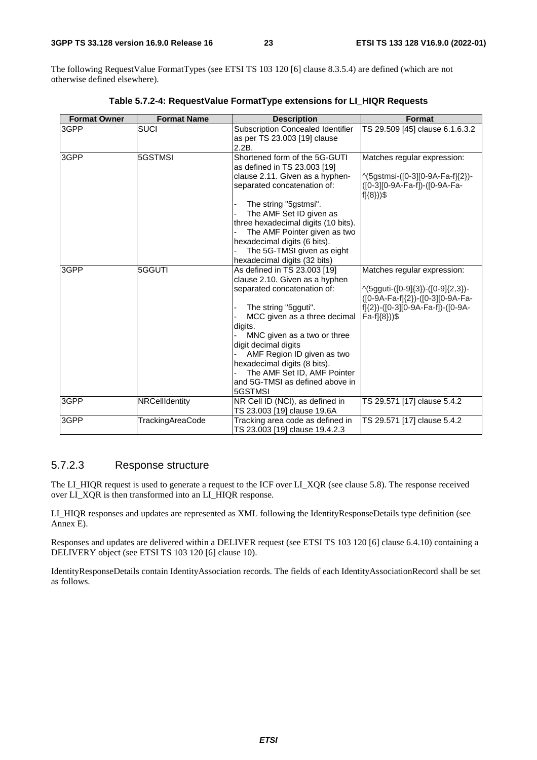The following RequestValue FormatTypes (see ETSI TS 103 120 [6] clause 8.3.5.4) are defined (which are not otherwise defined elsewhere).

**Table 5.7.2-4: RequestValue FormatType extensions for LI_HIQR Requests**

| Format Owner | Format Name | Description | Format |
|---|---|---|---|
| 3GPP | SUCI | Subscription Concealed Identifier as per TS 23.003 [19] clause 2.2B. | TS 29.509 [45] clause 6.1.6.3.2 |
| 3GPP | 5GSTMSI | Shortened form of the 5G-GUTI as defined in TS 23.003 [19] clause 2.11. Given as a hyphen-separated concatenation of:<br>- The string "5gstmsi".<br>- The AMF Set ID given as three hexadecimal digits (10 bits).<br>- The AMF Pointer given as two hexadecimal digits (6 bits).<br>- The 5G-TMSI given as eight hexadecimal digits (32 bits) | Matches regular expression:<br>^(5gstmsi-([0-3][0-9A-Fa-f]{2})-([0-3][0-9A-Fa-f])-([0-9A-Fa-f]{8}))$ |
| 3GPP | 5GGUTI | As defined in TS 23.003 [19] clause 2.10. Given as a hyphen separated concatenation of:<br>- The string "5gguti".<br>- MCC given as a three decimal digits.<br>- MNC given as a two or three digit decimal digits<br>- AMF Region ID given as two hexadecimal digits (8 bits).<br>- The AMF Set ID, AMF Pointer and 5G-TMSI as defined above in 5GSTMSI | Matches regular expression:<br>^(5gguti-([0-9]{3})-([0-9]{2,3})-([0-9A-Fa-f]{2})-([0-3][0-9A-Fa-f]{2})-([0-3][0-9A-Fa-f])-([0-9A-Fa-f]{8}))$ |
| 3GPP | NRCellIdentity | NR Cell ID (NCI), as defined in TS 23.003 [19] clause 19.6A | TS 29.571 [17] clause 5.4.2 |
| 3GPP | TrackingAreaCode | Tracking area code as defined in TS 23.003 [19] clause 19.4.2.3 | TS 29.571 [17] clause 5.4.2 |

### 5.7.2.3 Response structure

The LI_HIQR request is used to generate a request to the ICF over LI_XQR (see clause 5.8). The response received over LI_XQR is then transformed into an LI_HIQR response.

LI_HIQR responses and updates are represented as XML following the IdentityResponseDetails type definition (see Annex E).

Responses and updates are delivered within a DELIVER request (see ETSI TS 103 120 [6] clause 6.4.10) containing a DELIVERY object (see ETSI TS 103 120 [6] clause 10).

IdentityResponseDetails contain IdentityAssociation records. The fields of each IdentityAssociationRecord shall be set as follows.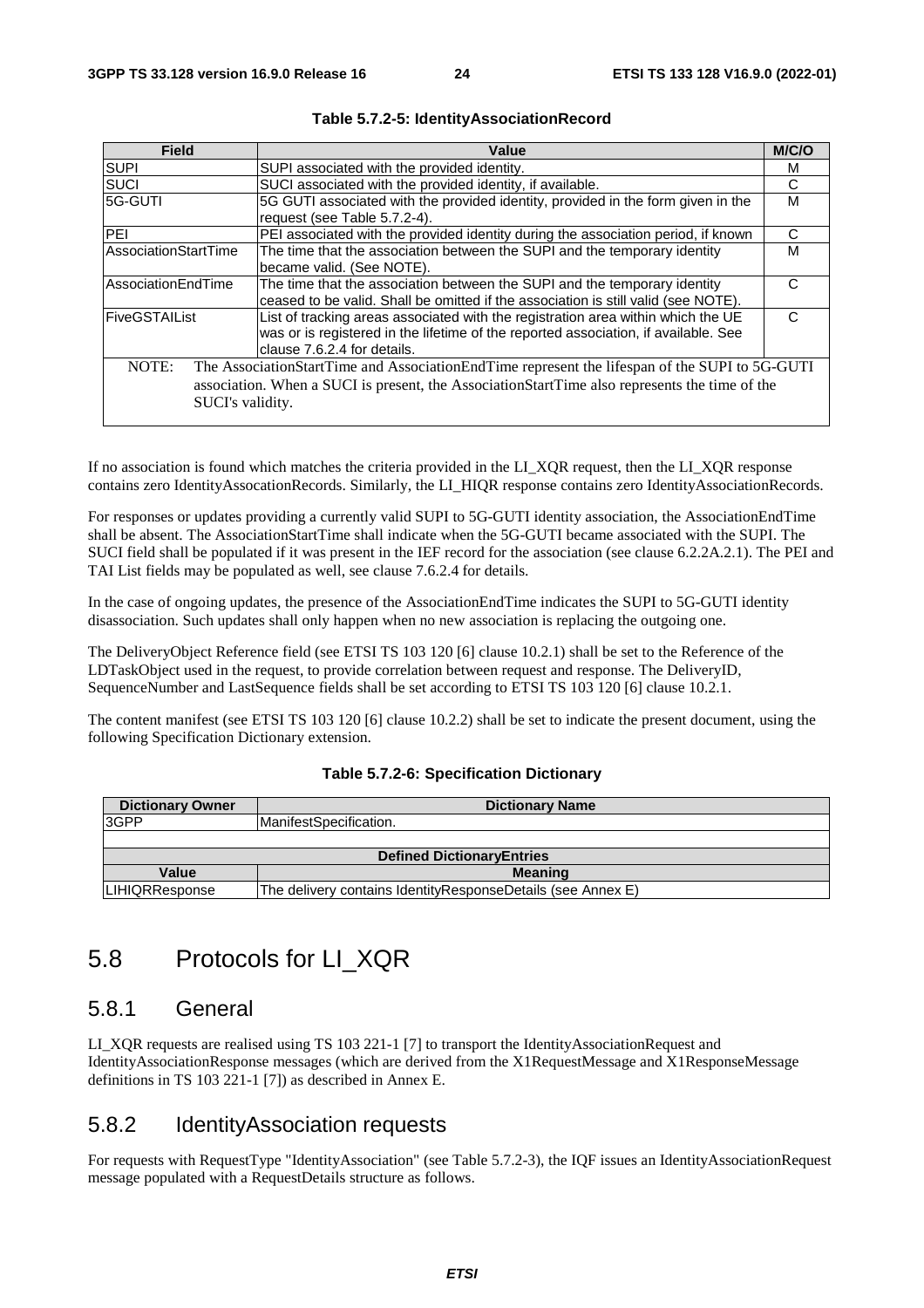**Table 5.7.2-5: IdentityAssociationRecord**

| Field | Value | M/C/O |
|---|---|---|
| SUPI | SUPI associated with the provided identity. | M |
| SUCI | SUCI associated with the provided identity, if available. | C |
| 5G-GUTI | 5G GUTI associated with the provided identity, provided in the form given in the request (see Table 5.7.2-4). | M |
| PEI | PEI associated with the provided identity during the association period, if known | C |
| AssociationStartTime | The time that the association between the SUPI and the temporary identity became valid. (See NOTE). | M |
| AssociationEndTime | The time that the association between the SUPI and the temporary identity ceased to be valid. Shall be omitted if the association is still valid (see NOTE). | C |
| FiveGSTAIList | List of tracking areas associated with the registration area within which the UE was or is registered in the lifetime of the reported association, if available. See clause 7.6.2.4 for details. | C |
| NOTE: The AssociationStartTime and AssociationEndTime represent the lifespan of the SUPI to 5G-GUTI association. When a SUCI is present, the AssociationStartTime also represents the time of the SUCI's validity. | | |

If no association is found which matches the criteria provided in the LI_XQR request, then the LI_XQR response contains zero IdentityAssocationRecords. Similarly, the LI_HIQR response contains zero IdentityAssociationRecords.

For responses or updates providing a currently valid SUPI to 5G-GUTI identity association, the AssociationEndTime shall be absent. The AssociationStartTime shall indicate when the 5G-GUTI became associated with the SUPI. The SUCI field shall be populated if it was present in the IEF record for the association (see clause 6.2.2A.2.1). The PEI and TAI List fields may be populated as well, see clause 7.6.2.4 for details.

In the case of ongoing updates, the presence of the AssociationEndTime indicates the SUPI to 5G-GUTI identity disassociation. Such updates shall only happen when no new association is replacing the outgoing one.

The DeliveryObject Reference field (see ETSI TS 103 120 [6] clause 10.2.1) shall be set to the Reference of the LDTaskObject used in the request, to provide correlation between request and response. The DeliveryID, SequenceNumber and LastSequence fields shall be set according to ETSI TS 103 120 [6] clause 10.2.1.

The content manifest (see ETSI TS 103 120 [6] clause 10.2.2) shall be set to indicate the present document, using the following Specification Dictionary extension.

**Table 5.7.2-6: Specification Dictionary**

| Dictionary Owner | Dictionary Name |
|---|---|
| 3GPP | ManifestSpecification. |
| | |
| **Defined DictionaryEntries** | |
| **Value** | **Meaning** |
| LIHIQRResponse | The delivery contains IdentityResponseDetails (see Annex E) |

# 5.8 Protocols for LI_XQR

## 5.8.1 General

LI_XQR requests are realised using TS 103 221-1 [7] to transport the IdentityAssociationRequest and IdentityAssociationResponse messages (which are derived from the X1RequestMessage and X1ResponseMessage definitions in TS 103 221-1 [7]) as described in Annex E.

## 5.8.2 IdentityAssociation requests

For requests with RequestType "IdentityAssociation" (see Table 5.7.2-3), the IQF issues an IdentityAssociationRequest message populated with a RequestDetails structure as follows.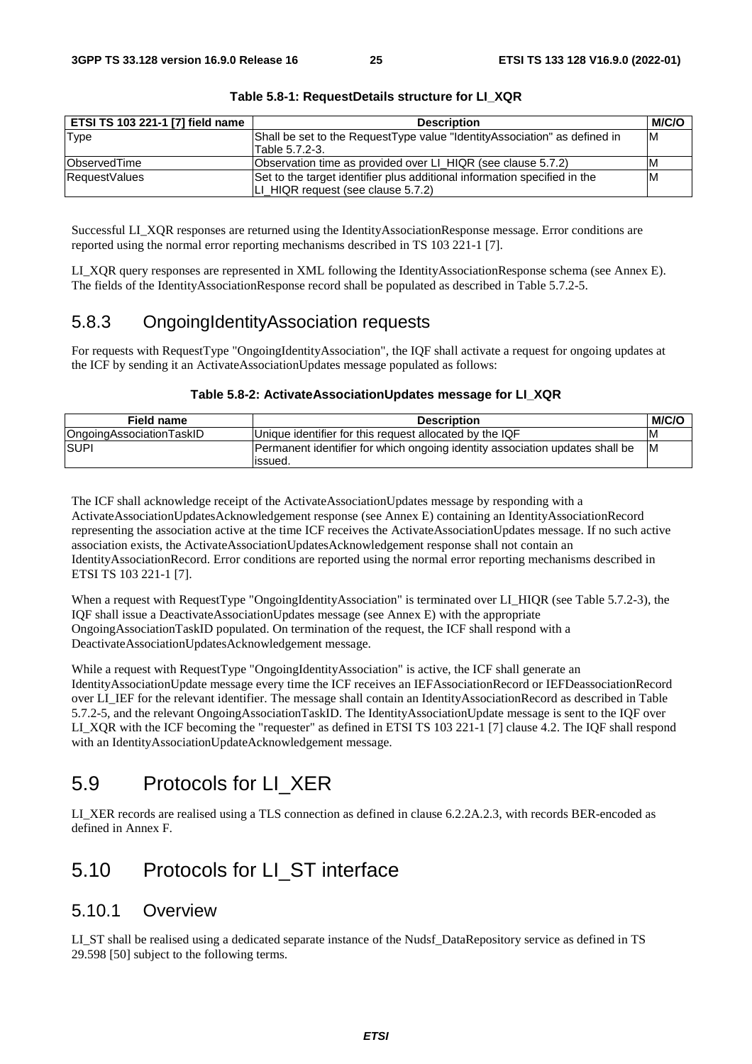**Table 5.8-1: RequestDetails structure for LI_XQR**

| ETSI TS 103 221-1 [7] field name | Description | M/C/O |
| --- | --- | --- |
| Type | Shall be set to the RequestType value "IdentityAssociation" as defined in Table 5.7.2-3. | M |
| ObservedTime | Observation time as provided over LI_HIQR (see clause 5.7.2) | M |
| RequestValues | Set to the target identifier plus additional information specified in the LI_HIQR request (see clause 5.7.2) | M |

Successful LI_XQR responses are returned using the IdentityAssociationResponse message. Error conditions are reported using the normal error reporting mechanisms described in TS 103 221-1 [7].

LI_XQR query responses are represented in XML following the IdentityAssociationResponse schema (see Annex E). The fields of the IdentityAssociationResponse record shall be populated as described in Table 5.7.2-5.

## 5.8.3 OngoingIdentityAssociation requests

For requests with RequestType "OngoingIdentityAssociation", the IQF shall activate a request for ongoing updates at the ICF by sending it an ActivateAssociationUpdates message populated as follows:

**Table 5.8-2: ActivateAssociationUpdates message for LI_XQR**

| Field name | Description | M/C/O |
| --- | --- | --- |
| OngoingAssociationTaskID | Unique identifier for this request allocated by the IQF | M |
| SUPI | Permanent identifier for which ongoing identity association updates shall be issued. | M |

The ICF shall acknowledge receipt of the ActivateAssociationUpdates message by responding with a ActivateAssociationUpdatesAcknowledgement response (see Annex E) containing an IdentityAssociationRecord representing the association active at the time ICF receives the ActivateAssociationUpdates message. If no such active association exists, the ActivateAssociationUpdatesAcknowledgement response shall not contain an IdentityAssociationRecord. Error conditions are reported using the normal error reporting mechanisms described in ETSI TS 103 221-1 [7].

When a request with RequestType "OngoingIdentityAssociation" is terminated over LI_HIQR (see Table 5.7.2-3), the IQF shall issue a DeactivateAssociationUpdates message (see Annex E) with the appropriate OngoingAssociationTaskID populated. On termination of the request, the ICF shall respond with a DeactivateAssociationUpdatesAcknowledgement message.

While a request with RequestType "OngoingIdentityAssociation" is active, the ICF shall generate an IdentityAssociationUpdate message every time the ICF receives an IEFAssociationRecord or IEFDeassociationRecord over LI_IEF for the relevant identifier. The message shall contain an IdentityAssociationRecord as described in Table 5.7.2-5, and the relevant OngoingAssociationTaskID. The IdentityAssociationUpdate message is sent to the IQF over LI_XQR with the ICF becoming the "requester" as defined in ETSI TS 103 221-1 [7] clause 4.2. The IQF shall respond with an IdentityAssociationUpdateAcknowledgement message.

# 5.9 Protocols for LI_XER

LI_XER records are realised using a TLS connection as defined in clause 6.2.2A.2.3, with records BER-encoded as defined in Annex F.

# 5.10 Protocols for LI_ST interface

## 5.10.1 Overview

LI_ST shall be realised using a dedicated separate instance of the Nudsf_DataRepository service as defined in TS 29.598 [50] subject to the following terms.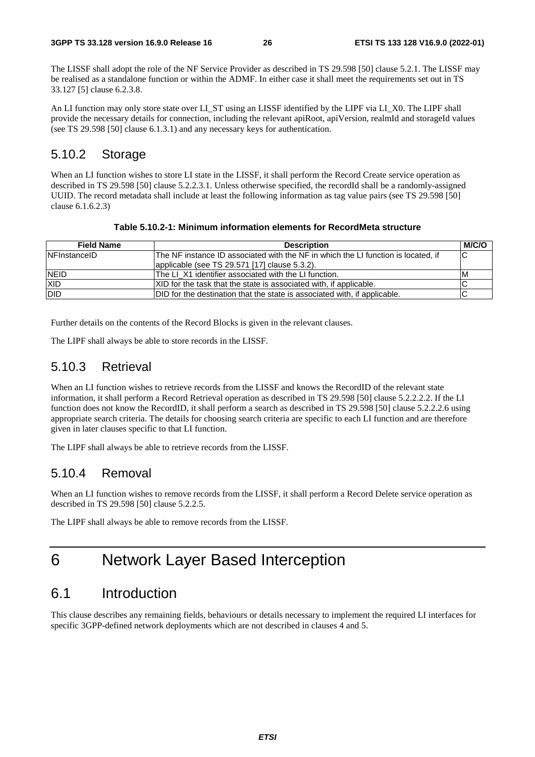The LISSF shall adopt the role of the NF Service Provider as described in TS 29.598 [50] clause 5.2.1. The LISSF may be realised as a standalone function or within the ADMF. In either case it shall meet the requirements set out in TS 33.127 [5] clause 6.2.3.8.

An LI function may only store state over LI_ST using an LISSF identified by the LIPF via LI_X0. The LIPF shall provide the necessary details for connection, including the relevant apiRoot, apiVersion, realmId and storageId values (see TS 29.598 [50] clause 6.1.3.1) and any necessary keys for authentication.

## 5.10.2 Storage

When an LI function wishes to store LI state in the LISSF, it shall perform the Record Create service operation as described in TS 29.598 [50] clause 5.2.2.3.1. Unless otherwise specified, the recordId shall be a randomly-assigned UUID. The record metadata shall include at least the following information as tag value pairs (see TS 29.598 [50] clause 6.1.6.2.3)

**Table 5.10.2-1: Minimum information elements for RecordMeta structure**

| Field Name | Description | M/C/O |
|---|---|---|
| NFInstanceID | The NF instance ID associated with the NF in which the LI function is located, if applicable (see TS 29.571 [17] clause 5.3.2). | C |
| NEID | The LI_X1 identifier associated with the LI function. | M |
| XID | XID for the task that the state is associated with, if applicable. | C |
| DID | DID for the destination that the state is associated with, if applicable. | C |

Further details on the contents of the Record Blocks is given in the relevant clauses.

The LIPF shall always be able to store records in the LISSF.

## 5.10.3 Retrieval

When an LI function wishes to retrieve records from the LISSF and knows the RecordID of the relevant state information, it shall perform a Record Retrieval operation as described in TS 29.598 [50] clause 5.2.2.2.2. If the LI function does not know the RecordID, it shall perform a search as described in TS 29.598 [50] clause 5.2.2.2.6 using appropriate search criteria. The details for choosing search criteria are specific to each LI function and are therefore given in later clauses specific to that LI function.

The LIPF shall always be able to retrieve records from the LISSF.

## 5.10.4 Removal

When an LI function wishes to remove records from the LISSF, it shall perform a Record Delete service operation as described in TS 29.598 [50] clause 5.2.2.5.

The LIPF shall always be able to remove records from the LISSF.

# 6 Network Layer Based Interception

## 6.1 Introduction

This clause describes any remaining fields, behaviours or details necessary to implement the required LI interfaces for specific 3GPP-defined network deployments which are not described in clauses 4 and 5.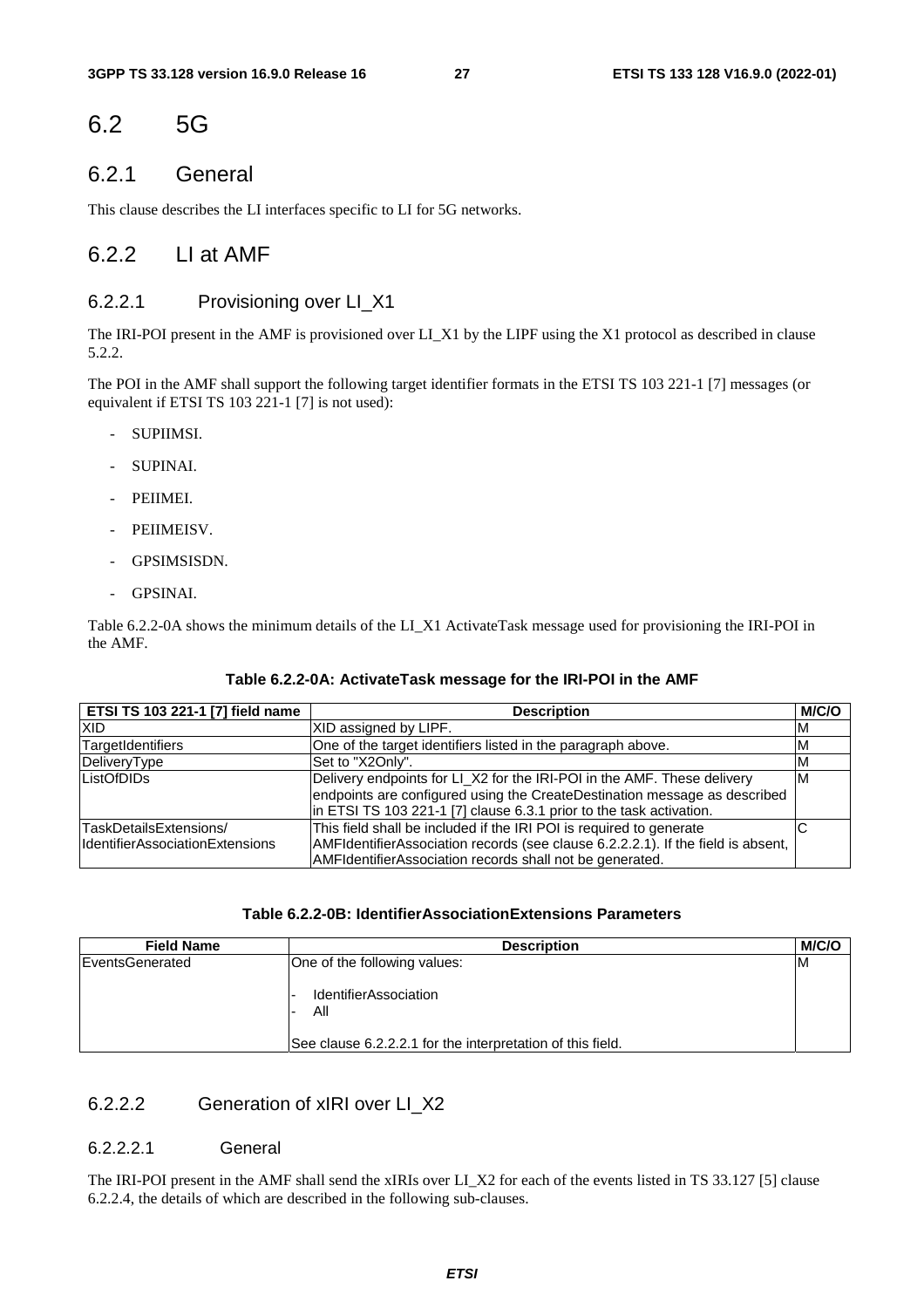# 6.2 5G

## 6.2.1 General

This clause describes the LI interfaces specific to LI for 5G networks.

## 6.2.2 LI at AMF

### 6.2.2.1 Provisioning over LI_X1

The IRI-POI present in the AMF is provisioned over LI_X1 by the LIPF using the X1 protocol as described in clause 5.2.2.

The POI in the AMF shall support the following target identifier formats in the ETSI TS 103 221-1 [7] messages (or equivalent if ETSI TS 103 221-1 [7] is not used):

- SUPIIMSI.
- SUPINAI.
- PEIIMEI.
- PEIIMEISV.
- GPSIMSISDN.
- GPSINAI.

Table 6.2.2-0A shows the minimum details of the LI_X1 ActivateTask message used for provisioning the IRI-POI in the AMF.

**Table 6.2.2-0A: ActivateTask message for the IRI-POI in the AMF**

| ETSI TS 103 221-1 [7] field name | Description | M/C/O |
|---|---|---|
| XID | XID assigned by LIPF. | M |
| TargetIdentifiers | One of the target identifiers listed in the paragraph above. | M |
| DeliveryType | Set to "X2Only". | M |
| ListOfDIDs | Delivery endpoints for LI_X2 for the IRI-POI in the AMF. These delivery endpoints are configured using the CreateDestination message as described in ETSI TS 103 221-1 [7] clause 6.3.1 prior to the task activation. | M |
| TaskDetailsExtensions/ IdentifierAssociationExtensions | This field shall be included if the IRI POI is required to generate AMFIdentifierAssociation records (see clause 6.2.2.2.1). If the field is absent, AMFIdentifierAssociation records shall not be generated. | C |

**Table 6.2.2-0B: IdentifierAssociationExtensions Parameters**

| Field Name | Description | M/C/O |
|---|---|---|
| EventsGenerated | One of the following values:<br><br>- IdentifierAssociation<br>- All<br><br>See clause 6.2.2.2.1 for the interpretation of this field. | M |

### 6.2.2.2 Generation of xIRI over LI_X2

#### 6.2.2.2.1 General

The IRI-POI present in the AMF shall send the xIRIs over LI_X2 for each of the events listed in TS 33.127 [5] clause 6.2.2.4, the details of which are described in the following sub-clauses.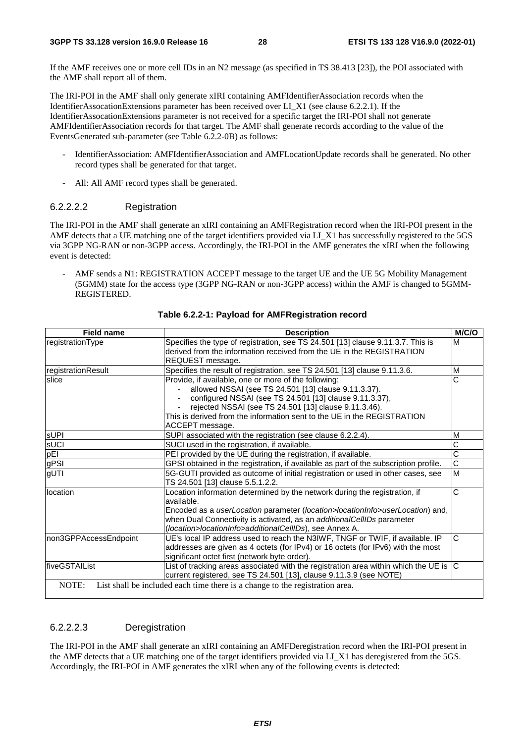If the AMF receives one or more cell IDs in an N2 message (as specified in TS 38.413 [23]), the POI associated with the AMF shall report all of them.

The IRI-POI in the AMF shall only generate xIRI containing AMFIdentifierAssociation records when the IdentifierAssocationExtensions parameter has been received over LI_X1 (see clause 6.2.2.1). If the IdentifierAssocationExtensions parameter is not received for a specific target the IRI-POI shall not generate AMFIdentifierAssociation records for that target. The AMF shall generate records according to the value of the EventsGenerated sub-parameter (see Table 6.2.2-0B) as follows:

- IdentifierAssociation: AMFIdentifierAssociation and AMFLocationUpdate records shall be generated. No other record types shall be generated for that target.
- All: All AMF record types shall be generated.

#### 6.2.2.2.2 Registration

The IRI-POI in the AMF shall generate an xIRI containing an AMFRegistration record when the IRI-POI present in the AMF detects that a UE matching one of the target identifiers provided via LI_X1 has successfully registered to the 5GS via 3GPP NG-RAN or non-3GPP access. Accordingly, the IRI-POI in the AMF generates the xIRI when the following event is detected:

- AMF sends a N1: REGISTRATION ACCEPT message to the target UE and the UE 5G Mobility Management (5GMM) state for the access type (3GPP NG-RAN or non-3GPP access) within the AMF is changed to 5GMM-REGISTERED.

**Table 6.2.2-1: Payload for AMFRegistration record**

| Field name | Description | M/C/O |
|---|---|---|
| registrationType | Specifies the type of registration, see TS 24.501 [13] clause 9.11.3.7. This is derived from the information received from the UE in the REGISTRATION REQUEST message. | M |
| registrationResult | Specifies the result of registration, see TS 24.501 [13] clause 9.11.3.6. | M |
| slice | Provide, if available, one or more of the following:<br>- allowed NSSAI (see TS 24.501 [13] clause 9.11.3.37).<br>- configured NSSAI (see TS 24.501 [13] clause 9.11.3.37),<br>- rejected NSSAI (see TS 24.501 [13] clause 9.11.3.46).<br>This is derived from the information sent to the UE in the REGISTRATION ACCEPT message. | C |
| sUPI | SUPI associated with the registration (see clause 6.2.2.4). | M |
| sUCI | SUCI used in the registration, if available. | C |
| pEI | PEI provided by the UE during the registration, if available. | C |
| gPSI | GPSI obtained in the registration, if available as part of the subscription profile. | C |
| gUTI | 5G-GUTI provided as outcome of initial registration or used in other cases, see TS 24.501 [13] clause 5.5.1.2.2. | M |
| location | Location information determined by the network during the registration, if available.<br>Encoded as a *userLocation* parameter (*location>locationInfo>userLocation*) and, when Dual Connectivity is activated, as an *additionalCellIDs* parameter (*location>locationInfo>additionalCellIDs*), see Annex A. | C |
| non3GPPAccessEndpoint | UE's local IP address used to reach the N3IWF, TNGF or TWIF, if available. IP addresses are given as 4 octets (for IPv4) or 16 octets (for IPv6) with the most significant octet first (network byte order). | C |
| fiveGSTAIList | List of tracking areas associated with the registration area within which the UE is current registered, see TS 24.501 [13], clause 9.11.3.9 (see NOTE) | C |
| NOTE: List shall be included each time there is a change to the registration area. | | |

#### 6.2.2.2.3 Deregistration

The IRI-POI in the AMF shall generate an xIRI containing an AMFDeregistration record when the IRI-POI present in the AMF detects that a UE matching one of the target identifiers provided via LI_X1 has deregistered from the 5GS. Accordingly, the IRI-POI in AMF generates the xIRI when any of the following events is detected: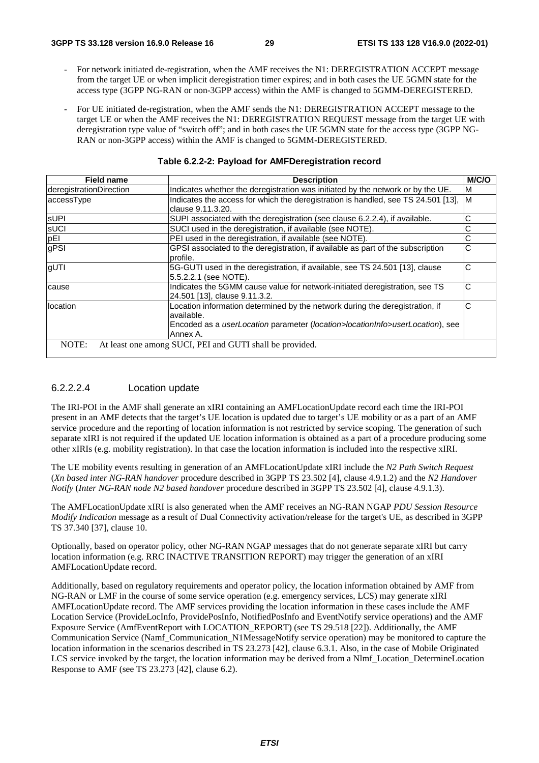- For network initiated de-registration, when the AMF receives the N1: DEREGISTRATION ACCEPT message from the target UE or when implicit deregistration timer expires; and in both cases the UE 5GMN state for the access type (3GPP NG-RAN or non-3GPP access) within the AMF is changed to 5GMM-DEREGISTERED.
- For UE initiated de-registration, when the AMF sends the N1: DEREGISTRATION ACCEPT message to the target UE or when the AMF receives the N1: DEREGISTRATION REQUEST message from the target UE with deregistration type value of "switch off"; and in both cases the UE 5GMN state for the access type (3GPP NG-RAN or non-3GPP access) within the AMF is changed to 5GMM-DEREGISTERED.

**Table 6.2.2-2: Payload for AMFDeregistration record**

| Field name | Description | M/C/O |
|---|---|---|
| deregistrationDirection | Indicates whether the deregistration was initiated by the network or by the UE. | M |
| accessType | Indicates the access for which the deregistration is handled, see TS 24.501 [13], clause 9.11.3.20. | M |
| sUPI | SUPI associated with the deregistration (see clause 6.2.2.4), if available. | C |
| sUCI | SUCI used in the deregistration, if available (see NOTE). | C |
| pEI | PEI used in the deregistration, if available (see NOTE). | C |
| gPSI | GPSI associated to the deregistration, if available as part of the subscription profile. | C |
| gUTI | 5G-GUTI used in the deregistration, if available, see TS 24.501 [13], clause 5.5.2.2.1 (see NOTE). | C |
| cause | Indicates the 5GMM cause value for network-initiated deregistration, see TS 24.501 [13], clause 9.11.3.2. | C |
| location | Location information determined by the network during the deregistration, if available.<br>Encoded as a *userLocation* parameter (*location>locationInfo>userLocation*), see Annex A. | C |
| NOTE: At least one among SUCI, PEI and GUTI shall be provided. | | |

#### 6.2.2.2.4 Location update

The IRI-POI in the AMF shall generate an xIRI containing an AMFLocationUpdate record each time the IRI-POI present in an AMF detects that the target's UE location is updated due to target's UE mobility or as a part of an AMF service procedure and the reporting of location information is not restricted by service scoping. The generation of such separate xIRI is not required if the updated UE location information is obtained as a part of a procedure producing some other xIRIs (e.g. mobility registration). In that case the location information is included into the respective xIRI.

The UE mobility events resulting in generation of an AMFLocationUpdate xIRI include the *N2 Path Switch Request* (*Xn based inter NG-RAN handover* procedure described in 3GPP TS 23.502 [4], clause 4.9.1.2) and the *N2 Handover Notify* (*Inter NG-RAN node N2 based handover* procedure described in 3GPP TS 23.502 [4], clause 4.9.1.3).

The AMFLocationUpdate xIRI is also generated when the AMF receives an NG-RAN NGAP *PDU Session Resource Modify Indication* message as a result of Dual Connectivity activation/release for the target's UE, as described in 3GPP TS 37.340 [37], clause 10.

Optionally, based on operator policy, other NG-RAN NGAP messages that do not generate separate xIRI but carry location information (e.g. RRC INACTIVE TRANSITION REPORT) may trigger the generation of an xIRI AMFLocationUpdate record.

Additionally, based on regulatory requirements and operator policy, the location information obtained by AMF from NG-RAN or LMF in the course of some service operation (e.g. emergency services, LCS) may generate xIRI AMFLocationUpdate record. The AMF services providing the location information in these cases include the AMF Location Service (ProvideLocInfo, ProvidePosInfo, NotifiedPosInfo and EventNotify service operations) and the AMF Exposure Service (AmfEventReport with LOCATION_REPORT) (see TS 29.518 [22]). Additionally, the AMF Communication Service (Namf_Communication_N1MessageNotify service operation) may be monitored to capture the location information in the scenarios described in TS 23.273 [42], clause 6.3.1. Also, in the case of Mobile Originated LCS service invoked by the target, the location information may be derived from a Nlmf_Location_DetermineLocation Response to AMF (see TS 23.273 [42], clause 6.2).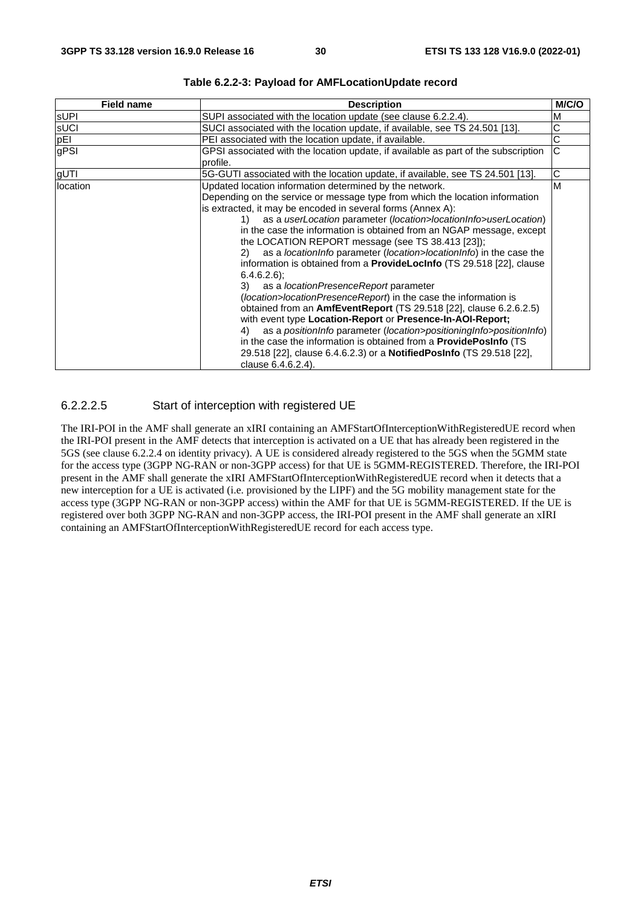**Table 6.2.2-3: Payload for AMFLocationUpdate record**

| Field name | Description | M/C/O |
|---|---|---|
| sUPI | SUPI associated with the location update (see clause 6.2.2.4). | M |
| sUCI | SUCI associated with the location update, if available, see TS 24.501 [13]. | C |
| pEI | PEI associated with the location update, if available. | C |
| gPSI | GPSI associated with the location update, if available as part of the subscription profile. | C |
| gUTI | 5G-GUTI associated with the location update, if available, see TS 24.501 [13]. | C |
| location | Updated location information determined by the network.<br>Depending on the service or message type from which the location information is extracted, it may be encoded in several forms (Annex A):<br>1) as a *userLocation* parameter (*location>locationInfo>userLocation*) in the case the information is obtained from an NGAP message, except the LOCATION REPORT message (see TS 38.413 [23]);<br>2) as a *locationInfo* parameter (*location>locationInfo*) in the case the information is obtained from a **ProvideLocInfo** (TS 29.518 [22], clause 6.4.6.2.6);<br>3) as a *locationPresenceReport* parameter (*location>locationPresenceReport*) in the case the information is obtained from an **AmfEventReport** (TS 29.518 [22], clause 6.2.6.2.5) with event type **Location-Report** or **Presence-In-AOI-Report;**<br>4) as a *positionInfo* parameter (*location>positioningInfo>positionInfo*) in the case the information is obtained from a **ProvidePosInfo** (TS 29.518 [22], clause 6.4.6.2.3) or a **NotifiedPosInfo** (TS 29.518 [22], clause 6.4.6.2.4). | M |

#### 6.2.2.2.5 Start of interception with registered UE

The IRI-POI in the AMF shall generate an xIRI containing an AMFStartOfInterceptionWithRegisteredUE record when the IRI-POI present in the AMF detects that interception is activated on a UE that has already been registered in the 5GS (see clause 6.2.2.4 on identity privacy). A UE is considered already registered to the 5GS when the 5GMM state for the access type (3GPP NG-RAN or non-3GPP access) for that UE is 5GMM-REGISTERED. Therefore, the IRI-POI present in the AMF shall generate the xIRI AMFStartOfInterceptionWithRegisteredUE record when it detects that a new interception for a UE is activated (i.e. provisioned by the LIPF) and the 5G mobility management state for the access type (3GPP NG-RAN or non-3GPP access) within the AMF for that UE is 5GMM-REGISTERED. If the UE is registered over both 3GPP NG-RAN and non-3GPP access, the IRI-POI present in the AMF shall generate an xIRI containing an AMFStartOfInterceptionWithRegisteredUE record for each access type.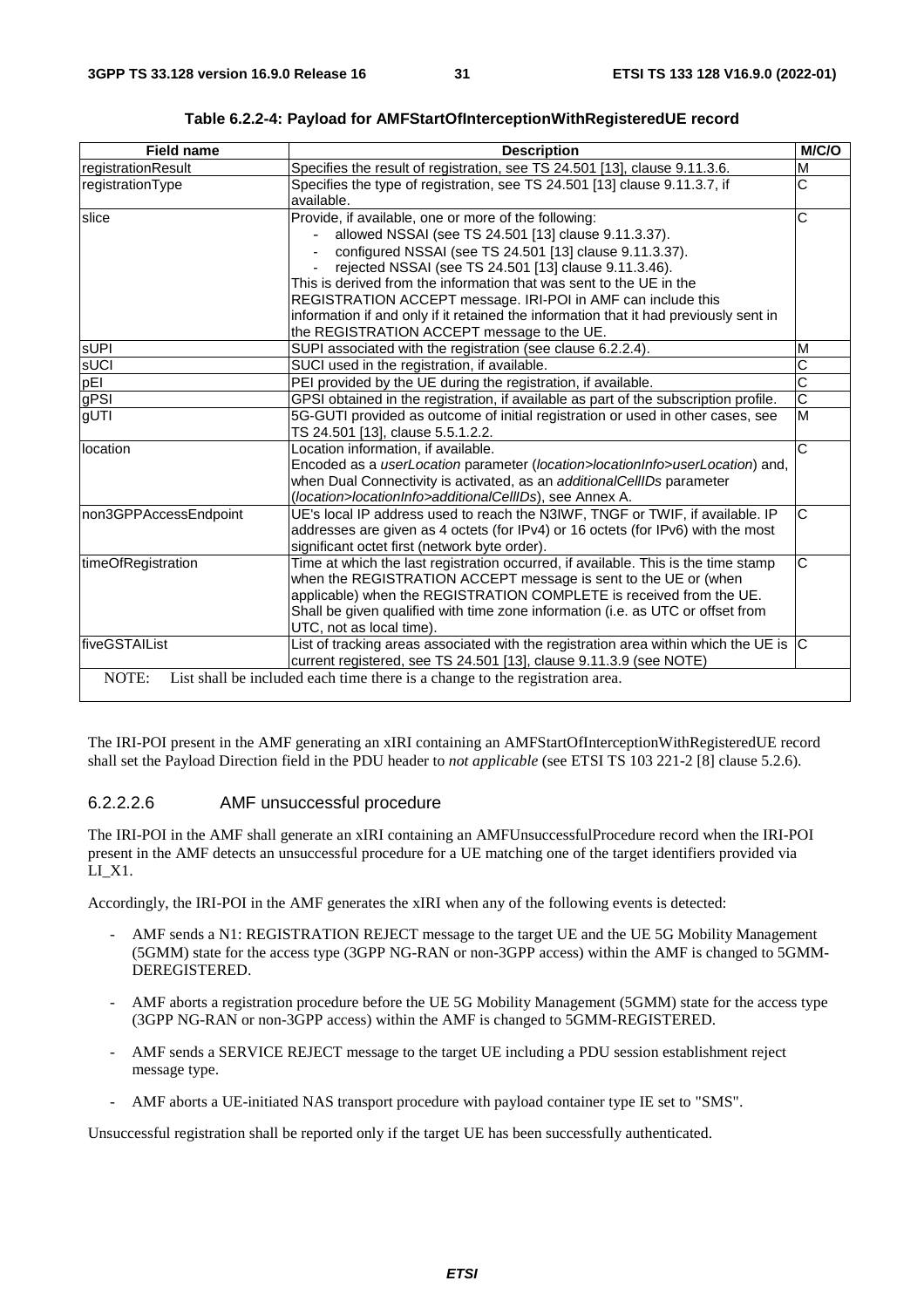**Table 6.2.2-4: Payload for AMFStartOfInterceptionWithRegisteredUE record**

| Field name | Description | M/C/O |
| --- | --- | --- |
| registrationResult | Specifies the result of registration, see TS 24.501 [13], clause 9.11.3.6. | M |
| registrationType | Specifies the type of registration, see TS 24.501 [13] clause 9.11.3.7, if available. | C |
| slice | Provide, if available, one or more of the following:<br>- allowed NSSAI (see TS 24.501 [13] clause 9.11.3.37).<br>- configured NSSAI (see TS 24.501 [13] clause 9.11.3.37).<br>- rejected NSSAI (see TS 24.501 [13] clause 9.11.3.46).<br>This is derived from the information that was sent to the UE in the REGISTRATION ACCEPT message. IRI-POI in AMF can include this information if and only if it retained the information that it had previously sent in the REGISTRATION ACCEPT message to the UE. | C |
| sUPI | SUPI associated with the registration (see clause 6.2.2.4). | M |
| sUCI | SUCI used in the registration, if available. | C |
| pEI | PEI provided by the UE during the registration, if available. | C |
| gPSI | GPSI obtained in the registration, if available as part of the subscription profile. | C |
| gUTI | 5G-GUTI provided as outcome of initial registration or used in other cases, see TS 24.501 [13], clause 5.5.1.2.2. | M |
| location | Location information, if available.<br>Encoded as a *userLocation* parameter (*location>locationInfo>userLocation*) and, when Dual Connectivity is activated, as an *additionalCellIDs* parameter (*location>locationInfo>additionalCellIDs*), see Annex A. | C |
| non3GPPAccessEndpoint | UE's local IP address used to reach the N3IWF, TNGF or TWIF, if available. IP addresses are given as 4 octets (for IPv4) or 16 octets (for IPv6) with the most significant octet first (network byte order). | C |
| timeOfRegistration | Time at which the last registration occurred, if available. This is the time stamp when the REGISTRATION ACCEPT message is sent to the UE or (when applicable) when the REGISTRATION COMPLETE is received from the UE. Shall be given qualified with time zone information (i.e. as UTC or offset from UTC, not as local time). | C |
| fiveGSTAIList | List of tracking areas associated with the registration area within which the UE is current registered, see TS 24.501 [13], clause 9.11.3.9 (see NOTE) | C |
| NOTE: List shall be included each time there is a change to the registration area. | | |

The IRI-POI present in the AMF generating an xIRI containing an AMFStartOfInterceptionWithRegisteredUE record shall set the Payload Direction field in the PDU header to *not applicable* (see ETSI TS 103 221-2 [8] clause 5.2.6).

#### 6.2.2.2.6 AMF unsuccessful procedure

The IRI-POI in the AMF shall generate an xIRI containing an AMFUnsuccessfulProcedure record when the IRI-POI present in the AMF detects an unsuccessful procedure for a UE matching one of the target identifiers provided via LI_X1.

Accordingly, the IRI-POI in the AMF generates the xIRI when any of the following events is detected:

- AMF sends a N1: REGISTRATION REJECT message to the target UE and the UE 5G Mobility Management (5GMM) state for the access type (3GPP NG-RAN or non-3GPP access) within the AMF is changed to 5GMM-DEREGISTERED.
- AMF aborts a registration procedure before the UE 5G Mobility Management (5GMM) state for the access type (3GPP NG-RAN or non-3GPP access) within the AMF is changed to 5GMM-REGISTERED.
- AMF sends a SERVICE REJECT message to the target UE including a PDU session establishment reject message type.
- AMF aborts a UE-initiated NAS transport procedure with payload container type IE set to "SMS".

Unsuccessful registration shall be reported only if the target UE has been successfully authenticated.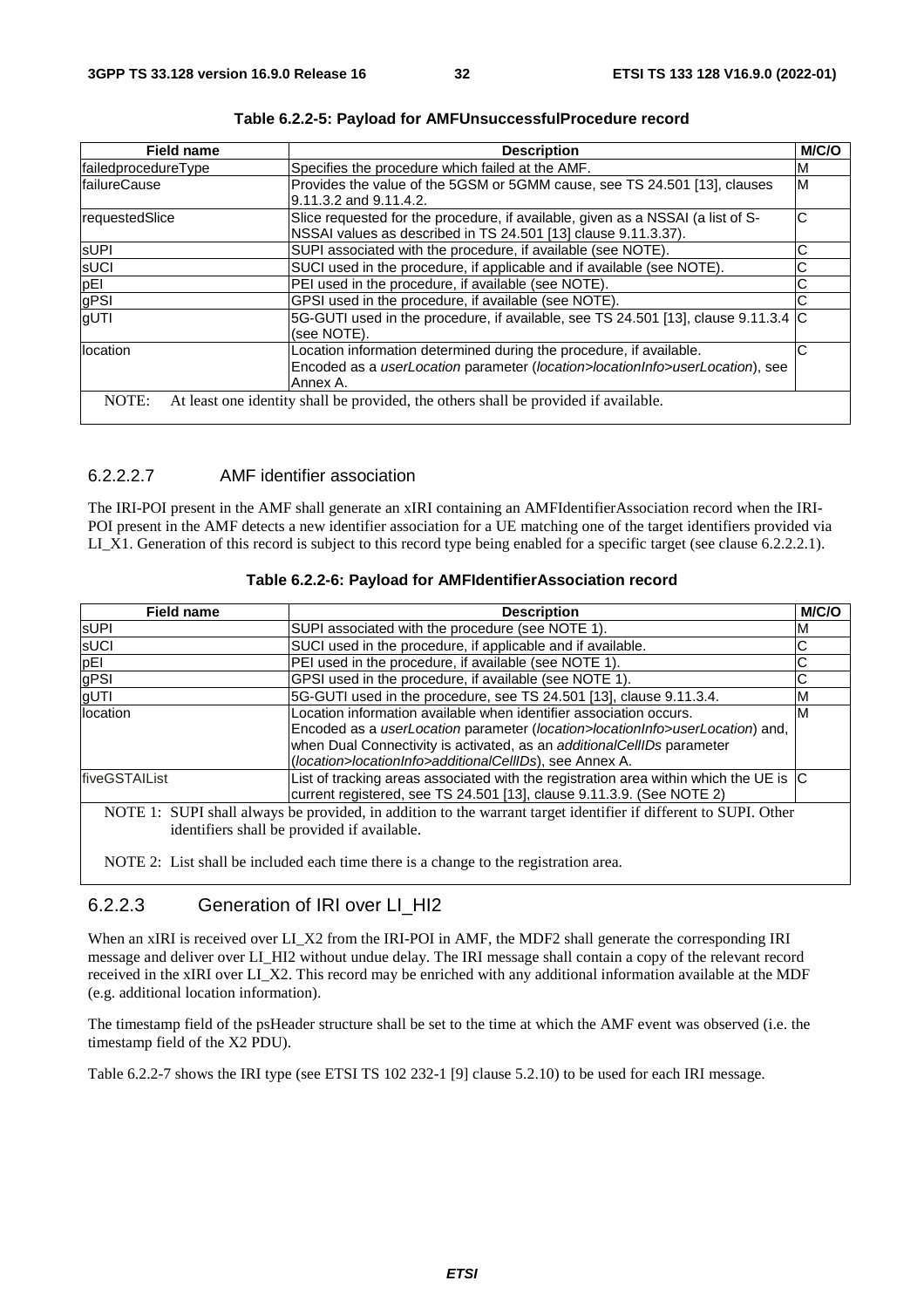**Table 6.2.2-5: Payload for AMFUnsuccessfulProcedure record**

| Field name | Description | M/C/O |
| --- | --- | --- |
| failedprocedureType | Specifies the procedure which failed at the AMF. | M |
| failureCause | Provides the value of the 5GSM or 5GMM cause, see TS 24.501 [13], clauses 9.11.3.2 and 9.11.4.2. | M |
| requestedSlice | Slice requested for the procedure, if available, given as a NSSAI (a list of S-NSSAI values as described in TS 24.501 [13] clause 9.11.3.37). | C |
| sUPI | SUPI associated with the procedure, if available (see NOTE). | C |
| sUCI | SUCI used in the procedure, if applicable and if available (see NOTE). | C |
| pEI | PEI used in the procedure, if available (see NOTE). | C |
| gPSI | GPSI used in the procedure, if available (see NOTE). | C |
| gUTI | 5G-GUTI used in the procedure, if available, see TS 24.501 [13], clause 9.11.3.4 (see NOTE). | C |
| location | Location information determined during the procedure, if available. Encoded as a *userLocation* parameter (*location>locationInfo>userLocation*), see Annex A. | C |
| NOTE: At least one identity shall be provided, the others shall be provided if available. | | |

#### 6.2.2.2.7 AMF identifier association

The IRI-POI present in the AMF shall generate an xIRI containing an AMFIdentifierAssociation record when the IRI-POI present in the AMF detects a new identifier association for a UE matching one of the target identifiers provided via LI_X1. Generation of this record is subject to this record type being enabled for a specific target (see clause 6.2.2.2.1).

**Table 6.2.2-6: Payload for AMFIdentifierAssociation record**

| Field name | Description | M/C/O |
| --- | --- | --- |
| sUPI | SUPI associated with the procedure (see NOTE 1). | M |
| sUCI | SUCI used in the procedure, if applicable and if available. | C |
| pEI | PEI used in the procedure, if available (see NOTE 1). | C |
| gPSI | GPSI used in the procedure, if available (see NOTE 1). | C |
| gUTI | 5G-GUTI used in the procedure, see TS 24.501 [13], clause 9.11.3.4. | M |
| location | Location information available when identifier association occurs. Encoded as a *userLocation* parameter (*location>locationInfo>userLocation*) and, when Dual Connectivity is activated, as an *additionalCellIDs* parameter (*location>locationInfo>additionalCellIDs*), see Annex A. | M |
| fiveGSTAIList | List of tracking areas associated with the registration area within which the UE is current registered, see TS 24.501 [13], clause 9.11.3.9. (See NOTE 2) | C |
| NOTE 1: SUPI shall always be provided, in addition to the warrant target identifier if different to SUPI. Other identifiers shall be provided if available.<br><br>NOTE 2: List shall be included each time there is a change to the registration area. | | |

### 6.2.2.3 Generation of IRI over LI_HI2

When an xIRI is received over LI_X2 from the IRI-POI in AMF, the MDF2 shall generate the corresponding IRI message and deliver over LI_HI2 without undue delay. The IRI message shall contain a copy of the relevant record received in the xIRI over LI_X2. This record may be enriched with any additional information available at the MDF (e.g. additional location information).

The timestamp field of the psHeader structure shall be set to the time at which the AMF event was observed (i.e. the timestamp field of the X2 PDU).

Table 6.2.2-7 shows the IRI type (see ETSI TS 102 232-1 [9] clause 5.2.10) to be used for each IRI message.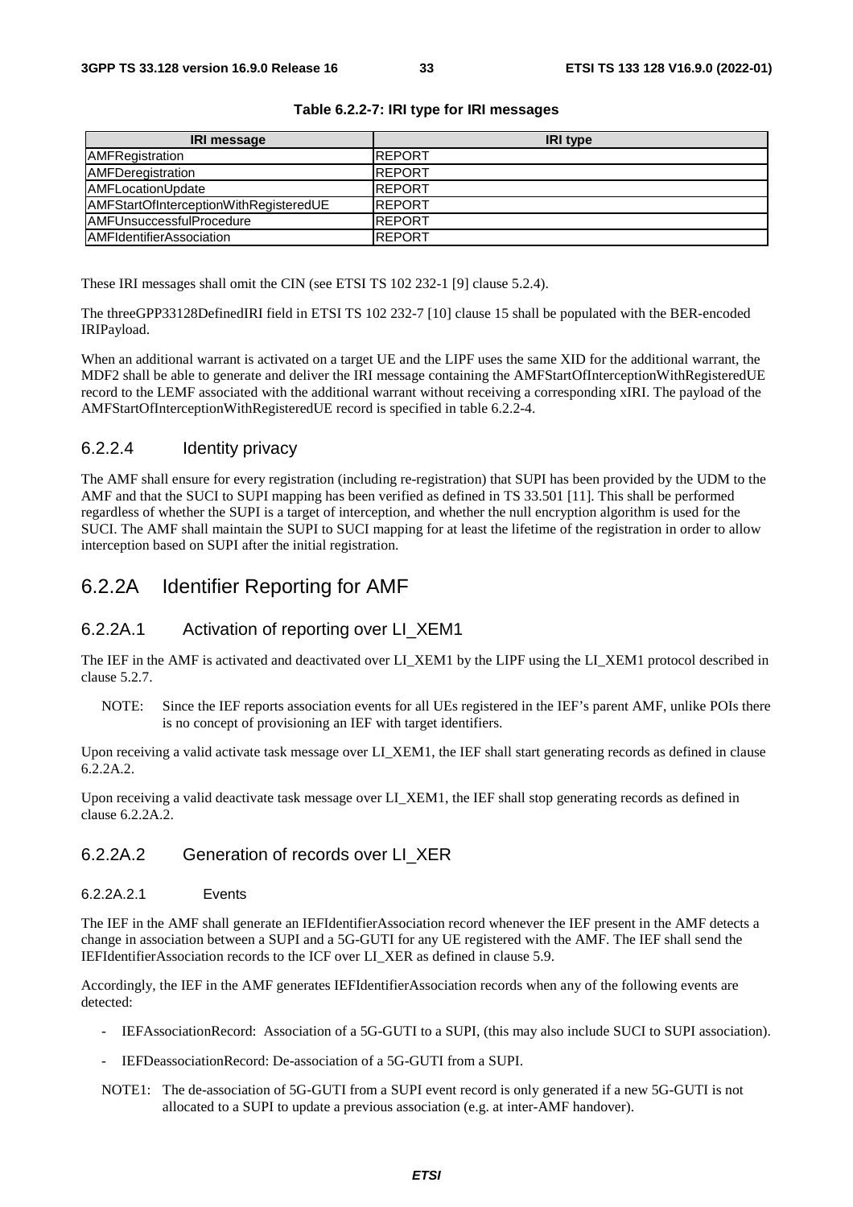**Table 6.2.2-7: IRI type for IRI messages**

| IRI message | IRI type |
| --- | --- |
| AMFRegistration | REPORT |
| AMFDeregistration | REPORT |
| AMFLocationUpdate | REPORT |
| AMFStartOfInterceptionWithRegisteredUE | REPORT |
| AMFUnsuccessfulProcedure | REPORT |
| AMFIdentifierAssociation | REPORT |

These IRI messages shall omit the CIN (see ETSI TS 102 232-1 [9] clause 5.2.4).

The threeGPP33128DefinedIRI field in ETSI TS 102 232-7 [10] clause 15 shall be populated with the BER-encoded IRIPayload.

When an additional warrant is activated on a target UE and the LIPF uses the same XID for the additional warrant, the MDF2 shall be able to generate and deliver the IRI message containing the AMFStartOfInterceptionWithRegisteredUE record to the LEMF associated with the additional warrant without receiving a corresponding xIRI. The payload of the AMFStartOfInterceptionWithRegisteredUE record is specified in table 6.2.2-4.

#### 6.2.2.4 Identity privacy

The AMF shall ensure for every registration (including re-registration) that SUPI has been provided by the UDM to the AMF and that the SUCI to SUPI mapping has been verified as defined in TS 33.501 [11]. This shall be performed regardless of whether the SUPI is a target of interception, and whether the null encryption algorithm is used for the SUCI. The AMF shall maintain the SUPI to SUCI mapping for at least the lifetime of the registration in order to allow interception based on SUPI after the initial registration.

## 6.2.2A Identifier Reporting for AMF

### 6.2.2A.1 Activation of reporting over LI_XEM1

The IEF in the AMF is activated and deactivated over LI_XEM1 by the LIPF using the LI_XEM1 protocol described in clause 5.2.7.

NOTE: Since the IEF reports association events for all UEs registered in the IEF's parent AMF, unlike POIs there is no concept of provisioning an IEF with target identifiers.

Upon receiving a valid activate task message over LI_XEM1, the IEF shall start generating records as defined in clause 6.2.2A.2.

Upon receiving a valid deactivate task message over LI_XEM1, the IEF shall stop generating records as defined in clause 6.2.2A.2.

### 6.2.2A.2 Generation of records over LI_XER

#### 6.2.2A.2.1 Events

The IEF in the AMF shall generate an IEFIdentifierAssociation record whenever the IEF present in the AMF detects a change in association between a SUPI and a 5G-GUTI for any UE registered with the AMF. The IEF shall send the IEFIdentifierAssociation records to the ICF over LI_XER as defined in clause 5.9.

Accordingly, the IEF in the AMF generates IEFIdentifierAssociation records when any of the following events are detected:

- IEFAssociationRecord: Association of a 5G-GUTI to a SUPI, (this may also include SUCI to SUPI association).
- IEFDeassociationRecord: De-association of a 5G-GUTI from a SUPI.

NOTE1: The de-association of 5G-GUTI from a SUPI event record is only generated if a new 5G-GUTI is not allocated to a SUPI to update a previous association (e.g. at inter-AMF handover).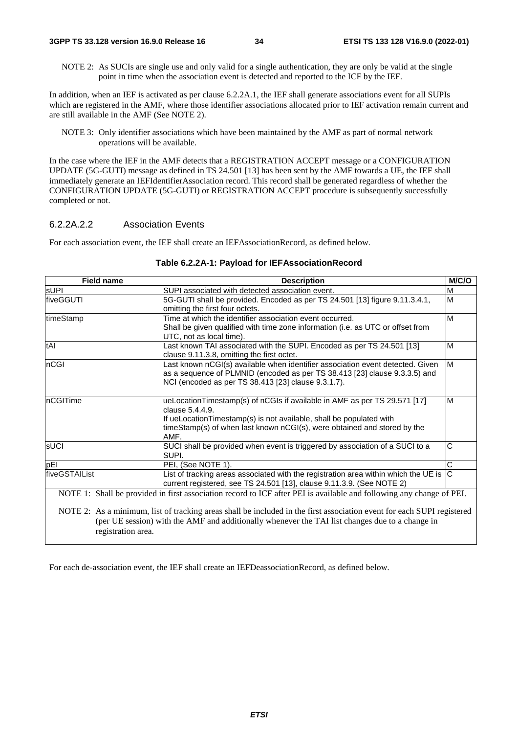NOTE 2: As SUCIs are single use and only valid for a single authentication, they are only be valid at the single point in time when the association event is detected and reported to the ICF by the IEF.

In addition, when an IEF is activated as per clause 6.2.2A.1, the IEF shall generate associations event for all SUPIs which are registered in the AMF, where those identifier associations allocated prior to IEF activation remain current and are still available in the AMF (See NOTE 2).

NOTE 3: Only identifier associations which have been maintained by the AMF as part of normal network operations will be available.

In the case where the IEF in the AMF detects that a REGISTRATION ACCEPT message or a CONFIGURATION UPDATE (5G-GUTI) message as defined in TS 24.501 [13] has been sent by the AMF towards a UE, the IEF shall immediately generate an IEFIdentifierAssociation record. This record shall be generated regardless of whether the CONFIGURATION UPDATE (5G-GUTI) or REGISTRATION ACCEPT procedure is subsequently successfully completed or not.

#### 6.2.2A.2.2 Association Events

For each association event, the IEF shall create an IEFAssociationRecord, as defined below.

**Table 6.2.2A-1: Payload for IEFAssociationRecord**

| Field name | Description | M/C/O |
|---|---|---|
| sUPI | SUPI associated with detected association event. | M |
| fiveGGUTI | 5G-GUTI shall be provided. Encoded as per TS 24.501 [13] figure 9.11.3.4.1, omitting the first four octets. | M |
| timeStamp | Time at which the identifier association event occurred. Shall be given qualified with time zone information (i.e. as UTC or offset from UTC, not as local time). | M |
| tAI | Last known TAI associated with the SUPI. Encoded as per TS 24.501 [13] clause 9.11.3.8, omitting the first octet. | M |
| nCGI | Last known nCGI(s) available when identifier association event detected. Given as a sequence of PLMNID (encoded as per TS 38.413 [23] clause 9.3.3.5) and NCI (encoded as per TS 38.413 [23] clause 9.3.1.7). | M |
| nCGITime | ueLocationTimestamp(s) of nCGIs if available in AMF as per TS 29.571 [17] clause 5.4.4.9. If ueLocationTimestamp(s) is not available, shall be populated with timeStamp(s) of when last known nCGI(s), were obtained and stored by the AMF. | M |
| sUCI | SUCI shall be provided when event is triggered by association of a SUCI to a SUPI. | C |
| pEI | PEI, (See NOTE 1). | C |
| fiveGSTAIList | List of tracking areas associated with the registration area within which the UE is current registered, see TS 24.501 [13], clause 9.11.3.9. (See NOTE 2) | C |
| NOTE 1: Shall be provided in first association record to ICF after PEI is available and following any change of PEI.<br><br>NOTE 2: As a minimum, list of tracking areas shall be included in the first association event for each SUPI registered (per UE session) with the AMF and additionally whenever the TAI list changes due to a change in registration area. | | |

For each de-association event, the IEF shall create an IEFDeassociationRecord, as defined below.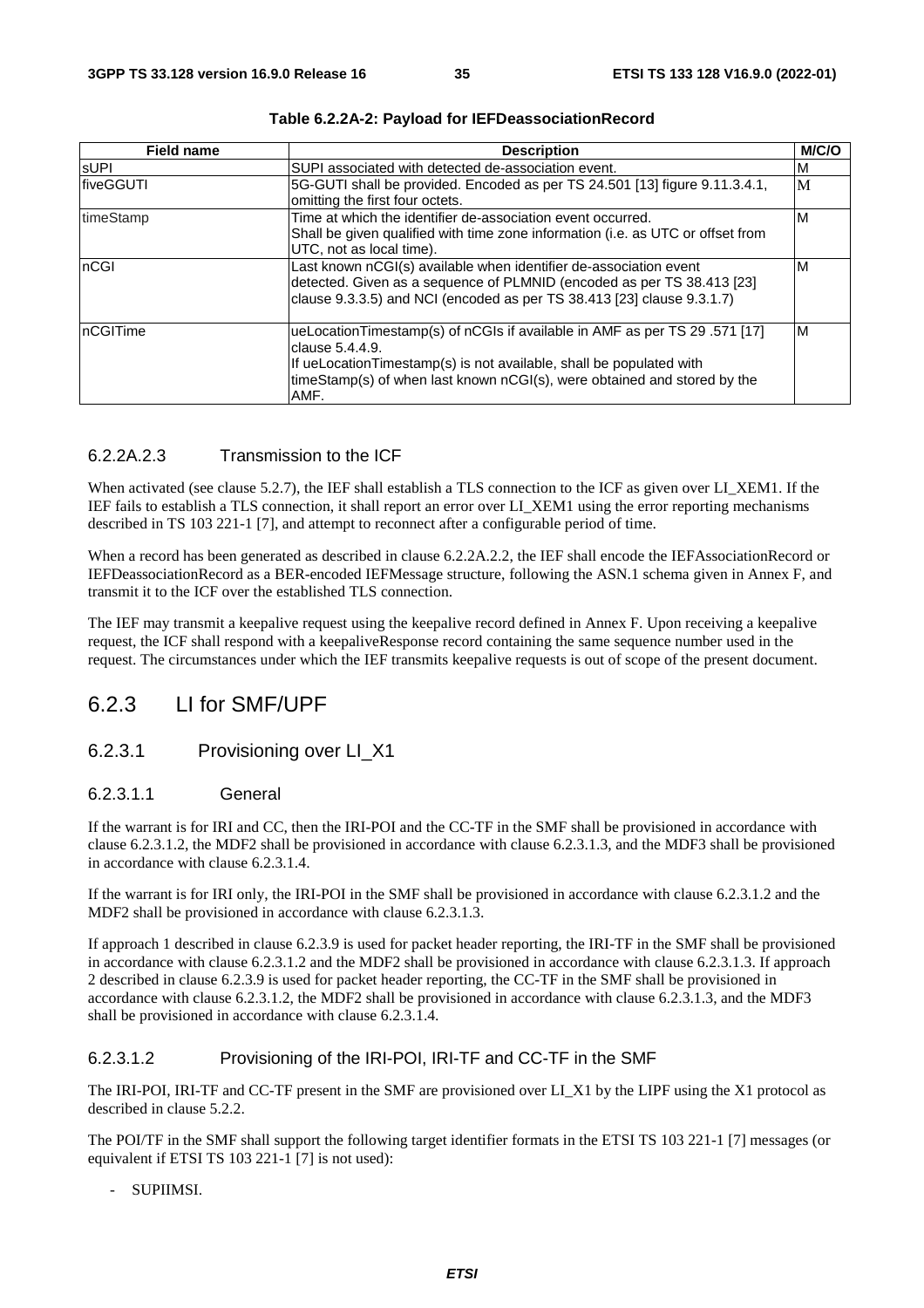**Table 6.2.2A-2: Payload for IEFDeassociationRecord**

| Field name | Description | M/C/O |
|---|---|---|
| sUPI | SUPI associated with detected de-association event. | M |
| fiveGGUTI | 5G-GUTI shall be provided. Encoded as per TS 24.501 [13] figure 9.11.3.4.1, omitting the first four octets. | M |
| timeStamp | Time at which the identifier de-association event occurred. Shall be given qualified with time zone information (i.e. as UTC or offset from UTC, not as local time). | M |
| nCGI | Last known nCGI(s) available when identifier de-association event detected. Given as a sequence of PLMNID (encoded as per TS 38.413 [23] clause 9.3.3.5) and NCI (encoded as per TS 38.413 [23] clause 9.3.1.7) | M |
| nCGITime | ueLocationTimestamp(s) of nCGIs if available in AMF as per TS 29 .571 [17] clause 5.4.4.9. If ueLocationTimestamp(s) is not available, shall be populated with timeStamp(s) of when last known nCGI(s), were obtained and stored by the AMF. | M |

#### 6.2.2A.2.3 Transmission to the ICF

When activated (see clause 5.2.7), the IEF shall establish a TLS connection to the ICF as given over LI_XEM1. If the IEF fails to establish a TLS connection, it shall report an error over LI_XEM1 using the error reporting mechanisms described in TS 103 221-1 [7], and attempt to reconnect after a configurable period of time.

When a record has been generated as described in clause 6.2.2A.2.2, the IEF shall encode the IEFAssociationRecord or IEFDeassociationRecord as a BER-encoded IEFMessage structure, following the ASN.1 schema given in Annex F, and transmit it to the ICF over the established TLS connection.

The IEF may transmit a keepalive request using the keepalive record defined in Annex F. Upon receiving a keepalive request, the ICF shall respond with a keepaliveResponse record containing the same sequence number used in the request. The circumstances under which the IEF transmits keepalive requests is out of scope of the present document.

## 6.2.3 LI for SMF/UPF

### 6.2.3.1 Provisioning over LI_X1

#### 6.2.3.1.1 General

If the warrant is for IRI and CC, then the IRI-POI and the CC-TF in the SMF shall be provisioned in accordance with clause 6.2.3.1.2, the MDF2 shall be provisioned in accordance with clause 6.2.3.1.3, and the MDF3 shall be provisioned in accordance with clause 6.2.3.1.4.

If the warrant is for IRI only, the IRI-POI in the SMF shall be provisioned in accordance with clause 6.2.3.1.2 and the MDF2 shall be provisioned in accordance with clause 6.2.3.1.3.

If approach 1 described in clause 6.2.3.9 is used for packet header reporting, the IRI-TF in the SMF shall be provisioned in accordance with clause 6.2.3.1.2 and the MDF2 shall be provisioned in accordance with clause 6.2.3.1.3. If approach 2 described in clause 6.2.3.9 is used for packet header reporting, the CC-TF in the SMF shall be provisioned in accordance with clause 6.2.3.1.2, the MDF2 shall be provisioned in accordance with clause 6.2.3.1.3, and the MDF3 shall be provisioned in accordance with clause 6.2.3.1.4.

#### 6.2.3.1.2 Provisioning of the IRI-POI, IRI-TF and CC-TF in the SMF

The IRI-POI, IRI-TF and CC-TF present in the SMF are provisioned over LI_X1 by the LIPF using the X1 protocol as described in clause 5.2.2.

The POI/TF in the SMF shall support the following target identifier formats in the ETSI TS 103 221-1 [7] messages (or equivalent if ETSI TS 103 221-1 [7] is not used):

- SUPIIMSI.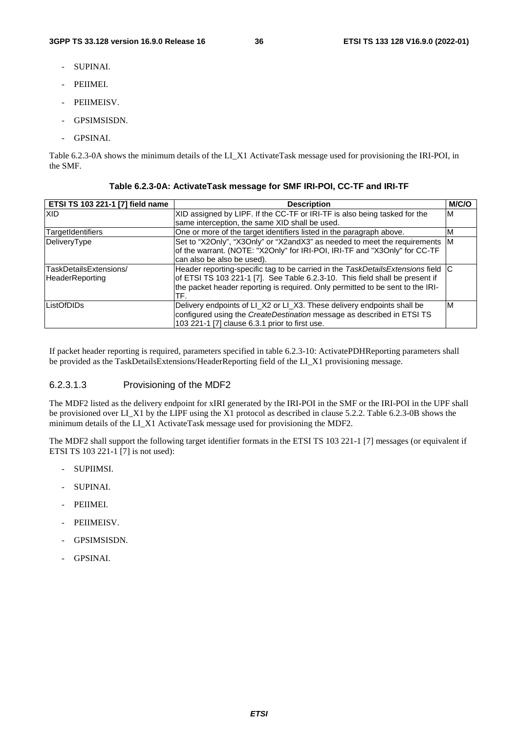- SUPINAI.
- PEIIMEI.
- PEIIMEISV.
- GPSIMSISDN.
- GPSINAI.

Table 6.2.3-0A shows the minimum details of the LI_X1 ActivateTask message used for provisioning the IRI-POI, in the SMF.

**Table 6.2.3-0A: ActivateTask message for SMF IRI-POI, CC-TF and IRI-TF**

| ETSI TS 103 221-1 [7] field name | Description | M/C/O |
|---|---|---|
| XID | XID assigned by LIPF. If the CC-TF or IRI-TF is also being tasked for the same interception, the same XID shall be used. | M |
| TargetIdentifiers | One or more of the target identifiers listed in the paragraph above. | M |
| DeliveryType | Set to "X2Only", "X3Only" or "X2andX3" as needed to meet the requirements of the warrant. (NOTE: "X2Only" for IRI-POI, IRI-TF and "X3Only" for CC-TF can also be also be used). | M |
| TaskDetailsExtensions/ HeaderReporting | Header reporting-specific tag to be carried in the *TaskDetailsExtensions* field of ETSI TS 103 221-1 [7]. See Table 6.2.3-10. This field shall be present if the packet header reporting is required. Only permitted to be sent to the IRI-TF. | C |
| ListOfDIDs | Delivery endpoints of LI_X2 or LI_X3. These delivery endpoints shall be configured using the *CreateDestination* message as described in ETSI TS 103 221-1 [7] clause 6.3.1 prior to first use. | M |

If packet header reporting is required, parameters specified in table 6.2.3-10: ActivatePDHReporting parameters shall be provided as the TaskDetailsExtensions/HeaderReporting field of the LI_X1 provisioning message.

#### 6.2.3.1.3 Provisioning of the MDF2

The MDF2 listed as the delivery endpoint for xIRI generated by the IRI-POI in the SMF or the IRI-POI in the UPF shall be provisioned over LI_X1 by the LIPF using the X1 protocol as described in clause 5.2.2. Table 6.2.3-0B shows the minimum details of the LI_X1 ActivateTask message used for provisioning the MDF2.

The MDF2 shall support the following target identifier formats in the ETSI TS 103 221-1 [7] messages (or equivalent if ETSI TS 103 221-1 [7] is not used):

- SUPIIMSI.
- SUPINAI.
- PEIIMEI.
- PEIIMEISV.
- GPSIMSISDN.
- GPSINAI.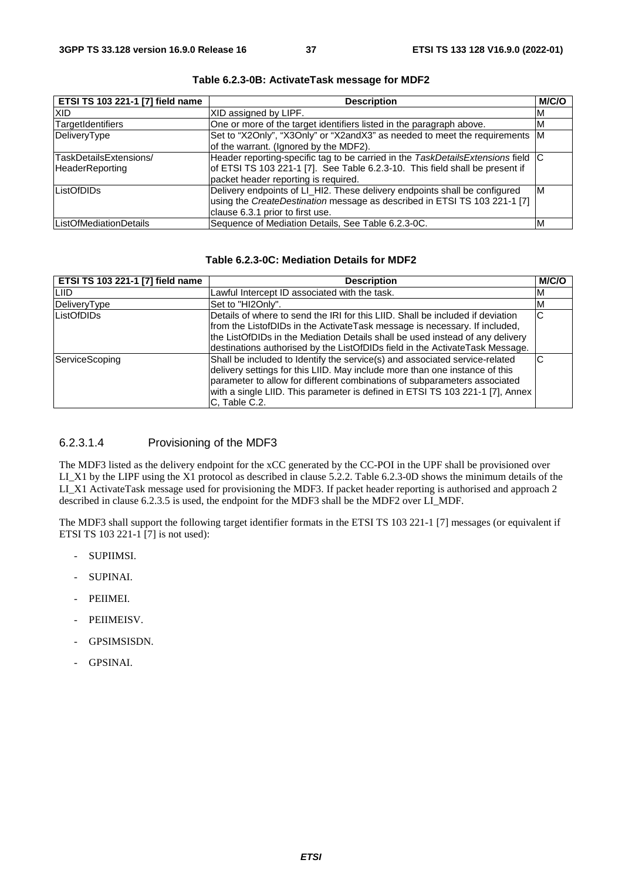**Table 6.2.3-0B: ActivateTask message for MDF2**

| ETSI TS 103 221-1 [7] field name | Description | M/C/O |
|---|---|---|
| XID | XID assigned by LIPF. | M |
| TargetIdentifiers | One or more of the target identifiers listed in the paragraph above. | M |
| DeliveryType | Set to "X2Only", "X3Only" or "X2andX3" as needed to meet the requirements of the warrant. (Ignored by the MDF2). | M |
| TaskDetailsExtensions/ HeaderReporting | Header reporting-specific tag to be carried in the *TaskDetailsExtensions* field of ETSI TS 103 221-1 [7]. See Table 6.2.3-10. This field shall be present if packet header reporting is required. | C |
| ListOfDIDs | Delivery endpoints of LI_HI2. These delivery endpoints shall be configured using the *CreateDestination* message as described in ETSI TS 103 221-1 [7] clause 6.3.1 prior to first use. | M |
| ListOfMediationDetails | Sequence of Mediation Details, See Table 6.2.3-0C. | M |

**Table 6.2.3-0C: Mediation Details for MDF2**

| ETSI TS 103 221-1 [7] field name | Description | M/C/O |
|---|---|---|
| LIID | Lawful Intercept ID associated with the task. | M |
| DeliveryType | Set to "HI2Only". | M |
| ListOfDIDs | Details of where to send the IRI for this LIID. Shall be included if deviation from the ListofDIDs in the ActivateTask message is necessary. If included, the ListOfDIDs in the Mediation Details shall be used instead of any delivery destinations authorised by the ListOfDIDs field in the ActivateTask Message. | C |
| ServiceScoping | Shall be included to Identify the service(s) and associated service-related delivery settings for this LIID. May include more than one instance of this parameter to allow for different combinations of subparameters associated with a single LIID. This parameter is defined in ETSI TS 103 221-1 [7], Annex C, Table C.2. | C |

#### 6.2.3.1.4 Provisioning of the MDF3

The MDF3 listed as the delivery endpoint for the xCC generated by the CC-POI in the UPF shall be provisioned over LI_X1 by the LIPF using the X1 protocol as described in clause 5.2.2. Table 6.2.3-0D shows the minimum details of the LI_X1 ActivateTask message used for provisioning the MDF3. If packet header reporting is authorised and approach 2 described in clause 6.2.3.5 is used, the endpoint for the MDF3 shall be the MDF2 over LI_MDF.

The MDF3 shall support the following target identifier formats in the ETSI TS 103 221-1 [7] messages (or equivalent if ETSI TS 103 221-1 [7] is not used):

- SUPIIMSI.
- SUPINAI.
- PEIIMEI.
- PEIIMEISV.
- GPSIMSISDN.
- GPSINAI.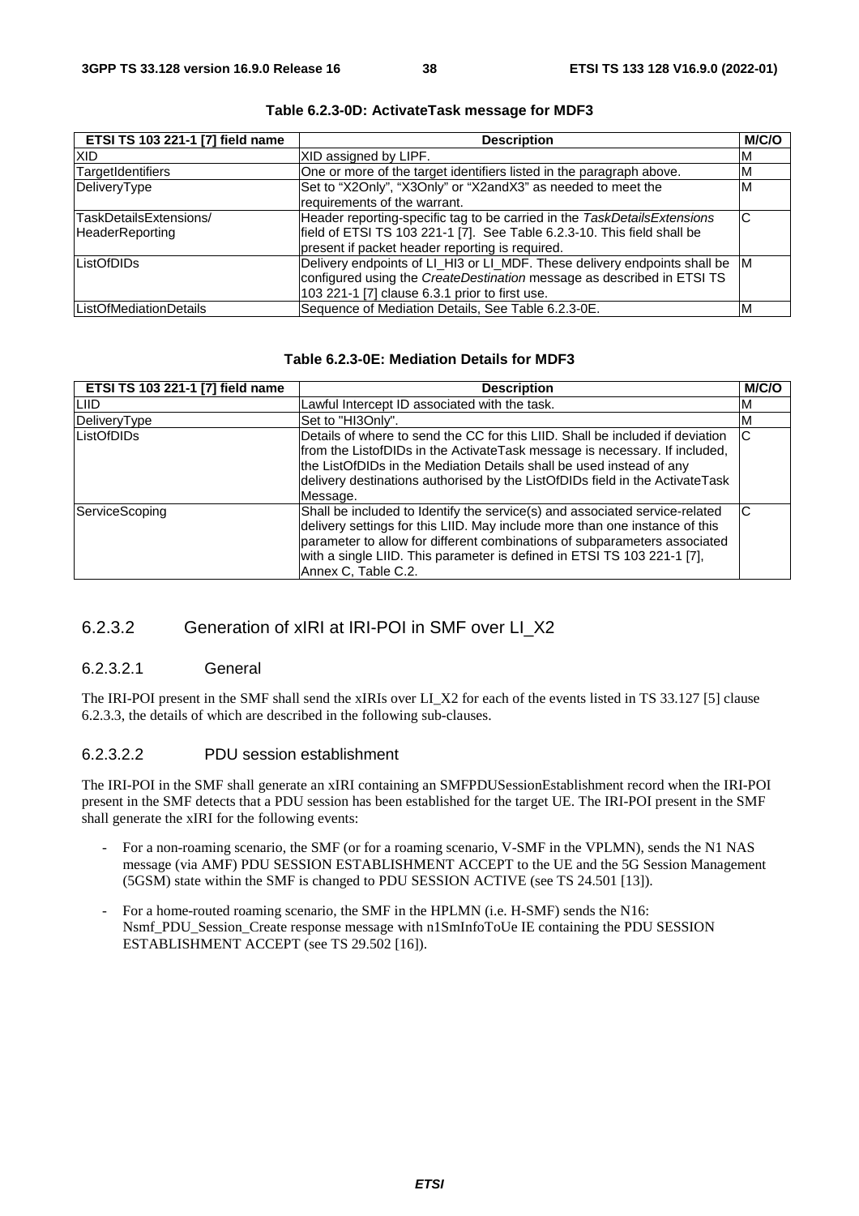**Table 6.2.3-0D: ActivateTask message for MDF3**

| ETSI TS 103 221-1 [7] field name | Description | M/C/O |
| --- | --- | --- |
| XID | XID assigned by LIPF. | M |
| TargetIdentifiers | One or more of the target identifiers listed in the paragraph above. | M |
| DeliveryType | Set to "X2Only", "X3Only" or "X2andX3" as needed to meet the requirements of the warrant. | M |
| TaskDetailsExtensions/ HeaderReporting | Header reporting-specific tag to be carried in the *TaskDetailsExtensions* field of ETSI TS 103 221-1 [7]. See Table 6.2.3-10. This field shall be present if packet header reporting is required. | C |
| ListOfDIDs | Delivery endpoints of LI_HI3 or LI_MDF. These delivery endpoints shall be configured using the *CreateDestination* message as described in ETSI TS 103 221-1 [7] clause 6.3.1 prior to first use. | M |
| ListOfMediationDetails | Sequence of Mediation Details, See Table 6.2.3-0E. | M |

**Table 6.2.3-0E: Mediation Details for MDF3**

| ETSI TS 103 221-1 [7] field name | Description | M/C/O |
| --- | --- | --- |
| LIID | Lawful Intercept ID associated with the task. | M |
| DeliveryType | Set to "HI3Only". | M |
| ListOfDIDs | Details of where to send the CC for this LIID. Shall be included if deviation from the ListofDIDs in the ActivateTask message is necessary. If included, the ListOfDIDs in the Mediation Details shall be used instead of any delivery destinations authorised by the ListOfDIDs field in the ActivateTask Message. | C |
| ServiceScoping | Shall be included to Identify the service(s) and associated service-related delivery settings for this LIID. May include more than one instance of this parameter to allow for different combinations of subparameters associated with a single LIID. This parameter is defined in ETSI TS 103 221-1 [7], Annex C, Table C.2. | C |

### 6.2.3.2 Generation of xIRI at IRI-POI in SMF over LI_X2

#### 6.2.3.2.1 General

The IRI-POI present in the SMF shall send the xIRIs over LI_X2 for each of the events listed in TS 33.127 [5] clause 6.2.3.3, the details of which are described in the following sub-clauses.

#### 6.2.3.2.2 PDU session establishment

The IRI-POI in the SMF shall generate an xIRI containing an SMFPDUSessionEstablishment record when the IRI-POI present in the SMF detects that a PDU session has been established for the target UE. The IRI-POI present in the SMF shall generate the xIRI for the following events:

- For a non-roaming scenario, the SMF (or for a roaming scenario, V-SMF in the VPLMN), sends the N1 NAS message (via AMF) PDU SESSION ESTABLISHMENT ACCEPT to the UE and the 5G Session Management (5GSM) state within the SMF is changed to PDU SESSION ACTIVE (see TS 24.501 [13]).
- For a home-routed roaming scenario, the SMF in the HPLMN (i.e. H-SMF) sends the N16: Nsmf_PDU_Session_Create response message with n1SmInfoToUe IE containing the PDU SESSION ESTABLISHMENT ACCEPT (see TS 29.502 [16]).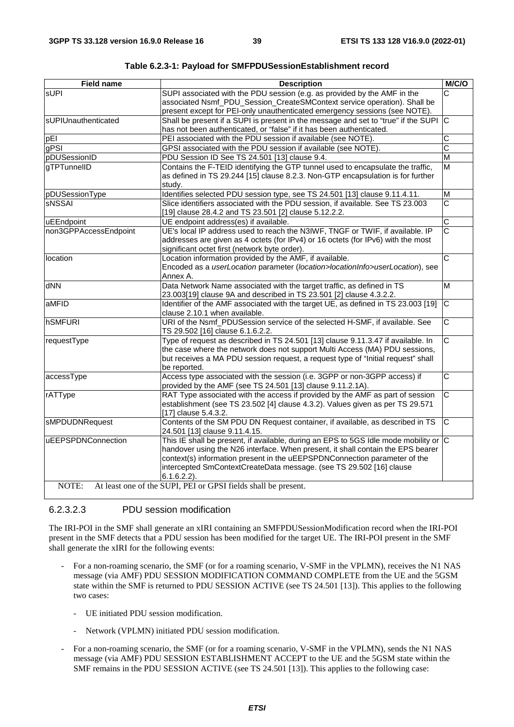**Table 6.2.3-1: Payload for SMFPDUSessionEstablishment record**

| Field name | Description | M/C/O |
|---|---|---|
| sUPI | SUPI associated with the PDU session (e.g. as provided by the AMF in the associated Nsmf_PDU_Session_CreateSMContext service operation). Shall be present except for PEI-only unauthenticated emergency sessions (see NOTE). | C |
| sUPIUnauthenticated | Shall be present if a SUPI is present in the message and set to "true" if the SUPI has not been authenticated, or "false" if it has been authenticated. | C |
| pEI | PEI associated with the PDU session if available (see NOTE). | C |
| gPSI | GPSI associated with the PDU session if available (see NOTE). | C |
| pDUSessionID | PDU Session ID See TS 24.501 [13] clause 9.4. | M |
| gTPTunnelID | Contains the F-TEID identifying the GTP tunnel used to encapsulate the traffic, as defined in TS 29.244 [15] clause 8.2.3. Non-GTP encapsulation is for further study. | M |
| pDUSessionType | Identifies selected PDU session type, see TS 24.501 [13] clause 9.11.4.11. | M |
| sNSSAI | Slice identifiers associated with the PDU session, if available. See TS 23.003 [19] clause 28.4.2 and TS 23.501 [2] clause 5.12.2.2. | C |
| uEEndpoint | UE endpoint address(es) if available. | C |
| non3GPPAccessEndpoint | UE's local IP address used to reach the N3IWF, TNGF or TWIF, if available. IP addresses are given as 4 octets (for IPv4) or 16 octets (for IPv6) with the most significant octet first (network byte order). | C |
| location | Location information provided by the AMF, if available.<br>Encoded as a *userLocation* parameter (*location>locationInfo>userLocation*), see Annex A. | C |
| dNN | Data Network Name associated with the target traffic, as defined in TS 23.003[19] clause 9A and described in TS 23.501 [2] clause 4.3.2.2. | M |
| aMFID | Identifier of the AMF associated with the target UE, as defined in TS 23.003 [19] clause 2.10.1 when available. | C |
| hSMFURI | URI of the Nsmf_PDUSession service of the selected H-SMF, if available. See TS 29.502 [16] clause 6.1.6.2.2. | C |
| requestType | Type of request as described in TS 24.501 [13] clause 9.11.3.47 if available. In the case where the network does not support Multi Access (MA) PDU sessions, but receives a MA PDU session request, a request type of "Initial request" shall be reported. | C |
| accessType | Access type associated with the session (i.e. 3GPP or non-3GPP access) if provided by the AMF (see TS 24.501 [13] clause 9.11.2.1A). | C |
| rATType | RAT Type associated with the access if provided by the AMF as part of session establishment (see TS 23.502 [4] clause 4.3.2). Values given as per TS 29.571 [17] clause 5.4.3.2. | C |
| sMPDUDNRequest | Contents of the SM PDU DN Request container, if available, as described in TS 24.501 [13] clause 9.11.4.15. | C |
| uEEPSPDNConnection | This IE shall be present, if available, during an EPS to 5GS Idle mode mobility or handover using the N26 interface. When present, it shall contain the EPS bearer context(s) information present in the uEEPSPDNConnection parameter of the intercepted SmContextCreateData message. (see TS 29.502 [16] clause 6.1.6.2.2). | C |
| NOTE: At least one of the SUPI, PEI or GPSI fields shall be present. | | |

#### 6.2.3.2.3 PDU session modification

The IRI-POI in the SMF shall generate an xIRI containing an SMFPDUSessionModification record when the IRI-POI present in the SMF detects that a PDU session has been modified for the target UE. The IRI-POI present in the SMF shall generate the xIRI for the following events:

- For a non-roaming scenario, the SMF (or for a roaming scenario, V-SMF in the VPLMN), receives the N1 NAS message (via AMF) PDU SESSION MODIFICATION COMMAND COMPLETE from the UE and the 5GSM state within the SMF is returned to PDU SESSION ACTIVE (see TS 24.501 [13]). This applies to the following two cases:
  - UE initiated PDU session modification.
  - Network (VPLMN) initiated PDU session modification.
- For a non-roaming scenario, the SMF (or for a roaming scenario, V-SMF in the VPLMN), sends the N1 NAS message (via AMF) PDU SESSION ESTABLISHMENT ACCEPT to the UE and the 5GSM state within the SMF remains in the PDU SESSION ACTIVE (see TS 24.501 [13]). This applies to the following case: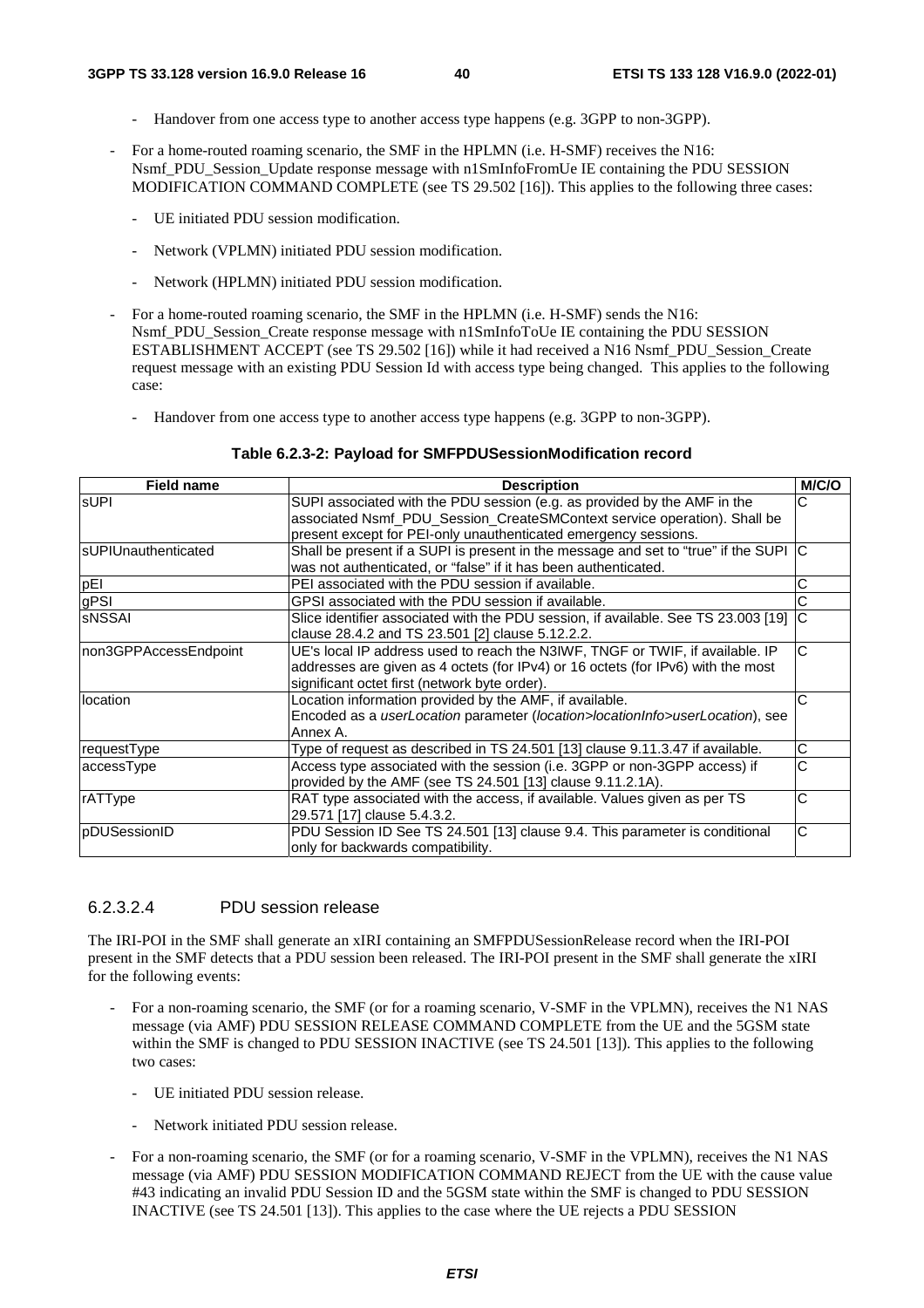- Handover from one access type to another access type happens (e.g. 3GPP to non-3GPP).

- For a home-routed roaming scenario, the SMF in the HPLMN (i.e. H-SMF) receives the N16: Nsmf_PDU_Session_Update response message with n1SmInfoFromUe IE containing the PDU SESSION MODIFICATION COMMAND COMPLETE (see TS 29.502 [16]). This applies to the following three cases:

    - UE initiated PDU session modification.

    - Network (VPLMN) initiated PDU session modification.

    - Network (HPLMN) initiated PDU session modification.

- For a home-routed roaming scenario, the SMF in the HPLMN (i.e. H-SMF) sends the N16: Nsmf_PDU_Session_Create response message with n1SmInfoToUe IE containing the PDU SESSION ESTABLISHMENT ACCEPT (see TS 29.502 [16]) while it had received a N16 Nsmf_PDU_Session_Create request message with an existing PDU Session Id with access type being changed. This applies to the following case:

    - Handover from one access type to another access type happens (e.g. 3GPP to non-3GPP).

**Table 6.2.3-2: Payload for SMFPDUSessionModification record**

| Field name | Description | M/C/O |
|---|---|---|
| sUPI | SUPI associated with the PDU session (e.g. as provided by the AMF in the associated Nsmf_PDU_Session_CreateSMContext service operation). Shall be present except for PEI-only unauthenticated emergency sessions. | C |
| sUPIUnauthenticated | Shall be present if a SUPI is present in the message and set to "true" if the SUPI was not authenticated, or "false" if it has been authenticated. | C |
| pEI | PEI associated with the PDU session if available. | C |
| gPSI | GPSI associated with the PDU session if available. | C |
| sNSSAI | Slice identifier associated with the PDU session, if available. See TS 23.003 [19] clause 28.4.2 and TS 23.501 [2] clause 5.12.2.2. | C |
| non3GPPAccessEndpoint | UE's local IP address used to reach the N3IWF, TNGF or TWIF, if available. IP addresses are given as 4 octets (for IPv4) or 16 octets (for IPv6) with the most significant octet first (network byte order). | C |
| location | Location information provided by the AMF, if available. Encoded as a *userLocation* parameter (*location>locationInfo>userLocation*), see Annex A. | C |
| requestType | Type of request as described in TS 24.501 [13] clause 9.11.3.47 if available. | C |
| accessType | Access type associated with the session (i.e. 3GPP or non-3GPP access) if provided by the AMF (see TS 24.501 [13] clause 9.11.2.1A). | C |
| rATType | RAT type associated with the access, if available. Values given as per TS 29.571 [17] clause 5.4.3.2. | C |
| pDUSessionID | PDU Session ID See TS 24.501 [13] clause 9.4. This parameter is conditional only for backwards compatibility. | C |

#### 6.2.3.2.4 PDU session release

The IRI-POI in the SMF shall generate an xIRI containing an SMFPDUSessionRelease record when the IRI-POI present in the SMF detects that a PDU session been released. The IRI-POI present in the SMF shall generate the xIRI for the following events:

- For a non-roaming scenario, the SMF (or for a roaming scenario, V-SMF in the VPLMN), receives the N1 NAS message (via AMF) PDU SESSION RELEASE COMMAND COMPLETE from the UE and the 5GSM state within the SMF is changed to PDU SESSION INACTIVE (see TS 24.501 [13]). This applies to the following two cases:

    - UE initiated PDU session release.

    - Network initiated PDU session release.

- For non-roaming scenario, the SMF (or for a roaming scenario, V-SMF in the VPLMN), receives the N1 NAS message (via AMF) PDU SESSION MODIFICATION COMMAND REJECT from the UE with the cause value #43 indicating an invalid PDU Session ID and the 5GSM state within the SMF is changed to PDU SESSION INACTIVE (see TS 24.501 [13]). This applies to the case where the UE rejects a PDU SESSION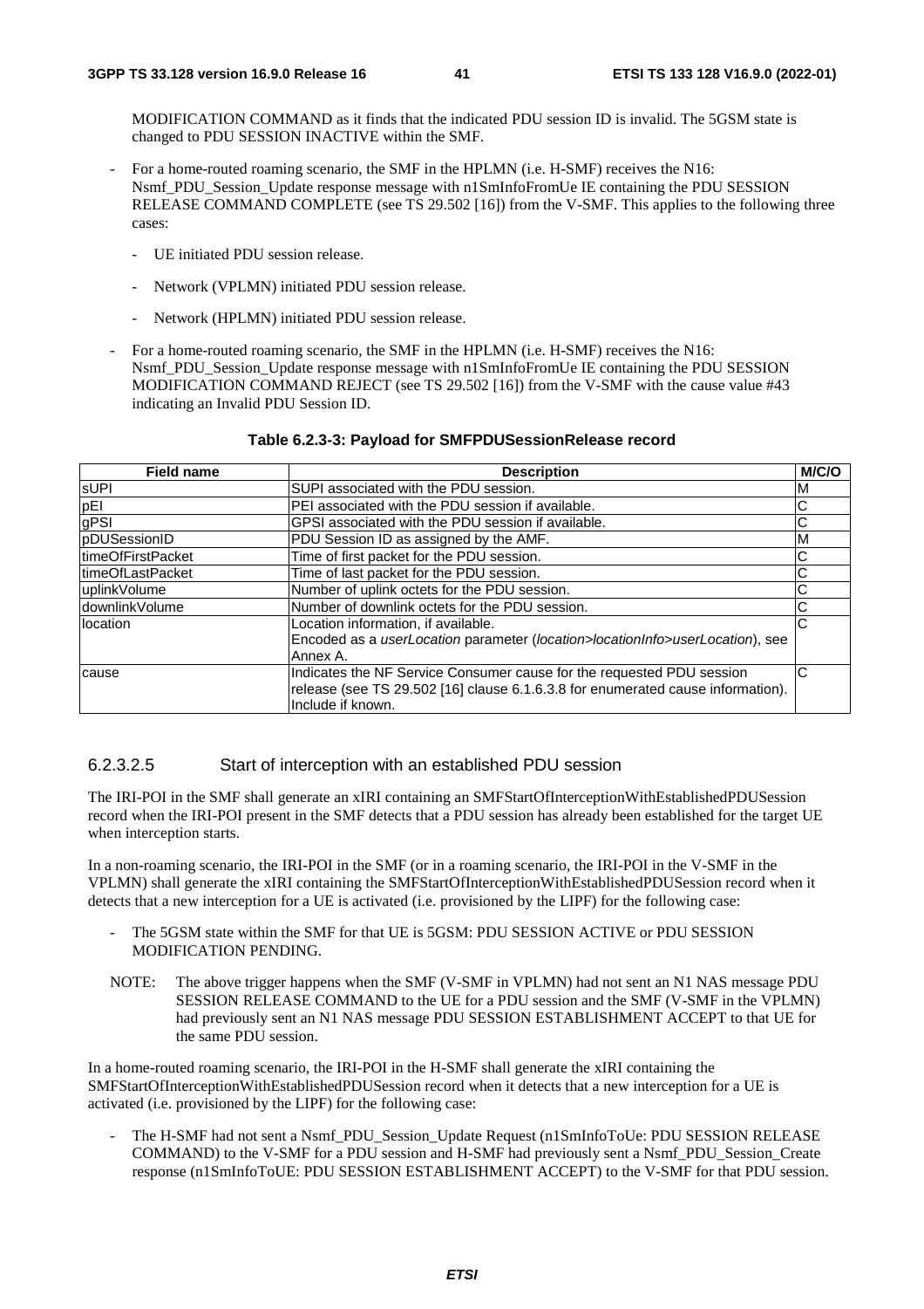MODIFICATION COMMAND as it finds that the indicated PDU session ID is invalid. The 5GSM state is changed to PDU SESSION INACTIVE within the SMF.

- For a home-routed roaming scenario, the SMF in the HPLMN (i.e. H-SMF) receives the N16: Nsmf_PDU_Session_Update response message with n1SmInfoFromUe IE containing the PDU SESSION RELEASE COMMAND COMPLETE (see TS 29.502 [16]) from the V-SMF. This applies to the following three cases:
  - UE initiated PDU session release.
  - Network (VPLMN) initiated PDU session release.
  - Network (HPLMN) initiated PDU session release.
- For a home-routed roaming scenario, the SMF in the HPLMN (i.e. H-SMF) receives the N16: Nsmf_PDU_Session_Update response message with n1SmInfoFromUe IE containing the PDU SESSION MODIFICATION COMMAND REJECT (see TS 29.502 [16]) from the V-SMF with the cause value #43 indicating an Invalid PDU Session ID.

**Table 6.2.3-3: Payload for SMFPDUSessionRelease record**

| Field name | Description | M/C/O |
|---|---|---|
| sUPI | SUPI associated with the PDU session. | M |
| pEI | PEI associated with the PDU session if available. | C |
| gPSI | GPSI associated with the PDU session if available. | C |
| pDUSessionID | PDU Session ID as assigned by the AMF. | M |
| timeOfFirstPacket | Time of first packet for the PDU session. | C |
| timeOfLastPacket | Time of last packet for the PDU session. | C |
| uplinkVolume | Number of uplink octets for the PDU session. | C |
| downlinkVolume | Number of downlink octets for the PDU session. | C |
| location | Location information, if available.<br>Encoded as a *userLocation* parameter (*location>locationInfo>userLocation*), see Annex A. | C |
| cause | Indicates the NF Service Consumer cause for the requested PDU session release (see TS 29.502 [16] clause 6.1.6.3.8 for enumerated cause information). Include if known. | C |

#### 6.2.3.2.5 Start of interception with an established PDU session

The IRI-POI in the SMF shall generate an xIRI containing an SMFStartOfInterceptionWithEstablishedPDUSession record when the IRI-POI present in the SMF detects that a PDU session has already been established for the target UE when interception starts.

In a non-roaming scenario, the IRI-POI in the SMF (or in a roaming scenario, the IRI-POI in the V-SMF in the VPLMN) shall generate the xIRI containing the SMFStartOfInterceptionWithEstablishedPDUSession record when it detects that a new interception for a UE is activated (i.e. provisioned by the LIPF) for the following case:

- The 5GSM state within the SMF for that UE is 5GSM: PDU SESSION ACTIVE or PDU SESSION MODIFICATION PENDING.

NOTE: The above trigger happens when the SMF (V-SMF in VPLMN) had not sent an N1 NAS message PDU SESSION RELEASE COMMAND to the UE for a PDU session and the SMF (V-SMF in the VPLMN) had previously sent an N1 NAS message PDU SESSION ESTABLISHMENT ACCEPT to that UE for the same PDU session.

In a home-routed roaming scenario, the IRI-POI in the H-SMF shall generate the xIRI containing the SMFStartOfInterceptionWithEstablishedPDUSession record when it detects that a new interception for a UE is activated (i.e. provisioned by the LIPF) for the following case:

- The H-SMF had not sent a Nsmf_PDU_Session_Update Request (n1SmInfoToUe: PDU SESSION RELEASE COMMAND) to the V-SMF for a PDU session and H-SMF had previously sent a Nsmf_PDU_Session_Create response (n1SmInfoToUE: PDU SESSION ESTABLISHMENT ACCEPT) to the V-SMF for that PDU session.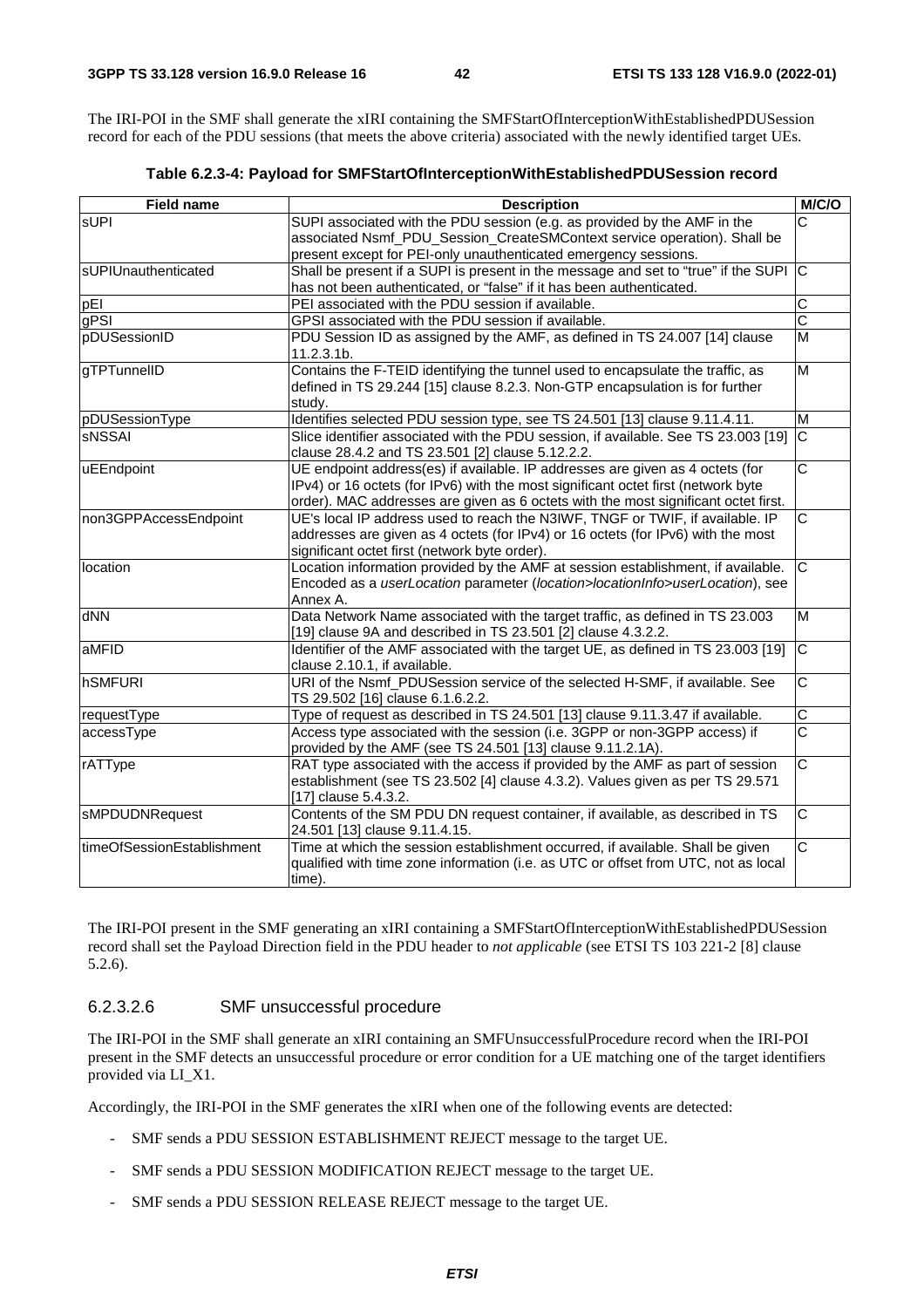The IRI-POI in the SMF shall generate the xIRI containing the SMFStartOfInterceptionWithEstablishedPDUSession record for each of the PDU sessions (that meets the above criteria) associated with the newly identified target UEs.

**Table 6.2.3-4: Payload for SMFStartOfInterceptionWithEstablishedPDUSession record**

| Field name | Description | M/C/O |
|---|---|---|
| sUPI | SUPI associated with the PDU session (e.g. as provided by the AMF in the associated Nsmf_PDU_Session_CreateSMContext service operation). Shall be present except for PEI-only unauthenticated emergency sessions. | C |
| sUPIUnauthenticated | Shall be present if a SUPI is present in the message and set to "true" if the SUPI has not been authenticated, or "false" if it has been authenticated. | C |
| pEI | PEI associated with the PDU session if available. | C |
| gPSI | GPSI associated with the PDU session if available. | C |
| pDUSessionID | PDU Session ID as assigned by the AMF, as defined in TS 24.007 [14] clause 11.2.3.1b. | M |
| gTPTunnelID | Contains the F-TEID identifying the tunnel used to encapsulate the traffic, as defined in TS 29.244 [15] clause 8.2.3. Non-GTP encapsulation is for further study. | M |
| pDUSessionType | Identifies selected PDU session type, see TS 24.501 [13] clause 9.11.4.11. | M |
| sNSSAI | Slice identifier associated with the PDU session, if available. See TS 23.003 [19] clause 28.4.2 and TS 23.501 [2] clause 5.12.2.2. | C |
| uEEndpoint | UE endpoint address(es) if available. IP addresses are given as 4 octets (for IPv4) or 16 octets (for IPv6) with the most significant octet first (network byte order). MAC addresses are given as 6 octets with the most significant octet first. | C |
| non3GPPAccessEndpoint | UE's local IP address used to reach the N3IWF, TNGF or TWIF, if available. IP addresses are given as 4 octets (for IPv4) or 16 octets (for IPv6) with the most significant octet first (network byte order). | C |
| location | Location information provided by the AMF at session establishment, if available. Encoded as a *userLocation* parameter (*location>locationInfo>userLocation*), see Annex A. | C |
| dNN | Data Network Name associated with the target traffic, as defined in TS 23.003 [19] clause 9A and described in TS 23.501 [2] clause 4.3.2.2. | M |
| aMFID | Identifier of the AMF associated with the target UE, as defined in TS 23.003 [19] clause 2.10.1, if available. | C |
| hSMFURI | URI of the Nsmf_PDUSession service of the selected H-SMF, if available. See TS 29.502 [16] clause 6.1.6.2.2. | C |
| requestType | Type of request as described in TS 24.501 [13] clause 9.11.3.47 if available. | C |
| accessType | Access type associated with the session (i.e. 3GPP or non-3GPP access) if provided by the AMF (see TS 24.501 [13] clause 9.11.2.1A). | C |
| rATType | RAT type associated with the access if provided by the AMF as part of session establishment (see TS 23.502 [4] clause 4.3.2). Values given as per TS 29.571 [17] clause 5.4.3.2. | C |
| sMPDUDNRequest | Contents of the SM PDU DN request container, if available, as described in TS 24.501 [13] clause 9.11.4.15. | C |
| timeOfSessionEstablishment | Time at which the session establishment occurred, if available. Shall be given qualified with time zone information (i.e. as UTC or offset from UTC, not as local time). | C |

The IRI-POI present in the SMF generating an xIRI containing a SMFStartOfInterceptionWithEstablishedPDUSession record shall set the Payload Direction field in the PDU header to *not applicable* (see ETSI TS 103 221-2 [8] clause 5.2.6).

#### 6.2.3.2.6 SMF unsuccessful procedure

The IRI-POI in the SMF shall generate an xIRI containing an SMFUnsuccessfulProcedure record when the IRI-POI present in the SMF detects an unsuccessful procedure or error condition for a UE matching one of the target identifiers provided via LI_X1.

Accordingly, the IRI-POI in the SMF generates the xIRI when one of the following events are detected:

- SMF sends a PDU SESSION ESTABLISHMENT REJECT message to the target UE.
- SMF sends a PDU SESSION MODIFICATION REJECT message to the target UE.
- SMF sends a PDU SESSION RELEASE REJECT message to the target UE.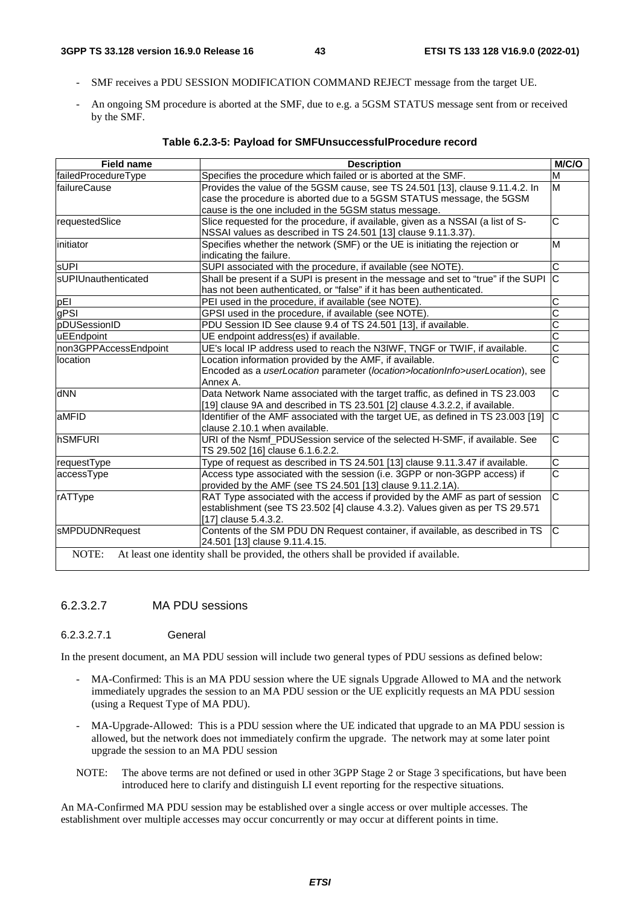- SMF receives a PDU SESSION MODIFICATION COMMAND REJECT message from the target UE.
- An ongoing SM procedure is aborted at the SMF, due to e.g. a 5GSM STATUS message sent from or received by the SMF.

**Table 6.2.3-5: Payload for SMFUnsuccessfulProcedure record**

| Field name | Description | M/C/O |
|---|---|---|
| failedProcedureType | Specifies the procedure which failed or is aborted at the SMF. | M |
| failureCause | Provides the value of the 5GSM cause, see TS 24.501 [13], clause 9.11.4.2. In case the procedure is aborted due to a 5GSM STATUS message, the 5GSM cause is the one included in the 5GSM status message. | M |
| requestedSlice | Slice requested for the procedure, if available, given as a NSSAI (a list of S-NSSAI values as described in TS 24.501 [13] clause 9.11.3.37). | C |
| initiator | Specifies whether the network (SMF) or the UE is initiating the rejection or indicating the failure. | M |
| sUPI | SUPI associated with the procedure, if available (see NOTE). | C |
| sUPIUnauthenticated | Shall be present if a SUPI is present in the message and set to "true" if the SUPI has not been authenticated, or "false" if it has been authenticated. | C |
| pEI | PEI used in the procedure, if available (see NOTE). | C |
| gPSI | GPSI used in the procedure, if available (see NOTE). | C |
| pDUSessionID | PDU Session ID See clause 9.4 of TS 24.501 [13], if available. | C |
| uEEndpoint | UE endpoint address(es) if available. | C |
| non3GPPAccessEndpoint | UE's local IP address used to reach the N3IWF, TNGF or TWIF, if available. | C |
| location | Location information provided by the AMF, if available. Encoded as a *userLocation* parameter (*location>locationInfo>userLocation*), see Annex A. | C |
| dNN | Data Network Name associated with the target traffic, as defined in TS 23.003 [19] clause 9A and described in TS 23.501 [2] clause 4.3.2.2, if available. | C |
| aMFID | Identifier of the AMF associated with the target UE, as defined in TS 23.003 [19] clause 2.10.1 when available. | C |
| hSMFURI | URI of the Nsmf_PDUSession service of the selected H-SMF, if available. See TS 29.502 [16] clause 6.1.6.2.2. | C |
| requestType | Type of request as described in TS 24.501 [13] clause 9.11.3.47 if available. | C |
| accessType | Access type associated with the session (i.e. 3GPP or non-3GPP access) if provided by the AMF (see TS 24.501 [13] clause 9.11.2.1A). | C |
| rATType | RAT Type associated with the access if provided by the AMF as part of session establishment (see TS 23.502 [4] clause 4.3.2). Values given as per TS 29.571 [17] clause 5.4.3.2. | C |
| sMPDUDNRequest | Contents of the SM PDU DN Request container, if available, as described in TS 24.501 [13] clause 9.11.4.15. | C |
| NOTE: At least one identity shall be provided, the others shall be provided if available. | | |

#### 6.2.3.2.7 MA PDU sessions

##### 6.2.3.2.7.1 General

In the present document, an MA PDU session will include two general types of PDU sessions as defined below:

- MA-Confirmed: This is an MA PDU session where the UE signals Upgrade Allowed to MA and the network immediately upgrades the session to an MA PDU session or the UE explicitly requests an MA PDU session (using a Request Type of MA PDU).
- MA-Upgrade-Allowed: This is a PDU session where the UE indicated that upgrade to an MA PDU session is allowed, but the network does not immediately confirm the upgrade. The network may at some later point upgrade the session to an MA PDU session

NOTE: The above terms are not defined or used in other 3GPP Stage 2 or Stage 3 specifications, but have been introduced here to clarify and distinguish LI event reporting for the respective situations.

An MA-Confirmed MA PDU session may be established over a single access or over multiple accesses. The establishment over multiple accesses may occur concurrently or may occur at different points in time.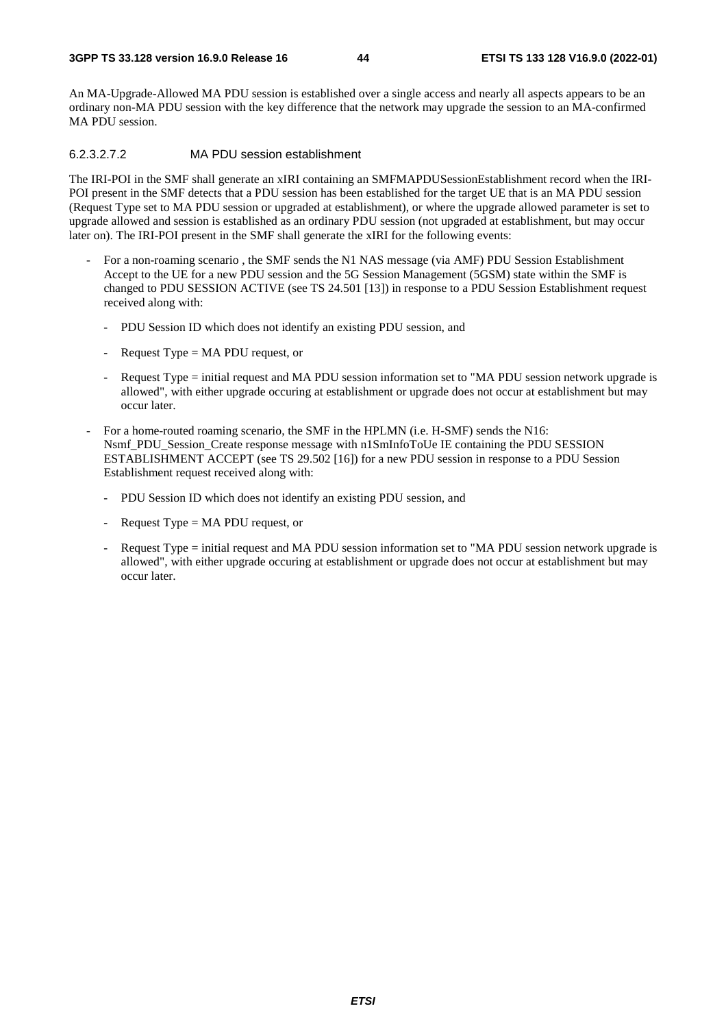An MA-Upgrade-Allowed MA PDU session is established over a single access and nearly all aspects appears to be an ordinary non-MA PDU session with the key difference that the network may upgrade the session to an MA-confirmed MA PDU session.

#### 6.2.3.2.7.2 MA PDU session establishment

The IRI-POI in the SMF shall generate an xIRI containing an SMFMAPDUSessionEstablishment record when the IRI-POI present in the SMF detects that a PDU session has been established for the target UE that is an MA PDU session (Request Type set to MA PDU session or upgraded at establishment), or where the upgrade allowed parameter is set to upgrade allowed and session is established as an ordinary PDU session (not upgraded at establishment, but may occur later on). The IRI-POI present in the SMF shall generate the xIRI for the following events:

- For a non-roaming scenario , the SMF sends the N1 NAS message (via AMF) PDU Session Establishment Accept to the UE for a new PDU session and the 5G Session Management (5GSM) state within the SMF is changed to PDU SESSION ACTIVE (see TS 24.501 [13]) in response to a PDU Session Establishment request received along with:
  - PDU Session ID which does not identify an existing PDU session, and
  - Request Type = MA PDU request, or
  - Request Type = initial request and MA PDU session information set to "MA PDU session network upgrade is allowed", with either upgrade occuring at establishment or upgrade does not occur at establishment but may occur later.
- For a home-routed roaming scenario, the SMF in the HPLMN (i.e. H-SMF) sends the N16: Nsmf_PDU_Session_Create response message with n1SmInfoToUe IE containing the PDU SESSION ESTABLISHMENT ACCEPT (see TS 29.502 [16]) for a new PDU session in response to a PDU Session Establishment request received along with:
  - PDU Session ID which does not identify an existing PDU session, and
  - Request Type = MA PDU request, or
  - Request Type = initial request and MA PDU session information set to "MA PDU session network upgrade is allowed", with either upgrade occuring at establishment or upgrade does not occur at establishment but may occur later.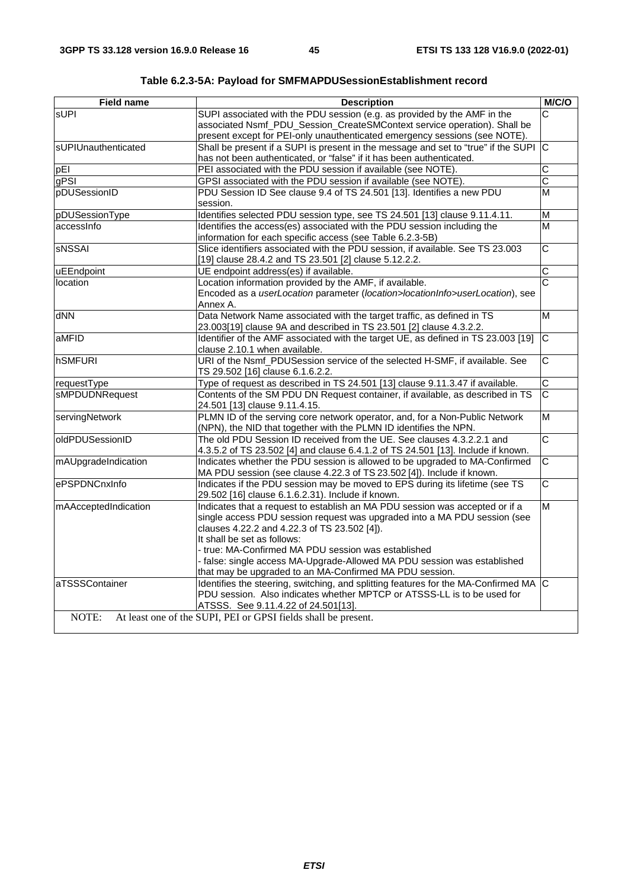**Table 6.2.3-5A: Payload for SMFMAPDUSessionEstablishment record**

| Field name | Description | M/C/O |
|---|---|---|
| sUPI | SUPI associated with the PDU session (e.g. as provided by the AMF in the associated Nsmf_PDU_Session_CreateSMContext service operation). Shall be present except for PEI-only unauthenticated emergency sessions (see NOTE). | C |
| sUPIUnauthenticated | Shall be present if a SUPI is present in the message and set to "true" if the SUPI has not been authenticated, or "false" if it has been authenticated. | C |
| pEI | PEI associated with the PDU session if available (see NOTE). | C |
| gPSI | GPSI associated with the PDU session if available (see NOTE). | C |
| pDUSessionID | PDU Session ID See clause 9.4 of TS 24.501 [13]. Identifies a new PDU session. | M |
| pDUSessionType | Identifies selected PDU session type, see TS 24.501 [13] clause 9.11.4.11. | M |
| accessInfo | Identifies the access(es) associated with the PDU session including the information for each specific access (see Table 6.2.3-5B) | M |
| sNSSAI | Slice identifiers associated with the PDU session, if available. See TS 23.003 [19] clause 28.4.2 and TS 23.501 [2] clause 5.12.2.2. | C |
| uEEndpoint | UE endpoint address(es) if available. | C |
| location | Location information provided by the AMF, if available.<br>Encoded as a *userLocation* parameter (*location>locationInfo>userLocation*), see Annex A. | C |
| dNN | Data Network Name associated with the target traffic, as defined in TS 23.003[19] clause 9A and described in TS 23.501 [2] clause 4.3.2.2. | M |
| aMFID | Identifier of the AMF associated with the target UE, as defined in TS 23.003 [19] clause 2.10.1 when available. | C |
| hSMFURI | URI of the Nsmf_PDUSession service of the selected H-SMF, if available. See TS 29.502 [16] clause 6.1.6.2.2. | C |
| requestType | Type of request as described in TS 24.501 [13] clause 9.11.3.47 if available. | C |
| sMPDUDNRequest | Contents of the SM PDU DN Request container, if available, as described in TS 24.501 [13] clause 9.11.4.15. | C |
| servingNetwork | PLMN ID of the serving core network operator, and, for a Non-Public Network (NPN), the NID that together with the PLMN ID identifies the NPN. | M |
| oldPDUSessionID | The old PDU Session ID received from the UE. See clauses 4.3.2.2.1 and 4.3.5.2 of TS 23.502 [4] and clause 6.4.1.2 of TS 24.501 [13]. Include if known. | C |
| mAUpgradeIndication | Indicates whether the PDU session is allowed to be upgraded to MA-Confirmed MA PDU session (see clause 4.22.3 of TS 23.502 [4]). Include if known. | C |
| ePSPDNCnxInfo | Indicates if the PDU session may be moved to EPS during its lifetime (see TS 29.502 [16] clause 6.1.6.2.31). Include if known. | C |
| mAAcceptedIndication | Indicates that a request to establish an MA PDU session was accepted or if a single access PDU session request was upgraded into a MA PDU session (see clauses 4.22.2 and 4.22.3 of TS 23.502 [4]).<br>It shall be set as follows:<br>- true: MA-Confirmed MA PDU session was established<br>- false: single access MA-Upgrade-Allowed MA PDU session was established that may be upgraded to an MA-Confirmed MA PDU session. | M |
| aTSSSContainer | Identifies the steering, switching, and splitting features for the MA-Confirmed MA PDU session. Also indicates whether MPTCP or ATSSS-LL is to be used for ATSSS. See 9.11.4.22 of 24.501[13]. | C |
| NOTE: At least one of the SUPI, PEI or GPSI fields shall be present. | | |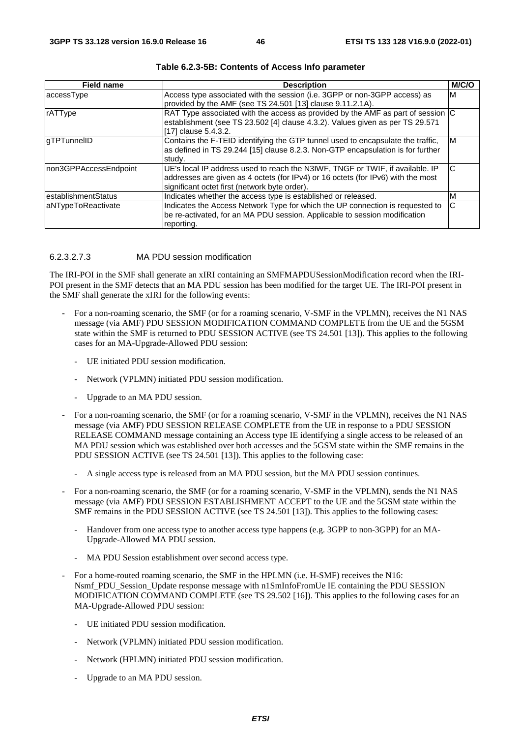**Table 6.2.3-5B: Contents of Access Info parameter**

| Field name | Description | M/C/O |
|---|---|---|
| accessType | Access type associated with the session (i.e. 3GPP or non-3GPP access) as provided by the AMF (see TS 24.501 [13] clause 9.11.2.1A). | M |
| rATType | RAT Type associated with the access as provided by the AMF as part of session establishment (see TS 23.502 [4] clause 4.3.2). Values given as per TS 29.571 [17] clause 5.4.3.2. | C |
| gTPTunnelID | Contains the F-TEID identifying the GTP tunnel used to encapsulate the traffic, as defined in TS 29.244 [15] clause 8.2.3. Non-GTP encapsulation is for further study. | M |
| non3GPPAccessEndpoint | UE's local IP address used to reach the N3IWF, TNGF or TWIF, if available. IP addresses are given as 4 octets (for IPv4) or 16 octets (for IPv6) with the most significant octet first (network byte order). | C |
| establishmentStatus | Indicates whether the access type is established or released. | M |
| aNTypeToReactivate | Indicates the Access Network Type for which the UP connection is requested to be re-activated, for an MA PDU session. Applicable to session modification reporting. | C |

#### 6.2.3.2.7.3 MA PDU session modification

The IRI-POI in the SMF shall generate an xIRI containing an SMFMAPDUSessionModification record when the IRI-POI present in the SMF detects that an MA PDU session has been modified for the target UE. The IRI-POI present in the SMF shall generate the xIRI for the following events:

- For a non-roaming scenario, the SMF (or for a roaming scenario, V-SMF in the VPLMN), receives the N1 NAS message (via AMF) PDU SESSION MODIFICATION COMMAND COMPLETE from the UE and the 5GSM state within the SMF is returned to PDU SESSION ACTIVE (see TS 24.501 [13]). This applies to the following cases for an MA-Upgrade-Allowed PDU session:
  - UE initiated PDU session modification.
  - Network (VPLMN) initiated PDU session modification.
  - Upgrade to an MA PDU session.
- For a non-roaming scenario, the SMF (or for a roaming scenario, V-SMF in the VPLMN), receives the N1 NAS message (via AMF) PDU SESSION RELEASE COMPLETE from the UE in response to a PDU SESSION RELEASE COMMAND message containing an Access type IE identifying a single access to be released of an MA PDU session which was established over both accesses and the 5GSM state within the SMF remains in the PDU SESSION ACTIVE (see TS 24.501 [13]). This applies to the following case:
  - A single access type is released from an MA PDU session, but the MA PDU session continues.
- For a non-roaming scenario, the SMF (or for a roaming scenario, V-SMF in the VPLMN), sends the N1 NAS message (via AMF) PDU SESSION ESTABLISHMENT ACCEPT to the UE and the 5GSM state within the SMF remains in the PDU SESSION ACTIVE (see TS 24.501 [13]). This applies to the following cases:
  - Handover from one access type to another access type happens (e.g. 3GPP to non-3GPP) for an MA-Upgrade-Allowed MA PDU session.
  - MA PDU Session establishment over second access type.
- For a home-routed roaming scenario, the SMF in the HPLMN (i.e. H-SMF) receives the N16: Nsmf_PDU_Session_Update response message with n1SmInfoFromUe IE containing the PDU SESSION MODIFICATION COMMAND COMPLETE (see TS 29.502 [16]). This applies to the following cases for an MA-Upgrade-Allowed PDU session:
  - UE initiated PDU session modification.
  - Network (VPLMN) initiated PDU session modification.
  - Network (HPLMN) initiated PDU session modification.
  - Upgrade to an MA PDU session.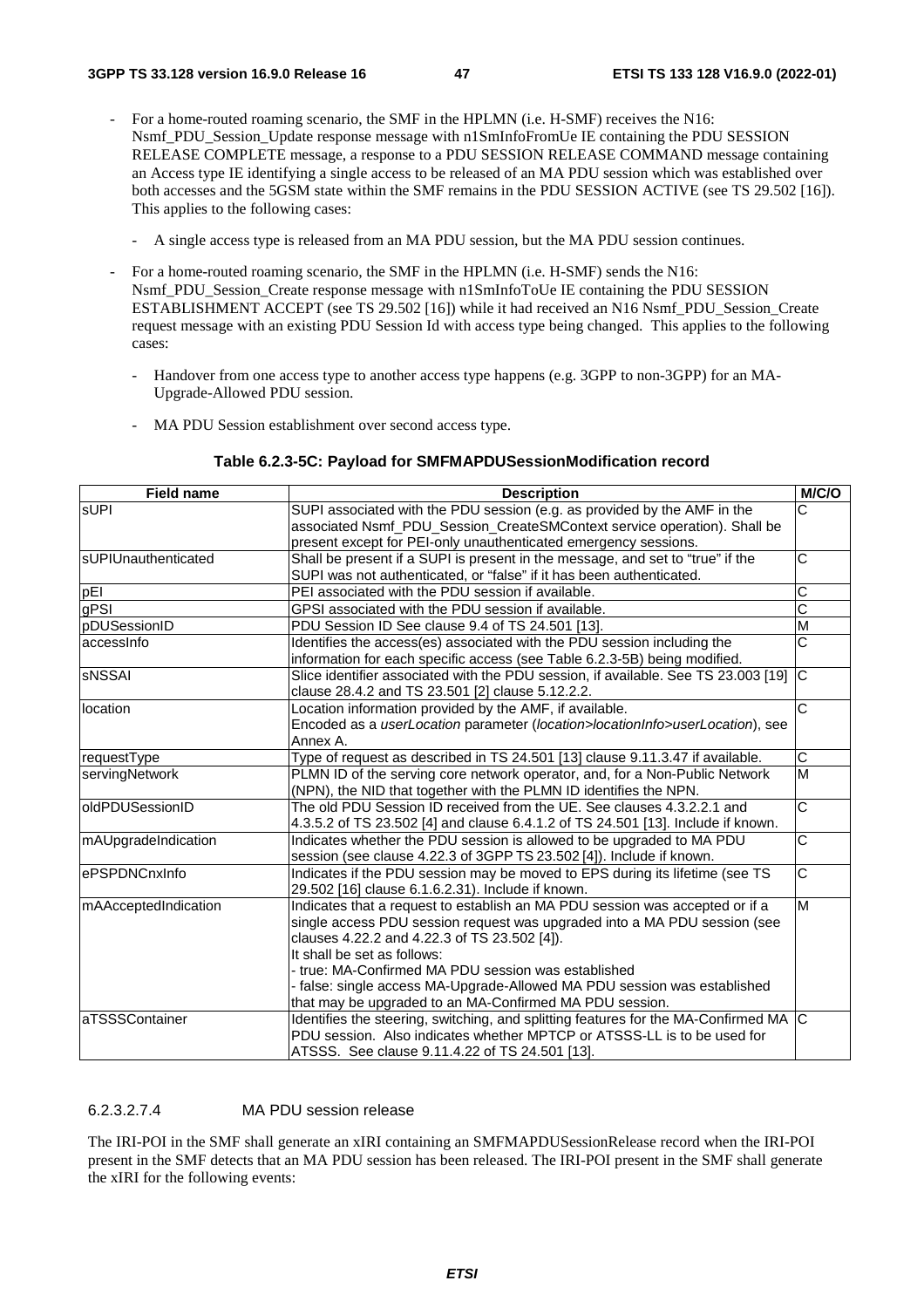- For a home-routed roaming scenario, the SMF in the HPLMN (i.e. H-SMF) receives the N16: Nsmf_PDU_Session_Update response message with n1SmInfoFromUe IE containing the PDU SESSION RELEASE COMPLETE message, a response to a PDU SESSION RELEASE COMMAND message containing an Access type IE identifying a single access to be released of an MA PDU session which was established over both accesses and the 5GSM state within the SMF remains in the PDU SESSION ACTIVE (see TS 29.502 [16]). This applies to the following cases:

  - A single access type is released from an MA PDU session, but the MA PDU session continues.

- For a home-routed roaming scenario, the SMF in the HPLMN (i.e. H-SMF) sends the N16: Nsmf_PDU_Session_Create response message with n1SmInfoToUe IE containing the PDU SESSION ESTABLISHMENT ACCEPT (see TS 29.502 [16]) while it had received an N16 Nsmf_PDU_Session_Create request message with an existing PDU Session Id with access type being changed. This applies to the following cases:

  - Handover from one access type to another access type happens (e.g. 3GPP to non-3GPP) for an MA-Upgrade-Allowed PDU session.

  - MA PDU Session establishment over second access type.

**Table 6.2.3-5C: Payload for SMFMAPDUSessionModification record**

| Field name | Description | M/C/O |
|---|---|---|
| sUPI | SUPI associated with the PDU session (e.g. as provided by the AMF in the associated Nsmf_PDU_Session_CreateSMContext service operation). Shall be present except for PEI-only unauthenticated emergency sessions. | C |
| sUPIUnauthenticated | Shall be present if a SUPI is present in the message, and set to "true" if the SUPI was not authenticated, or "false" if it has been authenticated. | C |
| pEI | PEI associated with the PDU session if available. | C |
| gPSI | GPSI associated with the PDU session if available. | C |
| pDUSessionID | PDU Session ID See clause 9.4 of TS 24.501 [13]. | M |
| accessInfo | Identifies the access(es) associated with the PDU session including the information for each specific access (see Table 6.2.3-5B) being modified. | C |
| sNSSAI | Slice identifier associated with the PDU session, if available. See TS 23.003 [19] clause 28.4.2 and TS 23.501 [2] clause 5.12.2.2. | C |
| location | Location information provided by the AMF, if available.<br>Encoded as a *userLocation* parameter (*location>locationInfo>userLocation*), see Annex A. | C |
| requestType | Type of request as described in TS 24.501 [13] clause 9.11.3.47 if available. | C |
| servingNetwork | PLMN ID of the serving core network operator, and, for a Non-Public Network (NPN), the NID that together with the PLMN ID identifies the NPN. | M |
| oldPDUSessionID | The old PDU Session ID received from the UE. See clauses 4.3.2.2.1 and 4.3.5.2 of TS 23.502 [4] and clause 6.4.1.2 of TS 24.501 [13]. Include if known. | C |
| mAUpgradeIndication | Indicates whether the PDU session is allowed to be upgraded to MA PDU session (see clause 4.22.3 of 3GPP TS 23.502 [4]). Include if known. | C |
| ePSPDNCnxInfo | Indicates if the PDU session may be moved to EPS during its lifetime (see TS 29.502 [16] clause 6.1.6.2.31). Include if known. | C |
| mAAcceptedIndication | Indicates that a request to establish an MA PDU session was accepted or if a single access PDU session request was upgraded into a MA PDU session (see clauses 4.22.2 and 4.22.3 of TS 23.502 [4]).<br>It shall be set as follows:<br>- true: MA-Confirmed MA PDU session was established<br>- false: single access MA-Upgrade-Allowed MA PDU session was established that may be upgraded to an MA-Confirmed MA PDU session. | M |
| aTSSSContainer | Identifies the steering, switching, and splitting features for the MA-Confirmed MA PDU session. Also indicates whether MPTCP or ATSSS-LL is to be used for ATSSS. See clause 9.11.4.22 of TS 24.501 [13]. | C |

#### 6.2.3.2.7.4 MA PDU session release

The IRI-POI in the SMF shall generate an xIRI containing an SMFMAPDUSessionRelease record when the IRI-POI present in the SMF detects that an MA PDU session has been released. The IRI-POI present in the SMF shall generate the xIRI for the following events: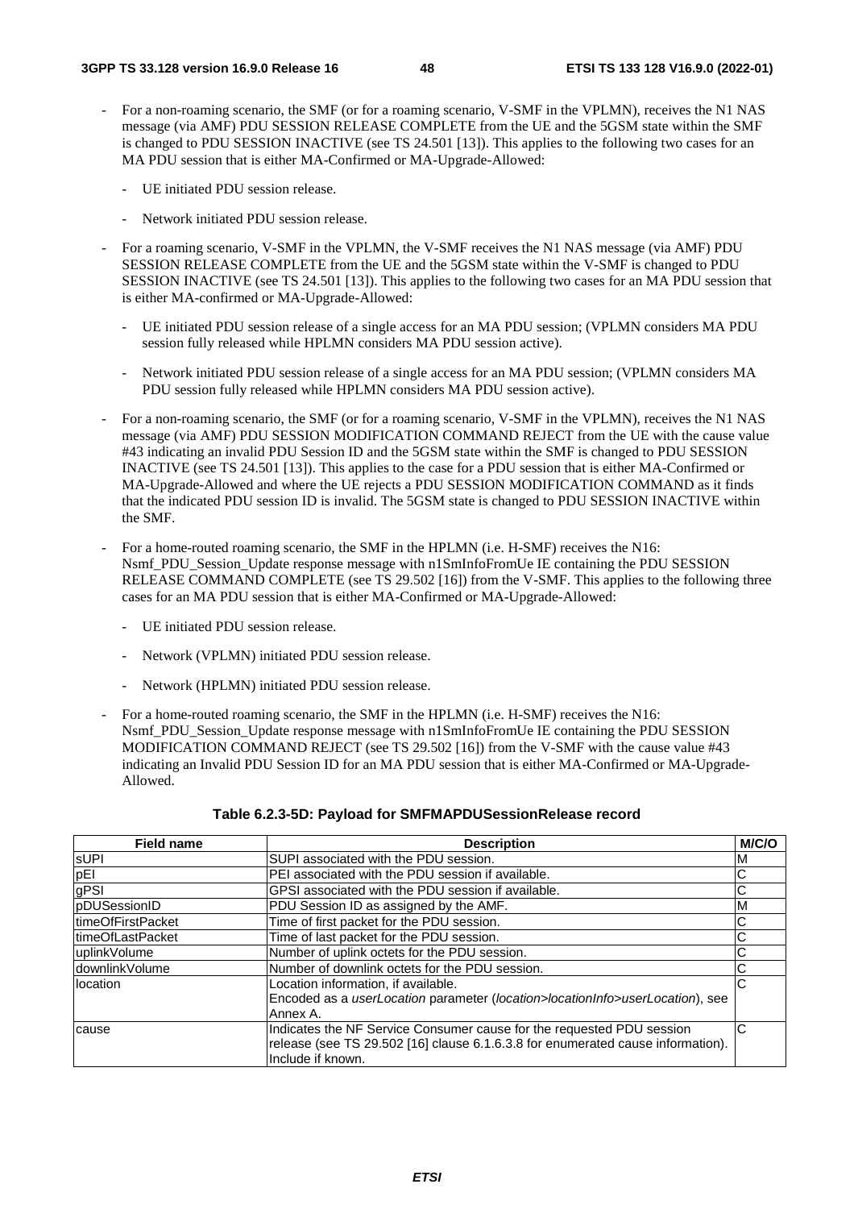- For a non-roaming scenario, the SMF (or for a roaming scenario, V-SMF in the VPLMN), receives the N1 NAS message (via AMF) PDU SESSION RELEASE COMPLETE from the UE and the 5GSM state within the SMF is changed to PDU SESSION INACTIVE (see TS 24.501 [13]). This applies to the following two cases for an MA PDU session that is either MA-Confirmed or MA-Upgrade-Allowed:

  - UE initiated PDU session release.

  - Network initiated PDU session release.

- For a roaming scenario, V-SMF in the VPLMN, the V-SMF receives the N1 NAS message (via AMF) PDU SESSION RELEASE COMPLETE from the UE and the 5GSM state within the V-SMF is changed to PDU SESSION INACTIVE (see TS 24.501 [13]). This applies to the following two cases for an MA PDU session that is either MA-confirmed or MA-Upgrade-Allowed:

  - UE initiated PDU session release of a single access for an MA PDU session; (VPLMN considers MA PDU session fully released while HPLMN considers MA PDU session active).

  - Network initiated PDU session release of a single access for an MA PDU session; (VPLMN considers MA PDU session fully released while HPLMN considers MA PDU session active).

- For a non-roaming scenario, the SMF (or for a roaming scenario, V-SMF in the VPLMN), receives the N1 NAS message (via AMF) PDU SESSION MODIFICATION COMMAND REJECT from the UE with the cause value #43 indicating an invalid PDU Session ID and the 5GSM state within the SMF is changed to PDU SESSION INACTIVE (see TS 24.501 [13]). This applies to the case for a PDU session that is either MA-Confirmed or MA-Upgrade-Allowed and where the UE rejects a PDU SESSION MODIFICATION COMMAND as it finds that the indicated PDU session ID is invalid. The 5GSM state is changed to PDU SESSION INACTIVE within the SMF.

- For a home-routed roaming scenario, the SMF in the HPLMN (i.e. H-SMF) receives the N16: Nsmf_PDU_Session_Update response message with n1SmInfoFromUe IE containing the PDU SESSION RELEASE COMMAND COMPLETE (see TS 29.502 [16]) from the V-SMF. This applies to the following three cases for an MA PDU session that is either MA-Confirmed or MA-Upgrade-Allowed:

  - UE initiated PDU session release.

  - Network (VPLMN) initiated PDU session release.

  - Network (HPLMN) initiated PDU session release.

- For a home-routed roaming scenario, the SMF in the HPLMN (i.e. H-SMF) receives the N16: Nsmf_PDU_Session_Update response message with n1SmInfoFromUe IE containing the PDU SESSION MODIFICATION COMMAND REJECT (see TS 29.502 [16]) from the V-SMF with the cause value #43 indicating an Invalid PDU Session ID for an MA PDU session that is either MA-Confirmed or MA-Upgrade-Allowed.

**Table 6.2.3-5D: Payload for SMFMAPDUSessionRelease record**

| Field name | Description | M/C/O |
|---|---|---|
| sUPI | SUPI associated with the PDU session. | M |
| pEI | PEI associated with the PDU session if available. | C |
| gPSI | GPSI associated with the PDU session if available. | C |
| pDUSessionID | PDU Session ID as assigned by the AMF. | M |
| timeOfFirstPacket | Time of first packet for the PDU session. | C |
| timeOfLastPacket | Time of last packet for the PDU session. | C |
| uplinkVolume | Number of uplink octets for the PDU session. | C |
| downlinkVolume | Number of downlink octets for the PDU session. | C |
| location | Location information, if available. Encoded as a *userLocation* parameter (*location>locationInfo>userLocation*), see Annex A. | C |
| cause | Indicates the NF Service Consumer cause for the requested PDU session release (see TS 29.502 [16] clause 6.1.6.3.8 for enumerated cause information). Include if known. | C |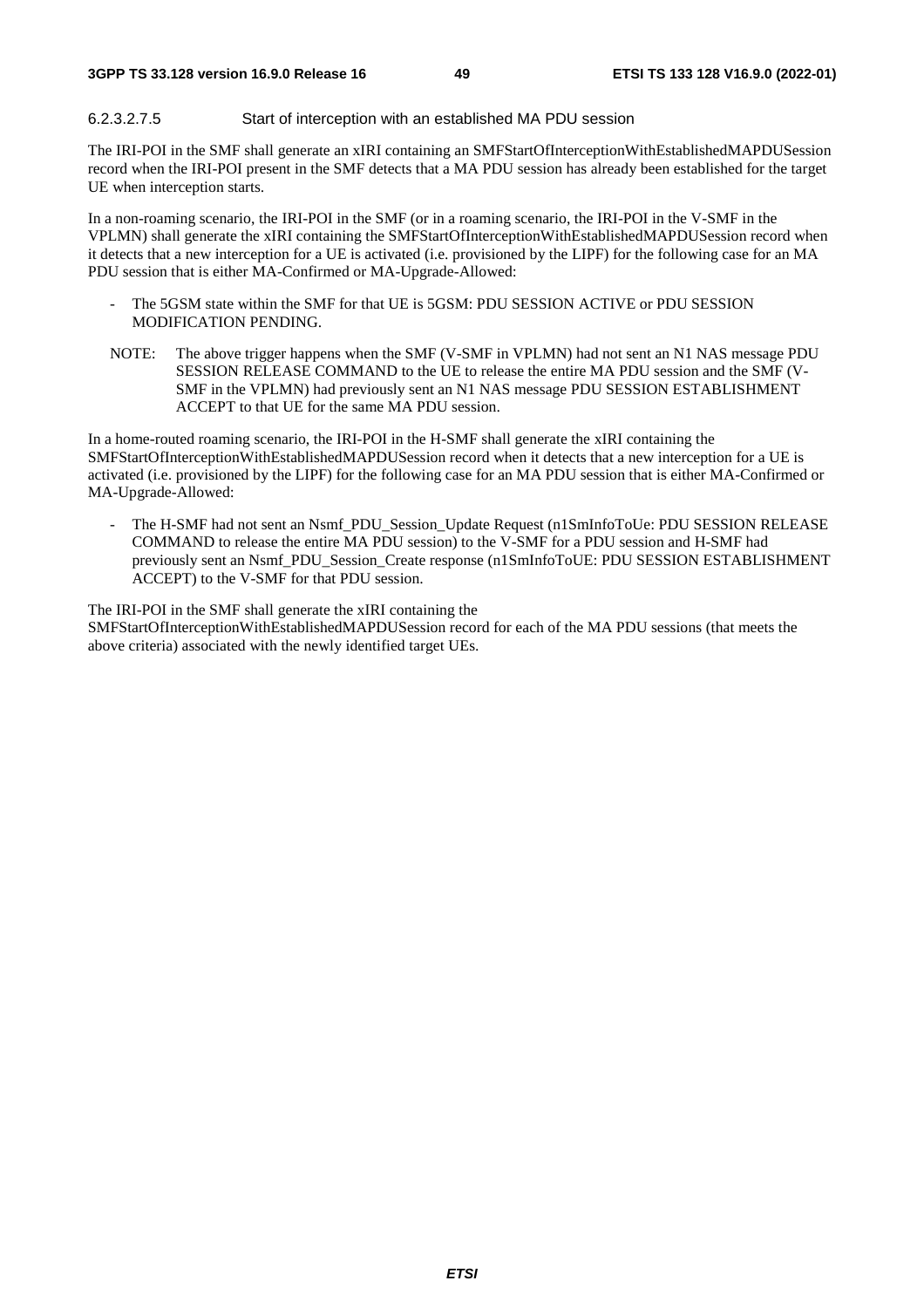#### 6.2.3.2.7.5 Start of interception with an established MA PDU session

The IRI-POI in the SMF shall generate an xIRI containing an SMFStartOfInterceptionWithEstablishedMAPDUSession record when the IRI-POI present in the SMF detects that a MA PDU session has already been established for the target UE when interception starts.

In a non-roaming scenario, the IRI-POI in the SMF (or in a roaming scenario, the IRI-POI in the V-SMF in the VPLMN) shall generate the xIRI containing the SMFStartOfInterceptionWithEstablishedMAPDUSession record when it detects that a new interception for a UE is activated (i.e. provisioned by the LIPF) for the following case for an MA PDU session that is either MA-Confirmed or MA-Upgrade-Allowed:

- The 5GSM state within the SMF for that UE is 5GSM: PDU SESSION ACTIVE or PDU SESSION MODIFICATION PENDING.

NOTE: The above trigger happens when the SMF (V-SMF in VPLMN) had not sent an N1 NAS message PDU SESSION RELEASE COMMAND to the UE to release the entire MA PDU session and the SMF (V-SMF in the VPLMN) had previously sent an N1 NAS message PDU SESSION ESTABLISHMENT ACCEPT to that UE for the same MA PDU session.

In a home-routed roaming scenario, the IRI-POI in the H-SMF shall generate the xIRI containing the SMFStartOfInterceptionWithEstablishedMAPDUSession record when it detects that a new interception for a UE is activated (i.e. provisioned by the LIPF) for the following case for an MA PDU session that is either MA-Confirmed or MA-Upgrade-Allowed:

- The H-SMF had not sent an Nsmf_PDU_Session_Update Request (n1SmInfoToUe: PDU SESSION RELEASE COMMAND to release the entire MA PDU session) to the V-SMF for a PDU session and H-SMF had previously sent an Nsmf_PDU_Session_Create response (n1SmInfoToUE: PDU SESSION ESTABLISHMENT ACCEPT) to the V-SMF for that PDU session.

The IRI-POI in the SMF shall generate the xIRI containing the SMFStartOfInterceptionWithEstablishedMAPDUSession record for each of the MA PDU sessions (that meets the above criteria) associated with the newly identified target UEs.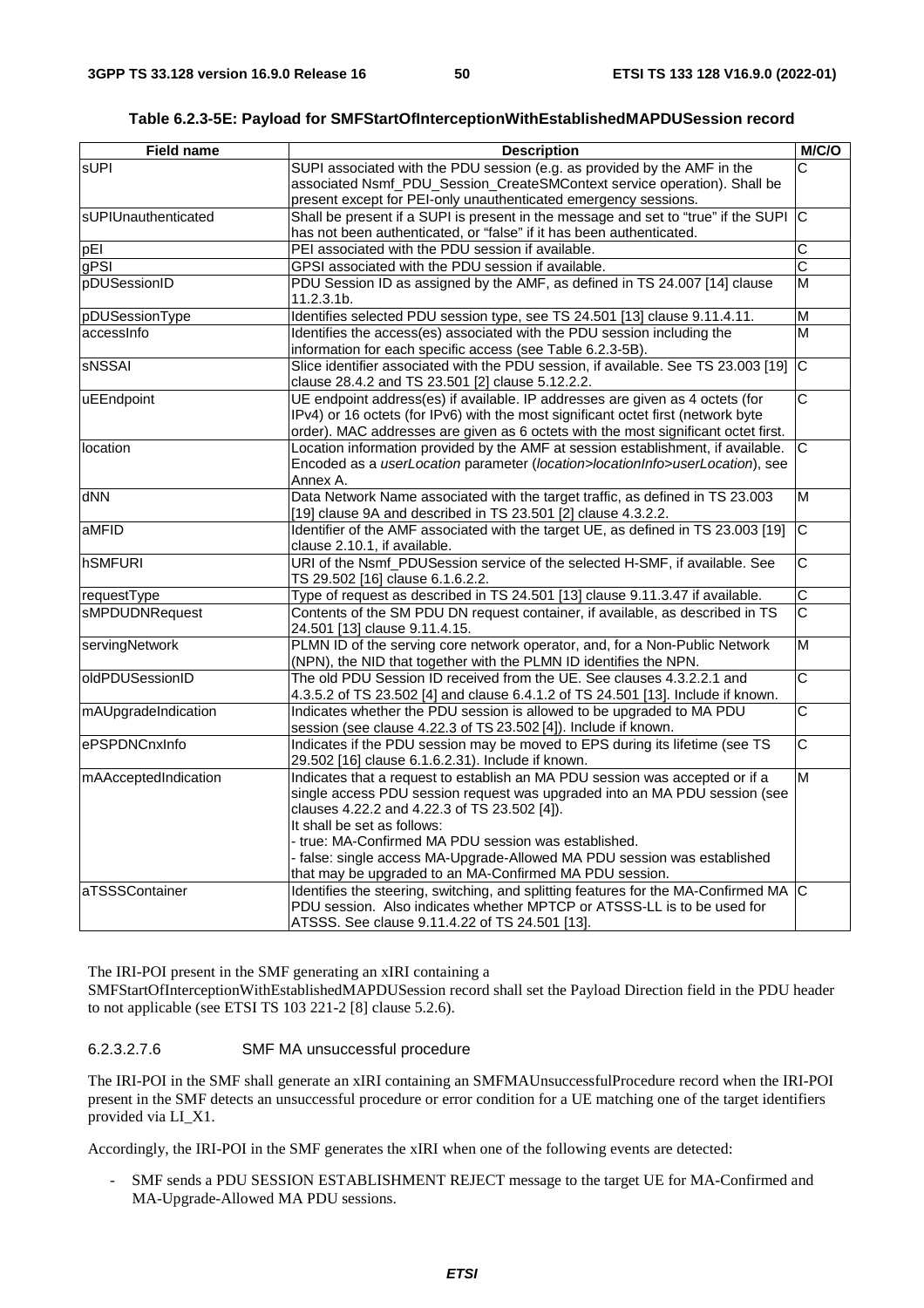**Table 6.2.3-5E: Payload for SMFStartOfInterceptionWithEstablishedMAPDUSession record**

| Field name | Description | M/C/O |
| --- | --- | --- |
| sUPI | SUPI associated with the PDU session (e.g. as provided by the AMF in the associated Nsmf_PDU_Session_CreateSMContext service operation). Shall be present except for PEI-only unauthenticated emergency sessions. | C |
| sUPIUnauthenticated | Shall be present if a SUPI is present in the message and set to "true" if the SUPI has not been authenticated, or "false" if it has been authenticated. | C |
| pEI | PEI associated with the PDU session if available. | C |
| gPSI | GPSI associated with the PDU session if available. | C |
| pDUSessionID | PDU Session ID as assigned by the AMF, as defined in TS 24.007 [14] clause 11.2.3.1b. | M |
| pDUSessionType | Identifies selected PDU session type, see TS 24.501 [13] clause 9.11.4.11. | M |
| accessInfo | Identifies the access(es) associated with the PDU session including the information for each specific access (see Table 6.2.3-5B). | M |
| sNSSAI | Slice identifier associated with the PDU session, if available. See TS 23.003 [19] clause 28.4.2 and TS 23.501 [2] clause 5.12.2.2. | C |
| uEEndpoint | UE endpoint address(es) if available. IP addresses are given as 4 octets (for IPv4) or 16 octets (for IPv6) with the most significant octet first (network byte order). MAC addresses are given as 6 octets with the most significant octet first. | C |
| location | Location information provided by the AMF at session establishment, if available. Encoded as a *userLocation* parameter (*location>locationInfo>userLocation*), see Annex A. | C |
| dNN | Data Network Name associated with the target traffic, as defined in TS 23.003 [19] clause 9A and described in TS 23.501 [2] clause 4.3.2.2. | M |
| aMFID | Identifier of the AMF associated with the target UE, as defined in TS 23.003 [19] clause 2.10.1, if available. | C |
| hSMFURI | URI of the Nsmf_PDUSession service of the selected H-SMF, if available. See TS 29.502 [16] clause 6.1.6.2.2. | C |
| requestType | Type of request as described in TS 24.501 [13] clause 9.11.3.47 if available. | C |
| sMPDUDNRequest | Contents of the SM PDU DN request container, if available, as described in TS 24.501 [13] clause 9.11.4.15. | C |
| servingNetwork | PLMN ID of the serving core network operator, and, for a Non-Public Network (NPN), the NID that together with the PLMN ID identifies the NPN. | M |
| oldPDUSessionID | The old PDU Session ID received from the UE. See clauses 4.3.2.2.1 and 4.3.5.2 of TS 23.502 [4] and clause 6.4.1.2 of TS 24.501 [13]. Include if known. | C |
| mAUpgradeIndication | Indicates whether the PDU session is allowed to be upgraded to MA PDU session (see clause 4.22.3 of TS 23.502 [4]). Include if known. | C |
| ePSPDNCnxInfo | Indicates if the PDU session may be moved to EPS during its lifetime (see TS 29.502 [16] clause 6.1.6.2.31). Include if known. | C |
| mAAcceptedIndication | Indicates that a request to establish an MA PDU session was accepted or if a single access PDU session request was upgraded into an MA PDU session (see clauses 4.22.2 and 4.22.3 of TS 23.502 [4]).<br>It shall be set as follows:<br>- true: MA-Confirmed MA PDU session was established.<br>- false: single access MA-Upgrade-Allowed MA PDU session was established that may be upgraded to an MA-Confirmed MA PDU session. | M |
| aTSSSContainer | Identifies the steering, switching, and splitting features for the MA-Confirmed MA PDU session. Also indicates whether MPTCP or ATSSS-LL is to be used for ATSSS. See clause 9.11.4.22 of TS 24.501 [13]. | C |

The IRI-POI present in the SMF generating an xIRI containing a SMFStartOfInterceptionWithEstablishedMAPDUSession record shall set the Payload Direction field in the PDU header to not applicable (see ETSI TS 103 221-2 [8] clause 5.2.6).

#### 6.2.3.2.7.6 SMF MA unsuccessful procedure

The IRI-POI in the SMF shall generate an xIRI containing an SMFMAUnsuccessfulProcedure record when the IRI-POI present in the SMF detects an unsuccessful procedure or error condition for a UE matching one of the target identifiers provided via LI_X1.

Accordingly, the IRI-POI in the SMF generates the xIRI when one of the following events are detected:

- SMF sends a PDU SESSION ESTABLISHMENT REJECT message to the target UE for MA-Confirmed and MA-Upgrade-Allowed MA PDU sessions.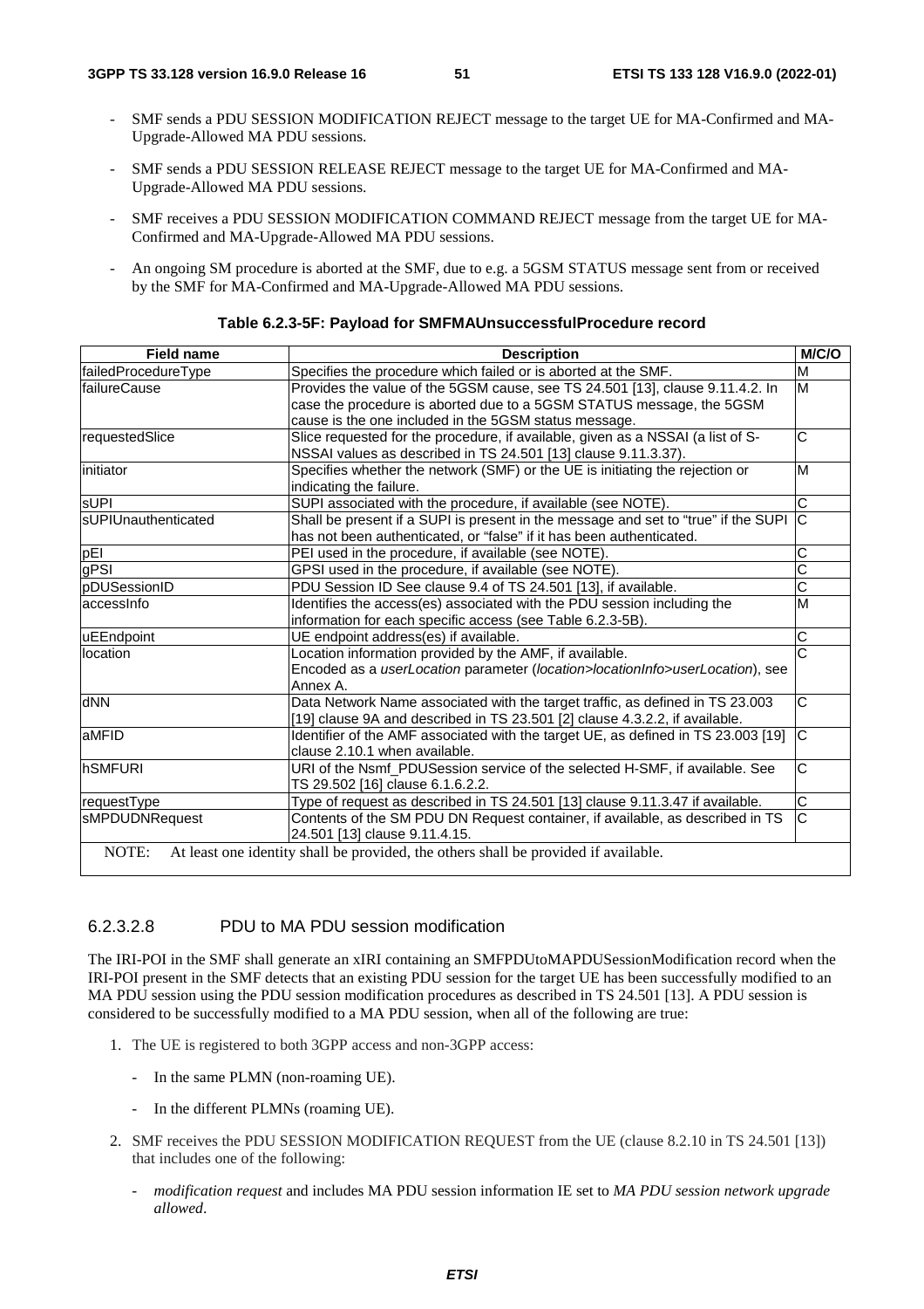- SMF sends a PDU SESSION MODIFICATION REJECT message to the target UE for MA-Confirmed and MA-Upgrade-Allowed MA PDU sessions.

- SMF sends a PDU SESSION RELEASE REJECT message to the target UE for MA-Confirmed and MA-Upgrade-Allowed MA PDU sessions.

- SMF receives a PDU SESSION MODIFICATION COMMAND REJECT message from the target UE for MA-Confirmed and MA-Upgrade-Allowed MA PDU sessions.

- An ongoing SM procedure is aborted at the SMF, due to e.g. a 5GSM STATUS message sent from or received by the SMF for MA-Confirmed and MA-Upgrade-Allowed MA PDU sessions.

**Table 6.2.3-5F: Payload for SMFMAUnsuccessfulProcedure record**

| Field name | Description | M/C/O |
|---|---|---|
| failedProcedureType | Specifies the procedure which failed or is aborted at the SMF. | M |
| failureCause | Provides the value of the 5GSM cause, see TS 24.501 [13], clause 9.11.4.2. In case the procedure is aborted due to a 5GSM STATUS message, the 5GSM cause is the one included in the 5GSM status message. | M |
| requestedSlice | Slice requested for the procedure, if available, given as a NSSAI (a list of S-NSSAI values as described in TS 24.501 [13] clause 9.11.3.37). | C |
| initiator | Specifies whether the network (SMF) or the UE is initiating the rejection or indicating the failure. | M |
| sUPI | SUPI associated with the procedure, if available (see NOTE). | C |
| sUPIUnauthenticated | Shall be present if a SUPI is present in the message and set to "true" if the SUPI has not been authenticated, or "false" if it has been authenticated. | C |
| pEI | PEI used in the procedure, if available (see NOTE). | C |
| gPSI | GPSI used in the procedure, if available (see NOTE). | C |
| pDUSessionID | PDU Session ID See clause 9.4 of TS 24.501 [13], if available. | C |
| accessInfo | Identifies the access(es) associated with the PDU session including the information for each specific access (see Table 6.2.3-5B). | M |
| uEEndpoint | UE endpoint address(es) if available. | C |
| location | Location information provided by the AMF, if available. Encoded as a *userLocation* parameter (*location>locationInfo>userLocation*), see Annex A. | C |
| dNN | Data Network Name associated with the target traffic, as defined in TS 23.003 [19] clause 9A and described in TS 23.501 [2] clause 4.3.2.2, if available. | C |
| aMFID | Identifier of the AMF associated with the target UE, as defined in TS 23.003 [19] clause 2.10.1 when available. | C |
| hSMFURI | URI of the Nsmf_PDUSession service of the selected H-SMF, if available. See TS 29.502 [16] clause 6.1.6.2.2. | C |
| requestType | Type of request as described in TS 24.501 [13] clause 9.11.3.47 if available. | C |
| sMPDUDNRequest | Contents of the SM PDU DN Request container, if available, as described in TS 24.501 [13] clause 9.11.4.15. | C |
| NOTE: At least one identity shall be provided, the others shall be provided if available. | | |

#### 6.2.3.2.8 PDU to MA PDU session modification

The IRI-POI in the SMF shall generate an xIRI containing an SMFPDUtoMAPDUSessionModification record when the IRI-POI present in the SMF detects that an existing PDU session for the target UE has been successfully modified to an MA PDU session using the PDU session modification procedures as described in TS 24.501 [13]. A PDU session is considered to be successfully modified to a MA PDU session, when all of the following are true:

1. The UE is registered to both 3GPP access and non-3GPP access:
   - In the same PLMN (non-roaming UE).
   - In the different PLMNs (roaming UE).
2. SMF receives the PDU SESSION MODIFICATION REQUEST from the UE (clause 8.2.10 in TS 24.501 [13]) that includes one of the following:
   - *modification request* and includes MA PDU session information IE set to *MA PDU session network upgrade allowed*.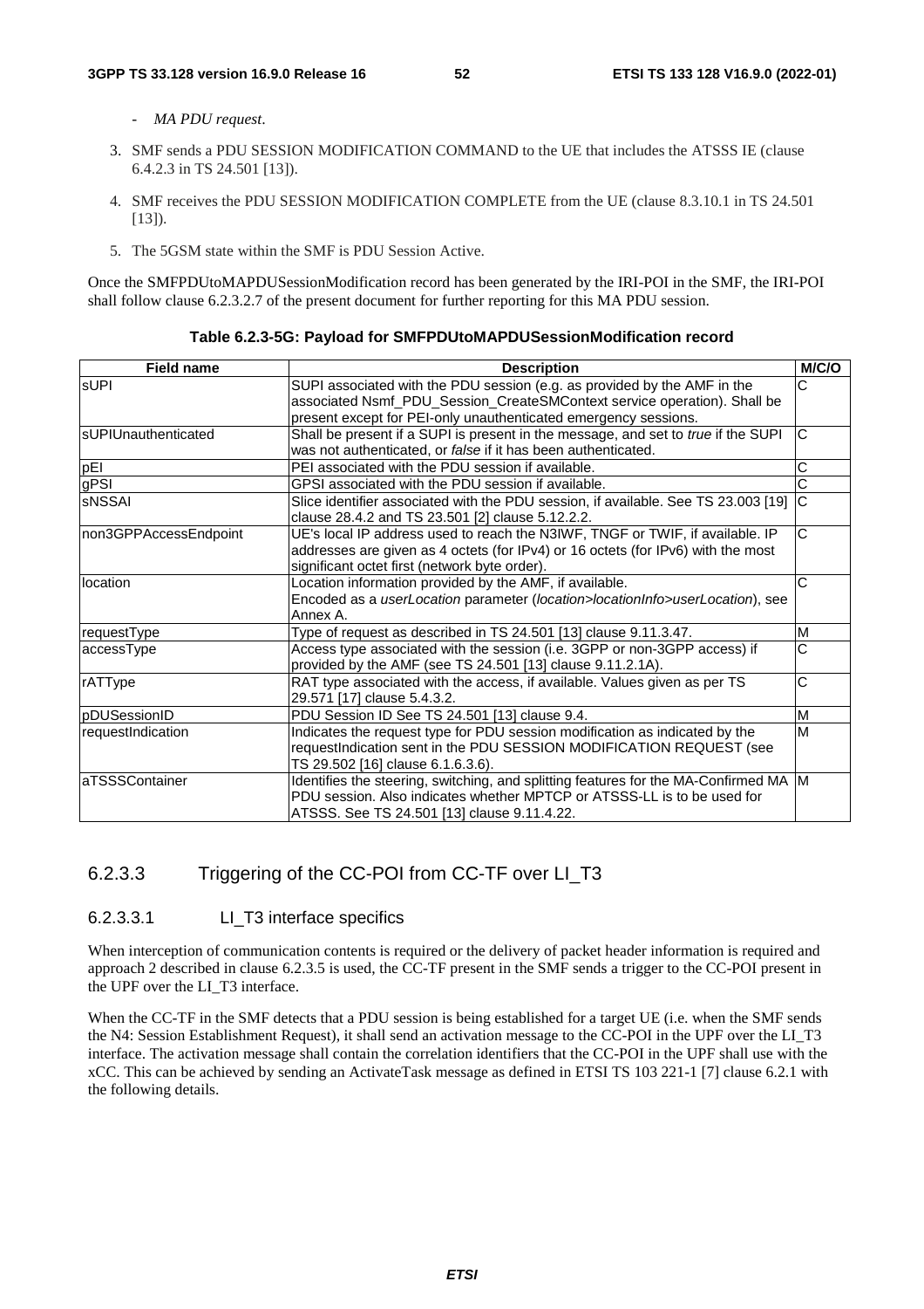- *MA PDU request*.

3. SMF sends a PDU SESSION MODIFICATION COMMAND to the UE that includes the ATSSS IE (clause 6.4.2.3 in TS 24.501 [13]).

4. SMF receives the PDU SESSION MODIFICATION COMPLETE from the UE (clause 8.3.10.1 in TS 24.501 [13]).

5. The 5GSM state within the SMF is PDU Session Active.

Once the SMFPDUtoMAPDUSessionModification record has been generated by the IRI-POI in the SMF, the IRI-POI shall follow clause 6.2.3.2.7 of the present document for further reporting for this MA PDU session.

**Table 6.2.3-5G: Payload for SMFPDUtoMAPDUSessionModification record**

| Field name | Description | M/C/O |
|---|---|---|
| sUPI | SUPI associated with the PDU session (e.g. as provided by the AMF in the associated Nsmf_PDU_Session_CreateSMContext service operation). Shall be present except for PEI-only unauthenticated emergency sessions. | C |
| sUPIUnauthenticated | Shall be present if a SUPI is present in the message, and set to *true* if the SUPI was not authenticated, or *false* if it has been authenticated. | C |
| pEI | PEI associated with the PDU session if available. | C |
| gPSI | GPSI associated with the PDU session if available. | C |
| sNSSAI | Slice identifier associated with the PDU session, if available. See TS 23.003 [19] clause 28.4.2 and TS 23.501 [2] clause 5.12.2.2. | C |
| non3GPPAccessEndpoint | UE's local IP address used to reach the N3IWF, TNGF or TWIF, if available. IP addresses are given as 4 octets (for IPv4) or 16 octets (for IPv6) with the most significant octet first (network byte order). | C |
| location | Location information provided by the AMF, if available.<br>Encoded as a *userLocation* parameter (*location>locationInfo>userLocation*), see Annex A. | C |
| requestType | Type of request as described in TS 24.501 [13] clause 9.11.3.47. | M |
| accessType | Access type associated with the session (i.e. 3GPP or non-3GPP access) if provided by the AMF (see TS 24.501 [13] clause 9.11.2.1A). | C |
| rATType | RAT type associated with the access, if available. Values given as per TS 29.571 [17] clause 5.4.3.2. | C |
| pDUSessionID | PDU Session ID See TS 24.501 [13] clause 9.4. | M |
| requestIndication | Indicates the request type for PDU session modification as indicated by the requestIndication sent in the PDU SESSION MODIFICATION REQUEST (see TS 29.502 [16] clause 6.1.6.3.6). | M |
| aTSSSContainer | Identifies the steering, switching, and splitting features for the MA-Confirmed MA PDU session. Also indicates whether MPTCP or ATSSS-LL is to be used for ATSSS. See TS 24.501 [13] clause 9.11.4.22. | M |

### 6.2.3.3 Triggering of the CC-POI from CC-TF over LI_T3

#### 6.2.3.3.1 LI_T3 interface specifics

When interception of communication contents is required or the delivery of packet header information is required and approach 2 described in clause 6.2.3.5 is used, the CC-TF present in the SMF sends a trigger to the CC-POI present in the UPF over the LI_T3 interface.

When the CC-TF in the SMF detects that a PDU session is being established for a target UE (i.e. when the SMF sends the N4: Session Establishment Request), it shall send an activation message to the CC-POI in the UPF over the LI_T3 interface. The activation message shall contain the correlation identifiers that the CC-POI in the UPF shall use with the xCC. This can be achieved by sending an ActivateTask message as defined in ETSI TS 103 221-1 [7] clause 6.2.1 with the following details.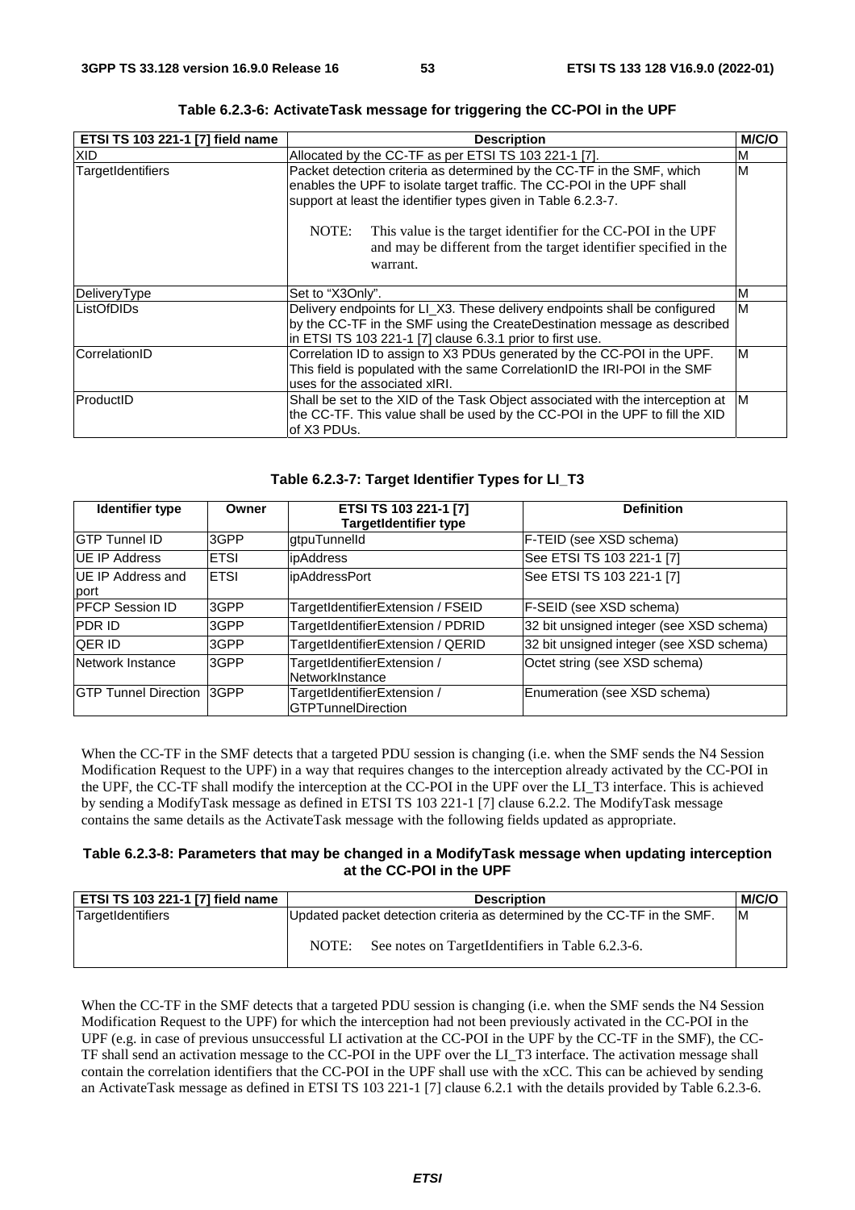**Table 6.2.3-6: ActivateTask message for triggering the CC-POI in the UPF**

| ETSI TS 103 221-1 [7] field name | Description | M/C/O |
|---|---|---|
| XID | Allocated by the CC-TF as per ETSI TS 103 221-1 [7]. | M |
| TargetIdentifiers | Packet detection criteria as determined by the CC-TF in the SMF, which enables the UPF to isolate target traffic. The CC-POI in the UPF shall support at least the identifier types given in Table 6.2.3-7.<br><br>NOTE: This value is the target identifier for the CC-POI in the UPF and may be different from the target identifier specified in the warrant. | M |
| DeliveryType | Set to "X3Only". | M |
| ListOfDIDs | Delivery endpoints for LI_X3. These delivery endpoints shall be configured by the CC-TF in the SMF using the CreateDestination message as described in ETSI TS 103 221-1 [7] clause 6.3.1 prior to first use. | M |
| CorrelationID | Correlation ID to assign to X3 PDUs generated by the CC-POI in the UPF. This field is populated with the same CorrelationID the IRI-POI in the SMF uses for the associated xIRI. | M |
| ProductID | Shall be set to the XID of the Task Object associated with the interception at the CC-TF. This value shall be used by the CC-POI in the UPF to fill the XID of X3 PDUs. | M |

**Table 6.2.3-7: Target Identifier Types for LI_T3**

| Identifier type | Owner | ETSI TS 103 221-1 [7] TargetIdentifier type | Definition |
|---|---|---|---|
| GTP Tunnel ID | 3GPP | gtpuTunnelId | F-TEID (see XSD schema) |
| UE IP Address | ETSI | ipAddress | See ETSI TS 103 221-1 [7] |
| UE IP Address and port | ETSI | ipAddressPort | See ETSI TS 103 221-1 [7] |
| PFCP Session ID | 3GPP | TargetIdentifierExtension / FSEID | F-SEID (see XSD schema) |
| PDR ID | 3GPP | TargetIdentifierExtension / PDRID | 32 bit unsigned integer (see XSD schema) |
| QER ID | 3GPP | TargetIdentifierExtension / QERID | 32 bit unsigned integer (see XSD schema) |
| Network Instance | 3GPP | TargetIdentifierExtension / NetworkInstance | Octet string (see XSD schema) |
| GTP Tunnel Direction | 3GPP | TargetIdentifierExtension / GTPTunnelDirection | Enumeration (see XSD schema) |

When the CC-TF in the SMF detects that a targeted PDU session is changing (i.e. when the SMF sends the N4 Session Modification Request to the UPF) in a way that requires changes to the interception already activated by the CC-POI in the UPF, the CC-TF shall modify the interception at the CC-POI in the UPF over the LI_T3 interface. This is achieved by sending a ModifyTask message as defined in ETSI TS 103 221-1 [7] clause 6.2.2. The ModifyTask message contains the same details as the ActivateTask message with the following fields updated as appropriate.

**Table 6.2.3-8: Parameters that may be changed in a ModifyTask message when updating interception at the CC-POI in the UPF**

| ETSI TS 103 221-1 [7] field name | Description | M/C/O |
|---|---|---|
| TargetIdentifiers | Updated packet detection criteria as determined by the CC-TF in the SMF.<br><br>NOTE: See notes on TargetIdentifiers in Table 6.2.3-6. | M |

When the CC-TF in the SMF detects that a targeted PDU session is changing (i.e. when the SMF sends the N4 Session Modification Request to the UPF) for which the interception had not been previously activated in the CC-POI in the UPF (e.g. in case of previous unsuccessful LI activation at the CC-POI in the UPF by the CC-TF in the SMF), the CC-TF shall send an activation message to the CC-POI in the UPF over the LI_T3 interface. The activation message shall contain the correlation identifiers that the CC-POI in the UPF shall use with the xCC. This can be achieved by sending an ActivateTask message as defined in ETSI TS 103 221-1 [7] clause 6.2.1 with the details provided by Table 6.2.3-6.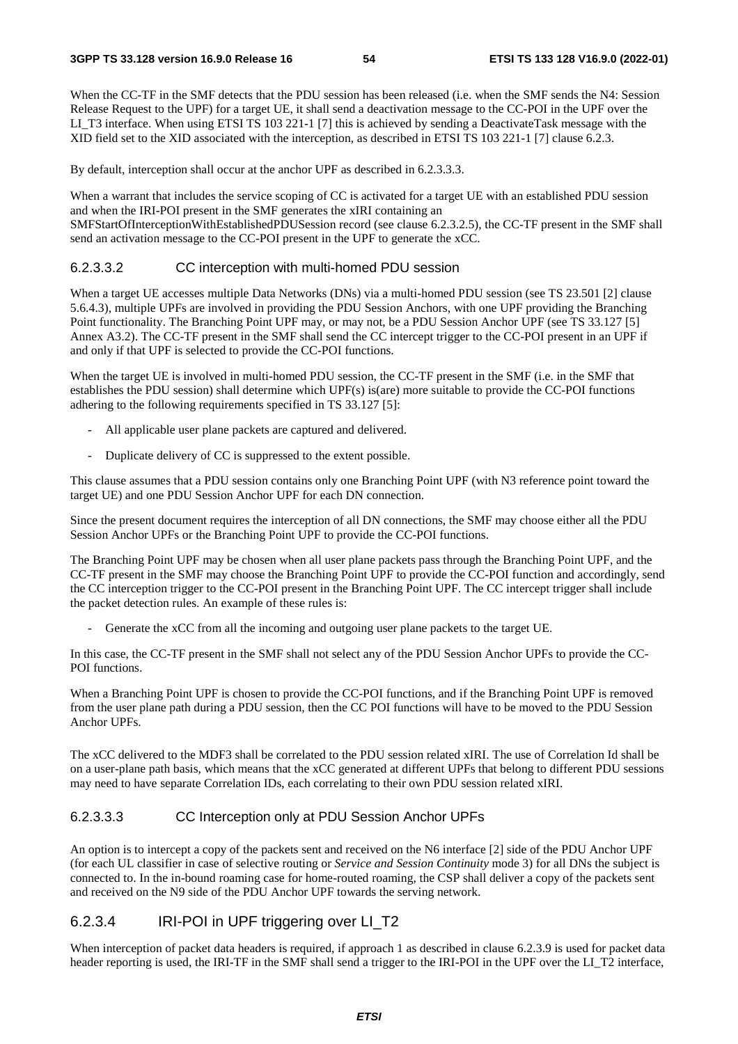When the CC-TF in the SMF detects that the PDU session has been released (i.e. when the SMF sends the N4: Session Release Request to the UPF) for a target UE, it shall send a deactivation message to the CC-POI in the UPF over the LI_T3 interface. When using ETSI TS 103 221-1 [7] this is achieved by sending a DeactivateTask message with the XID field set to the XID associated with the interception, as described in ETSI TS 103 221-1 [7] clause 6.2.3.

By default, interception shall occur at the anchor UPF as described in 6.2.3.3.3.

When a warrant that includes the service scoping of CC is activated for a target UE with an established PDU session and when the IRI-POI present in the SMF generates the xIRI containing an SMFStartOfInterceptionWithEstablishedPDUSession record (see clause 6.2.3.2.5), the CC-TF present in the SMF shall send an activation message to the CC-POI present in the UPF to generate the xCC.

##### 6.2.3.3.2 CC interception with multi-homed PDU session

When a target UE accesses multiple Data Networks (DNs) via a multi-homed PDU session (see TS 23.501 [2] clause 5.6.4.3), multiple UPFs are involved in providing the PDU Session Anchors, with one UPF providing the Branching Point functionality. The Branching Point UPF may, or may not, be a PDU Session Anchor UPF (see TS 33.127 [5] Annex A3.2). The CC-TF present in the SMF shall send the CC intercept trigger to the CC-POI present in an UPF if and only if that UPF is selected to provide the CC-POI functions.

When the target UE is involved in multi-homed PDU session, the CC-TF present in the SMF (i.e. in the SMF that establishes the PDU session) shall determine which UPF(s) is(are) more suitable to provide the CC-POI functions adhering to the following requirements specified in TS 33.127 [5]:

- All applicable user plane packets are captured and delivered.
- Duplicate delivery of CC is suppressed to the extent possible.

This clause assumes that a PDU session contains only one Branching Point UPF (with N3 reference point toward the target UE) and one PDU Session Anchor UPF for each DN connection.

Since the present document requires the interception of all DN connections, the SMF may choose either all the PDU Session Anchor UPFs or the Branching Point UPF to provide the CC-POI functions.

The Branching Point UPF may be chosen when all user plane packets pass through the Branching Point UPF, and the CC-TF present in the SMF may choose the Branching Point UPF to provide the CC-POI function and accordingly, send the CC interception trigger to the CC-POI present in the Branching Point UPF. The CC intercept trigger shall include the packet detection rules. An example of these rules is:

- Generate the xCC from all the incoming and outgoing user plane packets to the target UE.

In this case, the CC-TF present in the SMF shall not select any of the PDU Session Anchor UPFs to provide the CC-POI functions.

When a Branching Point UPF is chosen to provide the CC-POI functions, and if the Branching Point UPF is removed from the user plane path during a PDU session, then the CC POI functions will have to be moved to the PDU Session Anchor UPFs.

The xCC delivered to the MDF3 shall be correlated to the PDU session related xIRI. The use of Correlation Id shall be on a user-plane path basis, which means that the xCC generated at different UPFs that belong to different PDU sessions may need to have separate Correlation IDs, each correlating to their own PDU session related xIRI.

##### 6.2.3.3.3 CC Interception only at PDU Session Anchor UPFs

An option is to intercept a copy of the packets sent and received on the N6 interface [2] side of the PDU Anchor UPF (for each UL classifier in case of selective routing or *Service and Session Continuity* mode 3) for all DNs the subject is connected to. In the in-bound roaming case for home-routed roaming, the CSP shall deliver a copy of the packets sent and received on the N9 side of the PDU Anchor UPF towards the serving network.

#### 6.2.3.4 IRI-POI in UPF triggering over LI_T2

When interception of packet data headers is required, if approach 1 as described in clause 6.2.3.9 is used for packet data header reporting is used, the IRI-TF in the SMF shall send a trigger to the IRI-POI in the UPF over the LI_T2 interface,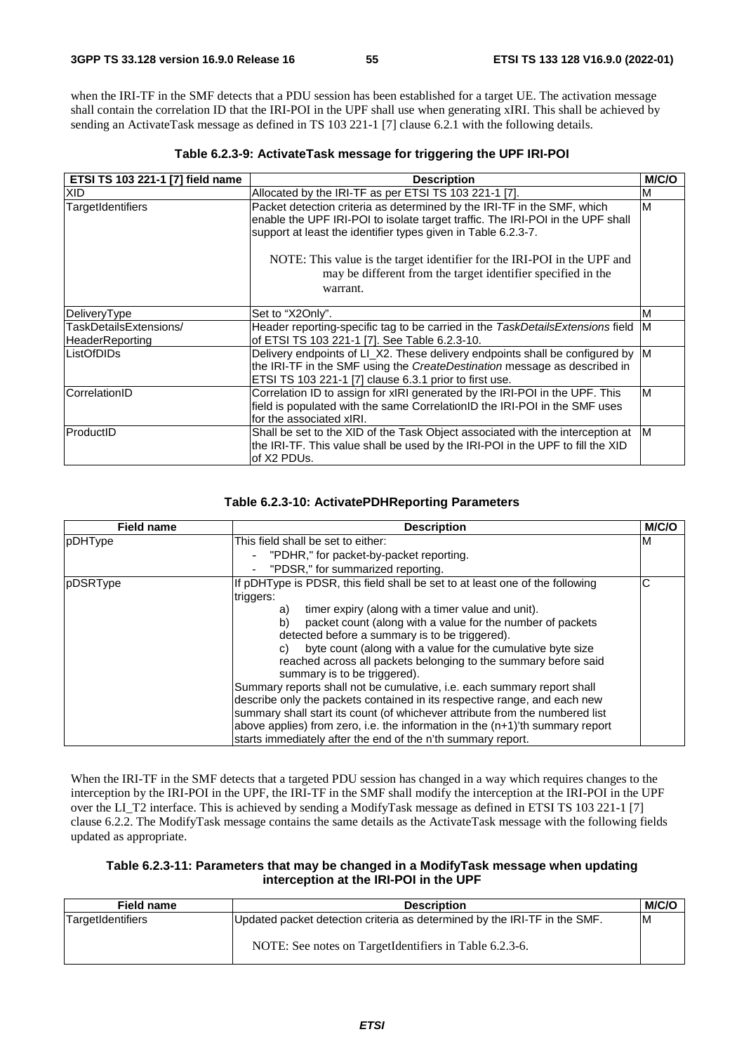when the IRI-TF in the SMF detects that a PDU session has been established for a target UE. The activation message shall contain the correlation ID that the IRI-POI in the UPF shall use when generating xIRI. This shall be achieved by sending an ActivateTask message as defined in TS 103 221-1 [7] clause 6.2.1 with the following details.

**Table 6.2.3-9: ActivateTask message for triggering the UPF IRI-POI**

| ETSI TS 103 221-1 [7] field name | Description | M/C/O |
| --- | --- | --- |
| XID | Allocated by the IRI-TF as per ETSI TS 103 221-1 [7]. | M |
| TargetIdentifiers | Packet detection criteria as determined by the IRI-TF in the SMF, which enable the UPF IRI-POI to isolate target traffic. The IRI-POI in the UPF shall support at least the identifier types given in Table 6.2.3-7.<br><br>NOTE: This value is the target identifier for the IRI-POI in the UPF and may be different from the target identifier specified in the warrant. | M |
| DeliveryType | Set to "X2Only". | M |
| TaskDetailsExtensions/ HeaderReporting | Header reporting-specific tag to be carried in the *TaskDetailsExtensions* field of ETSI TS 103 221-1 [7]. See Table 6.2.3-10. | M |
| ListOfDIDs | Delivery endpoints of LI_X2. These delivery endpoints shall be configured by the IRI-TF in the SMF using the *CreateDestination* message as described in ETSI TS 103 221-1 [7] clause 6.3.1 prior to first use. | M |
| CorrelationID | Correlation ID to assign for xIRI generated by the IRI-POI in the UPF. This field is populated with the same CorrelationID the IRI-POI in the SMF uses for the associated xIRI. | M |
| ProductID | Shall be set to the XID of the Task Object associated with the interception at the IRI-TF. This value shall be used by the IRI-POI in the UPF to fill the XID of X2 PDUs. | M |

**Table 6.2.3-10: ActivatePDHReporting Parameters**

| Field name | Description | M/C/O |
| --- | --- | --- |
| pDHType | This field shall be set to either:<br>- "PDHR," for packet-by-packet reporting.<br>- "PDSR," for summarized reporting. | M |
| pDSRType | If pDHType is PDSR, this field shall be set to at least one of the following triggers:<br>a) timer expiry (along with a timer value and unit).<br>b) packet count (along with a value for the number of packets detected before a summary is to be triggered).<br>c) byte count (along with a value for the cumulative byte size reached across all packets belonging to the summary before said summary is to be triggered).<br>Summary reports shall not be cumulative, i.e. each summary report shall describe only the packets contained in its respective range, and each new summary shall start its count (of whichever attribute from the numbered list above applies) from zero, i.e. the information in the (n+1)'th summary report starts immediately after the end of the n'th summary report. | C |

When the IRI-TF in the SMF detects that a targeted PDU session has changed in a way which requires changes to the interception by the IRI-POI in the UPF, the IRI-TF in the SMF shall modify the interception at the IRI-POI in the UPF over the LI_T2 interface. This is achieved by sending a ModifyTask message as defined in ETSI TS 103 221-1 [7] clause 6.2.2. The ModifyTask message contains the same details as the ActivateTask message with the following fields updated as appropriate.

**Table 6.2.3-11: Parameters that may be changed in a ModifyTask message when updating interception at the IRI-POI in the UPF**

| Field name | Description | M/C/O |
| --- | --- | --- |
| TargetIdentifiers | Updated packet detection criteria as determined by the IRI-TF in the SMF.<br><br>NOTE: See notes on TargetIdentifiers in Table 6.2.3-6. | M |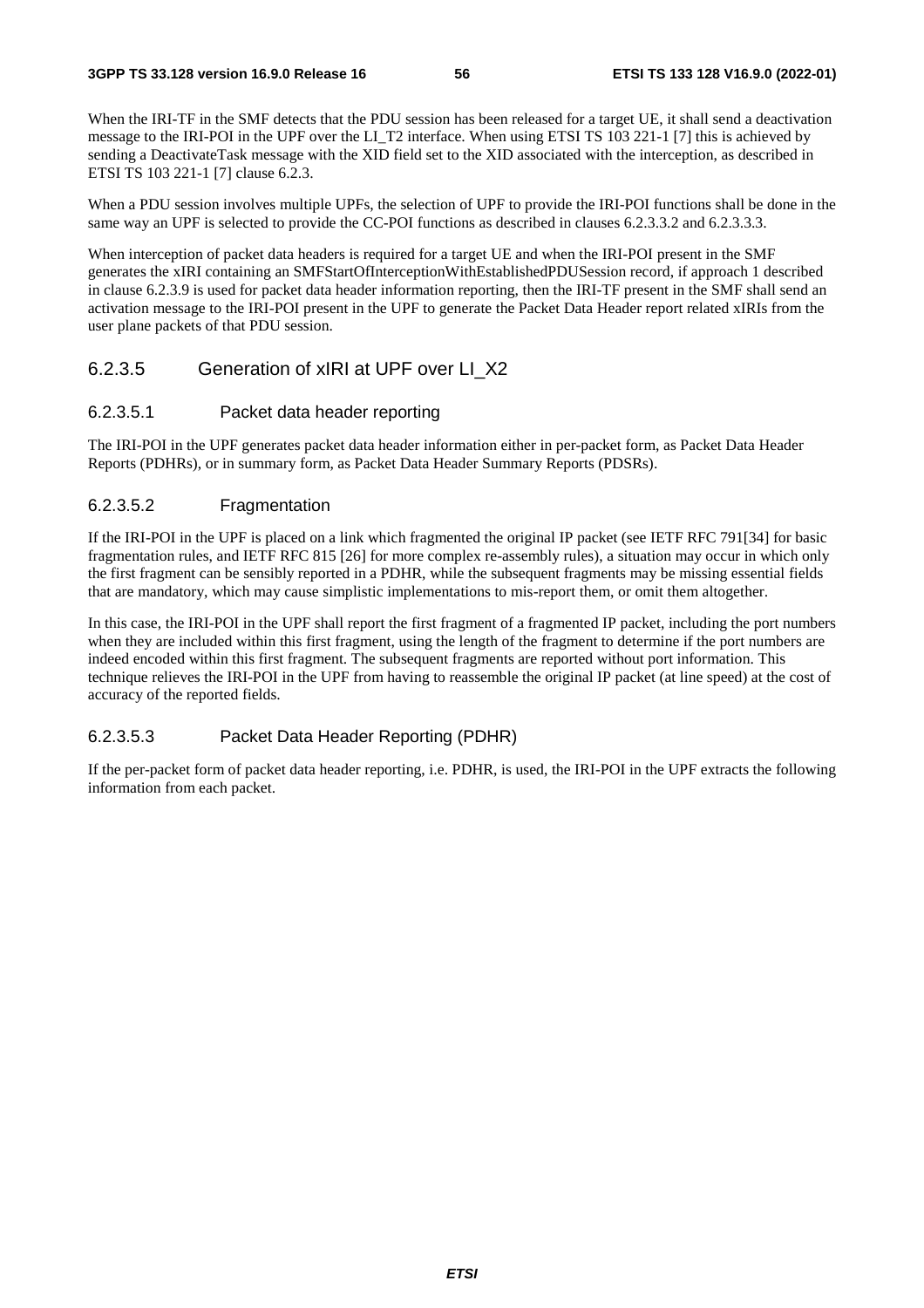When the IRI-TF in the SMF detects that the PDU session has been released for a target UE, it shall send a deactivation message to the IRI-POI in the UPF over the LI_T2 interface. When using ETSI TS 103 221-1 [7] this is achieved by sending a DeactivateTask message with the XID field set to the XID associated with the interception, as described in ETSI TS 103 221-1 [7] clause 6.2.3.

When a PDU session involves multiple UPFs, the selection of UPF to provide the IRI-POI functions shall be done in the same way an UPF is selected to provide the CC-POI functions as described in clauses 6.2.3.3.2 and 6.2.3.3.3.

When interception of packet data headers is required for a target UE and when the IRI-POI present in the SMF generates the xIRI containing an SMFStartOfInterceptionWithEstablishedPDUSession record, if approach 1 described in clause 6.2.3.9 is used for packet data header information reporting, then the IRI-TF present in the SMF shall send an activation message to the IRI-POI present in the UPF to generate the Packet Data Header report related xIRIs from the user plane packets of that PDU session.

### 6.2.3.5 Generation of xIRI at UPF over LI_X2

#### 6.2.3.5.1 Packet data header reporting

The IRI-POI in the UPF generates packet data header information either in per-packet form, as Packet Data Header Reports (PDHRs), or in summary form, as Packet Data Header Summary Reports (PDSRs).

#### 6.2.3.5.2 Fragmentation

If the IRI-POI in the UPF is placed on a link which fragmented the original IP packet (see IETF RFC 791[34] for basic fragmentation rules, and IETF RFC 815 [26] for more complex re-assembly rules), a situation may occur in which only the first fragment can be sensibly reported in a PDHR, while the subsequent fragments may be missing essential fields that are mandatory, which may cause simplistic implementations to mis-report them, or omit them altogether.

In this case, the IRI-POI in the UPF shall report the first fragment of a fragmented IP packet, including the port numbers when they are included within this first fragment, using the length of the fragment to determine if the port numbers are indeed encoded within this first fragment. The subsequent fragments are reported without port information. This technique relieves the IRI-POI in the UPF from having to reassemble the original IP packet (at line speed) at the cost of accuracy of the reported fields.

#### 6.2.3.5.3 Packet Data Header Reporting (PDHR)

If the per-packet form of packet data header reporting, i.e. PDHR, is used, the IRI-POI in the UPF extracts the following information from each packet.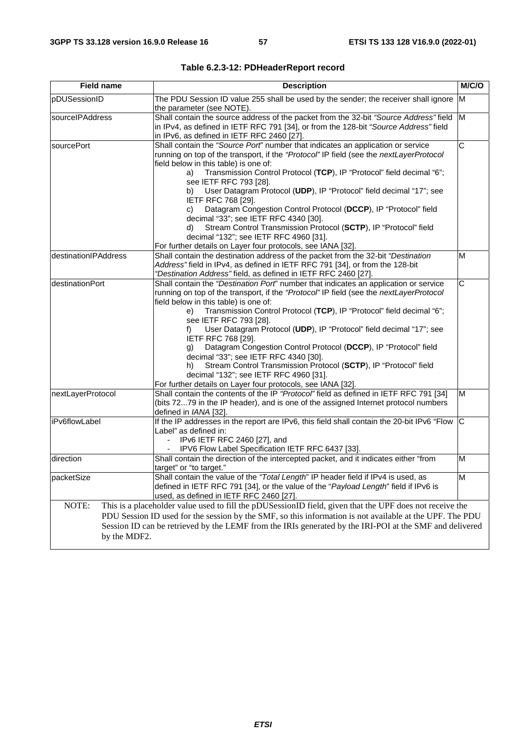**Table 6.2.3-12: PDHeaderReport record**

| Field name | Description | M/C/O |
| --- | --- | --- |
| pDUSessionID | The PDU Session ID value 255 shall be used by the sender; the receiver shall ignore the parameter (see NOTE). | M |
| sourceIPAddress | Shall contain the source address of the packet from the 32-bit *"Source Address"* field in IPv4, as defined in IETF RFC 791 [34], or from the 128-bit *"Source Address"* field in IPv6, as defined in IETF RFC 2460 [27]. | M |
| sourcePort | Shall contain the *"Source Port"* number that indicates an application or service running on top of the transport, if the *"Protocol"* IP field (see the *nextLayerProtocol* field below in this table) is one of:<br>a) Transmission Control Protocol (**TCP**), IP "Protocol" field decimal "6"; see IETF RFC 793 [28].<br>b) User Datagram Protocol (**UDP**), IP "Protocol" field decimal "17"; see IETF RFC 768 [29].<br>c) Datagram Congestion Control Protocol (**DCCP**), IP "Protocol" field decimal "33"; see IETF RFC 4340 [30].<br>d) Stream Control Transmission Protocol (**SCTP**), IP "Protocol" field decimal "132"; see IETF RFC 4960 [31].<br>For further details on Layer four protocols, see IANA [32]. | C |
| destinationIPAddress | Shall contain the destination address of the packet from the 32-bit *"Destination Address"* field in IPv4, as defined in IETF RFC 791 [34], or from the 128-bit *"Destination Address"* field, as defined in IETF RFC 2460 [27]. | M |
| destinationPort | Shall contain the *"Destination Port"* number that indicates an application or service running on top of the transport, if the *"Protocol"* IP field (see the *nextLayerProtocol* field below in this table) is one of:<br>e) Transmission Control Protocol (**TCP**), IP "Protocol" field decimal "6"; see IETF RFC 793 [28].<br>f) User Datagram Protocol (**UDP**), IP "Protocol" field decimal "17"; see IETF RFC 768 [29].<br>g) Datagram Congestion Control Protocol (**DCCP**), IP "Protocol" field decimal "33"; see IETF RFC 4340 [30].<br>h) Stream Control Transmission Protocol (**SCTP**), IP "Protocol" field decimal "132"; see IETF RFC 4960 [31].<br>For further details on Layer four protocols, see IANA [32]. | C |
| nextLayerProtocol | Shall contain the contents of the IP *"Protocol"* field as defined in IETF RFC 791 [34] (bits 72...79 in the IP header), and is one of the assigned Internet protocol numbers defined in *IANA* [32]. | M |
| iPv6flowLabel | If the IP addresses in the report are IPv6, this field shall contain the 20-bit IPv6 "Flow Label" as defined in:<br>- IPv6 IETF RFC 2460 [27], and<br>- IPV6 Flow Label Specification IETF RFC 6437 [33]. | C |
| direction | Shall contain the direction of the intercepted packet, and it indicates either "from target" or "to target." | M |
| packetSize | Shall contain the value of the *"Total Length"* IP header field if IPv4 is used, as defined in IETF RFC 791 [34], or the value of the "*Payload Length*" field if IPv6 is used, as defined in IETF RFC 2460 [27]. | M |
| NOTE: This is a placeholder value used to fill the pDUSessionID field, given that the UPF does not receive the PDU Session ID used for the session by the SMF, so this information is not available at the UPF. The PDU Session ID can be retrieved by the LEMF from the IRIs generated by the IRI-POI at the SMF and delivered by the MDF2. | | |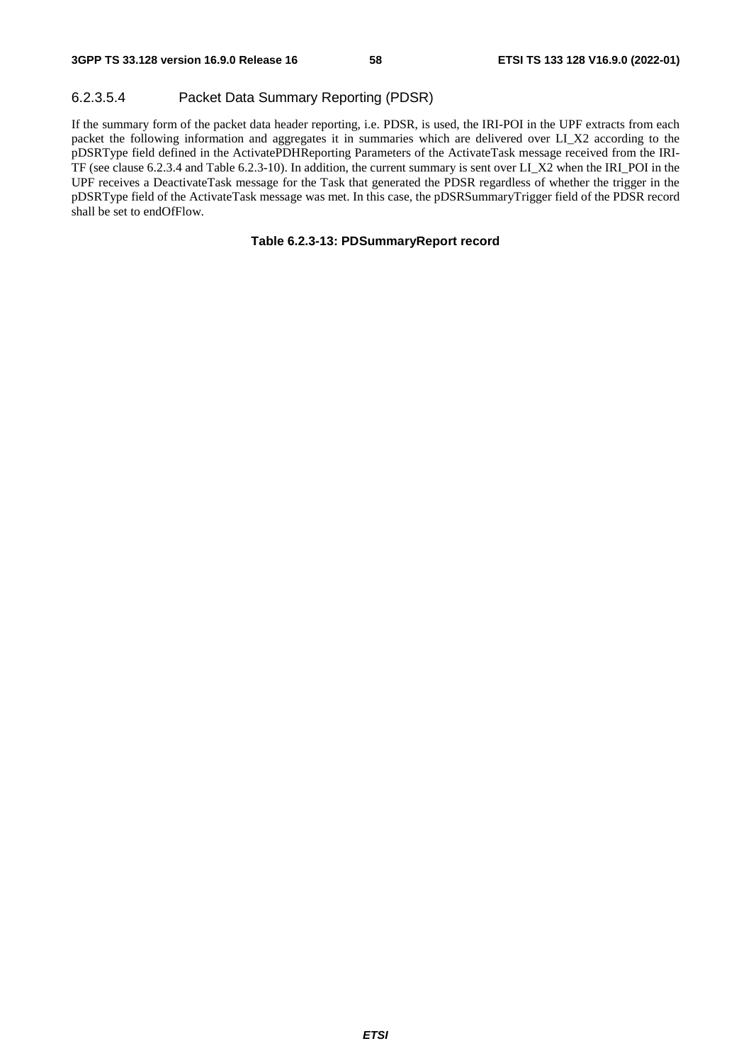#### 6.2.3.5.4 Packet Data Summary Reporting (PDSR)

If the summary form of the packet data header reporting, i.e. PDSR, is used, the IRI-POI in the UPF extracts from each packet the following information and aggregates it in summaries which are delivered over LI_X2 according to the pDSRType field defined in the ActivatePDHReporting Parameters of the ActivateTask message received from the IRI-TF (see clause 6.2.3.4 and Table 6.2.3-10). In addition, the current summary is sent over LI_X2 when the IRI_POI in the UPF receives a DeactivateTask message for the Task that generated the PDSR regardless of whether the trigger in the pDSRType field of the ActivateTask message was met. In this case, the pDSRSummaryTrigger field of the PDSR record shall be set to endOfFlow.

**Table 6.2.3-13: PDSummaryReport record**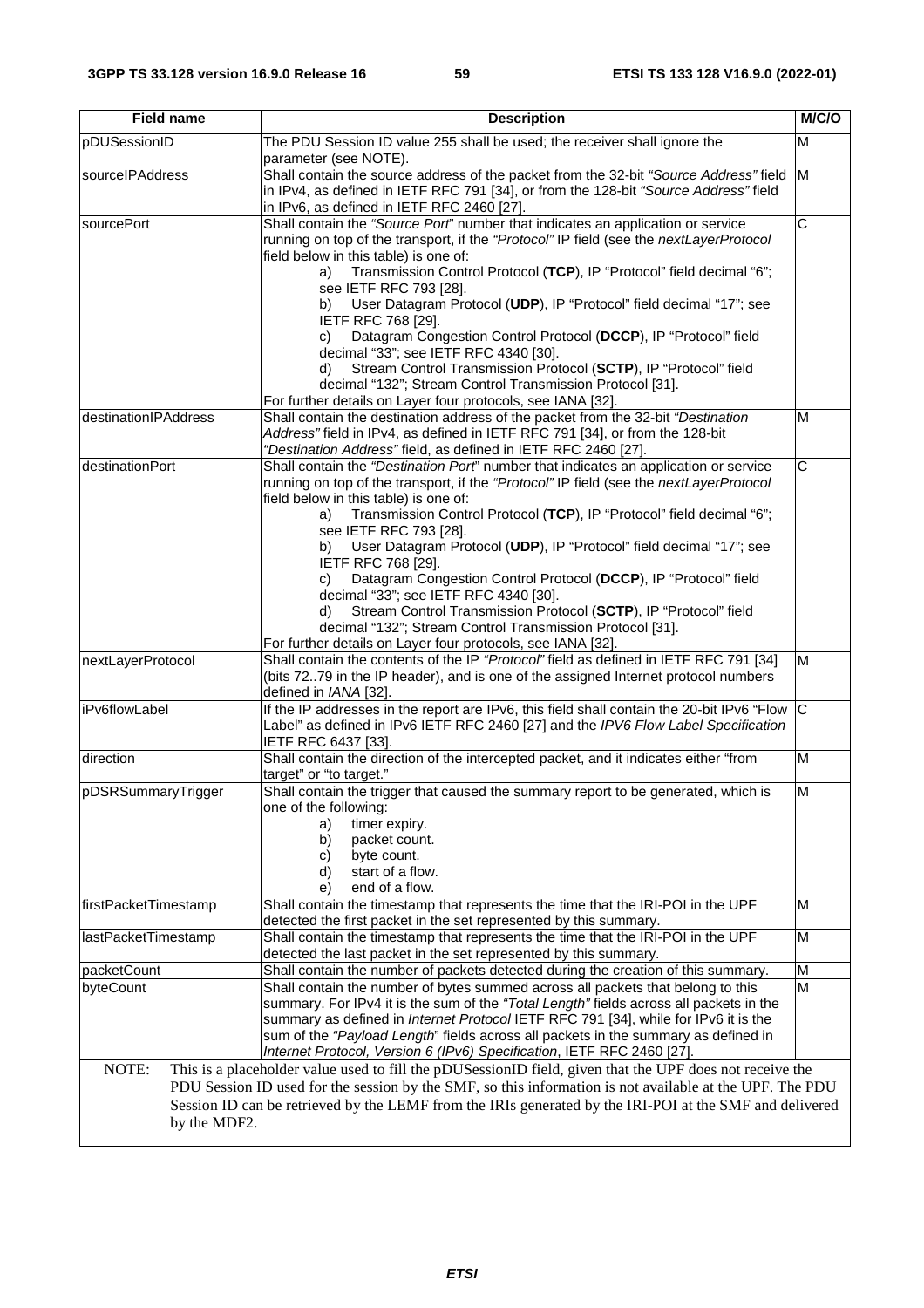| Field name | Description | M/C/O |
| --- | --- | --- |
| pDUSessionID | The PDU Session ID value 255 shall be used; the receiver shall ignore the parameter (see NOTE). | M |
| sourceIPAddress | Shall contain the source address of the packet from the 32-bit *"Source Address"* field in IPv4, as defined in IETF RFC 791 [34], or from the 128-bit *"Source Address"* field in IPv6, as defined in IETF RFC 2460 [27]. | M |
| sourcePort | Shall contain the *"Source Port*" number that indicates an application or service running on top of the transport, if the *"Protocol"* IP field (see the *nextLayerProtocol* field below in this table) is one of:<br>a) Transmission Control Protocol (**TCP**), IP "Protocol" field decimal "6"; see IETF RFC 793 [28].<br>b) User Datagram Protocol (**UDP**), IP "Protocol" field decimal "17"; see IETF RFC 768 [29].<br>c) Datagram Congestion Control Protocol (**DCCP**), IP "Protocol" field decimal "33"; see IETF RFC 4340 [30].<br>d) Stream Control Transmission Protocol (**SCTP**), IP "Protocol" field decimal "132"; Stream Control Transmission Protocol [31].<br>For further details on Layer four protocols, see IANA [32]. | C |
| destinationIPAddress | Shall contain the destination address of the packet from the 32-bit *"Destination Address"* field in IPv4, as defined in IETF RFC 791 [34], or from the 128-bit *"Destination Address"* field, as defined in IETF RFC 2460 [27]. | M |
| destinationPort | Shall contain the *"Destination Port*" number that indicates an application or service running on top of the transport, if the *"Protocol"* IP field (see the *nextLayerProtocol* field below in this table) is one of:<br>a) Transmission Control Protocol (**TCP**), IP "Protocol" field decimal "6"; see IETF RFC 793 [28].<br>b) User Datagram Protocol (**UDP**), IP "Protocol" field decimal "17"; see IETF RFC 768 [29].<br>c) Datagram Congestion Control Protocol (**DCCP**), IP "Protocol" field decimal "33"; see IETF RFC 4340 [30].<br>d) Stream Control Transmission Protocol (**SCTP**), IP "Protocol" field decimal "132"; Stream Control Transmission Protocol [31].<br>For further details on Layer four protocols, see IANA [32]. | C |
| nextLayerProtocol | Shall contain the contents of the IP *"Protocol"* field as defined in IETF RFC 791 [34] (bits 72..79 in the IP header), and is one of the assigned Internet protocol numbers defined in *IANA* [32]. | M |
| iPv6flowLabel | If the IP addresses in the report are IPv6, this field shall contain the 20-bit IPv6 "Flow Label" as defined in IPv6 IETF RFC 2460 [27] and the *IPV6 Flow Label Specification* IETF RFC 6437 [33]. | C |
| direction | Shall contain the direction of the intercepted packet, and it indicates either "from target" or "to target." | M |
| pDSRSummaryTrigger | Shall contain the trigger that caused the summary report to be generated, which is one of the following:<br>a) timer expiry.<br>b) packet count.<br>c) byte count.<br>d) start of a flow.<br>e) end of a flow. | M |
| firstPacketTimestamp | Shall contain the timestamp that represents the time that the IRI-POI in the UPF detected the first packet in the set represented by this summary. | M |
| lastPacketTimestamp | Shall contain the timestamp that represents the time that the IRI-POI in the UPF detected the last packet in the set represented by this summary. | M |
| packetCount | Shall contain the number of packets detected during the creation of this summary. | M |
| byteCount | Shall contain the number of bytes summed across all packets that belong to this summary. For IPv4 it is the sum of the *"Total Length"* fields across all packets in the summary as defined in *Internet Protocol* IETF RFC 791 [34], while for IPv6 it is the sum of the *"Payload Length*" fields across all packets in the summary as defined in *Internet Protocol, Version 6 (IPv6) Specification*, IETF RFC 2460 [27]. | M |
| NOTE: This is a placeholder value used to fill the pDUSessionID field, given that the UPF does not receive the PDU Session ID used for the session by the SMF, so this information is not available at the UPF. The PDU Session ID can be retrieved by the LEMF from the IRIs generated by the IRI-POI at the SMF and delivered by the MDF2. | | |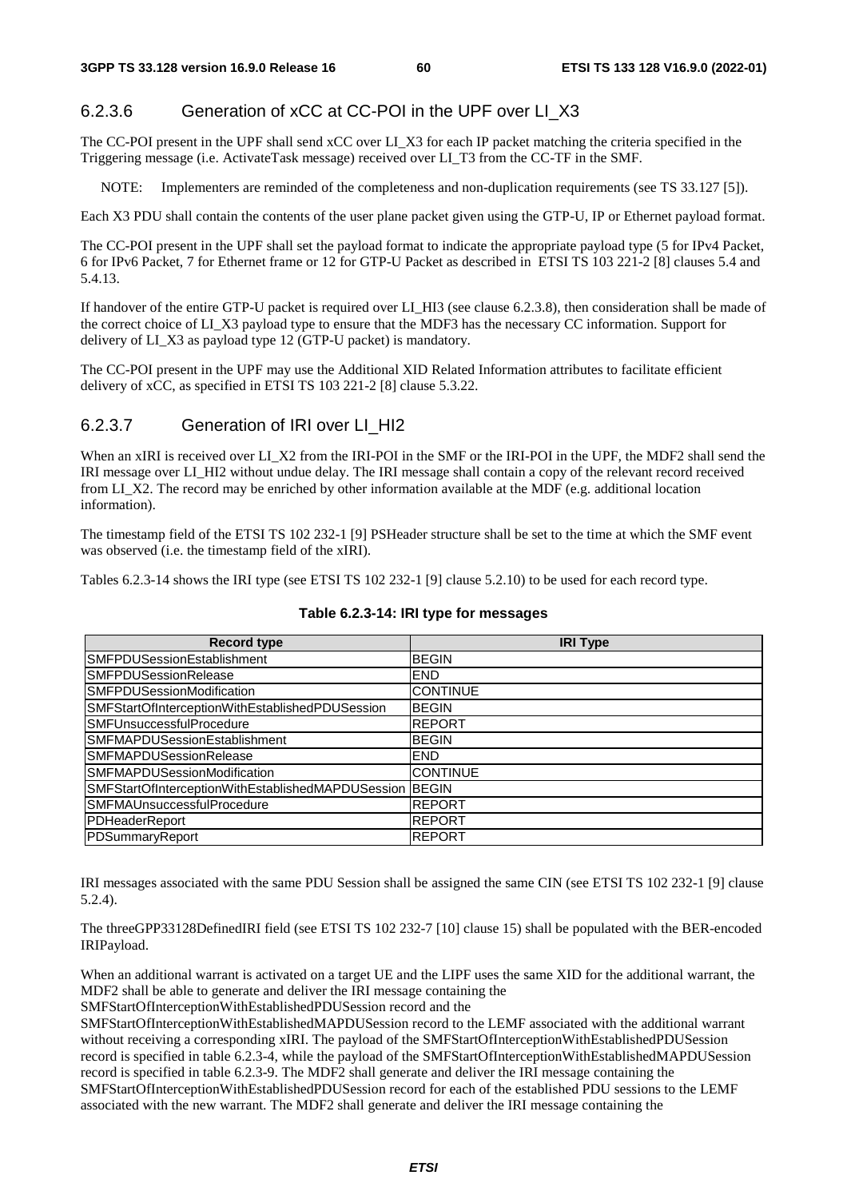### 6.2.3.6 Generation of xCC at CC-POI in the UPF over LI_X3

The CC-POI present in the UPF shall send xCC over LI_X3 for each IP packet matching the criteria specified in the Triggering message (i.e. ActivateTask message) received over LI_T3 from the CC-TF in the SMF.

NOTE: Implementers are reminded of the completeness and non-duplication requirements (see TS 33.127 [5]).

Each X3 PDU shall contain the contents of the user plane packet given using the GTP-U, IP or Ethernet payload format.

The CC-POI present in the UPF shall set the payload format to indicate the appropriate payload type (5 for IPv4 Packet, 6 for IPv6 Packet, 7 for Ethernet frame or 12 for GTP-U Packet as described in ETSI TS 103 221-2 [8] clauses 5.4 and 5.4.13.

If handover of the entire GTP-U packet is required over LI_HI3 (see clause 6.2.3.8), then consideration shall be made of the correct choice of LI_X3 payload type to ensure that the MDF3 has the necessary CC information. Support for delivery of LI_X3 as payload type 12 (GTP-U packet) is mandatory.

The CC-POI present in the UPF may use the Additional XID Related Information attributes to facilitate efficient delivery of xCC, as specified in ETSI TS 103 221-2 [8] clause 5.3.22.

### 6.2.3.7 Generation of IRI over LI_HI2

When an xIRI is received over LI_X2 from the IRI-POI in the SMF or the IRI-POI in the UPF, the MDF2 shall send the IRI message over LI_HI2 without undue delay. The IRI message shall contain a copy of the relevant record received from LI_X2. The record may be enriched by other information available at the MDF (e.g. additional location information).

The timestamp field of the ETSI TS 102 232-1 [9] PSHeader structure shall be set to the time at which the SMF event was observed (i.e. the timestamp field of the xIRI).

Tables 6.2.3-14 shows the IRI type (see ETSI TS 102 232-1 [9] clause 5.2.10) to be used for each record type.

**Table 6.2.3-14: IRI type for messages**

| Record type | IRI Type |
|---|---|
| SMFPDUSessionEstablishment | BEGIN |
| SMFPDUSessionRelease | END |
| SMFPDUSessionModification | CONTINUE |
| SMFStartOfInterceptionWithEstablishedPDUSession | BEGIN |
| SMFUnsuccessfulProcedure | REPORT |
| SMFMAPDUSessionEstablishment | BEGIN |
| SMFMAPDUSessionRelease | END |
| SMFMAPDUSessionModification | CONTINUE |
| SMFStartOfInterceptionWithEstablishedMAPDUSession | BEGIN |
| SMFMAUnsuccessfulProcedure | REPORT |
| PDHeaderReport | REPORT |
| PDSummaryReport | REPORT |

IRI messages associated with the same PDU Session shall be assigned the same CIN (see ETSI TS 102 232-1 [9] clause 5.2.4).

The threeGPP33128DefinedIRI field (see ETSI TS 102 232-7 [10] clause 15) shall be populated with the BER-encoded IRIPayload.

When an additional warrant is activated on a target UE and the LIPF uses the same XID for the additional warrant, the MDF2 shall be able to generate and deliver the IRI message containing the SMFStartOfInterceptionWithEstablishedPDUSession record and the SMFStartOfInterceptionWithEstablishedMAPDUSession record to the LEMF associated with the additional warrant without receiving a corresponding xIRI. The payload of the SMFStartOfInterceptionWithEstablishedPDUSession record is specified in table 6.2.3-4, while the payload of the SMFStartOfInterceptionWithEstablishedMAPDUSession record is specified in table 6.2.3-9. The MDF2 shall generate and deliver the IRI message containing the SMFStartOfInterceptionWithEstablishedPDUSession record for each of the established PDU sessions to the LEMF associated with the new warrant. The MDF2 shall generate and deliver the IRI message containing the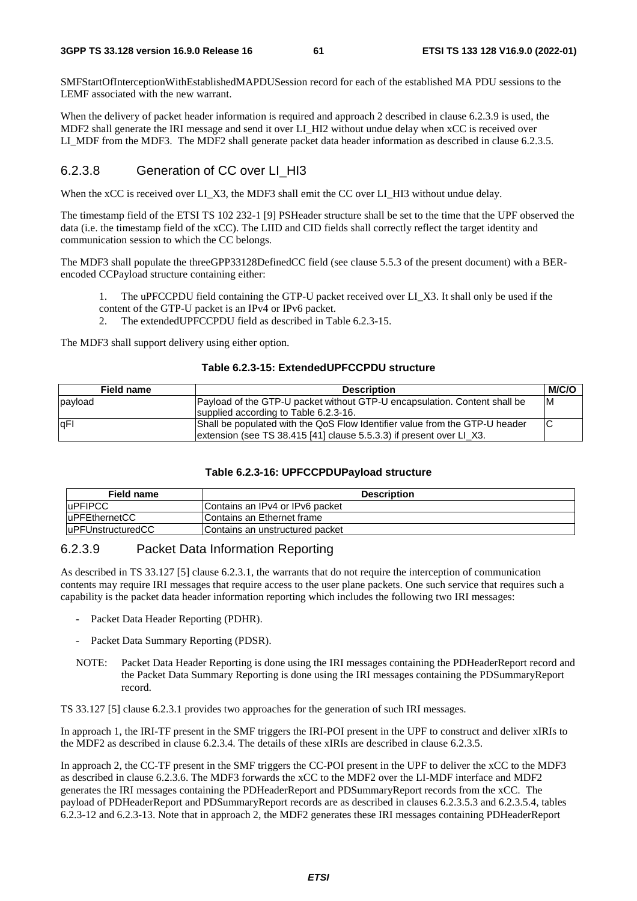SMFStartOfInterceptionWithEstablishedMAPDUSession record for each of the established MA PDU sessions to the LEMF associated with the new warrant.

When the delivery of packet header information is required and approach 2 described in clause 6.2.3.9 is used, the MDF2 shall generate the IRI message and send it over LI_HI2 without undue delay when xCC is received over LI_MDF from the MDF3. The MDF2 shall generate packet data header information as described in clause 6.2.3.5.

### 6.2.3.8 Generation of CC over LI_HI3

When the xCC is received over LI_X3, the MDF3 shall emit the CC over LI_HI3 without undue delay.

The timestamp field of the ETSI TS 102 232-1 [9] PSHeader structure shall be set to the time that the UPF observed the data (i.e. the timestamp field of the xCC). The LIID and CID fields shall correctly reflect the target identity and communication session to which the CC belongs.

The MDF3 shall populate the threeGPP33128DefinedCC field (see clause 5.5.3 of the present document) with a BER-encoded CCPayload structure containing either:

1. The uPFCCPDU field containing the GTP-U packet received over LI_X3. It shall only be used if the content of the GTP-U packet is an IPv4 or IPv6 packet.
2. The extendedUPFCCPDU field as described in Table 6.2.3-15.

The MDF3 shall support delivery using either option.

**Table 6.2.3-15: ExtendedUPFCCPDU structure**

| Field name | Description | M/C/O |
|---|---|---|
| payload | Payload of the GTP-U packet without GTP-U encapsulation. Content shall be supplied according to Table 6.2.3-16. | M |
| qFI | Shall be populated with the QoS Flow Identifier value from the GTP-U header extension (see TS 38.415 [41] clause 5.5.3.3) if present over LI_X3. | C |

**Table 6.2.3-16: UPFCCPDUPayload structure**

| Field name | Description |
|---|---|
| uPFIPCC | Contains an IPv4 or IPv6 packet |
| uPFEthernetCC | Contains an Ethernet frame |
| uPFUnstructuredCC | Contains an unstructured packet |

### 6.2.3.9 Packet Data Information Reporting

As described in TS 33.127 [5] clause 6.2.3.1, the warrants that do not require the interception of communication contents may require IRI messages that require access to the user plane packets. One such service that requires such a capability is the packet data header information reporting which includes the following two IRI messages:

- Packet Data Header Reporting (PDHR).
- Packet Data Summary Reporting (PDSR).

NOTE: Packet Data Header Reporting is done using the IRI messages containing the PDHeaderReport record and the Packet Data Summary Reporting is done using the IRI messages containing the PDSummaryReport record.

TS 33.127 [5] clause 6.2.3.1 provides two approaches for the generation of such IRI messages.

In approach 1, the IRI-TF present in the SMF triggers the IRI-POI present in the UPF to construct and deliver xIRIs to the MDF2 as described in clause 6.2.3.4. The details of these xIRIs are described in clause 6.2.3.5.

In approach 2, the CC-TF present in the SMF triggers the CC-POI present in the UPF to deliver the xCC to the MDF3 as described in clause 6.2.3.6. The MDF3 forwards the xCC to the MDF2 over the LI-MDF interface and MDF2 generates the IRI messages containing the PDHeaderReport and PDSummaryReport records from the xCC. The payload of PDHeaderReport and PDSummaryReport records are as described in clauses 6.2.3.5.3 and 6.2.3.5.4, tables 6.2.3-12 and 6.2.3-13. Note that in approach 2, the MDF2 generates these IRI messages containing PDHeaderReport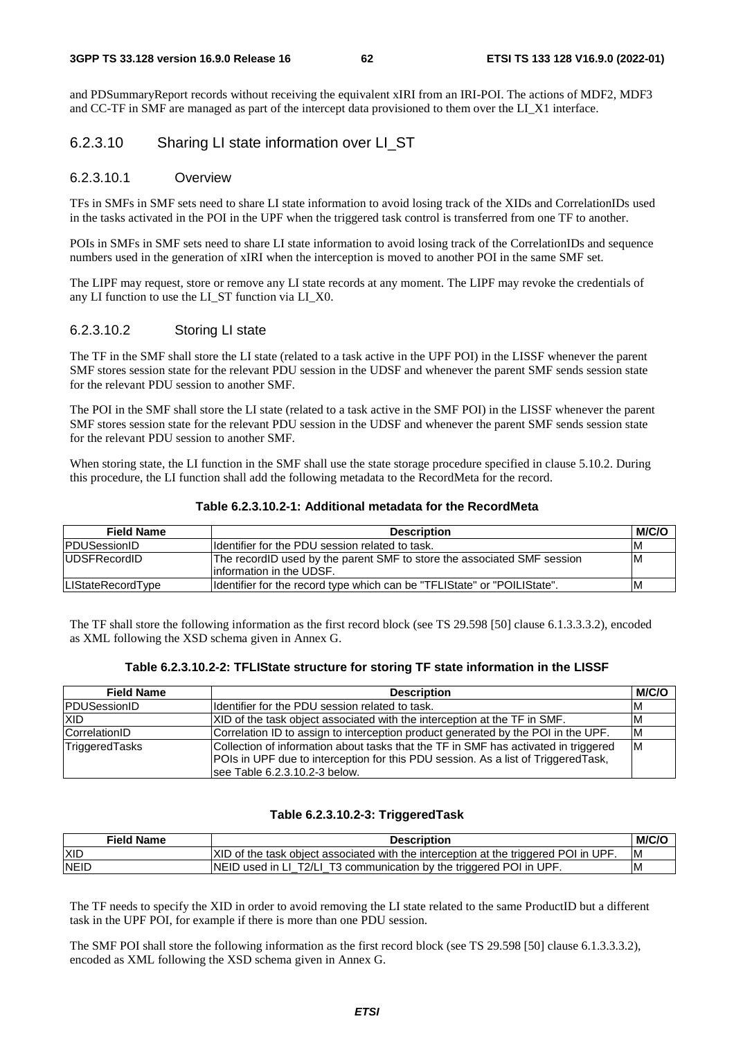and PDSummaryReport records without receiving the equivalent xIRI from an IRI-POI. The actions of MDF2, MDF3 and CC-TF in SMF are managed as part of the intercept data provisioned to them over the LI_X1 interface.

### 6.2.3.10 Sharing LI state information over LI_ST

#### 6.2.3.10.1 Overview

TFs in SMFs in SMF sets need to share LI state information to avoid losing track of the XIDs and CorrelationIDs used in the tasks activated in the POI in the UPF when the triggered task control is transferred from one TF to another.

POIs in SMFs in SMF sets need to share LI state information to avoid losing track of the CorrelationIDs and sequence numbers used in the generation of xIRI when the interception is moved to another POI in the same SMF set.

The LIPF may request, store or remove any LI state records at any moment. The LIPF may revoke the credentials of any LI function to use the LI_ST function via LI_X0.

#### 6.2.3.10.2 Storing LI state

The TF in the SMF shall store the LI state (related to a task active in the UPF POI) in the LISSF whenever the parent SMF stores session state for the relevant PDU session in the UDSF and whenever the parent SMF sends session state for the relevant PDU session to another SMF.

The POI in the SMF shall store the LI state (related to a task active in the SMF POI) in the LISSF whenever the parent SMF stores session state for the relevant PDU session in the UDSF and whenever the parent SMF sends session state for the relevant PDU session to another SMF.

When storing state, the LI function in the SMF shall use the state storage procedure specified in clause 5.10.2. During this procedure, the LI function shall add the following metadata to the RecordMeta for the record.

**Table 6.2.3.10.2-1: Additional metadata for the RecordMeta**

| Field Name | Description | M/C/O |
|---|---|---|
| PDUSessionID | Identifier for the PDU session related to task. | M |
| UDSFRecordID | The recordID used by the parent SMF to store the associated SMF session information in the UDSF. | M |
| LIStateRecordType | Identifier for the record type which can be "TFLIState" or "POILIState". | M |

The TF shall store the following information as the first record block (see TS 29.598 [50] clause 6.1.3.3.3.2), encoded as XML following the XSD schema given in Annex G.

**Table 6.2.3.10.2-2: TFLIState structure for storing TF state information in the LISSF**

| Field Name | Description | M/C/O |
|---|---|---|
| PDUSessionID | Identifier for the PDU session related to task. | M |
| XID | XID of the task object associated with the interception at the TF in SMF. | M |
| CorrelationID | Correlation ID to assign to interception product generated by the POI in the UPF. | M |
| TriggeredTasks | Collection of information about tasks that the TF in SMF has activated in triggered POIs in UPF due to interception for this PDU session. As a list of TriggeredTask, see Table 6.2.3.10.2-3 below. | M |

**Table 6.2.3.10.2-3: TriggeredTask**

| Field Name | Description | M/C/O |
|---|---|---|
| XID | XID of the task object associated with the interception at the triggered POI in UPF. | M |
| NEID | NEID used in LI_T2/LI_T3 communication by the triggered POI in UPF. | M |

The TF needs to specify the XID in order to avoid removing the LI state related to the same ProductID but a different task in the UPF POI, for example if there is more than one PDU session.

The SMF POI shall store the following information as the first record block (see TS 29.598 [50] clause 6.1.3.3.3.2), encoded as XML following the XSD schema given in Annex G.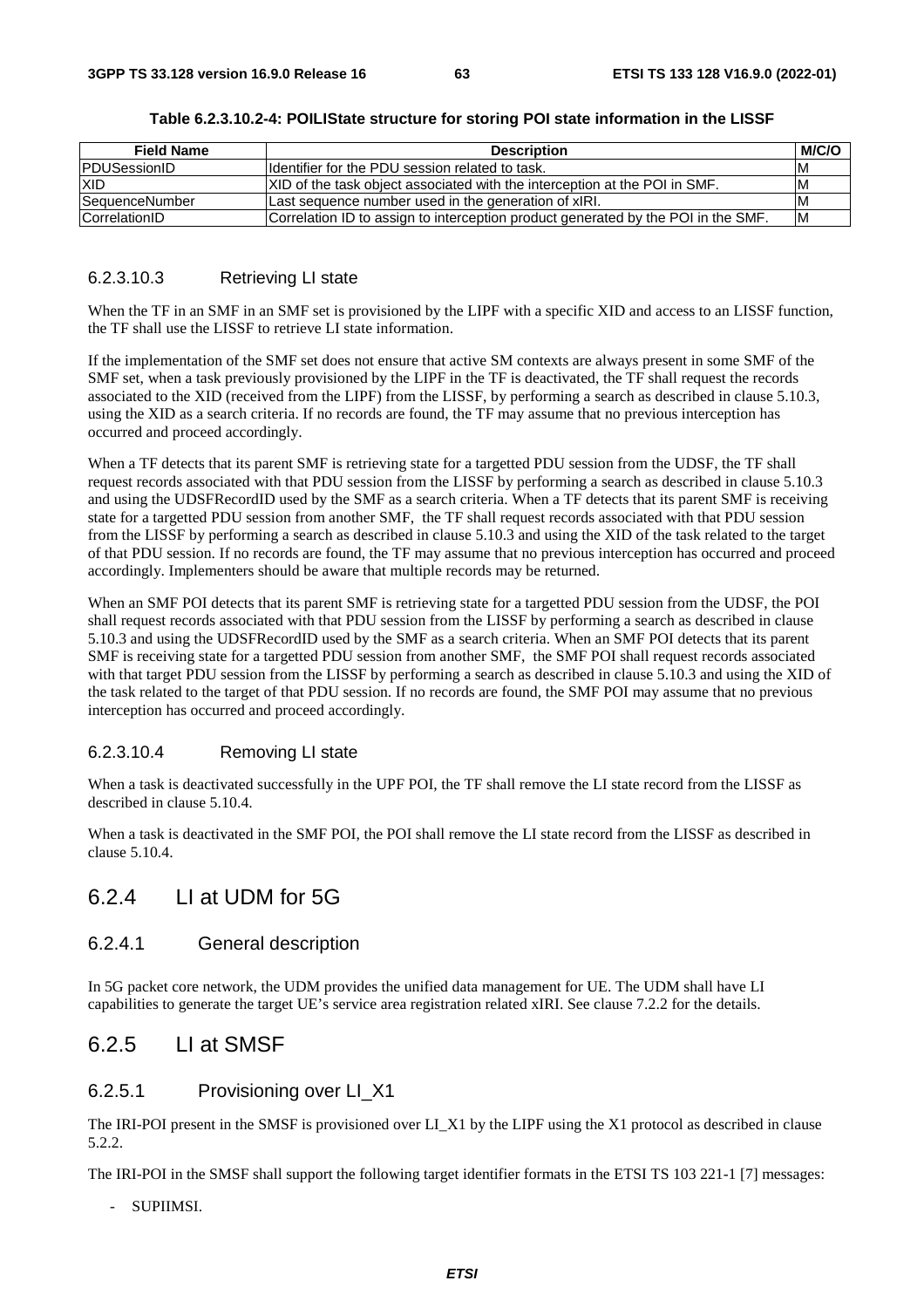**Table 6.2.3.10.2-4: POILIState structure for storing POI state information in the LISSF**

| Field Name | Description | M/C/O |
|---|---|---|
| PDUSessionID | Identifier for the PDU session related to task. | M |
| XID | XID of the task object associated with the interception at the POI in SMF. | M |
| SequenceNumber | Last sequence number used in the generation of xIRI. | M |
| CorrelationID | Correlation ID to assign to interception product generated by the POI in the SMF. | M |

#### 6.2.3.10.3 Retrieving LI state

When the TF in an SMF in an SMF set is provisioned by the LIPF with a specific XID and access to an LISSF function, the TF shall use the LISSF to retrieve LI state information.

If the implementation of the SMF set does not ensure that active SM contexts are always present in some SMF of the SMF set, when a task previously provisioned by the LIPF in the TF is deactivated, the TF shall request the records associated to the XID (received from the LIPF) from the LISSF, by performing a search as described in clause 5.10.3, using the XID as a search criteria. If no records are found, the TF may assume that no previous interception has occurred and proceed accordingly.

When a TF detects that its parent SMF is retrieving state for a targetted PDU session from the UDSF, the TF shall request records associated with that PDU session from the LISSF by performing a search as described in clause 5.10.3 and using the UDSFRecordID used by the SMF as a search criteria. When a TF detects that its parent SMF is receiving state for a targetted PDU session from another SMF, the TF shall request records associated with that PDU session from the LISSF by performing a search as described in clause 5.10.3 and using the XID of the task related to the target of that PDU session. If no records are found, the TF may assume that no previous interception has occurred and proceed accordingly. Implementers should be aware that multiple records may be returned.

When an SMF POI detects that its parent SMF is retrieving state for a targetted PDU session from the UDSF, the POI shall request records associated with that PDU session from the LISSF by performing a search as described in clause 5.10.3 and using the UDSFRecordID used by the SMF as a search criteria. When an SMF POI detects that its parent SMF is receiving state for a targetted PDU session from another SMF, the SMF POI shall request records associated with that target PDU session from the LISSF by performing a search as described in clause 5.10.3 and using the XID of the task related to the target of that PDU session. If no records are found, the SMF POI may assume that no previous interception has occurred and proceed accordingly.

#### 6.2.3.10.4 Removing LI state

When a task is deactivated successfully in the UPF POI, the TF shall remove the LI state record from the LISSF as described in clause 5.10.4.

When a task is deactivated in the SMF POI, the POI shall remove the LI state record from the LISSF as described in clause 5.10.4.

## 6.2.4 LI at UDM for 5G

### 6.2.4.1 General description

In 5G packet core network, the UDM provides the unified data management for UE. The UDM shall have LI capabilities to generate the target UE's service area registration related xIRI. See clause 7.2.2 for the details.

## 6.2.5 LI at SMSF

### 6.2.5.1 Provisioning over LI_X1

The IRI-POI present in the SMSF is provisioned over LI_X1 by the LIPF using the X1 protocol as described in clause 5.2.2.

The IRI-POI in the SMSF shall support the following target identifier formats in the ETSI TS 103 221-1 [7] messages:

- SUPIIMSI.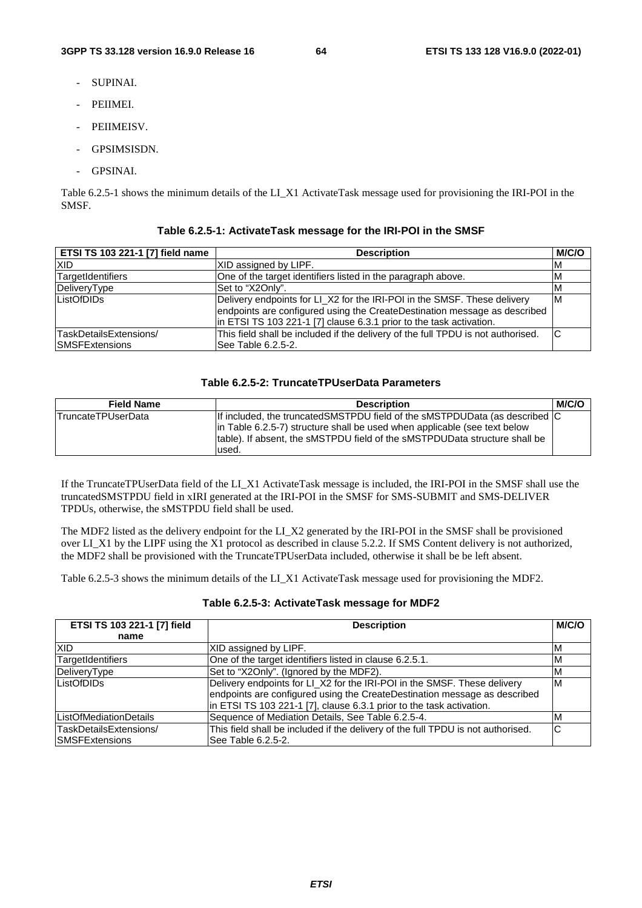- SUPINAI.
- PEIIMEI.
- PEIIMEISV.
- GPSIMSISDN.
- GPSINAI.

Table 6.2.5-1 shows the minimum details of the LI_X1 ActivateTask message used for provisioning the IRI-POI in the SMSF.

**Table 6.2.5-1: ActivateTask message for the IRI-POI in the SMSF**

| ETSI TS 103 221-1 [7] field name | Description | M/C/O |
|---|---|---|
| XID | XID assigned by LIPF. | M |
| TargetIdentifiers | One of the target identifiers listed in the paragraph above. | M |
| DeliveryType | Set to "X2Only". | M |
| ListOfDIDs | Delivery endpoints for LI_X2 for the IRI-POI in the SMSF. These delivery endpoints are configured using the CreateDestination message as described in ETSI TS 103 221-1 [7] clause 6.3.1 prior to the task activation. | M |
| TaskDetailsExtensions/ SMSFExtensions | This field shall be included if the delivery of the full TPDU is not authorised. See Table 6.2.5-2. | C |

**Table 6.2.5-2: TruncateTPUserData Parameters**

| Field Name | Description | M/C/O |
|---|---|---|
| TruncateTPUserData | If included, the truncatedSMSTPDU field of the sMSTPDUData (as described in Table 6.2.5-7) structure shall be used when applicable (see text below table). If absent, the sMSTPDU field of the sMSTPDUData structure shall be used. | C |

If the TruncateTPUserData field of the LI_X1 ActivateTask message is included, the IRI-POI in the SMSF shall use the truncatedSMSTPDU field in xIRI generated at the IRI-POI in the SMSF for SMS-SUBMIT and SMS-DELIVER TPDUs, otherwise, the sMSTPDU field shall be used.

The MDF2 listed as the delivery endpoint for the LI_X2 generated by the IRI-POI in the SMSF shall be provisioned over LI_X1 by the LIPF using the X1 protocol as described in clause 5.2.2. If SMS Content delivery is not authorized, the MDF2 shall be provisioned with the TruncateTPUserData included, otherwise it shall be be left absent.

Table 6.2.5-3 shows the minimum details of the LI_X1 ActivateTask message used for provisioning the MDF2.

**Table 6.2.5-3: ActivateTask message for MDF2**

| ETSI TS 103 221-1 [7] field name | Description | M/C/O |
|---|---|---|
| XID | XID assigned by LIPF. | M |
| TargetIdentifiers | One of the target identifiers listed in clause 6.2.5.1. | M |
| DeliveryType | Set to "X2Only". (Ignored by the MDF2). | M |
| ListOfDIDs | Delivery endpoints for LI_X2 for the IRI-POI in the SMSF. These delivery endpoints are configured using the CreateDestination message as described in ETSI TS 103 221-1 [7], clause 6.3.1 prior to the task activation. | M |
| ListOfMediationDetails | Sequence of Mediation Details, See Table 6.2.5-4. | M |
| TaskDetailsExtensions/ SMSFExtensions | This field shall be included if the delivery of the full TPDU is not authorised. See Table 6.2.5-2. | C |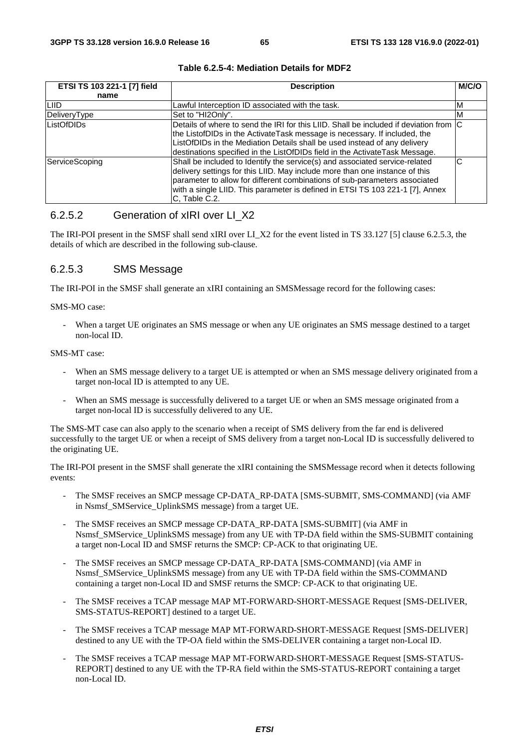**Table 6.2.5-4: Mediation Details for MDF2**

| ETSI TS 103 221-1 [7] field name | Description | M/C/O |
| --- | --- | --- |
| LIID | Lawful Interception ID associated with the task. | M |
| DeliveryType | Set to "HI2Only". | M |
| ListOfDIDs | Details of where to send the IRI for this LIID. Shall be included if deviation from the ListofDIDs in the ActivateTask message is necessary. If included, the ListOfDIDs in the Mediation Details shall be used instead of any delivery destinations specified in the ListOfDIDs field in the ActivateTask Message. | C |
| ServiceScoping | Shall be included to Identify the service(s) and associated service-related delivery settings for this LIID. May include more than one instance of this parameter to allow for different combinations of sub-parameters associated with a single LIID. This parameter is defined in ETSI TS 103 221-1 [7], Annex C, Table C.2. | C |

### 6.2.5.2 Generation of xIRI over LI_X2

The IRI-POI present in the SMSF shall send xIRI over LI_X2 for the event listed in TS 33.127 [5] clause 6.2.5.3, the details of which are described in the following sub-clause.

### 6.2.5.3 SMS Message

The IRI-POI in the SMSF shall generate an xIRI containing an SMSMessage record for the following cases:

SMS-MO case:

- When a target UE originates an SMS message or when any UE originates an SMS message destined to a target non-local ID.

SMS-MT case:

- When an SMS message delivery to a target UE is attempted or when an SMS message delivery originated from a target non-local ID is attempted to any UE.
- When an SMS message is successfully delivered to a target UE or when an SMS message originated from a target non-local ID is successfully delivered to any UE.

The SMS-MT case can also apply to the scenario when a receipt of SMS delivery from the far end is delivered successfully to the target UE or when a receipt of SMS delivery from a target non-Local ID is successfully delivered to the originating UE.

The IRI-POI present in the SMSF shall generate the xIRI containing the SMSMessage record when it detects following events:

- The SMSF receives an SMCP message CP-DATA_RP-DATA [SMS-SUBMIT, SMS-COMMAND] (via AMF in Nsmsf_SMService_UplinkSMS message) from a target UE.
- The SMSF receives an SMCP message CP-DATA_RP-DATA [SMS-SUBMIT] (via AMF in Nsmsf_SMService_UplinkSMS message) from any UE with TP-DA field within the SMS-SUBMIT containing a target non-Local ID and SMSF returns the SMCP: CP-ACK to that originating UE.
- The SMSF receives an SMCP message CP-DATA_RP-DATA [SMS-COMMAND] (via AMF in Nsmsf_SMService_UplinkSMS message) from any UE with TP-DA field within the SMS-COMMAND containing a target non-Local ID and SMSF returns the SMCP: CP-ACK to that originating UE.
- The SMSF receives a TCAP message MAP MT-FORWARD-SHORT-MESSAGE Request [SMS-DELIVER, SMS-STATUS-REPORT] destined to a target UE.
- The SMSF receives a TCAP message MAP MT-FORWARD-SHORT-MESSAGE Request [SMS-DELIVER] destined to any UE with the TP-OA field within the SMS-DELIVER containing a target non-Local ID.
- The SMSF receives a TCAP message MAP MT-FORWARD-SHORT-MESSAGE Request [SMS-STATUS-REPORT] destined to any UE with the TP-RA field within the SMS-STATUS-REPORT containing a target non-Local ID.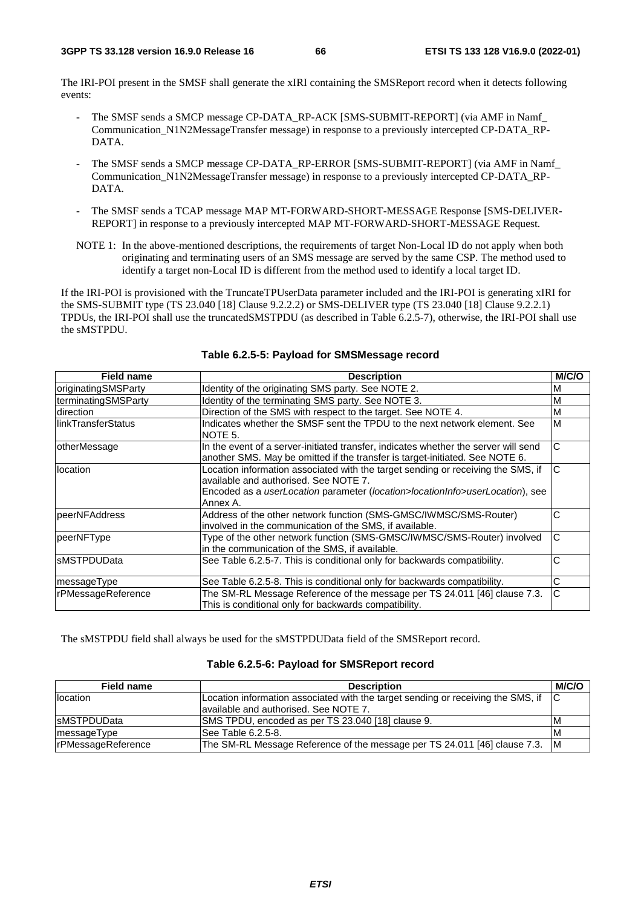The IRI-POI present in the SMSF shall generate the xIRI containing the SMSReport record when it detects following events:

- The SMSF sends a SMCP message CP-DATA_RP-ACK [SMS-SUBMIT-REPORT] (via AMF in Namf_ Communication_N1N2MessageTransfer message) in response to a previously intercepted CP-DATA_RP-DATA.
- The SMSF sends a SMCP message CP-DATA_RP-ERROR [SMS-SUBMIT-REPORT] (via AMF in Namf_ Communication_N1N2MessageTransfer message) in response to a previously intercepted CP-DATA_RP-DATA.
- The SMSF sends a TCAP message MAP MT-FORWARD-SHORT-MESSAGE Response [SMS-DELIVER-REPORT] in response to a previously intercepted MAP MT-FORWARD-SHORT-MESSAGE Request.

NOTE 1: In the above-mentioned descriptions, the requirements of target Non-Local ID do not apply when both originating and terminating users of an SMS message are served by the same CSP. The method used to identify a target non-Local ID is different from the method used to identify a local target ID.

If the IRI-POI is provisioned with the TruncateTPUserData parameter included and the IRI-POI is generating xIRI for the SMS-SUBMIT type (TS 23.040 [18] Clause 9.2.2.2) or SMS-DELIVER type (TS 23.040 [18] Clause 9.2.2.1) TPDUs, the IRI-POI shall use the truncatedSMSTPDU (as described in Table 6.2.5-7), otherwise, the IRI-POI shall use the sMSTPDU.

**Table 6.2.5-5: Payload for SMSMessage record**

| Field name | Description | M/C/O |
|---|---|---|
| originatingSMSParty | Identity of the originating SMS party. See NOTE 2. | M |
| terminatingSMSParty | Identity of the terminating SMS party. See NOTE 3. | M |
| direction | Direction of the SMS with respect to the target. See NOTE 4. | M |
| linkTransferStatus | Indicates whether the SMSF sent the TPDU to the next network element. See NOTE 5. | M |
| otherMessage | In the event of a server-initiated transfer, indicates whether the server will send another SMS. May be omitted if the transfer is target-initiated. See NOTE 6. | C |
| location | Location information associated with the target sending or receiving the SMS, if available and authorised. See NOTE 7.<br>Encoded as a *userLocation* parameter (*location>locationInfo>userLocation*), see Annex A. | C |
| peerNFAddress | Address of the other network function (SMS-GMSC/IWMSC/SMS-Router) involved in the communication of the SMS, if available. | C |
| peerNFType | Type of the other network function (SMS-GMSC/IWMSC/SMS-Router) involved in the communication of the SMS, if available. | C |
| sMSTPDUData | See Table 6.2.5-7. This is conditional only for backwards compatibility. | C |
| messageType | See Table 6.2.5-8. This is conditional only for backwards compatibility. | C |
| rPMessageReference | The SM-RL Message Reference of the message per TS 24.011 [46] clause 7.3. This is conditional only for backwards compatibility. | C |

The sMSTPDU field shall always be used for the sMSTPDUData field of the SMSReport record.

**Table 6.2.5-6: Payload for SMSReport record**

| Field name | Description | M/C/O |
|---|---|---|
| location | Location information associated with the target sending or receiving the SMS, if available and authorised. See NOTE 7. | C |
| sMSTPDUData | SMS TPDU, encoded as per TS 23.040 [18] clause 9. | M |
| messageType | See Table 6.2.5-8. | M |
| rPMessageReference | The SM-RL Message Reference of the message per TS 24.011 [46] clause 7.3. | M |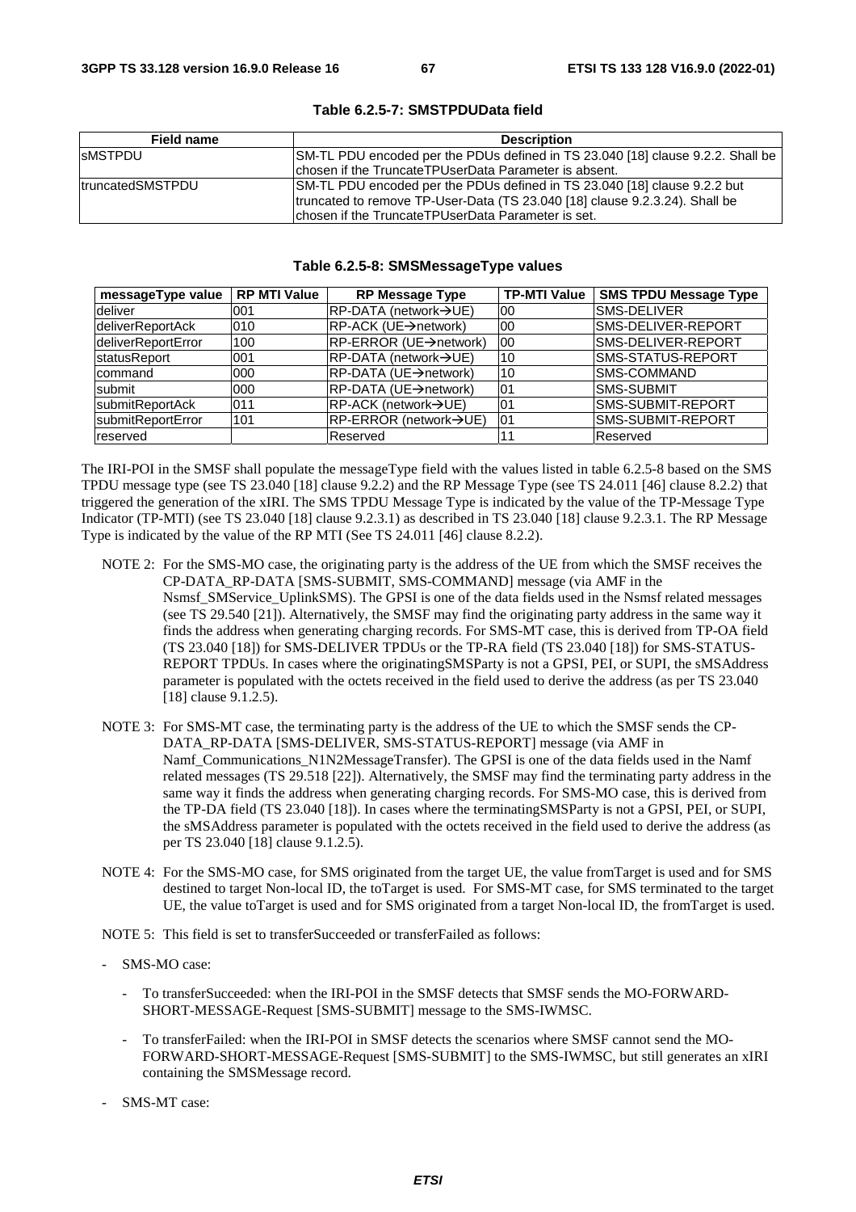**Table 6.2.5-7: SMSTPDUData field**

| Field name | Description |
|---|---|
| sMSTPDU | SM-TL PDU encoded per the PDUs defined in TS 23.040 [18] clause 9.2.2. Shall be chosen if the TruncateTPUserData Parameter is absent. |
| truncatedSMSTPDU | SM-TL PDU encoded per the PDUs defined in TS 23.040 [18] clause 9.2.2 but truncated to remove TP-User-Data (TS 23.040 [18] clause 9.2.3.24). Shall be chosen if the TruncateTPUserData Parameter is set. |

**Table 6.2.5-8: SMSMessageType values**

| messageType value | RP MTI Value | RP Message Type | TP-MTI Value | SMS TPDU Message Type |
|---|---|---|---|---|
| deliver | 001 | RP-DATA (network→UE) | 00 | SMS-DELIVER |
| deliverReportAck | 010 | RP-ACK (UE→network) | 00 | SMS-DELIVER-REPORT |
| deliverReportError | 100 | RP-ERROR (UE→network) | 00 | SMS-DELIVER-REPORT |
| statusReport | 001 | RP-DATA (network→UE) | 10 | SMS-STATUS-REPORT |
| command | 000 | RP-DATA (UE→network) | 10 | SMS-COMMAND |
| submit | 000 | RP-DATA (UE→network) | 01 | SMS-SUBMIT |
| submitReportAck | 011 | RP-ACK (network→UE) | 01 | SMS-SUBMIT-REPORT |
| submitReportError | 101 | RP-ERROR (network→UE) | 01 | SMS-SUBMIT-REPORT |
| reserved | | Reserved | 11 | Reserved |

The IRI-POI in the SMSF shall populate the messageType field with the values listed in table 6.2.5-8 based on the SMS TPDU message type (see TS 23.040 [18] clause 9.2.2) and the RP Message Type (see TS 24.011 [46] clause 8.2.2) that triggered the generation of the xIRI. The SMS TPDU Message Type is indicated by the value of the TP-Message Type Indicator (TP-MTI) (see TS 23.040 [18] clause 9.2.3.1) as described in TS 23.040 [18] clause 9.2.3.1. The RP Message Type is indicated by the value of the RP MTI (See TS 24.011 [46] clause 8.2.2).

NOTE 2: For the SMS-MO case, the originating party is the address of the UE from which the SMSF receives the CP-DATA_RP-DATA [SMS-SUBMIT, SMS-COMMAND] message (via AMF in the Nsmsf_SMService_UplinkSMS). The GPSI is one of the data fields used in the Nsmsf related messages (see TS 29.540 [21]). Alternatively, the SMSF may find the originating party address in the same way it finds the address when generating charging records. For SMS-MT case, this is derived from TP-OA field (TS 23.040 [18]) for SMS-DELIVER TPDUs or the TP-RA field (TS 23.040 [18]) for SMS-STATUS-REPORT TPDUs. In cases where the originatingSMSParty is not a GPSI, PEI, or SUPI, the sMSAddress parameter is populated with the octets received in the field used to derive the address (as per TS 23.040 [18] clause 9.1.2.5).

NOTE 3: For SMS-MT case, the terminating party is the address of the UE to which the SMSF sends the CP-DATA_RP-DATA [SMS-DELIVER, SMS-STATUS-REPORT] message (via AMF in Namf_Communications_N1N2MessageTransfer). The GPSI is one of the data fields used in the Namf related messages (TS 29.518 [22]). Alternatively, the SMSF may find the terminating party address in the same way it finds the address when generating charging records. For SMS-MO case, this is derived from the TP-DA field (TS 23.040 [18]). In cases where the terminatingSMSParty is not a GPSI, PEI, or SUPI, the sMSAddress parameter is populated with the octets received in the field used to derive the address (as per TS 23.040 [18] clause 9.1.2.5).

NOTE 4: For the SMS-MO case, for SMS originated from the target UE, the value fromTarget is used and for SMS destined to target Non-local ID, the toTarget is used. For SMS-MT case, for SMS terminated to the target UE, the value toTarget is used and for SMS originated from a target Non-local ID, the fromTarget is used.

NOTE 5: This field is set to transferSucceeded or transferFailed as follows:

- SMS-MO case:
  - To transferSucceeded: when the IRI-POI in the SMSF detects that SMSF sends the MO-FORWARD-SHORT-MESSAGE-Request [SMS-SUBMIT] message to the SMS-IWMSC.
  - To transferFailed: when the IRI-POI in SMSF detects the scenarios where SMSF cannot send the MO-FORWARD-SHORT-MESSAGE-Request [SMS-SUBMIT] to the SMS-IWMSC, but still generates an xIRI containing the SMSMessage record.
- SMS-MT case: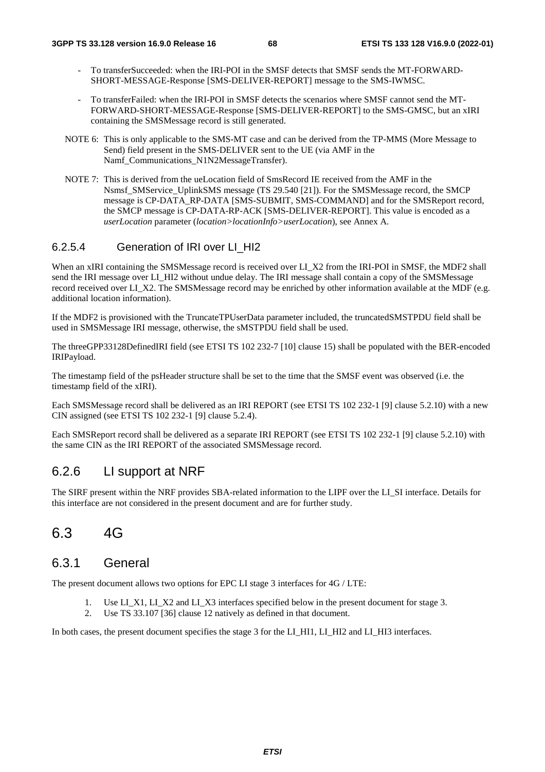- To transferSucceeded: when the IRI-POI in the SMSF detects that SMSF sends the MT-FORWARD-SHORT-MESSAGE-Response [SMS-DELIVER-REPORT] message to the SMS-IWMSC.
- To transferFailed: when the IRI-POI in SMSF detects the scenarios where SMSF cannot send the MT-FORWARD-SHORT-MESSAGE-Response [SMS-DELIVER-REPORT] to the SMS-GMSC, but an xIRI containing the SMSMessage record is still generated.

NOTE 6: This is only applicable to the SMS-MT case and can be derived from the TP-MMS (More Message to Send) field present in the SMS-DELIVER sent to the UE (via AMF in the Namf_Communications_N1N2MessageTransfer).

NOTE 7: This is derived from the ueLocation field of SmsRecord IE received from the AMF in the Nsmsf_SMService_UplinkSMS message (TS 29.540 [21]). For the SMSMessage record, the SMCP message is CP-DATA_RP-DATA [SMS-SUBMIT, SMS-COMMAND] and for the SMSReport record, the SMCP message is CP-DATA-RP-ACK [SMS-DELIVER-REPORT]. This value is encoded as a *userLocation* parameter (*location>locationInfo>userLocation*), see Annex A.

#### 6.2.5.4 Generation of IRI over LI_HI2

When an xIRI containing the SMSMessage record is received over LI_X2 from the IRI-POI in SMSF, the MDF2 shall send the IRI message over LI_HI2 without undue delay. The IRI message shall contain a copy of the SMSMessage record received over LI_X2. The SMSMessage record may be enriched by other information available at the MDF (e.g. additional location information).

If the MDF2 is provisioned with the TruncateTPUserData parameter included, the truncatedSMSTPDU field shall be used in SMSMessage IRI message, otherwise, the sMSTPDU field shall be used.

The threeGPP33128DefinedIRI field (see ETSI TS 102 232-7 [10] clause 15) shall be populated with the BER-encoded IRIPayload.

The timestamp field of the psHeader structure shall be set to the time that the SMSF event was observed (i.e. the timestamp field of the xIRI).

Each SMSMessage record shall be delivered as an IRI REPORT (see ETSI TS 102 232-1 [9] clause 5.2.10) with a new CIN assigned (see ETSI TS 102 232-1 [9] clause 5.2.4).

Each SMSReport record shall be delivered as a separate IRI REPORT (see ETSI TS 102 232-1 [9] clause 5.2.10) with the same CIN as the IRI REPORT of the associated SMSMessage record.

### 6.2.6 LI support at NRF

The SIRF present within the NRF provides SBA-related information to the LIPF over the LI_SI interface. Details for this interface are not considered in the present document and are for further study.

## 6.3 4G

### 6.3.1 General

The present document allows two options for EPC LI stage 3 interfaces for 4G / LTE:

1. Use LI_X1, LI_X2 and LI_X3 interfaces specified below in the present document for stage 3.
2. Use TS 33.107 [36] clause 12 natively as defined in that document.

In both cases, the present document specifies the stage 3 for the LI_HI1, LI_HI2 and LI_HI3 interfaces.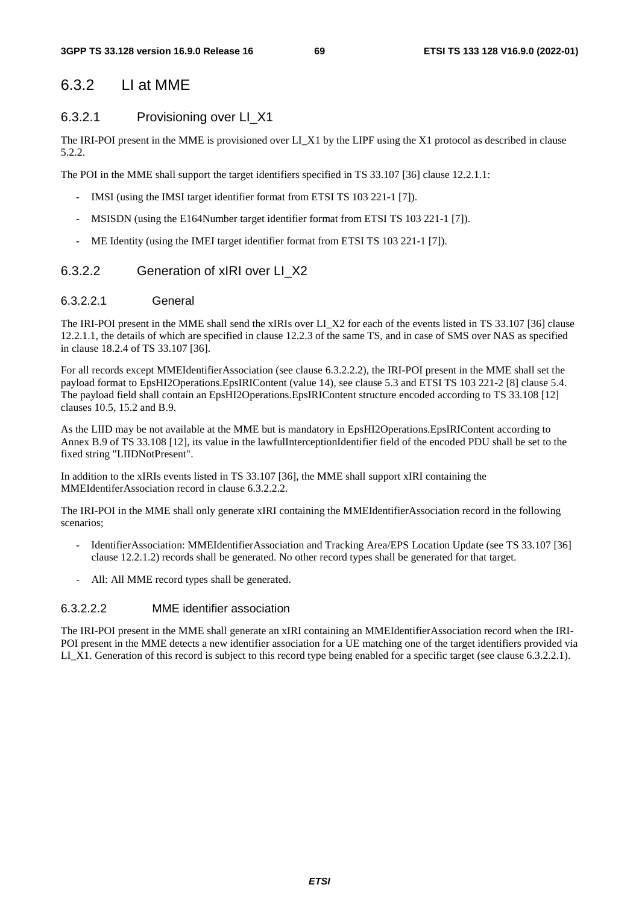### 6.3.2 LI at MME

#### 6.3.2.1 Provisioning over LI_X1

The IRI-POI present in the MME is provisioned over LI_X1 by the LIPF using the X1 protocol as described in clause 5.2.2.

The POI in the MME shall support the target identifiers specified in TS 33.107 [36] clause 12.2.1.1:

- IMSI (using the IMSI target identifier format from ETSI TS 103 221-1 [7]).
- MSISDN (using the E164Number target identifier format from ETSI TS 103 221-1 [7]).
- ME Identity (using the IMEI target identifier format from ETSI TS 103 221-1 [7]).

#### 6.3.2.2 Generation of xIRI over LI_X2

##### 6.3.2.2.1 General

The IRI-POI present in the MME shall send the xIRIs over LI_X2 for each of the events listed in TS 33.107 [36] clause 12.2.1.1, the details of which are specified in clause 12.2.3 of the same TS, and in case of SMS over NAS as specified in clause 18.2.4 of TS 33.107 [36].

For all records except MMEIdentifierAssociation (see clause 6.3.2.2.2), the IRI-POI present in the MME shall set the payload format to EpsHI2Operations.EpsIRIContent (value 14), see clause 5.3 and ETSI TS 103 221-2 [8] clause 5.4. The payload field shall contain an EpsHI2Operations.EpsIRIContent structure encoded according to TS 33.108 [12] clauses 10.5, 15.2 and B.9.

As the LIID may be not available at the MME but is mandatory in EpsHI2Operations.EpsIRIContent according to Annex B.9 of TS 33.108 [12], its value in the lawfulInterceptionIdentifier field of the encoded PDU shall be set to the fixed string "LIIDNotPresent".

In addition to the xIRIs events listed in TS 33.107 [36], the MME shall support xIRI containing the MMEIdentiferAssociation record in clause 6.3.2.2.2.

The IRI-POI in the MME shall only generate xIRI containing the MMEIdentifierAssociation record in the following scenarios;

- IdentifierAssociation: MMEIdentifierAssociation and Tracking Area/EPS Location Update (see TS 33.107 [36] clause 12.2.1.2) records shall be generated. No other record types shall be generated for that target.
- All: All MME record types shall be generated.

##### 6.3.2.2.2 MME identifier association

The IRI-POI present in the MME shall generate an xIRI containing an MMEIdentifierAssociation record when the IRI-POI present in the MME detects a new identifier association for a UE matching one of the target identifiers provided via LI_X1. Generation of this record is subject to this record type being enabled for a specific target (see clause 6.3.2.2.1).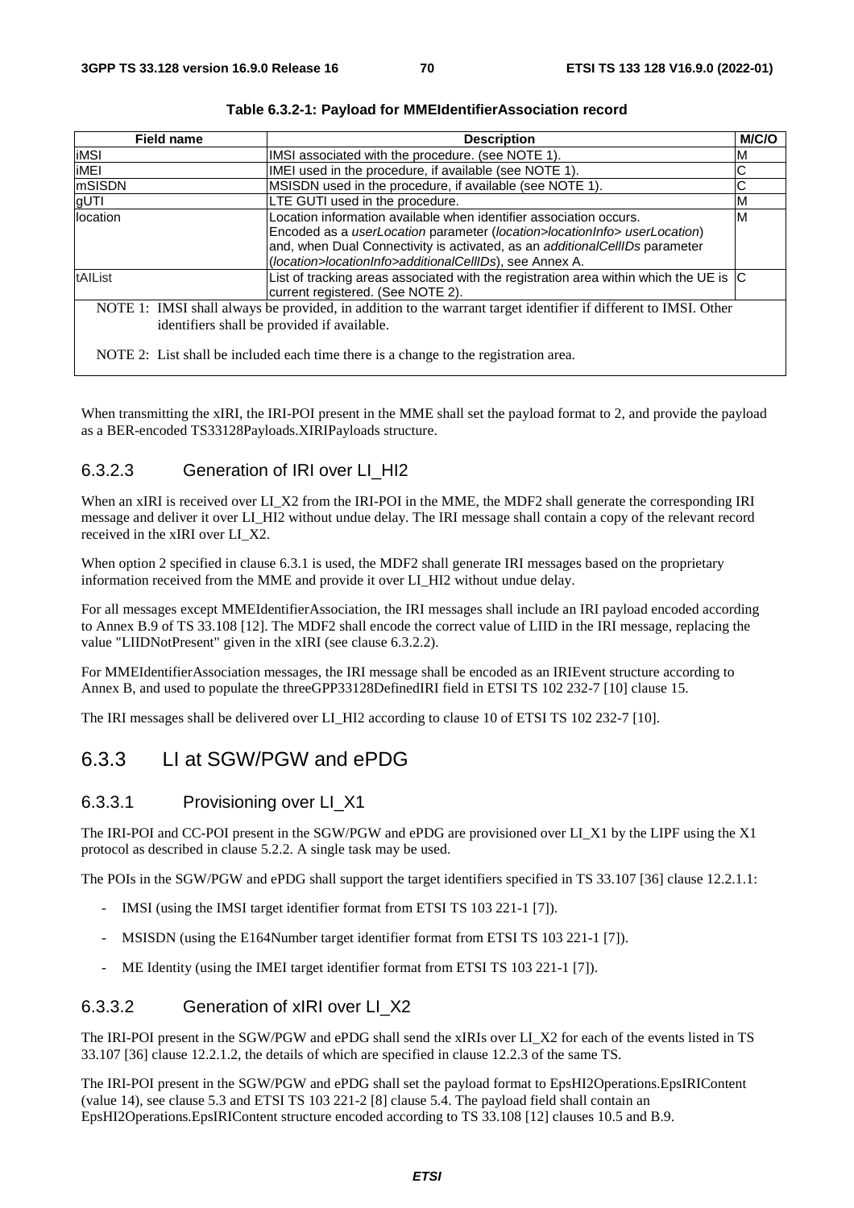**Table 6.3.2-1: Payload for MMEIdentifierAssociation record**

| Field name | Description | M/C/O |
|---|---|---|
| iMSI | IMSI associated with the procedure. (see NOTE 1). | M |
| iMEI | IMEI used in the procedure, if available (see NOTE 1). | C |
| mSISDN | MSISDN used in the procedure, if available (see NOTE 1). | C |
| gUTI | LTE GUTI used in the procedure. | M |
| location | Location information available when identifier association occurs. Encoded as a *userLocation* parameter (*location>locationInfo> userLocation*) and, when Dual Connectivity is activated, as an *additionalCellIDs* parameter (*location>locationInfo>additionalCellIDs*), see Annex A. | M |
| tAIList | List of tracking areas associated with the registration area within which the UE is current registered. (See NOTE 2). | C |
| NOTE 1: IMSI shall always be provided, in addition to the warrant target identifier if different to IMSI. Other identifiers shall be provided if available.<br><br>NOTE 2: List shall be included each time there is a change to the registration area. | | |

When transmitting the xIRI, the IRI-POI present in the MME shall set the payload format to 2, and provide the payload as a BER-encoded TS33128Payloads.XIRIPayloads structure.

### 6.3.2.3 Generation of IRI over LI_HI2

When an xIRI is received over LI_X2 from the IRI-POI in the MME, the MDF2 shall generate the corresponding IRI message and deliver it over LI_HI2 without undue delay. The IRI message shall contain a copy of the relevant record received in the xIRI over LI_X2.

When option 2 specified in clause 6.3.1 is used, the MDF2 shall generate IRI messages based on the proprietary information received from the MME and provide it over LI_HI2 without undue delay.

For all messages except MMEIdentifierAssociation, the IRI messages shall include an IRI payload encoded according to Annex B.9 of TS 33.108 [12]. The MDF2 shall encode the correct value of LIID in the IRI message, replacing the value "LIIDNotPresent" given in the xIRI (see clause 6.3.2.2).

For MMEIdentifierAssociation messages, the IRI message shall be encoded as an IRIEvent structure according to Annex B, and used to populate the threeGPP33128DefinedIRI field in ETSI TS 102 232-7 [10] clause 15.

The IRI messages shall be delivered over LI_HI2 according to clause 10 of ETSI TS 102 232-7 [10].

## 6.3.3 LI at SGW/PGW and ePDG

### 6.3.3.1 Provisioning over LI_X1

The IRI-POI and CC-POI present in the SGW/PGW and ePDG are provisioned over LI_X1 by the LIPF using the X1 protocol as described in clause 5.2.2. A single task may be used.

The POIs in the SGW/PGW and ePDG shall support the target identifiers specified in TS 33.107 [36] clause 12.2.1.1:

- IMSI (using the IMSI target identifier format from ETSI TS 103 221-1 [7]).
- MSISDN (using the E164Number target identifier format from ETSI TS 103 221-1 [7]).
- ME Identity (using the IMEI target identifier format from ETSI TS 103 221-1 [7]).

### 6.3.3.2 Generation of xIRI over LI_X2

The IRI-POI present in the SGW/PGW and ePDG shall send the xIRIs over LI_X2 for each of the events listed in TS 33.107 [36] clause 12.2.1.2, the details of which are specified in clause 12.2.3 of the same TS.

The IRI-POI present in the SGW/PGW and ePDG shall set the payload format to EpsHI2Operations.EpsIRIContent (value 14), see clause 5.3 and ETSI TS 103 221-2 [8] clause 5.4. The payload field shall contain an EpsHI2Operations.EpsIRIContent structure encoded according to TS 33.108 [12] clauses 10.5 and B.9.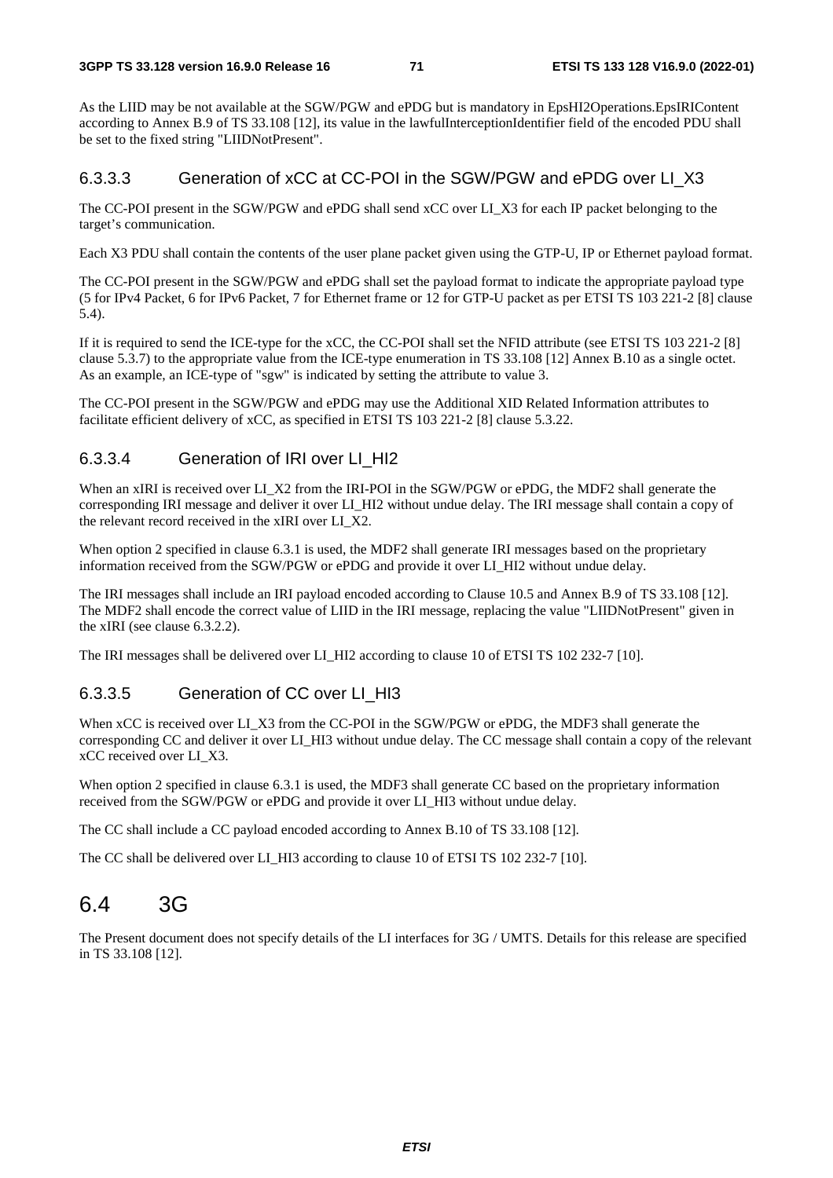As the LIID may be not available at the SGW/PGW and ePDG but is mandatory in EpsHI2Operations.EpsIRIContent according to Annex B.9 of TS 33.108 [12], its value in the lawfulInterceptionIdentifier field of the encoded PDU shall be set to the fixed string "LIIDNotPresent".

### 6.3.3.3 Generation of xCC at CC-POI in the SGW/PGW and ePDG over LI_X3

The CC-POI present in the SGW/PGW and ePDG shall send xCC over LI_X3 for each IP packet belonging to the target's communication.

Each X3 PDU shall contain the contents of the user plane packet given using the GTP-U, IP or Ethernet payload format.

The CC-POI present in the SGW/PGW and ePDG shall set the payload format to indicate the appropriate payload type (5 for IPv4 Packet, 6 for IPv6 Packet, 7 for Ethernet frame or 12 for GTP-U packet as per ETSI TS 103 221-2 [8] clause 5.4).

If it is required to send the ICE-type for the xCC, the CC-POI shall set the NFID attribute (see ETSI TS 103 221-2 [8] clause 5.3.7) to the appropriate value from the ICE-type enumeration in TS 33.108 [12] Annex B.10 as a single octet. As an example, an ICE-type of "sgw" is indicated by setting the attribute to value 3.

The CC-POI present in the SGW/PGW and ePDG may use the Additional XID Related Information attributes to facilitate efficient delivery of xCC, as specified in ETSI TS 103 221-2 [8] clause 5.3.22.

### 6.3.3.4 Generation of IRI over LI_HI2

When an xIRI is received over LI_X2 from the IRI-POI in the SGW/PGW or ePDG, the MDF2 shall generate the corresponding IRI message and deliver it over LI_HI2 without undue delay. The IRI message shall contain a copy of the relevant record received in the xIRI over LI_X2.

When option 2 specified in clause 6.3.1 is used, the MDF2 shall generate IRI messages based on the proprietary information received from the SGW/PGW or ePDG and provide it over LI_HI2 without undue delay.

The IRI messages shall include an IRI payload encoded according to Clause 10.5 and Annex B.9 of TS 33.108 [12]. The MDF2 shall encode the correct value of LIID in the IRI message, replacing the value "LIIDNotPresent" given in the xIRI (see clause 6.3.2.2).

The IRI messages shall be delivered over LI_HI2 according to clause 10 of ETSI TS 102 232-7 [10].

### 6.3.3.5 Generation of CC over LI_HI3

When xCC is received over LI_X3 from the CC-POI in the SGW/PGW or ePDG, the MDF3 shall generate the corresponding CC and deliver it over LI_HI3 without undue delay. The CC message shall contain a copy of the relevant xCC received over LI_X3.

When option 2 specified in clause 6.3.1 is used, the MDF3 shall generate CC based on the proprietary information received from the SGW/PGW or ePDG and provide it over LI_HI3 without undue delay.

The CC shall include a CC payload encoded according to Annex B.10 of TS 33.108 [12].

The CC shall be delivered over LI_HI3 according to clause 10 of ETSI TS 102 232-7 [10].

## 6.4 3G

The Present document does not specify details of the LI interfaces for 3G / UMTS. Details for this release are specified in TS 33.108 [12].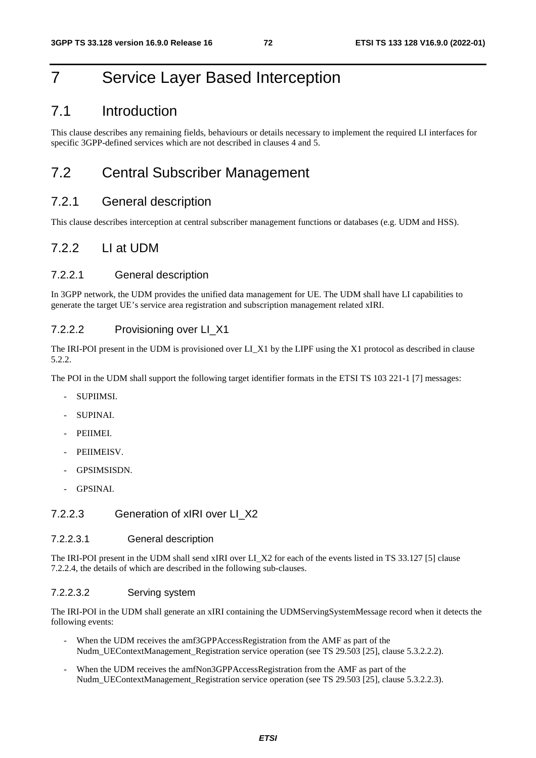# 7 Service Layer Based Interception

## 7.1 Introduction

This clause describes any remaining fields, behaviours or details necessary to implement the required LI interfaces for specific 3GPP-defined services which are not described in clauses 4 and 5.

## 7.2 Central Subscriber Management

### 7.2.1 General description

This clause describes interception at central subscriber management functions or databases (e.g. UDM and HSS).

### 7.2.2 LI at UDM

#### 7.2.2.1 General description

In 3GPP network, the UDM provides the unified data management for UE. The UDM shall have LI capabilities to generate the target UE's service area registration and subscription management related xIRI.

#### 7.2.2.2 Provisioning over LI_X1

The IRI-POI present in the UDM is provisioned over LI_X1 by the LIPF using the X1 protocol as described in clause 5.2.2.

The POI in the UDM shall support the following target identifier formats in the ETSI TS 103 221-1 [7] messages:

- SUPIIMSI.
- SUPINAI.
- PEIIMEI.
- PEIIMEISV.
- GPSIMSISDN.
- GPSINAI.

#### 7.2.2.3 Generation of xIRI over LI_X2

##### 7.2.2.3.1 General description

The IRI-POI present in the UDM shall send xIRI over LI_X2 for each of the events listed in TS 33.127 [5] clause 7.2.2.4, the details of which are described in the following sub-clauses.

##### 7.2.2.3.2 Serving system

The IRI-POI in the UDM shall generate an xIRI containing the UDMServingSystemMessage record when it detects the following events:

- When the UDM receives the amf3GPPAccessRegistration from the AMF as part of the Nudm_UEContextManagement_Registration service operation (see TS 29.503 [25], clause 5.3.2.2.2).
- When the UDM receives the amfNon3GPPAccessRegistration from the AMF as part of the Nudm_UEContextManagement_Registration service operation (see TS 29.503 [25], clause 5.3.2.2.3).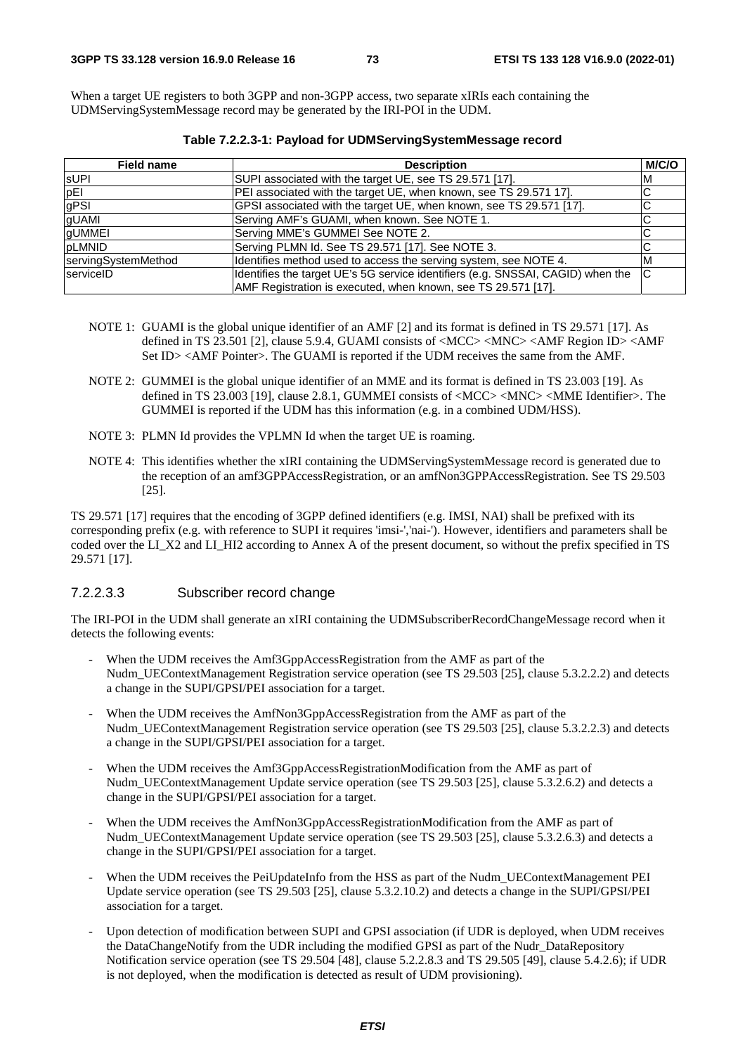When a target UE registers to both 3GPP and non-3GPP access, two separate xIRIs each containing the UDMServingSystemMessage record may be generated by the IRI-POI in the UDM.

**Table 7.2.2.3-1: Payload for UDMServingSystemMessage record**

| Field name | Description | M/C/O |
| --- | --- | --- |
| sUPI | SUPI associated with the target UE, see TS 29.571 [17]. | M |
| pEI | PEI associated with the target UE, when known, see TS 29.571 17]. | C |
| gPSI | GPSI associated with the target UE, when known, see TS 29.571 [17]. | C |
| gUAMI | Serving AMF's GUAMI, when known. See NOTE 1. | C |
| gUMMEI | Serving MME's GUMMEI See NOTE 2. | C |
| pLMNID | Serving PLMN Id. See TS 29.571 [17]. See NOTE 3. | C |
| servingSystemMethod | Identifies method used to access the serving system, see NOTE 4. | M |
| serviceID | Identifies the target UE's 5G service identifiers (e.g. SNSSAI, CAGID) when the AMF Registration is executed, when known, see TS 29.571 [17]. | C |

NOTE 1: GUAMI is the global unique identifier of an AMF [2] and its format is defined in TS 29.571 [17]. As defined in TS 23.501 [2], clause 5.9.4, GUAMI consists of <MCC> <MNC> <AMF Region ID> <AMF Set ID> <AMF Pointer>. The GUAMI is reported if the UDM receives the same from the AMF.

NOTE 2: GUMMEI is the global unique identifier of an MME and its format is defined in TS 23.003 [19]. As defined in TS 23.003 [19], clause 2.8.1, GUMMEI consists of <MCC> <MNC> <MME Identifier>. The GUMMEI is reported if the UDM has this information (e.g. in a combined UDM/HSS).

NOTE 3: PLMN Id provides the VPLMN Id when the target UE is roaming.

NOTE 4: This identifies whether the xIRI containing the UDMServingSystemMessage record is generated due to the reception of an amf3GPPAccessRegistration, or an amfNon3GPPAccessRegistration. See TS 29.503 [25].

TS 29.571 [17] requires that the encoding of 3GPP defined identifiers (e.g. IMSI, NAI) shall be prefixed with its corresponding prefix (e.g. with reference to SUPI it requires 'imsi-','nai-'). However, identifiers and parameters shall be coded over the LI_X2 and LI_HI2 according to Annex A of the present document, so without the prefix specified in TS 29.571 [17].

#### 7.2.2.3.3 Subscriber record change

The IRI-POI in the UDM shall generate an xIRI containing the UDMSubscriberRecordChangeMessage record when it detects the following events:

- When the UDM receives the Amf3GppAccessRegistration from the AMF as part of the Nudm_UEContextManagement Registration service operation (see TS 29.503 [25], clause 5.3.2.2.2) and detects a change in the SUPI/GPSI/PEI association for a target.
- When the UDM receives the AmfNon3GppAccessRegistration from the AMF as part of the Nudm_UEContextManagement Registration service operation (see TS 29.503 [25], clause 5.3.2.2.3) and detects a change in the SUPI/GPSI/PEI association for a target.
- When the UDM receives the Amf3GppAccessRegistrationModification from the AMF as part of Nudm_UEContextManagement Update service operation (see TS 29.503 [25], clause 5.3.2.6.2) and detects a change in the SUPI/GPSI/PEI association for a target.
- When the UDM receives the AmfNon3GppAccessRegistrationModification from the AMF as part of Nudm_UEContextManagement Update service operation (see TS 29.503 [25], clause 5.3.2.6.3) and detects a change in the SUPI/GPSI/PEI association for a target.
- When the UDM receives the PeiUpdateInfo from the HSS as part of the Nudm_UEContextManagement PEI Update service operation (see TS 29.503 [25], clause 5.3.2.10.2) and detects a change in the SUPI/GPSI/PEI association for a target.
- Upon detection of modification between SUPI and GPSI association (if UDR is deployed, when UDM receives the DataChangeNotify from the UDR including the modified GPSI as part of the Nudr_DataRepository Notification service operation (see TS 29.504 [48], clause 5.2.2.8.3 and TS 29.505 [49], clause 5.4.2.6); if UDR is not deployed, when the modification is detected as result of UDM provisioning).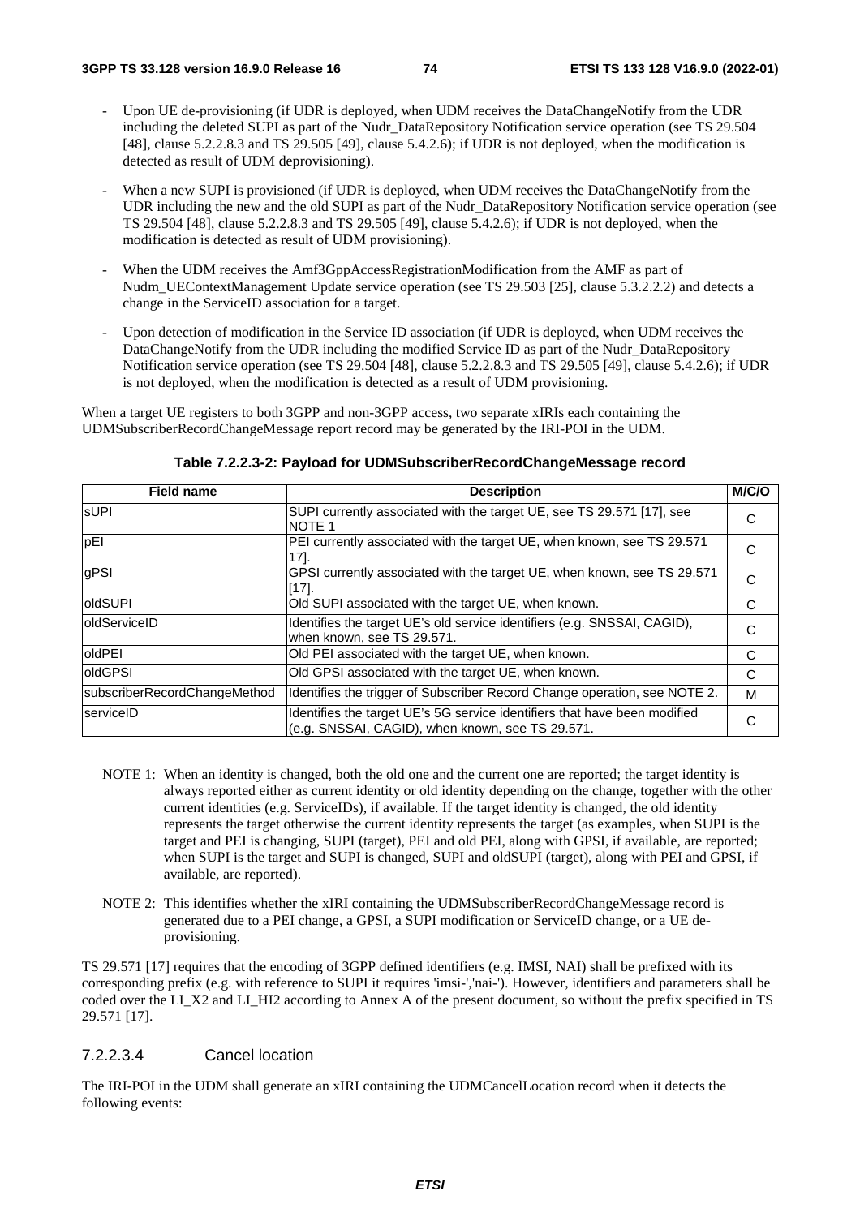- Upon UE de-provisioning (if UDR is deployed, when UDM receives the DataChangeNotify from the UDR including the deleted SUPI as part of the Nudr_DataRepository Notification service operation (see TS 29.504 [48], clause 5.2.2.8.3 and TS 29.505 [49], clause 5.4.2.6); if UDR is not deployed, when the modification is detected as result of UDM deprovisioning).
- When a new SUPI is provisioned (if UDR is deployed, when UDM receives the DataChangeNotify from the UDR including the new and the old SUPI as part of the Nudr_DataRepository Notification service operation (see TS 29.504 [48], clause 5.2.2.8.3 and TS 29.505 [49], clause 5.4.2.6); if UDR is not deployed, when the modification is detected as result of UDM provisioning).
- When the UDM receives the Amf3GppAccessRegistrationModification from the AMF as part of Nudm_UEContextManagement Update service operation (see TS 29.503 [25], clause 5.3.2.2.2) and detects a change in the ServiceID association for a target.
- Upon detection of modification in the Service ID association (if UDR is deployed, when UDM receives the DataChangeNotify from the UDR including the modified Service ID as part of the Nudr_DataRepository Notification service operation (see TS 29.504 [48], clause 5.2.2.8.3 and TS 29.505 [49], clause 5.4.2.6); if UDR is not deployed, when the modification is detected as a result of UDM provisioning.

When a target UE registers to both 3GPP and non-3GPP access, two separate xIRIs each containing the UDMSubscriberRecordChangeMessage report record may be generated by the IRI-POI in the UDM.

**Table 7.2.2.3-2: Payload for UDMSubscriberRecordChangeMessage record**

| Field name | Description | M/C/O |
|---|---|---|
| sUPI | SUPI currently associated with the target UE, see TS 29.571 [17], see NOTE 1 | C |
| pEI | PEI currently associated with the target UE, when known, see TS 29.571 [17]. | C |
| gPSI | GPSI currently associated with the target UE, when known, see TS 29.571 [17]. | C |
| oldSUPI | Old SUPI associated with the target UE, when known. | C |
| oldServiceID | Identifies the target UE's old service identifiers (e.g. SNSSAI, CAGID), when known, see TS 29.571. | C |
| oldPEI | Old PEI associated with the target UE, when known. | C |
| oldGPSI | Old GPSI associated with the target UE, when known. | C |
| subscriberRecordChangeMethod | Identifies the trigger of Subscriber Record Change operation, see NOTE 2. | M |
| serviceID | Identifies the target UE's 5G service identifiers that have been modified (e.g. SNSSAI, CAGID), when known, see TS 29.571. | C |

NOTE 1: When an identity is changed, both the old one and the current one are reported; the target identity is always reported either as current identity or old identity depending on the change, together with the other current identities (e.g. ServiceIDs), if available. If the target identity is changed, the old identity represents the target otherwise the current identity represents the target (as examples, when SUPI is the target and PEI is changing, SUPI (target), PEI and old PEI, along with GPSI, if available, are reported; when SUPI is the target and SUPI is changed, SUPI and oldSUPI (target), along with PEI and GPSI, if available, are reported).

NOTE 2: This identifies whether the xIRI containing the UDMSubscriberRecordChangeMessage record is generated due to a PEI change, a GPSI, a SUPI modification or ServiceID change, or a UE de-provisioning.

TS 29.571 [17] requires that the encoding of 3GPP defined identifiers (e.g. IMSI, NAI) shall be prefixed with its corresponding prefix (e.g. with reference to SUPI it requires 'imsi-','nai-'). However, identifiers and parameters shall be coded over the LI_X2 and LI_HI2 according to Annex A of the present document, so without the prefix specified in TS 29.571 [17].

#### 7.2.2.3.4 Cancel location

The IRI-POI in the UDM shall generate an xIRI containing the UDMCancelLocation record when it detects the following events: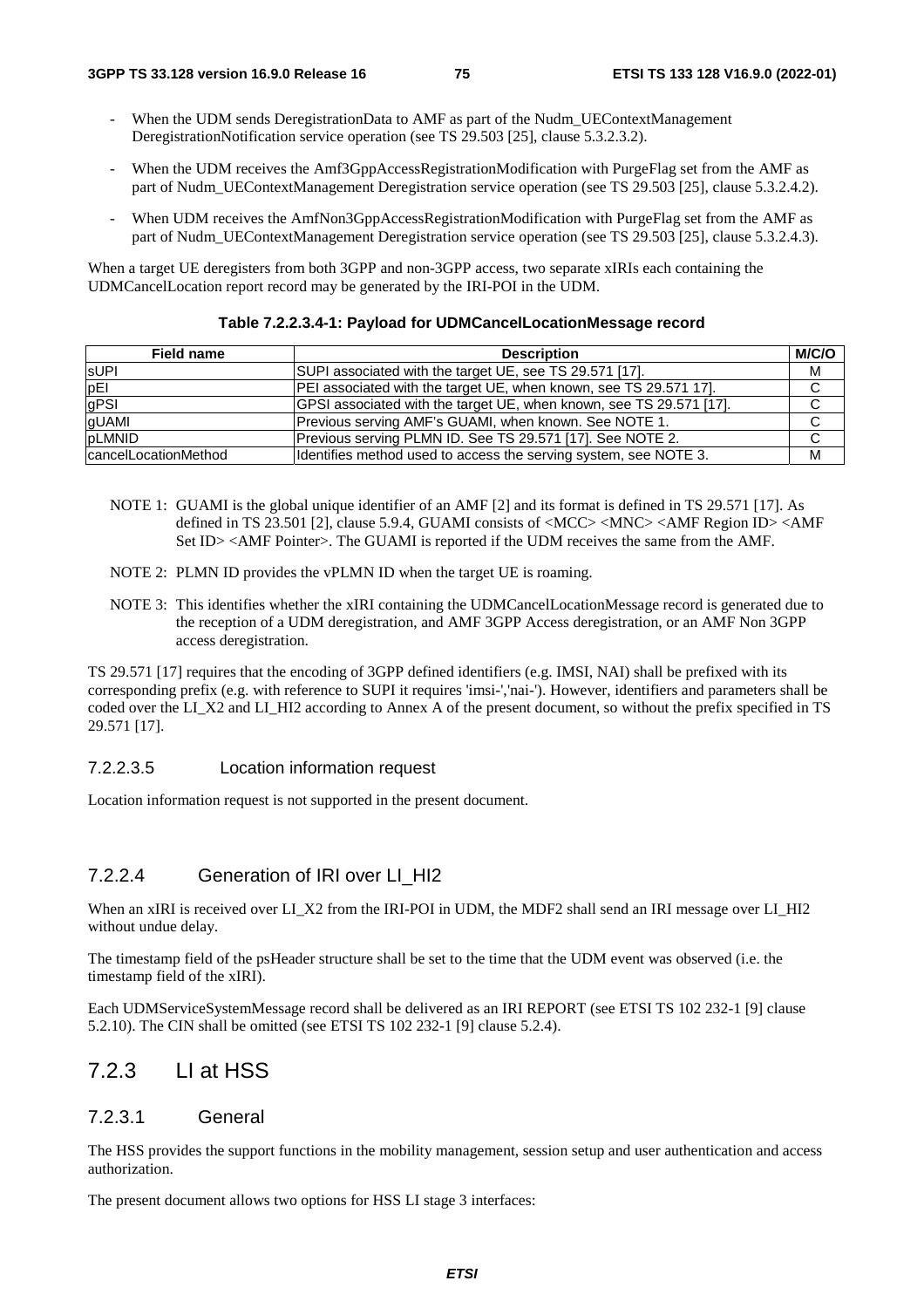- When the UDM sends DeregistrationData to AMF as part of the Nudm_UEContextManagement DeregistrationNotification service operation (see TS 29.503 [25], clause 5.3.2.3.2).

- When the UDM receives the Amf3GppAccessRegistrationModification with PurgeFlag set from the AMF as part of Nudm_UEContextManagement Deregistration service operation (see TS 29.503 [25], clause 5.3.2.4.2).

- When UDM receives the AmfNon3GppAccessRegistrationModification with PurgeFlag set from the AMF as part of Nudm_UEContextManagement Deregistration service operation (see TS 29.503 [25], clause 5.3.2.4.3).

When a target UE deregisters from both 3GPP and non-3GPP access, two separate xIRIs each containing the UDMCancelLocation report record may be generated by the IRI-POI in the UDM.

**Table 7.2.2.3.4-1: Payload for UDMCancelLocationMessage record**

| Field name | Description | M/C/O |
|---|---|---|
| sUPI | SUPI associated with the target UE, see TS 29.571 [17]. | M |
| pEI | PEI associated with the target UE, when known, see TS 29.571 17]. | C |
| gPSI | GPSI associated with the target UE, when known, see TS 29.571 [17]. | C |
| gUAMI | Previous serving AMF's GUAMI, when known. See NOTE 1. | C |
| pLMNID | Previous serving PLMN ID. See TS 29.571 [17]. See NOTE 2. | C |
| cancelLocationMethod | Identifies method used to access the serving system, see NOTE 3. | M |

NOTE 1: GUAMI is the global unique identifier of an AMF [2] and its format is defined in TS 29.571 [17]. As defined in TS 23.501 [2], clause 5.9.4, GUAMI consists of <MCC> <MNC> <AMF Region ID> <AMF Set ID> <AMF Pointer>. The GUAMI is reported if the UDM receives the same from the AMF.

NOTE 2: PLMN ID provides the vPLMN ID when the target UE is roaming.

NOTE 3: This identifies whether the xIRI containing the UDMCancelLocationMessage record is generated due to the reception of a UDM deregistration, and AMF 3GPP Access deregistration, or an AMF Non 3GPP access deregistration.

TS 29.571 [17] requires that the encoding of 3GPP defined identifiers (e.g. IMSI, NAI) shall be prefixed with its corresponding prefix (e.g. with reference to SUPI it requires 'imsi-','nai-'). However, identifiers and parameters shall be coded over the LI_X2 and LI_HI2 according to Annex A of the present document, so without the prefix specified in TS 29.571 [17].

##### 7.2.2.3.5 Location information request

Location information request is not supported in the present document.

#### 7.2.2.4 Generation of IRI over LI_HI2

When an xIRI is received over LI_X2 from the IRI-POI in UDM, the MDF2 shall send an IRI message over LI_HI2 without undue delay.

The timestamp field of the psHeader structure shall be set to the time that the UDM event was observed (i.e. the timestamp field of the xIRI).

Each UDMServiceSystemMessage record shall be delivered as an IRI REPORT (see ETSI TS 102 232-1 [9] clause 5.2.10). The CIN shall be omitted (see ETSI TS 102 232-1 [9] clause 5.2.4).

### 7.2.3 LI at HSS

#### 7.2.3.1 General

The HSS provides the support functions in the mobility management, session setup and user authentication and access authorization.

The present document allows two options for HSS LI stage 3 interfaces: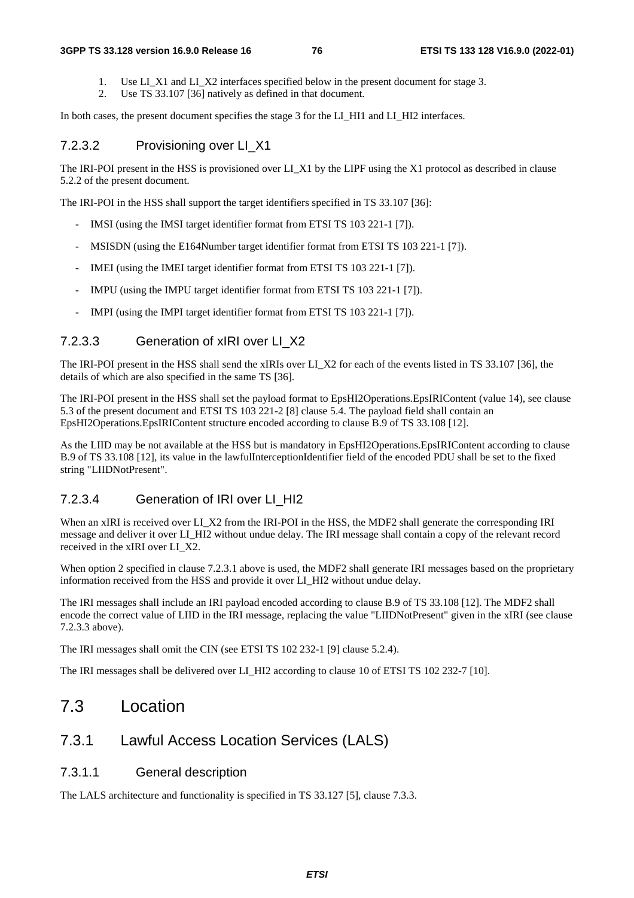1. Use LI_X1 and LI_X2 interfaces specified below in the present document for stage 3.
2. Use TS 33.107 [36] natively as defined in that document.

In both cases, the present document specifies the stage 3 for the LI_HI1 and LI_HI2 interfaces.

#### 7.2.3.2 Provisioning over LI_X1

The IRI-POI present in the HSS is provisioned over LI_X1 by the LIPF using the X1 protocol as described in clause 5.2.2 of the present document.

The IRI-POI in the HSS shall support the target identifiers specified in TS 33.107 [36]:

- IMSI (using the IMSI target identifier format from ETSI TS 103 221-1 [7]).
- MSISDN (using the E164Number target identifier format from ETSI TS 103 221-1 [7]).
- IMEI (using the IMEI target identifier format from ETSI TS 103 221-1 [7]).
- IMPU (using the IMPU target identifier format from ETSI TS 103 221-1 [7]).
- IMPI (using the IMPI target identifier format from ETSI TS 103 221-1 [7]).

#### 7.2.3.3 Generation of xIRI over LI_X2

The IRI-POI present in the HSS shall send the xIRIs over LI_X2 for each of the events listed in TS 33.107 [36], the details of which are also specified in the same TS [36].

The IRI-POI present in the HSS shall set the payload format to EpsHI2Operations.EpsIRIContent (value 14), see clause 5.3 of the present document and ETSI TS 103 221-2 [8] clause 5.4. The payload field shall contain an EpsHI2Operations.EpsIRIContent structure encoded according to clause B.9 of TS 33.108 [12].

As the LIID may be not available at the HSS but is mandatory in EpsHI2Operations.EpsIRIContent according to clause B.9 of TS 33.108 [12], its value in the lawfulInterceptionIdentifier field of the encoded PDU shall be set to the fixed string "LIIDNotPresent".

#### 7.2.3.4 Generation of IRI over LI_HI2

When an xIRI is received over LI_X2 from the IRI-POI in the HSS, the MDF2 shall generate the corresponding IRI message and deliver it over LI_HI2 without undue delay. The IRI message shall contain a copy of the relevant record received in the xIRI over LI_X2.

When option 2 specified in clause 7.2.3.1 above is used, the MDF2 shall generate IRI messages based on the proprietary information received from the HSS and provide it over LI_HI2 without undue delay.

The IRI messages shall include an IRI payload encoded according to clause B.9 of TS 33.108 [12]. The MDF2 shall encode the correct value of LIID in the IRI message, replacing the value "LIIDNotPresent" given in the xIRI (see clause 7.2.3.3 above).

The IRI messages shall omit the CIN (see ETSI TS 102 232-1 [9] clause 5.2.4).

The IRI messages shall be delivered over LI_HI2 according to clause 10 of ETSI TS 102 232-7 [10].

## 7.3 Location

### 7.3.1 Lawful Access Location Services (LALS)

#### 7.3.1.1 General description

The LALS architecture and functionality is specified in TS 33.127 [5], clause 7.3.3.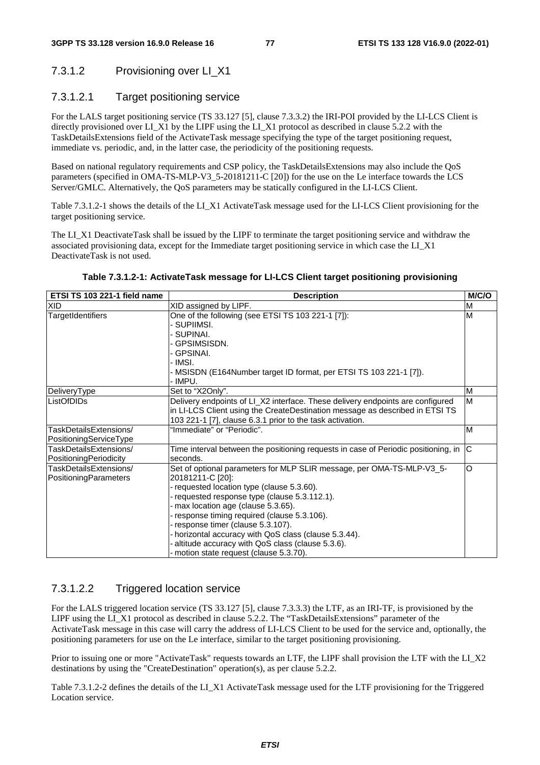### 7.3.1.2 Provisioning over LI_X1

#### 7.3.1.2.1 Target positioning service

For the LALS target positioning service (TS 33.127 [5], clause 7.3.3.2) the IRI-POI provided by the LI-LCS Client is directly provisioned over LI_X1 by the LIPF using the LI_X1 protocol as described in clause 5.2.2 with the TaskDetailsExtensions field of the ActivateTask message specifying the type of the target positioning request, immediate vs. periodic, and, in the latter case, the periodicity of the positioning requests.

Based on national regulatory requirements and CSP policy, the TaskDetailsExtensions may also include the QoS parameters (specified in OMA-TS-MLP-V3_5-20181211-C [20]) for the use on the Le interface towards the LCS Server/GMLC. Alternatively, the QoS parameters may be statically configured in the LI-LCS Client.

Table 7.3.1.2-1 shows the details of the LI_X1 ActivateTask message used for the LI-LCS Client provisioning for the target positioning service.

The LI_X1 DeactivateTask shall be issued by the LIPF to terminate the target positioning service and withdraw the associated provisioning data, except for the Immediate target positioning service in which case the LI_X1 DeactivateTask is not used.

**Table 7.3.1.2-1: ActivateTask message for LI-LCS Client target positioning provisioning**

| ETSI TS 103 221-1 field name | Description | M/C/O |
|---|---|---|
| XID | XID assigned by LIPF. | M |
| TargetIdentifiers | One of the following (see ETSI TS 103 221-1 [7]):<br>- SUPIIMSI.<br>- SUPINAI.<br>- GPSIMSISDN.<br>- GPSINAI.<br>- IMSI.<br>- MSISDN (E164Number target ID format, per ETSI TS 103 221-1 [7]).<br>- IMPU. | M |
| DeliveryType | Set to "X2Only". | M |
| ListOfDIDs | Delivery endpoints of LI_X2 interface. These delivery endpoints are configured in LI-LCS Client using the CreateDestination message as described in ETSI TS 103 221-1 [7], clause 6.3.1 prior to the task activation. | M |
| TaskDetailsExtensions/ PositioningServiceType | "Immediate" or "Periodic". | M |
| TaskDetailsExtensions/ PositioningPeriodicity | Time interval between the positioning requests in case of Periodic positioning, in seconds. | C |
| TaskDetailsExtensions/ PositioningParameters | Set of optional parameters for MLP SLIR message, per OMA-TS-MLP-V3_5-20181211-C [20]:<br>- requested location type (clause 5.3.60).<br>- requested response type (clause 5.3.112.1).<br>- max location age (clause 5.3.65).<br>- response timing required (clause 5.3.106).<br>- response timer (clause 5.3.107).<br>- horizontal accuracy with QoS class (clause 5.3.44).<br>- altitude accuracy with QoS class (clause 5.3.6).<br>- motion state request (clause 5.3.70). | O |

#### 7.3.1.2.2 Triggered location service

For the LALS triggered location service (TS 33.127 [5], clause 7.3.3.3) the LTF, as an IRI-TF, is provisioned by the LIPF using the LI_X1 protocol as described in clause 5.2.2. The "TaskDetailsExtensions" parameter of the ActivateTask message in this case will carry the address of LI-LCS Client to be used for the service and, optionally, the positioning parameters for use on the Le interface, similar to the target positioning provisioning.

Prior to issuing one or more "ActivateTask" requests towards an LTF, the LIPF shall provision the LTF with the LI_X2 destinations by using the "CreateDestination" operation(s), as per clause 5.2.2.

Table 7.3.1.2-2 defines the details of the LI_X1 ActivateTask message used for the LTF provisioning for the Triggered Location service.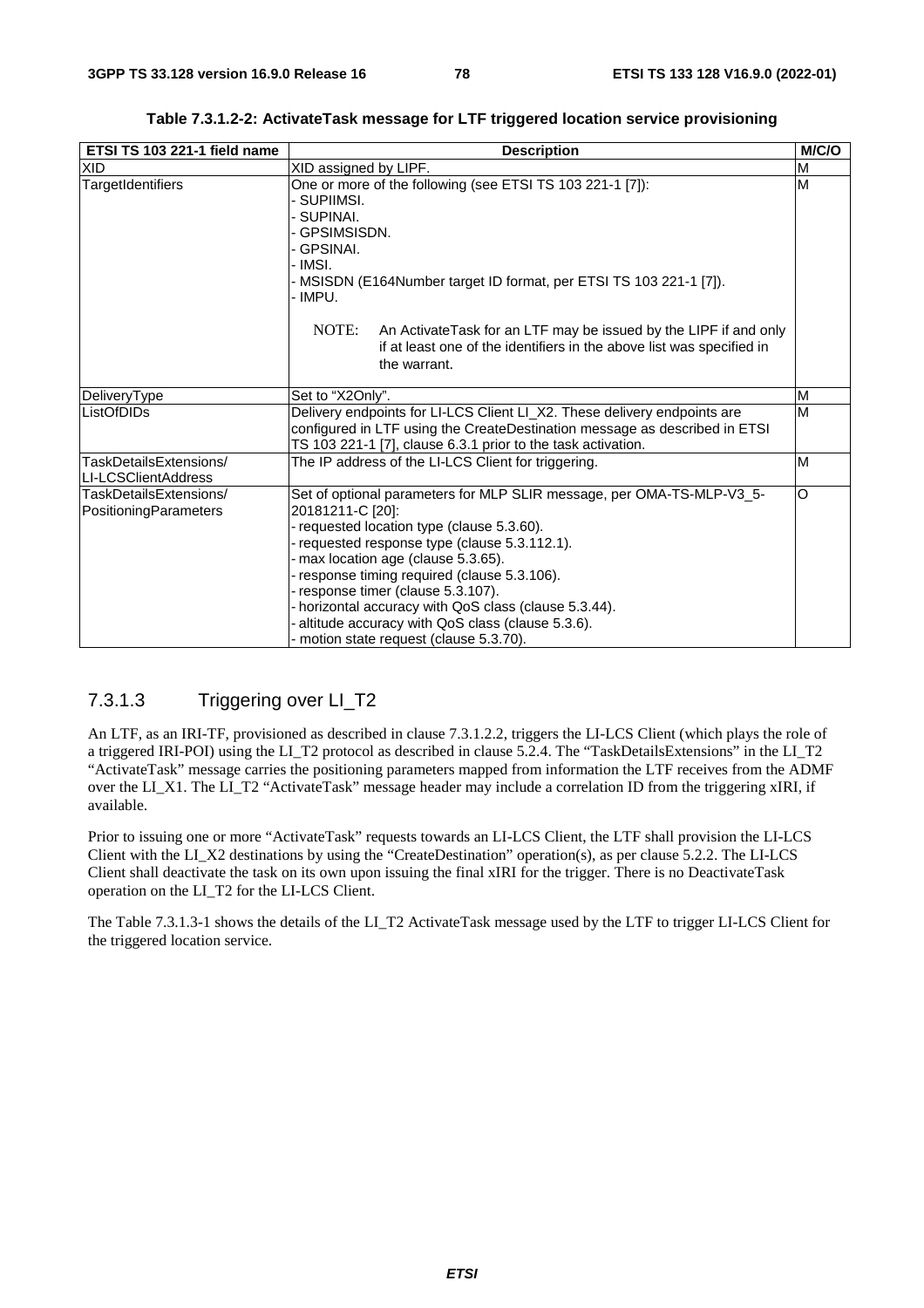**Table 7.3.1.2-2: ActivateTask message for LTF triggered location service provisioning**

| ETSI TS 103 221-1 field name | Description | M/C/O |
|---|---|---|
| XID | XID assigned by LIPF. | M |
| TargetIdentifiers | One or more of the following (see ETSI TS 103 221-1 [7]):<br>- SUPIIMSI.<br>- SUPINAI.<br>- GPSIMSISDN.<br>- GPSINAI.<br>- IMSI.<br>- MSISDN (E164Number target ID format, per ETSI TS 103 221-1 [7]).<br>- IMPU.<br><br>NOTE: An ActivateTask for an LTF may be issued by the LIPF if and only if at least one of the identifiers in the above list was specified in the warrant. | M |
| DeliveryType | Set to "X2Only". | M |
| ListOfDIDs | Delivery endpoints for LI-LCS Client LI_X2. These delivery endpoints are configured in LTF using the CreateDestination message as described in ETSI TS 103 221-1 [7], clause 6.3.1 prior to the task activation. | M |
| TaskDetailsExtensions/ LI-LCSClientAddress | The IP address of the LI-LCS Client for triggering. | M |
| TaskDetailsExtensions/ PositioningParameters | Set of optional parameters for MLP SLIR message, per OMA-TS-MLP-V3_5-20181211-C [20]:<br>- requested location type (clause 5.3.60).<br>- requested response type (clause 5.3.112.1).<br>- max location age (clause 5.3.65).<br>- response timing required (clause 5.3.106).<br>- response timer (clause 5.3.107).<br>- horizontal accuracy with QoS class (clause 5.3.44).<br>- altitude accuracy with QoS class (clause 5.3.6).<br>- motion state request (clause 5.3.70). | O |

### 7.3.1.3 Triggering over LI_T2

An LTF, as an IRI-TF, provisioned as described in clause 7.3.1.2.2, triggers the LI-LCS Client (which plays the role of a triggered IRI-POI) using the LI_T2 protocol as described in clause 5.2.4. The "TaskDetailsExtensions" in the LI_T2 "ActivateTask" message carries the positioning parameters mapped from information the LTF receives from the ADMF over the LI_X1. The LI_T2 "ActivateTask" message header may include a correlation ID from the triggering xIRI, if available.

Prior to issuing one or more "ActivateTask" requests towards an LI-LCS Client, the LTF shall provision the LI-LCS Client with the LI_X2 destinations by using the "CreateDestination" operation(s), as per clause 5.2.2. The LI-LCS Client shall deactivate the task on its own upon issuing the final xIRI for the trigger. There is no DeactivateTask operation on the LI_T2 for the LI-LCS Client.

The Table 7.3.1.3-1 shows the details of the LI_T2 ActivateTask message used by the LTF to trigger LI-LCS Client for the triggered location service.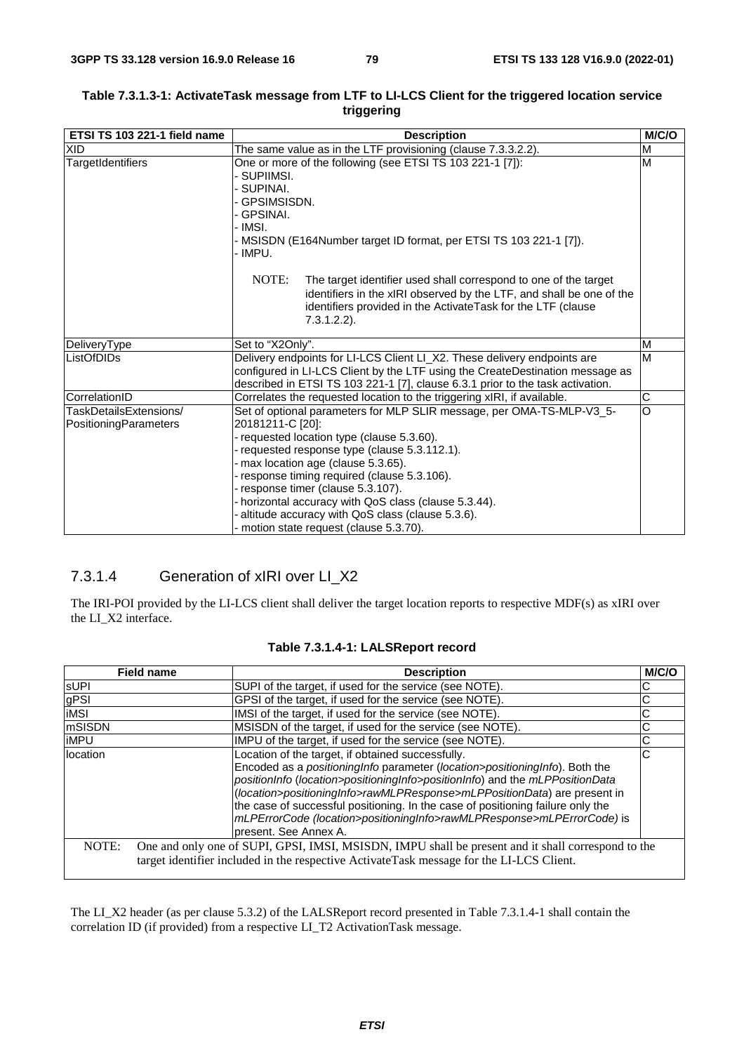**Table 7.3.1.3-1: ActivateTask message from LTF to LI-LCS Client for the triggered location service triggering**

| ETSI TS 103 221-1 field name | Description | M/C/O |
|---|---|---|
| XID | The same value as in the LTF provisioning (clause 7.3.3.2.2). | M |
| TargetIdentifiers | One or more of the following (see ETSI TS 103 221-1 [7]):<br>- SUPIIMSI.<br>- SUPINAI.<br>- GPSIMSISDN.<br>- GPSINAI.<br>- IMSI.<br>- MSISDN (E164Number target ID format, per ETSI TS 103 221-1 [7]).<br>- IMPU.<br><br>NOTE: The target identifier used shall correspond to one of the target identifiers in the xIRI observed by the LTF, and shall be one of the identifiers provided in the ActivateTask for the LTF (clause 7.3.1.2.2). | M |
| DeliveryType | Set to "X2Only". | M |
| ListOfDIDs | Delivery endpoints for LI-LCS Client LI_X2. These delivery endpoints are configured in LI-LCS Client by the LTF using the CreateDestination message as described in ETSI TS 103 221-1 [7], clause 6.3.1 prior to the task activation. | M |
| CorrelationID | Correlates the requested location to the triggering xIRI, if available. | C |
| TaskDetailsExtensions/ PositioningParameters | Set of optional parameters for MLP SLIR message, per OMA-TS-MLP-V3_5-20181211-C [20]:<br>- requested location type (clause 5.3.60).<br>- requested response type (clause 5.3.112.1).<br>- max location age (clause 5.3.65).<br>- response timing required (clause 5.3.106).<br>- response timer (clause 5.3.107).<br>- horizontal accuracy with QoS class (clause 5.3.44).<br>- altitude accuracy with QoS class (clause 5.3.6).<br>- motion state request (clause 5.3.70). | O |

### 7.3.1.4 Generation of xIRI over LI_X2

The IRI-POI provided by the LI-LCS client shall deliver the target location reports to respective MDF(s) as xIRI over the LI_X2 interface.

**Table 7.3.1.4-1: LALSReport record**

| Field name | Description | M/C/O |
|---|---|---|
| sUPI | SUPI of the target, if used for the service (see NOTE). | C |
| gPSI | GPSI of the target, if used for the service (see NOTE). | C |
| iMSI | IMSI of the target, if used for the service (see NOTE). | C |
| mSISDN | MSISDN of the target, if used for the service (see NOTE). | C |
| iMPU | IMPU of the target, if used for the service (see NOTE). | C |
| location | Location of the target, if obtained successfully.<br>Encoded as a *positioningInfo* parameter (*location>positioningInfo*). Both the *positionInfo* (*location>positioningInfo>positionInfo*) and the *mLPPositionData* (*location>positioningInfo>rawMLPResponse>mLPPositionData*) are present in the case of successful positioning. In the case of positioning failure only the *mLPErrorCode (location>positioningInfo>rawMLPResponse>mLPErrorCode)* is present. See Annex A. | C |
| NOTE: One and only one of SUPI, GPSI, IMSI, MSISDN, IMPU shall be present and it shall correspond to the target identifier included in the respective ActivateTask message for the LI-LCS Client. | | |

The LI_X2 header (as per clause 5.3.2) of the LALSReport record presented in Table 7.3.1.4-1 shall contain the correlation ID (if provided) from a respective LI_T2 ActivationTask message.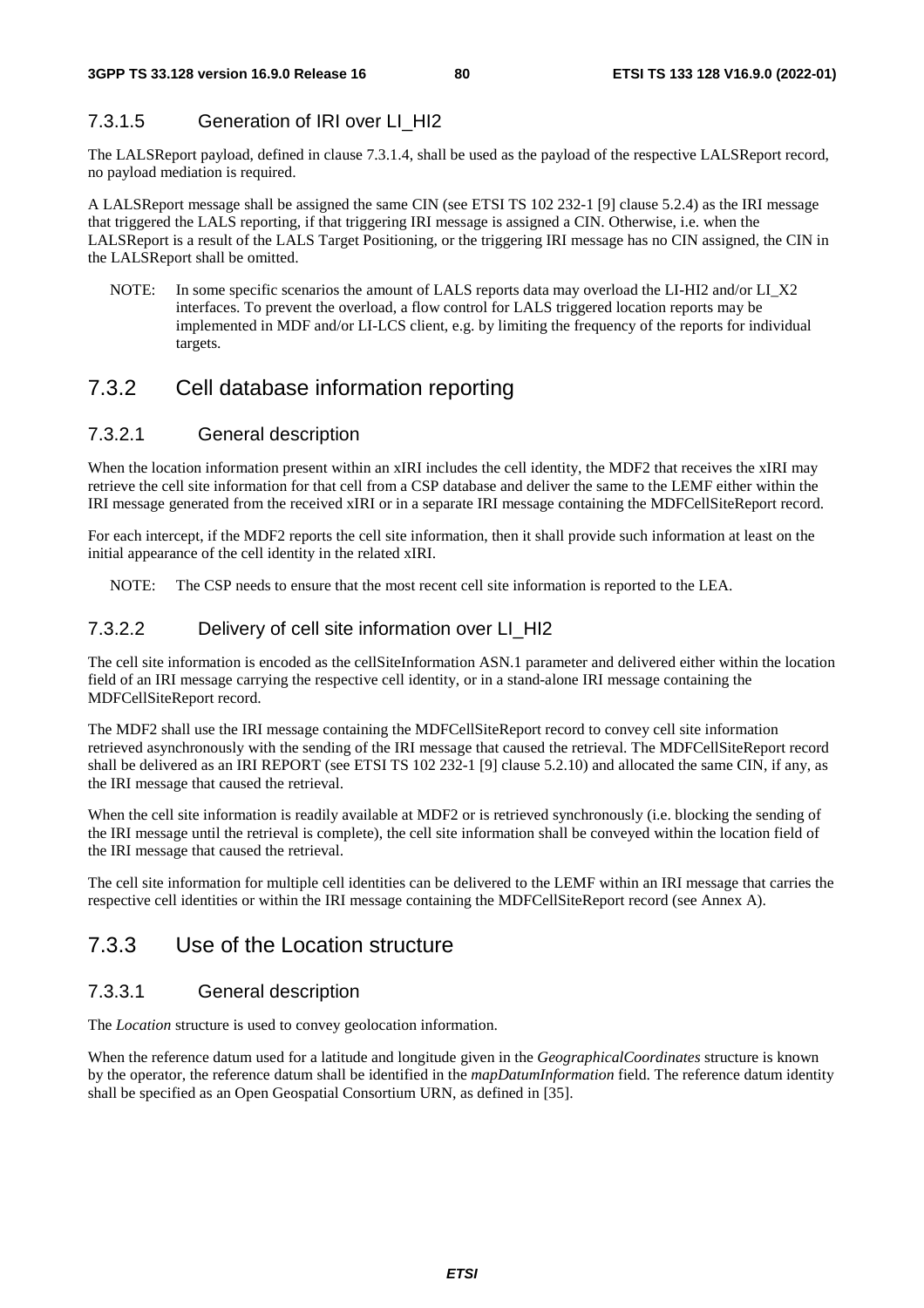#### 7.3.1.5 Generation of IRI over LI_HI2

The LALSReport payload, defined in clause 7.3.1.4, shall be used as the payload of the respective LALSReport record, no payload mediation is required.

A LALSReport message shall be assigned the same CIN (see ETSI TS 102 232-1 [9] clause 5.2.4) as the IRI message that triggered the LALS reporting, if that triggering IRI message is assigned a CIN. Otherwise, i.e. when the LALSReport is a result of the LALS Target Positioning, or the triggering IRI message has no CIN assigned, the CIN in the LALSReport shall be omitted.

NOTE: In some specific scenarios the amount of LALS reports data may overload the LI-HI2 and/or LI_X2 interfaces. To prevent the overload, a flow control for LALS triggered location reports may be implemented in MDF and/or LI-LCS client, e.g. by limiting the frequency of the reports for individual targets.

### 7.3.2 Cell database information reporting

#### 7.3.2.1 General description

When the location information present within an xIRI includes the cell identity, the MDF2 that receives the xIRI may retrieve the cell site information for that cell from a CSP database and deliver the same to the LEMF either within the IRI message generated from the received xIRI or in a separate IRI message containing the MDFCellSiteReport record.

For each intercept, if the MDF2 reports the cell site information, then it shall provide such information at least on the initial appearance of the cell identity in the related xIRI.

NOTE: The CSP needs to ensure that the most recent cell site information is reported to the LEA.

#### 7.3.2.2 Delivery of cell site information over LI_HI2

The cell site information is encoded as the cellSiteInformation ASN.1 parameter and delivered either within the location field of an IRI message carrying the respective cell identity, or in a stand-alone IRI message containing the MDFCellSiteReport record.

The MDF2 shall use the IRI message containing the MDFCellSiteReport record to convey cell site information retrieved asynchronously with the sending of the IRI message that caused the retrieval. The MDFCellSiteReport record shall be delivered as an IRI REPORT (see ETSI TS 102 232-1 [9] clause 5.2.10) and allocated the same CIN, if any, as the IRI message that caused the retrieval.

When the cell site information is readily available at MDF2 or is retrieved synchronously (i.e. blocking the sending of the IRI message until the retrieval is complete), the cell site information shall be conveyed within the location field of the IRI message that caused the retrieval.

The cell site information for multiple cell identities can be delivered to the LEMF within an IRI message that carries the respective cell identities or within the IRI message containing the MDFCellSiteReport record (see Annex A).

### 7.3.3 Use of the Location structure

#### 7.3.3.1 General description

The *Location* structure is used to convey geolocation information.

When the reference datum used for a latitude and longitude given in the *GeographicalCoordinates* structure is known by the operator, the reference datum shall be identified in the *mapDatumInformation* field. The reference datum identity shall be specified as an Open Geospatial Consortium URN, as defined in [35].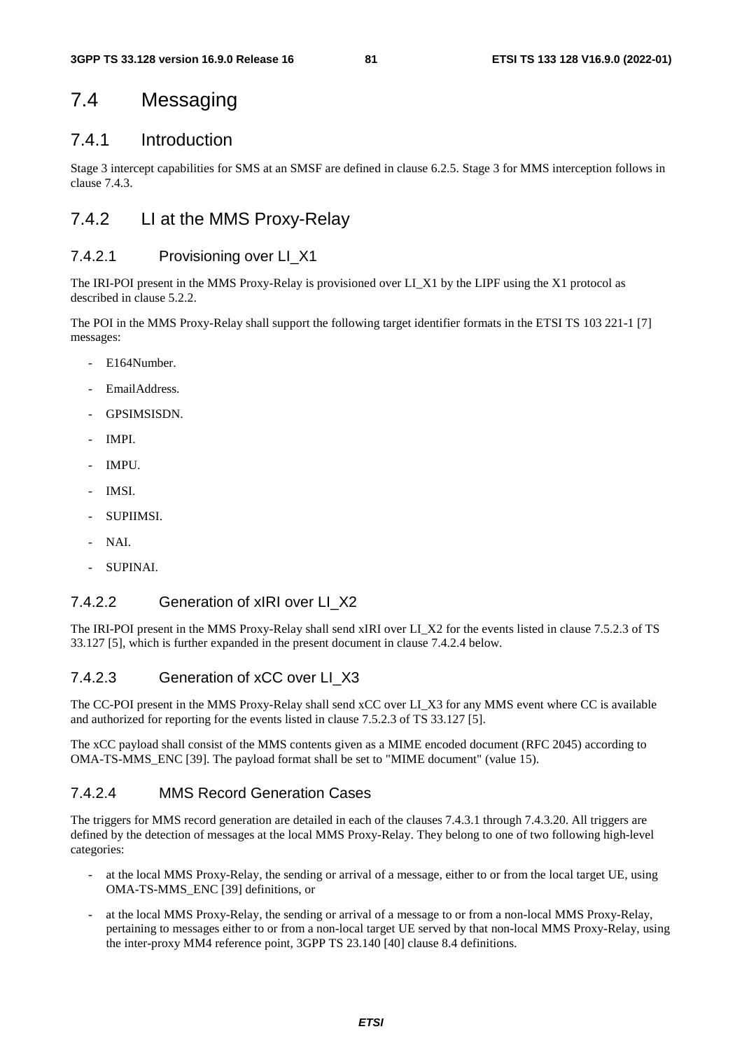## 7.4 Messaging

### 7.4.1 Introduction

Stage 3 intercept capabilities for SMS at an SMSF are defined in clause 6.2.5. Stage 3 for MMS interception follows in clause 7.4.3.

### 7.4.2 LI at the MMS Proxy-Relay

#### 7.4.2.1 Provisioning over LI_X1

The IRI-POI present in the MMS Proxy-Relay is provisioned over LI_X1 by the LIPF using the X1 protocol as described in clause 5.2.2.

The POI in the MMS Proxy-Relay shall support the following target identifier formats in the ETSI TS 103 221-1 [7] messages:

- E164Number.
- EmailAddress.
- GPSIMSISDN.
- IMPI.
- IMPU.
- IMSI.
- SUPIIMSI.
- NAI.
- SUPINAI.

#### 7.4.2.2 Generation of xIRI over LI_X2

The IRI-POI present in the MMS Proxy-Relay shall send xIRI over LI_X2 for the events listed in clause 7.5.2.3 of TS 33.127 [5], which is further expanded in the present document in clause 7.4.2.4 below.

#### 7.4.2.3 Generation of xCC over LI_X3

The CC-POI present in the MMS Proxy-Relay shall send xCC over LI_X3 for any MMS event where CC is available and authorized for reporting for the events listed in clause 7.5.2.3 of TS 33.127 [5].

The xCC payload shall consist of the MMS contents given as a MIME encoded document (RFC 2045) according to OMA-TS-MMS_ENC [39]. The payload format shall be set to "MIME document" (value 15).

#### 7.4.2.4 MMS Record Generation Cases

The triggers for MMS record generation are detailed in each of the clauses 7.4.3.1 through 7.4.3.20. All triggers are defined by the detection of messages at the local MMS Proxy-Relay. They belong to one of two following high-level categories:

- at the local MMS Proxy-Relay, the sending or arrival of a message, either to or from the local target UE, using OMA-TS-MMS_ENC [39] definitions, or
- at the local MMS Proxy-Relay, the sending or arrival of a message to or from a non-local MMS Proxy-Relay, pertaining to messages either to or from a non-local target UE served by that non-local MMS Proxy-Relay, using the inter-proxy MM4 reference point, 3GPP TS 23.140 [40] clause 8.4 definitions.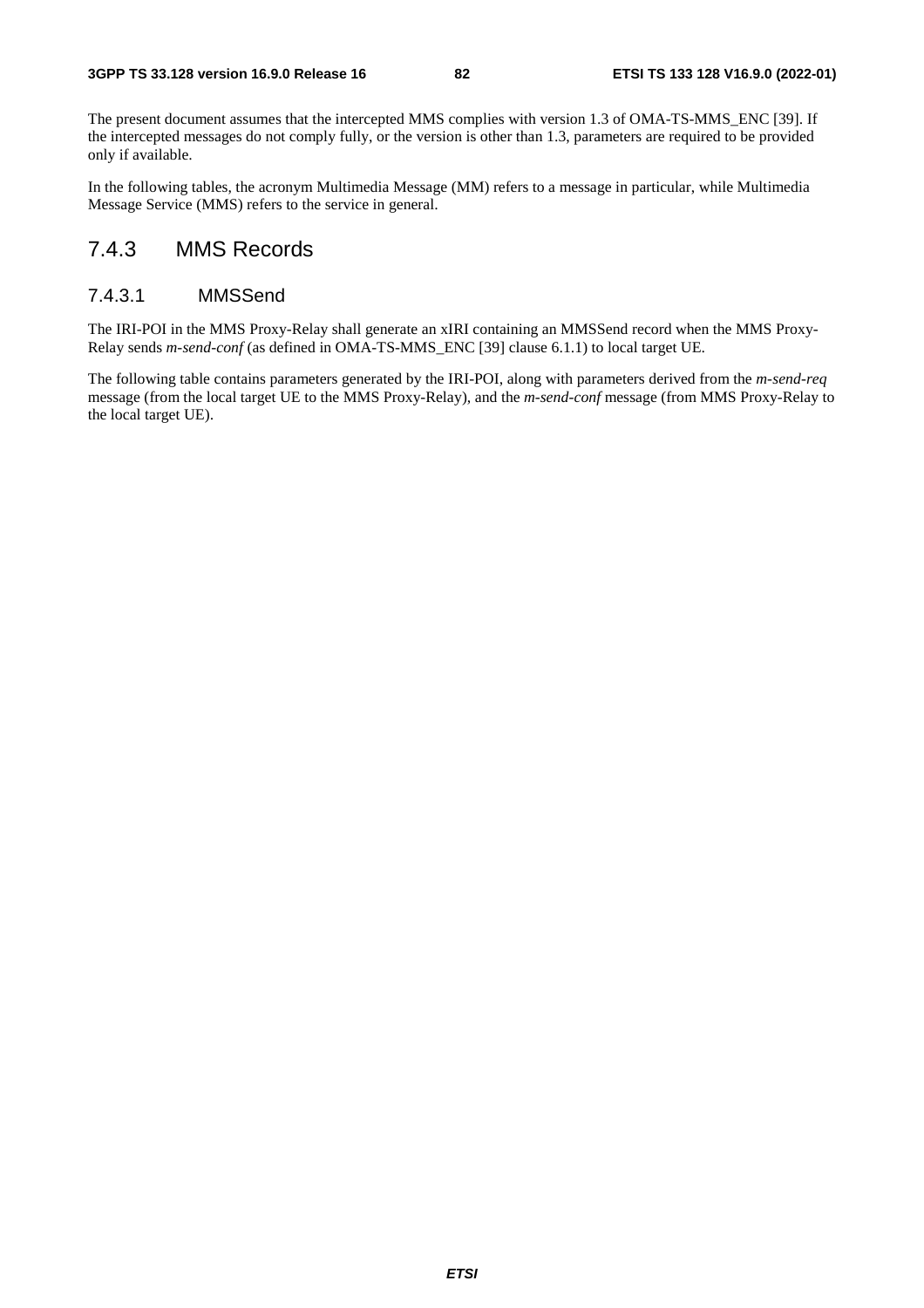The present document assumes that the intercepted MMS complies with version 1.3 of OMA-TS-MMS_ENC [39]. If the intercepted messages do not comply fully, or the version is other than 1.3, parameters are required to be provided only if available.

In the following tables, the acronym Multimedia Message (MM) refers to a message in particular, while Multimedia Message Service (MMS) refers to the service in general.

## 7.4.3 MMS Records

### 7.4.3.1 MMSSend

The IRI-POI in the MMS Proxy-Relay shall generate an xIRI containing an MMSSend record when the MMS Proxy-Relay sends *m-send-conf* (as defined in OMA-TS-MMS_ENC [39] clause 6.1.1) to local target UE.

The following table contains parameters generated by the IRI-POI, along with parameters derived from the *m-send-req* message (from the local target UE to the MMS Proxy-Relay), and the *m-send-conf* message (from MMS Proxy-Relay to the local target UE).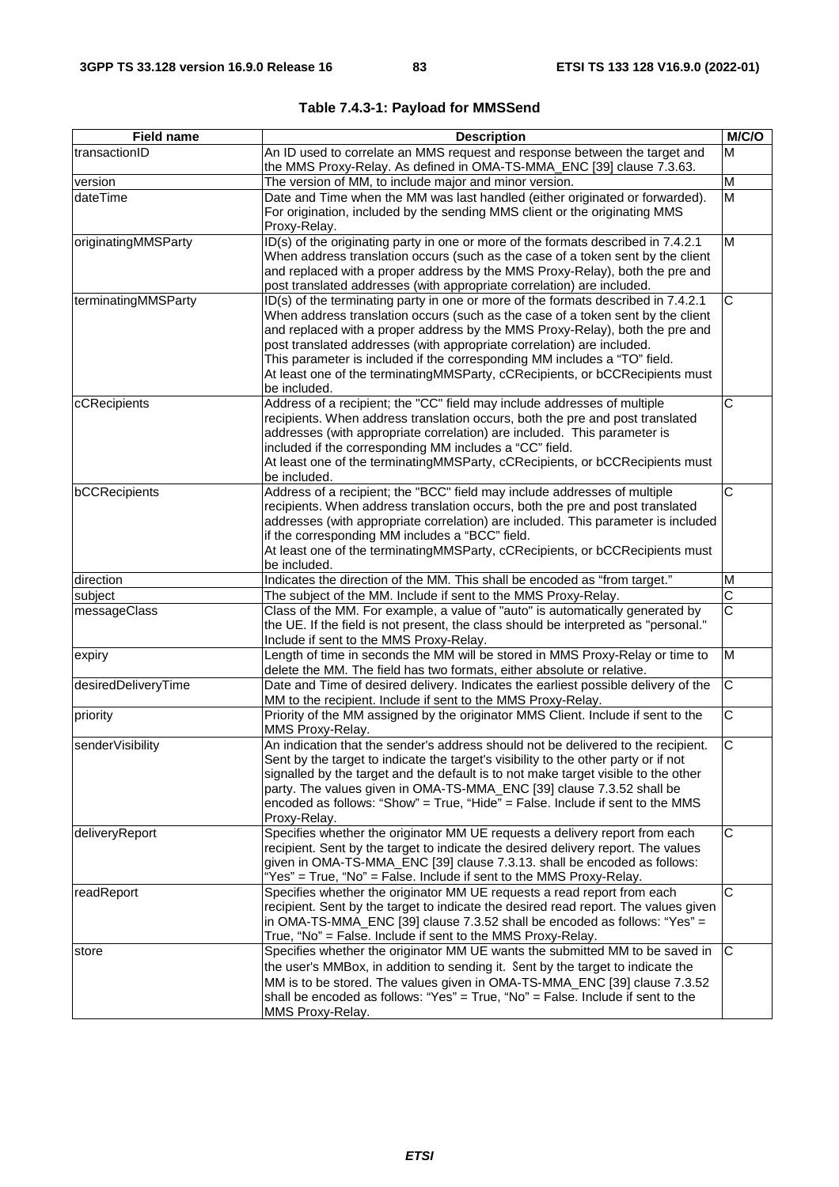**Table 7.4.3-1: Payload for MMSSend**

| Field name | Description | M/C/O |
| --- | --- | --- |
| transactionID | An ID used to correlate an MMS request and response between the target and the MMS Proxy-Relay. As defined in OMA-TS-MMA_ENC [39] clause 7.3.63. | M |
| version | The version of MM, to include major and minor version. | M |
| dateTime | Date and Time when the MM was last handled (either originated or forwarded). For origination, included by the sending MMS client or the originating MMS Proxy-Relay. | M |
| originatingMMSParty | ID(s) of the originating party in one or more of the formats described in 7.4.2.1 When address translation occurs (such as the case of a token sent by the client and replaced with a proper address by the MMS Proxy-Relay), both the pre and post translated addresses (with appropriate correlation) are included. | M |
| terminatingMMSParty | ID(s) of the terminating party in one or more of the formats described in 7.4.2.1 When address translation occurs (such as the case of a token sent by the client and replaced with a proper address by the MMS Proxy-Relay), both the pre and post translated addresses (with appropriate correlation) are included.<br>This parameter is included if the corresponding MM includes a "TO" field.<br>At least one of the terminatingMMSParty, cCRecipients, or bCCRecipients must be included. | C |
| cCRecipients | Address of a recipient; the "CC" field may include addresses of multiple recipients. When address translation occurs, both the pre and post translated addresses (with appropriate correlation) are included. This parameter is included if the corresponding MM includes a "CC" field.<br>At least one of the terminatingMMSParty, cCRecipients, or bCCRecipients must be included. | C |
| bCCRecipients | Address of a recipient; the "BCC" field may include addresses of multiple recipients. When address translation occurs, both the pre and post translated addresses (with appropriate correlation) are included. This parameter is included if the corresponding MM includes a "BCC" field.<br>At least one of the terminatingMMSParty, cCRecipients, or bCCRecipients must be included. | C |
| direction | Indicates the direction of the MM. This shall be encoded as "from target." | M |
| subject | The subject of the MM. Include if sent to the MMS Proxy-Relay. | C |
| messageClass | Class of the MM. For example, a value of "auto" is automatically generated by the UE. If the field is not present, the class should be interpreted as "personal." Include if sent to the MMS Proxy-Relay. | C |
| expiry | Length of time in seconds the MM will be stored in MMS Proxy-Relay or time to delete the MM. The field has two formats, either absolute or relative. | M |
| desiredDeliveryTime | Date and Time of desired delivery. Indicates the earliest possible delivery of the MM to the recipient. Include if sent to the MMS Proxy-Relay. | C |
| priority | Priority of the MM assigned by the originator MMS Client. Include if sent to the MMS Proxy-Relay. | C |
| senderVisibility | An indication that the sender's address should not be delivered to the recipient. Sent by the target to indicate the target's visibility to the other party or if not signalled by the target and the default is to not make target visible to the other party. The values given in OMA-TS-MMA_ENC [39] clause 7.3.52 shall be encoded as follows: "Show" = True, "Hide" = False. Include if sent to the MMS Proxy-Relay. | C |
| deliveryReport | Specifies whether the originator MM UE requests a delivery report from each recipient. Sent by the target to indicate the desired delivery report. The values given in OMA-TS-MMA_ENC [39] clause 7.3.13. shall be encoded as follows: "Yes" = True, "No" = False. Include if sent to the MMS Proxy-Relay. | C |
| readReport | Specifies whether the originator MM UE requests a read report from each recipient. Sent by the target to indicate the desired read report. The values given in OMA-TS-MMA_ENC [39] clause 7.3.52 shall be encoded as follows: "Yes" = True, "No" = False. Include if sent to the MMS Proxy-Relay. | C |
| store | Specifies whether the originator MM UE wants the submitted MM to be saved in the user's MMBox, in addition to sending it. Sent by the target to indicate the MM is to be stored. The values given in OMA-TS-MMA_ENC [39] clause 7.3.52 shall be encoded as follows: "Yes" = True, "No" = False. Include if sent to the MMS Proxy-Relay. | C |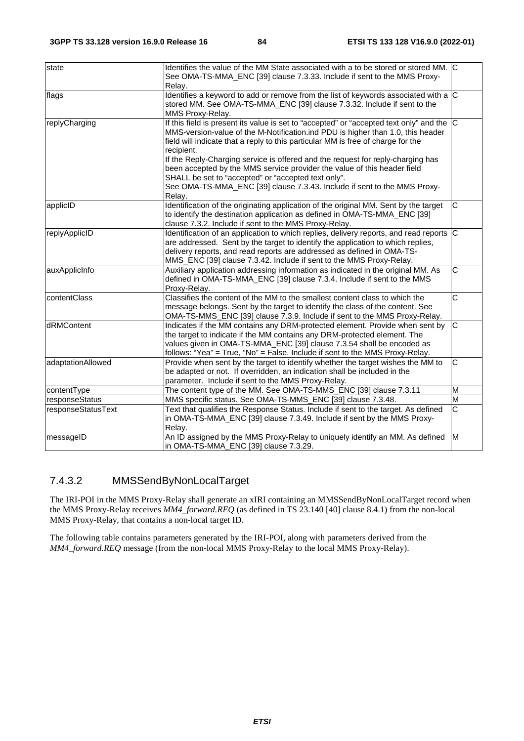| | | |
|---|---|---|
| state | Identifies the value of the MM State associated with a to be stored or stored MM. See OMA-TS-MMA_ENC [39] clause 7.3.33. Include if sent to the MMS Proxy-Relay. | C |
| flags | Identifies a keyword to add or remove from the list of keywords associated with a stored MM. See OMA-TS-MMA_ENC [39] clause 7.3.32. Include if sent to the MMS Proxy-Relay. | C |
| replyCharging | If this field is present its value is set to "accepted" or "accepted text only" and the MMS-version-value of the M-Notification.ind PDU is higher than 1.0, this header field will indicate that a reply to this particular MM is free of charge for the recipient.<br>If the Reply-Charging service is offered and the request for reply-charging has been accepted by the MMS service provider the value of this header field SHALL be set to "accepted" or "accepted text only".<br>See OMA-TS-MMA_ENC [39] clause 7.3.43. Include if sent to the MMS Proxy-Relay. | C |
| applicID | Identification of the originating application of the original MM. Sent by the target to identify the destination application as defined in OMA-TS-MMA_ENC [39] clause 7.3.2. Include if sent to the MMS Proxy-Relay. | C |
| replyApplicID | Identification of an application to which replies, delivery reports, and read reports are addressed. Sent by the target to identify the application to which replies, delivery reports, and read reports are addressed as defined in OMA-TS-MMS_ENC [39] clause 7.3.42. Include if sent to the MMS Proxy-Relay. | C |
| auxApplicInfo | Auxiliary application addressing information as indicated in the original MM. As defined in OMA-TS-MMA_ENC [39] clause 7.3.4. Include if sent to the MMS Proxy-Relay. | C |
| contentClass | Classifies the content of the MM to the smallest content class to which the message belongs. Sent by the target to identify the class of the content. See OMA-TS-MMS_ENC [39] clause 7.3.9. Include if sent to the MMS Proxy-Relay. | C |
| dRMContent | Indicates if the MM contains any DRM-protected element. Provide when sent by the target to indicate if the MM contains any DRM-protected element. The values given in OMA-TS-MMA_ENC [39] clause 7.3.54 shall be encoded as follows: "Yea" = True, "No" = False. Include if sent to the MMS Proxy-Relay. | C |
| adaptationAllowed | Provide when sent by the target to identify whether the target wishes the MM to be adapted or not. If overridden, an indication shall be included in the parameter. Include if sent to the MMS Proxy-Relay. | C |
| contentType | The content type of the MM. See OMA-TS-MMS_ENC [39] clause 7.3.11 | M |
| responseStatus | MMS specific status. See OMA-TS-MMS_ENC [39] clause 7.3.48. | M |
| responseStatusText | Text that qualifies the Response Status. Include if sent to the target. As defined in OMA-TS-MMA_ENC [39] clause 7.3.49. Include if sent by the MMS Proxy-Relay. | C |
| messageID | An ID assigned by the MMS Proxy-Relay to uniquely identify an MM. As defined in OMA-TS-MMA_ENC [39] clause 7.3.29. | M |

### 7.4.3.2 MMSSendByNonLocalTarget

The IRI-POI in the MMS Proxy-Relay shall generate an xIRI containing an MMSSendByNonLocalTarget record when the MMS Proxy-Relay receives *MM4_forward.REQ* (as defined in TS 23.140 [40] clause 8.4.1) from the non-local MMS Proxy-Relay, that contains a non-local target ID.

The following table contains parameters generated by the IRI-POI, along with parameters derived from the *MM4_forward.REQ* message (from the non-local MMS Proxy-Relay to the local MMS Proxy-Relay).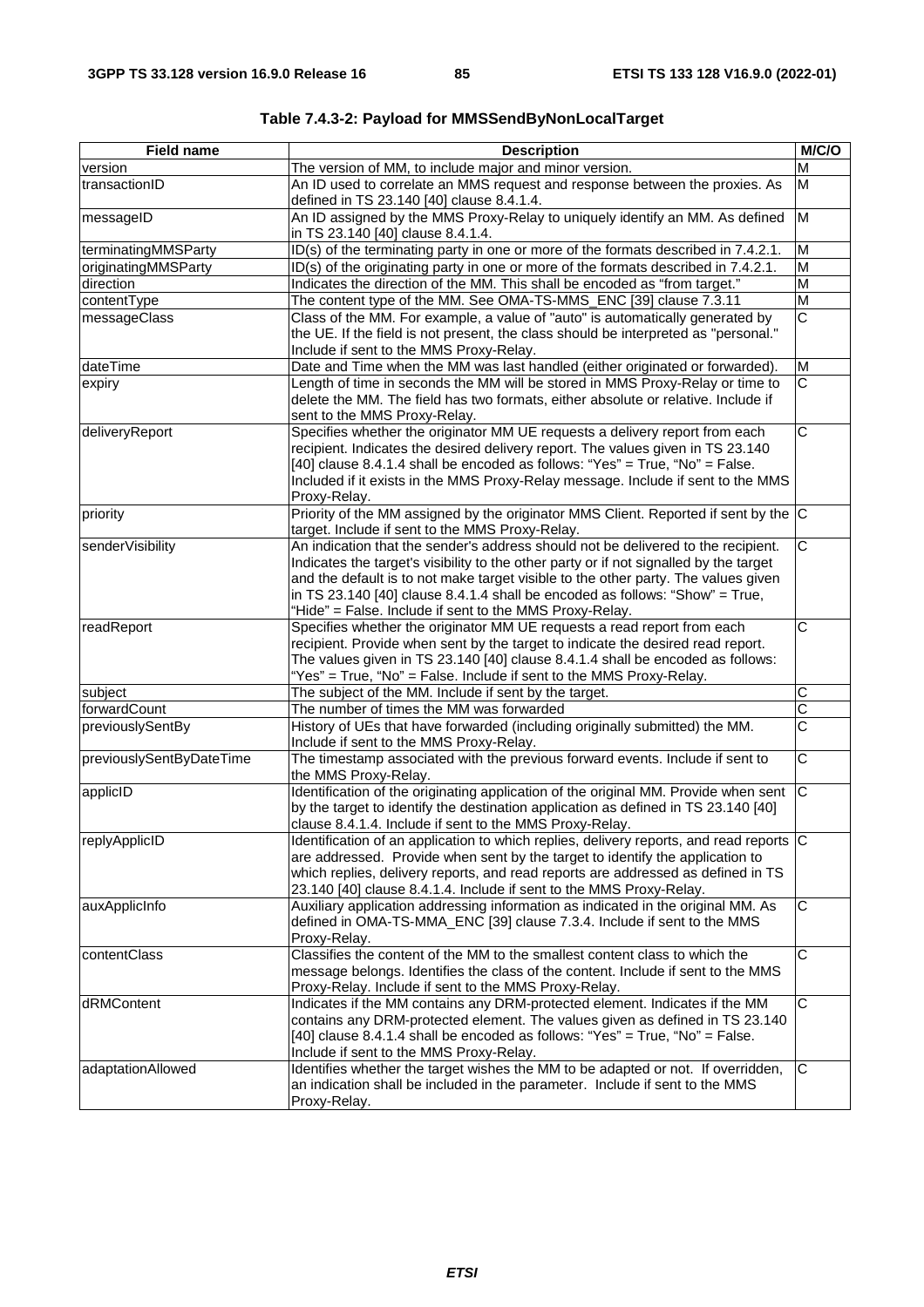**Table 7.4.3-2: Payload for MMSSendByNonLocalTarget**

| Field name | Description | M/C/O |
| --- | --- | --- |
| version | The version of MM, to include major and minor version. | M |
| transactionID | An ID used to correlate an MMS request and response between the proxies. As defined in TS 23.140 [40] clause 8.4.1.4. | M |
| messageID | An ID assigned by the MMS Proxy-Relay to uniquely identify an MM. As defined in TS 23.140 [40] clause 8.4.1.4. | M |
| terminatingMMSParty | ID(s) of the terminating party in one or more of the formats described in 7.4.2.1. | M |
| originatingMMSParty | ID(s) of the originating party in one or more of the formats described in 7.4.2.1. | M |
| direction | Indicates the direction of the MM. This shall be encoded as "from target." | M |
| contentType | The content type of the MM. See OMA-TS-MMS_ENC [39] clause 7.3.11 | M |
| messageClass | Class of the MM. For example, a value of "auto" is automatically generated by the UE. If the field is not present, the class should be interpreted as "personal." Include if sent to the MMS Proxy-Relay. | C |
| dateTime | Date and Time when the MM was last handled (either originated or forwarded). | M |
| expiry | Length of time in seconds the MM will be stored in MMS Proxy-Relay or time to delete the MM. The field has two formats, either absolute or relative. Include if sent to the MMS Proxy-Relay. | C |
| deliveryReport | Specifies whether the originator MM UE requests a delivery report from each recipient. Indicates the desired delivery report. The values given in TS 23.140 [40] clause 8.4.1.4 shall be encoded as follows: "Yes" = True, "No" = False. Included if it exists in the MMS Proxy-Relay message. Include if sent to the MMS Proxy-Relay. | C |
| priority | Priority of the MM assigned by the originator MMS Client. Reported if sent by the target. Include if sent to the MMS Proxy-Relay. | C |
| senderVisibility | An indication that the sender's address should not be delivered to the recipient. Indicates the target's visibility to the other party or if not signalled by the target and the default is to not make target visible to the other party. The values given in TS 23.140 [40] clause 8.4.1.4 shall be encoded as follows: "Show" = True, "Hide" = False. Include if sent to the MMS Proxy-Relay. | C |
| readReport | Specifies whether the originator MM UE requests a read report from each recipient. Provide when sent by the target to indicate the desired read report. The values given in TS 23.140 [40] clause 8.4.1.4 shall be encoded as follows: "Yes" = True, "No" = False. Include if sent to the MMS Proxy-Relay. | C |
| subject | The subject of the MM. Include if sent by the target. | C |
| forwardCount | The number of times the MM was forwarded | C |
| previouslySentBy | History of UEs that have forwarded (including originally submitted) the MM. Include if sent to the MMS Proxy-Relay. | C |
| previouslySentByDateTime | The timestamp associated with the previous forward events. Include if sent to the MMS Proxy-Relay. | C |
| applicID | Identification of the originating application of the original MM. Provide when sent by the target to identify the destination application as defined in TS 23.140 [40] clause 8.4.1.4. Include if sent to the MMS Proxy-Relay. | C |
| replyApplicID | Identification of an application to which replies, delivery reports, and read reports are addressed. Provide when sent by the target to identify the application to which replies, delivery reports, and read reports are addressed as defined in TS 23.140 [40] clause 8.4.1.4. Include if sent to the MMS Proxy-Relay. | C |
| auxApplicInfo | Auxiliary application addressing information as indicated in the original MM. As defined in OMA-TS-MMA_ENC [39] clause 7.3.4. Include if sent to the MMS Proxy-Relay. | C |
| contentClass | Classifies the content of the MM to the smallest content class to which the message belongs. Identifies the class of the content. Include if sent to the MMS Proxy-Relay. Include if sent to the MMS Proxy-Relay. | C |
| dRMContent | Indicates if the MM contains any DRM-protected element. Indicates if the MM contains any DRM-protected element. The values given as defined in TS 23.140 [40] clause 8.4.1.4 shall be encoded as follows: "Yes" = True, "No" = False. Include if sent to the MMS Proxy-Relay. | C |
| adaptationAllowed | Identifies whether the target wishes the MM to be adapted or not. If overridden, an indication shall be included in the parameter. Include if sent to the MMS Proxy-Relay. | C |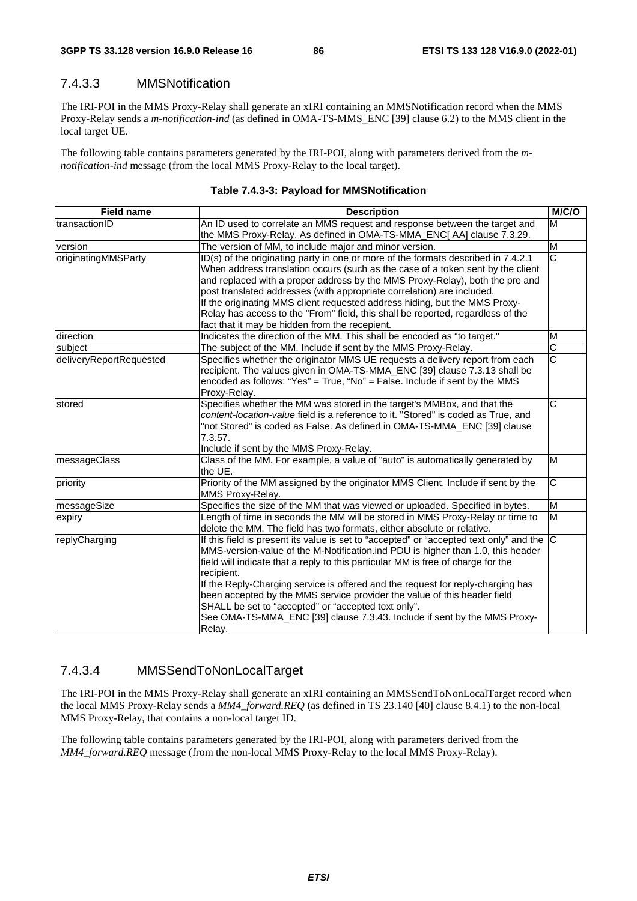### 7.4.3.3 MMSNotification

The IRI-POI in the MMS Proxy-Relay shall generate an xIRI containing an MMSNotification record when the MMS Proxy-Relay sends a *m-notification-ind* (as defined in OMA-TS-MMS_ENC [39] clause 6.2) to the MMS client in the local target UE.

The following table contains parameters generated by the IRI-POI, along with parameters derived from the *m-notification-ind* message (from the local MMS Proxy-Relay to the local target).

**Table 7.4.3-3: Payload for MMSNotification**

| Field name | Description | M/C/O |
|---|---|---|
| transactionID | An ID used to correlate an MMS request and response between the target and the MMS Proxy-Relay. As defined in OMA-TS-MMA_ENC[ AA] clause 7.3.29. | M |
| version | The version of MM, to include major and minor version. | M |
| originatingMMSParty | ID(s) of the originating party in one or more of the formats described in 7.4.2.1 When address translation occurs (such as the case of a token sent by the client and replaced with a proper address by the MMS Proxy-Relay), both the pre and post translated addresses (with appropriate correlation) are included. If the originating MMS client requested address hiding, but the MMS Proxy-Relay has access to the "From" field, this shall be reported, regardless of the fact that it may be hidden from the recepient. | C |
| direction | Indicates the direction of the MM. This shall be encoded as "to target." | M |
| subject | The subject of the MM. Include if sent by the MMS Proxy-Relay. | C |
| deliveryReportRequested | Specifies whether the originator MMS UE requests a delivery report from each recipient. The values given in OMA-TS-MMA_ENC [39] clause 7.3.13 shall be encoded as follows: "Yes" = True, "No" = False. Include if sent by the MMS Proxy-Relay. | C |
| stored | Specifies whether the MM was stored in the target's MMBox, and that the *content-location-value* field is a reference to it. "Stored" is coded as True, and "not Stored" is coded as False. As defined in OMA-TS-MMA_ENC [39] clause 7.3.57. Include if sent by the MMS Proxy-Relay. | C |
| messageClass | Class of the MM. For example, a value of "auto" is automatically generated by the UE. | M |
| priority | Priority of the MM assigned by the originator MMS Client. Include if sent by the MMS Proxy-Relay. | C |
| messageSize | Specifies the size of the MM that was viewed or uploaded. Specified in bytes. | M |
| expiry | Length of time in seconds the MM will be stored in MMS Proxy-Relay or time to delete the MM. The field has two formats, either absolute or relative. | M |
| replyCharging | If this field is present its value is set to "accepted" or "accepted text only" and the MMS-version-value of the M-Notification.ind PDU is higher than 1.0, this header field will indicate that a reply to this particular MM is free of charge for the recipient. If the Reply-Charging service is offered and the request for reply-charging has been accepted by the MMS service provider the value of this header field SHALL be set to "accepted" or "accepted text only". See OMA-TS-MMA_ENC [39] clause 7.3.43. Include if sent by the MMS Proxy-Relay. | C |

### 7.4.3.4 MMSSendToNonLocalTarget

The IRI-POI in the MMS Proxy-Relay shall generate an xIRI containing an MMSSendToNonLocalTarget record when the local MMS Proxy-Relay sends a *MM4_forward.REQ* (as defined in TS 23.140 [40] clause 8.4.1) to the non-local MMS Proxy-Relay, that contains a non-local target ID.

The following table contains parameters generated by the IRI-POI, along with parameters derived from the *MM4_forward.REQ* message (from the non-local MMS Proxy-Relay to the local MMS Proxy-Relay).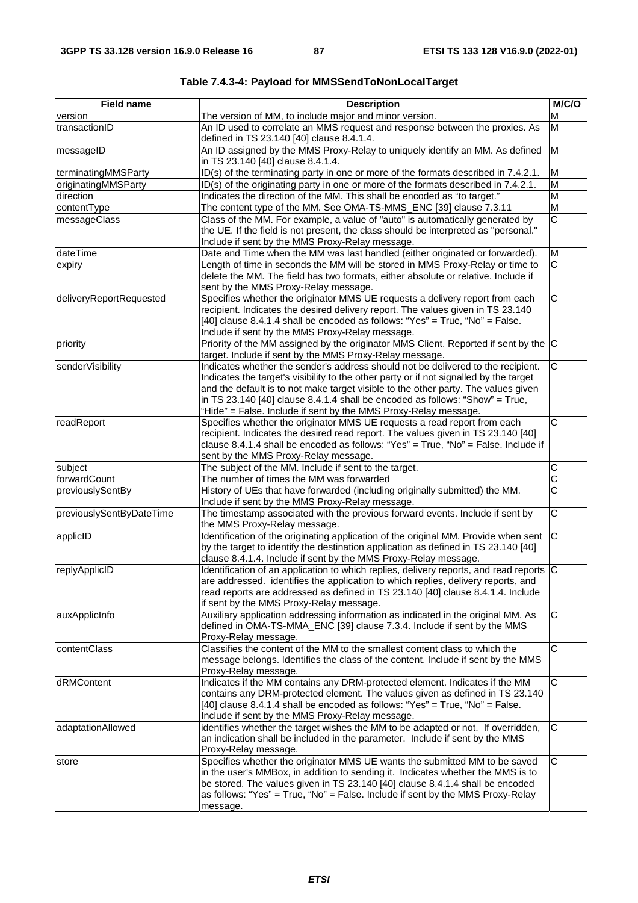**Table 7.4.3-4: Payload for MMSSendToNonLocalTarget**

| Field name | Description | M/C/O |
| --- | --- | --- |
| version | The version of MM, to include major and minor version. | M |
| transactionID | An ID used to correlate an MMS request and response between the proxies. As defined in TS 23.140 [40] clause 8.4.1.4. | M |
| messageID | An ID assigned by the MMS Proxy-Relay to uniquely identify an MM. As defined in TS 23.140 [40] clause 8.4.1.4. | M |
| terminatingMMSParty | ID(s) of the terminating party in one or more of the formats described in 7.4.2.1. | M |
| originatingMMSParty | ID(s) of the originating party in one or more of the formats described in 7.4.2.1. | M |
| direction | Indicates the direction of the MM. This shall be encoded as "to target." | M |
| contentType | The content type of the MM. See OMA-TS-MMS_ENC [39] clause 7.3.11 | M |
| messageClass | Class of the MM. For example, a value of "auto" is automatically generated by the UE. If the field is not present, the class should be interpreted as "personal." Include if sent by the MMS Proxy-Relay message. | C |
| dateTime | Date and Time when the MM was last handled (either originated or forwarded). | M |
| expiry | Length of time in seconds the MM will be stored in MMS Proxy-Relay or time to delete the MM. The field has two formats, either absolute or relative. Include if sent by the MMS Proxy-Relay message. | C |
| deliveryReportRequested | Specifies whether the originator MMS UE requests a delivery report from each recipient. Indicates the desired delivery report. The values given in TS 23.140 [40] clause 8.4.1.4 shall be encoded as follows: "Yes" = True, "No" = False. Include if sent by the MMS Proxy-Relay message. | C |
| priority | Priority of the MM assigned by the originator MMS Client. Reported if sent by the target. Include if sent by the MMS Proxy-Relay message. | C |
| senderVisibility | Indicates whether the sender's address should not be delivered to the recipient. Indicates the target's visibility to the other party or if not signalled by the target and the default is to not make target visible to the other party. The values given in TS 23.140 [40] clause 8.4.1.4 shall be encoded as follows: "Show" = True, "Hide" = False. Include if sent by the MMS Proxy-Relay message. | C |
| readReport | Specifies whether the originator MMS UE requests a read report from each recipient. Indicates the desired read report. The values given in TS 23.140 [40] clause 8.4.1.4 shall be encoded as follows: "Yes" = True, "No" = False. Include if sent by the MMS Proxy-Relay message. | C |
| subject | The subject of the MM. Include if sent to the target. | C |
| forwardCount | The number of times the MM was forwarded | C |
| previouslySentBy | History of UEs that have forwarded (including originally submitted) the MM. Include if sent by the MMS Proxy-Relay message. | C |
| previouslySentByDateTime | The timestamp associated with the previous forward events. Include if sent by the MMS Proxy-Relay message. | C |
| applicID | Identification of the originating application of the original MM. Provide when sent by the target to identify the destination application as defined in TS 23.140 [40] clause 8.4.1.4. Include if sent by the MMS Proxy-Relay message. | C |
| replyApplicID | Identification of an application to which replies, delivery reports, and read reports are addressed. identifies the application to which replies, delivery reports, and read reports are addressed as defined in TS 23.140 [40] clause 8.4.1.4. Include if sent by the MMS Proxy-Relay message. | C |
| auxApplicInfo | Auxiliary application addressing information as indicated in the original MM. As defined in OMA-TS-MMA_ENC [39] clause 7.3.4. Include if sent by the MMS Proxy-Relay message. | C |
| contentClass | Classifies the content of the MM to the smallest content class to which the message belongs. Identifies the class of the content. Include if sent by the MMS Proxy-Relay message. | C |
| dRMContent | Indicates if the MM contains any DRM-protected element. Indicates if the MM contains any DRM-protected element. The values given as defined in TS 23.140 [40] clause 8.4.1.4 shall be encoded as follows: "Yes" = True, "No" = False. Include if sent by the MMS Proxy-Relay message. | C |
| adaptationAllowed | identifies whether the target wishes the MM to be adapted or not. If overridden, an indication shall be included in the parameter. Include if sent by the MMS Proxy-Relay message. | C |
| store | Specifies whether the originator MMS UE wants the submitted MM to be saved in the user's MMBox, in addition to sending it. Indicates whether the MMS is to be stored. The values given in TS 23.140 [40] clause 8.4.1.4 shall be encoded as follows: "Yes" = True, "No" = False. Include if sent by the MMS Proxy-Relay message. | C |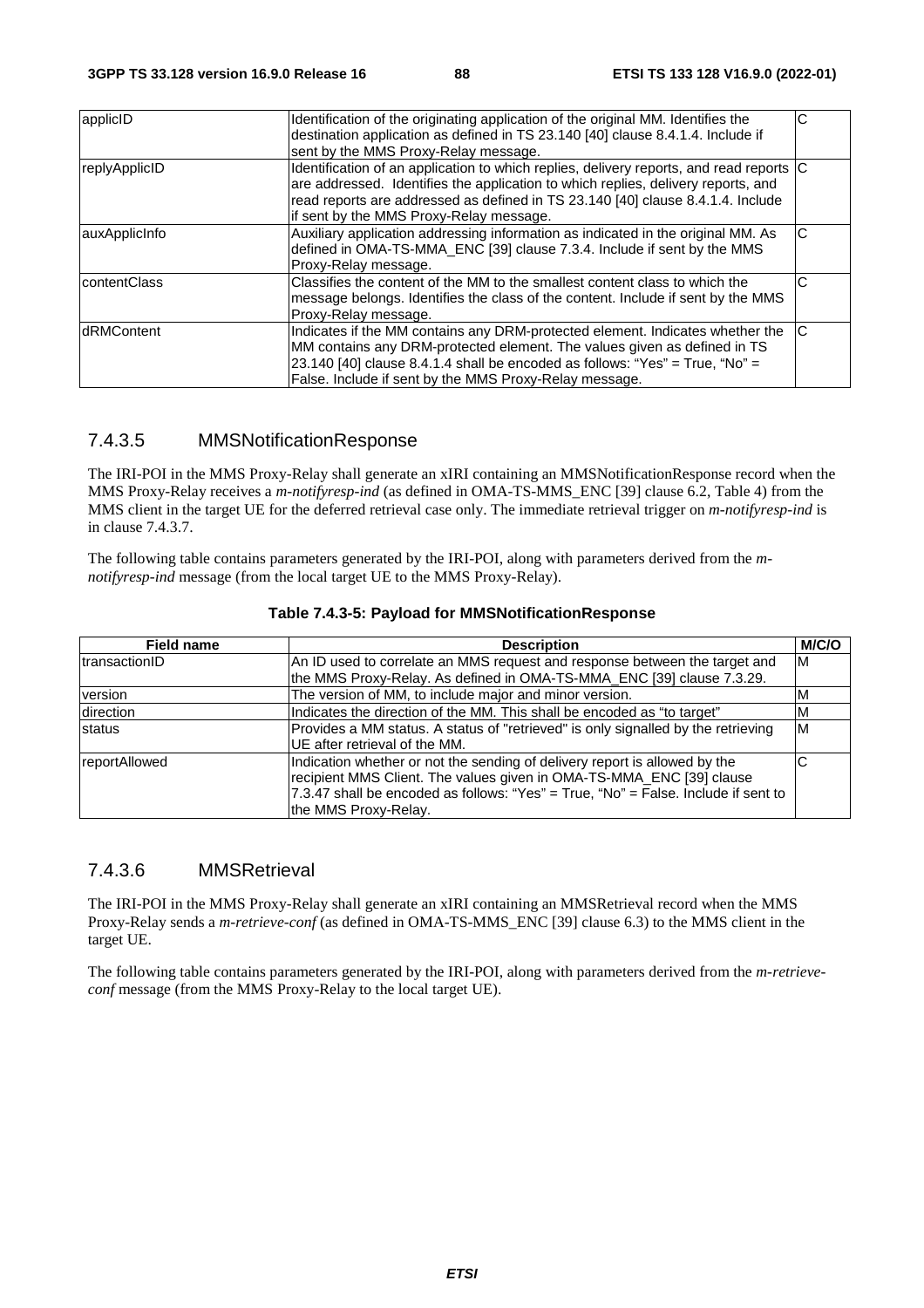| applicID | Identification of the originating application of the original MM. Identifies the destination application as defined in TS 23.140 [40] clause 8.4.1.4. Include if sent by the MMS Proxy-Relay message. | C |
| --- | --- | --- |
| replyApplicID | Identification of an application to which replies, delivery reports, and read reports are addressed. Identifies the application to which replies, delivery reports, and read reports are addressed as defined in TS 23.140 [40] clause 8.4.1.4. Include if sent by the MMS Proxy-Relay message. | C |
| auxApplicInfo | Auxiliary application addressing information as indicated in the original MM. As defined in OMA-TS-MMA_ENC [39] clause 7.3.4. Include if sent by the MMS Proxy-Relay message. | C |
| contentClass | Classifies the content of the MM to the smallest content class to which the message belongs. Identifies the class of the content. Include if sent by the MMS Proxy-Relay message. | C |
| dRMContent | Indicates if the MM contains any DRM-protected element. Indicates whether the MM contains any DRM-protected element. The values given as defined in TS 23.140 [40] clause 8.4.1.4 shall be encoded as follows: "Yes" = True, "No" = False. Include if sent by the MMS Proxy-Relay message. | C |

### 7.4.3.5 MMSNotificationResponse

The IRI-POI in the MMS Proxy-Relay shall generate an xIRI containing an MMSNotificationResponse record when the MMS Proxy-Relay receives a *m-notifyresp-ind* (as defined in OMA-TS-MMS_ENC [39] clause 6.2, Table 4) from the MMS client in the target UE for the deferred retrieval case only. The immediate retrieval trigger on *m-notifyresp-ind* is in clause 7.4.3.7.

The following table contains parameters generated by the IRI-POI, along with parameters derived from the *m-notifyresp-ind* message (from the local target UE to the MMS Proxy-Relay).

**Table 7.4.3-5: Payload for MMSNotificationResponse**

| Field name | Description | M/C/O |
| --- | --- | --- |
| transactionID | An ID used to correlate an MMS request and response between the target and the MMS Proxy-Relay. As defined in OMA-TS-MMA_ENC [39] clause 7.3.29. | M |
| version | The version of MM, to include major and minor version. | M |
| direction | Indicates the direction of the MM. This shall be encoded as "to target" | M |
| status | Provides a MM status. A status of "retrieved" is only signalled by the retrieving UE after retrieval of the MM. | M |
| reportAllowed | Indication whether or not the sending of delivery report is allowed by the recipient MMS Client. The values given in OMA-TS-MMA_ENC [39] clause 7.3.47 shall be encoded as follows: "Yes" = True, "No" = False. Include if sent to the MMS Proxy-Relay. | C |

### 7.4.3.6 MMSRetrieval

The IRI-POI in the MMS Proxy-Relay shall generate an xIRI containing an MMSRetrieval record when the MMS Proxy-Relay sends a *m-retrieve-conf* (as defined in OMA-TS-MMS_ENC [39] clause 6.3) to the MMS client in the target UE.

The following table contains parameters generated by the IRI-POI, along with parameters derived from the *m-retrieve-conf* message (from the MMS Proxy-Relay to the local target UE).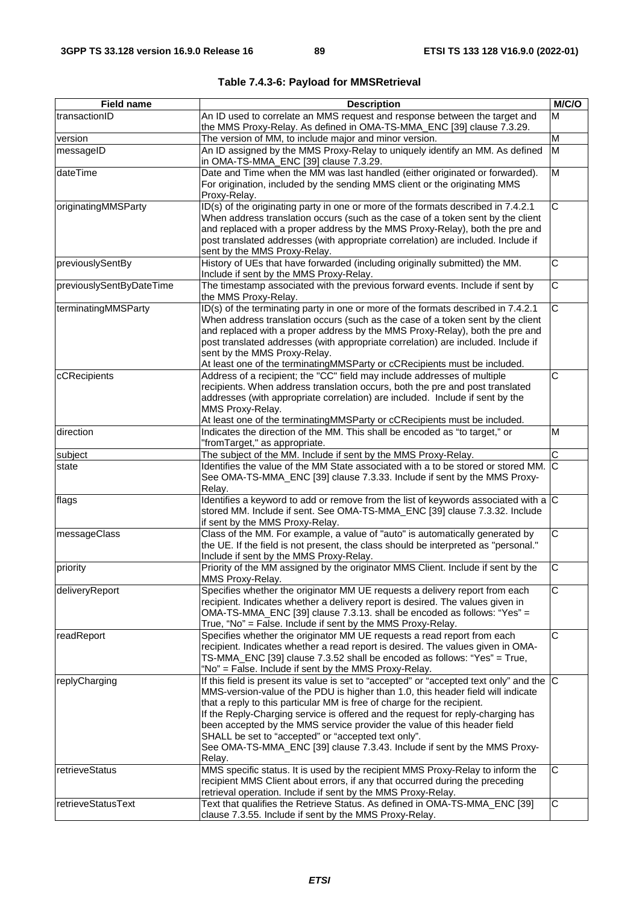**Table 7.4.3-6: Payload for MMSRetrieval**

| Field name | Description | M/C/O |
| --- | --- | --- |
| transactionID | An ID used to correlate an MMS request and response between the target and the MMS Proxy-Relay. As defined in OMA-TS-MMA_ENC [39] clause 7.3.29. | M |
| version | The version of MM, to include major and minor version. | M |
| messageID | An ID assigned by the MMS Proxy-Relay to uniquely identify an MM. As defined in OMA-TS-MMA_ENC [39] clause 7.3.29. | M |
| dateTime | Date and Time when the MM was last handled (either originated or forwarded). For origination, included by the sending MMS client or the originating MMS Proxy-Relay. | M |
| originatingMMSParty | ID(s) of the originating party in one or more of the formats described in 7.4.2.1 When address translation occurs (such as the case of a token sent by the client and replaced with a proper address by the MMS Proxy-Relay), both the pre and post translated addresses (with appropriate correlation) are included. Include if sent by the MMS Proxy-Relay. | C |
| previouslySentBy | History of UEs that have forwarded (including originally submitted) the MM. Include if sent by the MMS Proxy-Relay. | C |
| previouslySentByDateTime | The timestamp associated with the previous forward events. Include if sent by the MMS Proxy-Relay. | C |
| terminatingMMSParty | ID(s) of the terminating party in one or more of the formats described in 7.4.2.1 When address translation occurs (such as the case of a token sent by the client and replaced with a proper address by the MMS Proxy-Relay), both the pre and post translated addresses (with appropriate correlation) are included. Include if sent by the MMS Proxy-Relay.<br>At least one of the terminatingMMSParty or cCRecipients must be included. | C |
| cCRecipients | Address of a recipient; the "CC" field may include addresses of multiple recipients. When address translation occurs, both the pre and post translated addresses (with appropriate correlation) are included. Include if sent by the MMS Proxy-Relay.<br>At least one of the terminatingMMSParty or cCRecipients must be included. | C |
| direction | Indicates the direction of the MM. This shall be encoded as "to target," or "fromTarget," as appropriate. | M |
| subject | The subject of the MM. Include if sent by the MMS Proxy-Relay. | C |
| state | Identifies the value of the MM State associated with a to be stored or stored MM. See OMA-TS-MMA_ENC [39] clause 7.3.33. Include if sent by the MMS Proxy-Relay. | C |
| flags | Identifies a keyword to add or remove from the list of keywords associated with a stored MM. Include if sent. See OMA-TS-MMA_ENC [39] clause 7.3.32. Include if sent by the MMS Proxy-Relay. | C |
| messageClass | Class of the MM. For example, a value of "auto" is automatically generated by the UE. If the field is not present, the class should be interpreted as "personal." Include if sent by the MMS Proxy-Relay. | C |
| priority | Priority of the MM assigned by the originator MMS Client. Include if sent by the MMS Proxy-Relay. | C |
| deliveryReport | Specifies whether the originator MM UE requests a delivery report from each recipient. Indicates whether a delivery report is desired. The values given in OMA-TS-MMA_ENC [39] clause 7.3.13. shall be encoded as follows: "Yes" = True, "No" = False. Include if sent by the MMS Proxy-Relay. | C |
| readReport | Specifies whether the originator MM UE requests a read report from each recipient. Indicates whether a read report is desired. The values given in OMA-TS-MMA_ENC [39] clause 7.3.52 shall be encoded as follows: "Yes" = True, "No" = False. Include if sent by the MMS Proxy-Relay. | C |
| replyCharging | If this field is present its value is set to "accepted" or "accepted text only" and the MMS-version-value of the PDU is higher than 1.0, this header field will indicate that a reply to this particular MM is free of charge for the recipient.<br>If the Reply-Charging service is offered and the request for reply-charging has been accepted by the MMS service provider the value of this header field SHALL be set to "accepted" or "accepted text only".<br>See OMA-TS-MMA_ENC [39] clause 7.3.43. Include if sent by the MMS Proxy-Relay. | C |
| retrieveStatus | MMS specific status. It is used by the recipient MMS Proxy-Relay to inform the recipient MMS Client about errors, if any that occurred during the preceding retrieval operation. Include if sent by the MMS Proxy-Relay. | C |
| retrieveStatusText | Text that qualifies the Retrieve Status. As defined in OMA-TS-MMA_ENC [39] clause 7.3.55. Include if sent by the MMS Proxy-Relay. | C |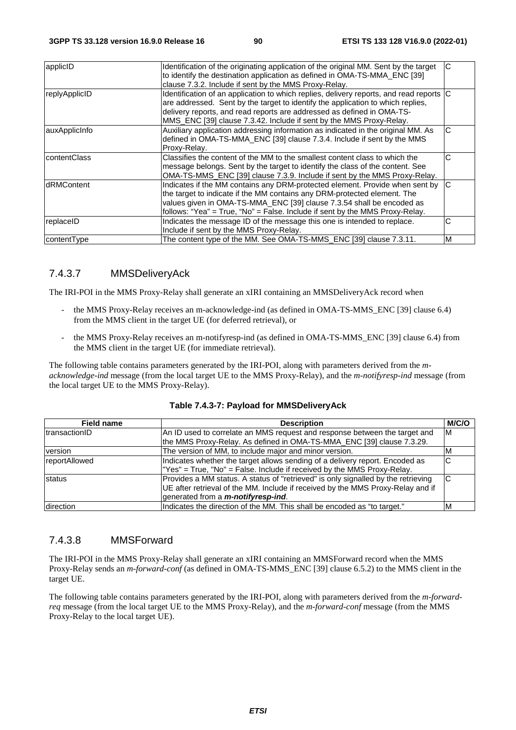| applicID | Identification of the originating application of the original MM. Sent by the target to identify the destination application as defined in OMA-TS-MMA_ENC [39] clause 7.3.2. Include if sent by the MMS Proxy-Relay. | C |
|---|---|---|
| replyApplicID | Identification of an application to which replies, delivery reports, and read reports are addressed. Sent by the target to identify the application to which replies, delivery reports, and read reports are addressed as defined in OMA-TS-MMS_ENC [39] clause 7.3.42. Include if sent by the MMS Proxy-Relay. | C |
| auxApplicInfo | Auxiliary application addressing information as indicated in the original MM. As defined in OMA-TS-MMA_ENC [39] clause 7.3.4. Include if sent by the MMS Proxy-Relay. | C |
| contentClass | Classifies the content of the MM to the smallest content class to which the message belongs. Sent by the target to identify the class of the content. See OMA-TS-MMS_ENC [39] clause 7.3.9. Include if sent by the MMS Proxy-Relay. | C |
| dRMContent | Indicates if the MM contains any DRM-protected element. Provide when sent by the target to indicate if the MM contains any DRM-protected element. The values given in OMA-TS-MMA_ENC [39] clause 7.3.54 shall be encoded as follows: "Yea" = True, "No" = False. Include if sent by the MMS Proxy-Relay. | C |
| replaceID | Indicates the message ID of the message this one is intended to replace. Include if sent by the MMS Proxy-Relay. | C |
| contentType | The content type of the MM. See OMA-TS-MMS_ENC [39] clause 7.3.11. | M |

### 7.4.3.7 MMSDeliveryAck

The IRI-POI in the MMS Proxy-Relay shall generate an xIRI containing an MMSDeliveryAck record when

- the MMS Proxy-Relay receives an m-acknowledge-ind (as defined in OMA-TS-MMS_ENC [39] clause 6.4) from the MMS client in the target UE (for deferred retrieval), or
- the MMS Proxy-Relay receives an m-notifyresp-ind (as defined in OMA-TS-MMS_ENC [39] clause 6.4) from the MMS client in the target UE (for immediate retrieval).

The following table contains parameters generated by the IRI-POI, along with parameters derived from the *m-acknowledge-ind* message (from the local target UE to the MMS Proxy-Relay), and the *m-notifyresp-ind* message (from the local target UE to the MMS Proxy-Relay).

**Table 7.4.3-7: Payload for MMSDeliveryAck**

| Field name | Description | M/C/O |
|---|---|---|
| transactionID | An ID used to correlate an MMS request and response between the target and the MMS Proxy-Relay. As defined in OMA-TS-MMA_ENC [39] clause 7.3.29. | M |
| version | The version of MM, to include major and minor version. | M |
| reportAllowed | Indicates whether the target allows sending of a delivery report. Encoded as "Yes" = True, "No" = False. Include if received by the MMS Proxy-Relay. | C |
| status | Provides a MM status. A status of "retrieved" is only signalled by the retrieving UE after retrieval of the MM. Include if received by the MMS Proxy-Relay and if generated from a ***m-notifyresp-ind***. | C |
| direction | Indicates the direction of the MM. This shall be encoded as "to target." | M |

### 7.4.3.8 MMSForward

The IRI-POI in the MMS Proxy-Relay shall generate an xIRI containing an MMSForward record when the MMS Proxy-Relay sends an *m-forward-conf* (as defined in OMA-TS-MMS_ENC [39] clause 6.5.2) to the MMS client in the target UE.

The following table contains parameters generated by the IRI-POI, along with parameters derived from the *m-forward-req* message (from the local target UE to the MMS Proxy-Relay), and the *m-forward-conf* message (from the MMS Proxy-Relay to the local target UE).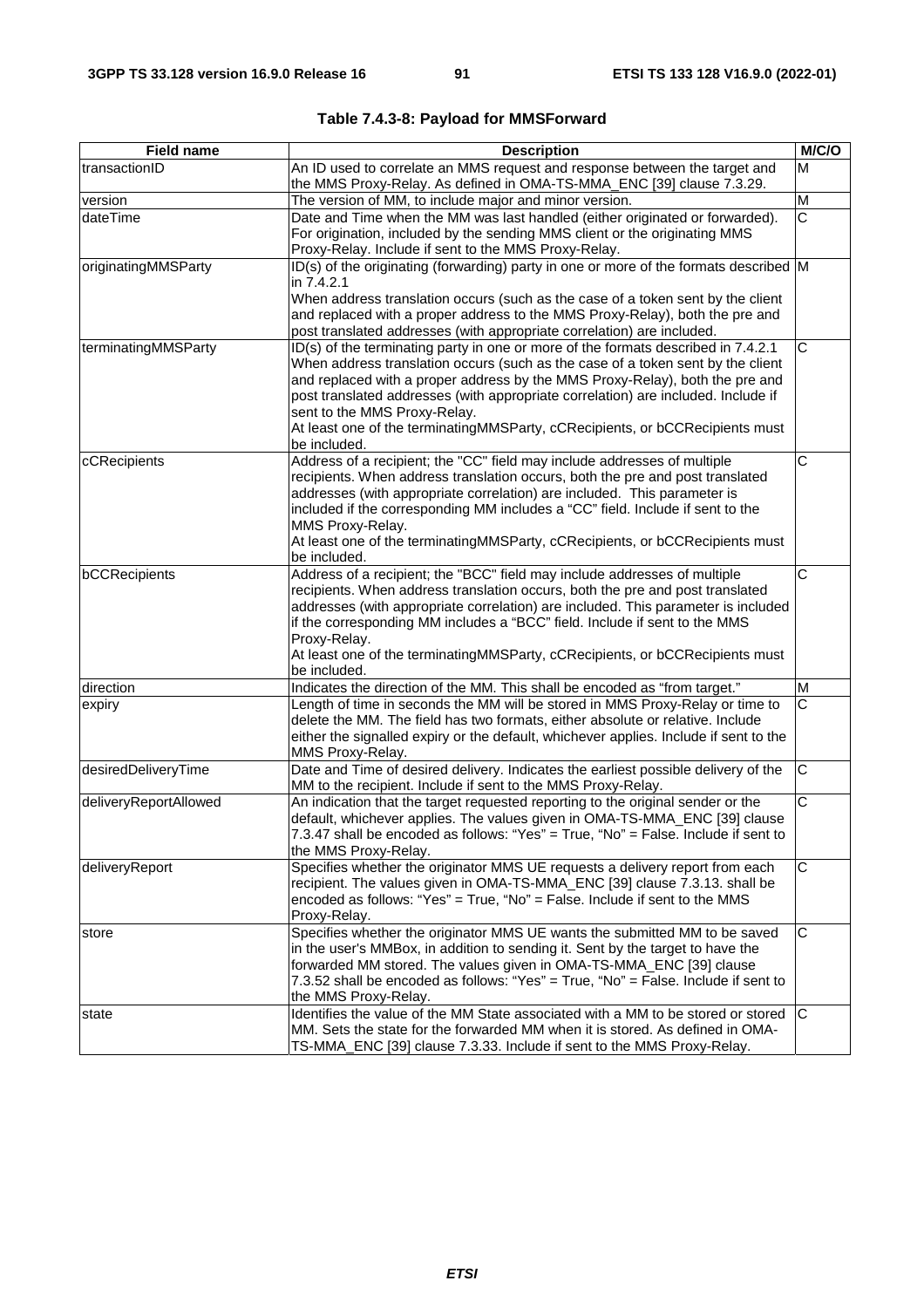**Table 7.4.3-8: Payload for MMSForward**

| Field name | Description | M/C/O |
|---|---|---|
| transactionID | An ID used to correlate an MMS request and response between the target and the MMS Proxy-Relay. As defined in OMA-TS-MMA_ENC [39] clause 7.3.29. | M |
| version | The version of MM, to include major and minor version. | M |
| dateTime | Date and Time when the MM was last handled (either originated or forwarded). For origination, included by the sending MMS client or the originating MMS Proxy-Relay. Include if sent to the MMS Proxy-Relay. | C |
| originatingMMSParty | ID(s) of the originating (forwarding) party in one or more of the formats described in 7.4.2.1<br>When address translation occurs (such as the case of a token sent by the client and replaced with a proper address to the MMS Proxy-Relay), both the pre and post translated addresses (with appropriate correlation) are included. | M |
| terminatingMMSParty | ID(s) of the terminating party in one or more of the formats described in 7.4.2.1 When address translation occurs (such as the case of a token sent by the client and replaced with a proper address by the MMS Proxy-Relay), both the pre and post translated addresses (with appropriate correlation) are included. Include if sent to the MMS Proxy-Relay.<br>At least one of the terminatingMMSParty, cCRecipients, or bCCRecipients must be included. | C |
| cCRecipients | Address of a recipient; the "CC" field may include addresses of multiple recipients. When address translation occurs, both the pre and post translated addresses (with appropriate correlation) are included. This parameter is included if the corresponding MM includes a "CC" field. Include if sent to the MMS Proxy-Relay.<br>At least one of the terminatingMMSParty, cCRecipients, or bCCRecipients must be included. | C |
| bCCRecipients | Address of a recipient; the "BCC" field may include addresses of multiple recipients. When address translation occurs, both the pre and post translated addresses (with appropriate correlation) are included. This parameter is included if the corresponding MM includes a "BCC" field. Include if sent to the MMS Proxy-Relay.<br>At least one of the terminatingMMSParty, cCRecipients, or bCCRecipients must be included. | C |
| direction | Indicates the direction of the MM. This shall be encoded as "from target." | M |
| expiry | Length of time in seconds the MM will be stored in MMS Proxy-Relay or time to delete the MM. The field has two formats, either absolute or relative. Include either the signalled expiry or the default, whichever applies. Include if sent to the MMS Proxy-Relay. | C |
| desiredDeliveryTime | Date and Time of desired delivery. Indicates the earliest possible delivery of the MM to the recipient. Include if sent to the MMS Proxy-Relay. | C |
| deliveryReportAllowed | An indication that the target requested reporting to the original sender or the default, whichever applies. The values given in OMA-TS-MMA_ENC [39] clause 7.3.47 shall be encoded as follows: "Yes" = True, "No" = False. Include if sent to the MMS Proxy-Relay. | C |
| deliveryReport | Specifies whether the originator MMS UE requests a delivery report from each recipient. The values given in OMA-TS-MMA_ENC [39] clause 7.3.13. shall be encoded as follows: "Yes" = True, "No" = False. Include if sent to the MMS Proxy-Relay. | C |
| store | Specifies whether the originator MMS UE wants the submitted MM to be saved in the user's MMBox, in addition to sending it. Sent by the target to have the forwarded MM stored. The values given in OMA-TS-MMA_ENC [39] clause 7.3.52 shall be encoded as follows: "Yes" = True, "No" = False. Include if sent to the MMS Proxy-Relay. | C |
| state | Identifies the value of the MM State associated with a MM to be stored or stored MM. Sets the state for the forwarded MM when it is stored. As defined in OMA-TS-MMA_ENC [39] clause 7.3.33. Include if sent to the MMS Proxy-Relay. | C |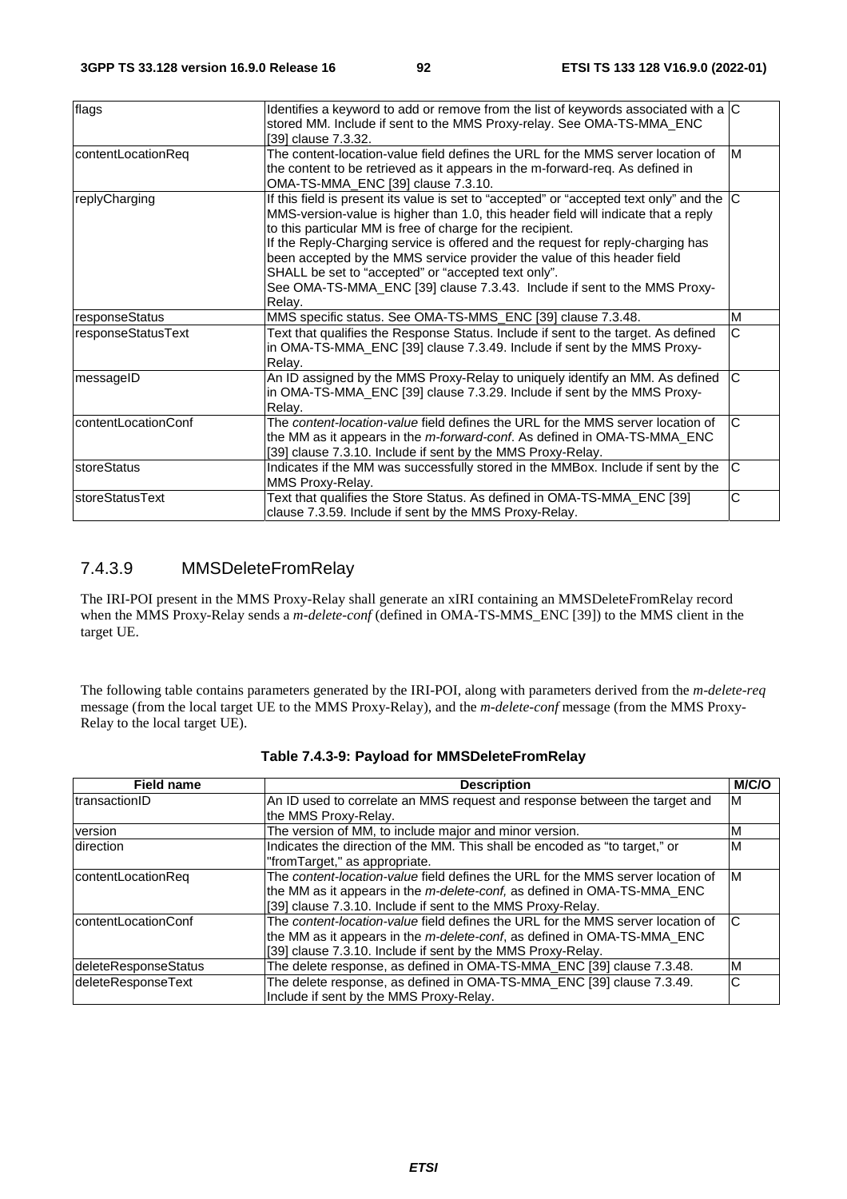| flags | Identifies a keyword to add or remove from the list of keywords associated with a stored MM. Include if sent to the MMS Proxy-relay. See OMA-TS-MMA_ENC [39] clause 7.3.32. | C |
|---|---|---|
| contentLocationReq | The content-location-value field defines the URL for the MMS server location of the content to be retrieved as it appears in the m-forward-req. As defined in OMA-TS-MMA_ENC [39] clause 7.3.10. | M |
| replyCharging | If this field is present its value is set to "accepted" or "accepted text only" and the MMS-version-value is higher than 1.0, this header field will indicate that a reply to this particular MM is free of charge for the recipient.<br>If the Reply-Charging service is offered and the request for reply-charging has been accepted by the MMS service provider the value of this header field SHALL be set to "accepted" or "accepted text only".<br>See OMA-TS-MMA_ENC [39] clause 7.3.43. Include if sent to the MMS Proxy-Relay. | C |
| responseStatus | MMS specific status. See OMA-TS-MMS_ENC [39] clause 7.3.48. | M |
| responseStatusText | Text that qualifies the Response Status. Include if sent to the target. As defined in OMA-TS-MMA_ENC [39] clause 7.3.49. Include if sent by the MMS Proxy-Relay. | C |
| messageID | An ID assigned by the MMS Proxy-Relay to uniquely identify an MM. As defined in OMA-TS-MMA_ENC [39] clause 7.3.29. Include if sent by the MMS Proxy-Relay. | C |
| contentLocationConf | The *content-location-value* field defines the URL for the MMS server location of the MM as it appears in the *m-forward-conf*. As defined in OMA-TS-MMA_ENC [39] clause 7.3.10. Include if sent by the MMS Proxy-Relay. | C |
| storeStatus | Indicates if the MM was successfully stored in the MMBox. Include if sent by the MMS Proxy-Relay. | C |
| storeStatusText | Text that qualifies the Store Status. As defined in OMA-TS-MMA_ENC [39] clause 7.3.59. Include if sent by the MMS Proxy-Relay. | C |

### 7.4.3.9 MMSDeleteFromRelay

The IRI-POI present in the MMS Proxy-Relay shall generate an xIRI containing an MMSDeleteFromRelay record when the MMS Proxy-Relay sends a *m-delete-conf* (defined in OMA-TS-MMS_ENC [39]) to the MMS client in the target UE.

The following table contains parameters generated by the IRI-POI, along with parameters derived from the *m-delete-req* message (from the local target UE to the MMS Proxy-Relay), and the *m-delete-conf* message (from the MMS Proxy-Relay to the local target UE).

**Table 7.4.3-9: Payload for MMSDeleteFromRelay**

| Field name | Description | M/C/O |
|---|---|---|
| transactionID | An ID used to correlate an MMS request and response between the target and the MMS Proxy-Relay. | M |
| version | The version of MM, to include major and minor version. | M |
| direction | Indicates the direction of the MM. This shall be encoded as "to target," or "fromTarget," as appropriate. | M |
| contentLocationReq | The *content-location-value* field defines the URL for the MMS server location of the MM as it appears in the *m-delete-conf,* as defined in OMA-TS-MMA_ENC [39] clause 7.3.10. Include if sent to the MMS Proxy-Relay. | M |
| contentLocationConf | The *content-location-value* field defines the URL for the MMS server location of the MM as it appears in the *m-delete-conf*, as defined in OMA-TS-MMA_ENC [39] clause 7.3.10. Include if sent by the MMS Proxy-Relay. | C |
| deleteResponseStatus | The delete response, as defined in OMA-TS-MMA_ENC [39] clause 7.3.48. | M |
| deleteResponseText | The delete response, as defined in OMA-TS-MMA_ENC [39] clause 7.3.49. Include if sent by the MMS Proxy-Relay. | C |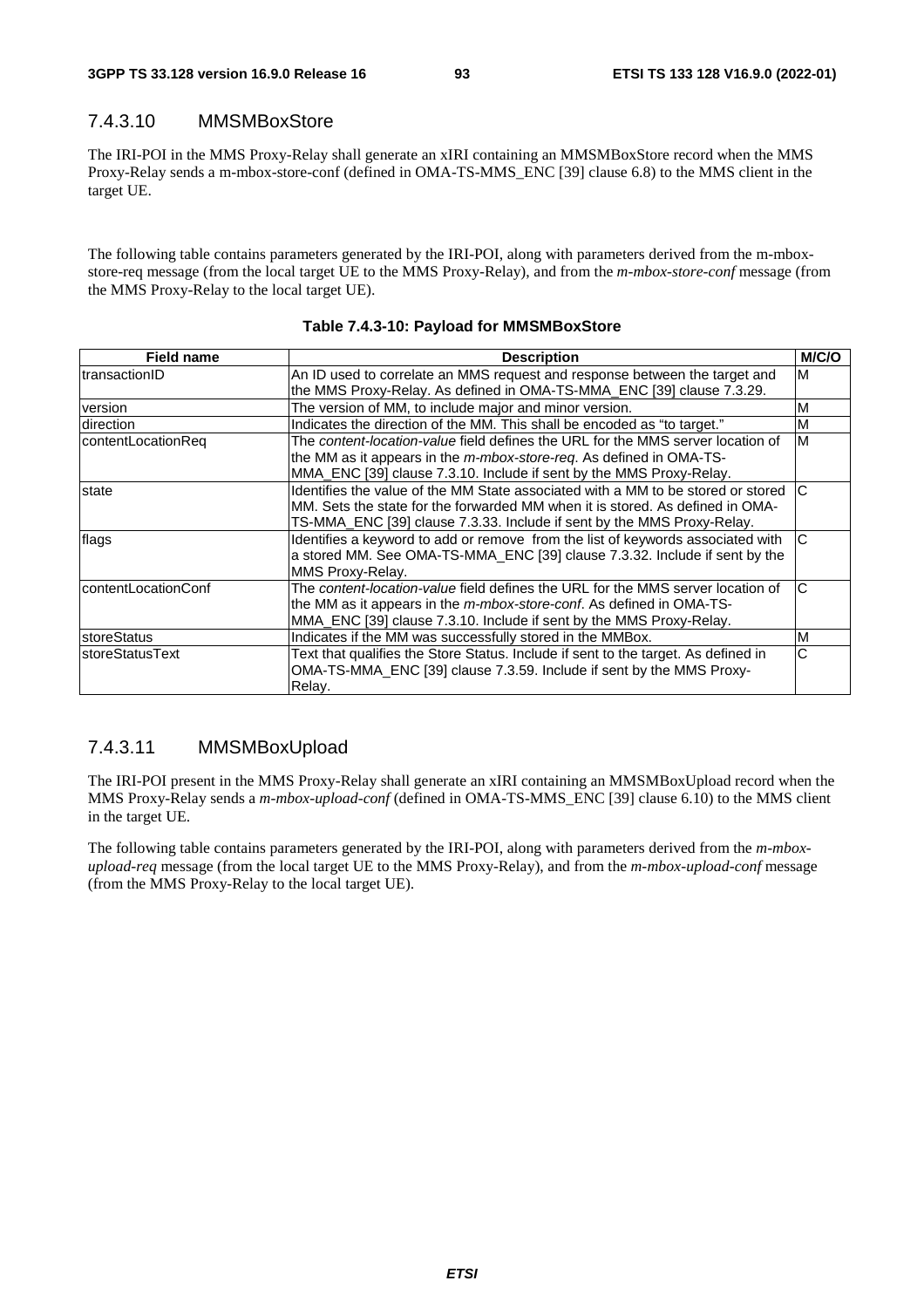### 7.4.3.10 MMSMBoxStore

The IRI-POI in the MMS Proxy-Relay shall generate an xIRI containing an MMSMBoxStore record when the MMS Proxy-Relay sends a m-mbox-store-conf (defined in OMA-TS-MMS_ENC [39] clause 6.8) to the MMS client in the target UE.

The following table contains parameters generated by the IRI-POI, along with parameters derived from the m-mbox-store-req message (from the local target UE to the MMS Proxy-Relay), and from the *m-mbox-store-conf* message (from the MMS Proxy-Relay to the local target UE).

**Table 7.4.3-10: Payload for MMSMBoxStore**

| Field name | Description | M/C/O |
|---|---|---|
| transactionID | An ID used to correlate an MMS request and response between the target and the MMS Proxy-Relay. As defined in OMA-TS-MMA_ENC [39] clause 7.3.29. | M |
| version | The version of MM, to include major and minor version. | M |
| direction | Indicates the direction of the MM. This shall be encoded as "to target." | M |
| contentLocationReq | The *content-location-value* field defines the URL for the MMS server location of the MM as it appears in the *m-mbox-store-req*. As defined in OMA-TS-MMA_ENC [39] clause 7.3.10. Include if sent by the MMS Proxy-Relay. | M |
| state | Identifies the value of the MM State associated with a MM to be stored or stored MM. Sets the state for the forwarded MM when it is stored. As defined in OMA-TS-MMA_ENC [39] clause 7.3.33. Include if sent by the MMS Proxy-Relay. | C |
| flags | Identifies a keyword to add or remove from the list of keywords associated with a stored MM. See OMA-TS-MMA_ENC [39] clause 7.3.32. Include if sent by the MMS Proxy-Relay. | C |
| contentLocationConf | The *content-location-value* field defines the URL for the MMS server location of the MM as it appears in the *m-mbox-store-conf*. As defined in OMA-TS-MMA_ENC [39] clause 7.3.10. Include if sent by the MMS Proxy-Relay. | C |
| storeStatus | Indicates if the MM was successfully stored in the MMBox. | M |
| storeStatusText | Text that qualifies the Store Status. Include if sent to the target. As defined in OMA-TS-MMA_ENC [39] clause 7.3.59. Include if sent by the MMS Proxy-Relay. | C |

### 7.4.3.11 MMSMBoxUpload

The IRI-POI present in the MMS Proxy-Relay shall generate an xIRI containing an MMSMBoxUpload record when the MMS Proxy-Relay sends a *m-mbox-upload-conf* (defined in OMA-TS-MMS_ENC [39] clause 6.10) to the MMS client in the target UE.

The following table contains parameters generated by the IRI-POI, along with parameters derived from the *m-mbox-upload-req* message (from the local target UE to the MMS Proxy-Relay), and from the *m-mbox-upload-conf* message (from the MMS Proxy-Relay to the local target UE).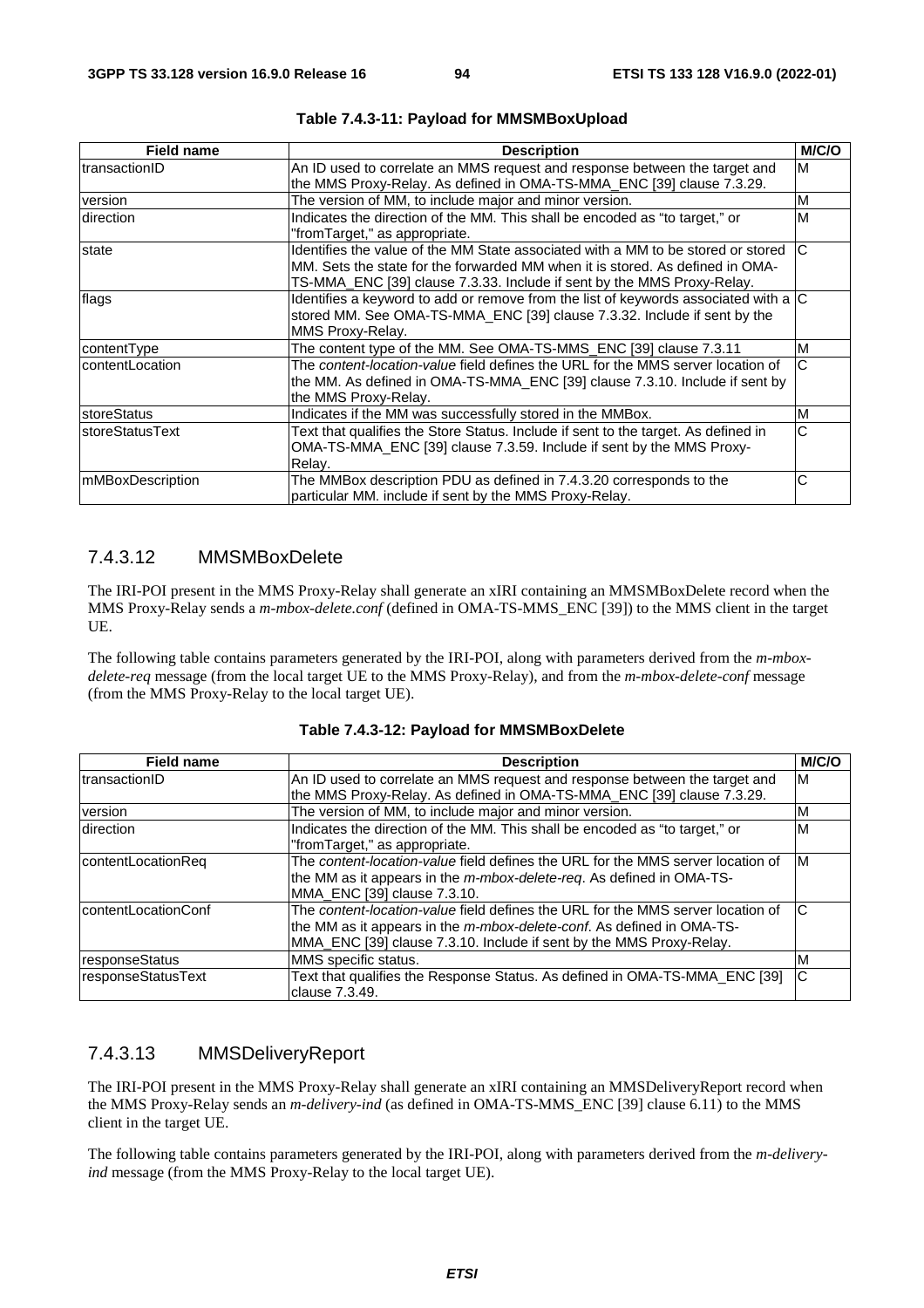**Table 7.4.3-11: Payload for MMSMBoxUpload**

| Field name | Description | M/C/O |
|---|---|---|
| transactionID | An ID used to correlate an MMS request and response between the target and the MMS Proxy-Relay. As defined in OMA-TS-MMA_ENC [39] clause 7.3.29. | M |
| version | The version of MM, to include major and minor version. | M |
| direction | Indicates the direction of the MM. This shall be encoded as "to target," or "fromTarget," as appropriate. | M |
| state | Identifies the value of the MM State associated with a MM to be stored or stored MM. Sets the state for the forwarded MM when it is stored. As defined in OMA-TS-MMA_ENC [39] clause 7.3.33. Include if sent by the MMS Proxy-Relay. | C |
| flags | Identifies a keyword to add or remove from the list of keywords associated with a stored MM. See OMA-TS-MMA_ENC [39] clause 7.3.32. Include if sent by the MMS Proxy-Relay. | C |
| contentType | The content type of the MM. See OMA-TS-MMS_ENC [39] clause 7.3.11 | M |
| contentLocation | The *content-location-value* field defines the URL for the MMS server location of the MM. As defined in OMA-TS-MMA_ENC [39] clause 7.3.10. Include if sent by the MMS Proxy-Relay. | C |
| storeStatus | Indicates if the MM was successfully stored in the MMBox. | M |
| storeStatusText | Text that qualifies the Store Status. Include if sent to the target. As defined in OMA-TS-MMA_ENC [39] clause 7.3.59. Include if sent by the MMS Proxy-Relay. | C |
| mMBoxDescription | The MMBox description PDU as defined in 7.4.3.20 corresponds to the particular MM. include if sent by the MMS Proxy-Relay. | C |

### 7.4.3.12 MMSMBoxDelete

The IRI-POI present in the MMS Proxy-Relay shall generate an xIRI containing an MMSMBoxDelete record when the MMS Proxy-Relay sends a *m-mbox-delete.conf* (defined in OMA-TS-MMS_ENC [39]) to the MMS client in the target UE.

The following table contains parameters generated by the IRI-POI, along with parameters derived from the *m-mbox-delete-req* message (from the local target UE to the MMS Proxy-Relay), and from the *m-mbox-delete-conf* message (from the MMS Proxy-Relay to the local target UE).

**Table 7.4.3-12: Payload for MMSMBoxDelete**

| Field name | Description | M/C/O |
|---|---|---|
| transactionID | An ID used to correlate an MMS request and response between the target and the MMS Proxy-Relay. As defined in OMA-TS-MMA_ENC [39] clause 7.3.29. | M |
| version | The version of MM, to include major and minor version. | M |
| direction | Indicates the direction of the MM. This shall be encoded as "to target," or "fromTarget," as appropriate. | M |
| contentLocationReq | The *content-location-value* field defines the URL for the MMS server location of the MM as it appears in the *m-mbox-delete-req*. As defined in OMA-TS-MMA_ENC [39] clause 7.3.10. | M |
| contentLocationConf | The *content-location-value* field defines the URL for the MMS server location of the MM as it appears in the *m-mbox-delete-conf*. As defined in OMA-TS-MMA_ENC [39] clause 7.3.10. Include if sent by the MMS Proxy-Relay. | C |
| responseStatus | MMS specific status. | M |
| responseStatusText | Text that qualifies the Response Status. As defined in OMA-TS-MMA_ENC [39] clause 7.3.49. | C |

### 7.4.3.13 MMSDeliveryReport

The IRI-POI present in the MMS Proxy-Relay shall generate an xIRI containing an MMSDeliveryReport record when the MMS Proxy-Relay sends an *m-delivery-ind* (as defined in OMA-TS-MMS_ENC [39] clause 6.11) to the MMS client in the target UE.

The following table contains parameters generated by the IRI-POI, along with parameters derived from the *m-delivery-ind* message (from the MMS Proxy-Relay to the local target UE).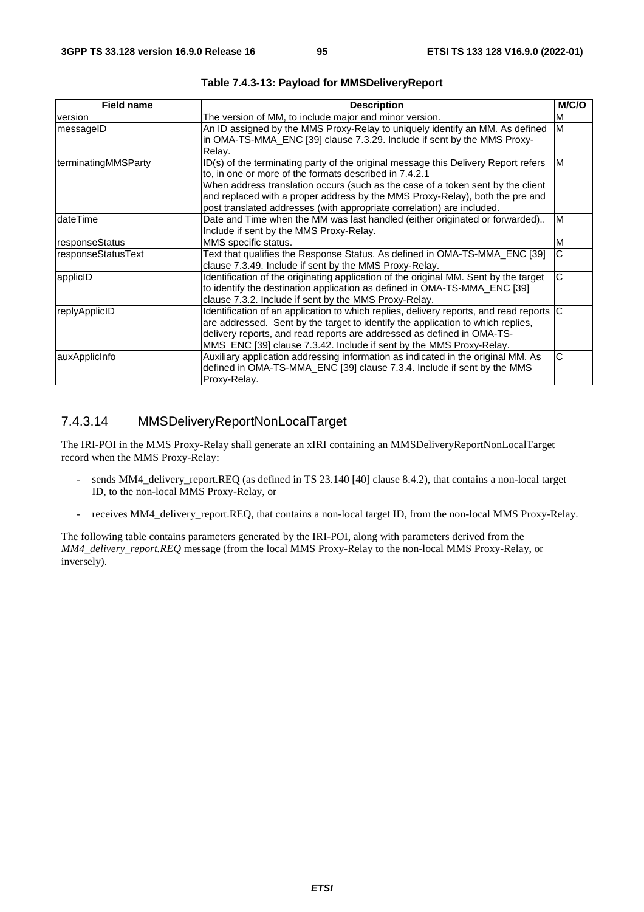**Table 7.4.3-13: Payload for MMSDeliveryReport**

| Field name | Description | M/C/O |
|---|---|---|
| version | The version of MM, to include major and minor version. | M |
| messageID | An ID assigned by the MMS Proxy-Relay to uniquely identify an MM. As defined in OMA-TS-MMA_ENC [39] clause 7.3.29. Include if sent by the MMS Proxy-Relay. | M |
| terminatingMMSParty | ID(s) of the terminating party of the original message this Delivery Report refers to, in one or more of the formats described in 7.4.2.1<br>When address translation occurs (such as the case of a token sent by the client and replaced with a proper address by the MMS Proxy-Relay), both the pre and post translated addresses (with appropriate correlation) are included. | M |
| dateTime | Date and Time when the MM was last handled (either originated or forwarded).. Include if sent by the MMS Proxy-Relay. | M |
| responseStatus | MMS specific status. | M |
| responseStatusText | Text that qualifies the Response Status. As defined in OMA-TS-MMA_ENC [39] clause 7.3.49. Include if sent by the MMS Proxy-Relay. | C |
| applicID | Identification of the originating application of the original MM. Sent by the target to identify the destination application as defined in OMA-TS-MMA_ENC [39] clause 7.3.2. Include if sent by the MMS Proxy-Relay. | C |
| replyApplicID | Identification of an application to which replies, delivery reports, and read reports are addressed. Sent by the target to identify the application to which replies, delivery reports, and read reports are addressed as defined in OMA-TS-MMS_ENC [39] clause 7.3.42. Include if sent by the MMS Proxy-Relay. | C |
| auxApplicInfo | Auxiliary application addressing information as indicated in the original MM. As defined in OMA-TS-MMA_ENC [39] clause 7.3.4. Include if sent by the MMS Proxy-Relay. | C |

### 7.4.3.14 MMSDeliveryReportNonLocalTarget

The IRI-POI in the MMS Proxy-Relay shall generate an xIRI containing an MMSDeliveryReportNonLocalTarget record when the MMS Proxy-Relay:

- sends MM4_delivery_report.REQ (as defined in TS 23.140 [40] clause 8.4.2), that contains a non-local target ID, to the non-local MMS Proxy-Relay, or
- receives MM4_delivery_report.REQ, that contains a non-local target ID, from the non-local MMS Proxy-Relay.

The following table contains parameters generated by the IRI-POI, along with parameters derived from the *MM4_delivery_report.REQ* message (from the local MMS Proxy-Relay to the non-local MMS Proxy-Relay, or inversely).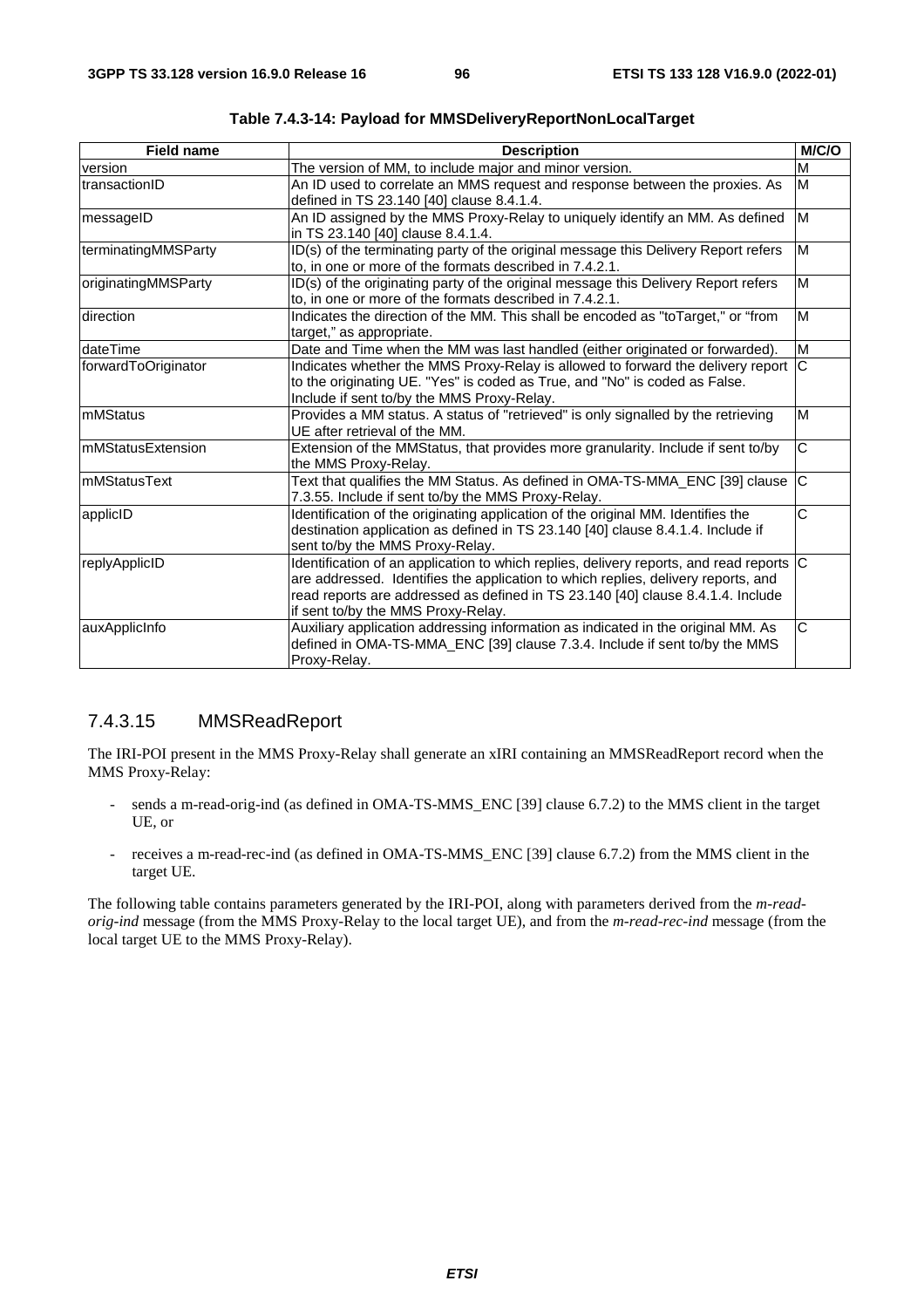**Table 7.4.3-14: Payload for MMSDeliveryReportNonLocalTarget**

| Field name | Description | M/C/O |
| --- | --- | --- |
| version | The version of MM, to include major and minor version. | M |
| transactionID | An ID used to correlate an MMS request and response between the proxies. As defined in TS 23.140 [40] clause 8.4.1.4. | M |
| messageID | An ID assigned by the MMS Proxy-Relay to uniquely identify an MM. As defined in TS 23.140 [40] clause 8.4.1.4. | M |
| terminatingMMSParty | ID(s) of the terminating party of the original message this Delivery Report refers to, in one or more of the formats described in 7.4.2.1. | M |
| originatingMMSParty | ID(s) of the originating party of the original message this Delivery Report refers to, in one or more of the formats described in 7.4.2.1. | M |
| direction | Indicates the direction of the MM. This shall be encoded as "toTarget," or "from target," as appropriate. | M |
| dateTime | Date and Time when the MM was last handled (either originated or forwarded). | M |
| forwardToOriginator | Indicates whether the MMS Proxy-Relay is allowed to forward the delivery report to the originating UE. "Yes" is coded as True, and "No" is coded as False. Include if sent to/by the MMS Proxy-Relay. | C |
| mMStatus | Provides a MM status. A status of "retrieved" is only signalled by the retrieving UE after retrieval of the MM. | M |
| mMStatusExtension | Extension of the MMStatus, that provides more granularity. Include if sent to/by the MMS Proxy-Relay. | C |
| mMStatusText | Text that qualifies the MM Status. As defined in OMA-TS-MMA_ENC [39] clause 7.3.55. Include if sent to/by the MMS Proxy-Relay. | C |
| applicID | Identification of the originating application of the original MM. Identifies the destination application as defined in TS 23.140 [40] clause 8.4.1.4. Include if sent to/by the MMS Proxy-Relay. | C |
| replyApplicID | Identification of an application to which replies, delivery reports, and read reports are addressed. Identifies the application to which replies, delivery reports, and read reports are addressed as defined in TS 23.140 [40] clause 8.4.1.4. Include if sent to/by the MMS Proxy-Relay. | C |
| auxApplicInfo | Auxiliary application addressing information as indicated in the original MM. As defined in OMA-TS-MMA_ENC [39] clause 7.3.4. Include if sent to/by the MMS Proxy-Relay. | C |

### 7.4.3.15 MMSReadReport

The IRI-POI present in the MMS Proxy-Relay shall generate an xIRI containing an MMSReadReport record when the MMS Proxy-Relay:

- sends a m-read-orig-ind (as defined in OMA-TS-MMS_ENC [39] clause 6.7.2) to the MMS client in the target UE, or
- receives a m-read-rec-ind (as defined in OMA-TS-MMS_ENC [39] clause 6.7.2) from the MMS client in the target UE.

The following table contains parameters generated by the IRI-POI, along with parameters derived from the *m-read-orig-ind* message (from the MMS Proxy-Relay to the local target UE), and from the *m-read-rec-ind* message (from the local target UE to the MMS Proxy-Relay).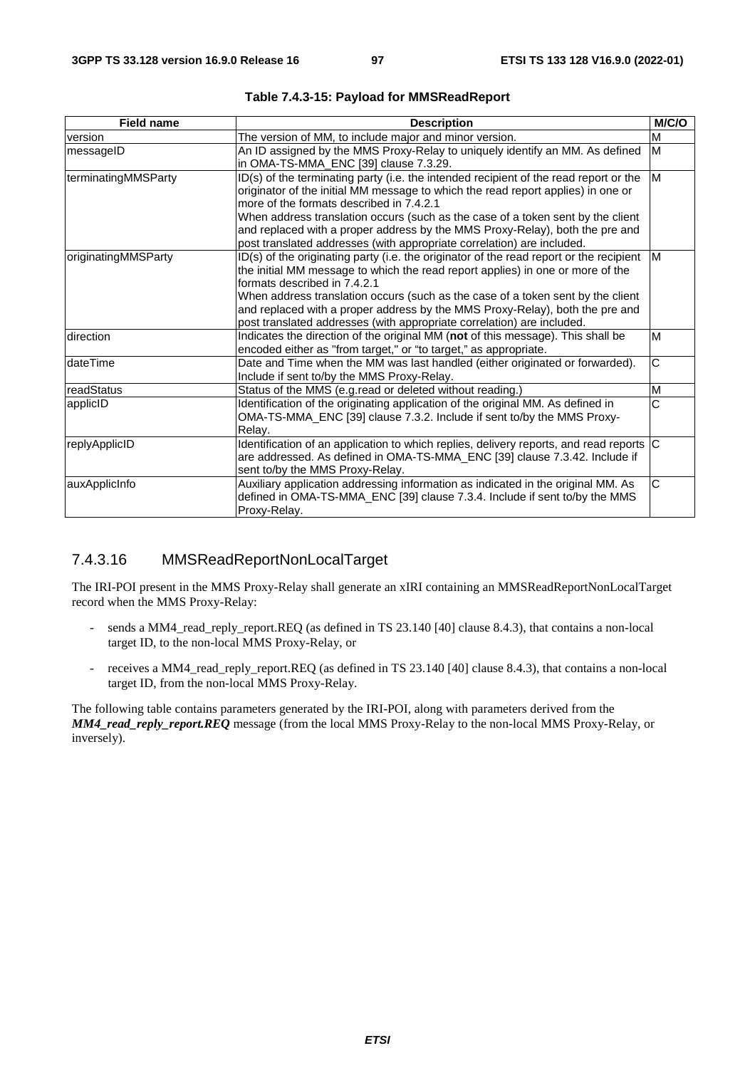**Table 7.4.3-15: Payload for MMSReadReport**

| Field name | Description | M/C/O |
|---|---|---|
| version | The version of MM, to include major and minor version. | M |
| messageID | An ID assigned by the MMS Proxy-Relay to uniquely identify an MM. As defined in OMA-TS-MMA_ENC [39] clause 7.3.29. | M |
| terminatingMMSParty | ID(s) of the terminating party (i.e. the intended recipient of the read report or the originator of the initial MM message to which the read report applies) in one or more of the formats described in 7.4.2.1<br>When address translation occurs (such as the case of a token sent by the client and replaced with a proper address by the MMS Proxy-Relay), both the pre and post translated addresses (with appropriate correlation) are included. | M |
| originatingMMSParty | ID(s) of the originating party (i.e. the originator of the read report or the recipient the initial MM message to which the read report applies) in one or more of the formats described in 7.4.2.1<br>When address translation occurs (such as the case of a token sent by the client and replaced with a proper address by the MMS Proxy-Relay), both the pre and post translated addresses (with appropriate correlation) are included. | M |
| direction | Indicates the direction of the original MM (**not** of this message). This shall be encoded either as "from target," or "to target," as appropriate. | M |
| dateTime | Date and Time when the MM was last handled (either originated or forwarded). Include if sent to/by the MMS Proxy-Relay. | C |
| readStatus | Status of the MMS (e.g.read or deleted without reading.) | M |
| applicID | Identification of the originating application of the original MM. As defined in OMA-TS-MMA_ENC [39] clause 7.3.2. Include if sent to/by the MMS Proxy-Relay. | C |
| replyApplicID | Identification of an application to which replies, delivery reports, and read reports are addressed. As defined in OMA-TS-MMA_ENC [39] clause 7.3.42. Include if sent to/by the MMS Proxy-Relay. | C |
| auxApplicInfo | Auxiliary application addressing information as indicated in the original MM. As defined in OMA-TS-MMA_ENC [39] clause 7.3.4. Include if sent to/by the MMS Proxy-Relay. | C |

#### 7.4.3.16 MMSReadReportNonLocalTarget

The IRI-POI present in the MMS Proxy-Relay shall generate an xIRI containing an MMSReadReportNonLocalTarget record when the MMS Proxy-Relay:

- sends a MM4_read_reply_report.REQ (as defined in TS 23.140 [40] clause 8.4.3), that contains a non-local target ID, to the non-local MMS Proxy-Relay, or
- receives a MM4_read_reply_report.REQ (as defined in TS 23.140 [40] clause 8.4.3), that contains a non-local target ID, from the non-local MMS Proxy-Relay.

The following table contains parameters generated by the IRI-POI, along with parameters derived from the ***MM4_read_reply_report.REQ*** message (from the local MMS Proxy-Relay to the non-local MMS Proxy-Relay, or inversely).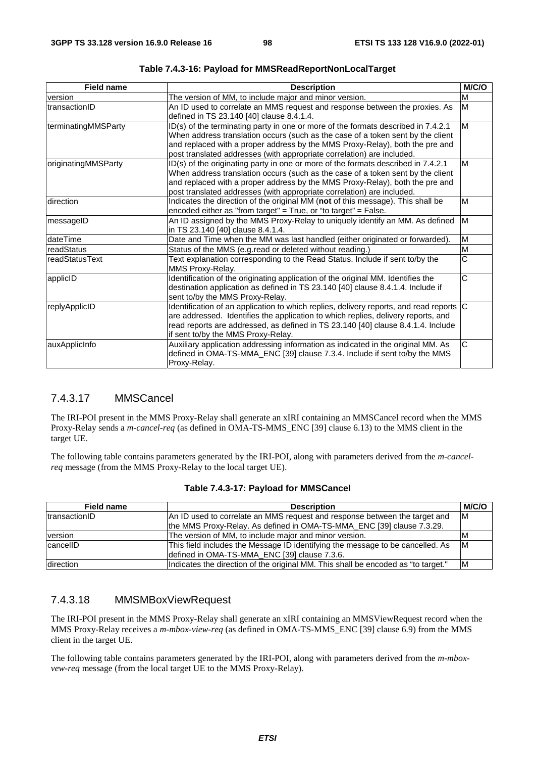**Table 7.4.3-16: Payload for MMSReadReportNonLocalTarget**

| Field name | Description | M/C/O |
| --- | --- | --- |
| version | The version of MM, to include major and minor version. | M |
| transactionID | An ID used to correlate an MMS request and response between the proxies. As defined in TS 23.140 [40] clause 8.4.1.4. | M |
| terminatingMMSParty | ID(s) of the terminating party in one or more of the formats described in 7.4.2.1 When address translation occurs (such as the case of a token sent by the client and replaced with a proper address by the MMS Proxy-Relay), both the pre and post translated addresses (with appropriate correlation) are included. | M |
| originatingMMSParty | ID(s) of the originating party in one or more of the formats described in 7.4.2.1 When address translation occurs (such as the case of a token sent by the client and replaced with a proper address by the MMS Proxy-Relay), both the pre and post translated addresses (with appropriate correlation) are included. | M |
| direction | Indicates the direction of the original MM (**not** of this message). This shall be encoded either as "from target" = True, or "to target" = False. | M |
| messageID | An ID assigned by the MMS Proxy-Relay to uniquely identify an MM. As defined in TS 23.140 [40] clause 8.4.1.4. | M |
| dateTime | Date and Time when the MM was last handled (either originated or forwarded). | M |
| readStatus | Status of the MMS (e.g.read or deleted without reading.) | M |
| readStatusText | Text explanation corresponding to the Read Status. Include if sent to/by the MMS Proxy-Relay. | C |
| applicID | Identification of the originating application of the original MM. Identifies the destination application as defined in TS 23.140 [40] clause 8.4.1.4. Include if sent to/by the MMS Proxy-Relay. | C |
| replyApplicID | Identification of an application to which replies, delivery reports, and read reports are addressed. Identifies the application to which replies, delivery reports, and read reports are addressed, as defined in TS 23.140 [40] clause 8.4.1.4. Include if sent to/by the MMS Proxy-Relay. | C |
| auxApplicInfo | Auxiliary application addressing information as indicated in the original MM. As defined in OMA-TS-MMA_ENC [39] clause 7.3.4. Include if sent to/by the MMS Proxy-Relay. | C |

### 7.4.3.17 MMSCancel

The IRI-POI present in the MMS Proxy-Relay shall generate an xIRI containing an MMSCancel record when the MMS Proxy-Relay sends a *m-cancel-req* (as defined in OMA-TS-MMS_ENC [39] clause 6.13) to the MMS client in the target UE.

The following table contains parameters generated by the IRI-POI, along with parameters derived from the *m-cancel-req* message (from the MMS Proxy-Relay to the local target UE).

**Table 7.4.3-17: Payload for MMSCancel**

| Field name | Description | M/C/O |
| --- | --- | --- |
| transactionID | An ID used to correlate an MMS request and response between the target and the MMS Proxy-Relay. As defined in OMA-TS-MMA_ENC [39] clause 7.3.29. | M |
| version | The version of MM, to include major and minor version. | M |
| cancelID | This field includes the Message ID identifying the message to be cancelled. As defined in OMA-TS-MMA_ENC [39] clause 7.3.6. | M |
| direction | Indicates the direction of the original MM. This shall be encoded as "to target." | M |

### 7.4.3.18 MMSMBoxViewRequest

The IRI-POI present in the MMS Proxy-Relay shall generate an xIRI containing an MMSViewRequest record when the MMS Proxy-Relay receives a *m-mbox-view-req* (as defined in OMA-TS-MMS_ENC [39] clause 6.9) from the MMS client in the target UE.

The following table contains parameters generated by the IRI-POI, along with parameters derived from the *m-mbox-vew-req* message (from the local target UE to the MMS Proxy-Relay).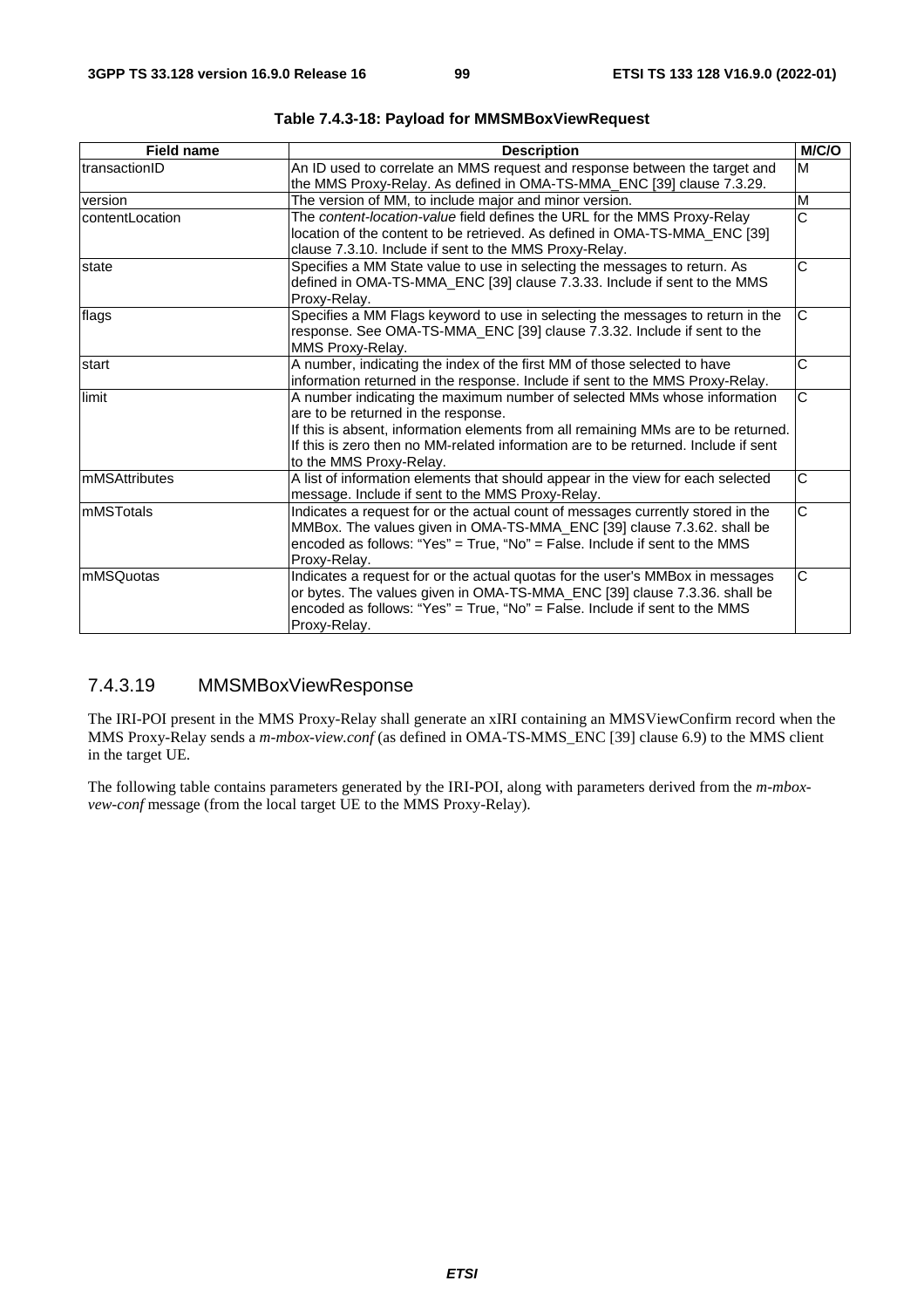**Table 7.4.3-18: Payload for MMSMBoxViewRequest**

| Field name | Description | M/C/O |
| --- | --- | --- |
| transactionID | An ID used to correlate an MMS request and response between the target and the MMS Proxy-Relay. As defined in OMA-TS-MMA_ENC [39] clause 7.3.29. | M |
| version | The version of MM, to include major and minor version. | M |
| contentLocation | The *content-location-value* field defines the URL for the MMS Proxy-Relay location of the content to be retrieved. As defined in OMA-TS-MMA_ENC [39] clause 7.3.10. Include if sent to the MMS Proxy-Relay. | C |
| state | Specifies a MM State value to use in selecting the messages to return. As defined in OMA-TS-MMA_ENC [39] clause 7.3.33. Include if sent to the MMS Proxy-Relay. | C |
| flags | Specifies a MM Flags keyword to use in selecting the messages to return in the response. See OMA-TS-MMA_ENC [39] clause 7.3.32. Include if sent to the MMS Proxy-Relay. | C |
| start | A number, indicating the index of the first MM of those selected to have information returned in the response. Include if sent to the MMS Proxy-Relay. | C |
| limit | A number indicating the maximum number of selected MMs whose information are to be returned in the response.<br>If this is absent, information elements from all remaining MMs are to be returned. If this is zero then no MM-related information are to be returned. Include if sent to the MMS Proxy-Relay. | C |
| mMSAttributes | A list of information elements that should appear in the view for each selected message. Include if sent to the MMS Proxy-Relay. | C |
| mMSTotals | Indicates a request for or the actual count of messages currently stored in the MMBox. The values given in OMA-TS-MMA_ENC [39] clause 7.3.62. shall be encoded as follows: "Yes" = True, "No" = False. Include if sent to the MMS Proxy-Relay. | C |
| mMSQuotas | Indicates a request for or the actual quotas for the user's MMBox in messages or bytes. The values given in OMA-TS-MMA_ENC [39] clause 7.3.36. shall be encoded as follows: "Yes" = True, "No" = False. Include if sent to the MMS Proxy-Relay. | C |

#### 7.4.3.19 MMSMBoxViewResponse

The IRI-POI present in the MMS Proxy-Relay shall generate an xIRI containing an MMSViewConfirm record when the MMS Proxy-Relay sends a *m-mbox-view.conf* (as defined in OMA-TS-MMS_ENC [39] clause 6.9) to the MMS client in the target UE.

The following table contains parameters generated by the IRI-POI, along with parameters derived from the *m-mbox-vew-conf* message (from the local target UE to the MMS Proxy-Relay).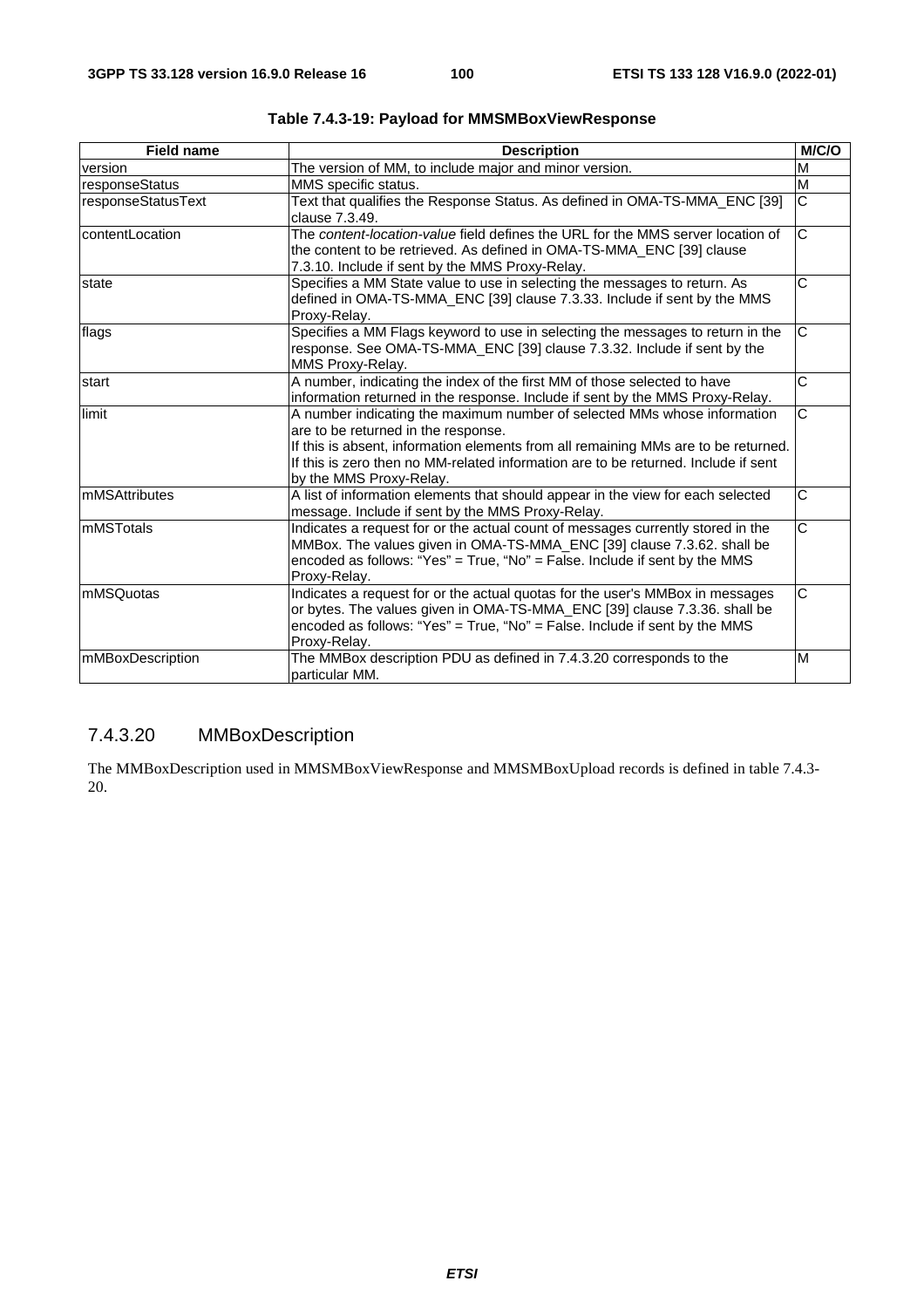**Table 7.4.3-19: Payload for MMSMBoxViewResponse**

| Field name | Description | M/C/O |
| --- | --- | --- |
| version | The version of MM, to include major and minor version. | M |
| responseStatus | MMS specific status. | M |
| responseStatusText | Text that qualifies the Response Status. As defined in OMA-TS-MMA_ENC [39] clause 7.3.49. | C |
| contentLocation | The *content-location-value* field defines the URL for the MMS server location of the content to be retrieved. As defined in OMA-TS-MMA_ENC [39] clause 7.3.10. Include if sent by the MMS Proxy-Relay. | C |
| state | Specifies a MM State value to use in selecting the messages to return. As defined in OMA-TS-MMA_ENC [39] clause 7.3.33. Include if sent by the MMS Proxy-Relay. | C |
| flags | Specifies a MM Flags keyword to use in selecting the messages to return in the response. See OMA-TS-MMA_ENC [39] clause 7.3.32. Include if sent by the MMS Proxy-Relay. | C |
| start | A number, indicating the index of the first MM of those selected to have information returned in the response. Include if sent by the MMS Proxy-Relay. | C |
| limit | A number indicating the maximum number of selected MMs whose information are to be returned in the response.<br>If this is absent, information elements from all remaining MMs are to be returned.<br>If this is zero then no MM-related information are to be returned. Include if sent by the MMS Proxy-Relay. | C |
| mMSAttributes | A list of information elements that should appear in the view for each selected message. Include if sent by the MMS Proxy-Relay. | C |
| mMSTotals | Indicates a request for or the actual count of messages currently stored in the MMBox. The values given in OMA-TS-MMA_ENC [39] clause 7.3.62. shall be encoded as follows: "Yes" = True, "No" = False. Include if sent by the MMS Proxy-Relay. | C |
| mMSQuotas | Indicates a request for or the actual quotas for the user's MMBox in messages or bytes. The values given in OMA-TS-MMA_ENC [39] clause 7.3.36. shall be encoded as follows: "Yes" = True, "No" = False. Include if sent by the MMS Proxy-Relay. | C |
| mMBoxDescription | The MMBox description PDU as defined in 7.4.3.20 corresponds to the particular MM. | M |

### 7.4.3.20 MMBoxDescription

The MMBoxDescription used in MMSMBoxViewResponse and MMSMBoxUpload records is defined in table 7.4.3-20.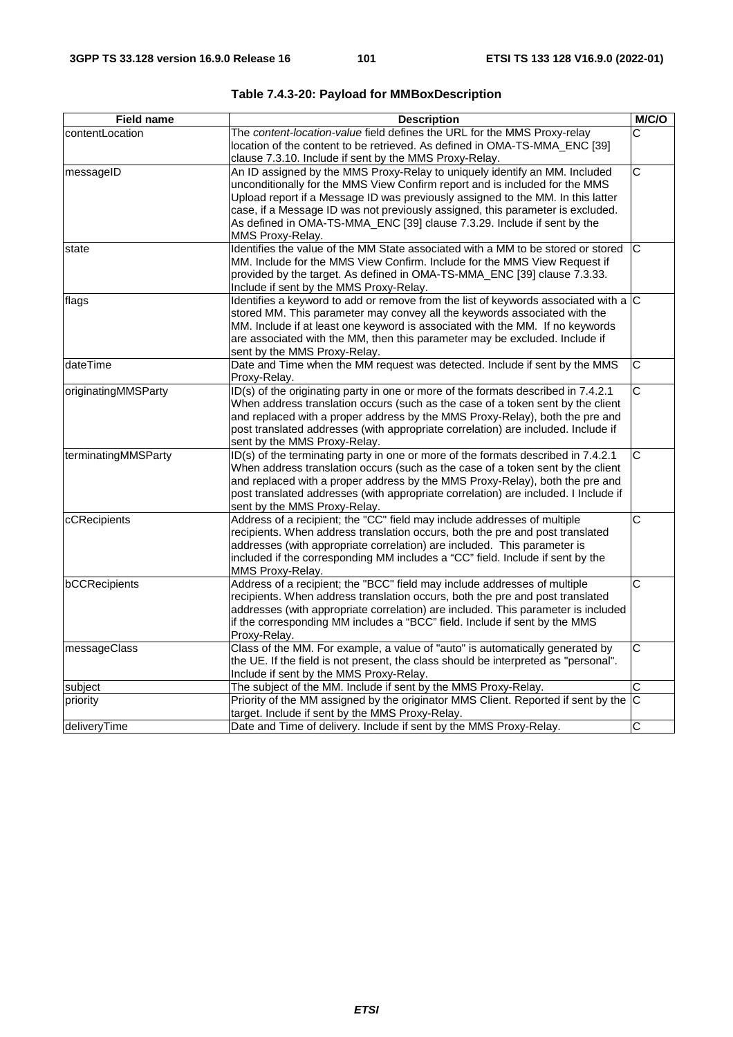**Table 7.4.3-20: Payload for MMBoxDescription**

| Field name | Description | M/C/O |
|---|---|---|
| contentLocation | The *content-location-value* field defines the URL for the MMS Proxy-relay location of the content to be retrieved. As defined in OMA-TS-MMA_ENC [39] clause 7.3.10. Include if sent by the MMS Proxy-Relay. | C |
| messageID | An ID assigned by the MMS Proxy-Relay to uniquely identify an MM. Included unconditionally for the MMS View Confirm report and is included for the MMS Upload report if a Message ID was previously assigned to the MM. In this latter case, if a Message ID was not previously assigned, this parameter is excluded. As defined in OMA-TS-MMA_ENC [39] clause 7.3.29. Include if sent by the MMS Proxy-Relay. | C |
| state | Identifies the value of the MM State associated with a MM to be stored or stored MM. Include for the MMS View Confirm. Include for the MMS View Request if provided by the target. As defined in OMA-TS-MMA_ENC [39] clause 7.3.33. Include if sent by the MMS Proxy-Relay. | C |
| flags | Identifies a keyword to add or remove from the list of keywords associated with a stored MM. This parameter may convey all the keywords associated with the MM. Include if at least one keyword is associated with the MM. If no keywords are associated with the MM, then this parameter may be excluded. Include if sent by the MMS Proxy-Relay. | C |
| dateTime | Date and Time when the MM request was detected. Include if sent by the MMS Proxy-Relay. | C |
| originatingMMSParty | ID(s) of the originating party in one or more of the formats described in 7.4.2.1 When address translation occurs (such as the case of a token sent by the client and replaced with a proper address by the MMS Proxy-Relay), both the pre and post translated addresses (with appropriate correlation) are included. Include if sent by the MMS Proxy-Relay. | C |
| terminatingMMSParty | ID(s) of the terminating party in one or more of the formats described in 7.4.2.1 When address translation occurs (such as the case of a token sent by the client and replaced with a proper address by the MMS Proxy-Relay), both the pre and post translated addresses (with appropriate correlation) are included. I Include if sent by the MMS Proxy-Relay. | C |
| cCRecipients | Address of a recipient; the "CC" field may include addresses of multiple recipients. When address translation occurs, both the pre and post translated addresses (with appropriate correlation) are included. This parameter is included if the corresponding MM includes a "CC" field. Include if sent by the MMS Proxy-Relay. | C |
| bCCRecipients | Address of a recipient; the "BCC" field may include addresses of multiple recipients. When address translation occurs, both the pre and post translated addresses (with appropriate correlation) are included. This parameter is included if the corresponding MM includes a "BCC" field. Include if sent by the MMS Proxy-Relay. | C |
| messageClass | Class of the MM. For example, a value of "auto" is automatically generated by the UE. If the field is not present, the class should be interpreted as "personal". Include if sent by the MMS Proxy-Relay. | C |
| subject | The subject of the MM. Include if sent by the MMS Proxy-Relay. | C |
| priority | Priority of the MM assigned by the originator MMS Client. Reported if sent by the target. Include if sent by the MMS Proxy-Relay. | C |
| deliveryTime | Date and Time of delivery. Include if sent by the MMS Proxy-Relay. | C |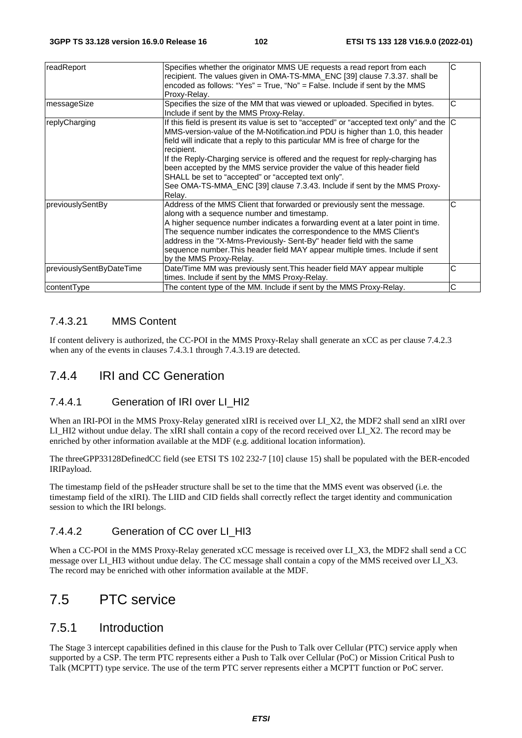| | | |
|---|---|---|
| readReport | Specifies whether the originator MMS UE requests a read report from each recipient. The values given in OMA-TS-MMA_ENC [39] clause 7.3.37. shall be encoded as follows: "Yes" = True, "No" = False. Include if sent by the MMS Proxy-Relay. | C |
| messageSize | Specifies the size of the MM that was viewed or uploaded. Specified in bytes. Include if sent by the MMS Proxy-Relay. | C |
| replyCharging | If this field is present its value is set to "accepted" or "accepted text only" and the MMS-version-value of the M-Notification.ind PDU is higher than 1.0, this header field will indicate that a reply to this particular MM is free of charge for the recipient.<br>If the Reply-Charging service is offered and the request for reply-charging has been accepted by the MMS service provider the value of this header field SHALL be set to "accepted" or "accepted text only".<br>See OMA-TS-MMA_ENC [39] clause 7.3.43. Include if sent by the MMS Proxy-Relay. | C |
| previouslySentBy | Address of the MMS Client that forwarded or previously sent the message. along with a sequence number and timestamp.<br>A higher sequence number indicates a forwarding event at a later point in time. The sequence number indicates the correspondence to the MMS Client's address in the "X-Mms-Previously- Sent-By" header field with the same sequence number.This header field MAY appear multiple times. Include if sent by the MMS Proxy-Relay. | C |
| previouslySentByDateTime | Date/Time MM was previously sent.This header field MAY appear multiple times. Include if sent by the MMS Proxy-Relay. | C |
| contentType | The content type of the MM. Include if sent by the MMS Proxy-Relay. | C |

#### 7.4.3.21 MMS Content

If content delivery is authorized, the CC-POI in the MMS Proxy-Relay shall generate an xCC as per clause 7.4.2.3 when any of the events in clauses 7.4.3.1 through 7.4.3.19 are detected.

### 7.4.4 IRI and CC Generation

#### 7.4.4.1 Generation of IRI over LI_HI2

When an IRI-POI in the MMS Proxy-Relay generated xIRI is received over LI_X2, the MDF2 shall send an xIRI over LI_HI2 without undue delay. The xIRI shall contain a copy of the record received over LI_X2. The record may be enriched by other information available at the MDF (e.g. additional location information).

The threeGPP33128DefinedCC field (see ETSI TS 102 232-7 [10] clause 15) shall be populated with the BER-encoded IRIPayload.

The timestamp field of the psHeader structure shall be set to the time that the MMS event was observed (i.e. the timestamp field of the xIRI). The LIID and CID fields shall correctly reflect the target identity and communication session to which the IRI belongs.

#### 7.4.4.2 Generation of CC over LI_HI3

When a CC-POI in the MMS Proxy-Relay generated xCC message is received over LI_X3, the MDF2 shall send a CC message over LI_HI3 without undue delay. The CC message shall contain a copy of the MMS received over LI_X3. The record may be enriched with other information available at the MDF.

## 7.5 PTC service

### 7.5.1 Introduction

The Stage 3 intercept capabilities defined in this clause for the Push to Talk over Cellular (PTC) service apply when supported by a CSP. The term PTC represents either a Push to Talk over Cellular (PoC) or Mission Critical Push to Talk (MCPTT) type service. The use of the term PTC server represents either a MCPTT function or PoC server.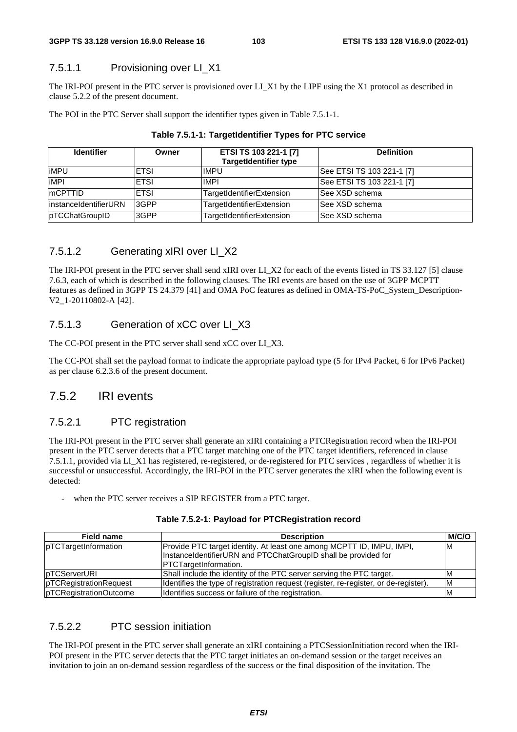#### 7.5.1.1 Provisioning over LI_X1

The IRI-POI present in the PTC server is provisioned over LI_X1 by the LIPF using the X1 protocol as described in clause 5.2.2 of the present document.

The POI in the PTC Server shall support the identifier types given in Table 7.5.1-1.

**Table 7.5.1-1: TargetIdentifier Types for PTC service**

| Identifier | Owner | ETSI TS 103 221-1 [7] TargetIdentifier type | Definition |
|---|---|---|---|
| iMPU | ETSI | IMPU | See ETSI TS 103 221-1 [7] |
| iMPI | ETSI | IMPI | See ETSI TS 103 221-1 [7] |
| mCPTTID | ETSI | TargetIdentifierExtension | See XSD schema |
| instanceIdentifierURN | 3GPP | TargetIdentifierExtension | See XSD schema |
| pTCChatGroupID | 3GPP | TargetIdentifierExtension | See XSD schema |

#### 7.5.1.2 Generating xIRI over LI_X2

The IRI-POI present in the PTC server shall send xIRI over LI_X2 for each of the events listed in TS 33.127 [5] clause 7.6.3, each of which is described in the following clauses. The IRI events are based on the use of 3GPP MCPTT features as defined in 3GPP TS 24.379 [41] and OMA PoC features as defined in OMA-TS-PoC_System_Description-V2_1-20110802-A [42].

#### 7.5.1.3 Generation of xCC over LI_X3

The CC-POI present in the PTC server shall send xCC over LI_X3.

The CC-POI shall set the payload format to indicate the appropriate payload type (5 for IPv4 Packet, 6 for IPv6 Packet) as per clause 6.2.3.6 of the present document.

### 7.5.2 IRI events

#### 7.5.2.1 PTC registration

The IRI-POI present in the PTC server shall generate an xIRI containing a PTCRegistration record when the IRI-POI present in the PTC server detects that a PTC target matching one of the PTC target identifiers, referenced in clause 7.5.1.1, provided via LI_X1 has registered, re-registered, or de-registered for PTC services , regardless of whether it is successful or unsuccessful. Accordingly, the IRI-POI in the PTC server generates the xIRI when the following event is detected:

- when the PTC server receives a SIP REGISTER from a PTC target.

**Table 7.5.2-1: Payload for PTCRegistration record**

| Field name | Description | M/C/O |
|---|---|---|
| pTCTargetInformation | Provide PTC target identity. At least one among MCPTT ID, IMPU, IMPI, InstanceIdentifierURN and PTCChatGroupID shall be provided for PTCTargetInformation. | M |
| pTCServerURI | Shall include the identity of the PTC server serving the PTC target. | M |
| pTCRegistrationRequest | Identifies the type of registration request (register, re-register, or de-register). | M |
| pTCRegistrationOutcome | Identifies success or failure of the registration. | M |

#### 7.5.2.2 PTC session initiation

The IRI-POI present in the PTC server shall generate an xIRI containing a PTCSessionInitiation record when the IRI-POI present in the PTC server detects that the PTC target initiates an on-demand session or the target receives an invitation to join an on-demand session regardless of the success or the final disposition of the invitation. The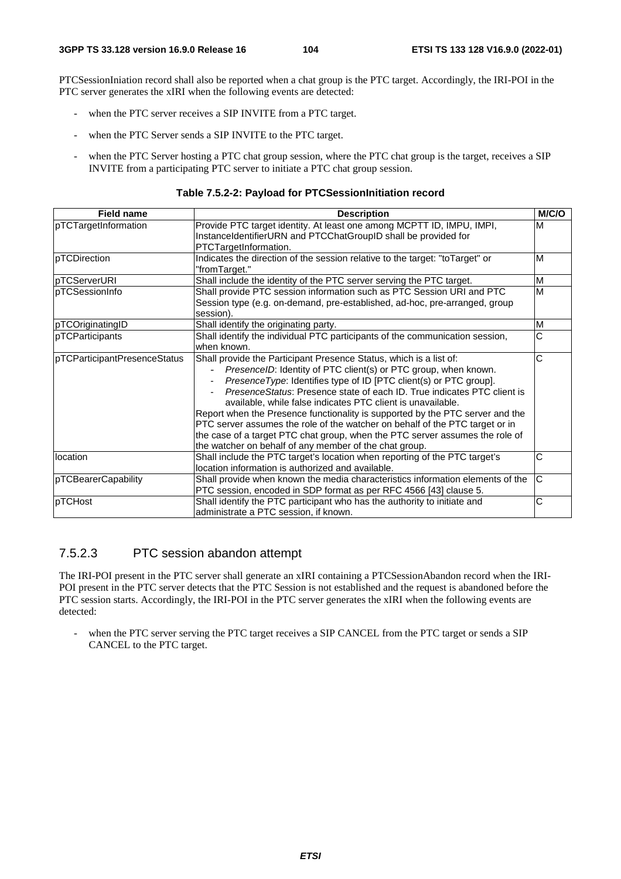PTCSessionIniation record shall also be reported when a chat group is the PTC target. Accordingly, the IRI-POI in the PTC server generates the xIRI when the following events are detected:

- when the PTC server receives a SIP INVITE from a PTC target.
- when the PTC Server sends a SIP INVITE to the PTC target.
- when the PTC Server hosting a PTC chat group session, where the PTC chat group is the target, receives a SIP INVITE from a participating PTC server to initiate a PTC chat group session.

**Table 7.5.2-2: Payload for PTCSessionInitiation record**

| Field name | Description | M/C/O |
|---|---|---|
| pTCTargetInformation | Provide PTC target identity. At least one among MCPTT ID, IMPU, IMPI, InstanceIdentifierURN and PTCChatGroupID shall be provided for PTCTargetInformation. | M |
| pTCDirection | Indicates the direction of the session relative to the target: "toTarget" or "fromTarget." | M |
| pTCServerURI | Shall include the identity of the PTC server serving the PTC target. | M |
| pTCSessionInfo | Shall provide PTC session information such as PTC Session URI and PTC Session type (e.g. on-demand, pre-established, ad-hoc, pre-arranged, group session). | M |
| pTCOriginatingID | Shall identify the originating party. | M |
| pTCParticipants | Shall identify the individual PTC participants of the communication session, when known. | C |
| pTCParticipantPresenceStatus | Shall provide the Participant Presence Status, which is a list of:<br>- *PresenceID*: Identity of PTC client(s) or PTC group, when known.<br>- *PresenceType*: Identifies type of ID [PTC client(s) or PTC group].<br>- *PresenceStatus*: Presence state of each ID. True indicates PTC client is available, while false indicates PTC client is unavailable.<br>Report when the Presence functionality is supported by the PTC server and the PTC server assumes the role of the watcher on behalf of the PTC target or in the case of a target PTC chat group, when the PTC server assumes the role of the watcher on behalf of any member of the chat group. | C |
| location | Shall include the PTC target's location when reporting of the PTC target's location information is authorized and available. | C |
| pTCBearerCapability | Shall provide when known the media characteristics information elements of the PTC session, encoded in SDP format as per RFC 4566 [43] clause 5. | C |
| pTCHost | Shall identify the PTC participant who has the authority to initiate and administrate a PTC session, if known. | C |

### 7.5.2.3 PTC session abandon attempt

The IRI-POI present in the PTC server shall generate an xIRI containing a PTCSessionAbandon record when the IRI-POI present in the PTC server detects that the PTC Session is not established and the request is abandoned before the PTC session starts. Accordingly, the IRI-POI in the PTC server generates the xIRI when the following events are detected:

- when the PTC server serving the PTC target receives a SIP CANCEL from the PTC target or sends a SIP CANCEL to the PTC target.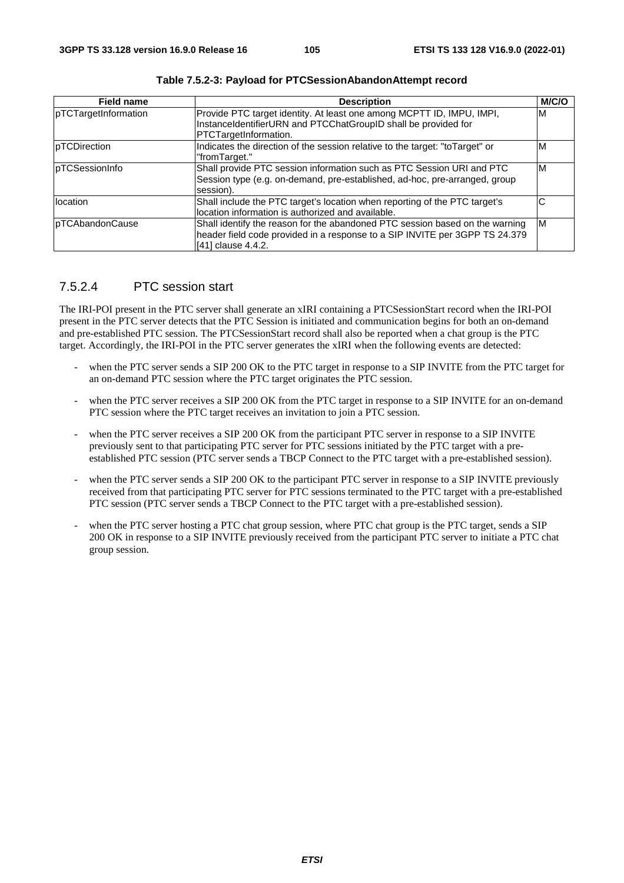**Table 7.5.2-3: Payload for PTCSessionAbandonAttempt record**

| Field name | Description | M/C/O |
| --- | --- | --- |
| pTCTargetInformation | Provide PTC target identity. At least one among MCPTT ID, IMPU, IMPI, InstanceIdentifierURN and PTCChatGroupID shall be provided for PTCTargetInformation. | M |
| pTCDirection | Indicates the direction of the session relative to the target: "toTarget" or "fromTarget." | M |
| pTCSessionInfo | Shall provide PTC session information such as PTC Session URI and PTC Session type (e.g. on-demand, pre-established, ad-hoc, pre-arranged, group session). | M |
| location | Shall include the PTC target's location when reporting of the PTC target's location information is authorized and available. | C |
| pTCAbandonCause | Shall identify the reason for the abandoned PTC session based on the warning header field code provided in a response to a SIP INVITE per 3GPP TS 24.379 [41] clause 4.4.2. | M |

### 7.5.2.4 PTC session start

The IRI-POI present in the PTC server shall generate an xIRI containing a PTCSessionStart record when the IRI-POI present in the PTC server detects that the PTC Session is initiated and communication begins for both an on-demand and pre-established PTC session. The PTCSessionStart record shall also be reported when a chat group is the PTC target. Accordingly, the IRI-POI in the PTC server generates the xIRI when the following events are detected:

- when the PTC server sends a SIP 200 OK to the PTC target in response to a SIP INVITE from the PTC target for an on-demand PTC session where the PTC target originates the PTC session.
- when the PTC server receives a SIP 200 OK from the PTC target in response to a SIP INVITE for an on-demand PTC session where the PTC target receives an invitation to join a PTC session.
- when the PTC server receives a SIP 200 OK from the participant PTC server in response to a SIP INVITE previously sent to that participating PTC server for PTC sessions initiated by the PTC target with a pre-established PTC session (PTC server sends a TBCP Connect to the PTC target with a pre-established session).
- when the PTC server sends a SIP 200 OK to the participant PTC server in response to a SIP INVITE previously received from that participating PTC server for PTC sessions terminated to the PTC target with a pre-established PTC session (PTC server sends a TBCP Connect to the PTC target with a pre-established session).
- when the PTC server hosting a PTC chat group session, where PTC chat group is the PTC target, sends a SIP 200 OK in response to a SIP INVITE previously received from the participant PTC server to initiate a PTC chat group session.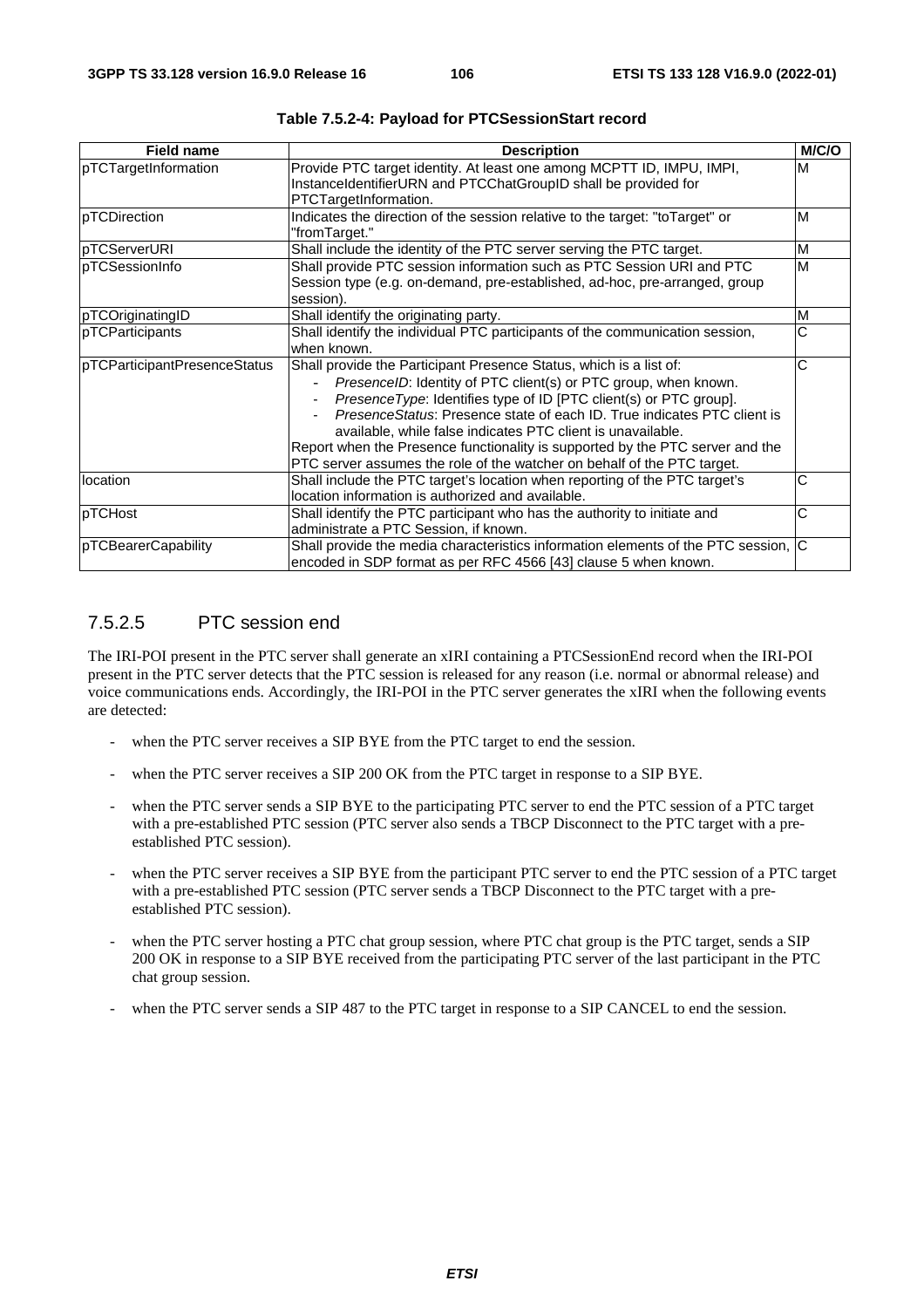**Table 7.5.2-4: Payload for PTCSessionStart record**

| Field name | Description | M/C/O |
|---|---|---|
| pTCTargetInformation | Provide PTC target identity. At least one among MCPTT ID, IMPU, IMPI, InstanceIdentifierURN and PTCChatGroupID shall be provided for PTCTargetInformation. | M |
| pTCDirection | Indicates the direction of the session relative to the target: "toTarget" or "fromTarget." | M |
| pTCServerURI | Shall include the identity of the PTC server serving the PTC target. | M |
| pTCSessionInfo | Shall provide PTC session information such as PTC Session URI and PTC Session type (e.g. on-demand, pre-established, ad-hoc, pre-arranged, group session). | M |
| pTCOriginatingID | Shall identify the originating party. | M |
| pTCParticipants | Shall identify the individual PTC participants of the communication session, when known. | C |
| pTCParticipantPresenceStatus | Shall provide the Participant Presence Status, which is a list of:<br>- *PresenceID*: Identity of PTC client(s) or PTC group, when known.<br>- *PresenceType*: Identifies type of ID [PTC client(s) or PTC group].<br>- *PresenceStatus*: Presence state of each ID. True indicates PTC client is available, while false indicates PTC client is unavailable.<br>Report when the Presence functionality is supported by the PTC server and the PTC server assumes the role of the watcher on behalf of the PTC target. | C |
| location | Shall include the PTC target's location when reporting of the PTC target's location information is authorized and available. | C |
| pTCHost | Shall identify the PTC participant who has the authority to initiate and administrate a PTC Session, if known. | C |
| pTCBearerCapability | Shall provide the media characteristics information elements of the PTC session, encoded in SDP format as per RFC 4566 [43] clause 5 when known. | C |

### 7.5.2.5 PTC session end

The IRI-POI present in the PTC server shall generate an xIRI containing a PTCSessionEnd record when the IRI-POI present in the PTC server detects that the PTC session is released for any reason (i.e. normal or abnormal release) and voice communications ends. Accordingly, the IRI-POI in the PTC server generates the xIRI when the following events are detected:

- when the PTC server receives a SIP BYE from the PTC target to end the session.
- when the PTC server receives a SIP 200 OK from the PTC target in response to a SIP BYE.
- when the PTC server sends a SIP BYE to the participating PTC server to end the PTC session of a PTC target with a pre-established PTC session (PTC server also sends a TBCP Disconnect to the PTC target with a pre-established PTC session).
- when the PTC server receives a SIP BYE from the participant PTC server to end the PTC session of a PTC target with a pre-established PTC session (PTC server sends a TBCP Disconnect to the PTC target with a pre-established PTC session).
- when the PTC server hosting a PTC chat group session, where PTC chat group is the PTC target, sends a SIP 200 OK in response to a SIP BYE received from the participating PTC server of the last participant in the PTC chat group session.
- when the PTC server sends a SIP 487 to the PTC target in response to a SIP CANCEL to end the session.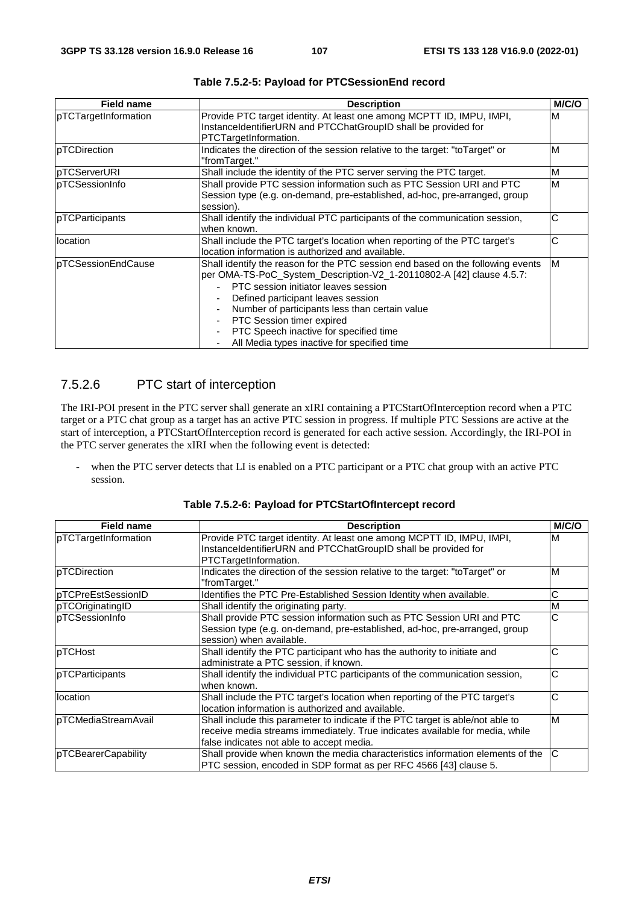**Table 7.5.2-5: Payload for PTCSessionEnd record**

| Field name | Description | M/C/O |
|---|---|---|
| pTCTargetInformation | Provide PTC target identity. At least one among MCPTT ID, IMPU, IMPI, InstanceIdentifierURN and PTCChatGroupID shall be provided for PTCTargetInformation. | M |
| pTCDirection | Indicates the direction of the session relative to the target: "toTarget" or "fromTarget." | M |
| pTCServerURI | Shall include the identity of the PTC server serving the PTC target. | M |
| pTCSessionInfo | Shall provide PTC session information such as PTC Session URI and PTC Session type (e.g. on-demand, pre-established, ad-hoc, pre-arranged, group session). | M |
| pTCParticipants | Shall identify the individual PTC participants of the communication session, when known. | C |
| location | Shall include the PTC target's location when reporting of the PTC target's location information is authorized and available. | C |
| pTCSessionEndCause | Shall identify the reason for the PTC session end based on the following events per OMA-TS-PoC_System_Description-V2_1-20110802-A [42] clause 4.5.7:<br>- PTC session initiator leaves session<br>- Defined participant leaves session<br>- Number of participants less than certain value<br>- PTC Session timer expired<br>- PTC Speech inactive for specified time<br>- All Media types inactive for specified time | M |

### 7.5.2.6 PTC start of interception

The IRI-POI present in the PTC server shall generate an xIRI containing a PTCStartOfInterception record when a PTC target or a PTC chat group as a target has an active PTC session in progress. If multiple PTC Sessions are active at the start of interception, a PTCStartOfInterception record is generated for each active session. Accordingly, the IRI-POI in the PTC server generates the xIRI when the following event is detected:

- when the PTC server detects that LI is enabled on a PTC participant or a PTC chat group with an active PTC session.

**Table 7.5.2-6: Payload for PTCStartOfIntercept record**

| Field name | Description | M/C/O |
|---|---|---|
| pTCTargetInformation | Provide PTC target identity. At least one among MCPTT ID, IMPU, IMPI, InstanceIdentifierURN and PTCChatGroupID shall be provided for PTCTargetInformation. | M |
| pTCDirection | Indicates the direction of the session relative to the target: "toTarget" or "fromTarget." | M |
| pTCPreEstSessionID | Identifies the PTC Pre-Established Session Identity when available. | C |
| pTCOriginatingID | Shall identify the originating party. | M |
| pTCSessionInfo | Shall provide PTC session information such as PTC Session URI and PTC Session type (e.g. on-demand, pre-established, ad-hoc, pre-arranged, group session) when available. | C |
| pTCHost | Shall identify the PTC participant who has the authority to initiate and administrate a PTC session, if known. | C |
| pTCParticipants | Shall identify the individual PTC participants of the communication session, when known. | C |
| location | Shall include the PTC target's location when reporting of the PTC target's location information is authorized and available. | C |
| pTCMediaStreamAvail | Shall include this parameter to indicate if the PTC target is able/not able to receive media streams immediately. True indicates available for media, while false indicates not able to accept media. | M |
| pTCBearerCapability | Shall provide when known the media characteristics information elements of the PTC session, encoded in SDP format as per RFC 4566 [43] clause 5. | C |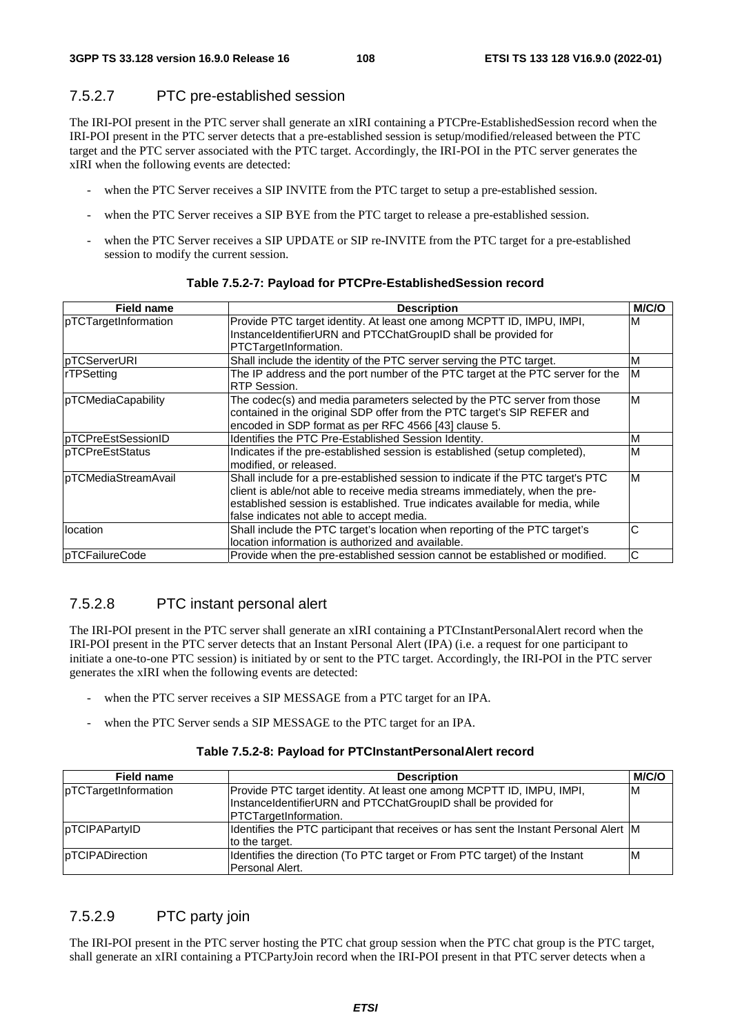### 7.5.2.7 PTC pre-established session

The IRI-POI present in the PTC server shall generate an xIRI containing a PTCPre-EstablishedSession record when the IRI-POI present in the PTC server detects that a pre-established session is setup/modified/released between the PTC target and the PTC server associated with the PTC target. Accordingly, the IRI-POI in the PTC server generates the xIRI when the following events are detected:

- when the PTC Server receives a SIP INVITE from the PTC target to setup a pre-established session.
- when the PTC Server receives a SIP BYE from the PTC target to release a pre-established session.
- when the PTC Server receives a SIP UPDATE or SIP re-INVITE from the PTC target for a pre-established session to modify the current session.

**Table 7.5.2-7: Payload for PTCPre-EstablishedSession record**

| Field name | Description | M/C/O |
|---|---|---|
| pTCTargetInformation | Provide PTC target identity. At least one among MCPTT ID, IMPU, IMPI, InstanceIdentifierURN and PTCChatGroupID shall be provided for PTCTargetInformation. | M |
| pTCServerURI | Shall include the identity of the PTC server serving the PTC target. | M |
| rTPSetting | The IP address and the port number of the PTC target at the PTC server for the RTP Session. | M |
| pTCMediaCapability | The codec(s) and media parameters selected by the PTC server from those contained in the original SDP offer from the PTC target's SIP REFER and encoded in SDP format as per RFC 4566 [43] clause 5. | M |
| pTCPreEstSessionID | Identifies the PTC Pre-Established Session Identity. | M |
| pTCPreEstStatus | Indicates if the pre-established session is established (setup completed), modified, or released. | M |
| pTCMediaStreamAvail | Shall include for a pre-established session to indicate if the PTC target's PTC client is able/not able to receive media streams immediately, when the pre-established session is established. True indicates available for media, while false indicates not able to accept media. | M |
| location | Shall include the PTC target's location when reporting of the PTC target's location information is authorized and available. | C |
| pTCFailureCode | Provide when the pre-established session cannot be established or modified. | C |

### 7.5.2.8 PTC instant personal alert

The IRI-POI present in the PTC server shall generate an xIRI containing a PTCInstantPersonalAlert record when the IRI-POI present in the PTC server detects that an Instant Personal Alert (IPA) (i.e. a request for one participant to initiate a one-to-one PTC session) is initiated by or sent to the PTC target. Accordingly, the IRI-POI in the PTC server generates the xIRI when the following events are detected:

- when the PTC server receives a SIP MESSAGE from a PTC target for an IPA.
- when the PTC Server sends a SIP MESSAGE to the PTC target for an IPA.

**Table 7.5.2-8: Payload for PTCInstantPersonalAlert record**

| Field name | Description | M/C/O |
|---|---|---|
| pTCTargetInformation | Provide PTC target identity. At least one among MCPTT ID, IMPU, IMPI, InstanceIdentifierURN and PTCChatGroupID shall be provided for PTCTargetInformation. | M |
| pTCIPAPartyID | Identifies the PTC participant that receives or has sent the Instant Personal Alert to the target. | M |
| pTCIPADirection | Identifies the direction (To PTC target or From PTC target) of the Instant Personal Alert. | M |

### 7.5.2.9 PTC party join

The IRI-POI present in the PTC server hosting the PTC chat group session when the PTC chat group is the PTC target, shall generate an xIRI containing a PTCPartyJoin record when the IRI-POI present in that PTC server detects when a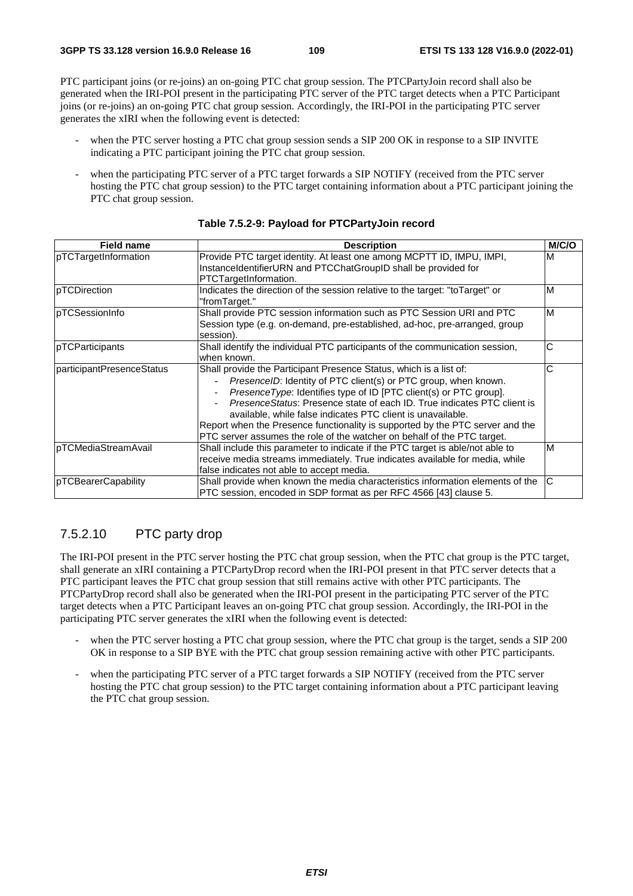PTC participant joins (or re-joins) an on-going PTC chat group session. The PTCPartyJoin record shall also be generated when the IRI-POI present in the participating PTC server of the PTC target detects when a PTC Participant joins (or re-joins) an on-going PTC chat group session. Accordingly, the IRI-POI in the participating PTC server generates the xIRI when the following event is detected:

- when the PTC server hosting a PTC chat group session sends a SIP 200 OK in response to a SIP INVITE indicating a PTC participant joining the PTC chat group session.
- when the participating PTC server of a PTC target forwards a SIP NOTIFY (received from the PTC server hosting the PTC chat group session) to the PTC target containing information about a PTC participant joining the PTC chat group session.

**Table 7.5.2-9: Payload for PTCPartyJoin record**

| Field name | Description | M/C/O |
|---|---|---|
| pTCTargetInformation | Provide PTC target identity. At least one among MCPTT ID, IMPU, IMPI, InstanceIdentifierURN and PTCChatGroupID shall be provided for PTCTargetInformation. | M |
| pTCDirection | Indicates the direction of the session relative to the target: "toTarget" or "fromTarget." | M |
| pTCSessionInfo | Shall provide PTC session information such as PTC Session URI and PTC Session type (e.g. on-demand, pre-established, ad-hoc, pre-arranged, group session). | M |
| pTCParticipants | Shall identify the individual PTC participants of the communication session, when known. | C |
| participantPresenceStatus | Shall provide the Participant Presence Status, which is a list of: <br>- *PresenceID*: Identity of PTC client(s) or PTC group, when known. <br>- *PresenceType*: Identifies type of ID [PTC client(s) or PTC group]. <br>- *PresenceStatus*: Presence state of each ID. True indicates PTC client is available, while false indicates PTC client is unavailable. <br>Report when the Presence functionality is supported by the PTC server and the PTC server assumes the role of the watcher on behalf of the PTC target. | C |
| pTCMediaStreamAvail | Shall include this parameter to indicate if the PTC target is able/not able to receive media streams immediately. True indicates available for media, while false indicates not able to accept media. | M |
| pTCBearerCapability | Shall provide when known the media characteristics information elements of the PTC session, encoded in SDP format as per RFC 4566 [43] clause 5. | C |

### 7.5.2.10 PTC party drop

The IRI-POI present in the PTC server hosting the PTC chat group session, when the PTC chat group is the PTC target, shall generate an xIRI containing a PTCPartyDrop record when the IRI-POI present in that PTC server detects that a PTC participant leaves the PTC chat group session that still remains active with other PTC participants. The PTCPartyDrop record shall also be generated when the IRI-POI present in the participating PTC server of the PTC target detects when a PTC Participant leaves an on-going PTC chat group session. Accordingly, the IRI-POI in the participating PTC server generates the xIRI when the following event is detected:

- when the PTC server hosting a PTC chat group session, where the PTC chat group is the target, sends a SIP 200 OK in response to a SIP BYE with the PTC chat group session remaining active with other PTC participants.
- when the participating PTC server of a PTC target forwards a SIP NOTIFY (received from the PTC server hosting the PTC chat group session) to the PTC target containing information about a PTC participant leaving the PTC chat group session.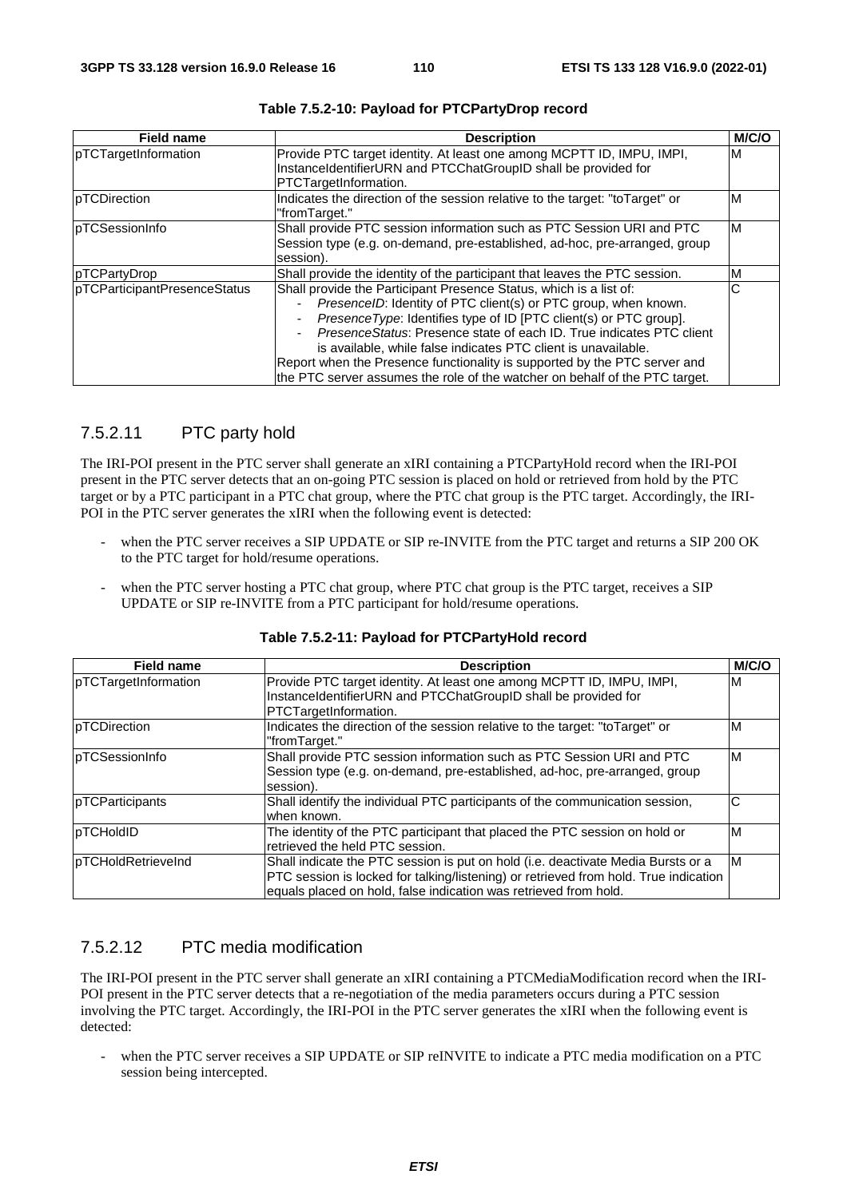**Table 7.5.2-10: Payload for PTCPartyDrop record**

| Field name | Description | M/C/O |
|---|---|---|
| pTCTargetInformation | Provide PTC target identity. At least one among MCPTT ID, IMPU, IMPI, InstanceIdentifierURN and PTCChatGroupID shall be provided for PTCTargetInformation. | M |
| pTCDirection | Indicates the direction of the session relative to the target: "toTarget" or "fromTarget." | M |
| pTCSessionInfo | Shall provide PTC session information such as PTC Session URI and PTC Session type (e.g. on-demand, pre-established, ad-hoc, pre-arranged, group session). | M |
| pTCPartyDrop | Shall provide the identity of the participant that leaves the PTC session. | M |
| pTCParticipantPresenceStatus | Shall provide the Participant Presence Status, which is a list of:<br>- *PresenceID*: Identity of PTC client(s) or PTC group, when known.<br>- *PresenceType*: Identifies type of ID [PTC client(s) or PTC group].<br>- *PresenceStatus*: Presence state of each ID. True indicates PTC client is available, while false indicates PTC client is unavailable.<br>Report when the Presence functionality is supported by the PTC server and the PTC server assumes the role of the watcher on behalf of the PTC target. | C |

### 7.5.2.11 PTC party hold

The IRI-POI present in the PTC server shall generate an xIRI containing a PTCPartyHold record when the IRI-POI present in the PTC server detects that an on-going PTC session is placed on hold or retrieved from hold by the PTC target or by a PTC participant in a PTC chat group, where the PTC chat group is the PTC target. Accordingly, the IRI-POI in the PTC server generates the xIRI when the following event is detected:

- when the PTC server receives a SIP UPDATE or SIP re-INVITE from the PTC target and returns a SIP 200 OK to the PTC target for hold/resume operations.
- when the PTC server hosting a PTC chat group, where PTC chat group is the PTC target, receives a SIP UPDATE or SIP re-INVITE from a PTC participant for hold/resume operations.

**Table 7.5.2-11: Payload for PTCPartyHold record**

| Field name | Description | M/C/O |
|---|---|---|
| pTCTargetInformation | Provide PTC target identity. At least one among MCPTT ID, IMPU, IMPI, InstanceIdentifierURN and PTCChatGroupID shall be provided for PTCTargetInformation. | M |
| pTCDirection | Indicates the direction of the session relative to the target: "toTarget" or "fromTarget." | M |
| pTCSessionInfo | Shall provide PTC session information such as PTC Session URI and PTC Session type (e.g. on-demand, pre-established, ad-hoc, pre-arranged, group session). | M |
| pTCParticipants | Shall identify the individual PTC participants of the communication session, when known. | C |
| pTCHoldID | The identity of the PTC participant that placed the PTC session on hold or retrieved the held PTC session. | M |
| pTCHoldRetrieveInd | Shall indicate the PTC session is put on hold (i.e. deactivate Media Bursts or a PTC session is locked for talking/listening) or retrieved from hold. True indication equals placed on hold, false indication was retrieved from hold. | M |

### 7.5.2.12 PTC media modification

The IRI-POI present in the PTC server shall generate an xIRI containing a PTCMediaModification record when the IRI-POI present in the PTC server detects that a re-negotiation of the media parameters occurs during a PTC session involving the PTC target. Accordingly, the IRI-POI in the PTC server generates the xIRI when the following event is detected:

- when the PTC server receives a SIP UPDATE or SIP reINVITE to indicate a PTC media modification on a PTC session being intercepted.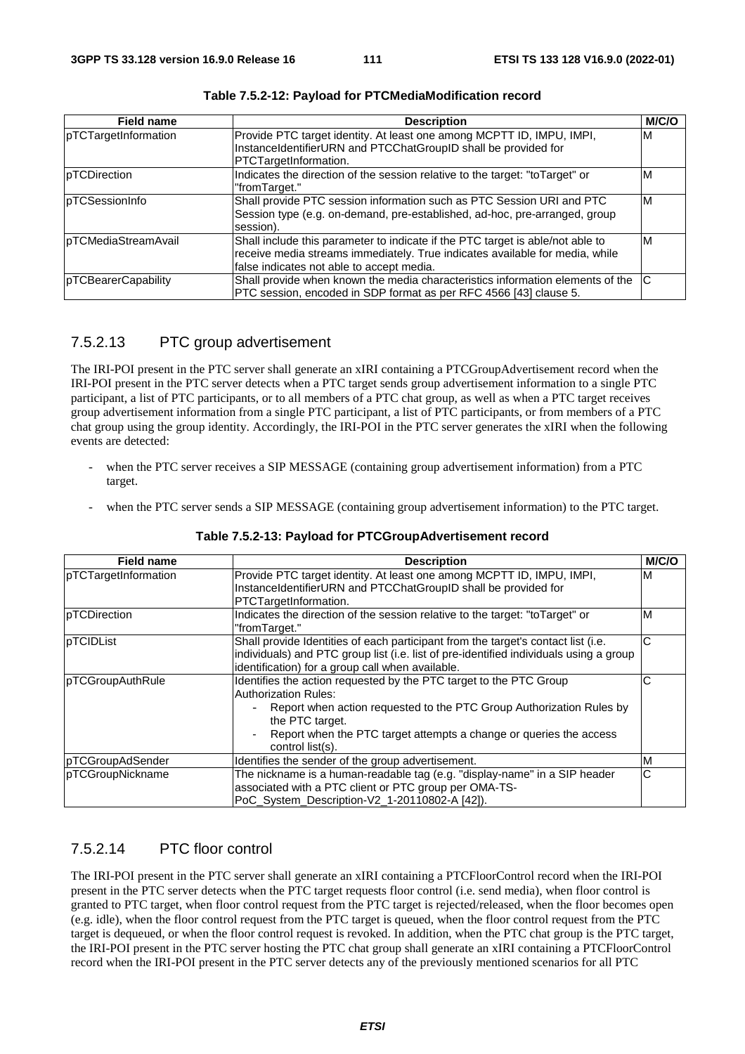**Table 7.5.2-12: Payload for PTCMediaModification record**

| Field name | Description | M/C/O |
|---|---|---|
| pTCTargetInformation | Provide PTC target identity. At least one among MCPTT ID, IMPU, IMPI, InstanceIdentifierURN and PTCChatGroupID shall be provided for PTCTargetInformation. | M |
| pTCDirection | Indicates the direction of the session relative to the target: "toTarget" or "fromTarget." | M |
| pTCSessionInfo | Shall provide PTC session information such as PTC Session URI and PTC Session type (e.g. on-demand, pre-established, ad-hoc, pre-arranged, group session). | M |
| pTCMediaStreamAvail | Shall include this parameter to indicate if the PTC target is able/not able to receive media streams immediately. True indicates available for media, while false indicates not able to accept media. | M |
| pTCBearerCapability | Shall provide when known the media characteristics information elements of the PTC session, encoded in SDP format as per RFC 4566 [43] clause 5. | C |

### 7.5.2.13 PTC group advertisement

The IRI-POI present in the PTC server shall generate an xIRI containing a PTCGroupAdvertisement record when the IRI-POI present in the PTC server detects when a PTC target sends group advertisement information to a single PTC participant, a list of PTC participants, or to all members of a PTC chat group, as well as when a PTC target receives group advertisement information from a single PTC participant, a list of PTC participants, or from members of a PTC chat group using the group identity. Accordingly, the IRI-POI in the PTC server generates the xIRI when the following events are detected:

- when the PTC server receives a SIP MESSAGE (containing group advertisement information) from a PTC target.
- when the PTC server sends a SIP MESSAGE (containing group advertisement information) to the PTC target.

**Table 7.5.2-13: Payload for PTCGroupAdvertisement record**

| Field name | Description | M/C/O |
|---|---|---|
| pTCTargetInformation | Provide PTC target identity. At least one among MCPTT ID, IMPU, IMPI, InstanceIdentifierURN and PTCChatGroupID shall be provided for PTCTargetInformation. | M |
| pTCDirection | Indicates the direction of the session relative to the target: "toTarget" or "fromTarget." | M |
| pTCIDList | Shall provide Identities of each participant from the target's contact list (i.e. individuals) and PTC group list (i.e. list of pre-identified individuals using a group identification) for a group call when available. | C |
| pTCGroupAuthRule | Identifies the action requested by the PTC target to the PTC Group Authorization Rules: <br> - Report when action requested to the PTC Group Authorization Rules by the PTC target. <br> - Report when the PTC target attempts a change or queries the access control list(s). | C |
| pTCGroupAdSender | Identifies the sender of the group advertisement. | M |
| pTCGroupNickname | The nickname is a human-readable tag (e.g. "display-name" in a SIP header associated with a PTC client or PTC group per OMA-TS-PoC_System_Description-V2_1-20110802-A [42]). | C |

### 7.5.2.14 PTC floor control

The IRI-POI present in the PTC server shall generate an xIRI containing a PTCFloorControl record when the IRI-POI present in the PTC server detects when the PTC target requests floor control (i.e. send media), when floor control is granted to PTC target, when floor control request from the PTC target is rejected/released, when the floor becomes open (e.g. idle), when the floor control request from the PTC target is queued, when the floor control request from the PTC target is dequeued, or when the floor control request is revoked. In addition, when the PTC chat group is the PTC target, the IRI-POI present in the PTC server hosting the PTC chat group shall generate an xIRI containing a PTCFloorControl record when the IRI-POI present in the PTC server detects any of the previously mentioned scenarios for all PTC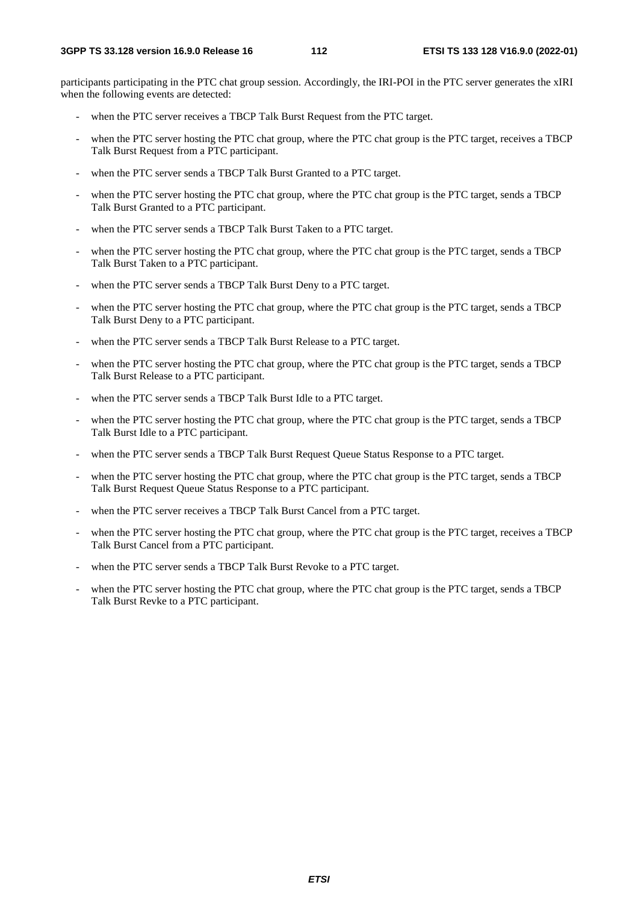participants participating in the PTC chat group session. Accordingly, the IRI-POI in the PTC server generates the xIRI when the following events are detected:

- when the PTC server receives a TBCP Talk Burst Request from the PTC target.
- when the PTC server hosting the PTC chat group, where the PTC chat group is the PTC target, receives a TBCP Talk Burst Request from a PTC participant.
- when the PTC server sends a TBCP Talk Burst Granted to a PTC target.
- when the PTC server hosting the PTC chat group, where the PTC chat group is the PTC target, sends a TBCP Talk Burst Granted to a PTC participant.
- when the PTC server sends a TBCP Talk Burst Taken to a PTC target.
- when the PTC server hosting the PTC chat group, where the PTC chat group is the PTC target, sends a TBCP Talk Burst Taken to a PTC participant.
- when the PTC server sends a TBCP Talk Burst Deny to a PTC target.
- when the PTC server hosting the PTC chat group, where the PTC chat group is the PTC target, sends a TBCP Talk Burst Deny to a PTC participant.
- when the PTC server sends a TBCP Talk Burst Release to a PTC target.
- when the PTC server hosting the PTC chat group, where the PTC chat group is the PTC target, sends a TBCP Talk Burst Release to a PTC participant.
- when the PTC server sends a TBCP Talk Burst Idle to a PTC target.
- when the PTC server hosting the PTC chat group, where the PTC chat group is the PTC target, sends a TBCP Talk Burst Idle to a PTC participant.
- when the PTC server sends a TBCP Talk Burst Request Queue Status Response to a PTC target.
- when the PTC server hosting the PTC chat group, where the PTC chat group is the PTC target, sends a TBCP Talk Burst Request Queue Status Response to a PTC participant.
- when the PTC server receives a TBCP Talk Burst Cancel from a PTC target.
- when the PTC server hosting the PTC chat group, where the PTC chat group is the PTC target, receives a TBCP Talk Burst Cancel from a PTC participant.
- when the PTC server sends a TBCP Talk Burst Revoke to a PTC target.
- when the PTC server hosting the PTC chat group, where the PTC chat group is the PTC target, sends a TBCP Talk Burst Revke to a PTC participant.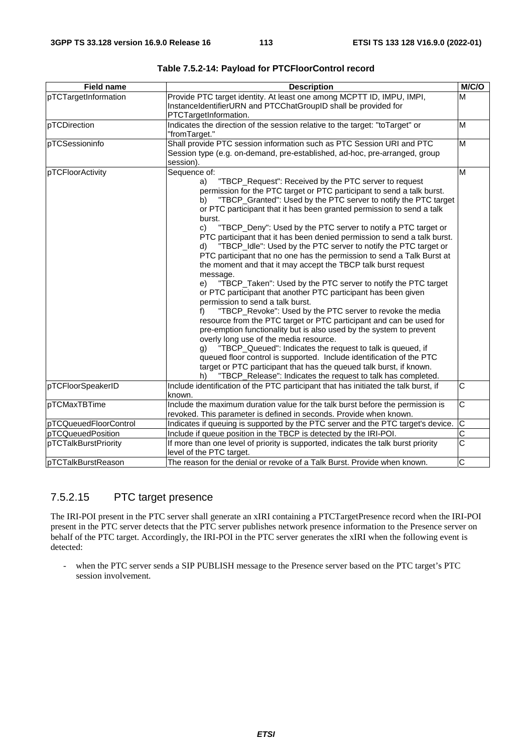Table 7.5.2-14: Payload for PTCFloorControl record

| Field name | Description | M/C/O |
|---|---|---|
| pTCTargetInformation | Provide PTC target identity. At least one among MCPTT ID, IMPU, IMPI, InstanceIdentifierURN and PTCChatGroupID shall be provided for PTCTargetInformation. | M |
| pTCDirection | Indicates the direction of the session relative to the target: "toTarget" or "fromTarget." | M |
| pTCSessioninfo | Shall provide PTC session information such as PTC Session URI and PTC Session type (e.g. on-demand, pre-established, ad-hoc, pre-arranged, group session). | M |
| pTCFloorActivity | Sequence of:<br>a) "TBCP_Request": Received by the PTC server to request permission for the PTC target or PTC participant to send a talk burst.<br>b) "TBCP_Granted": Used by the PTC server to notify the PTC target or PTC participant that it has been granted permission to send a talk burst.<br>c) "TBCP_Deny": Used by the PTC server to notify a PTC target or PTC participant that it has been denied permission to send a talk burst.<br>d) "TBCP_Idle": Used by the PTC server to notify the PTC target or PTC participant that no one has the permission to send a Talk Burst at the moment and that it may accept the TBCP talk burst request message.<br>e) "TBCP_Taken": Used by the PTC server to notify the PTC target or PTC participant that another PTC participant has been given permission to send a talk burst.<br>f) "TBCP_Revoke": Used by the PTC server to revoke the media resource from the PTC target or PTC participant and can be used for pre-emption functionality but is also used by the system to prevent overly long use of the media resource.<br>g) "TBCP_Queued": Indicates the request to talk is queued, if queued floor control is supported. Include identification of the PTC target or PTC participant that has the queued talk burst, if known.<br>h) "TBCP_Release": Indicates the request to talk has completed. | M |
| pTCFloorSpeakerID | Include identification of the PTC participant that has initiated the talk burst, if known. | C |
| pTCMaxTBTime | Include the maximum duration value for the talk burst before the permission is revoked. This parameter is defined in seconds. Provide when known. | C |
| pTCQueuedFloorControl | Indicates if queuing is supported by the PTC server and the PTC target's device. | C |
| pTCQueuedPosition | Include if queue position in the TBCP is detected by the IRI-POI. | C |
| pTCTalkBurstPriority | If more than one level of priority is supported, indicates the talk burst priority level of the PTC target. | C |
| pTCTalkBurstReason | The reason for the denial or revoke of a Talk Burst. Provide when known. | C |

#### 7.5.2.15 PTC target presence

The IRI-POI present in the PTC server shall generate an xIRI containing a PTCTargetPresence record when the IRI-POI present in the PTC server detects that the PTC server publishes network presence information to the Presence server on behalf of the PTC target. Accordingly, the IRI-POI in the PTC server generates the xIRI when the following event is detected:

- when the PTC server sends a SIP PUBLISH message to the Presence server based on the PTC target's PTC session involvement.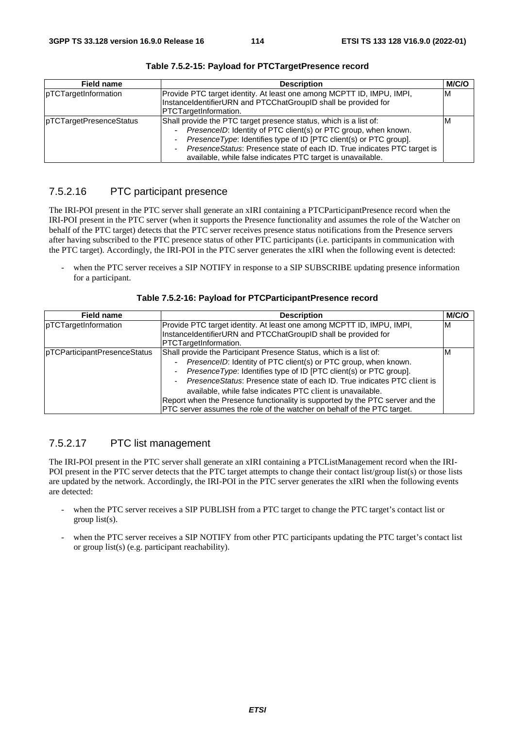**Table 7.5.2-15: Payload for PTCTargetPresence record**

| Field name | Description | M/C/O |
|---|---|---|
| pTCTargetInformation | Provide PTC target identity. At least one among MCPTT ID, IMPU, IMPI, InstanceIdentifierURN and PTCChatGroupID shall be provided for PTCTargetInformation. | M |
| pTCTargetPresenceStatus | Shall provide the PTC target presence status, which is a list of:<br>- *PresenceID*: Identity of PTC client(s) or PTC group, when known.<br>- *PresenceType*: Identifies type of ID [PTC client(s) or PTC group].<br>- *PresenceStatus*: Presence state of each ID. True indicates PTC target is available, while false indicates PTC target is unavailable. | M |

### 7.5.2.16 PTC participant presence

The IRI-POI present in the PTC server shall generate an xIRI containing a PTCParticipantPresence record when the IRI-POI present in the PTC server (when it supports the Presence functionality and assumes the role of the Watcher on behalf of the PTC target) detects that the PTC server receives presence status notifications from the Presence servers after having subscribed to the PTC presence status of other PTC participants (i.e. participants in communication with the PTC target). Accordingly, the IRI-POI in the PTC server generates the xIRI when the following event is detected:

- when the PTC server receives a SIP NOTIFY in response to a SIP SUBSCRIBE updating presence information for a participant.

**Table 7.5.2-16: Payload for PTCParticipantPresence record**

| Field name | Description | M/C/O |
|---|---|---|
| pTCTargetInformation | Provide PTC target identity. At least one among MCPTT ID, IMPU, IMPI, InstanceIdentifierURN and PTCChatGroupID shall be provided for PTCTargetInformation. | M |
| pTCParticipantPresenceStatus | Shall provide the Participant Presence Status, which is a list of:<br>- *PresenceID*: Identity of PTC client(s) or PTC group, when known.<br>- *PresenceType*: Identifies type of ID [PTC client(s) or PTC group].<br>- *PresenceStatus*: Presence state of each ID. True indicates PTC client is available, while false indicates PTC client is unavailable.<br>Report when the Presence functionality is supported by the PTC server and the PTC server assumes the role of the watcher on behalf of the PTC target. | M |

### 7.5.2.17 PTC list management

The IRI-POI present in the PTC server shall generate an xIRI containing a PTCListManagement record when the IRI-POI present in the PTC server detects that the PTC target attempts to change their contact list/group list(s) or those lists are updated by the network. Accordingly, the IRI-POI in the PTC server generates the xIRI when the following events are detected:

- when the PTC server receives a SIP PUBLISH from a PTC target to change the PTC target's contact list or group list(s).
- when the PTC server receives a SIP NOTIFY from other PTC participants updating the PTC target's contact list or group list(s) (e.g. participant reachability).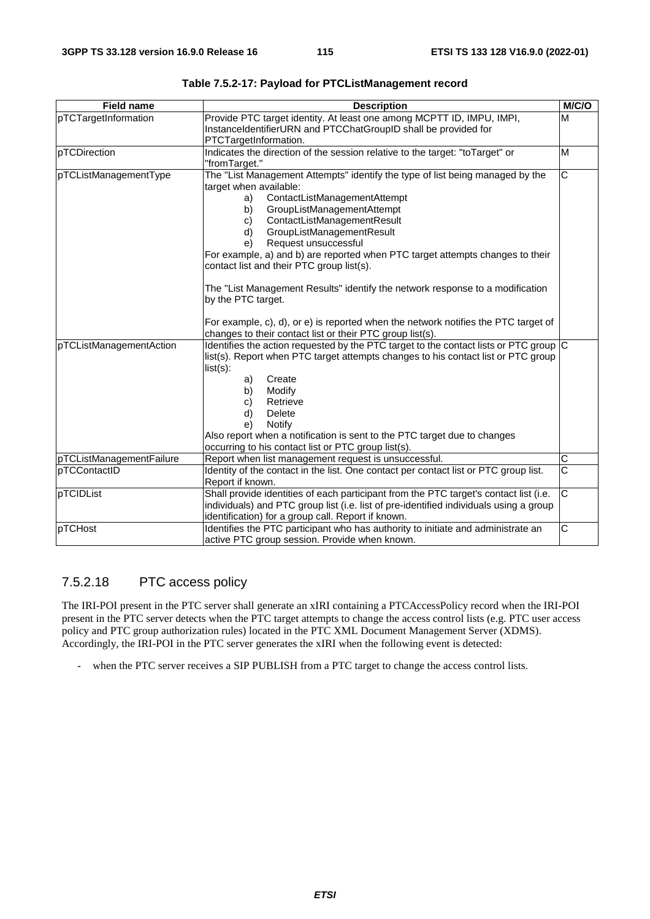**Table 7.5.2-17: Payload for PTCListManagement record**

| Field name | Description | M/C/O |
|---|---|---|
| pTCTargetInformation | Provide PTC target identity. At least one among MCPTT ID, IMPU, IMPI, InstanceIdentifierURN and PTCChatGroupID shall be provided for PTCTargetInformation. | M |
| pTCDirection | Indicates the direction of the session relative to the target: "toTarget" or "fromTarget." | M |
| pTCListManagementType | The "List Management Attempts" identify the type of list being managed by the target when available:<br>a) ContactListManagementAttempt<br>b) GroupListManagementAttempt<br>c) ContactListManagementResult<br>d) GroupListManagementResult<br>e) Request unsuccessful<br>For example, a) and b) are reported when PTC target attempts changes to their contact list and their PTC group list(s).<br><br>The "List Management Results" identify the network response to a modification by the PTC target.<br><br>For example, c), d), or e) is reported when the network notifies the PTC target of changes to their contact list or their PTC group list(s). | C |
| pTCListManagementAction | Identifies the action requested by the PTC target to the contact lists or PTC group list(s). Report when PTC target attempts changes to his contact list or PTC group list(s):<br>a) Create<br>b) Modify<br>c) Retrieve<br>d) Delete<br>e) Notify<br>Also report when a notification is sent to the PTC target due to changes occurring to his contact list or PTC group list(s). | C |
| pTCListManagementFailure | Report when list management request is unsuccessful. | C |
| pTCContactID | Identity of the contact in the list. One contact per contact list or PTC group list. Report if known. | C |
| pTCIDList | Shall provide identities of each participant from the PTC target's contact list (i.e. individuals) and PTC group list (i.e. list of pre-identified individuals using a group identification) for a group call. Report if known. | C |
| pTCHost | Identifies the PTC participant who has authority to initiate and administrate an active PTC group session. Provide when known. | C |

### 7.5.2.18 PTC access policy

The IRI-POI present in the PTC server shall generate an xIRI containing a PTCAccessPolicy record when the IRI-POI present in the PTC server detects when the PTC target attempts to change the access control lists (e.g. PTC user access policy and PTC group authorization rules) located in the PTC XML Document Management Server (XDMS). Accordingly, the IRI-POI in the PTC server generates the xIRI when the following event is detected:

- when the PTC server receives a SIP PUBLISH from a PTC target to change the access control lists.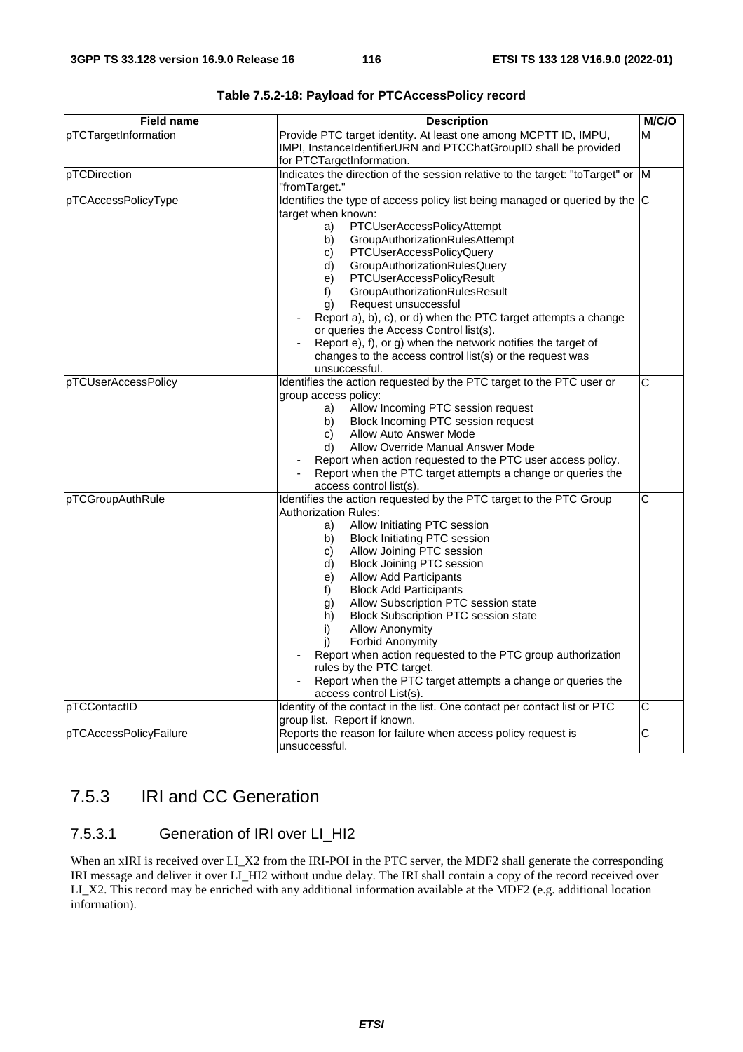**Table 7.5.2-18: Payload for PTCAccessPolicy record**

| Field name | Description | M/C/O |
|---|---|---|
| pTCTargetInformation | Provide PTC target identity. At least one among MCPTT ID, IMPU, IMPI, InstanceIdentifierURN and PTCChatGroupID shall be provided for PTCTargetInformation. | M |
| pTCDirection | Indicates the direction of the session relative to the target: "toTarget" or "fromTarget." | M |
| pTCAccessPolicyType | Identifies the type of access policy list being managed or queried by the target when known:<br>a) PTCUserAccessPolicyAttempt<br>b) GroupAuthorizationRulesAttempt<br>c) PTCUserAccessPolicyQuery<br>d) GroupAuthorizationRulesQuery<br>e) PTCUserAccessPolicyResult<br>f) GroupAuthorizationRulesResult<br>g) Request unsuccessful<br>- Report a), b), c), or d) when the PTC target attempts a change or queries the Access Control list(s).<br>- Report e), f), or g) when the network notifies the target of changes to the access control list(s) or the request was unsuccessful. | C |
| pTCUserAccessPolicy | Identifies the action requested by the PTC target to the PTC user or group access policy:<br>a) Allow Incoming PTC session request<br>b) Block Incoming PTC session request<br>c) Allow Auto Answer Mode<br>d) Allow Override Manual Answer Mode<br>- Report when action requested to the PTC user access policy.<br>- Report when the PTC target attempts a change or queries the access control list(s). | C |
| pTCGroupAuthRule | Identifies the action requested by the PTC target to the PTC Group Authorization Rules:<br>a) Allow Initiating PTC session<br>b) Block Initiating PTC session<br>c) Allow Joining PTC session<br>d) Block Joining PTC session<br>e) Allow Add Participants<br>f) Block Add Participants<br>g) Allow Subscription PTC session state<br>h) Block Subscription PTC session state<br>i) Allow Anonymity<br>j) Forbid Anonymity<br>- Report when action requested to the PTC group authorization rules by the PTC target.<br>- Report when the PTC target attempts a change or queries the access control List(s). | C |
| pTCContactID | Identity of the contact in the list. One contact per contact list or PTC group list. Report if known. | C |
| pTCAccessPolicyFailure | Reports the reason for failure when access policy request is unsuccessful. | C |

## 7.5.3 IRI and CC Generation

### 7.5.3.1 Generation of IRI over LI_HI2

When an xIRI is received over LI_X2 from the IRI-POI in the PTC server, the MDF2 shall generate the corresponding IRI message and deliver it over LI_HI2 without undue delay. The IRI shall contain a copy of the record received over LI_X2. This record may be enriched with any additional information available at the MDF2 (e.g. additional location information).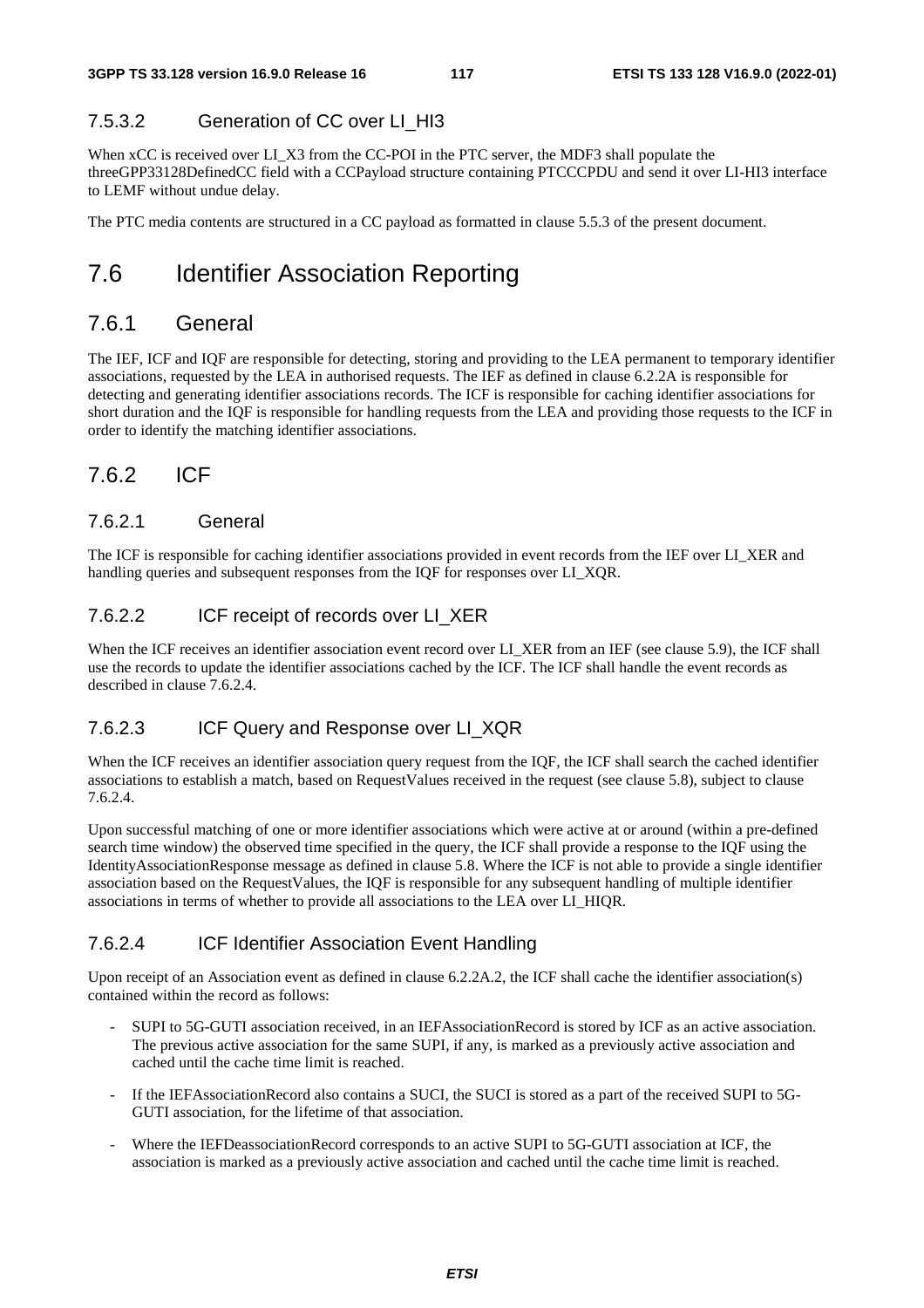#### 7.5.3.2 Generation of CC over LI_HI3

When xCC is received over LI_X3 from the CC-POI in the PTC server, the MDF3 shall populate the threeGPP33128DefinedCC field with a CCPayload structure containing PTCCCPDU and send it over LI-HI3 interface to LEMF without undue delay.

The PTC media contents are structured in a CC payload as formatted in clause 5.5.3 of the present document.

## 7.6 Identifier Association Reporting

### 7.6.1 General

The IEF, ICF and IQF are responsible for detecting, storing and providing to the LEA permanent to temporary identifier associations, requested by the LEA in authorised requests. The IEF as defined in clause 6.2.2A is responsible for detecting and generating identifier associations records. The ICF is responsible for caching identifier associations for short duration and the IQF is responsible for handling requests from the LEA and providing those requests to the ICF in order to identify the matching identifier associations.

### 7.6.2 ICF

#### 7.6.2.1 General

The ICF is responsible for caching identifier associations provided in event records from the IEF over LI_XER and handling queries and subsequent responses from the IQF for responses over LI_XQR.

#### 7.6.2.2 ICF receipt of records over LI_XER

When the ICF receives an identifier association event record over LI_XER from an IEF (see clause 5.9), the ICF shall use the records to update the identifier associations cached by the ICF. The ICF shall handle the event records as described in clause 7.6.2.4.

#### 7.6.2.3 ICF Query and Response over LI_XQR

When the ICF receives an identifier association query request from the IQF, the ICF shall search the cached identifier associations to establish a match, based on RequestValues received in the request (see clause 5.8), subject to clause 7.6.2.4.

Upon successful matching of one or more identifier associations which were active at or around (within a pre-defined search time window) the observed time specified in the query, the ICF shall provide a response to the IQF using the IdentityAssociationResponse message as defined in clause 5.8. Where the ICF is not able to provide a single identifier association based on the RequestValues, the IQF is responsible for any subsequent handling of multiple identifier associations in terms of whether to provide all associations to the LEA over LI_HIQR.

#### 7.6.2.4 ICF Identifier Association Event Handling

Upon receipt of an Association event as defined in clause 6.2.2A.2, the ICF shall cache the identifier association(s) contained within the record as follows:

- SUPI to 5G-GUTI association received, in an IEFAssociationRecord is stored by ICF as an active association. The previous active association for the same SUPI, if any, is marked as a previously active association and cached until the cache time limit is reached.
- If the IEFAssociationRecord also contains a SUCI, the SUCI is stored as a part of the received SUPI to 5G-GUTI association, for the lifetime of that association.
- Where the IEFDeassociationRecord corresponds to an active SUPI to 5G-GUTI association at ICF, the association is marked as a previously active association and cached until the cache time limit is reached.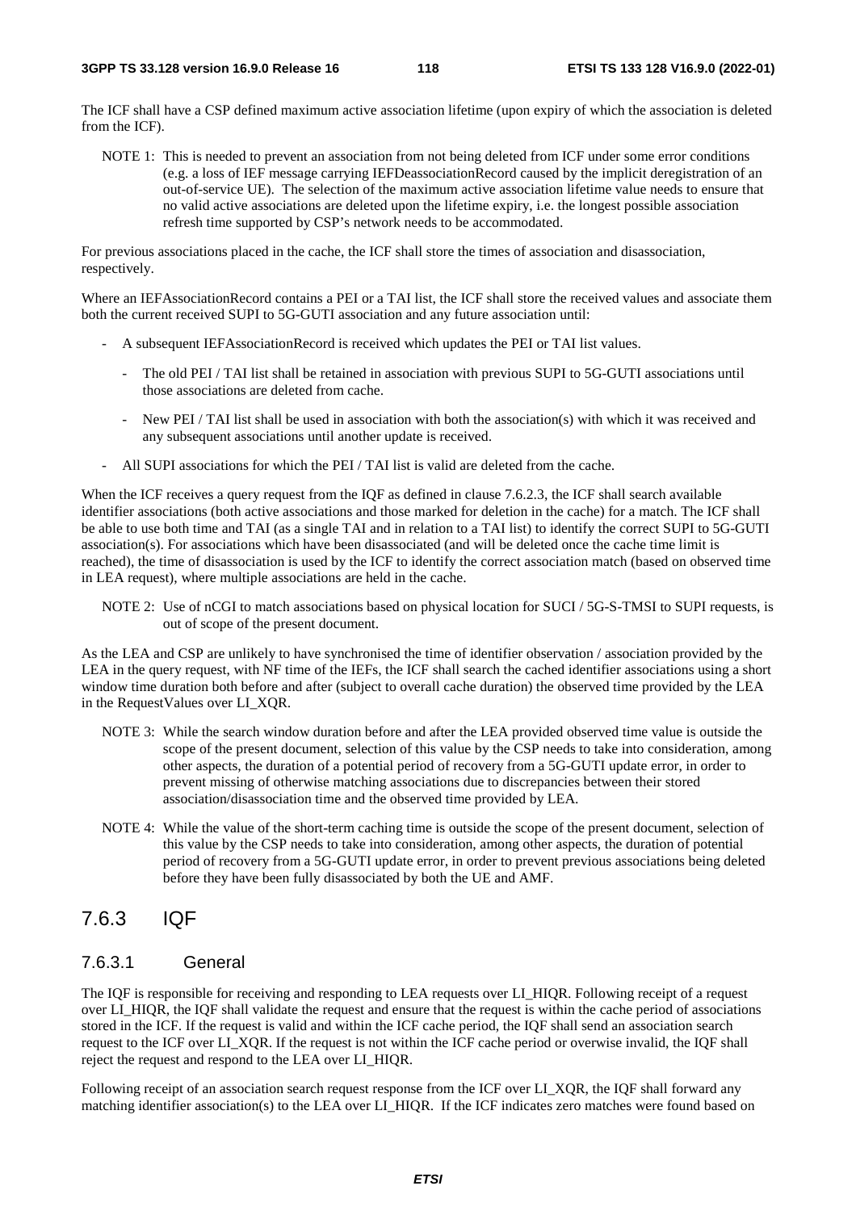The ICF shall have a CSP defined maximum active association lifetime (upon expiry of which the association is deleted from the ICF).

NOTE 1: This is needed to prevent an association from not being deleted from ICF under some error conditions (e.g. a loss of IEF message carrying IEFDeassociationRecord caused by the implicit deregistration of an out-of-service UE). The selection of the maximum active association lifetime value needs to ensure that no valid active associations are deleted upon the lifetime expiry, i.e. the longest possible association refresh time supported by CSP's network needs to be accommodated.

For previous associations placed in the cache, the ICF shall store the times of association and disassociation, respectively.

Where an IEFAssociationRecord contains a PEI or a TAI list, the ICF shall store the received values and associate them both the current received SUPI to 5G-GUTI association and any future association until:

- A subsequent IEFAssociationRecord is received which updates the PEI or TAI list values.
  - The old PEI / TAI list shall be retained in association with previous SUPI to 5G-GUTI associations until those associations are deleted from cache.
  - New PEI / TAI list shall be used in association with both the association(s) with which it was received and any subsequent associations until another update is received.
- All SUPI associations for which the PEI / TAI list is valid are deleted from the cache.

When the ICF receives a query request from the IQF as defined in clause 7.6.2.3, the ICF shall search available identifier associations (both active associations and those marked for deletion in the cache) for a match. The ICF shall be able to use both time and TAI (as a single TAI and in relation to a TAI list) to identify the correct SUPI to 5G-GUTI association(s). For associations which have been disassociated (and will be deleted once the cache time limit is reached), the time of disassociation is used by the ICF to identify the correct association match (based on observed time in LEA request), where multiple associations are held in the cache.

NOTE 2: Use of nCGI to match associations based on physical location for SUCI / 5G-S-TMSI to SUPI requests, is out of scope of the present document.

As the LEA and CSP are unlikely to have synchronised the time of identifier observation / association provided by the LEA in the query request, with NF time of the IEFs, the ICF shall search the cached identifier associations using a short window time duration both before and after (subject to overall cache duration) the observed time provided by the LEA in the RequestValues over LI_XQR.

NOTE 3: While the search window duration before and after the LEA provided observed time value is outside the scope of the present document, selection of this value by the CSP needs to take into consideration, among other aspects, the duration of a potential period of recovery from a 5G-GUTI update error, in order to prevent missing of otherwise matching associations due to discrepancies between their stored association/disassociation time and the observed time provided by LEA.

NOTE 4: While the value of the short-term caching time is outside the scope of the present document, selection of this value by the CSP needs to take into consideration, among other aspects, the duration of potential period of recovery from a 5G-GUTI update error, in order to prevent previous associations being deleted before they have been fully disassociated by both the UE and AMF.

## 7.6.3 IQF

### 7.6.3.1 General

The IQF is responsible for receiving and responding to LEA requests over LI_HIQR. Following receipt of a request over LI_HIQR, the IQF shall validate the request and ensure that the request is within the cache period of associations stored in the ICF. If the request is valid and within the ICF cache period, the IQF shall send an association search request to the ICF over LI_XQR. If the request is not within the ICF cache period or overwise invalid, the IQF shall reject the request and respond to the LEA over LI_HIQR.

Following receipt of an association search request response from the ICF over LI_XQR, the IQF shall forward any matching identifier association(s) to the LEA over LI_HIQR. If the ICF indicates zero matches were found based on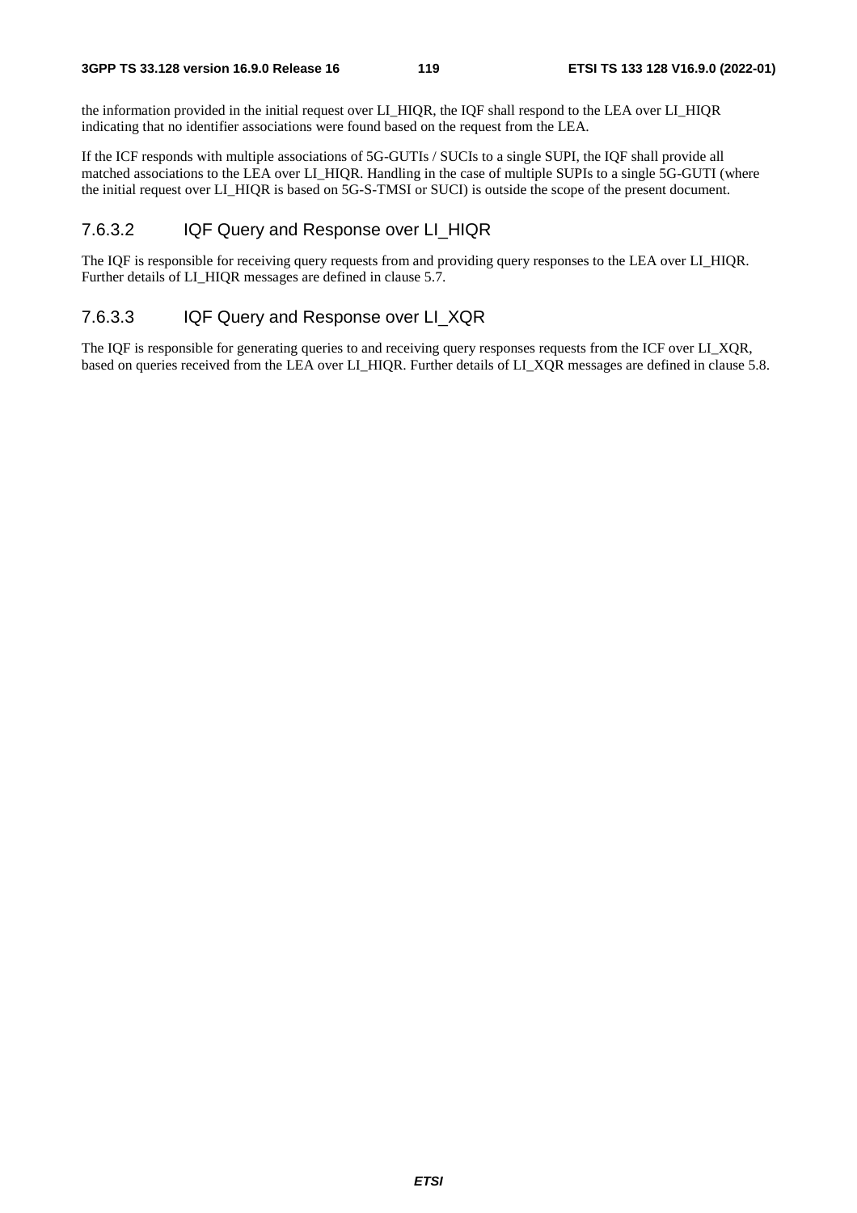the information provided in the initial request over LI_HIQR, the IQF shall respond to the LEA over LI_HIQR indicating that no identifier associations were found based on the request from the LEA.

If the ICF responds with multiple associations of 5G-GUTIs / SUCIs to a single SUPI, the IQF shall provide all matched associations to the LEA over LI_HIQR. Handling in the case of multiple SUPIs to a single 5G-GUTI (where the initial request over LI_HIQR is based on 5G-S-TMSI or SUCI) is outside the scope of the present document.

#### 7.6.3.2 IQF Query and Response over LI_HIQR

The IQF is responsible for receiving query requests from and providing query responses to the LEA over LI_HIQR. Further details of LI_HIQR messages are defined in clause 5.7.

#### 7.6.3.3 IQF Query and Response over LI_XQR

The IQF is responsible for generating queries to and receiving query responses requests from the ICF over LI_XQR, based on queries received from the LEA over LI_HIQR. Further details of LI_XQR messages are defined in clause 5.8.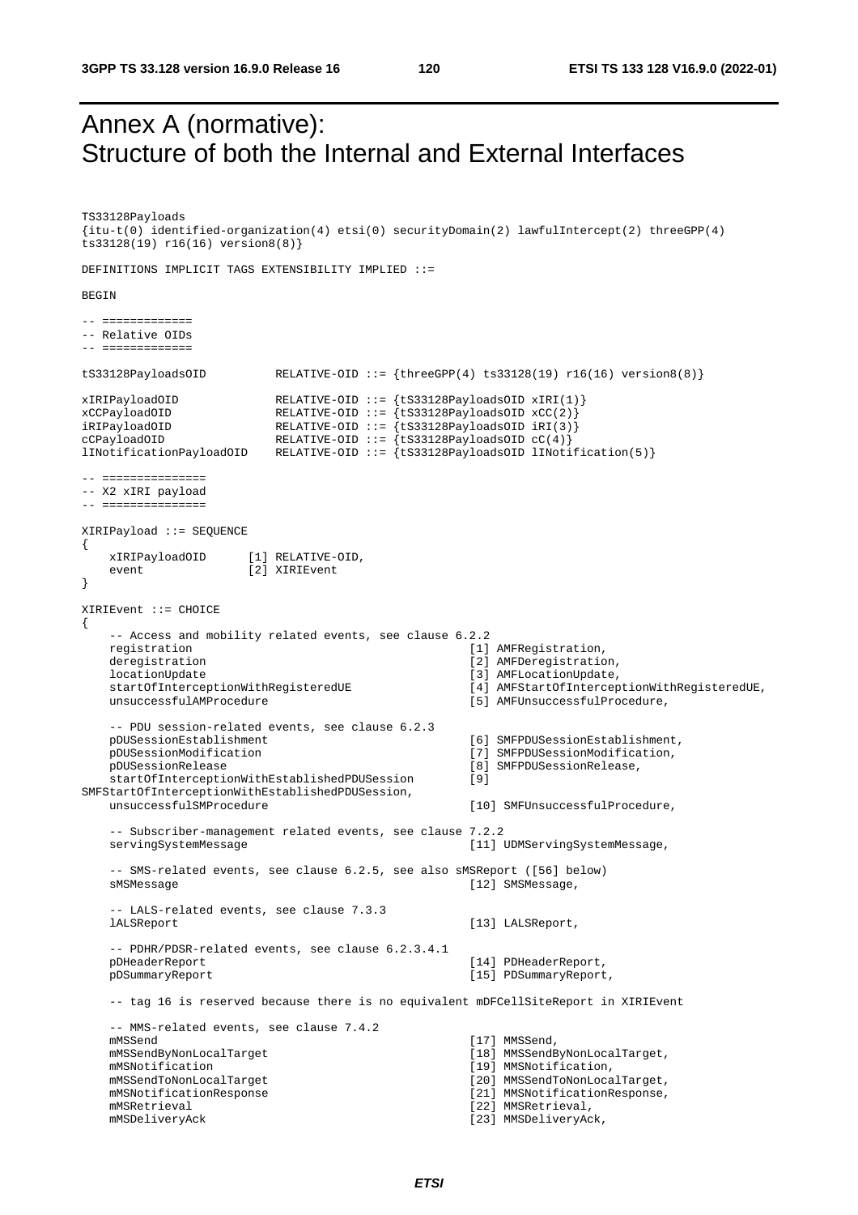# Annex A (normative): Structure of both the Internal and External Interfaces

```
TS33128Payloads
{itu-t(0) identified-organization(4) etsi(0) securityDomain(2) lawfulIntercept(2) threeGPP(4)
ts33128(19) r16(16) version8(8)}

DEFINITIONS IMPLICIT TAGS EXTENSIBILITY IMPLIED ::=

BEGIN

-- =============
-- Relative OIDs
-- =============

tS33128PayloadsOID          RELATIVE-OID ::= {threeGPP(4) ts33128(19) r16(16) version8(8)}

xIRIPayloadOID              RELATIVE-OID ::= {tS33128PayloadsOID xIRI(1)}
xCCPayloadOID               RELATIVE-OID ::= {tS33128PayloadsOID xCC(2)}
iRIPayloadOID               RELATIVE-OID ::= {tS33128PayloadsOID iRI(3)}
cCPayloadOID                RELATIVE-OID ::= {tS33128PayloadsOID cC(4)}
lINotificationPayloadOID    RELATIVE-OID ::= {tS33128PayloadsOID lINotification(5)}

-- ===============
-- X2 xIRI payload
-- ===============

XIRIPayload ::= SEQUENCE
{
    xIRIPayloadOID      [1] RELATIVE-OID,
    event               [2] XIRIEvent
}

XIRIEvent ::= CHOICE
{
    -- Access and mobility related events, see clause 6.2.2
    registration                                        [1] AMFRegistration,
    deregistration                                      [2] AMFDeregistration,
    locationUpdate                                      [3] AMFLocationUpdate,
    startOfInterceptionWithRegisteredUE                 [4] AMFStartOfInterceptionWithRegisteredUE,
    unsuccessfulAMProcedure                             [5] AMFUnsuccessfulProcedure,

    -- PDU session-related events, see clause 6.2.3
    pDUSessionEstablishment                             [6] SMFPDUSessionEstablishment,
    pDUSessionModification                              [7] SMFPDUSessionModification,
    pDUSessionRelease                                   [8] SMFPDUSessionRelease,
    startOfInterceptionWithEstablishedPDUSession        [9]
SMFStartOfInterceptionWithEstablishedPDUSession,
    unsuccessfulSMProcedure                             [10] SMFUnsuccessfulProcedure,

    -- Subscriber-management related events, see clause 7.2.2
    servingSystemMessage                                [11] UDMServingSystemMessage,

    -- SMS-related events, see clause 6.2.5, see also sMSReport ([56] below)
    sMSMessage                                          [12] SMSMessage,

    -- LALS-related events, see clause 7.3.3
    lALSReport                                          [13] LALSReport,

    -- PDHR/PDSR-related events, see clause 6.2.3.4.1
    pDHeaderReport                                      [14] PDHeaderReport,
    pDSummaryReport                                     [15] PDSummaryReport,

    -- tag 16 is reserved because there is no equivalent mDFCellSiteReport in XIRIEvent

    -- MMS-related events, see clause 7.4.2
    mMSSend                                             [17] MMSSend,
    mMSSendByNonLocalTarget                             [18] MMSSendByNonLocalTarget,
    mMSNotification                                     [19] MMSNotification,
    mMSSendToNonLocalTarget                             [20] MMSSendToNonLocalTarget,
    mMSNotificationResponse                             [21] MMSNotificationResponse,
    mMSRetrieval                                        [22] MMSRetrieval,
    mMSDeliveryAck                                      [23] MMSDeliveryAck,
```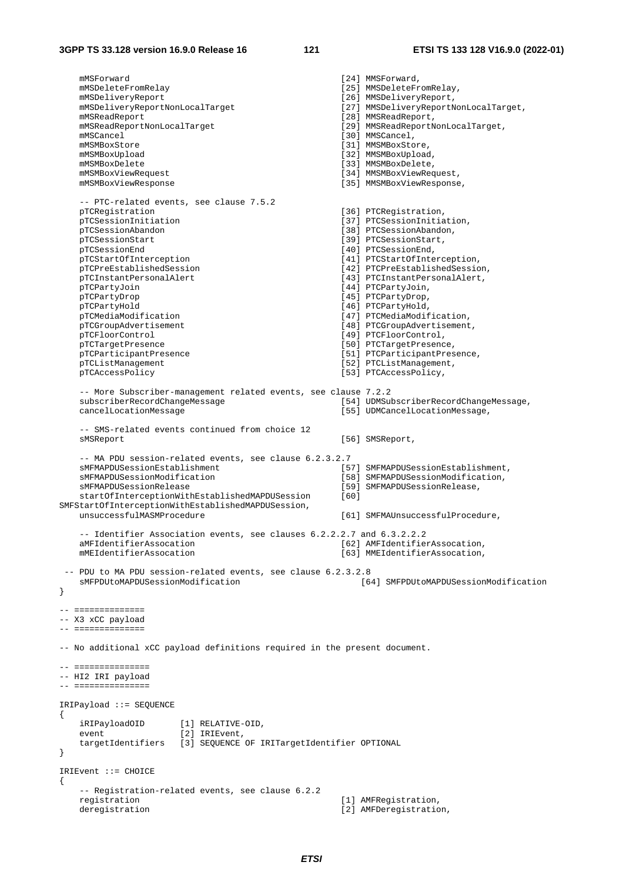```
    mMSForward                                      [24] MMSForward,
    mMSDeleteFromRelay                              [25] MMSDeleteFromRelay,
    mMSDeliveryReport                               [26] MMSDeliveryReport,
    mMSDeliveryReportNonLocalTarget                 [27] MMSDeliveryReportNonLocalTarget,
    mMSReadReport                                   [28] MMSReadReport,
    mMSReadReportNonLocalTarget                     [29] MMSReadReportNonLocalTarget,
    mMSCancel                                       [30] MMSCancel,
    mMSMBoxStore                                    [31] MMSMBoxStore,
    mMSMBoxUpload                                   [32] MMSMBoxUpload,
    mMSMBoxDelete                                   [33] MMSMBoxDelete,
    mMSMBoxViewRequest                              [34] MMSMBoxViewRequest,
    mMSMBoxViewResponse                             [35] MMSMBoxViewResponse,

    -- PTC-related events, see clause 7.5.2
    pTCRegistration                                 [36] PTCRegistration,
    pTCSessionInitiation                            [37] PTCSessionInitiation,
    pTCSessionAbandon                               [38] PTCSessionAbandon,
    pTCSessionStart                                 [39] PTCSessionStart,
    pTCSessionEnd                                   [40] PTCSessionEnd,
    pTCStartOfInterception                          [41] PTCStartOfInterception,
    pTCPreEstablishedSession                        [42] PTCPreEstablishedSession,
    pTCInstantPersonalAlert                         [43] PTCInstantPersonalAlert,
    pTCPartyJoin                                    [44] PTCPartyJoin,
    pTCPartyDrop                                    [45] PTCPartyDrop,
    pTCPartyHold                                    [46] PTCPartyHold,
    pTCMediaModification                            [47] PTCMediaModification,
    pTCGroupAdvertisement                           [48] PTCGroupAdvertisement,
    pTCFloorControl                                 [49] PTCFloorControl,
    pTCTargetPresence                               [50] PTCTargetPresence,
    pTCParticipantPresence                          [51] PTCParticipantPresence,
    pTCListManagement                               [52] PTCListManagement,
    pTCAccessPolicy                                 [53] PTCAccessPolicy,

    -- More Subscriber-management related events, see clause 7.2.2
    subscriberRecordChangeMessage                   [54] UDMSubscriberRecordChangeMessage,
    cancelLocationMessage                           [55] UDMCancelLocationMessage,

    -- SMS-related events continued from choice 12
    sMSReport                                       [56] SMSReport,

    -- MA PDU session-related events, see clause 6.2.3.2.7
    sMFMAPDUSessionEstablishment                    [57] SMFMAPDUSessionEstablishment,
    sMFMAPDUSessionModification                     [58] SMFMAPDUSessionModification,
    sMFMAPDUSessionRelease                          [59] SMFMAPDUSessionRelease,
    startOfInterceptionWithEstablishedMAPDUSession      [60]
SMFStartOfInterceptionWithEstablishedMAPDUSession,
    unsuccessfulMASMProcedure                       [61] SMFMAUnsuccessfulProcedure,

    -- Identifier Association events, see clauses 6.2.2.2.7 and 6.3.2.2.2
    aMFIdentifierAssocation                         [62] AMFIdentifierAssocation,
    mMEIdentifierAssocation                         [63] MMEIdentifierAssocation,

 -- PDU to MA PDU session-related events, see clause 6.2.3.2.8
    sMFPDUtoMAPDUSessionModification                    [64] SMFPDUtoMAPDUSessionModification
}

-- ==============
-- X3 xCC payload
-- ==============

-- No additional xCC payload definitions required in the present document.

-- ===============
-- HI2 IRI payload
-- ===============

IRIPayload ::= SEQUENCE
{
    iRIPayloadOID       [1] RELATIVE-OID,
    event               [2] IRIEvent,
    targetIdentifiers   [3] SEQUENCE OF IRITargetIdentifier OPTIONAL
}

IRIEvent ::= CHOICE
{
    -- Registration-related events, see clause 6.2.2
    registration                                    [1] AMFRegistration,
    deregistration                                  [2] AMFDeregistration,
```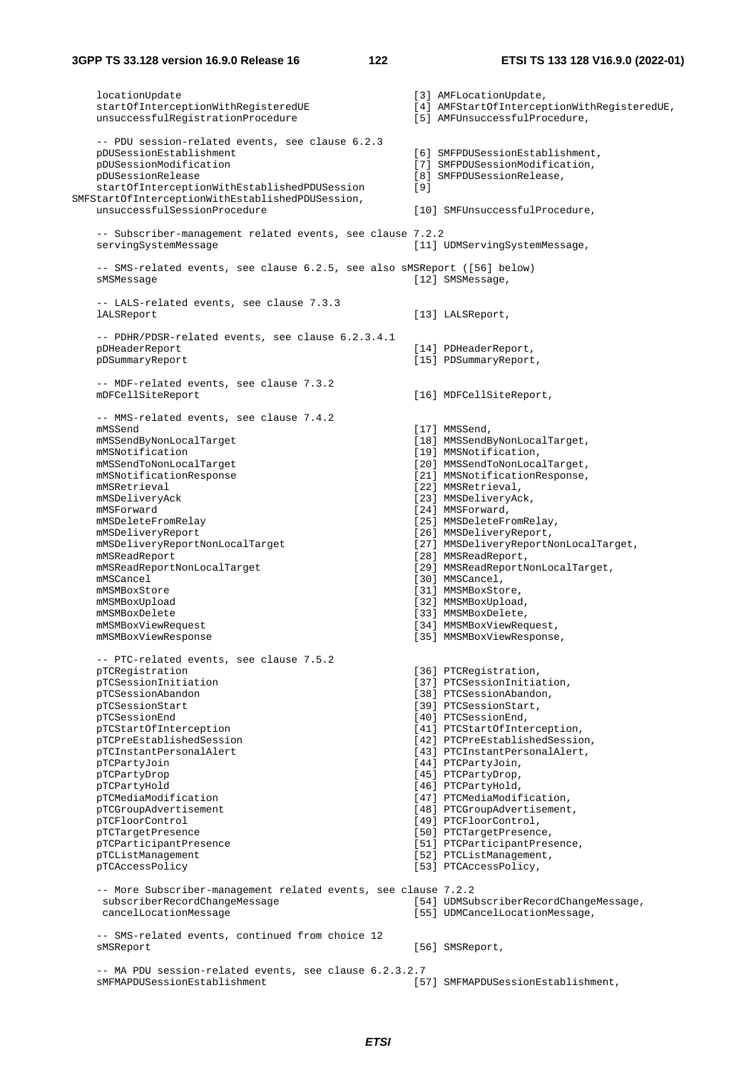```
    locationUpdate                                      [3] AMFLocationUpdate,
    startOfInterceptionWithRegisteredUE                 [4] AMFStartOfInterceptionWithRegisteredUE,
    unsuccessfulRegistrationProcedure                   [5] AMFUnsuccessfulProcedure,

    -- PDU session-related events, see clause 6.2.3
    pDUSessionEstablishment                             [6] SMFPDUSessionEstablishment,
    pDUSessionModification                              [7] SMFPDUSessionModification,
    pDUSessionRelease                                   [8] SMFPDUSessionRelease,
    startOfInterceptionWithEstablishedPDUSession        [9]
SMFStartOfInterceptionWithEstablishedPDUSession,
    unsuccessfulSessionProcedure                        [10] SMFUnsuccessfulProcedure,

    -- Subscriber-management related events, see clause 7.2.2
    servingSystemMessage                                [11] UDMServingSystemMessage,

    -- SMS-related events, see clause 6.2.5, see also sMSReport ([56] below)
    sMSMessage                                          [12] SMSMessage,

    -- LALS-related events, see clause 7.3.3
    lALSReport                                          [13] LALSReport,

    -- PDHR/PDSR-related events, see clause 6.2.3.4.1
    pDHeaderReport                                      [14] PDHeaderReport,
    pDSummaryReport                                     [15] PDSummaryReport,

    -- MDF-related events, see clause 7.3.2
    mDFCellSiteReport                                   [16] MDFCellSiteReport,

    -- MMS-related events, see clause 7.4.2
    mMSSend                                             [17] MMSSend,
    mMSSendByNonLocalTarget                             [18] MMSSendByNonLocalTarget,
    mMSNotification                                     [19] MMSNotification,
    mMSSendToNonLocalTarget                             [20] MMSSendToNonLocalTarget,
    mMSNotificationResponse                             [21] MMSNotificationResponse,
    mMSRetrieval                                        [22] MMSRetrieval,
    mMSDeliveryAck                                      [23] MMSDeliveryAck,
    mMSForward                                          [24] MMSForward,
    mMSDeleteFromRelay                                  [25] MMSDeleteFromRelay,
    mMSDeliveryReport                                   [26] MMSDeliveryReport,
    mMSDeliveryReportNonLocalTarget                     [27] MMSDeliveryReportNonLocalTarget,
    mMSReadReport                                       [28] MMSReadReport,
    mMSReadReportNonLocalTarget                         [29] MMSReadReportNonLocalTarget,
    mMSCancel                                           [30] MMSCancel,
    mMSMBoxStore                                        [31] MMSMBoxStore,
    mMSMBoxUpload                                       [32] MMSMBoxUpload,
    mMSMBoxDelete                                       [33] MMSMBoxDelete,
    mMSMBoxViewRequest                                  [34] MMSMBoxViewRequest,
    mMSMBoxViewResponse                                 [35] MMSMBoxViewResponse,

    -- PTC-related events, see clause 7.5.2
    pTCRegistration                                     [36] PTCRegistration,
    pTCSessionInitiation                                [37] PTCSessionInitiation,
    pTCSessionAbandon                                   [38] PTCSessionAbandon,
    pTCSessionStart                                     [39] PTCSessionStart,
    pTCSessionEnd                                       [40] PTCSessionEnd,
    pTCStartOfInterception                              [41] PTCStartOfInterception,
    pTCPreEstablishedSession                            [42] PTCPreEstablishedSession,
    pTCInstantPersonalAlert                             [43] PTCInstantPersonalAlert,
    pTCPartyJoin                                        [44] PTCPartyJoin,
    pTCPartyDrop                                        [45] PTCPartyDrop,
    pTCPartyHold                                        [46] PTCPartyHold,
    pTCMediaModification                                [47] PTCMediaModification,
    pTCGroupAdvertisement                               [48] PTCGroupAdvertisement,
    pTCFloorControl                                     [49] PTCFloorControl,
    pTCTargetPresence                                   [50] PTCTargetPresence,
    pTCParticipantPresence                              [51] PTCParticipantPresence,
    pTCListManagement                                   [52] PTCListManagement,
    pTCAccessPolicy                                     [53] PTCAccessPolicy,

    -- More Subscriber-management related events, see clause 7.2.2
     subscriberRecordChangeMessage                      [54] UDMSubscriberRecordChangeMessage,
     cancelLocationMessage                              [55] UDMCancelLocationMessage,

    -- SMS-related events, continued from choice 12
    sMSReport                                           [56] SMSReport,

    -- MA PDU session-related events, see clause 6.2.3.2.7
    sMFMAPDUSessionEstablishment                        [57] SMFMAPDUSessionEstablishment,
```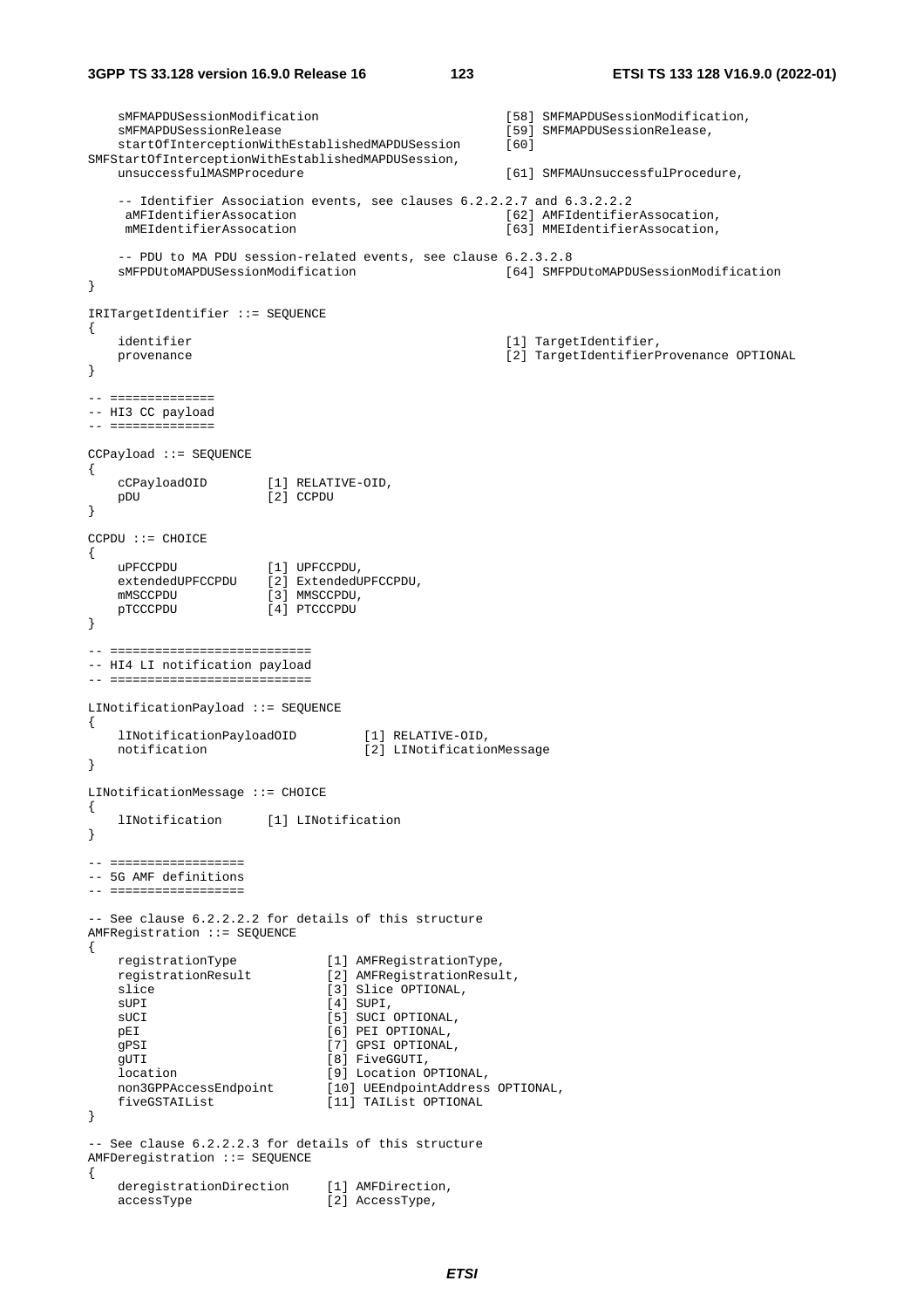```
    sMFMAPDUSessionModification                         [58] SMFMAPDUSessionModification,
    sMFMAPDUSessionRelease                              [59] SMFMAPDUSessionRelease,
    startOfInterceptionWithEstablishedMAPDUSession      [60]
SMFStartOfInterceptionWithEstablishedMAPDUSession,
    unsuccessfulMASMProcedure                           [61] SMFMAUnsuccessfulProcedure,

    -- Identifier Association events, see clauses 6.2.2.2.7 and 6.3.2.2.2
     aMFIdentifierAssocation                            [62] AMFIdentifierAssocation,
     mMEIdentifierAssocation                            [63] MMEIdentifierAssocation,

    -- PDU to MA PDU session-related events, see clause 6.2.3.2.8
    sMFPDUtoMAPDUSessionModification                    [64] SMFPDUtoMAPDUSessionModification
}

IRITargetIdentifier ::= SEQUENCE
{
    identifier                                          [1] TargetIdentifier,
    provenance                                          [2] TargetIdentifierProvenance OPTIONAL
}

-- ==============
-- HI3 CC payload
-- ==============

CCPayload ::= SEQUENCE
{
    cCPayloadOID        [1] RELATIVE-OID,
    pDU                 [2] CCPDU
}

CCPDU ::= CHOICE
{
    uPFCCPDU            [1] UPFCCPDU,
    extendedUPFCCPDU    [2] ExtendedUPFCCPDU,
    mMSCCPDU            [3] MMSCCPDU,
    pTCCCPDU            [4] PTCCCPDU
}

-- ===========================
-- HI4 LI notification payload
-- ===========================

LINotificationPayload ::= SEQUENCE
{
    lINotificationPayloadOID        [1] RELATIVE-OID,
    notification                    [2] LINotificationMessage
}

LINotificationMessage ::= CHOICE
{
    lINotification      [1] LINotification
}

-- ==================
-- 5G AMF definitions
-- ==================

-- See clause 6.2.2.2.2 for details of this structure
AMFRegistration ::= SEQUENCE
{
    registrationType            [1] AMFRegistrationType,
    registrationResult          [2] AMFRegistrationResult,
    slice                       [3] Slice OPTIONAL,
    sUPI                        [4] SUPI,
    sUCI                        [5] SUCI OPTIONAL,
    pEI                         [6] PEI OPTIONAL,
    gPSI                        [7] GPSI OPTIONAL,
    gUTI                        [8] FiveGGUTI,
    location                    [9] Location OPTIONAL,
    non3GPPAccessEndpoint       [10] UEEndpointAddress OPTIONAL,
    fiveGSTAIList               [11] TAIList OPTIONAL
}

-- See clause 6.2.2.2.3 for details of this structure
AMFDeregistration ::= SEQUENCE
{
    deregistrationDirection     [1] AMFDirection,
    accessType                  [2] AccessType,
```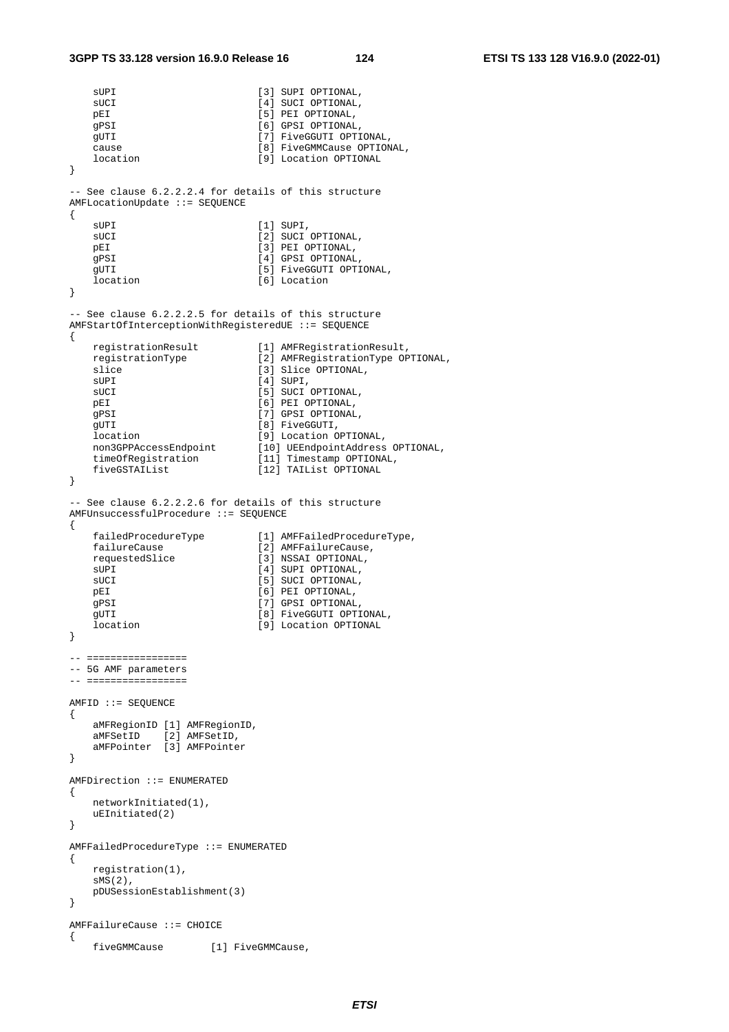```
    sUPI                        [3] SUPI OPTIONAL,
    sUCI                        [4] SUCI OPTIONAL,
    pEI                         [5] PEI OPTIONAL,
    gPSI                        [6] GPSI OPTIONAL,
    gUTI                        [7] FiveGGUTI OPTIONAL,
    cause                       [8] FiveGMMCause OPTIONAL,
    location                    [9] Location OPTIONAL
}

-- See clause 6.2.2.2.4 for details of this structure
AMFLocationUpdate ::= SEQUENCE
{
    sUPI                        [1] SUPI,
    sUCI                        [2] SUCI OPTIONAL,
    pEI                         [3] PEI OPTIONAL,
    gPSI                        [4] GPSI OPTIONAL,
    gUTI                        [5] FiveGGUTI OPTIONAL,
    location                    [6] Location
}

-- See clause 6.2.2.2.5 for details of this structure
AMFStartOfInterceptionWithRegisteredUE ::= SEQUENCE
{
    registrationResult          [1] AMFRegistrationResult,
    registrationType            [2] AMFRegistrationType OPTIONAL,
    slice                       [3] Slice OPTIONAL,
    sUPI                        [4] SUPI,
    sUCI                        [5] SUCI OPTIONAL,
    pEI                         [6] PEI OPTIONAL,
    gPSI                        [7] GPSI OPTIONAL,
    gUTI                        [8] FiveGGUTI,
    location                    [9] Location OPTIONAL,
    non3GPPAccessEndpoint       [10] UEEndpointAddress OPTIONAL,
    timeOfRegistration          [11] Timestamp OPTIONAL,
    fiveGSTAIList               [12] TAIList OPTIONAL
}

-- See clause 6.2.2.2.6 for details of this structure
AMFUnsuccessfulProcedure ::= SEQUENCE
{
    failedProcedureType         [1] AMFFailedProcedureType,
    failureCause                [2] AMFFailureCause,
    requestedSlice              [3] NSSAI OPTIONAL,
    sUPI                        [4] SUPI OPTIONAL,
    sUCI                        [5] SUCI OPTIONAL,
    pEI                         [6] PEI OPTIONAL,
    gPSI                        [7] GPSI OPTIONAL,
    gUTI                        [8] FiveGGUTI OPTIONAL,
    location                    [9] Location OPTIONAL
}

-- =================
-- 5G AMF parameters
-- =================

AMFID ::= SEQUENCE
{
    aMFRegionID [1] AMFRegionID,
    aMFSetID    [2] AMFSetID,
    aMFPointer  [3] AMFPointer
}

AMFDirection ::= ENUMERATED
{
    networkInitiated(1),
    uEInitiated(2)
}

AMFFailedProcedureType ::= ENUMERATED
{
    registration(1),
    sMS(2),
    pDUSessionEstablishment(3)
}

AMFFailureCause ::= CHOICE
{
    fiveGMMCause        [1] FiveGMMCause,
```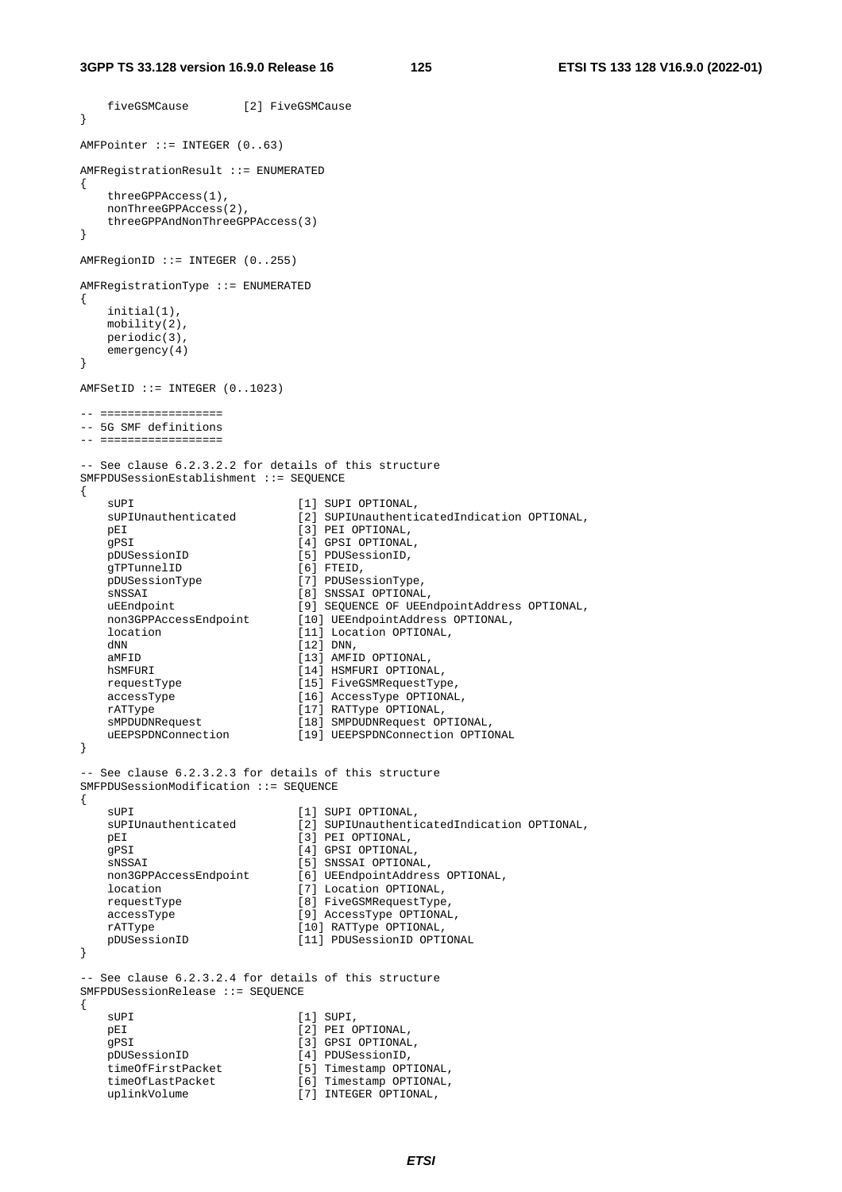```
    fiveGSMCause        [2] FiveGSMCause
}

AMFPointer ::= INTEGER (0..63)

AMFRegistrationResult ::= ENUMERATED
{
    threeGPPAccess(1),
    nonThreeGPPAccess(2),
    threeGPPAndNonThreeGPPAccess(3)
}

AMFRegionID ::= INTEGER (0..255)

AMFRegistrationType ::= ENUMERATED
{
    initial(1),
    mobility(2),
    periodic(3),
    emergency(4)
}

AMFSetID ::= INTEGER (0..1023)

-- ==================
-- 5G SMF definitions
-- ==================

-- See clause 6.2.3.2.2 for details of this structure
SMFPDUSessionEstablishment ::= SEQUENCE
{
    sUPI                        [1] SUPI OPTIONAL,
    sUPIUnauthenticated         [2] SUPIUnauthenticatedIndication OPTIONAL,
    pEI                         [3] PEI OPTIONAL,
    gPSI                        [4] GPSI OPTIONAL,
    pDUSessionID                [5] PDUSessionID,
    gTPTunnelID                 [6] FTEID,
    pDUSessionType              [7] PDUSessionType,
    sNSSAI                      [8] SNSSAI OPTIONAL,
    uEEndpoint                  [9] SEQUENCE OF UEEndpointAddress OPTIONAL,
    non3GPPAccessEndpoint       [10] UEEndpointAddress OPTIONAL,
    location                    [11] Location OPTIONAL,
    dNN                         [12] DNN,
    aMFID                       [13] AMFID OPTIONAL,
    hSMFURI                     [14] HSMFURI OPTIONAL,
    requestType                 [15] FiveGSMRequestType,
    accessType                  [16] AccessType OPTIONAL,
    rATType                     [17] RATType OPTIONAL,
    sMPDUDNRequest              [18] SMPDUDNRequest OPTIONAL,
    uEEPSPDNConnection          [19] UEEPSPDNConnection OPTIONAL
}

-- See clause 6.2.3.2.3 for details of this structure
SMFPDUSessionModification ::= SEQUENCE
{
    sUPI                        [1] SUPI OPTIONAL,
    sUPIUnauthenticated         [2] SUPIUnauthenticatedIndication OPTIONAL,
    pEI                         [3] PEI OPTIONAL,
    gPSI                        [4] GPSI OPTIONAL,
    sNSSAI                      [5] SNSSAI OPTIONAL,
    non3GPPAccessEndpoint       [6] UEEndpointAddress OPTIONAL,
    location                    [7] Location OPTIONAL,
    requestType                 [8] FiveGSMRequestType,
    accessType                  [9] AccessType OPTIONAL,
    rATType                     [10] RATType OPTIONAL,
    pDUSessionID                [11] PDUSessionID OPTIONAL
}

-- See clause 6.2.3.2.4 for details of this structure
SMFPDUSessionRelease ::= SEQUENCE
{
    sUPI                        [1] SUPI,
    pEI                         [2] PEI OPTIONAL,
    gPSI                        [3] GPSI OPTIONAL,
    pDUSessionID                [4] PDUSessionID,
    timeOfFirstPacket           [5] Timestamp OPTIONAL,
    timeOfLastPacket            [6] Timestamp OPTIONAL,
    uplinkVolume                [7] INTEGER OPTIONAL,
```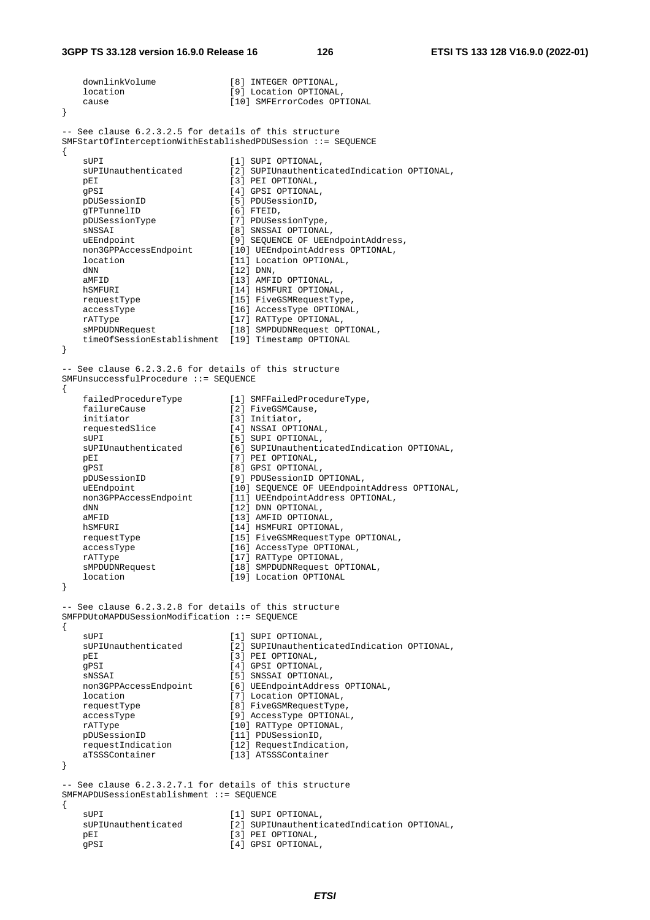```
    downlinkVolume              [8] INTEGER OPTIONAL,
    location                    [9] Location OPTIONAL,
    cause                       [10] SMFErrorCodes OPTIONAL
}

-- See clause 6.2.3.2.5 for details of this structure
SMFStartOfInterceptionWithEstablishedPDUSession ::= SEQUENCE
{
    sUPI                        [1] SUPI OPTIONAL,
    sUPIUnauthenticated         [2] SUPIUnauthenticatedIndication OPTIONAL,
    pEI                         [3] PEI OPTIONAL,
    gPSI                        [4] GPSI OPTIONAL,
    pDUSessionID                [5] PDUSessionID,
    gTPTunnelID                 [6] FTEID,
    pDUSessionType              [7] PDUSessionType,
    sNSSAI                      [8] SNSSAI OPTIONAL,
    uEEndpoint                  [9] SEQUENCE OF UEEndpointAddress,
    non3GPPAccessEndpoint       [10] UEEndpointAddress OPTIONAL,
    location                    [11] Location OPTIONAL,
    dNN                         [12] DNN,
    aMFID                       [13] AMFID OPTIONAL,
    hSMFURI                     [14] HSMFURI OPTIONAL,
    requestType                 [15] FiveGSMRequestType,
    accessType                  [16] AccessType OPTIONAL,
    rATType                     [17] RATType OPTIONAL,
    sMPDUDNRequest              [18] SMPDUDNRequest OPTIONAL,
    timeOfSessionEstablishment  [19] Timestamp OPTIONAL
}

-- See clause 6.2.3.2.6 for details of this structure
SMFUnsuccessfulProcedure ::= SEQUENCE
{
    failedProcedureType         [1] SMFFailedProcedureType,
    failureCause                [2] FiveGSMCause,
    initiator                   [3] Initiator,
    requestedSlice              [4] NSSAI OPTIONAL,
    sUPI                        [5] SUPI OPTIONAL,
    sUPIUnauthenticated         [6] SUPIUnauthenticatedIndication OPTIONAL,
    pEI                         [7] PEI OPTIONAL,
    gPSI                        [8] GPSI OPTIONAL,
    pDUSessionID                [9] PDUSessionID OPTIONAL,
    uEEndpoint                  [10] SEQUENCE OF UEEndpointAddress OPTIONAL,
    non3GPPAccessEndpoint       [11] UEEndpointAddress OPTIONAL,
    dNN                         [12] DNN OPTIONAL,
    aMFID                       [13] AMFID OPTIONAL,
    hSMFURI                     [14] HSMFURI OPTIONAL,
    requestType                 [15] FiveGSMRequestType OPTIONAL,
    accessType                  [16] AccessType OPTIONAL,
    rATType                     [17] RATType OPTIONAL,
    sMPDUDNRequest              [18] SMPDUDNRequest OPTIONAL,
    location                    [19] Location OPTIONAL
}

-- See clause 6.2.3.2.8 for details of this structure
SMFPDUtoMAPDUSessionModification ::= SEQUENCE
{
    sUPI                        [1] SUPI OPTIONAL,
    sUPIUnauthenticated         [2] SUPIUnauthenticatedIndication OPTIONAL,
    pEI                         [3] PEI OPTIONAL,
    gPSI                        [4] GPSI OPTIONAL,
    sNSSAI                      [5] SNSSAI OPTIONAL,
    non3GPPAccessEndpoint       [6] UEEndpointAddress OPTIONAL,
    location                    [7] Location OPTIONAL,
    requestType                 [8] FiveGSMRequestType,
    accessType                  [9] AccessType OPTIONAL,
    rATType                     [10] RATType OPTIONAL,
    pDUSessionID                [11] PDUSessionID,
    requestIndication           [12] RequestIndication,
    aTSSSContainer              [13] ATSSSContainer
}

-- See clause 6.2.3.2.7.1 for details of this structure
SMFMAPDUSessionEstablishment ::= SEQUENCE
{
    sUPI                        [1] SUPI OPTIONAL,
    sUPIUnauthenticated         [2] SUPIUnauthenticatedIndication OPTIONAL,
    pEI                         [3] PEI OPTIONAL,
    gPSI                        [4] GPSI OPTIONAL,
```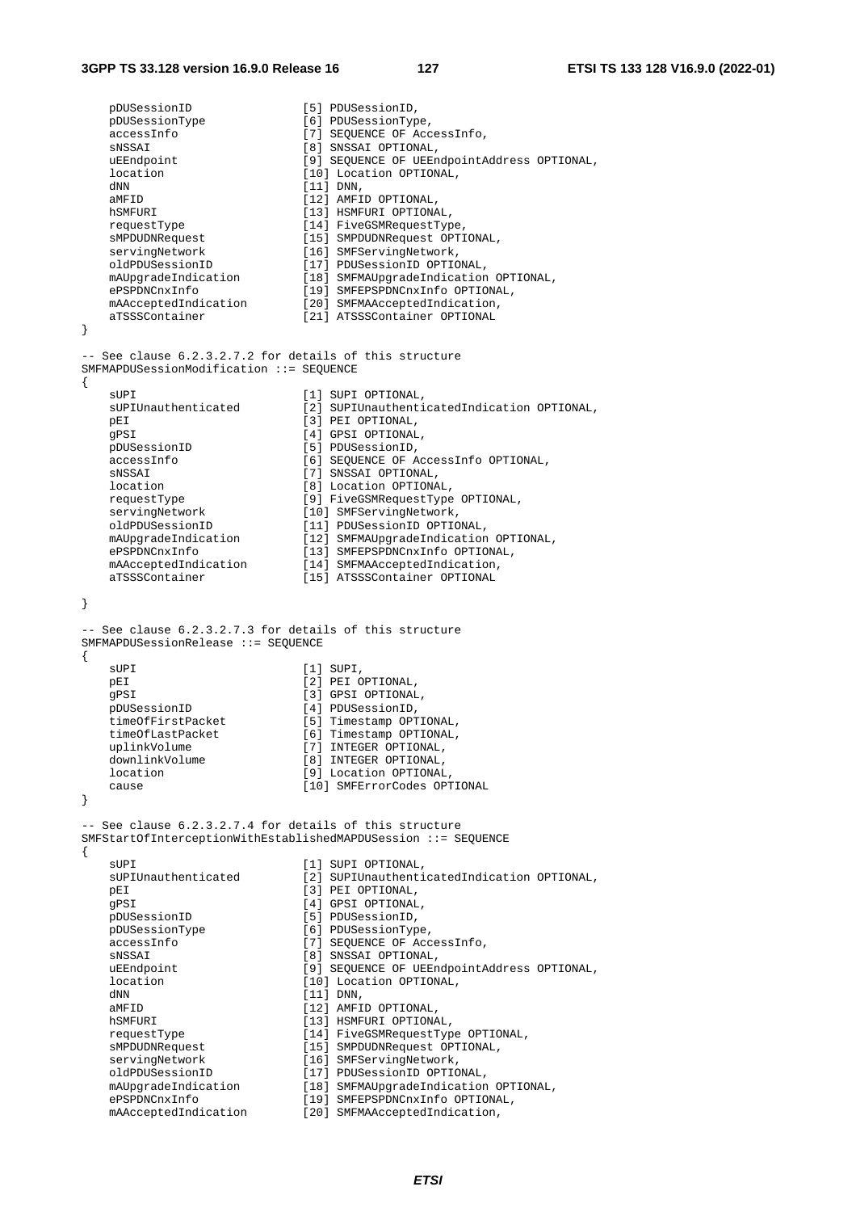```
    pDUSessionID                [5] PDUSessionID,
    pDUSessionType              [6] PDUSessionType,
    accessInfo                  [7] SEQUENCE OF AccessInfo,
    sNSSAI                      [8] SNSSAI OPTIONAL,
    uEEndpoint                  [9] SEQUENCE OF UEEndpointAddress OPTIONAL,
    location                    [10] Location OPTIONAL,
    dNN                         [11] DNN,
    aMFID                       [12] AMFID OPTIONAL,
    hSMFURI                     [13] HSMFURI OPTIONAL,
    requestType                 [14] FiveGSMRequestType,
    sMPDUDNRequest              [15] SMPDUDNRequest OPTIONAL,
    servingNetwork              [16] SMFServingNetwork,
    oldPDUSessionID             [17] PDUSessionID OPTIONAL,
    mAUpgradeIndication         [18] SMFMAUpgradeIndication OPTIONAL,
    ePSPDNCnxInfo               [19] SMFEPSPDNCnxInfo OPTIONAL,
    mAAcceptedIndication        [20] SMFMAAcceptedIndication,
    aTSSSContainer              [21] ATSSSContainer OPTIONAL
}

-- See clause 6.2.3.2.7.2 for details of this structure
SMFMAPDUSessionModification ::= SEQUENCE
{
    sUPI                        [1] SUPI OPTIONAL,
    sUPIUnauthenticated         [2] SUPIUnauthenticatedIndication OPTIONAL,
    pEI                         [3] PEI OPTIONAL,
    gPSI                        [4] GPSI OPTIONAL,
    pDUSessionID                [5] PDUSessionID,
    accessInfo                  [6] SEQUENCE OF AccessInfo OPTIONAL,
    sNSSAI                      [7] SNSSAI OPTIONAL,
    location                    [8] Location OPTIONAL,
    requestType                 [9] FiveGSMRequestType OPTIONAL,
    servingNetwork              [10] SMFServingNetwork,
    oldPDUSessionID             [11] PDUSessionID OPTIONAL,
    mAUpgradeIndication         [12] SMFMAUpgradeIndication OPTIONAL,
    ePSPDNCnxInfo               [13] SMFEPSPDNCnxInfo OPTIONAL,
    mAAcceptedIndication        [14] SMFMAAcceptedIndication,
    aTSSSContainer              [15] ATSSSContainer OPTIONAL

}

-- See clause 6.2.3.2.7.3 for details of this structure
SMFMAPDUSessionRelease ::= SEQUENCE
{
    sUPI                        [1] SUPI,
    pEI                         [2] PEI OPTIONAL,
    gPSI                        [3] GPSI OPTIONAL,
    pDUSessionID                [4] PDUSessionID,
    timeOfFirstPacket           [5] Timestamp OPTIONAL,
    timeOfLastPacket            [6] Timestamp OPTIONAL,
    uplinkVolume                [7] INTEGER OPTIONAL,
    downlinkVolume              [8] INTEGER OPTIONAL,
    location                    [9] Location OPTIONAL,
    cause                       [10] SMFErrorCodes OPTIONAL
}

-- See clause 6.2.3.2.7.4 for details of this structure
SMFStartOfInterceptionWithEstablishedMAPDUSession ::= SEQUENCE
{
    sUPI                        [1] SUPI OPTIONAL,
    sUPIUnauthenticated         [2] SUPIUnauthenticatedIndication OPTIONAL,
    pEI                         [3] PEI OPTIONAL,
    gPSI                        [4] GPSI OPTIONAL,
    pDUSessionID                [5] PDUSessionID,
    pDUSessionType              [6] PDUSessionType,
    accessInfo                  [7] SEQUENCE OF AccessInfo,
    sNSSAI                      [8] SNSSAI OPTIONAL,
    uEEndpoint                  [9] SEQUENCE OF UEEndpointAddress OPTIONAL,
    location                    [10] Location OPTIONAL,
    dNN                         [11] DNN,
    aMFID                       [12] AMFID OPTIONAL,
    hSMFURI                     [13] HSMFURI OPTIONAL,
    requestType                 [14] FiveGSMRequestType OPTIONAL,
    sMPDUDNRequest              [15] SMPDUDNRequest OPTIONAL,
    servingNetwork              [16] SMFServingNetwork,
    oldPDUSessionID             [17] PDUSessionID OPTIONAL,
    mAUpgradeIndication         [18] SMFMAUpgradeIndication OPTIONAL,
    ePSPDNCnxInfo               [19] SMFEPSPDNCnxInfo OPTIONAL,
    mAAcceptedIndication        [20] SMFMAAcceptedIndication,
```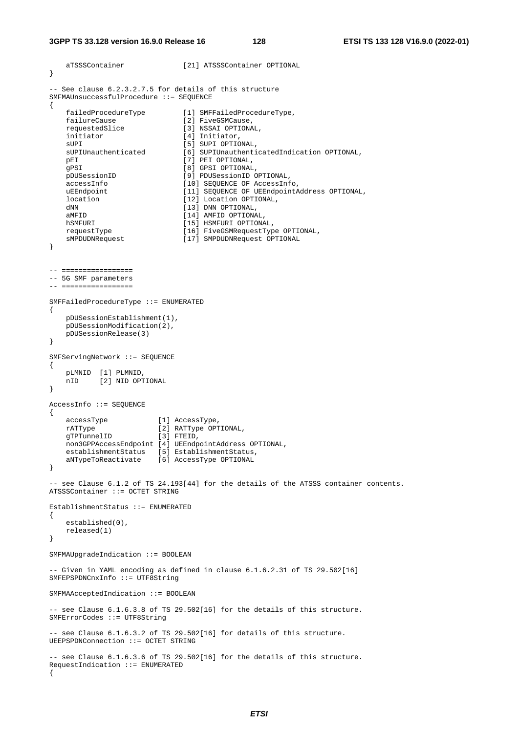```
    aTSSSContainer              [21] ATSSSContainer OPTIONAL
}

-- See clause 6.2.3.2.7.5 for details of this structure
SMFMAUnsuccessfulProcedure ::= SEQUENCE
{
    failedProcedureType         [1] SMFFailedProcedureType,
    failureCause                [2] FiveGSMCause,
    requestedSlice              [3] NSSAI OPTIONAL,
    initiator                   [4] Initiator,
    sUPI                        [5] SUPI OPTIONAL,
    sUPIUnauthenticated         [6] SUPIUnauthenticatedIndication OPTIONAL,
    pEI                         [7] PEI OPTIONAL,
    gPSI                        [8] GPSI OPTIONAL,
    pDUSessionID                [9] PDUSessionID OPTIONAL,
    accessInfo                  [10] SEQUENCE OF AccessInfo,
    uEEndpoint                  [11] SEQUENCE OF UEEndpointAddress OPTIONAL,
    location                    [12] Location OPTIONAL,
    dNN                         [13] DNN OPTIONAL,
    aMFID                       [14] AMFID OPTIONAL,
    hSMFURI                     [15] HSMFURI OPTIONAL,
    requestType                 [16] FiveGSMRequestType OPTIONAL,
    sMPDUDNRequest              [17] SMPDUDNRequest OPTIONAL
}


-- =================
-- 5G SMF parameters
-- =================

SMFFailedProcedureType ::= ENUMERATED
{
    pDUSessionEstablishment(1),
    pDUSessionModification(2),
    pDUSessionRelease(3)
}

SMFServingNetwork ::= SEQUENCE
{
    pLMNID  [1] PLMNID,
    nID     [2] NID OPTIONAL
}

AccessInfo ::= SEQUENCE
{
    accessType             [1] AccessType,
    rATType                [2] RATType OPTIONAL,
    gTPTunnelID            [3] FTEID,
    non3GPPAccessEndpoint  [4] UEEndpointAddress OPTIONAL,
    establishmentStatus    [5] EstablishmentStatus,
    aNTypeToReactivate     [6] AccessType OPTIONAL
}

-- see Clause 6.1.2 of TS 24.193[44] for the details of the ATSSS container contents.
ATSSSContainer ::= OCTET STRING

EstablishmentStatus ::= ENUMERATED
{
    established(0),
    released(1)
}

SMFMAUpgradeIndication ::= BOOLEAN

-- Given in YAML encoding as defined in clause 6.1.6.2.31 of TS 29.502[16]
SMFEPSPDNCnxInfo ::= UTF8String

SMFMAAcceptedIndication ::= BOOLEAN

-- see Clause 6.1.6.3.8 of TS 29.502[16] for the details of this structure.
SMFErrorCodes ::= UTF8String

-- see Clause 6.1.6.3.2 of TS 29.502[16] for details of this structure.
UEEPSPDNConnection ::= OCTET STRING

-- see Clause 6.1.6.3.6 of TS 29.502[16] for the details of this structure.
RequestIndication ::= ENUMERATED
{
```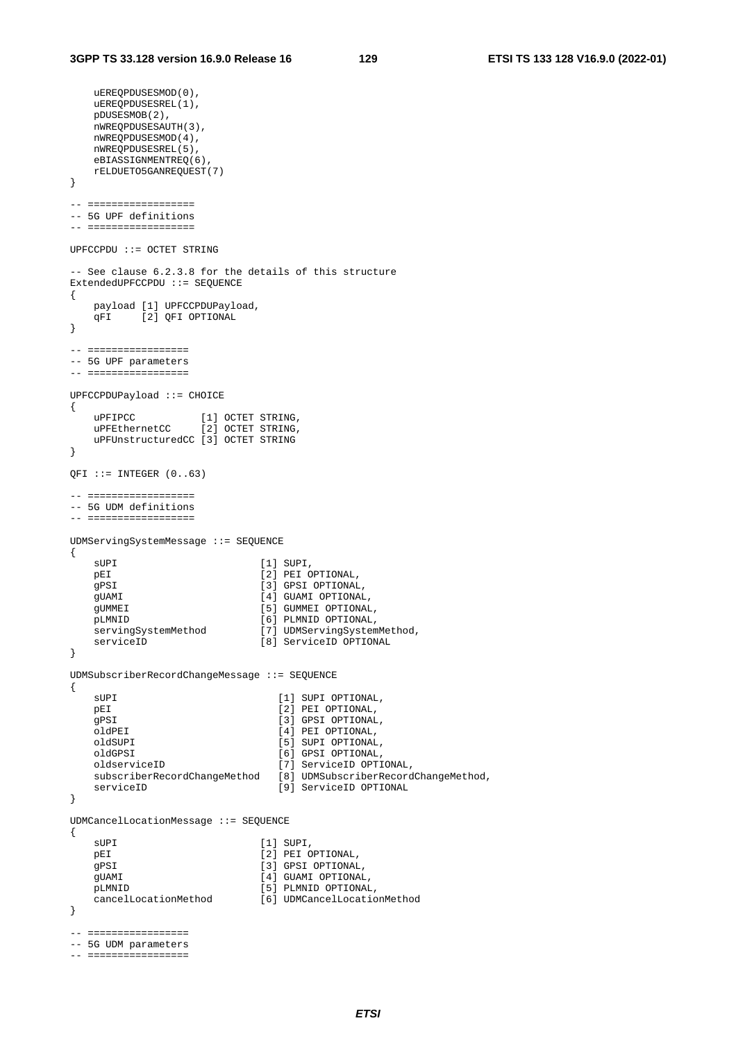```
    uEREQPDUSESMOD(0),
    uEREQPDUSESREL(1),
    pDUSESMOB(2),
    nWREQPDUSESAUTH(3),
    nWREQPDUSESMOD(4),
    nWREQPDUSESREL(5),
    eBIASSIGNMENTREQ(6),
    rELDUETO5GANREQUEST(7)
}

-- ==================
-- 5G UPF definitions
-- ==================

UPFCCPDU ::= OCTET STRING

-- See clause 6.2.3.8 for the details of this structure
ExtendedUPFCCPDU ::= SEQUENCE
{
    payload [1] UPFCCPDUPayload,
    qFI     [2] QFI OPTIONAL
}

-- =================
-- 5G UPF parameters
-- =================

UPFCCPDUPayload ::= CHOICE
{
    uPFIPCC           [1] OCTET STRING,
    uPFEthernetCC     [2] OCTET STRING,
    uPFUnstructuredCC [3] OCTET STRING
}

QFI ::= INTEGER (0..63)

-- ==================
-- 5G UDM definitions
-- ==================

UDMServingSystemMessage ::= SEQUENCE
{
    sUPI                        [1] SUPI,
    pEI                         [2] PEI OPTIONAL,
    gPSI                        [3] GPSI OPTIONAL,
    gUAMI                       [4] GUAMI OPTIONAL,
    gUMMEI                      [5] GUMMEI OPTIONAL,
    pLMNID                      [6] PLMNID OPTIONAL,
    servingSystemMethod         [7] UDMServingSystemMethod,
    serviceID                   [8] ServiceID OPTIONAL
}

UDMSubscriberRecordChangeMessage ::= SEQUENCE
{
    sUPI                           [1] SUPI OPTIONAL,
    pEI                            [2] PEI OPTIONAL,
    gPSI                           [3] GPSI OPTIONAL,
    oldPEI                         [4] PEI OPTIONAL,
    oldSUPI                        [5] SUPI OPTIONAL,
    oldGPSI                        [6] GPSI OPTIONAL,
    oldserviceID                   [7] ServiceID OPTIONAL,
    subscriberRecordChangeMethod   [8] UDMSubscriberRecordChangeMethod,
    serviceID                      [9] ServiceID OPTIONAL
}

UDMCancelLocationMessage ::= SEQUENCE
{
    sUPI                        [1] SUPI,
    pEI                         [2] PEI OPTIONAL,
    gPSI                        [3] GPSI OPTIONAL,
    gUAMI                       [4] GUAMI OPTIONAL,
    pLMNID                      [5] PLMNID OPTIONAL,
    cancelLocationMethod        [6] UDMCancelLocationMethod
}

-- =================
-- 5G UDM parameters
-- =================
```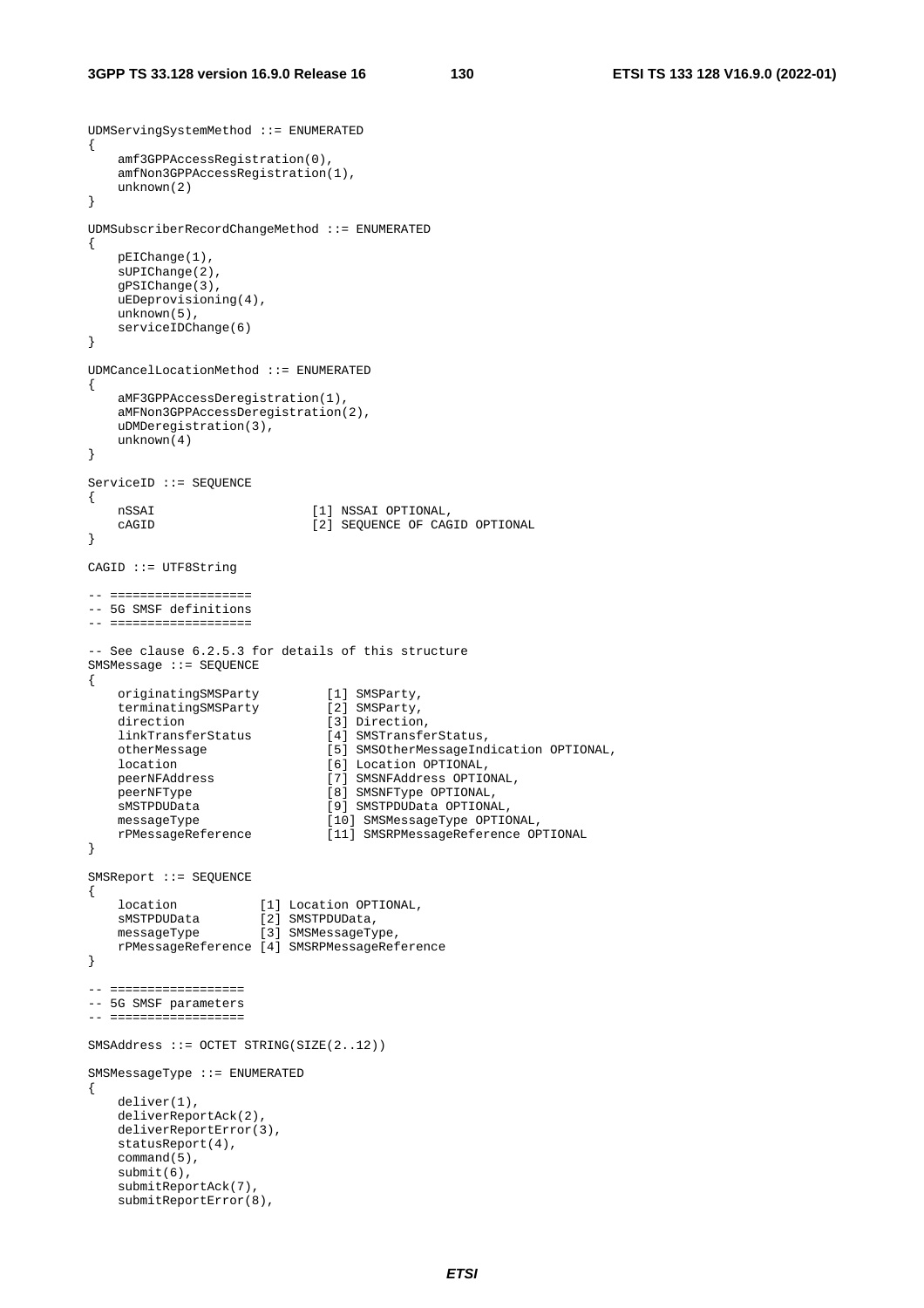```
UDMServingSystemMethod ::= ENUMERATED
{
    amf3GPPAccessRegistration(0),
    amfNon3GPPAccessRegistration(1),
    unknown(2)
}

UDMSubscriberRecordChangeMethod ::= ENUMERATED
{
    pEIChange(1),
    sUPIChange(2),
    gPSIChange(3),
    uEDeprovisioning(4),
    unknown(5),
    serviceIDChange(6)
}

UDMCancelLocationMethod ::= ENUMERATED
{
    aMF3GPPAccessDeregistration(1),
    aMFNon3GPPAccessDeregistration(2),
    uDMDeregistration(3),
    unknown(4)
}

ServiceID ::= SEQUENCE
{
    nSSAI                       [1] NSSAI OPTIONAL,
    cAGID                       [2] SEQUENCE OF CAGID OPTIONAL
}

CAGID ::= UTF8String

-- ===================
-- 5G SMSF definitions
-- ===================

-- See clause 6.2.5.3 for details of this structure
SMSMessage ::= SEQUENCE
{
    originatingSMSParty         [1] SMSParty,
    terminatingSMSParty         [2] SMSParty,
    direction                   [3] Direction,
    linkTransferStatus          [4] SMSTransferStatus,
    otherMessage                [5] SMSOtherMessageIndication OPTIONAL,
    location                    [6] Location OPTIONAL,
    peerNFAddress               [7] SMSNFAddress OPTIONAL,
    peerNFType                  [8] SMSNFType OPTIONAL,
    sMSTPDUData                 [9] SMSTPDUData OPTIONAL,
    messageType                 [10] SMSMessageType OPTIONAL,
    rPMessageReference          [11] SMSRPMessageReference OPTIONAL
}

SMSReport ::= SEQUENCE
{
    location           [1] Location OPTIONAL,
    sMSTPDUData        [2] SMSTPDUData,
    messageType        [3] SMSMessageType,
    rPMessageReference [4] SMSRPMessageReference
}

-- ==================
-- 5G SMSF parameters
-- ==================

SMSAddress ::= OCTET STRING(SIZE(2..12))

SMSMessageType ::= ENUMERATED
{
    deliver(1),
    deliverReportAck(2),
    deliverReportError(3),
    statusReport(4),
    command(5),
    submit(6),
    submitReportAck(7),
    submitReportError(8),
```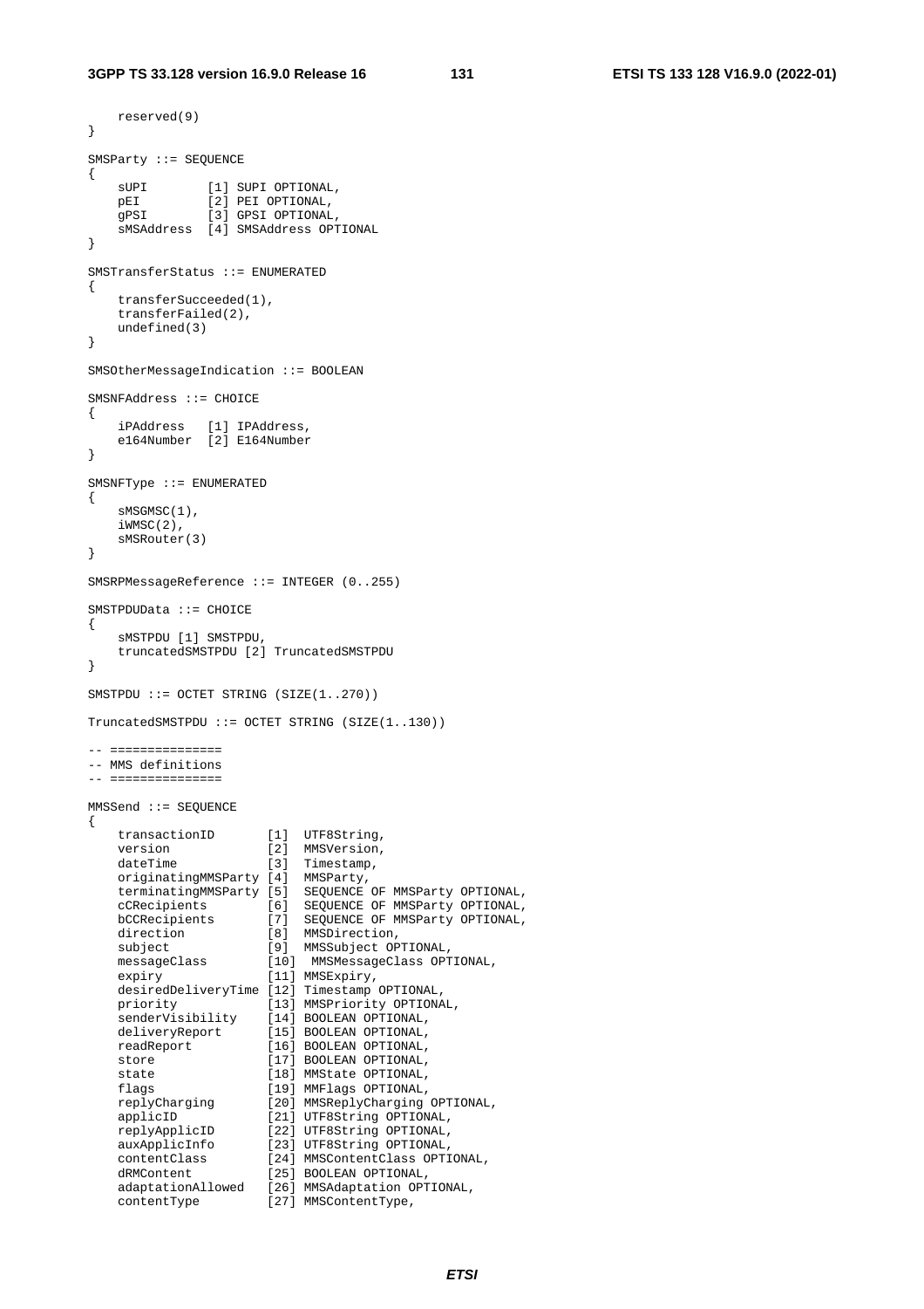```
    reserved(9)
}

SMSParty ::= SEQUENCE
{
    sUPI        [1] SUPI OPTIONAL,
    pEI         [2] PEI OPTIONAL,
    gPSI        [3] GPSI OPTIONAL,
    sMSAddress  [4] SMSAddress OPTIONAL
}

SMSTransferStatus ::= ENUMERATED
{
    transferSucceeded(1),
    transferFailed(2),
    undefined(3)
}

SMSOtherMessageIndication ::= BOOLEAN

SMSNFAddress ::= CHOICE
{
    iPAddress   [1] IPAddress,
    e164Number  [2] E164Number
}

SMSNFType ::= ENUMERATED
{
    sMSGMSC(1),
    iWMSC(2),
    sMSRouter(3)
}

SMSRPMessageReference ::= INTEGER (0..255)

SMSTPDUData ::= CHOICE
{
    sMSTPDU [1] SMSTPDU,
    truncatedSMSTPDU [2] TruncatedSMSTPDU
}

SMSTPDU ::= OCTET STRING (SIZE(1..270))

TruncatedSMSTPDU ::= OCTET STRING (SIZE(1..130))

-- ===============
-- MMS definitions
-- ===============

MMSSend ::= SEQUENCE
{
    transactionID       [1]  UTF8String,
    version             [2]  MMSVersion,
    dateTime            [3]  Timestamp,
    originatingMMSParty [4]  MMSParty,
    terminatingMMSParty [5]  SEQUENCE OF MMSParty OPTIONAL,
    cCRecipients        [6]  SEQUENCE OF MMSParty OPTIONAL,
    bCCRecipients       [7]  SEQUENCE OF MMSParty OPTIONAL,
    direction           [8]  MMSDirection,
    subject             [9]  MMSSubject OPTIONAL,
    messageClass        [10]  MMSMessageClass OPTIONAL,
    expiry              [11] MMSExpiry,
    desiredDeliveryTime [12] Timestamp OPTIONAL,
    priority            [13] MMSPriority OPTIONAL,
    senderVisibility    [14] BOOLEAN OPTIONAL,
    deliveryReport      [15] BOOLEAN OPTIONAL,
    readReport          [16] BOOLEAN OPTIONAL,
    store               [17] BOOLEAN OPTIONAL,
    state               [18] MMState OPTIONAL,
    flags               [19] MMFlags OPTIONAL,
    replyCharging       [20] MMSReplyCharging OPTIONAL,
    applicID            [21] UTF8String OPTIONAL,
    replyApplicID       [22] UTF8String OPTIONAL,
    auxApplicInfo       [23] UTF8String OPTIONAL,
    contentClass        [24] MMSContentClass OPTIONAL,
    dRMContent          [25] BOOLEAN OPTIONAL,
    adaptationAllowed   [26] MMSAdaptation OPTIONAL,
    contentType         [27] MMSContentType,
```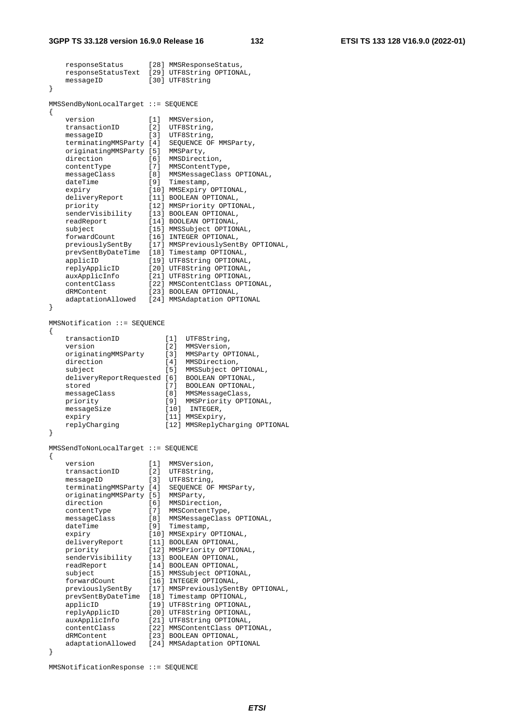```
    responseStatus      [28] MMSResponseStatus,
    responseStatusText  [29] UTF8String OPTIONAL,
    messageID           [30] UTF8String
}

MMSSendByNonLocalTarget ::= SEQUENCE
{
    version             [1]  MMSVersion,
    transactionID       [2]  UTF8String,
    messageID           [3]  UTF8String,
    terminatingMMSParty [4]  SEQUENCE OF MMSParty,
    originatingMMSParty [5]  MMSParty,
    direction           [6]  MMSDirection,
    contentType         [7]  MMSContentType,
    messageClass        [8]  MMSMessageClass OPTIONAL,
    dateTime            [9]  Timestamp,
    expiry              [10] MMSExpiry OPTIONAL,
    deliveryReport      [11] BOOLEAN OPTIONAL,
    priority            [12] MMSPriority OPTIONAL,
    senderVisibility    [13] BOOLEAN OPTIONAL,
    readReport          [14] BOOLEAN OPTIONAL,
    subject             [15] MMSSubject OPTIONAL,
    forwardCount        [16] INTEGER OPTIONAL,
    previouslySentBy    [17] MMSPreviouslySentBy OPTIONAL,
    prevSentByDateTime  [18] Timestamp OPTIONAL,
    applicID            [19] UTF8String OPTIONAL,
    replyApplicID       [20] UTF8String OPTIONAL,
    auxApplicInfo       [21] UTF8String OPTIONAL,
    contentClass        [22] MMSContentClass OPTIONAL,
    dRMContent          [23] BOOLEAN OPTIONAL,
    adaptationAllowed   [24] MMSAdaptation OPTIONAL
}

MMSNotification ::= SEQUENCE
{
    transactionID           [1]  UTF8String,
    version                 [2]  MMSVersion,
    originatingMMSParty     [3]  MMSParty OPTIONAL,
    direction               [4]  MMSDirection,
    subject                 [5]  MMSSubject OPTIONAL,
    deliveryReportRequested [6]  BOOLEAN OPTIONAL,
    stored                  [7]  BOOLEAN OPTIONAL,
    messageClass            [8]  MMSMessageClass,
    priority                [9]  MMSPriority OPTIONAL,
    messageSize             [10]  INTEGER,
    expiry                  [11] MMSExpiry,
    replyCharging           [12] MMSReplyCharging OPTIONAL
}

MMSSendToNonLocalTarget ::= SEQUENCE
{
    version             [1]  MMSVersion,
    transactionID       [2]  UTF8String,
    messageID           [3]  UTF8String,
    terminatingMMSParty [4]  SEQUENCE OF MMSParty,
    originatingMMSParty [5]  MMSParty,
    direction           [6]  MMSDirection,
    contentType         [7]  MMSContentType,
    messageClass        [8]  MMSMessageClass OPTIONAL,
    dateTime            [9]  Timestamp,
    expiry              [10] MMSExpiry OPTIONAL,
    deliveryReport      [11] BOOLEAN OPTIONAL,
    priority            [12] MMSPriority OPTIONAL,
    senderVisibility    [13] BOOLEAN OPTIONAL,
    readReport          [14] BOOLEAN OPTIONAL,
    subject             [15] MMSSubject OPTIONAL,
    forwardCount        [16] INTEGER OPTIONAL,
    previouslySentBy    [17] MMSPreviouslySentBy OPTIONAL,
    prevSentByDateTime  [18] Timestamp OPTIONAL,
    applicID            [19] UTF8String OPTIONAL,
    replyApplicID       [20] UTF8String OPTIONAL,
    auxApplicInfo       [21] UTF8String OPTIONAL,
    contentClass        [22] MMSContentClass OPTIONAL,
    dRMContent          [23] BOOLEAN OPTIONAL,
    adaptationAllowed   [24] MMSAdaptation OPTIONAL
}

MMSNotificationResponse ::= SEQUENCE
```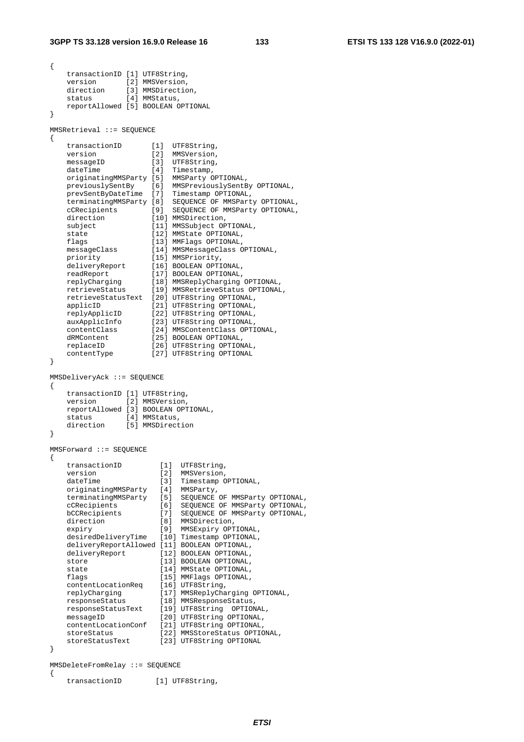```
{
    transactionID [1] UTF8String,
    version       [2] MMSVersion,
    direction     [3] MMSDirection,
    status        [4] MMStatus,
    reportAllowed [5] BOOLEAN OPTIONAL
}

MMSRetrieval ::= SEQUENCE
{
    transactionID       [1]  UTF8String,
    version             [2]  MMSVersion,
    messageID           [3]  UTF8String,
    dateTime            [4]  Timestamp,
    originatingMMSParty [5]  MMSParty OPTIONAL,
    previouslySentBy    [6]  MMSPreviouslySentBy OPTIONAL,
    prevSentByDateTime  [7]  Timestamp OPTIONAL,
    terminatingMMSParty [8]  SEQUENCE OF MMSParty OPTIONAL,
    cCRecipients        [9]  SEQUENCE OF MMSParty OPTIONAL,
    direction           [10] MMSDirection,
    subject             [11] MMSSubject OPTIONAL,
    state               [12] MMState OPTIONAL,
    flags               [13] MMFlags OPTIONAL,
    messageClass        [14] MMSMessageClass OPTIONAL,
    priority            [15] MMSPriority,
    deliveryReport      [16] BOOLEAN OPTIONAL,
    readReport          [17] BOOLEAN OPTIONAL,
    replyCharging       [18] MMSReplyCharging OPTIONAL,
    retrieveStatus      [19] MMSRetrieveStatus OPTIONAL,
    retrieveStatusText  [20] UTF8String OPTIONAL,
    applicID            [21] UTF8String OPTIONAL,
    replyApplicID       [22] UTF8String OPTIONAL,
    auxApplicInfo       [23] UTF8String OPTIONAL,
    contentClass        [24] MMSContentClass OPTIONAL,
    dRMContent          [25] BOOLEAN OPTIONAL,
    replaceID           [26] UTF8String OPTIONAL,
    contentType         [27] UTF8String OPTIONAL
}

MMSDeliveryAck ::= SEQUENCE
{
    transactionID [1] UTF8String,
    version       [2] MMSVersion,
    reportAllowed [3] BOOLEAN OPTIONAL,
    status        [4] MMStatus,
    direction     [5] MMSDirection
}

MMSForward ::= SEQUENCE
{
    transactionID         [1]  UTF8String,
    version               [2]  MMSVersion,
    dateTime              [3]  Timestamp OPTIONAL,
    originatingMMSParty   [4]  MMSParty,
    terminatingMMSParty   [5]  SEQUENCE OF MMSParty OPTIONAL,
    cCRecipients          [6]  SEQUENCE OF MMSParty OPTIONAL,
    bCCRecipients         [7]  SEQUENCE OF MMSParty OPTIONAL,
    direction             [8]  MMSDirection,
    expiry                [9]  MMSExpiry OPTIONAL,
    desiredDeliveryTime   [10] Timestamp OPTIONAL,
    deliveryReportAllowed [11] BOOLEAN OPTIONAL,
    deliveryReport        [12] BOOLEAN OPTIONAL,
    store                 [13] BOOLEAN OPTIONAL,
    state                 [14] MMState OPTIONAL,
    flags                 [15] MMFlags OPTIONAL,
    contentLocationReq    [16] UTF8String,
    replyCharging         [17] MMSReplyCharging OPTIONAL,
    responseStatus        [18] MMSResponseStatus,
    responseStatusText    [19] UTF8String  OPTIONAL,
    messageID             [20] UTF8String OPTIONAL,
    contentLocationConf   [21] UTF8String OPTIONAL,
    storeStatus           [22] MMSStoreStatus OPTIONAL,
    storeStatusText       [23] UTF8String OPTIONAL
}

MMSDeleteFromRelay ::= SEQUENCE
{
    transactionID        [1] UTF8String,
```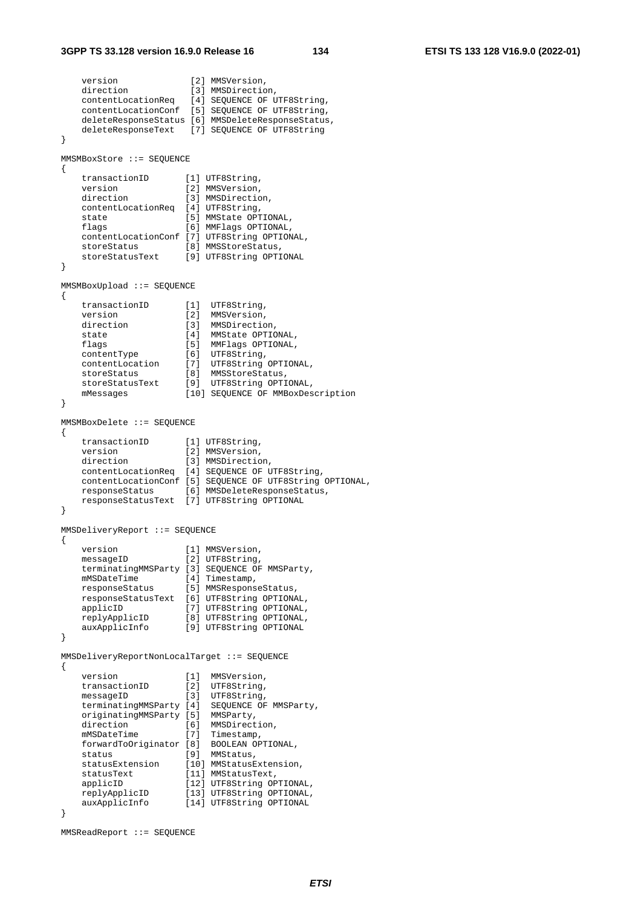```
    version              [2] MMSVersion,
    direction            [3] MMSDirection,
    contentLocationReq   [4] SEQUENCE OF UTF8String,
    contentLocationConf  [5] SEQUENCE OF UTF8String,
    deleteResponseStatus [6] MMSDeleteResponseStatus,
    deleteResponseText   [7] SEQUENCE OF UTF8String
}

MMSMBoxStore ::= SEQUENCE
{
    transactionID       [1] UTF8String,
    version             [2] MMSVersion,
    direction           [3] MMSDirection,
    contentLocationReq  [4] UTF8String,
    state               [5] MMState OPTIONAL,
    flags               [6] MMFlags OPTIONAL,
    contentLocationConf [7] UTF8String OPTIONAL,
    storeStatus         [8] MMSStoreStatus,
    storeStatusText     [9] UTF8String OPTIONAL
}

MMSMBoxUpload ::= SEQUENCE
{
    transactionID       [1]  UTF8String,
    version             [2]  MMSVersion,
    direction           [3]  MMSDirection,
    state               [4]  MMState OPTIONAL,
    flags               [5]  MMFlags OPTIONAL,
    contentType         [6]  UTF8String,
    contentLocation     [7]  UTF8String OPTIONAL,
    storeStatus         [8]  MMSStoreStatus,
    storeStatusText     [9]  UTF8String OPTIONAL,
    mMessages           [10] SEQUENCE OF MMBoxDescription
}

MMSMBoxDelete ::= SEQUENCE
{
    transactionID       [1] UTF8String,
    version             [2] MMSVersion,
    direction           [3] MMSDirection,
    contentLocationReq  [4] SEQUENCE OF UTF8String,
    contentLocationConf [5] SEQUENCE OF UTF8String OPTIONAL,
    responseStatus      [6] MMSDeleteResponseStatus,
    responseStatusText  [7] UTF8String OPTIONAL
}

MMSDeliveryReport ::= SEQUENCE
{
    version             [1] MMSVersion,
    messageID           [2] UTF8String,
    terminatingMMSParty [3] SEQUENCE OF MMSParty,
    mMSDateTime         [4] Timestamp,
    responseStatus      [5] MMSResponseStatus,
    responseStatusText  [6] UTF8String OPTIONAL,
    applicID            [7] UTF8String OPTIONAL,
    replyApplicID       [8] UTF8String OPTIONAL,
    auxApplicInfo       [9] UTF8String OPTIONAL
}

MMSDeliveryReportNonLocalTarget ::= SEQUENCE
{
    version             [1]  MMSVersion,
    transactionID       [2]  UTF8String,
    messageID           [3]  UTF8String,
    terminatingMMSParty [4]  SEQUENCE OF MMSParty,
    originatingMMSParty [5]  MMSParty,
    direction           [6]  MMSDirection,
    mMSDateTime         [7]  Timestamp,
    forwardToOriginator [8]  BOOLEAN OPTIONAL,
    status              [9]  MMStatus,
    statusExtension     [10] MMStatusExtension,
    statusText          [11] MMStatusText,
    applicID            [12] UTF8String OPTIONAL,
    replyApplicID       [13] UTF8String OPTIONAL,
    auxApplicInfo       [14] UTF8String OPTIONAL
}

MMSReadReport ::= SEQUENCE
```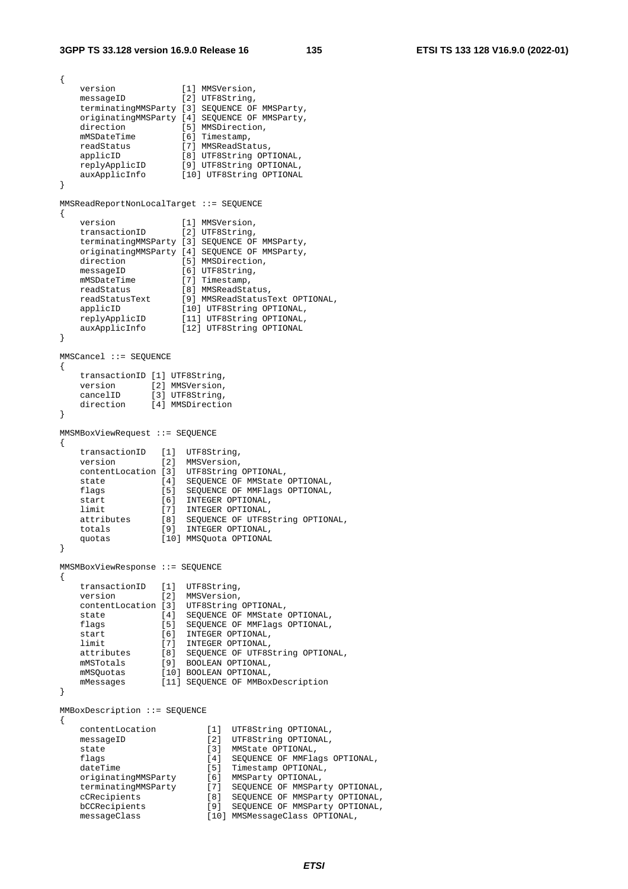```
{
    version             [1] MMSVersion,
    messageID           [2] UTF8String,
    terminatingMMSParty [3] SEQUENCE OF MMSParty,
    originatingMMSParty [4] SEQUENCE OF MMSParty,
    direction           [5] MMSDirection,
    mMSDateTime         [6] Timestamp,
    readStatus          [7] MMSReadStatus,
    applicID            [8] UTF8String OPTIONAL,
    replyApplicID       [9] UTF8String OPTIONAL,
    auxApplicInfo       [10] UTF8String OPTIONAL
}

MMSReadReportNonLocalTarget ::= SEQUENCE
{
    version             [1] MMSVersion,
    transactionID       [2] UTF8String,
    terminatingMMSParty [3] SEQUENCE OF MMSParty,
    originatingMMSParty [4] SEQUENCE OF MMSParty,
    direction           [5] MMSDirection,
    messageID           [6] UTF8String,
    mMSDateTime         [7] Timestamp,
    readStatus          [8] MMSReadStatus,
    readStatusText      [9] MMSReadStatusText OPTIONAL,
    applicID            [10] UTF8String OPTIONAL,
    replyApplicID       [11] UTF8String OPTIONAL,
    auxApplicInfo       [12] UTF8String OPTIONAL
}

MMSCancel ::= SEQUENCE
{
    transactionID [1] UTF8String,
    version       [2] MMSVersion,
    cancelID      [3] UTF8String,
    direction     [4] MMSDirection
}

MMSMBoxViewRequest ::= SEQUENCE
{
    transactionID   [1]  UTF8String,
    version         [2]  MMSVersion,
    contentLocation [3]  UTF8String OPTIONAL,
    state           [4]  SEQUENCE OF MMState OPTIONAL,
    flags           [5]  SEQUENCE OF MMFlags OPTIONAL,
    start           [6]  INTEGER OPTIONAL,
    limit           [7]  INTEGER OPTIONAL,
    attributes      [8]  SEQUENCE OF UTF8String OPTIONAL,
    totals          [9]  INTEGER OPTIONAL,
    quotas          [10] MMSQuota OPTIONAL
}

MMSMBoxViewResponse ::= SEQUENCE
{
    transactionID   [1]  UTF8String,
    version         [2]  MMSVersion,
    contentLocation [3]  UTF8String OPTIONAL,
    state           [4]  SEQUENCE OF MMState OPTIONAL,
    flags           [5]  SEQUENCE OF MMFlags OPTIONAL,
    start           [6]  INTEGER OPTIONAL,
    limit           [7]  INTEGER OPTIONAL,
    attributes      [8]  SEQUENCE OF UTF8String OPTIONAL,
    mMSTotals       [9]  BOOLEAN OPTIONAL,
    mMSQuotas       [10] BOOLEAN OPTIONAL,
    mMessages       [11] SEQUENCE OF MMBoxDescription
}

MMBoxDescription ::= SEQUENCE
{
    contentLocation          [1]  UTF8String OPTIONAL,
    messageID                [2]  UTF8String OPTIONAL,
    state                    [3]  MMState OPTIONAL,
    flags                    [4]  SEQUENCE OF MMFlags OPTIONAL,
    dateTime                 [5]  Timestamp OPTIONAL,
    originatingMMSParty      [6]  MMSParty OPTIONAL,
    terminatingMMSParty      [7]  SEQUENCE OF MMSParty OPTIONAL,
    cCRecipients             [8]  SEQUENCE OF MMSParty OPTIONAL,
    bCCRecipients            [9]  SEQUENCE OF MMSParty OPTIONAL,
    messageClass             [10] MMSMessageClass OPTIONAL,
```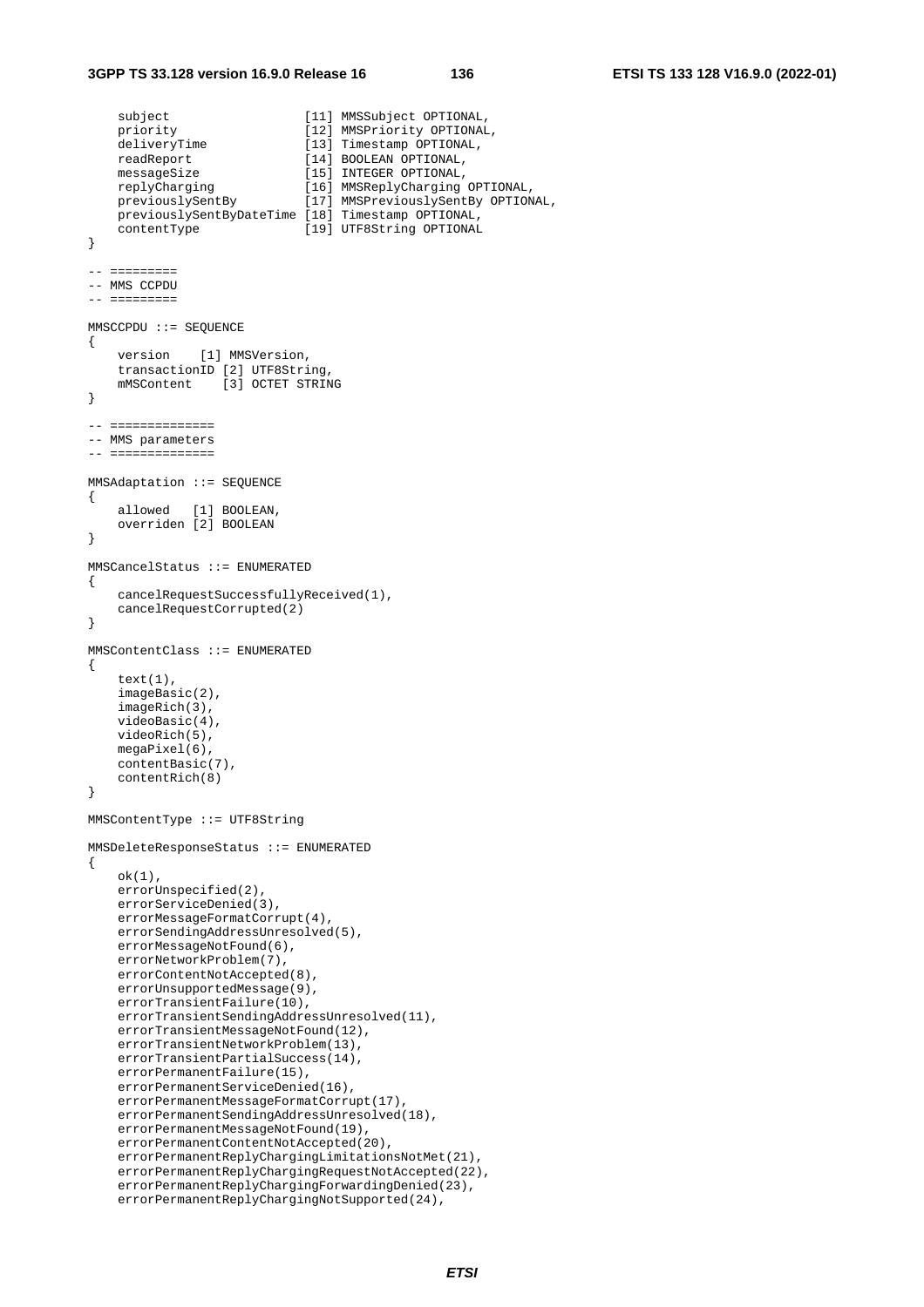```
    subject                  [11] MMSSubject OPTIONAL,
    priority                 [12] MMSPriority OPTIONAL,
    deliveryTime             [13] Timestamp OPTIONAL,
    readReport               [14] BOOLEAN OPTIONAL,
    messageSize              [15] INTEGER OPTIONAL,
    replyCharging            [16] MMSReplyCharging OPTIONAL,
    previouslySentBy         [17] MMSPreviouslySentBy OPTIONAL,
    previouslySentByDateTime [18] Timestamp OPTIONAL,
    contentType              [19] UTF8String OPTIONAL
}

-- =========
-- MMS CCPDU
-- =========

MMSCCPDU ::= SEQUENCE
{
    version    [1] MMSVersion,
    transactionID [2] UTF8String,
    mMSContent    [3] OCTET STRING
}

-- ==============
-- MMS parameters
-- ==============

MMSAdaptation ::= SEQUENCE
{
    allowed   [1] BOOLEAN,
    overriden [2] BOOLEAN
}

MMSCancelStatus ::= ENUMERATED
{
    cancelRequestSuccessfullyReceived(1),
    cancelRequestCorrupted(2)
}

MMSContentClass ::= ENUMERATED
{
    text(1),
    imageBasic(2),
    imageRich(3),
    videoBasic(4),
    videoRich(5),
    megaPixel(6),
    contentBasic(7),
    contentRich(8)
}

MMSContentType ::= UTF8String

MMSDeleteResponseStatus ::= ENUMERATED
{
    ok(1),
    errorUnspecified(2),
    errorServiceDenied(3),
    errorMessageFormatCorrupt(4),
    errorSendingAddressUnresolved(5),
    errorMessageNotFound(6),
    errorNetworkProblem(7),
    errorContentNotAccepted(8),
    errorUnsupportedMessage(9),
    errorTransientFailure(10),
    errorTransientSendingAddressUnresolved(11),
    errorTransientMessageNotFound(12),
    errorTransientNetworkProblem(13),
    errorTransientPartialSuccess(14),
    errorPermanentFailure(15),
    errorPermanentServiceDenied(16),
    errorPermanentMessageFormatCorrupt(17),
    errorPermanentSendingAddressUnresolved(18),
    errorPermanentMessageNotFound(19),
    errorPermanentContentNotAccepted(20),
    errorPermanentReplyChargingLimitationsNotMet(21),
    errorPermanentReplyChargingRequestNotAccepted(22),
    errorPermanentReplyChargingForwardingDenied(23),
    errorPermanentReplyChargingNotSupported(24),
```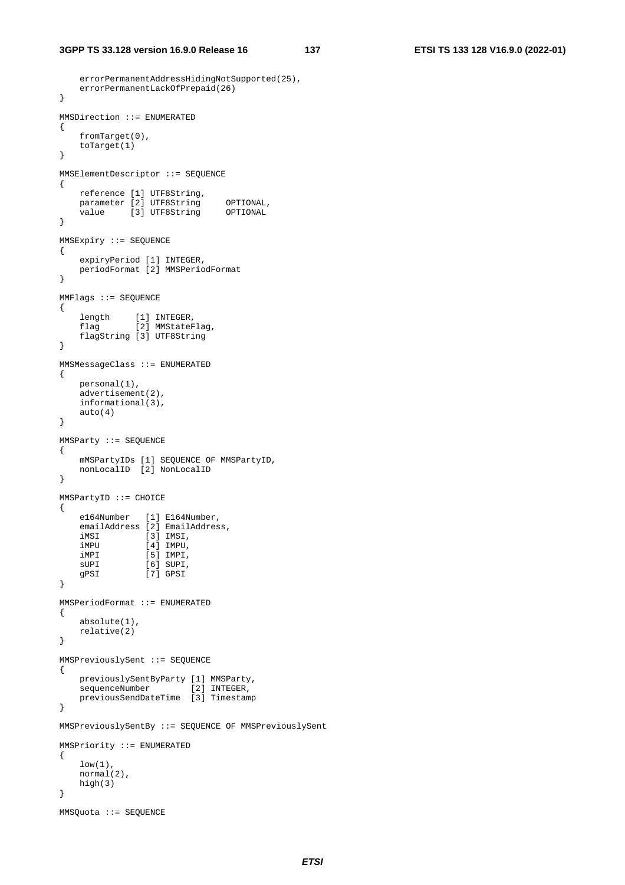```
    errorPermanentAddressHidingNotSupported(25),
    errorPermanentLackOfPrepaid(26)
}

MMSDirection ::= ENUMERATED
{
    fromTarget(0),
    toTarget(1)
}

MMSElementDescriptor ::= SEQUENCE
{
    reference [1] UTF8String,
    parameter [2] UTF8String     OPTIONAL,
    value     [3] UTF8String     OPTIONAL
}

MMSExpiry ::= SEQUENCE
{
    expiryPeriod [1] INTEGER,
    periodFormat [2] MMSPeriodFormat
}

MMFlags ::= SEQUENCE
{
    length     [1] INTEGER,
    flag       [2] MMStateFlag,
    flagString [3] UTF8String
}

MMSMessageClass ::= ENUMERATED
{
    personal(1),
    advertisement(2),
    informational(3),
    auto(4)
}

MMSParty ::= SEQUENCE
{
    mMSPartyIDs [1] SEQUENCE OF MMSPartyID,
    nonLocalID  [2] NonLocalID
}

MMSPartyID ::= CHOICE
{
    e164Number   [1] E164Number,
    emailAddress [2] EmailAddress,
    iMSI         [3] IMSI,
    iMPU         [4] IMPU,
    iMPI         [5] IMPI,
    sUPI         [6] SUPI,
    gPSI         [7] GPSI
}

MMSPeriodFormat ::= ENUMERATED
{
    absolute(1),
    relative(2)
}

MMSPreviouslySent ::= SEQUENCE
{
    previouslySentByParty [1] MMSParty,
    sequenceNumber        [2] INTEGER,
    previousSendDateTime  [3] Timestamp
}

MMSPreviouslySentBy ::= SEQUENCE OF MMSPreviouslySent

MMSPriority ::= ENUMERATED
{
    low(1),
    normal(2),
    high(3)
}

MMSQuota ::= SEQUENCE
```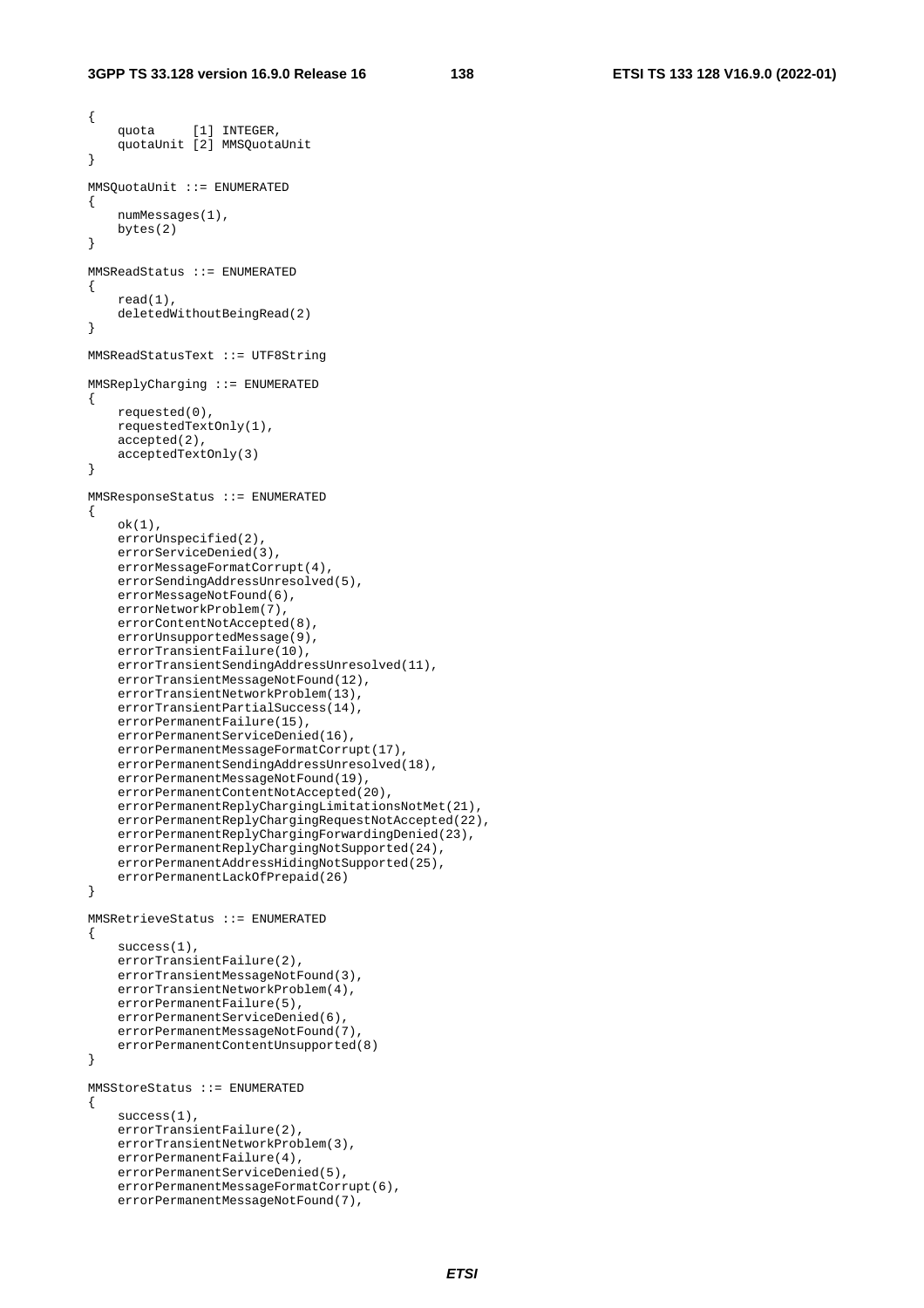```
{
    quota     [1] INTEGER,
    quotaUnit [2] MMSQuotaUnit
}

MMSQuotaUnit ::= ENUMERATED
{
    numMessages(1),
    bytes(2)
}

MMSReadStatus ::= ENUMERATED
{
    read(1),
    deletedWithoutBeingRead(2)
}

MMSReadStatusText ::= UTF8String

MMSReplyCharging ::= ENUMERATED
{
    requested(0),
    requestedTextOnly(1),
    accepted(2),
    acceptedTextOnly(3)
}

MMSResponseStatus ::= ENUMERATED
{
    ok(1),
    errorUnspecified(2),
    errorServiceDenied(3),
    errorMessageFormatCorrupt(4),
    errorSendingAddressUnresolved(5),
    errorMessageNotFound(6),
    errorNetworkProblem(7),
    errorContentNotAccepted(8),
    errorUnsupportedMessage(9),
    errorTransientFailure(10),
    errorTransientSendingAddressUnresolved(11),
    errorTransientMessageNotFound(12),
    errorTransientNetworkProblem(13),
    errorTransientPartialSuccess(14),
    errorPermanentFailure(15),
    errorPermanentServiceDenied(16),
    errorPermanentMessageFormatCorrupt(17),
    errorPermanentSendingAddressUnresolved(18),
    errorPermanentMessageNotFound(19),
    errorPermanentContentNotAccepted(20),
    errorPermanentReplyChargingLimitationsNotMet(21),
    errorPermanentReplyChargingRequestNotAccepted(22),
    errorPermanentReplyChargingForwardingDenied(23),
    errorPermanentReplyChargingNotSupported(24),
    errorPermanentAddressHidingNotSupported(25),
    errorPermanentLackOfPrepaid(26)
}

MMSRetrieveStatus ::= ENUMERATED
{
    success(1),
    errorTransientFailure(2),
    errorTransientMessageNotFound(3),
    errorTransientNetworkProblem(4),
    errorPermanentFailure(5),
    errorPermanentServiceDenied(6),
    errorPermanentMessageNotFound(7),
    errorPermanentContentUnsupported(8)
}

MMSStoreStatus ::= ENUMERATED
{
    success(1),
    errorTransientFailure(2),
    errorTransientNetworkProblem(3),
    errorPermanentFailure(4),
    errorPermanentServiceDenied(5),
    errorPermanentMessageFormatCorrupt(6),
    errorPermanentMessageNotFound(7),
```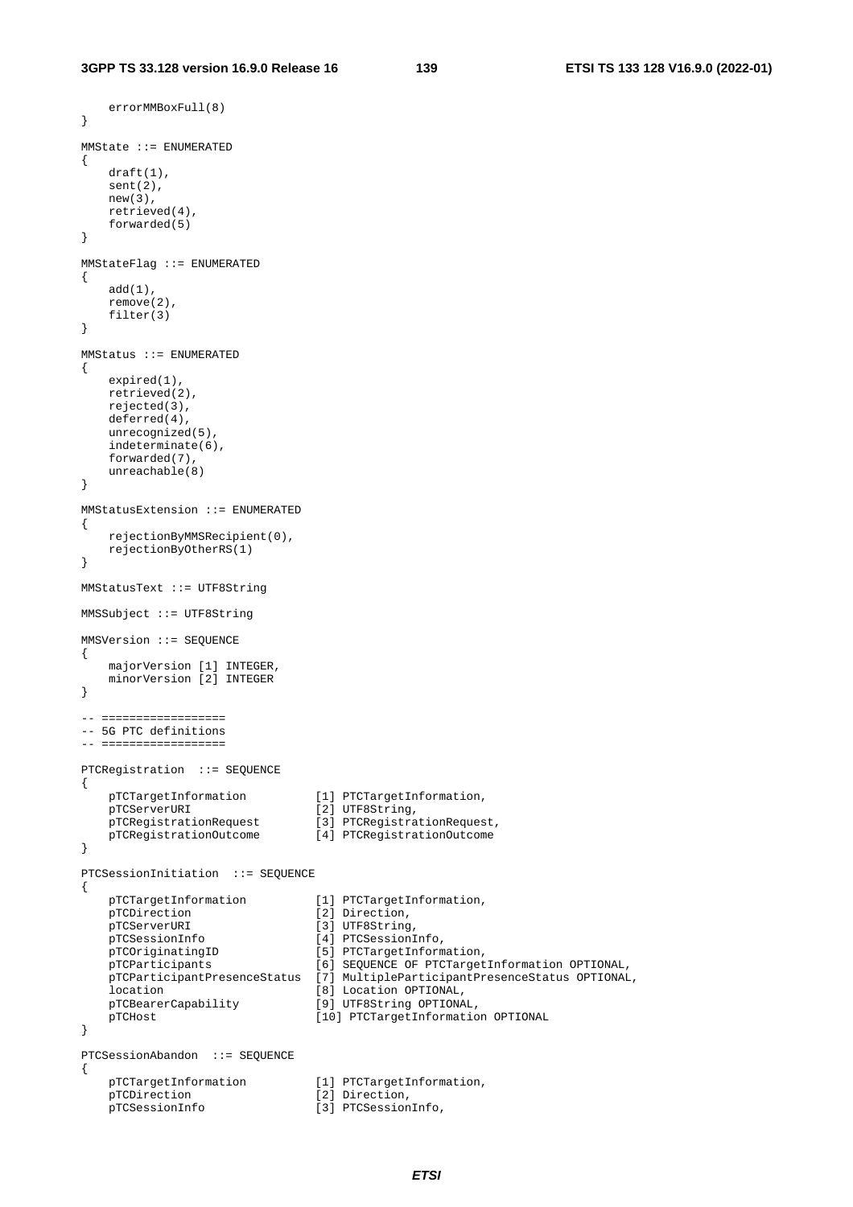```
    errorMMBoxFull(8)
}

MMState ::= ENUMERATED
{
    draft(1),
    sent(2),
    new(3),
    retrieved(4),
    forwarded(5)
}

MMStateFlag ::= ENUMERATED
{
    add(1),
    remove(2),
    filter(3)
}

MMStatus ::= ENUMERATED
{
    expired(1),
    retrieved(2),
    rejected(3),
    deferred(4),
    unrecognized(5),
    indeterminate(6),
    forwarded(7),
    unreachable(8)
}

MMStatusExtension ::= ENUMERATED
{
    rejectionByMMSRecipient(0),
    rejectionByOtherRS(1)
}

MMStatusText ::= UTF8String

MMSSubject ::= UTF8String

MMSVersion ::= SEQUENCE
{
    majorVersion [1] INTEGER,
    minorVersion [2] INTEGER
}

-- ==================
-- 5G PTC definitions
-- ==================

PTCRegistration  ::= SEQUENCE
{
    pTCTargetInformation          [1] PTCTargetInformation,
    pTCServerURI                  [2] UTF8String,
    pTCRegistrationRequest        [3] PTCRegistrationRequest,
    pTCRegistrationOutcome        [4] PTCRegistrationOutcome
}

PTCSessionInitiation  ::= SEQUENCE
{
    pTCTargetInformation          [1] PTCTargetInformation,
    pTCDirection                  [2] Direction,
    pTCServerURI                  [3] UTF8String,
    pTCSessionInfo                [4] PTCSessionInfo,
    pTCOriginatingID              [5] PTCTargetInformation,
    pTCParticipants               [6] SEQUENCE OF PTCTargetInformation OPTIONAL,
    pTCParticipantPresenceStatus  [7] MultipleParticipantPresenceStatus OPTIONAL,
    location                      [8] Location OPTIONAL,
    pTCBearerCapability           [9] UTF8String OPTIONAL,
    pTCHost                       [10] PTCTargetInformation OPTIONAL
}

PTCSessionAbandon  ::= SEQUENCE
{
    pTCTargetInformation          [1] PTCTargetInformation,
    pTCDirection                  [2] Direction,
    pTCSessionInfo                [3] PTCSessionInfo,
```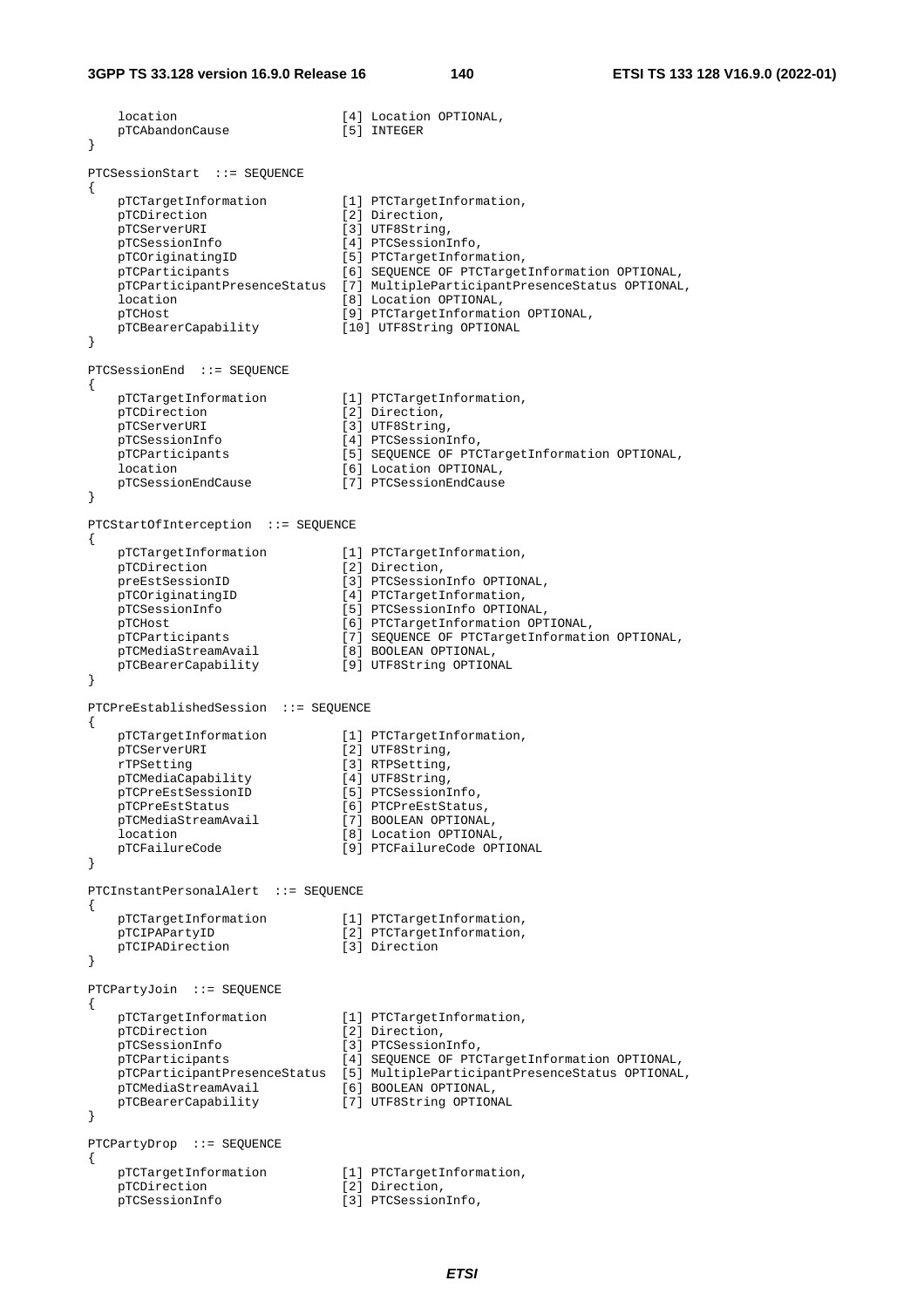```
    location                    [4] Location OPTIONAL,
    pTCAbandonCause             [5] INTEGER
}

PTCSessionStart  ::= SEQUENCE
{
    pTCTargetInformation          [1] PTCTargetInformation,
    pTCDirection                  [2] Direction,
    pTCServerURI                  [3] UTF8String,
    pTCSessionInfo                [4] PTCSessionInfo,
    pTCOriginatingID              [5] PTCTargetInformation,
    pTCParticipants               [6] SEQUENCE OF PTCTargetInformation OPTIONAL,
    pTCParticipantPresenceStatus  [7] MultipleParticipantPresenceStatus OPTIONAL,
    location                      [8] Location OPTIONAL,
    pTCHost                       [9] PTCTargetInformation OPTIONAL,
    pTCBearerCapability           [10] UTF8String OPTIONAL
}

PTCSessionEnd  ::= SEQUENCE
{
    pTCTargetInformation          [1] PTCTargetInformation,
    pTCDirection                  [2] Direction,
    pTCServerURI                  [3] UTF8String,
    pTCSessionInfo                [4] PTCSessionInfo,
    pTCParticipants               [5] SEQUENCE OF PTCTargetInformation OPTIONAL,
    location                      [6] Location OPTIONAL,
    pTCSessionEndCause            [7] PTCSessionEndCause
}

PTCStartOfInterception  ::= SEQUENCE
{
    pTCTargetInformation          [1] PTCTargetInformation,
    pTCDirection                  [2] Direction,
    preEstSessionID               [3] PTCSessionInfo OPTIONAL,
    pTCOriginatingID              [4] PTCTargetInformation,
    pTCSessionInfo                [5] PTCSessionInfo OPTIONAL,
    pTCHost                       [6] PTCTargetInformation OPTIONAL,
    pTCParticipants               [7] SEQUENCE OF PTCTargetInformation OPTIONAL,
    pTCMediaStreamAvail           [8] BOOLEAN OPTIONAL,
    pTCBearerCapability           [9] UTF8String OPTIONAL
}

PTCPreEstablishedSession  ::= SEQUENCE
{
    pTCTargetInformation          [1] PTCTargetInformation,
    pTCServerURI                  [2] UTF8String,
    rTPSetting                    [3] RTPSetting,
    pTCMediaCapability            [4] UTF8String,
    pTCPreEstSessionID            [5] PTCSessionInfo,
    pTCPreEstStatus               [6] PTCPreEstStatus,
    pTCMediaStreamAvail           [7] BOOLEAN OPTIONAL,
    location                      [8] Location OPTIONAL,
    pTCFailureCode                [9] PTCFailureCode OPTIONAL
}

PTCInstantPersonalAlert  ::= SEQUENCE
{
    pTCTargetInformation          [1] PTCTargetInformation,
    pTCIPAPartyID                 [2] PTCTargetInformation,
    pTCIPADirection               [3] Direction
}

PTCPartyJoin  ::= SEQUENCE
{
    pTCTargetInformation          [1] PTCTargetInformation,
    pTCDirection                  [2] Direction,
    pTCSessionInfo                [3] PTCSessionInfo,
    pTCParticipants               [4] SEQUENCE OF PTCTargetInformation OPTIONAL,
    pTCParticipantPresenceStatus  [5] MultipleParticipantPresenceStatus OPTIONAL,
    pTCMediaStreamAvail           [6] BOOLEAN OPTIONAL,
    pTCBearerCapability           [7] UTF8String OPTIONAL
}

PTCPartyDrop  ::= SEQUENCE
{
    pTCTargetInformation          [1] PTCTargetInformation,
    pTCDirection                  [2] Direction,
    pTCSessionInfo                [3] PTCSessionInfo,
```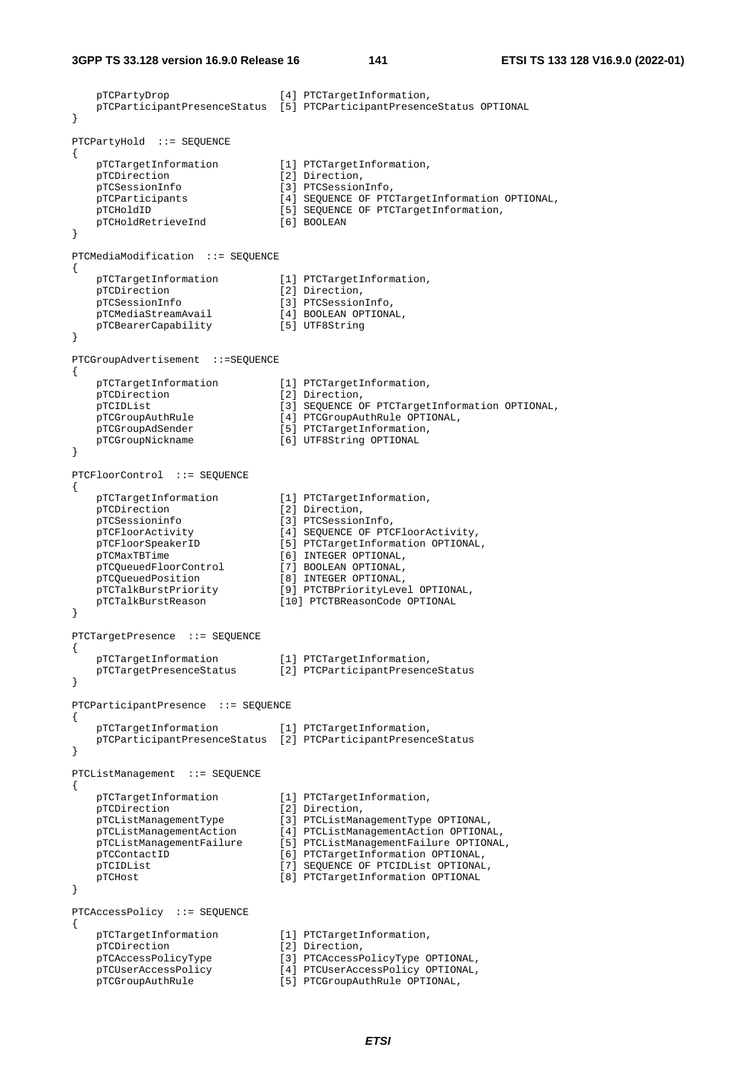```
    pTCPartyDrop                 [4] PTCTargetInformation,
    pTCParticipantPresenceStatus [5] PTCParticipantPresenceStatus OPTIONAL
}

PTCPartyHold  ::= SEQUENCE
{
    pTCTargetInformation         [1] PTCTargetInformation,
    pTCDirection                 [2] Direction,
    pTCSessionInfo               [3] PTCSessionInfo,
    pTCParticipants              [4] SEQUENCE OF PTCTargetInformation OPTIONAL,
    pTCHoldID                    [5] SEQUENCE OF PTCTargetInformation,
    pTCHoldRetrieveInd           [6] BOOLEAN
}

PTCMediaModification  ::= SEQUENCE
{
    pTCTargetInformation         [1] PTCTargetInformation,
    pTCDirection                 [2] Direction,
    pTCSessionInfo               [3] PTCSessionInfo,
    pTCMediaStreamAvail          [4] BOOLEAN OPTIONAL,
    pTCBearerCapability          [5] UTF8String
}

PTCGroupAdvertisement  ::=SEQUENCE
{
    pTCTargetInformation         [1] PTCTargetInformation,
    pTCDirection                 [2] Direction,
    pTCIDList                    [3] SEQUENCE OF PTCTargetInformation OPTIONAL,
    pTCGroupAuthRule             [4] PTCGroupAuthRule OPTIONAL,
    pTCGroupAdSender             [5] PTCTargetInformation,
    pTCGroupNickname             [6] UTF8String OPTIONAL
}

PTCFloorControl  ::= SEQUENCE
{
    pTCTargetInformation         [1] PTCTargetInformation,
    pTCDirection                 [2] Direction,
    pTCSessioninfo               [3] PTCSessionInfo,
    pTCFloorActivity             [4] SEQUENCE OF PTCFloorActivity,
    pTCFloorSpeakerID            [5] PTCTargetInformation OPTIONAL,
    pTCMaxTBTime                 [6] INTEGER OPTIONAL,
    pTCQueuedFloorControl        [7] BOOLEAN OPTIONAL,
    pTCQueuedPosition            [8] INTEGER OPTIONAL,
    pTCTalkBurstPriority         [9] PTCTBPriorityLevel OPTIONAL,
    pTCTalkBurstReason           [10] PTCTBReasonCode OPTIONAL
}

PTCTargetPresence  ::= SEQUENCE
{
    pTCTargetInformation         [1] PTCTargetInformation,
    pTCTargetPresenceStatus      [2] PTCParticipantPresenceStatus
}

PTCParticipantPresence  ::= SEQUENCE
{
    pTCTargetInformation         [1] PTCTargetInformation,
    pTCParticipantPresenceStatus [2] PTCParticipantPresenceStatus
}

PTCListManagement  ::= SEQUENCE
{
    pTCTargetInformation         [1] PTCTargetInformation,
    pTCDirection                 [2] Direction,
    pTCListManagementType        [3] PTCListManagementType OPTIONAL,
    pTCListManagementAction      [4] PTCListManagementAction OPTIONAL,
    pTCListManagementFailure     [5] PTCListManagementFailure OPTIONAL,
    pTCContactID                 [6] PTCTargetInformation OPTIONAL,
    pTCIDList                    [7] SEQUENCE OF PTCIDList OPTIONAL,
    pTCHost                      [8] PTCTargetInformation OPTIONAL
}

PTCAccessPolicy  ::= SEQUENCE
{
    pTCTargetInformation         [1] PTCTargetInformation,
    pTCDirection                 [2] Direction,
    pTCAccessPolicyType          [3] PTCAccessPolicyType OPTIONAL,
    pTCUserAccessPolicy          [4] PTCUserAccessPolicy OPTIONAL,
    pTCGroupAuthRule             [5] PTCGroupAuthRule OPTIONAL,
```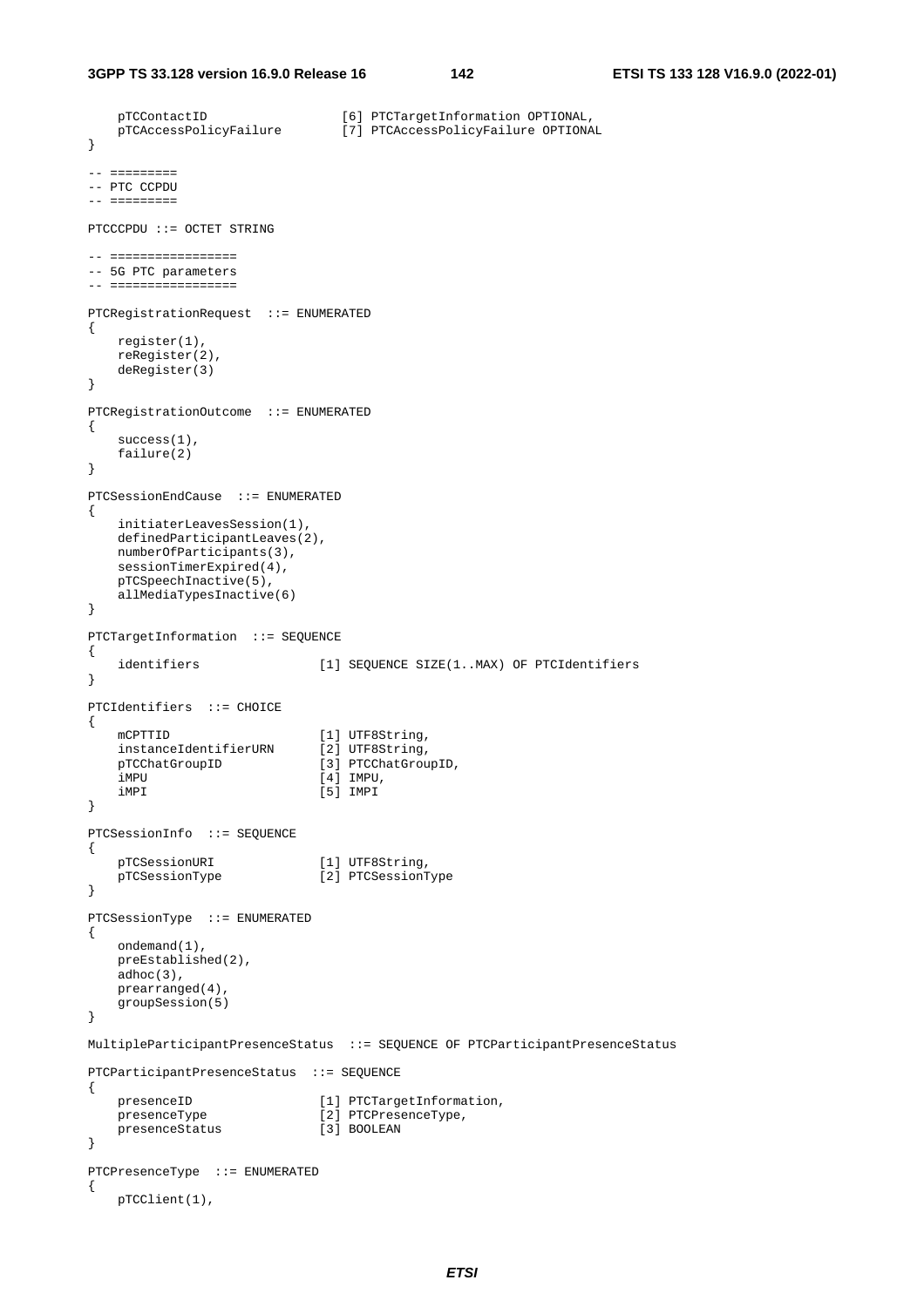```
    pTCContactID                 [6] PTCTargetInformation OPTIONAL,
    pTCAccessPolicyFailure       [7] PTCAccessPolicyFailure OPTIONAL
}

-- =========
-- PTC CCPDU
-- =========

PTCCCPDU ::= OCTET STRING

-- =================
-- 5G PTC parameters
-- =================

PTCRegistrationRequest  ::= ENUMERATED
{
    register(1),
    reRegister(2),
    deRegister(3)
}

PTCRegistrationOutcome  ::= ENUMERATED
{
    success(1),
    failure(2)
}

PTCSessionEndCause  ::= ENUMERATED
{
    initiaterLeavesSession(1),
    definedParticipantLeaves(2),
    numberOfParticipants(3),
    sessionTimerExpired(4),
    pTCSpeechInactive(5),
    allMediaTypesInactive(6)
}

PTCTargetInformation  ::= SEQUENCE
{
    identifiers                 [1] SEQUENCE SIZE(1..MAX) OF PTCIdentifiers
}

PTCIdentifiers  ::= CHOICE
{
    mCPTTID                     [1] UTF8String,
    instanceIdentifierURN       [2] UTF8String,
    pTCChatGroupID              [3] PTCChatGroupID,
    iMPU                        [4] IMPU,
    iMPI                        [5] IMPI
}

PTCSessionInfo  ::= SEQUENCE
{
    pTCSessionURI               [1] UTF8String,
    pTCSessionType              [2] PTCSessionType
}

PTCSessionType  ::= ENUMERATED
{
    ondemand(1),
    preEstablished(2),
    adhoc(3),
    prearranged(4),
    groupSession(5)
}

MultipleParticipantPresenceStatus  ::= SEQUENCE OF PTCParticipantPresenceStatus

PTCParticipantPresenceStatus  ::= SEQUENCE
{
    presenceID                  [1] PTCTargetInformation,
    presenceType                [2] PTCPresenceType,
    presenceStatus              [3] BOOLEAN
}

PTCPresenceType  ::= ENUMERATED
{
    pTCClient(1),
```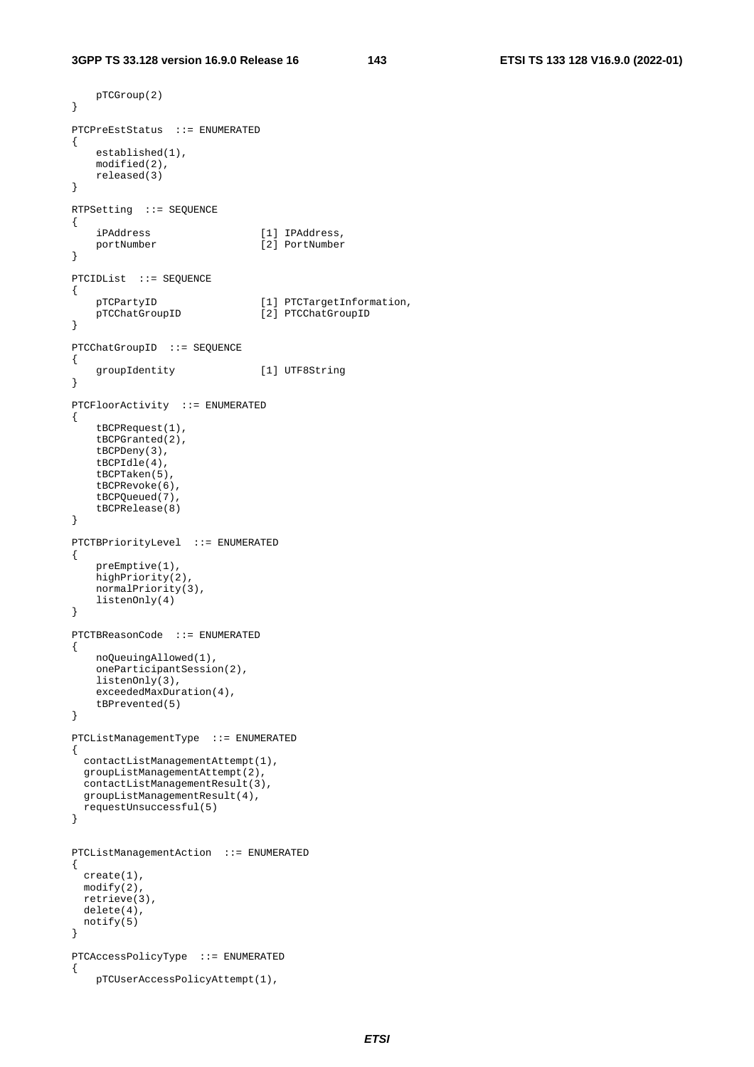```
    pTCGroup(2)
}

PTCPreEstStatus  ::= ENUMERATED
{
    established(1),
    modified(2),
    released(3)
}

RTPSetting  ::= SEQUENCE
{
    iPAddress                  [1] IPAddress,
    portNumber                 [2] PortNumber
}

PTCIDList  ::= SEQUENCE
{
    pTCPartyID                 [1] PTCTargetInformation,
    pTCChatGroupID             [2] PTCChatGroupID
}

PTCChatGroupID  ::= SEQUENCE
{
    groupIdentity              [1] UTF8String
}

PTCFloorActivity  ::= ENUMERATED
{
    tBCPRequest(1),
    tBCPGranted(2),
    tBCPDeny(3),
    tBCPIdle(4),
    tBCPTaken(5),
    tBCPRevoke(6),
    tBCPQueued(7),
    tBCPRelease(8)
}

PTCTBPriorityLevel  ::= ENUMERATED
{
    preEmptive(1),
    highPriority(2),
    normalPriority(3),
    listenOnly(4)
}

PTCTBReasonCode  ::= ENUMERATED
{
    noQueuingAllowed(1),
    oneParticipantSession(2),
    listenOnly(3),
    exceededMaxDuration(4),
    tBPrevented(5)
}

PTCListManagementType  ::= ENUMERATED
{
  contactListManagementAttempt(1),
  groupListManagementAttempt(2),
  contactListManagementResult(3),
  groupListManagementResult(4),
  requestUnsuccessful(5)
}


PTCListManagementAction  ::= ENUMERATED
{
  create(1),
  modify(2),
  retrieve(3),
  delete(4),
  notify(5)
}

PTCAccessPolicyType  ::= ENUMERATED
{
    pTCUserAccessPolicyAttempt(1),
```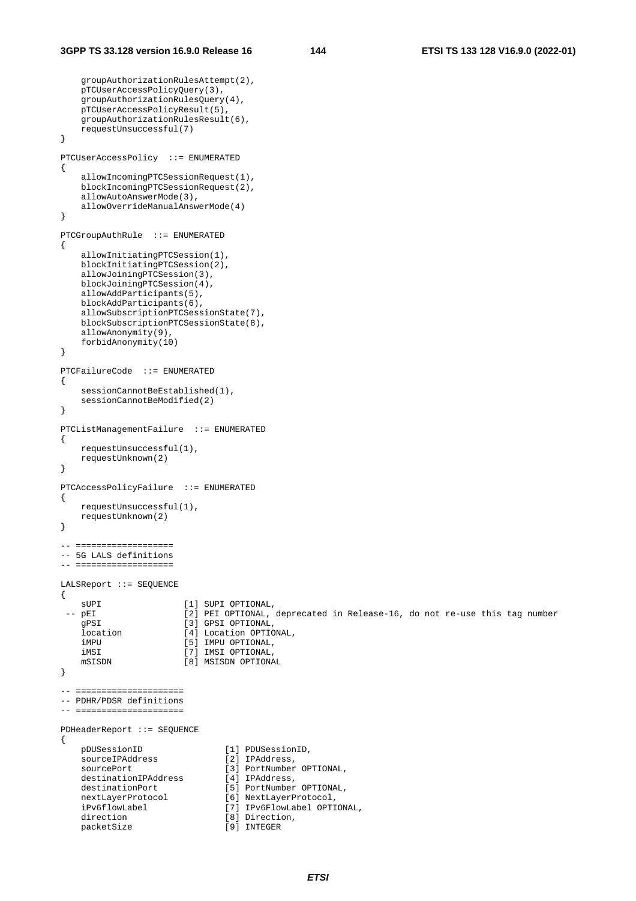```
    groupAuthorizationRulesAttempt(2),
    pTCUserAccessPolicyQuery(3),
    groupAuthorizationRulesQuery(4),
    pTCUserAccessPolicyResult(5),
    groupAuthorizationRulesResult(6),
    requestUnsuccessful(7)
}

PTCUserAccessPolicy  ::= ENUMERATED
{
    allowIncomingPTCSessionRequest(1),
    blockIncomingPTCSessionRequest(2),
    allowAutoAnswerMode(3),
    allowOverrideManualAnswerMode(4)
}

PTCGroupAuthRule  ::= ENUMERATED
{
    allowInitiatingPTCSession(1),
    blockInitiatingPTCSession(2),
    allowJoiningPTCSession(3),
    blockJoiningPTCSession(4),
    allowAddParticipants(5),
    blockAddParticipants(6),
    allowSubscriptionPTCSessionState(7),
    blockSubscriptionPTCSessionState(8),
    allowAnonymity(9),
    forbidAnonymity(10)
}

PTCFailureCode  ::= ENUMERATED
{
    sessionCannotBeEstablished(1),
    sessionCannotBeModified(2)
}

PTCListManagementFailure  ::= ENUMERATED
{
    requestUnsuccessful(1),
    requestUnknown(2)
}

PTCAccessPolicyFailure  ::= ENUMERATED
{
    requestUnsuccessful(1),
    requestUnknown(2)
}

-- ===================
-- 5G LALS definitions
-- ===================

LALSReport ::= SEQUENCE
{
    sUPI                [1] SUPI OPTIONAL,
 -- pEI                 [2] PEI OPTIONAL, deprecated in Release-16, do not re-use this tag number
    gPSI                [3] GPSI OPTIONAL,
    location            [4] Location OPTIONAL,
    iMPU                [5] IMPU OPTIONAL,
    iMSI                [7] IMSI OPTIONAL,
    mSISDN              [8] MSISDN OPTIONAL
}

-- =====================
-- PDHR/PDSR definitions
-- =====================

PDHeaderReport ::= SEQUENCE
{
    pDUSessionID                [1] PDUSessionID,
    sourceIPAddress             [2] IPAddress,
    sourcePort                  [3] PortNumber OPTIONAL,
    destinationIPAddress        [4] IPAddress,
    destinationPort             [5] PortNumber OPTIONAL,
    nextLayerProtocol           [6] NextLayerProtocol,
    iPv6flowLabel               [7] IPv6FlowLabel OPTIONAL,
    direction                   [8] Direction,
    packetSize                  [9] INTEGER
```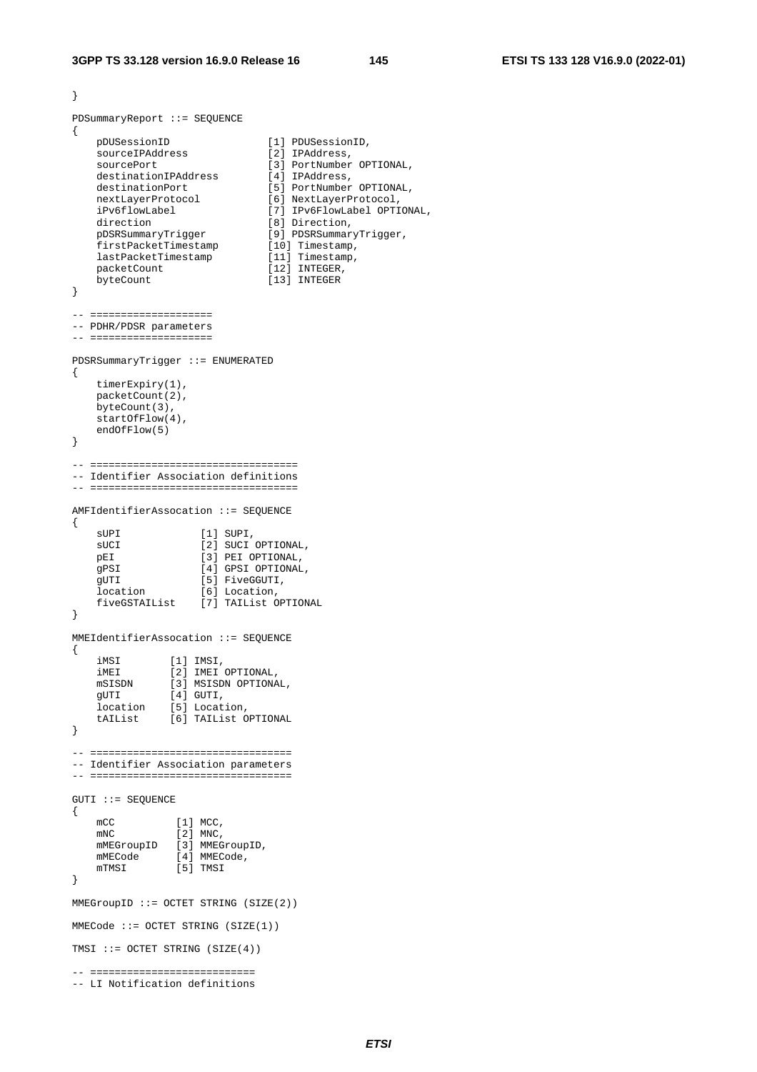```
}

PDSummaryReport ::= SEQUENCE
{
    pDUSessionID                [1] PDUSessionID,
    sourceIPAddress             [2] IPAddress,
    sourcePort                  [3] PortNumber OPTIONAL,
    destinationIPAddress        [4] IPAddress,
    destinationPort             [5] PortNumber OPTIONAL,
    nextLayerProtocol           [6] NextLayerProtocol,
    iPv6flowLabel               [7] IPv6FlowLabel OPTIONAL,
    direction                   [8] Direction,
    pDSRSummaryTrigger          [9] PDSRSummaryTrigger,
    firstPacketTimestamp        [10] Timestamp,
    lastPacketTimestamp         [11] Timestamp,
    packetCount                 [12] INTEGER,
    byteCount                   [13] INTEGER
}

-- ====================
-- PDHR/PDSR parameters
-- ====================

PDSRSummaryTrigger ::= ENUMERATED
{
    timerExpiry(1),
    packetCount(2),
    byteCount(3),
    startOfFlow(4),
    endOfFlow(5)
}

-- ==================================
-- Identifier Association definitions
-- ==================================

AMFIdentifierAssocation ::= SEQUENCE
{
    sUPI            [1] SUPI,
    sUCI            [2] SUCI OPTIONAL,
    pEI             [3] PEI OPTIONAL,
    gPSI            [4] GPSI OPTIONAL,
    gUTI            [5] FiveGGUTI,
    location        [6] Location,
    fiveGSTAIList   [7] TAIList OPTIONAL
}

MMEIdentifierAssocation ::= SEQUENCE
{
    iMSI        [1] IMSI,
    iMEI        [2] IMEI OPTIONAL,
    mSISDN      [3] MSISDN OPTIONAL,
    gUTI        [4] GUTI,
    location    [5] Location,
    tAIList     [6] TAIList OPTIONAL
}

-- =================================
-- Identifier Association parameters
-- =================================

GUTI ::= SEQUENCE
{
    mCC          [1] MCC,
    mNC          [2] MNC,
    mMEGroupID   [3] MMEGroupID,
    mMECode      [4] MMECode,
    mTMSI        [5] TMSI
}

MMEGroupID ::= OCTET STRING (SIZE(2))

MMECode ::= OCTET STRING (SIZE(1))

TMSI ::= OCTET STRING (SIZE(4))

-- ===========================
-- LI Notification definitions
```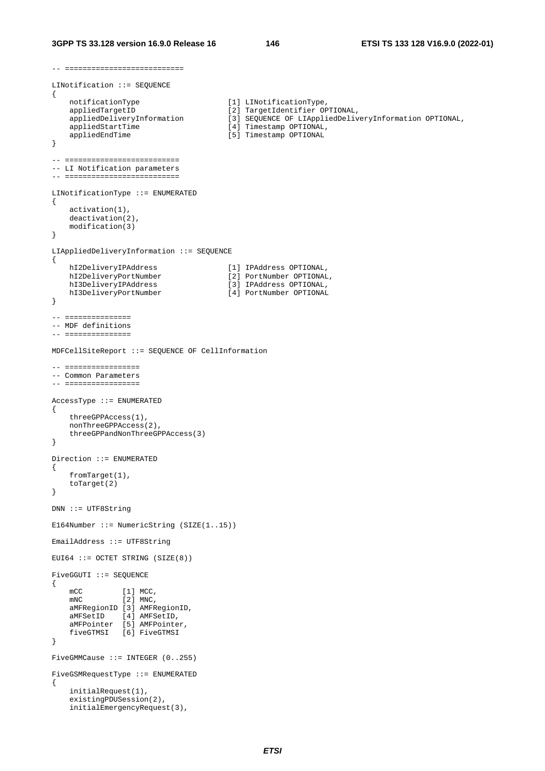```
-- ==========================

LINotification ::= SEQUENCE
{
    notificationType                    [1] LINotificationType,
    appliedTargetID                     [2] TargetIdentifier OPTIONAL,
    appliedDeliveryInformation          [3] SEQUENCE OF LIAppliedDeliveryInformation OPTIONAL,
    appliedStartTime                    [4] Timestamp OPTIONAL,
    appliedEndTime                      [5] Timestamp OPTIONAL
}

-- =========================
-- LI Notification parameters
-- =========================

LINotificationType ::= ENUMERATED
{
    activation(1),
    deactivation(2),
    modification(3)
}

LIAppliedDeliveryInformation ::= SEQUENCE
{
    hI2DeliveryIPAddress                [1] IPAddress OPTIONAL,
    hI2DeliveryPortNumber               [2] PortNumber OPTIONAL,
    hI3DeliveryIPAddress                [3] IPAddress OPTIONAL,
    hI3DeliveryPortNumber               [4] PortNumber OPTIONAL
}

-- ===============
-- MDF definitions
-- ===============

MDFCellSiteReport ::= SEQUENCE OF CellInformation

-- =================
-- Common Parameters
-- =================

AccessType ::= ENUMERATED
{
    threeGPPAccess(1),
    nonThreeGPPAccess(2),
    threeGPPandNonThreeGPPAccess(3)
}

Direction ::= ENUMERATED
{
    fromTarget(1),
    toTarget(2)
}

DNN ::= UTF8String

E164Number ::= NumericString (SIZE(1..15))

EmailAddress ::= UTF8String

EUI64 ::= OCTET STRING (SIZE(8))

FiveGGUTI ::= SEQUENCE
{
    mCC         [1] MCC,
    mNC         [2] MNC,
    aMFRegionID [3] AMFRegionID,
    aMFSetID    [4] AMFSetID,
    aMFPointer  [5] AMFPointer,
    fiveGTMSI   [6] FiveGTMSI
}

FiveGMMCause ::= INTEGER (0..255)

FiveGSMRequestType ::= ENUMERATED
{
    initialRequest(1),
    existingPDUSession(2),
    initialEmergencyRequest(3),
```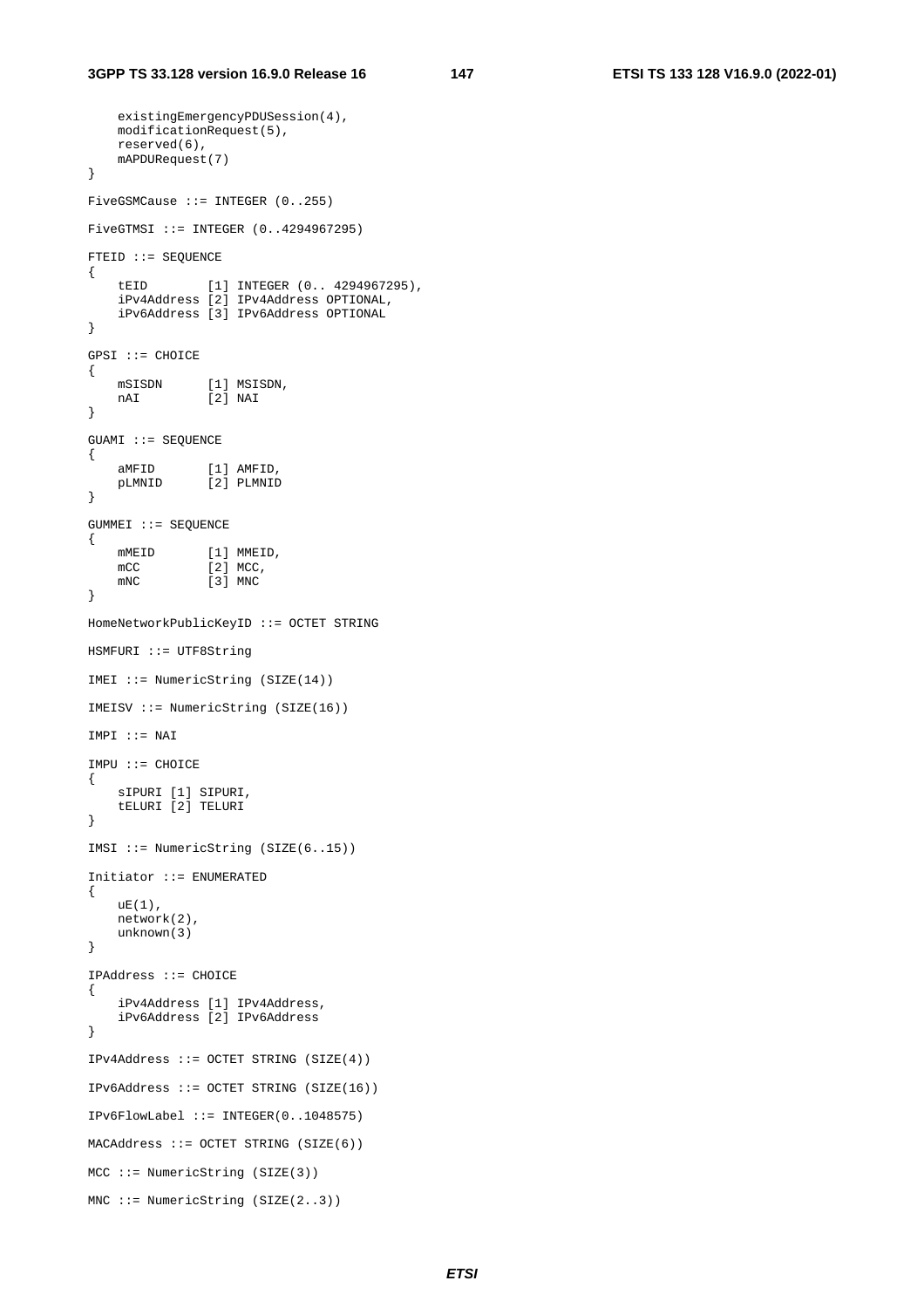```
    existingEmergencyPDUSession(4),
    modificationRequest(5),
    reserved(6),
    mAPDURequest(7)
}

FiveGSMCause ::= INTEGER (0..255)

FiveGTMSI ::= INTEGER (0..4294967295)

FTEID ::= SEQUENCE
{
    tEID        [1] INTEGER (0.. 4294967295),
    iPv4Address [2] IPv4Address OPTIONAL,
    iPv6Address [3] IPv6Address OPTIONAL
}

GPSI ::= CHOICE
{
    mSISDN      [1] MSISDN,
    nAI         [2] NAI
}

GUAMI ::= SEQUENCE
{
    aMFID       [1] AMFID,
    pLMNID      [2] PLMNID
}

GUMMEI ::= SEQUENCE
{
    mMEID       [1] MMEID,
    mCC         [2] MCC,
    mNC         [3] MNC
}

HomeNetworkPublicKeyID ::= OCTET STRING

HSMFURI ::= UTF8String

IMEI ::= NumericString (SIZE(14))

IMEISV ::= NumericString (SIZE(16))

IMPI ::= NAI

IMPU ::= CHOICE
{
    sIPURI [1] SIPURI,
    tELURI [2] TELURI
}

IMSI ::= NumericString (SIZE(6..15))

Initiator ::= ENUMERATED
{
    uE(1),
    network(2),
    unknown(3)
}

IPAddress ::= CHOICE
{
    iPv4Address [1] IPv4Address,
    iPv6Address [2] IPv6Address
}

IPv4Address ::= OCTET STRING (SIZE(4))

IPv6Address ::= OCTET STRING (SIZE(16))

IPv6FlowLabel ::= INTEGER(0..1048575)

MACAddress ::= OCTET STRING (SIZE(6))

MCC ::= NumericString (SIZE(3))

MNC ::= NumericString (SIZE(2..3))
```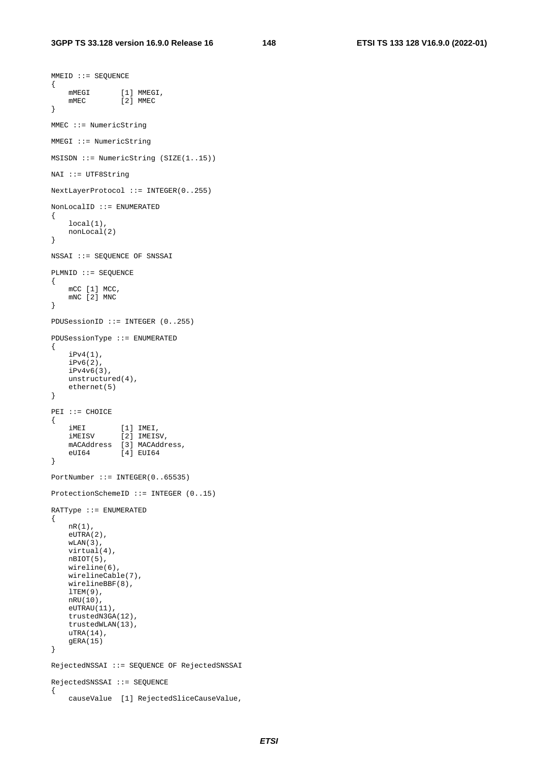```
MMEID ::= SEQUENCE
{
    mMEGI       [1] MMEGI,
    mMEC        [2] MMEC
}

MMEC ::= NumericString

MMEGI ::= NumericString

MSISDN ::= NumericString (SIZE(1..15))

NAI ::= UTF8String

NextLayerProtocol ::= INTEGER(0..255)

NonLocalID ::= ENUMERATED
{
    local(1),
    nonLocal(2)
}

NSSAI ::= SEQUENCE OF SNSSAI

PLMNID ::= SEQUENCE
{
    mCC [1] MCC,
    mNC [2] MNC
}

PDUSessionID ::= INTEGER (0..255)

PDUSessionType ::= ENUMERATED
{
    iPv4(1),
    iPv6(2),
    iPv4v6(3),
    unstructured(4),
    ethernet(5)
}

PEI ::= CHOICE
{
    iMEI        [1] IMEI,
    iMEISV      [2] IMEISV,
    mACAddress  [3] MACAddress,
    eUI64       [4] EUI64
}

PortNumber ::= INTEGER(0..65535)

ProtectionSchemeID ::= INTEGER (0..15)

RATType ::= ENUMERATED
{
    nR(1),
    eUTRA(2),
    wLAN(3),
    virtual(4),
    nBIOT(5),
    wireline(6),
    wirelineCable(7),
    wirelineBBF(8),
    lTEM(9),
    nRU(10),
    eUTRAU(11),
    trustedN3GA(12),
    trustedWLAN(13),
    uTRA(14),
    gERA(15)
}

RejectedNSSAI ::= SEQUENCE OF RejectedSNSSAI

RejectedSNSSAI ::= SEQUENCE
{
    causeValue  [1] RejectedSliceCauseValue,
```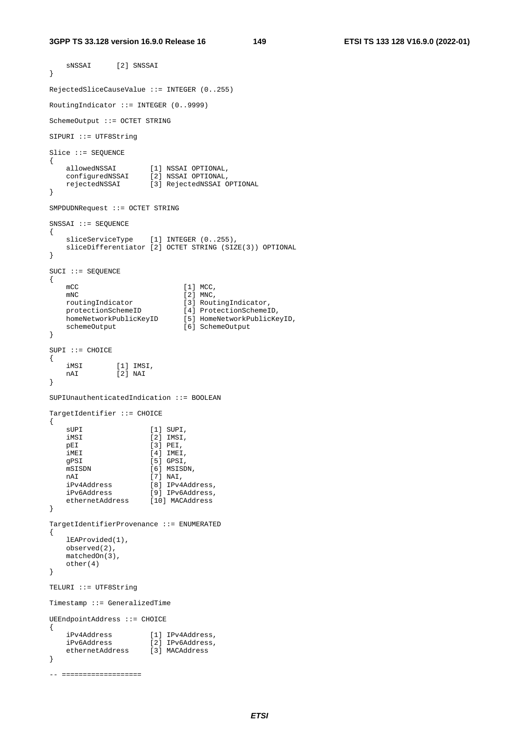```
    sNSSAI      [2] SNSSAI
}

RejectedSliceCauseValue ::= INTEGER (0..255)

RoutingIndicator ::= INTEGER (0..9999)

SchemeOutput ::= OCTET STRING

SIPURI ::= UTF8String

Slice ::= SEQUENCE
{
    allowedNSSAI        [1] NSSAI OPTIONAL,
    configuredNSSAI     [2] NSSAI OPTIONAL,
    rejectedNSSAI       [3] RejectedNSSAI OPTIONAL
}

SMPDUDNRequest ::= OCTET STRING

SNSSAI ::= SEQUENCE
{
    sliceServiceType    [1] INTEGER (0..255),
    sliceDifferentiator [2] OCTET STRING (SIZE(3)) OPTIONAL
}

SUCI ::= SEQUENCE
{
    mCC                         [1] MCC,
    mNC                         [2] MNC,
    routingIndicator            [3] RoutingIndicator,
    protectionSchemeID          [4] ProtectionSchemeID,
    homeNetworkPublicKeyID      [5] HomeNetworkPublicKeyID,
    schemeOutput                [6] SchemeOutput
}

SUPI ::= CHOICE
{
    iMSI        [1] IMSI,
    nAI         [2] NAI
}

SUPIUnauthenticatedIndication ::= BOOLEAN

TargetIdentifier ::= CHOICE
{
    sUPI                [1] SUPI,
    iMSI                [2] IMSI,
    pEI                 [3] PEI,
    iMEI                [4] IMEI,
    gPSI                [5] GPSI,
    mSISDN              [6] MSISDN,
    nAI                 [7] NAI,
    iPv4Address         [8] IPv4Address,
    iPv6Address         [9] IPv6Address,
    ethernetAddress     [10] MACAddress
}

TargetIdentifierProvenance ::= ENUMERATED
{
    lEAProvided(1),
    observed(2),
    matchedOn(3),
    other(4)
}

TELURI ::= UTF8String

Timestamp ::= GeneralizedTime

UEEndpointAddress ::= CHOICE
{
    iPv4Address         [1] IPv4Address,
    iPv6Address         [2] IPv6Address,
    ethernetAddress     [3] MACAddress
}

-- ===================
```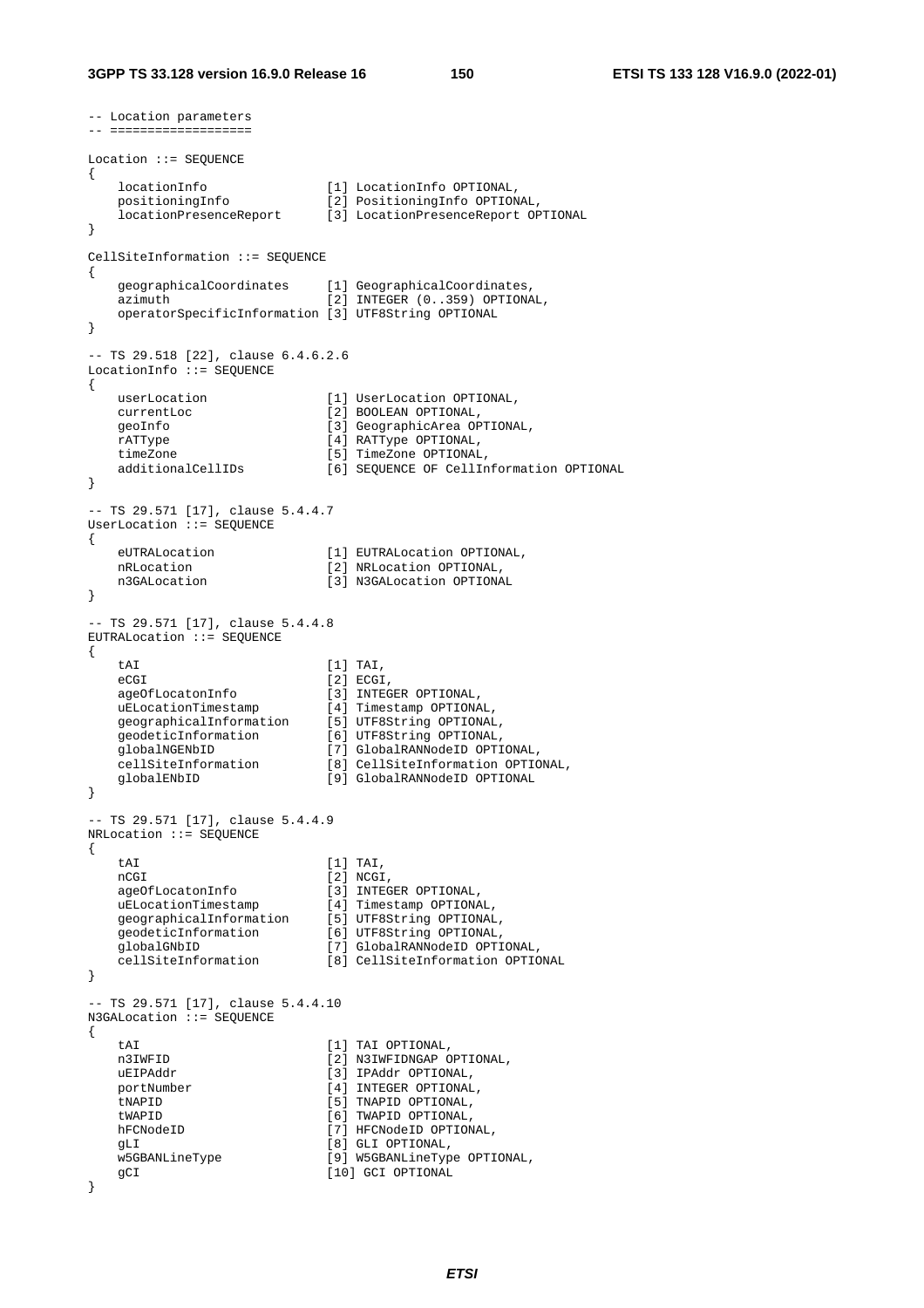```
-- Location parameters
-- ===================

Location ::= SEQUENCE
{
    locationInfo                [1] LocationInfo OPTIONAL,
    positioningInfo             [2] PositioningInfo OPTIONAL,
    locationPresenceReport      [3] LocationPresenceReport OPTIONAL
}

CellSiteInformation ::= SEQUENCE
{
    geographicalCoordinates     [1] GeographicalCoordinates,
    azimuth                     [2] INTEGER (0..359) OPTIONAL,
    operatorSpecificInformation [3] UTF8String OPTIONAL
}

-- TS 29.518 [22], clause 6.4.6.2.6
LocationInfo ::= SEQUENCE
{
    userLocation                [1] UserLocation OPTIONAL,
    currentLoc                  [2] BOOLEAN OPTIONAL,
    geoInfo                     [3] GeographicArea OPTIONAL,
    rATType                     [4] RATType OPTIONAL,
    timeZone                    [5] TimeZone OPTIONAL,
    additionalCellIDs           [6] SEQUENCE OF CellInformation OPTIONAL
}

-- TS 29.571 [17], clause 5.4.4.7
UserLocation ::= SEQUENCE
{
    eUTRALocation               [1] EUTRALocation OPTIONAL,
    nRLocation                  [2] NRLocation OPTIONAL,
    n3GALocation                [3] N3GALocation OPTIONAL
}

-- TS 29.571 [17], clause 5.4.4.8
EUTRALocation ::= SEQUENCE
{
    tAI                         [1] TAI,
    eCGI                        [2] ECGI,
    ageOfLocatonInfo            [3] INTEGER OPTIONAL,
    uELocationTimestamp         [4] Timestamp OPTIONAL,
    geographicalInformation     [5] UTF8String OPTIONAL,
    geodeticInformation         [6] UTF8String OPTIONAL,
    globalNGENbID               [7] GlobalRANNodeID OPTIONAL,
    cellSiteInformation         [8] CellSiteInformation OPTIONAL,
    globalENbID                 [9] GlobalRANNodeID OPTIONAL
}

-- TS 29.571 [17], clause 5.4.4.9
NRLocation ::= SEQUENCE
{
    tAI                         [1] TAI,
    nCGI                        [2] NCGI,
    ageOfLocatonInfo            [3] INTEGER OPTIONAL,
    uELocationTimestamp         [4] Timestamp OPTIONAL,
    geographicalInformation     [5] UTF8String OPTIONAL,
    geodeticInformation         [6] UTF8String OPTIONAL,
    globalGNbID                 [7] GlobalRANNodeID OPTIONAL,
    cellSiteInformation         [8] CellSiteInformation OPTIONAL
}

-- TS 29.571 [17], clause 5.4.4.10
N3GALocation ::= SEQUENCE
{
    tAI                         [1] TAI OPTIONAL,
    n3IWFID                     [2] N3IWFIDNGAP OPTIONAL,
    uEIPAddr                    [3] IPAddr OPTIONAL,
    portNumber                  [4] INTEGER OPTIONAL,
    tNAPID                      [5] TNAPID OPTIONAL,
    tWAPID                      [6] TWAPID OPTIONAL,
    hFCNodeID                   [7] HFCNodeID OPTIONAL,
    gLI                         [8] GLI OPTIONAL,
    w5GBANLineType              [9] W5GBANLineType OPTIONAL,
    gCI                         [10] GCI OPTIONAL
}
```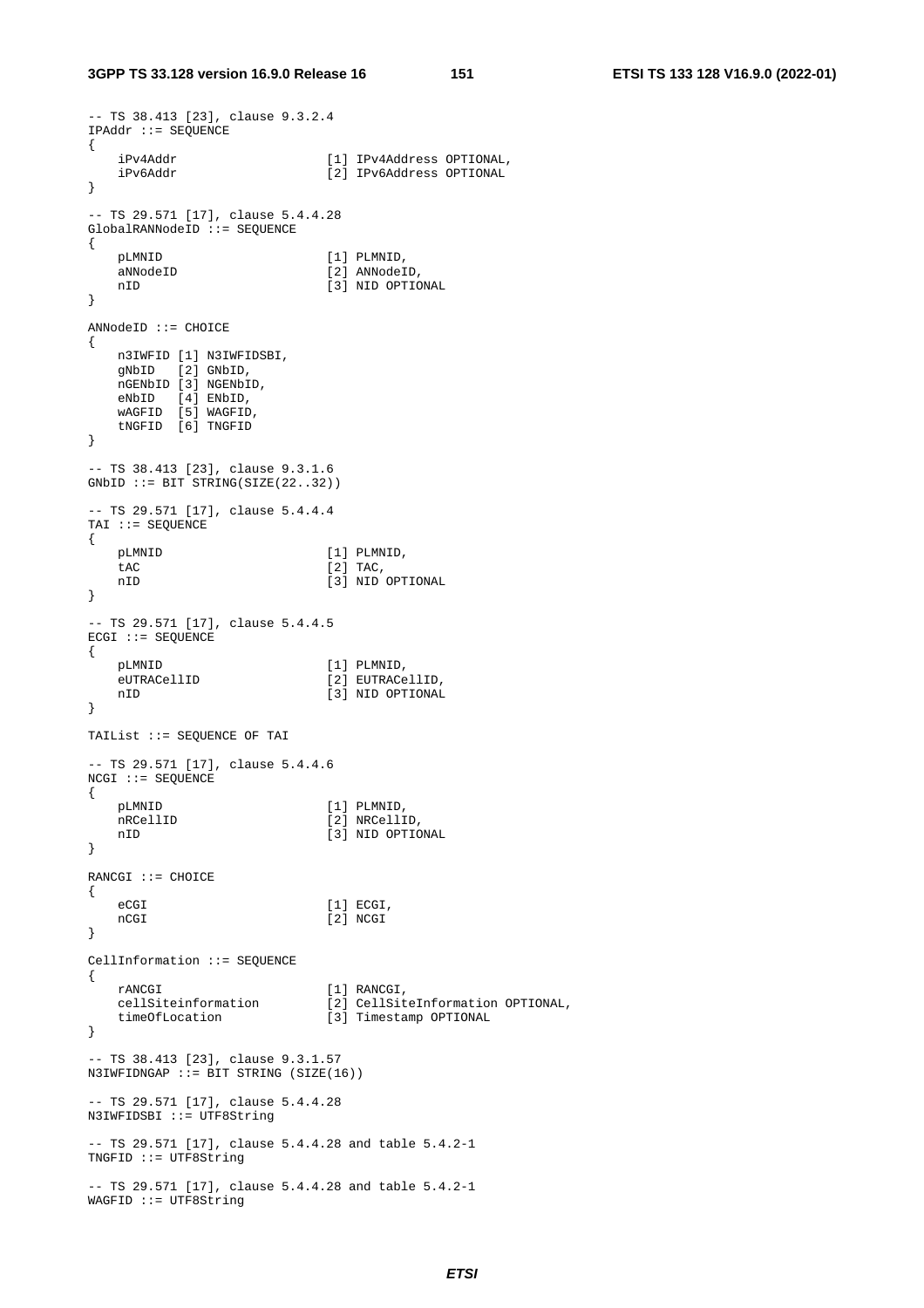```
-- TS 38.413 [23], clause 9.3.2.4
IPAddr ::= SEQUENCE
{
    iPv4Addr                    [1] IPv4Address OPTIONAL,
    iPv6Addr                    [2] IPv6Address OPTIONAL
}

-- TS 29.571 [17], clause 5.4.4.28
GlobalRANNodeID ::= SEQUENCE
{
    pLMNID                      [1] PLMNID,
    aNNodeID                    [2] ANNodeID,
    nID                         [3] NID OPTIONAL
}

ANNodeID ::= CHOICE
{
    n3IWFID [1] N3IWFIDSBI,
    gNbID   [2] GNbID,
    nGENbID [3] NGENbID,
    eNbID   [4] ENbID,
    wAGFID  [5] WAGFID,
    tNGFID  [6] TNGFID
}

-- TS 38.413 [23], clause 9.3.1.6
GNbID ::= BIT STRING(SIZE(22..32))

-- TS 29.571 [17], clause 5.4.4.4
TAI ::= SEQUENCE
{
    pLMNID                      [1] PLMNID,
    tAC                         [2] TAC,
    nID                         [3] NID OPTIONAL
}

-- TS 29.571 [17], clause 5.4.4.5
ECGI ::= SEQUENCE
{
    pLMNID                      [1] PLMNID,
    eUTRACellID                 [2] EUTRACellID,
    nID                         [3] NID OPTIONAL
}

TAIList ::= SEQUENCE OF TAI

-- TS 29.571 [17], clause 5.4.4.6
NCGI ::= SEQUENCE
{
    pLMNID                      [1] PLMNID,
    nRCellID                    [2] NRCellID,
    nID                         [3] NID OPTIONAL
}

RANCGI ::= CHOICE
{
    eCGI                        [1] ECGI,
    nCGI                        [2] NCGI
}

CellInformation ::= SEQUENCE
{
    rANCGI                      [1] RANCGI,
    cellSiteinformation         [2] CellSiteInformation OPTIONAL,
    timeOfLocation              [3] Timestamp OPTIONAL
}

-- TS 38.413 [23], clause 9.3.1.57
N3IWFIDNGAP ::= BIT STRING (SIZE(16))

-- TS 29.571 [17], clause 5.4.4.28
N3IWFIDSBI ::= UTF8String

-- TS 29.571 [17], clause 5.4.4.28 and table 5.4.2-1
TNGFID ::= UTF8String

-- TS 29.571 [17], clause 5.4.4.28 and table 5.4.2-1
WAGFID ::= UTF8String
```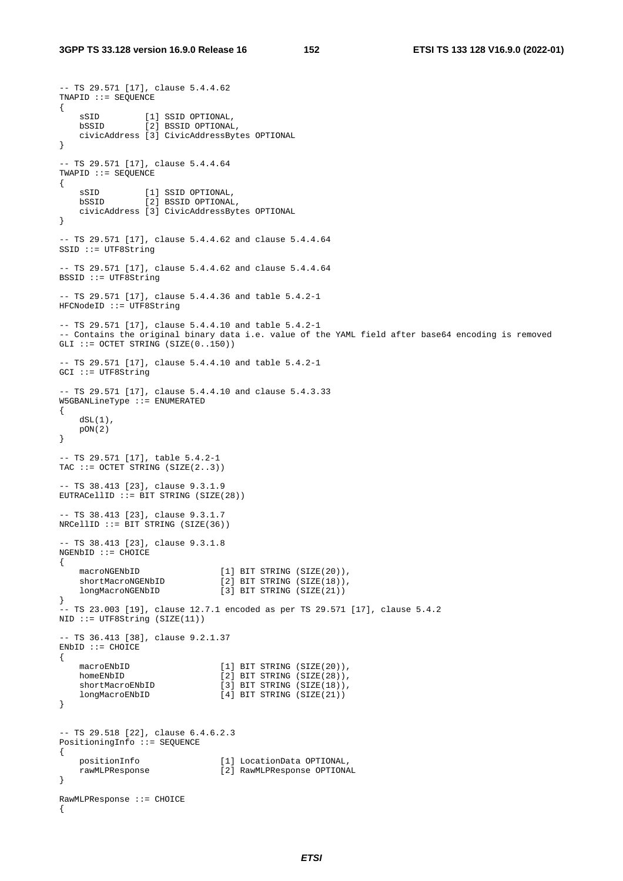```
-- TS 29.571 [17], clause 5.4.4.62
TNAPID ::= SEQUENCE
{
    sSID         [1] SSID OPTIONAL,
    bSSID        [2] BSSID OPTIONAL,
    civicAddress [3] CivicAddressBytes OPTIONAL
}

-- TS 29.571 [17], clause 5.4.4.64
TWAPID ::= SEQUENCE
{
    sSID         [1] SSID OPTIONAL,
    bSSID        [2] BSSID OPTIONAL,
    civicAddress [3] CivicAddressBytes OPTIONAL
}

-- TS 29.571 [17], clause 5.4.4.62 and clause 5.4.4.64
SSID ::= UTF8String

-- TS 29.571 [17], clause 5.4.4.62 and clause 5.4.4.64
BSSID ::= UTF8String

-- TS 29.571 [17], clause 5.4.4.36 and table 5.4.2-1
HFCNodeID ::= UTF8String

-- TS 29.571 [17], clause 5.4.4.10 and table 5.4.2-1
-- Contains the original binary data i.e. value of the YAML field after base64 encoding is removed
GLI ::= OCTET STRING (SIZE(0..150))

-- TS 29.571 [17], clause 5.4.4.10 and table 5.4.2-1
GCI ::= UTF8String

-- TS 29.571 [17], clause 5.4.4.10 and clause 5.4.3.33
W5GBANLineType ::= ENUMERATED
{
    dSL(1),
    pON(2)
}

-- TS 29.571 [17], table 5.4.2-1
TAC ::= OCTET STRING (SIZE(2..3))

-- TS 38.413 [23], clause 9.3.1.9
EUTRACellID ::= BIT STRING (SIZE(28))

-- TS 38.413 [23], clause 9.3.1.7
NRCellID ::= BIT STRING (SIZE(36))

-- TS 38.413 [23], clause 9.3.1.8
NGENbID ::= CHOICE
{
    macroNGENbID                [1] BIT STRING (SIZE(20)),
    shortMacroNGENbID           [2] BIT STRING (SIZE(18)),
    longMacroNGENbID            [3] BIT STRING (SIZE(21))
}
-- TS 23.003 [19], clause 12.7.1 encoded as per TS 29.571 [17], clause 5.4.2
NID ::= UTF8String (SIZE(11))

-- TS 36.413 [38], clause 9.2.1.37
ENbID ::= CHOICE
{
    macroENbID                  [1] BIT STRING (SIZE(20)),
    homeENbID                   [2] BIT STRING (SIZE(28)),
    shortMacroENbID             [3] BIT STRING (SIZE(18)),
    longMacroENbID              [4] BIT STRING (SIZE(21))
}


-- TS 29.518 [22], clause 6.4.6.2.3
PositioningInfo ::= SEQUENCE
{
    positionInfo                [1] LocationData OPTIONAL,
    rawMLPResponse              [2] RawMLPResponse OPTIONAL
}

RawMLPResponse ::= CHOICE
{
```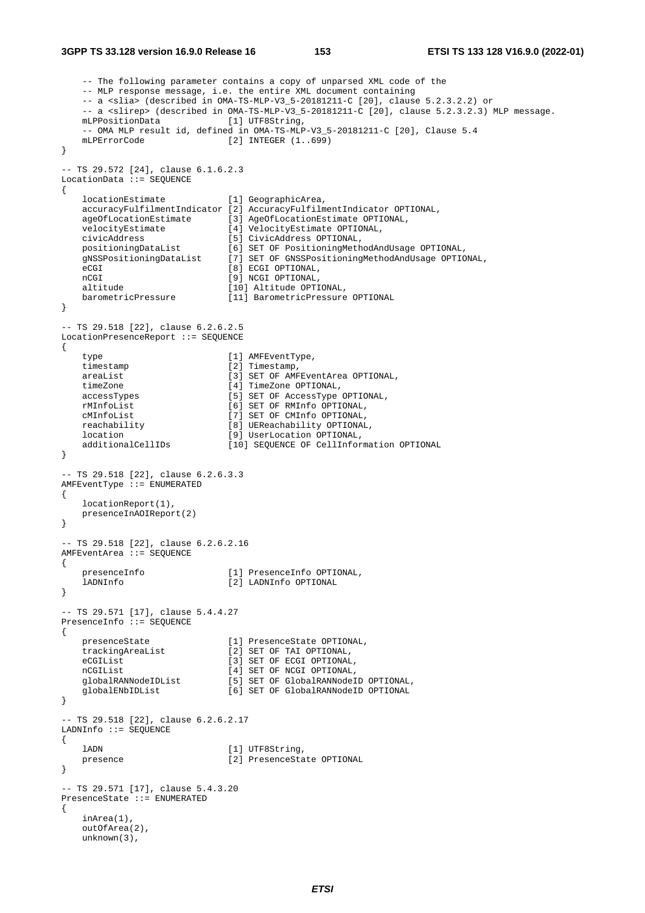```
    -- The following parameter contains a copy of unparsed XML code of the
    -- MLP response message, i.e. the entire XML document containing
    -- a <slia> (described in OMA-TS-MLP-V3_5-20181211-C [20], clause 5.2.3.2.2) or
    -- a <slirep> (described in OMA-TS-MLP-V3_5-20181211-C [20], clause 5.2.3.2.3) MLP message.
    mLPPositionData             [1] UTF8String,
    -- OMA MLP result id, defined in OMA-TS-MLP-V3_5-20181211-C [20], Clause 5.4
    mLPErrorCode                [2] INTEGER (1..699)
}

-- TS 29.572 [24], clause 6.1.6.2.3
LocationData ::= SEQUENCE
{
    locationEstimate            [1] GeographicArea,
    accuracyFulfilmentIndicator [2] AccuracyFulfilmentIndicator OPTIONAL,
    ageOfLocationEstimate       [3] AgeOfLocationEstimate OPTIONAL,
    velocityEstimate            [4] VelocityEstimate OPTIONAL,
    civicAddress                [5] CivicAddress OPTIONAL,
    positioningDataList         [6] SET OF PositioningMethodAndUsage OPTIONAL,
    gNSSPositioningDataList     [7] SET OF GNSSPositioningMethodAndUsage OPTIONAL,
    eCGI                        [8] ECGI OPTIONAL,
    nCGI                        [9] NCGI OPTIONAL,
    altitude                    [10] Altitude OPTIONAL,
    barometricPressure          [11] BarometricPressure OPTIONAL
}

-- TS 29.518 [22], clause 6.2.6.2.5
LocationPresenceReport ::= SEQUENCE
{
    type                        [1] AMFEventType,
    timestamp                   [2] Timestamp,
    areaList                    [3] SET OF AMFEventArea OPTIONAL,
    timeZone                    [4] TimeZone OPTIONAL,
    accessTypes                 [5] SET OF AccessType OPTIONAL,
    rMInfoList                  [6] SET OF RMInfo OPTIONAL,
    cMInfoList                  [7] SET OF CMInfo OPTIONAL,
    reachability                [8] UEReachability OPTIONAL,
    location                    [9] UserLocation OPTIONAL,
    additionalCellIDs           [10] SEQUENCE OF CellInformation OPTIONAL
}

-- TS 29.518 [22], clause 6.2.6.3.3
AMFEventType ::= ENUMERATED
{
    locationReport(1),
    presenceInAOIReport(2)
}

-- TS 29.518 [22], clause 6.2.6.2.16
AMFEventArea ::= SEQUENCE
{
    presenceInfo                [1] PresenceInfo OPTIONAL,
    lADNInfo                    [2] LADNInfo OPTIONAL
}

-- TS 29.571 [17], clause 5.4.4.27
PresenceInfo ::= SEQUENCE
{
    presenceState               [1] PresenceState OPTIONAL,
    trackingAreaList            [2] SET OF TAI OPTIONAL,
    eCGIList                    [3] SET OF ECGI OPTIONAL,
    nCGIList                    [4] SET OF NCGI OPTIONAL,
    globalRANNodeIDList         [5] SET OF GlobalRANNodeID OPTIONAL,
    globalENbIDList             [6] SET OF GlobalRANNodeID OPTIONAL
}

-- TS 29.518 [22], clause 6.2.6.2.17
LADNInfo ::= SEQUENCE
{
    lADN                        [1] UTF8String,
    presence                    [2] PresenceState OPTIONAL
}

-- TS 29.571 [17], clause 5.4.3.20
PresenceState ::= ENUMERATED
{
    inArea(1),
    outOfArea(2),
    unknown(3),
```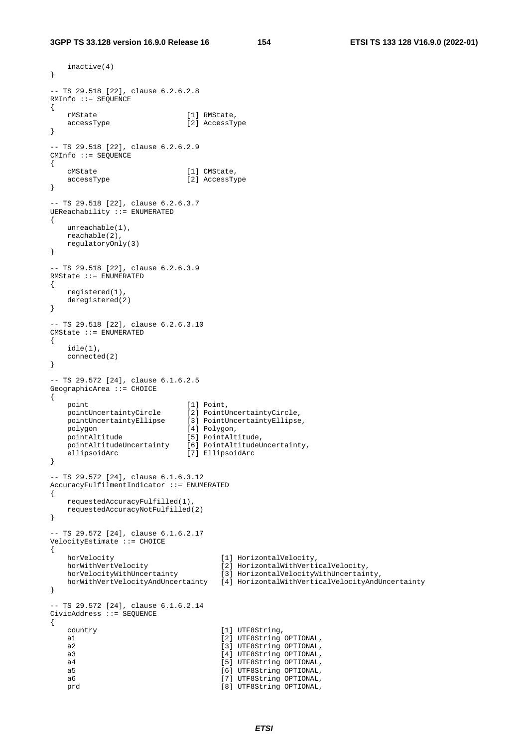```
    inactive(4)
}

-- TS 29.518 [22], clause 6.2.6.2.8
RMInfo ::= SEQUENCE
{
    rMState                     [1] RMState,
    accessType                  [2] AccessType
}

-- TS 29.518 [22], clause 6.2.6.2.9
CMInfo ::= SEQUENCE
{
    cMState                     [1] CMState,
    accessType                  [2] AccessType
}

-- TS 29.518 [22], clause 6.2.6.3.7
UEReachability ::= ENUMERATED
{
    unreachable(1),
    reachable(2),
    regulatoryOnly(3)
}

-- TS 29.518 [22], clause 6.2.6.3.9
RMState ::= ENUMERATED
{
    registered(1),
    deregistered(2)
}

-- TS 29.518 [22], clause 6.2.6.3.10
CMState ::= ENUMERATED
{
    idle(1),
    connected(2)
}

-- TS 29.572 [24], clause 6.1.6.2.5
GeographicArea ::= CHOICE
{
    point                       [1] Point,
    pointUncertaintyCircle      [2] PointUncertaintyCircle,
    pointUncertaintyEllipse     [3] PointUncertaintyEllipse,
    polygon                     [4] Polygon,
    pointAltitude               [5] PointAltitude,
    pointAltitudeUncertainty    [6] PointAltitudeUncertainty,
    ellipsoidArc                [7] EllipsoidArc
}

-- TS 29.572 [24], clause 6.1.6.3.12
AccuracyFulfilmentIndicator ::= ENUMERATED
{
    requestedAccuracyFulfilled(1),
    requestedAccuracyNotFulfilled(2)
}

-- TS 29.572 [24], clause 6.1.6.2.17
VelocityEstimate ::= CHOICE
{
    horVelocity                         [1] HorizontalVelocity,
    horWithVertVelocity                 [2] HorizontalWithVerticalVelocity,
    horVelocityWithUncertainty          [3] HorizontalVelocityWithUncertainty,
    horWithVertVelocityAndUncertainty   [4] HorizontalWithVerticalVelocityAndUncertainty
}

-- TS 29.572 [24], clause 6.1.6.2.14
CivicAddress ::= SEQUENCE
{
    country                             [1] UTF8String,
    a1                                  [2] UTF8String OPTIONAL,
    a2                                  [3] UTF8String OPTIONAL,
    a3                                  [4] UTF8String OPTIONAL,
    a4                                  [5] UTF8String OPTIONAL,
    a5                                  [6] UTF8String OPTIONAL,
    a6                                  [7] UTF8String OPTIONAL,
    prd                                 [8] UTF8String OPTIONAL,
```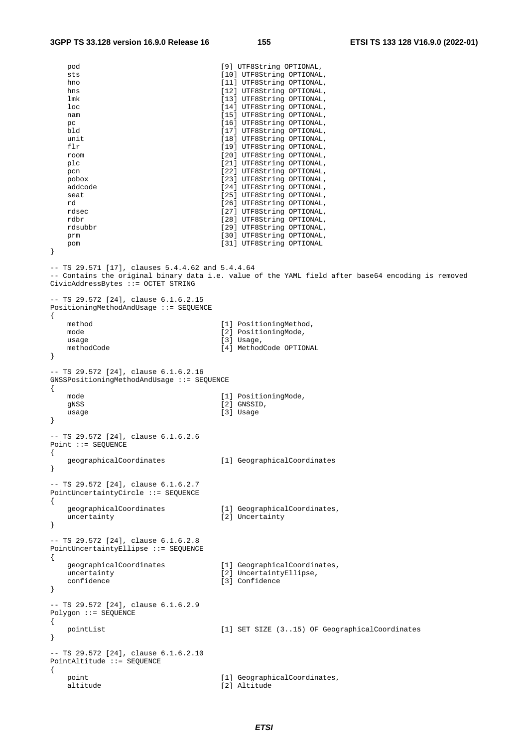```
    pod                                 [9] UTF8String OPTIONAL,
    sts                                 [10] UTF8String OPTIONAL,
    hno                                 [11] UTF8String OPTIONAL,
    hns                                 [12] UTF8String OPTIONAL,
    lmk                                 [13] UTF8String OPTIONAL,
    loc                                 [14] UTF8String OPTIONAL,
    nam                                 [15] UTF8String OPTIONAL,
    pc                                  [16] UTF8String OPTIONAL,
    bld                                 [17] UTF8String OPTIONAL,
    unit                                [18] UTF8String OPTIONAL,
    flr                                 [19] UTF8String OPTIONAL,
    room                                [20] UTF8String OPTIONAL,
    plc                                 [21] UTF8String OPTIONAL,
    pcn                                 [22] UTF8String OPTIONAL,
    pobox                               [23] UTF8String OPTIONAL,
    addcode                             [24] UTF8String OPTIONAL,
    seat                                [25] UTF8String OPTIONAL,
    rd                                  [26] UTF8String OPTIONAL,
    rdsec                               [27] UTF8String OPTIONAL,
    rdbr                                [28] UTF8String OPTIONAL,
    rdsubbr                             [29] UTF8String OPTIONAL,
    prm                                 [30] UTF8String OPTIONAL,
    pom                                 [31] UTF8String OPTIONAL
}

-- TS 29.571 [17], clauses 5.4.4.62 and 5.4.4.64
-- Contains the original binary data i.e. value of the YAML field after base64 encoding is removed
CivicAddressBytes ::= OCTET STRING

-- TS 29.572 [24], clause 6.1.6.2.15
PositioningMethodAndUsage ::= SEQUENCE
{
    method                              [1] PositioningMethod,
    mode                                [2] PositioningMode,
    usage                               [3] Usage,
    methodCode                          [4] MethodCode OPTIONAL
}

-- TS 29.572 [24], clause 6.1.6.2.16
GNSSPositioningMethodAndUsage ::= SEQUENCE
{
    mode                                [1] PositioningMode,
    gNSS                                [2] GNSSID,
    usage                               [3] Usage
}

-- TS 29.572 [24], clause 6.1.6.2.6
Point ::= SEQUENCE
{
    geographicalCoordinates             [1] GeographicalCoordinates
}

-- TS 29.572 [24], clause 6.1.6.2.7
PointUncertaintyCircle ::= SEQUENCE
{
    geographicalCoordinates             [1] GeographicalCoordinates,
    uncertainty                         [2] Uncertainty
}

-- TS 29.572 [24], clause 6.1.6.2.8
PointUncertaintyEllipse ::= SEQUENCE
{
    geographicalCoordinates             [1] GeographicalCoordinates,
    uncertainty                         [2] UncertaintyEllipse,
    confidence                          [3] Confidence
}

-- TS 29.572 [24], clause 6.1.6.2.9
Polygon ::= SEQUENCE
{
    pointList                           [1] SET SIZE (3..15) OF GeographicalCoordinates
}

-- TS 29.572 [24], clause 6.1.6.2.10
PointAltitude ::= SEQUENCE
{
    point                               [1] GeographicalCoordinates,
    altitude                            [2] Altitude
```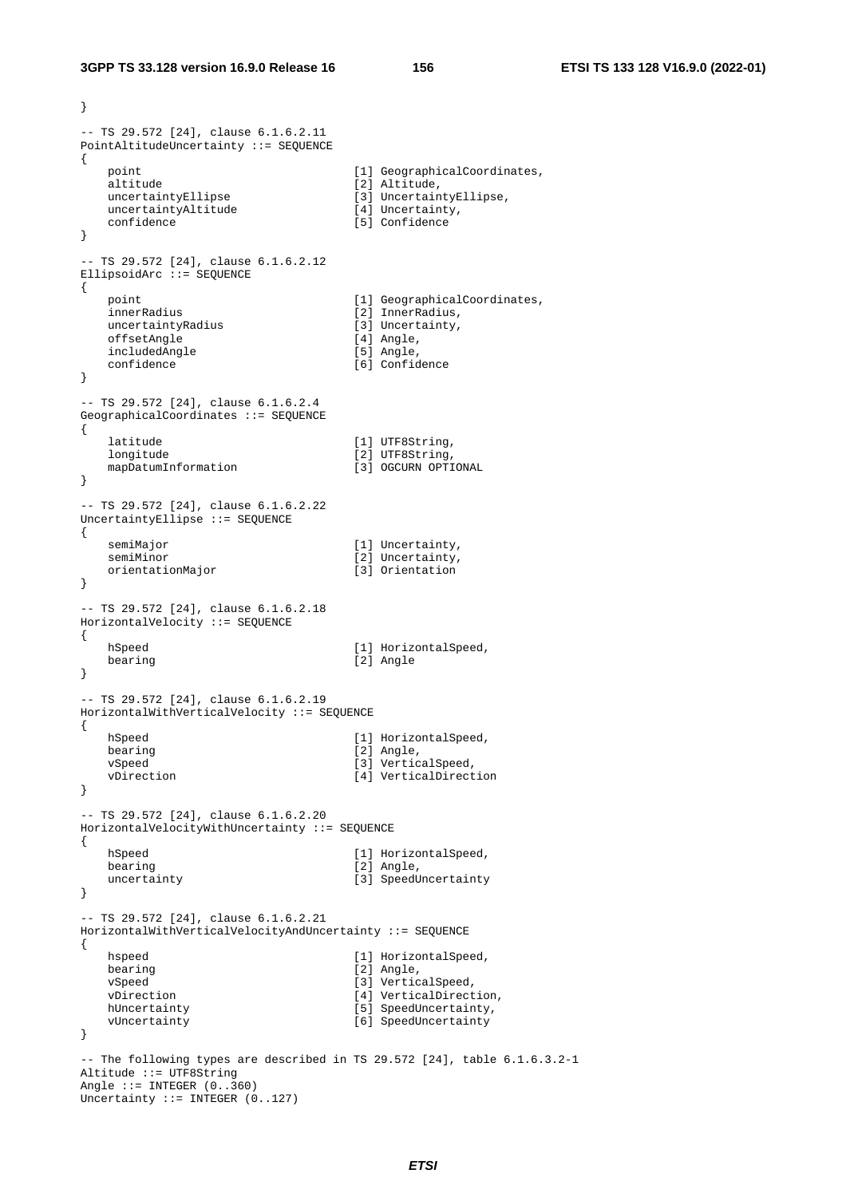```
}

-- TS 29.572 [24], clause 6.1.6.2.11
PointAltitudeUncertainty ::= SEQUENCE
{
    point                               [1] GeographicalCoordinates,
    altitude                            [2] Altitude,
    uncertaintyEllipse                  [3] UncertaintyEllipse,
    uncertaintyAltitude                 [4] Uncertainty,
    confidence                          [5] Confidence
}

-- TS 29.572 [24], clause 6.1.6.2.12
EllipsoidArc ::= SEQUENCE
{
    point                               [1] GeographicalCoordinates,
    innerRadius                         [2] InnerRadius,
    uncertaintyRadius                   [3] Uncertainty,
    offsetAngle                         [4] Angle,
    includedAngle                       [5] Angle,
    confidence                          [6] Confidence
}

-- TS 29.572 [24], clause 6.1.6.2.4
GeographicalCoordinates ::= SEQUENCE
{
    latitude                            [1] UTF8String,
    longitude                           [2] UTF8String,
    mapDatumInformation                 [3] OGCURN OPTIONAL
}

-- TS 29.572 [24], clause 6.1.6.2.22
UncertaintyEllipse ::= SEQUENCE
{
    semiMajor                           [1] Uncertainty,
    semiMinor                           [2] Uncertainty,
    orientationMajor                    [3] Orientation
}

-- TS 29.572 [24], clause 6.1.6.2.18
HorizontalVelocity ::= SEQUENCE
{
    hSpeed                              [1] HorizontalSpeed,
    bearing                             [2] Angle
}

-- TS 29.572 [24], clause 6.1.6.2.19
HorizontalWithVerticalVelocity ::= SEQUENCE
{
    hSpeed                              [1] HorizontalSpeed,
    bearing                             [2] Angle,
    vSpeed                              [3] VerticalSpeed,
    vDirection                          [4] VerticalDirection
}

-- TS 29.572 [24], clause 6.1.6.2.20
HorizontalVelocityWithUncertainty ::= SEQUENCE
{
    hSpeed                              [1] HorizontalSpeed,
    bearing                             [2] Angle,
    uncertainty                         [3] SpeedUncertainty
}

-- TS 29.572 [24], clause 6.1.6.2.21
HorizontalWithVerticalVelocityAndUncertainty ::= SEQUENCE
{
    hspeed                              [1] HorizontalSpeed,
    bearing                             [2] Angle,
    vSpeed                              [3] VerticalSpeed,
    vDirection                          [4] VerticalDirection,
    hUncertainty                        [5] SpeedUncertainty,
    vUncertainty                        [6] SpeedUncertainty
}

-- The following types are described in TS 29.572 [24], table 6.1.6.3.2-1
Altitude ::= UTF8String
Angle ::= INTEGER (0..360)
Uncertainty ::= INTEGER (0..127)
```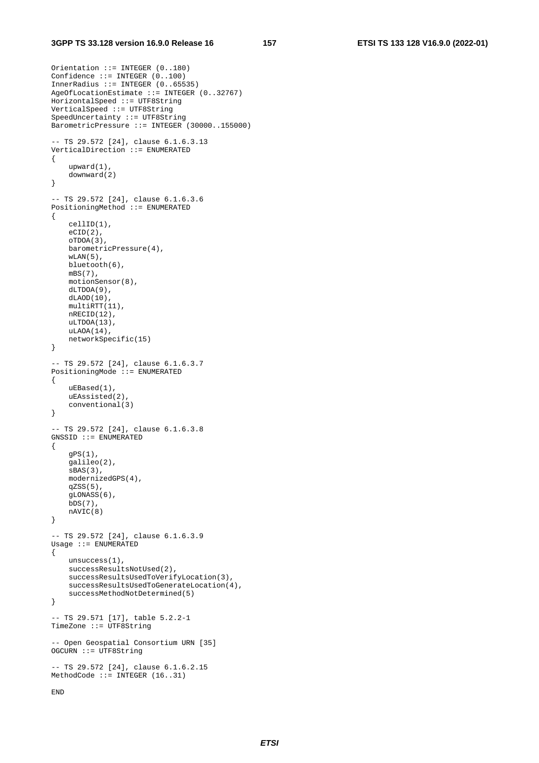```
Orientation ::= INTEGER (0..180)
Confidence ::= INTEGER (0..100)
InnerRadius ::= INTEGER (0..65535)
AgeOfLocationEstimate ::= INTEGER (0..32767)
HorizontalSpeed ::= UTF8String
VerticalSpeed ::= UTF8String
SpeedUncertainty ::= UTF8String
BarometricPressure ::= INTEGER (30000..155000)

-- TS 29.572 [24], clause 6.1.6.3.13
VerticalDirection ::= ENUMERATED
{
    upward(1),
    downward(2)
}

-- TS 29.572 [24], clause 6.1.6.3.6
PositioningMethod ::= ENUMERATED
{
    cellID(1),
    eCID(2),
    oTDOA(3),
    barometricPressure(4),
    wLAN(5),
    bluetooth(6),
    mBS(7),
    motionSensor(8),
    dLTDOA(9),
    dLAOD(10),
    multiRTT(11),
    nRECID(12),
    uLTDOA(13),
    uLAOA(14),
    networkSpecific(15)
}

-- TS 29.572 [24], clause 6.1.6.3.7
PositioningMode ::= ENUMERATED
{
    uEBased(1),
    uEAssisted(2),
    conventional(3)
}

-- TS 29.572 [24], clause 6.1.6.3.8
GNSSID ::= ENUMERATED
{
    gPS(1),
    galileo(2),
    sBAS(3),
    modernizedGPS(4),
    qZSS(5),
    gLONASS(6),
    bDS(7),
    nAVIC(8)
}

-- TS 29.572 [24], clause 6.1.6.3.9
Usage ::= ENUMERATED
{
    unsuccess(1),
    successResultsNotUsed(2),
    successResultsUsedToVerifyLocation(3),
    successResultsUsedToGenerateLocation(4),
    successMethodNotDetermined(5)
}

-- TS 29.571 [17], table 5.2.2-1
TimeZone ::= UTF8String

-- Open Geospatial Consortium URN [35]
OGCURN ::= UTF8String

-- TS 29.572 [24], clause 6.1.6.2.15
MethodCode ::= INTEGER (16..31)

END
```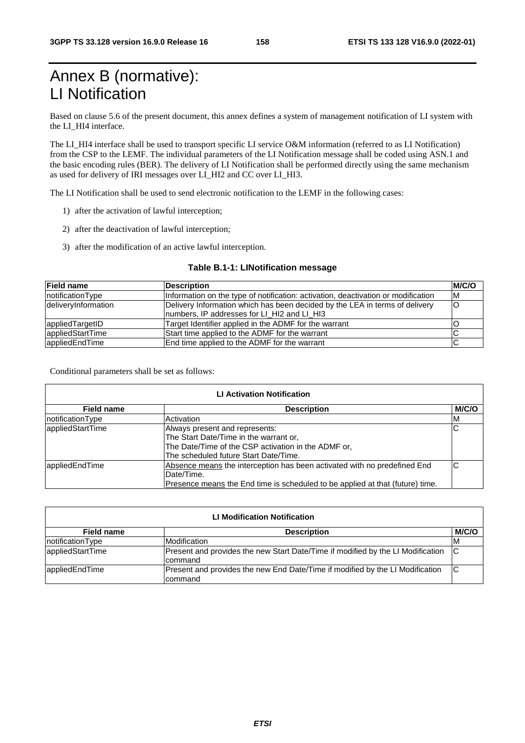# Annex B (normative): LI Notification

Based on clause 5.6 of the present document, this annex defines a system of management notification of LI system with the LI_HI4 interface.

The LI_HI4 interface shall be used to transport specific LI service O&M information (referred to as LI Notification) from the CSP to the LEMF. The individual parameters of the LI Notification message shall be coded using ASN.1 and the basic encoding rules (BER). The delivery of LI Notification shall be performed directly using the same mechanism as used for delivery of IRI messages over LI_HI2 and CC over LI_HI3.

The LI Notification shall be used to send electronic notification to the LEMF in the following cases:

1) after the activation of lawful interception;
2) after the deactivation of lawful interception;
3) after the modification of an active lawful interception.

**Table B.1-1: LINotification message**

| Field name | Description | M/C/O |
|---|---|---|
| notificationType | Information on the type of notification: activation, deactivation or modification | M |
| deliveryInformation | Delivery Information which has been decided by the LEA in terms of delivery numbers, IP addresses for LI_HI2 and LI_HI3 | O |
| appliedTargetID | Target Identifier applied in the ADMF for the warrant | O |
| appliedStartTime | Start time applied to the ADMF for the warrant | C |
| appliedEndTime | End time applied to the ADMF for the warrant | C |

Conditional parameters shall be set as follows:

| LI Activation Notification | | |
|---|---|---|
| **Field name** | **Description** | **M/C/O** |
| notificationType | Activation | M |
| appliedStartTime | Always present and represents:<br>The Start Date/Time in the warrant or,<br>The Date/Time of the CSP activation in the ADMF or,<br>The scheduled future Start Date/Time. | C |
| appliedEndTime | Absence means the interception has been activated with no predefined End Date/Time.<br>Presence means the End time is scheduled to be applied at that (future) time. | C |

| LI Modification Notification | | |
|---|---|---|
| **Field name** | **Description** | **M/C/O** |
| notificationType | Modification | M |
| appliedStartTime | Present and provides the new Start Date/Time if modified by the LI Modification command | C |
| appliedEndTime | Present and provides the new End Date/Time if modified by the LI Modification command | C |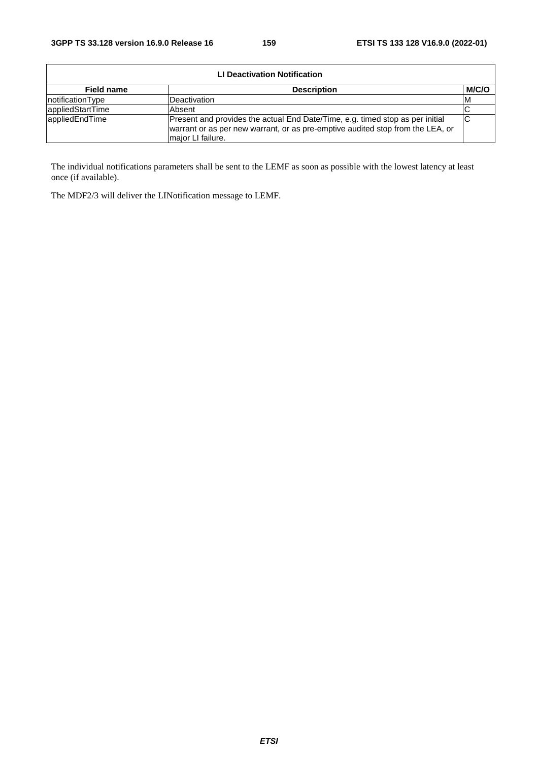| LI Deactivation Notification | | |
|---|---|---|
| **Field name** | **Description** | **M/C/O** |
| notificationType | Deactivation | M |
| appliedStartTime | Absent | C |
| appliedEndTime | Present and provides the actual End Date/Time, e.g. timed stop as per initial warrant or as per new warrant, or as pre-emptive audited stop from the LEA, or major LI failure. | C |

The individual notifications parameters shall be sent to the LEMF as soon as possible with the lowest latency at least once (if available).

The MDF2/3 will deliver the LINotification message to LEMF.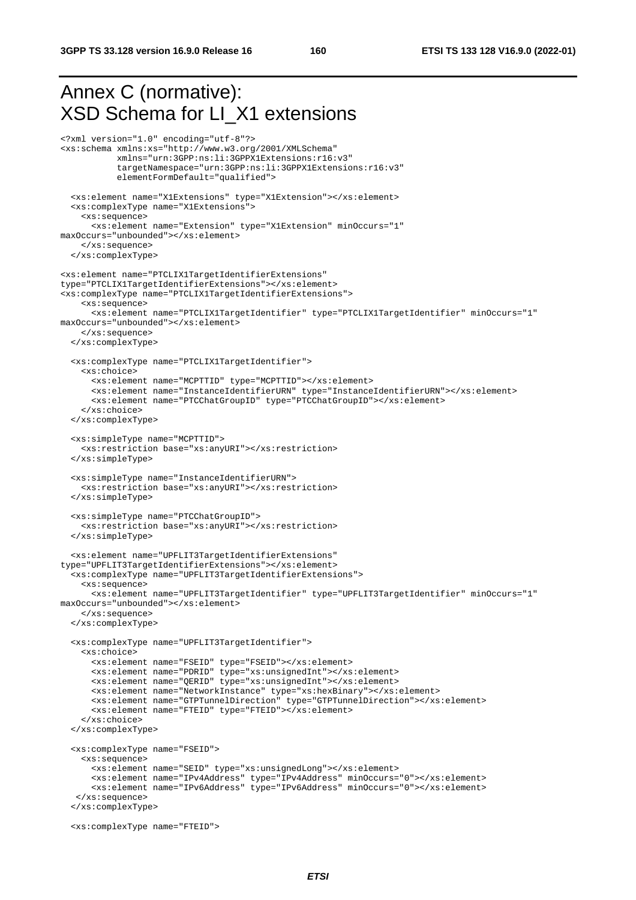# Annex C (normative): XSD Schema for LI_X1 extensions

```
<?xml version="1.0" encoding="utf-8"?>
<xs:schema xmlns:xs="http://www.w3.org/2001/XMLSchema"
           xmlns="urn:3GPP:ns:li:3GPPX1Extensions:r16:v3"
           targetNamespace="urn:3GPP:ns:li:3GPPX1Extensions:r16:v3"
           elementFormDefault="qualified">

  <xs:element name="X1Extensions" type="X1Extension"></xs:element>
  <xs:complexType name="X1Extensions">
    <xs:sequence>
      <xs:element name="Extension" type="X1Extension" minOccurs="1"
maxOccurs="unbounded"></xs:element>
    </xs:sequence>
  </xs:complexType>

<xs:element name="PTCLIX1TargetIdentifierExtensions"
type="PTCLIX1TargetIdentifierExtensions"></xs:element>
<xs:complexType name="PTCLIX1TargetIdentifierExtensions">
    <xs:sequence>
      <xs:element name="PTCLIX1TargetIdentifier" type="PTCLIX1TargetIdentifier" minOccurs="1"
maxOccurs="unbounded"></xs:element>
    </xs:sequence>
  </xs:complexType>

  <xs:complexType name="PTCLIX1TargetIdentifier">
    <xs:choice>
      <xs:element name="MCPTTID" type="MCPTTID"></xs:element>
      <xs:element name="InstanceIdentifierURN" type="InstanceIdentifierURN"></xs:element>
      <xs:element name="PTCChatGroupID" type="PTCChatGroupID"></xs:element>
    </xs:choice>
  </xs:complexType>

  <xs:simpleType name="MCPTTID">
    <xs:restriction base="xs:anyURI"></xs:restriction>
  </xs:simpleType>

  <xs:simpleType name="InstanceIdentifierURN">
    <xs:restriction base="xs:anyURI"></xs:restriction>
  </xs:simpleType>

  <xs:simpleType name="PTCChatGroupID">
    <xs:restriction base="xs:anyURI"></xs:restriction>
  </xs:simpleType>

  <xs:element name="UPFLIT3TargetIdentifierExtensions"
type="UPFLIT3TargetIdentifierExtensions"></xs:element>
  <xs:complexType name="UPFLIT3TargetIdentifierExtensions">
    <xs:sequence>
      <xs:element name="UPFLIT3TargetIdentifier" type="UPFLIT3TargetIdentifier" minOccurs="1"
maxOccurs="unbounded"></xs:element>
    </xs:sequence>
  </xs:complexType>

  <xs:complexType name="UPFLIT3TargetIdentifier">
    <xs:choice>
      <xs:element name="FSEID" type="FSEID"></xs:element>
      <xs:element name="PDRID" type="xs:unsignedInt"></xs:element>
      <xs:element name="QERID" type="xs:unsignedInt"></xs:element>
      <xs:element name="NetworkInstance" type="xs:hexBinary"></xs:element>
      <xs:element name="GTPTunnelDirection" type="GTPTunnelDirection"></xs:element>
      <xs:element name="FTEID" type="FTEID"></xs:element>
    </xs:choice>
  </xs:complexType>

  <xs:complexType name="FSEID">
    <xs:sequence>
      <xs:element name="SEID" type="xs:unsignedLong"></xs:element>
      <xs:element name="IPv4Address" type="IPv4Address" minOccurs="0"></xs:element>
      <xs:element name="IPv6Address" type="IPv6Address" minOccurs="0"></xs:element>
   </xs:sequence>
  </xs:complexType>

  <xs:complexType name="FTEID">
```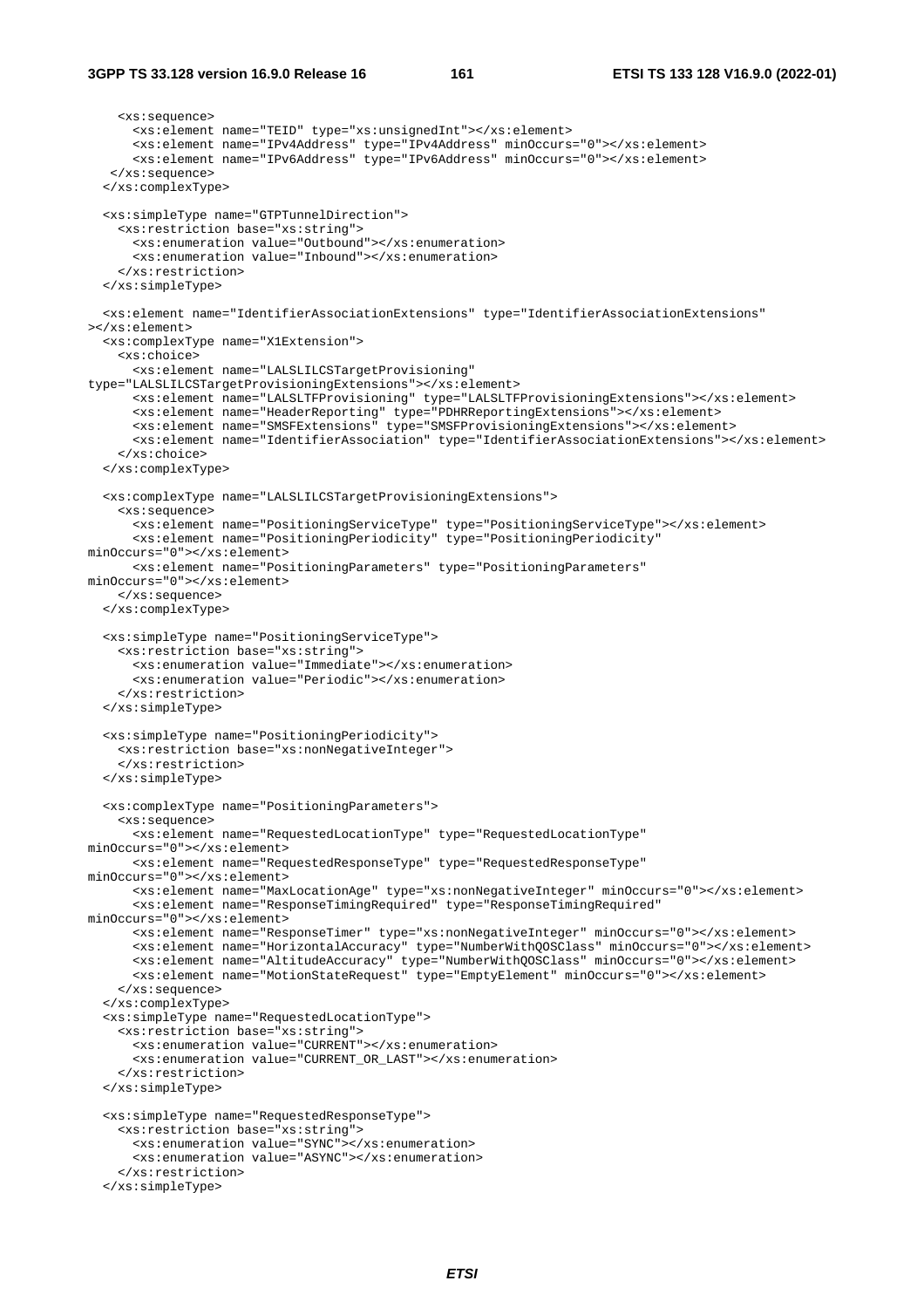```
    <xs:sequence>
      <xs:element name="TEID" type="xs:unsignedInt"></xs:element>
      <xs:element name="IPv4Address" type="IPv4Address" minOccurs="0"></xs:element>
      <xs:element name="IPv6Address" type="IPv6Address" minOccurs="0"></xs:element>
    </xs:sequence>
  </xs:complexType>

  <xs:simpleType name="GTPTunnelDirection">
    <xs:restriction base="xs:string">
      <xs:enumeration value="Outbound"></xs:enumeration>
      <xs:enumeration value="Inbound"></xs:enumeration>
    </xs:restriction>
  </xs:simpleType>

  <xs:element name="IdentifierAssociationExtensions" type="IdentifierAssociationExtensions"
></xs:element>
  <xs:complexType name="X1Extension">
    <xs:choice>
      <xs:element name="LALSLILCSTargetProvisioning"
type="LALSLILCSTargetProvisioningExtensions"></xs:element>
      <xs:element name="LALSLTFProvisioning" type="LALSLTFProvisioningExtensions"></xs:element>
      <xs:element name="HeaderReporting" type="PDHRReportingExtensions"></xs:element>
      <xs:element name="SMSFExtensions" type="SMSFProvisioningExtensions"></xs:element>
      <xs:element name="IdentifierAssociation" type="IdentifierAssociationExtensions"></xs:element>
    </xs:choice>
  </xs:complexType>

  <xs:complexType name="LALSLILCSTargetProvisioningExtensions">
    <xs:sequence>
      <xs:element name="PositioningServiceType" type="PositioningServiceType"></xs:element>
      <xs:element name="PositioningPeriodicity" type="PositioningPeriodicity"
minOccurs="0"></xs:element>
      <xs:element name="PositioningParameters" type="PositioningParameters"
minOccurs="0"></xs:element>
    </xs:sequence>
  </xs:complexType>

  <xs:simpleType name="PositioningServiceType">
    <xs:restriction base="xs:string">
      <xs:enumeration value="Immediate"></xs:enumeration>
      <xs:enumeration value="Periodic"></xs:enumeration>
    </xs:restriction>
  </xs:simpleType>

  <xs:simpleType name="PositioningPeriodicity">
    <xs:restriction base="xs:nonNegativeInteger">
    </xs:restriction>
  </xs:simpleType>

  <xs:complexType name="PositioningParameters">
    <xs:sequence>
      <xs:element name="RequestedLocationType" type="RequestedLocationType"
minOccurs="0"></xs:element>
      <xs:element name="RequestedResponseType" type="RequestedResponseType"
minOccurs="0"></xs:element>
      <xs:element name="MaxLocationAge" type="xs:nonNegativeInteger" minOccurs="0"></xs:element>
      <xs:element name="ResponseTimingRequired" type="ResponseTimingRequired"
minOccurs="0"></xs:element>
      <xs:element name="ResponseTimer" type="xs:nonNegativeInteger" minOccurs="0"></xs:element>
      <xs:element name="HorizontalAccuracy" type="NumberWithQOSClass" minOccurs="0"></xs:element>
      <xs:element name="AltitudeAccuracy" type="NumberWithQOSClass" minOccurs="0"></xs:element>
      <xs:element name="MotionStateRequest" type="EmptyElement" minOccurs="0"></xs:element>
    </xs:sequence>
  </xs:complexType>
  <xs:simpleType name="RequestedLocationType">
    <xs:restriction base="xs:string">
      <xs:enumeration value="CURRENT"></xs:enumeration>
      <xs:enumeration value="CURRENT_OR_LAST"></xs:enumeration>
    </xs:restriction>
  </xs:simpleType>

  <xs:simpleType name="RequestedResponseType">
    <xs:restriction base="xs:string">
      <xs:enumeration value="SYNC"></xs:enumeration>
      <xs:enumeration value="ASYNC"></xs:enumeration>
    </xs:restriction>
  </xs:simpleType>
```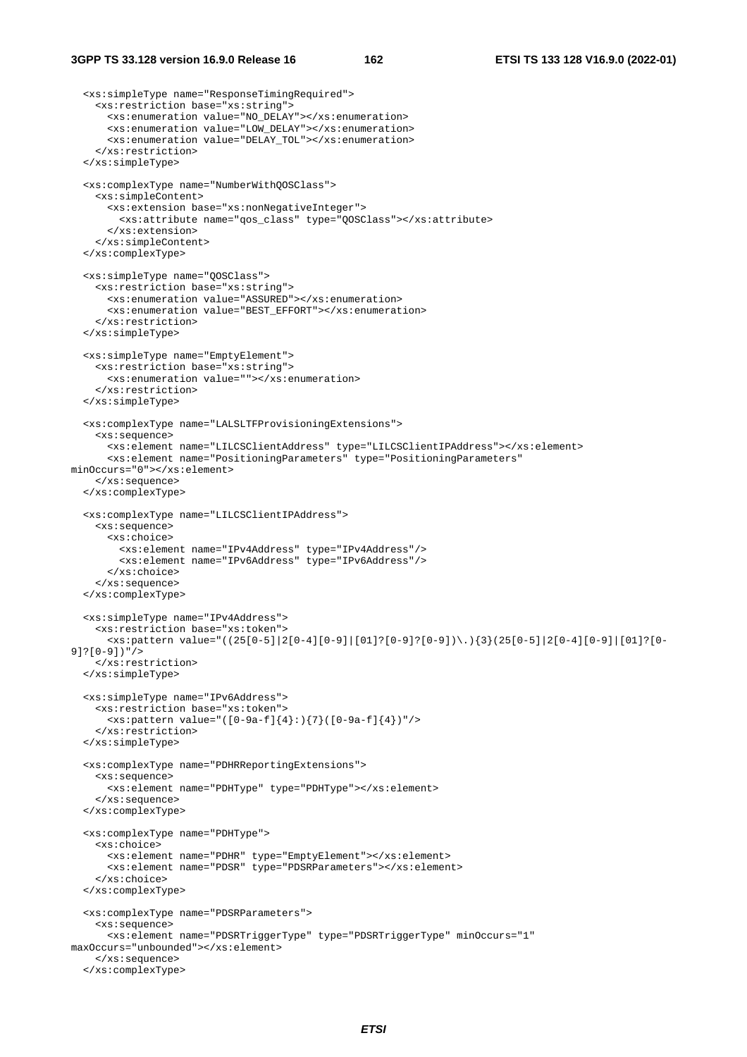```xml
  <xs:simpleType name="ResponseTimingRequired">
    <xs:restriction base="xs:string">
      <xs:enumeration value="NO_DELAY"></xs:enumeration>
      <xs:enumeration value="LOW_DELAY"></xs:enumeration>
      <xs:enumeration value="DELAY_TOL"></xs:enumeration>
    </xs:restriction>
  </xs:simpleType>

  <xs:complexType name="NumberWithQOSClass">
    <xs:simpleContent>
      <xs:extension base="xs:nonNegativeInteger">
        <xs:attribute name="qos_class" type="QOSClass"></xs:attribute>
      </xs:extension>
    </xs:simpleContent>
  </xs:complexType>

  <xs:simpleType name="QOSClass">
    <xs:restriction base="xs:string">
      <xs:enumeration value="ASSURED"></xs:enumeration>
      <xs:enumeration value="BEST_EFFORT"></xs:enumeration>
    </xs:restriction>
  </xs:simpleType>

  <xs:simpleType name="EmptyElement">
    <xs:restriction base="xs:string">
      <xs:enumeration value=""></xs:enumeration>
    </xs:restriction>
  </xs:simpleType>

  <xs:complexType name="LALSLTFProvisioningExtensions">
    <xs:sequence>
      <xs:element name="LILCSClientAddress" type="LILCSClientIPAddress"></xs:element>
      <xs:element name="PositioningParameters" type="PositioningParameters"
minOccurs="0"></xs:element>
    </xs:sequence>
  </xs:complexType>

  <xs:complexType name="LILCSClientIPAddress">
    <xs:sequence>
      <xs:choice>
        <xs:element name="IPv4Address" type="IPv4Address"/>
        <xs:element name="IPv6Address" type="IPv6Address"/>
      </xs:choice>
    </xs:sequence>
  </xs:complexType>

  <xs:simpleType name="IPv4Address">
    <xs:restriction base="xs:token">
      <xs:pattern value="((25[0-5]|2[0-4][0-9]|[01]?[0-9]?[0-9])\.){3}(25[0-5]|2[0-4][0-9]|[01]?[0-
9]?[0-9])"/>
    </xs:restriction>
  </xs:simpleType>

  <xs:simpleType name="IPv6Address">
    <xs:restriction base="xs:token">
      <xs:pattern value="([0-9a-f]{4}:){7}([0-9a-f]{4})"/>
    </xs:restriction>
  </xs:simpleType>

  <xs:complexType name="PDHRReportingExtensions">
    <xs:sequence>
      <xs:element name="PDHType" type="PDHType"></xs:element>
    </xs:sequence>
  </xs:complexType>

  <xs:complexType name="PDHType">
    <xs:choice>
      <xs:element name="PDHR" type="EmptyElement"></xs:element>
      <xs:element name="PDSR" type="PDSRParameters"></xs:element>
    </xs:choice>
  </xs:complexType>

  <xs:complexType name="PDSRParameters">
    <xs:sequence>
      <xs:element name="PDSRTriggerType" type="PDSRTriggerType" minOccurs="1"
maxOccurs="unbounded"></xs:element>
    </xs:sequence>
  </xs:complexType>
```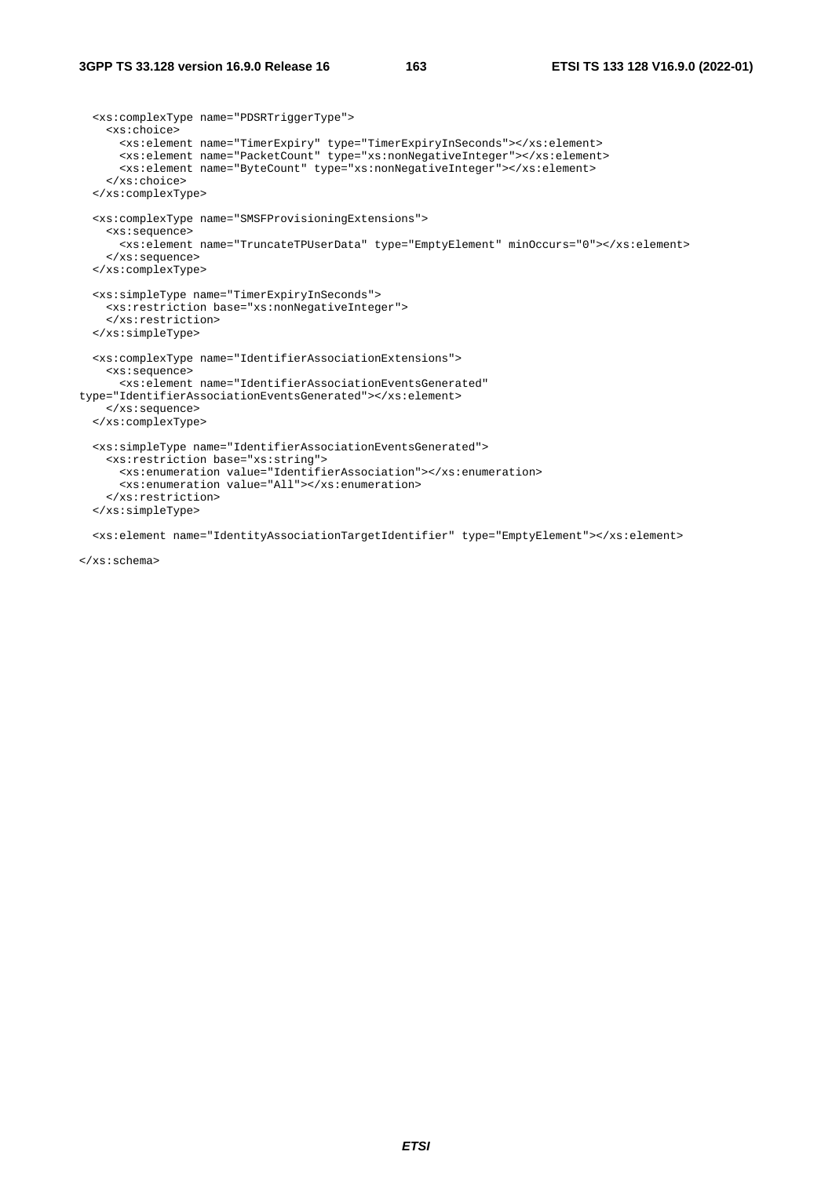```
  <xs:complexType name="PDSRTriggerType">
    <xs:choice>
      <xs:element name="TimerExpiry" type="TimerExpiryInSeconds"></xs:element>
      <xs:element name="PacketCount" type="xs:nonNegativeInteger"></xs:element>
      <xs:element name="ByteCount" type="xs:nonNegativeInteger"></xs:element>
    </xs:choice>
  </xs:complexType>

  <xs:complexType name="SMSFProvisioningExtensions">
    <xs:sequence>
      <xs:element name="TruncateTPUserData" type="EmptyElement" minOccurs="0"></xs:element>
    </xs:sequence>
  </xs:complexType>

  <xs:simpleType name="TimerExpiryInSeconds">
    <xs:restriction base="xs:nonNegativeInteger">
    </xs:restriction>
  </xs:simpleType>

  <xs:complexType name="IdentifierAssociationExtensions">
    <xs:sequence>
      <xs:element name="IdentifierAssociationEventsGenerated"
type="IdentifierAssociationEventsGenerated"></xs:element>
    </xs:sequence>
  </xs:complexType>

  <xs:simpleType name="IdentifierAssociationEventsGenerated">
    <xs:restriction base="xs:string">
      <xs:enumeration value="IdentifierAssociation"></xs:enumeration>
      <xs:enumeration value="All"></xs:enumeration>
    </xs:restriction>
  </xs:simpleType>

  <xs:element name="IdentityAssociationTargetIdentifier" type="EmptyElement"></xs:element>

</xs:schema>
```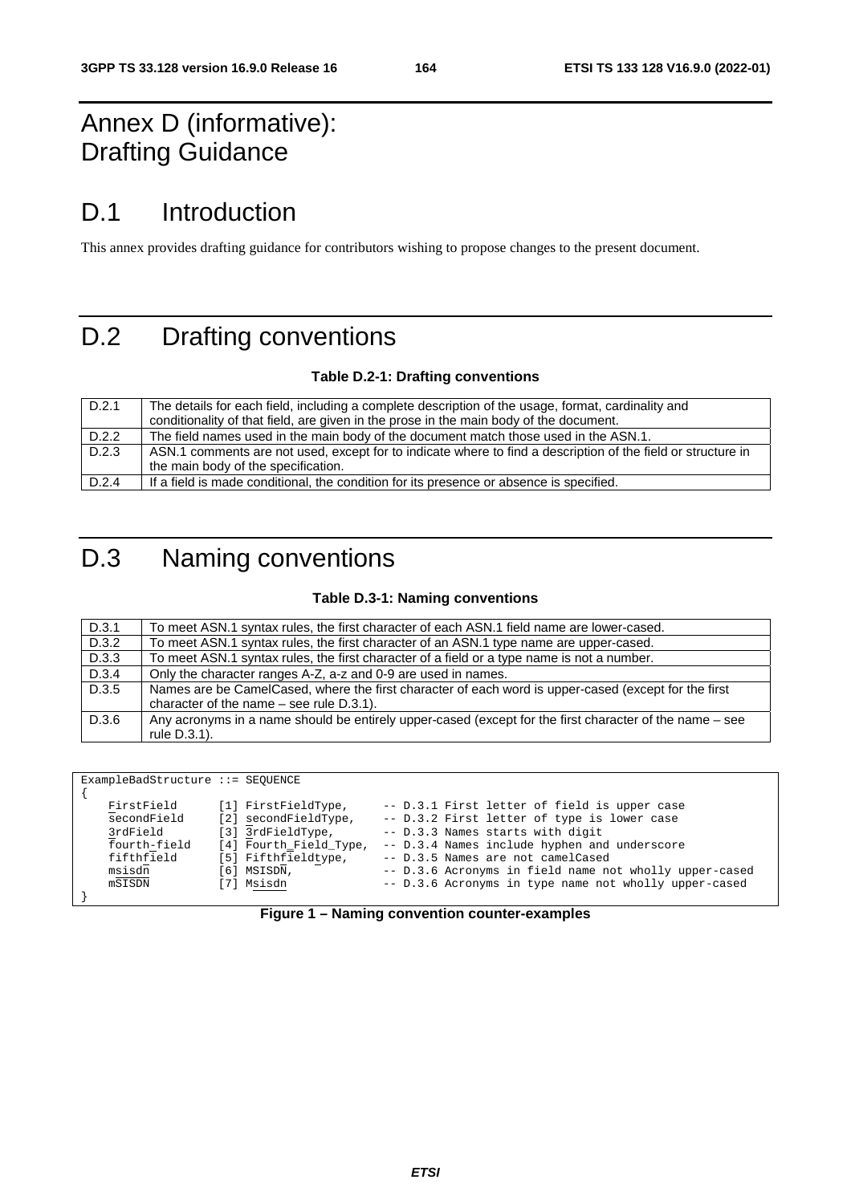# Annex D (informative): Drafting Guidance

# D.1 Introduction

This annex provides drafting guidance for contributors wishing to propose changes to the present document.

# D.2 Drafting conventions

**Table D.2-1: Drafting conventions**

| | |
|---|---|
| D.2.1 | The details for each field, including a complete description of the usage, format, cardinality and conditionality of that field, are given in the prose in the main body of the document. |
| D.2.2 | The field names used in the main body of the document match those used in the ASN.1. |
| D.2.3 | ASN.1 comments are not used, except for to indicate where to find a description of the field or structure in the main body of the specification. |
| D.2.4 | If a field is made conditional, the condition for its presence or absence is specified. |

# D.3 Naming conventions

**Table D.3-1: Naming conventions**

| | |
|---|---|
| D.3.1 | To meet ASN.1 syntax rules, the first character of each ASN.1 field name are lower-cased. |
| D.3.2 | To meet ASN.1 syntax rules, the first character of an ASN.1 type name are upper-cased. |
| D.3.3 | To meet ASN.1 syntax rules, the first character of a field or a type name is not a number. |
| D.3.4 | Only the character ranges A-Z, a-z and 0-9 are used in names. |
| D.3.5 | Names are be CamelCased, where the first character of each word is upper-cased (except for the first character of the name – see rule D.3.1). |
| D.3.6 | Any acronyms in a name should be entirely upper-cased (except for the first character of the name – see rule D.3.1). |

```
ExampleBadStructure ::= SEQUENCE
{
    FirstField      [1] FirstFieldType,     -- D.3.1 First letter of field is upper case
    secondField     [2] secondFieldType,    -- D.3.2 First letter of type is lower case
    3rdField        [3] 3rdFieldType,       -- D.3.3 Names starts with digit
    fourth-field    [4] Fourth_Field_Type,  -- D.3.4 Names include hyphen and underscore
    fifthfield      [5] Fifthfieldtype,     -- D.3.5 Names are not camelCased
    msisdn          [6] MSISDN,             -- D.3.6 Acronyms in field name not wholly upper-cased
    mSISDN          [7] Msisdn              -- D.3.6 Acronyms in type name not wholly upper-cased
}
```

**Figure 1 – Naming convention counter-examples**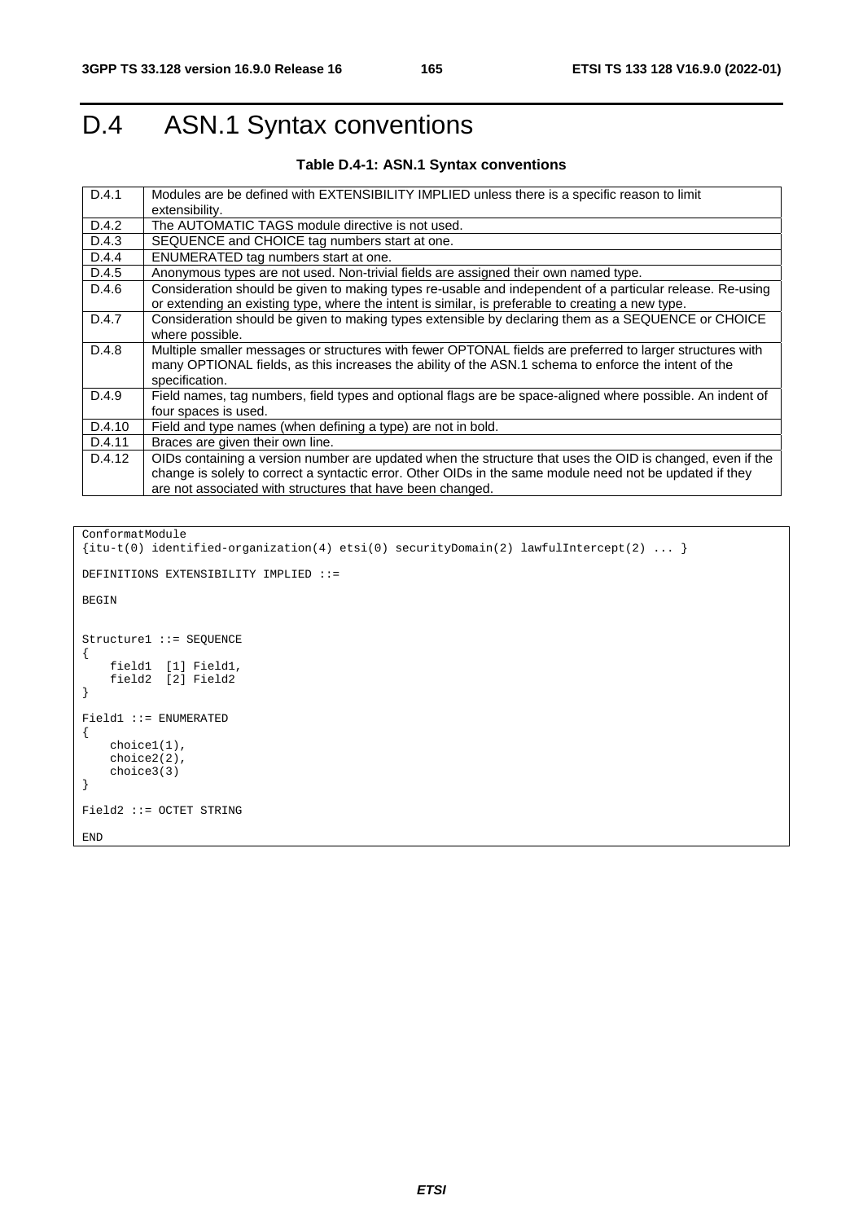# D.4 ASN.1 Syntax conventions

**Table D.4-1: ASN.1 Syntax conventions**

| | |
|---|---|
| D.4.1 | Modules are be defined with EXTENSIBILITY IMPLIED unless there is a specific reason to limit extensibility. |
| D.4.2 | The AUTOMATIC TAGS module directive is not used. |
| D.4.3 | SEQUENCE and CHOICE tag numbers start at one. |
| D.4.4 | ENUMERATED tag numbers start at one. |
| D.4.5 | Anonymous types are not used. Non-trivial fields are assigned their own named type. |
| D.4.6 | Consideration should be given to making types re-usable and independent of a particular release. Re-using or extending an existing type, where the intent is similar, is preferable to creating a new type. |
| D.4.7 | Consideration should be given to making types extensible by declaring them as a SEQUENCE or CHOICE where possible. |
| D.4.8 | Multiple smaller messages or structures with fewer OPTONAL fields are preferred to larger structures with many OPTIONAL fields, as this increases the ability of the ASN.1 schema to enforce the intent of the specification. |
| D.4.9 | Field names, tag numbers, field types and optional flags are be space-aligned where possible. An indent of four spaces is used. |
| D.4.10 | Field and type names (when defining a type) are not in bold. |
| D.4.11 | Braces are given their own line. |
| D.4.12 | OIDs containing a version number are updated when the structure that uses the OID is changed, even if the change is solely to correct a syntactic error. Other OIDs in the same module need not be updated if they are not associated with structures that have been changed. |

```
ConformatModule
{itu-t(0) identified-organization(4) etsi(0) securityDomain(2) lawfulIntercept(2) ... }

DEFINITIONS EXTENSIBILITY IMPLIED ::=

BEGIN


Structure1 ::= SEQUENCE
{
    field1  [1] Field1,
    field2  [2] Field2
}

Field1 ::= ENUMERATED
{
    choice1(1),
    choice2(2),
    choice3(3)
}

Field2 ::= OCTET STRING

END
```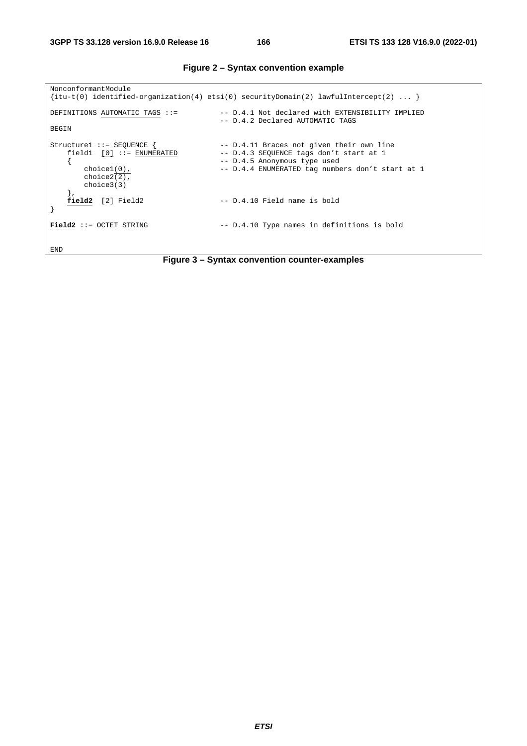**Figure 2 – Syntax convention example**

```
NonconformantModule
{itu-t(0) identified-organization(4) etsi(0) securityDomain(2) lawfulIntercept(2) ... }

DEFINITIONS AUTOMATIC TAGS ::=          -- D.4.1 Not declared with EXTENSIBILITY IMPLIED
                                        -- D.4.2 Declared AUTOMATIC TAGS
BEGIN

Structure1 ::= SEQUENCE {               -- D.4.11 Braces not given their own line
    field1  [0] ::= ENUMERATED          -- D.4.3 SEQUENCE tags don't start at 1
    {                                   -- D.4.5 Anonymous type used
        choice1(0),                     -- D.4.4 ENUMERATED tag numbers don't start at 1
        choice2(2),
        choice3(3)
    },
    field2  [2] Field2                  -- D.4.10 Field name is bold
}

Field2 ::= OCTET STRING                 -- D.4.10 Type names in definitions is bold


END
```

**Figure 3 – Syntax convention counter-examples**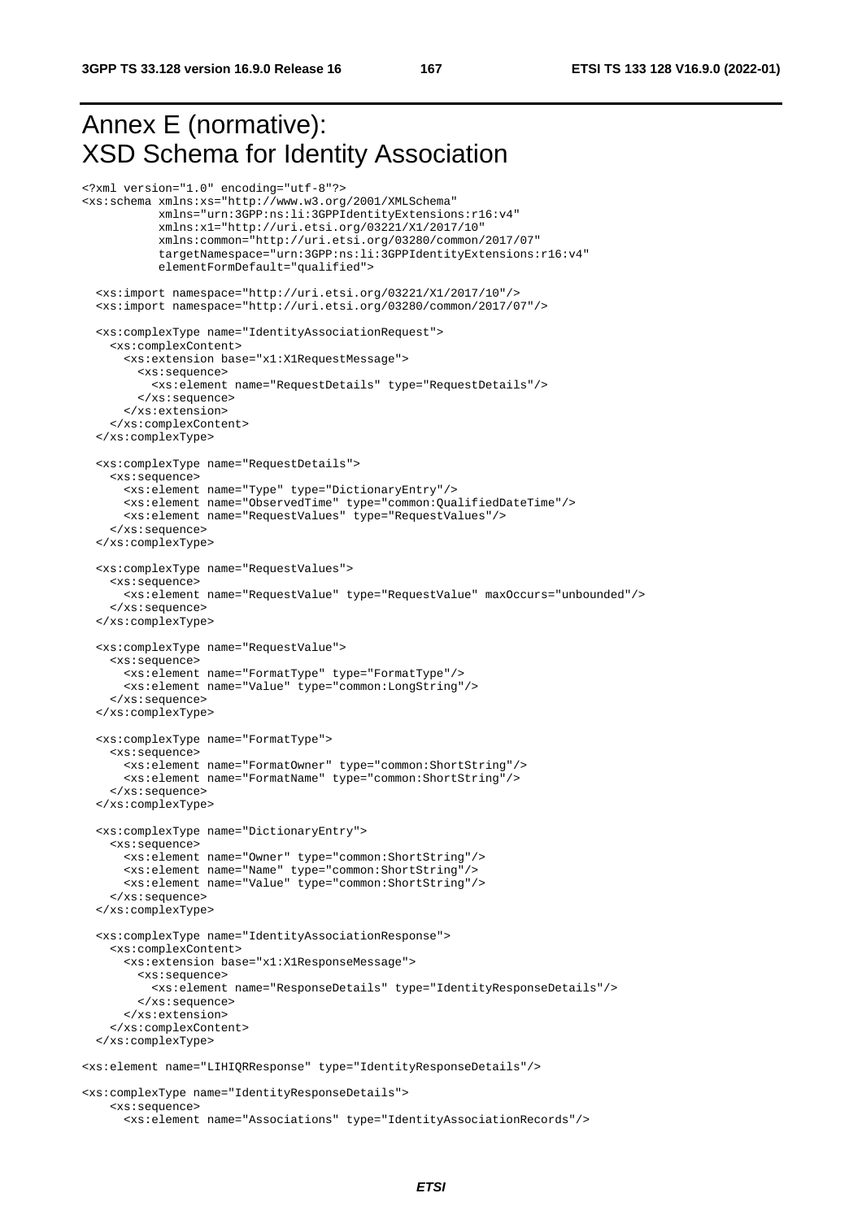# Annex E (normative): XSD Schema for Identity Association

```
<?xml version="1.0" encoding="utf-8"?>
<xs:schema xmlns:xs="http://www.w3.org/2001/XMLSchema"
           xmlns="urn:3GPP:ns:li:3GPPIdentityExtensions:r16:v4"
           xmlns:x1="http://uri.etsi.org/03221/X1/2017/10"
           xmlns:common="http://uri.etsi.org/03280/common/2017/07"
           targetNamespace="urn:3GPP:ns:li:3GPPIdentityExtensions:r16:v4"
           elementFormDefault="qualified">

  <xs:import namespace="http://uri.etsi.org/03221/X1/2017/10"/>
  <xs:import namespace="http://uri.etsi.org/03280/common/2017/07"/>

  <xs:complexType name="IdentityAssociationRequest">
    <xs:complexContent>
      <xs:extension base="x1:X1RequestMessage">
        <xs:sequence>
          <xs:element name="RequestDetails" type="RequestDetails"/>
        </xs:sequence>
      </xs:extension>
    </xs:complexContent>
  </xs:complexType>

  <xs:complexType name="RequestDetails">
    <xs:sequence>
      <xs:element name="Type" type="DictionaryEntry"/>
      <xs:element name="ObservedTime" type="common:QualifiedDateTime"/>
      <xs:element name="RequestValues" type="RequestValues"/>
    </xs:sequence>
  </xs:complexType>

  <xs:complexType name="RequestValues">
    <xs:sequence>
      <xs:element name="RequestValue" type="RequestValue" maxOccurs="unbounded"/>
    </xs:sequence>
  </xs:complexType>

  <xs:complexType name="RequestValue">
    <xs:sequence>
      <xs:element name="FormatType" type="FormatType"/>
      <xs:element name="Value" type="common:LongString"/>
    </xs:sequence>
  </xs:complexType>

  <xs:complexType name="FormatType">
    <xs:sequence>
      <xs:element name="FormatOwner" type="common:ShortString"/>
      <xs:element name="FormatName" type="common:ShortString"/>
    </xs:sequence>
  </xs:complexType>

  <xs:complexType name="DictionaryEntry">
    <xs:sequence>
      <xs:element name="Owner" type="common:ShortString"/>
      <xs:element name="Name" type="common:ShortString"/>
      <xs:element name="Value" type="common:ShortString"/>
    </xs:sequence>
  </xs:complexType>

  <xs:complexType name="IdentityAssociationResponse">
    <xs:complexContent>
      <xs:extension base="x1:X1ResponseMessage">
        <xs:sequence>
          <xs:element name="ResponseDetails" type="IdentityResponseDetails"/>
        </xs:sequence>
      </xs:extension>
    </xs:complexContent>
  </xs:complexType>

<xs:element name="LIHIQRResponse" type="IdentityResponseDetails"/>

<xs:complexType name="IdentityResponseDetails">
    <xs:sequence>
      <xs:element name="Associations" type="IdentityAssociationRecords"/>
```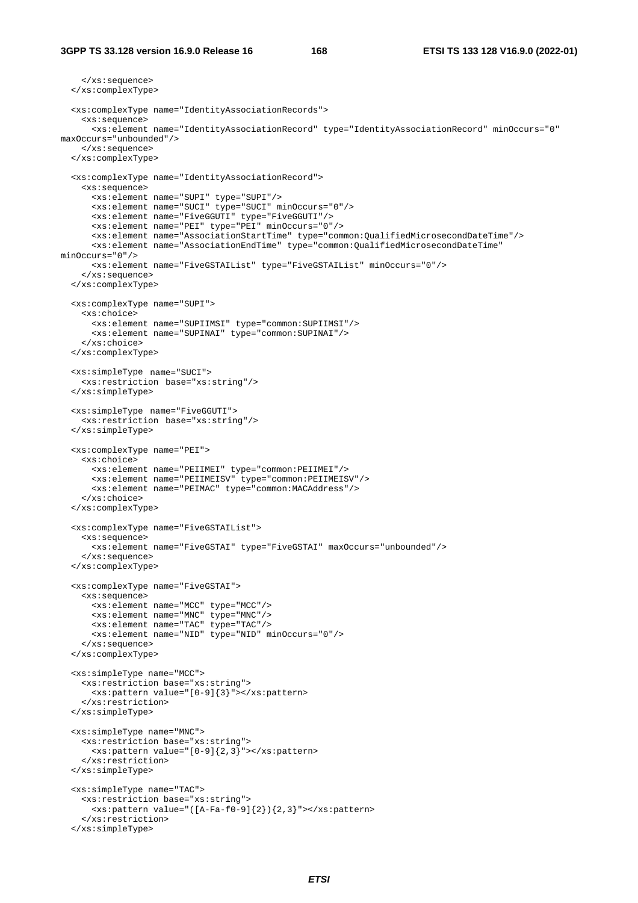```
    </xs:sequence>
  </xs:complexType>

  <xs:complexType name="IdentityAssociationRecords">
    <xs:sequence>
      <xs:element name="IdentityAssociationRecord" type="IdentityAssociationRecord" minOccurs="0"
maxOccurs="unbounded"/>
    </xs:sequence>
  </xs:complexType>

  <xs:complexType name="IdentityAssociationRecord">
    <xs:sequence>
      <xs:element name="SUPI" type="SUPI"/>
      <xs:element name="SUCI" type="SUCI" minOccurs="0"/>
      <xs:element name="FiveGGUTI" type="FiveGGUTI"/>
      <xs:element name="PEI" type="PEI" minOccurs="0"/>
      <xs:element name="AssociationStartTime" type="common:QualifiedMicrosecondDateTime"/>
      <xs:element name="AssociationEndTime" type="common:QualifiedMicrosecondDateTime"
minOccurs="0"/>
      <xs:element name="FiveGSTAIList" type="FiveGSTAIList" minOccurs="0"/>
    </xs:sequence>
  </xs:complexType>

  <xs:complexType name="SUPI">
    <xs:choice>
      <xs:element name="SUPIIMSI" type="common:SUPIIMSI"/>
      <xs:element name="SUPINAI" type="common:SUPINAI"/>
    </xs:choice>
  </xs:complexType>

  <xs:simpleType name="SUCI">
    <xs:restriction base="xs:string"/>
  </xs:simpleType>

  <xs:simpleType name="FiveGGUTI">
    <xs:restriction base="xs:string"/>
  </xs:simpleType>

  <xs:complexType name="PEI">
    <xs:choice>
      <xs:element name="PEIIMEI" type="common:PEIIMEI"/>
      <xs:element name="PEIIMEISV" type="common:PEIIMEISV"/>
      <xs:element name="PEIMAC" type="common:MACAddress"/>
    </xs:choice>
  </xs:complexType>

  <xs:complexType name="FiveGSTAIList">
    <xs:sequence>
      <xs:element name="FiveGSTAI" type="FiveGSTAI" maxOccurs="unbounded"/>
    </xs:sequence>
  </xs:complexType>

  <xs:complexType name="FiveGSTAI">
    <xs:sequence>
      <xs:element name="MCC" type="MCC"/>
      <xs:element name="MNC" type="MNC"/>
      <xs:element name="TAC" type="TAC"/>
      <xs:element name="NID" type="NID" minOccurs="0"/>
    </xs:sequence>
  </xs:complexType>

  <xs:simpleType name="MCC">
    <xs:restriction base="xs:string">
      <xs:pattern value="[0-9]{3}"></xs:pattern>
    </xs:restriction>
  </xs:simpleType>

  <xs:simpleType name="MNC">
    <xs:restriction base="xs:string">
      <xs:pattern value="[0-9]{2,3}"></xs:pattern>
    </xs:restriction>
  </xs:simpleType>

  <xs:simpleType name="TAC">
    <xs:restriction base="xs:string">
      <xs:pattern value="([A-Fa-f0-9]{2}){2,3}"></xs:pattern>
    </xs:restriction>
  </xs:simpleType>
```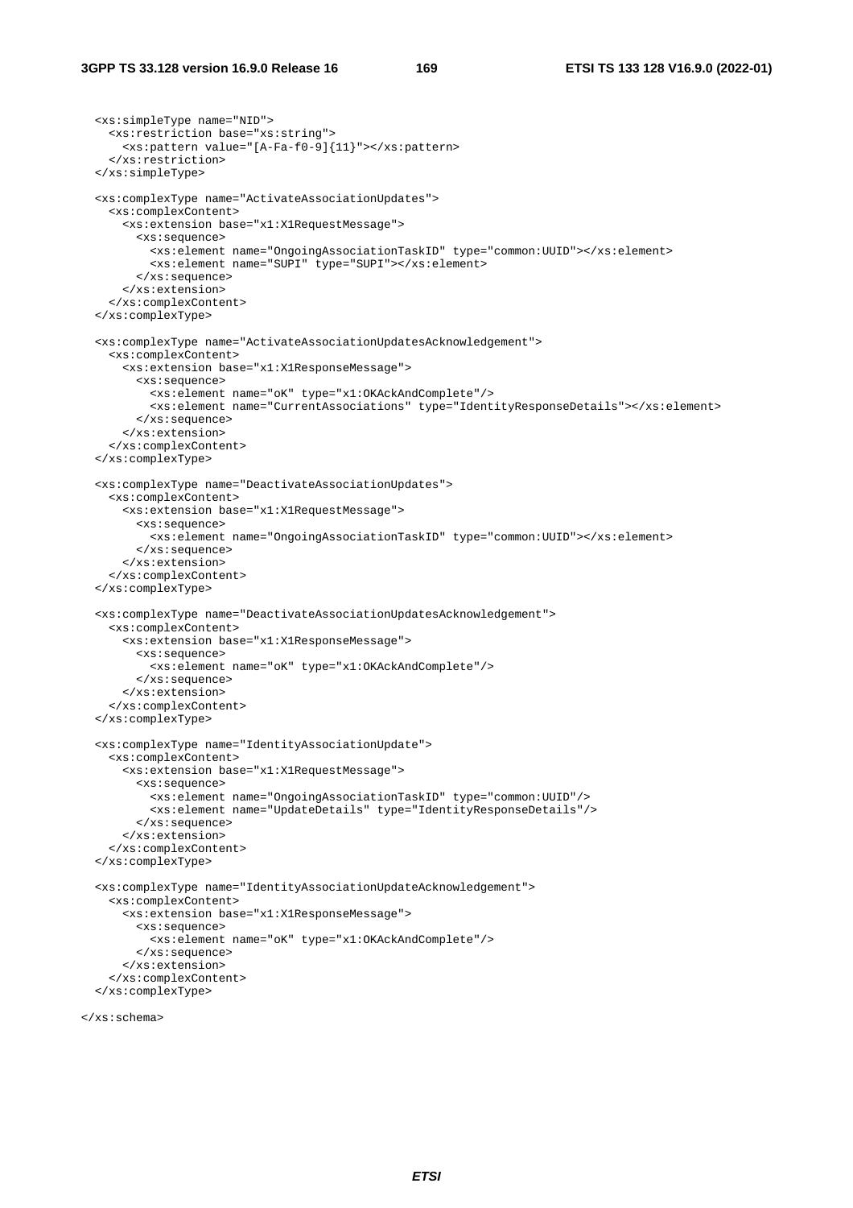```
  <xs:simpleType name="NID">
    <xs:restriction base="xs:string">
      <xs:pattern value="[A-Fa-f0-9]{11}"></xs:pattern>
    </xs:restriction>
  </xs:simpleType>

  <xs:complexType name="ActivateAssociationUpdates">
    <xs:complexContent>
      <xs:extension base="x1:X1RequestMessage">
        <xs:sequence>
          <xs:element name="OngoingAssociationTaskID" type="common:UUID"></xs:element>
          <xs:element name="SUPI" type="SUPI"></xs:element>
        </xs:sequence>
      </xs:extension>
    </xs:complexContent>
  </xs:complexType>

  <xs:complexType name="ActivateAssociationUpdatesAcknowledgement">
    <xs:complexContent>
      <xs:extension base="x1:X1ResponseMessage">
        <xs:sequence>
          <xs:element name="oK" type="x1:OKAckAndComplete"/>
          <xs:element name="CurrentAssociations" type="IdentityResponseDetails"></xs:element>
        </xs:sequence>
      </xs:extension>
    </xs:complexContent>
  </xs:complexType>

  <xs:complexType name="DeactivateAssociationUpdates">
    <xs:complexContent>
      <xs:extension base="x1:X1RequestMessage">
        <xs:sequence>
          <xs:element name="OngoingAssociationTaskID" type="common:UUID"></xs:element>
        </xs:sequence>
      </xs:extension>
    </xs:complexContent>
  </xs:complexType>

  <xs:complexType name="DeactivateAssociationUpdatesAcknowledgement">
    <xs:complexContent>
      <xs:extension base="x1:X1ResponseMessage">
        <xs:sequence>
          <xs:element name="oK" type="x1:OKAckAndComplete"/>
        </xs:sequence>
      </xs:extension>
    </xs:complexContent>
  </xs:complexType>

  <xs:complexType name="IdentityAssociationUpdate">
    <xs:complexContent>
      <xs:extension base="x1:X1RequestMessage">
        <xs:sequence>
          <xs:element name="OngoingAssociationTaskID" type="common:UUID"/>
          <xs:element name="UpdateDetails" type="IdentityResponseDetails"/>
        </xs:sequence>
      </xs:extension>
    </xs:complexContent>
  </xs:complexType>

  <xs:complexType name="IdentityAssociationUpdateAcknowledgement">
    <xs:complexContent>
      <xs:extension base="x1:X1ResponseMessage">
        <xs:sequence>
          <xs:element name="oK" type="x1:OKAckAndComplete"/>
        </xs:sequence>
      </xs:extension>
    </xs:complexContent>
  </xs:complexType>

</xs:schema>
```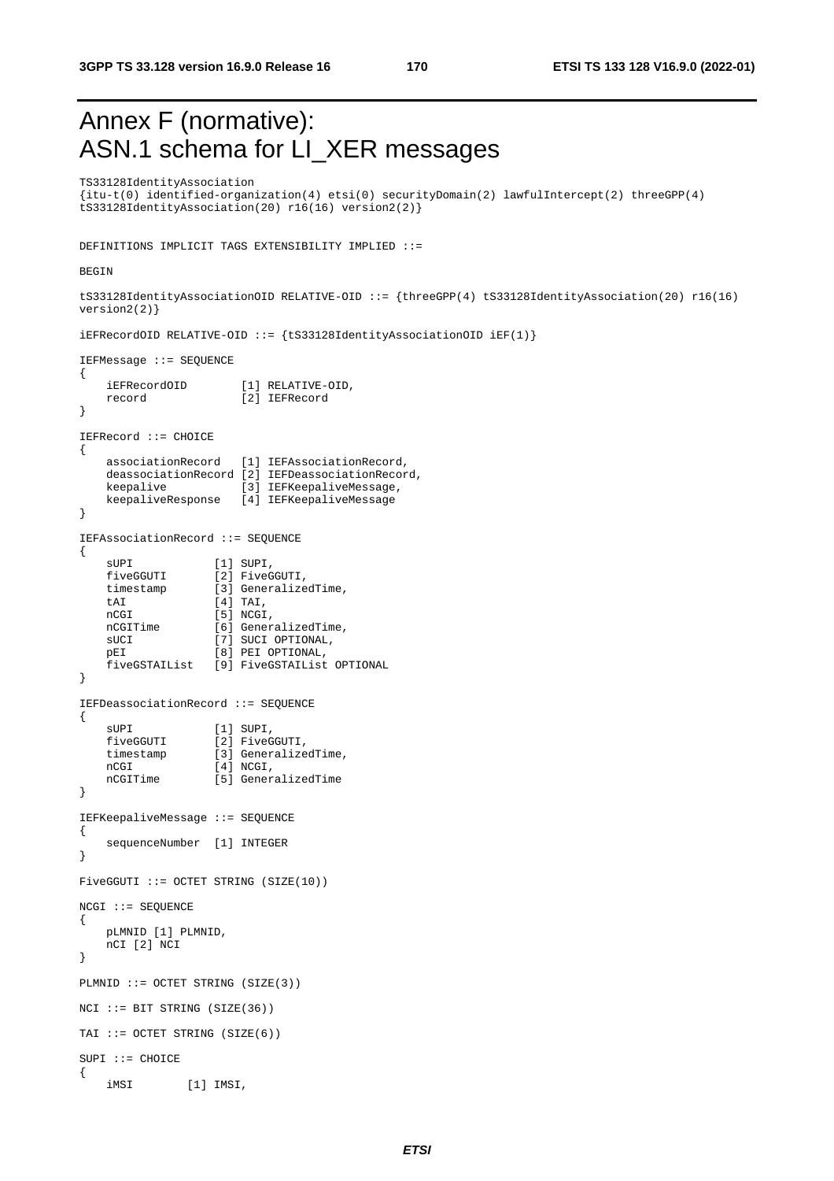# Annex F (normative): ASN.1 schema for LI_XER messages

```
TS33128IdentityAssociation
{itu-t(0) identified-organization(4) etsi(0) securityDomain(2) lawfulIntercept(2) threeGPP(4)
tS33128IdentityAssociation(20) r16(16) version2(2)}


DEFINITIONS IMPLICIT TAGS EXTENSIBILITY IMPLIED ::=

BEGIN

tS33128IdentityAssociationOID RELATIVE-OID ::= {threeGPP(4) tS33128IdentityAssociation(20) r16(16)
version2(2)}

iEFRecordOID RELATIVE-OID ::= {tS33128IdentityAssociationOID iEF(1)}

IEFMessage ::= SEQUENCE
{
    iEFRecordOID        [1] RELATIVE-OID,
    record              [2] IEFRecord
}

IEFRecord ::= CHOICE
{
    associationRecord   [1] IEFAssociationRecord,
    deassociationRecord [2] IEFDeassociationRecord,
    keepalive           [3] IEFKeepaliveMessage,
    keepaliveResponse   [4] IEFKeepaliveMessage
}

IEFAssociationRecord ::= SEQUENCE
{
    sUPI            [1] SUPI,
    fiveGGUTI       [2] FiveGGUTI,
    timestamp       [3] GeneralizedTime,
    tAI             [4] TAI,
    nCGI            [5] NCGI,
    nCGITime        [6] GeneralizedTime,
    sUCI            [7] SUCI OPTIONAL,
    pEI             [8] PEI OPTIONAL,
    fiveGSTAIList   [9] FiveGSTAIList OPTIONAL
}

IEFDeassociationRecord ::= SEQUENCE
{
    sUPI            [1] SUPI,
    fiveGGUTI       [2] FiveGGUTI,
    timestamp       [3] GeneralizedTime,
    nCGI            [4] NCGI,
    nCGITime        [5] GeneralizedTime
}

IEFKeepaliveMessage ::= SEQUENCE
{
    sequenceNumber  [1] INTEGER
}

FiveGGUTI ::= OCTET STRING (SIZE(10))

NCGI ::= SEQUENCE
{
    pLMNID [1] PLMNID,
    nCI [2] NCI
}

PLMNID ::= OCTET STRING (SIZE(3))

NCI ::= BIT STRING (SIZE(36))

TAI ::= OCTET STRING (SIZE(6))

SUPI ::= CHOICE
{
    iMSI        [1] IMSI,
```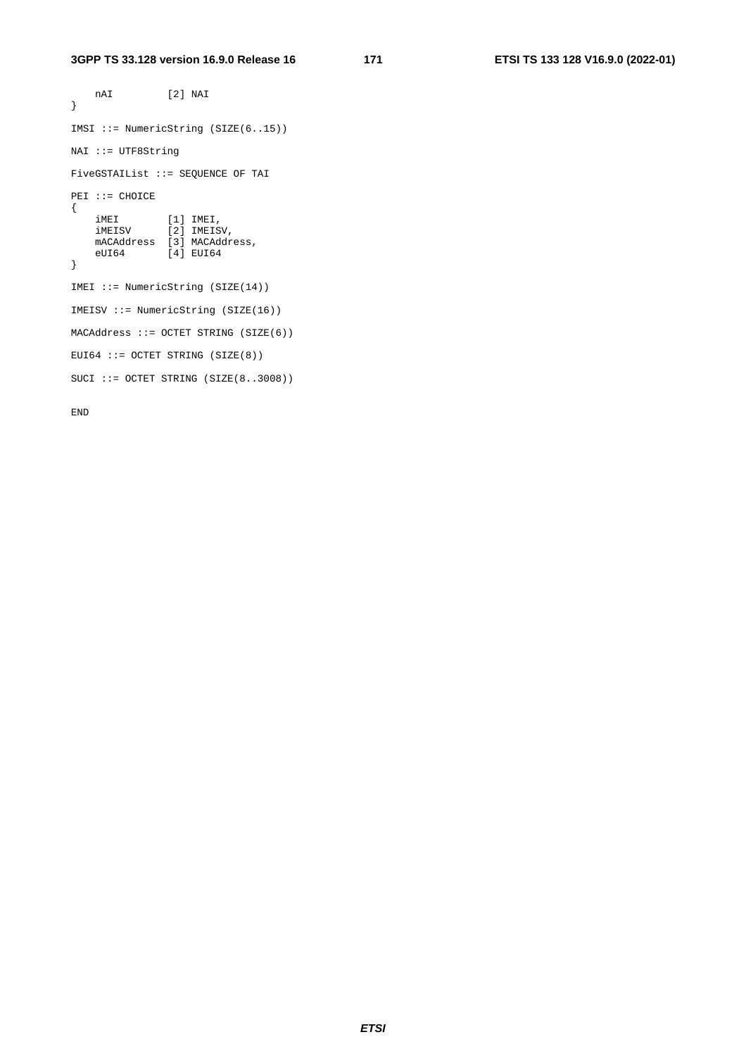```
    nAI         [2] NAI
}

IMSI ::= NumericString (SIZE(6..15))

NAI ::= UTF8String

FiveGSTAIList ::= SEQUENCE OF TAI

PEI ::= CHOICE
{
    iMEI        [1] IMEI,
    iMEISV      [2] IMEISV,
    mACAddress  [3] MACAddress,
    eUI64       [4] EUI64
}

IMEI ::= NumericString (SIZE(14))

IMEISV ::= NumericString (SIZE(16))

MACAddress ::= OCTET STRING (SIZE(6))

EUI64 ::= OCTET STRING (SIZE(8))

SUCI ::= OCTET STRING (SIZE(8..3008))

END
```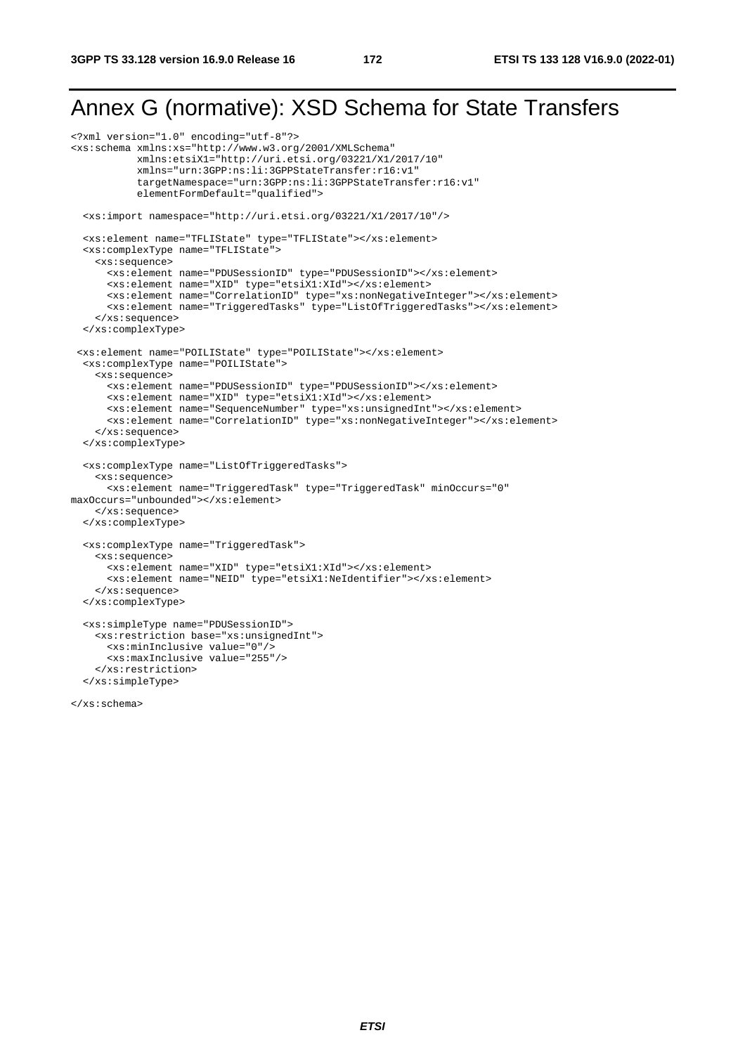# Annex G (normative): XSD Schema for State Transfers

```
<?xml version="1.0" encoding="utf-8"?>
<xs:schema xmlns:xs="http://www.w3.org/2001/XMLSchema"
           xmlns:etsiX1="http://uri.etsi.org/03221/X1/2017/10"
           xmlns="urn:3GPP:ns:li:3GPPStateTransfer:r16:v1"
           targetNamespace="urn:3GPP:ns:li:3GPPStateTransfer:r16:v1"
           elementFormDefault="qualified">

  <xs:import namespace="http://uri.etsi.org/03221/X1/2017/10"/>

  <xs:element name="TFLIState" type="TFLIState"></xs:element>
  <xs:complexType name="TFLIState">
    <xs:sequence>
      <xs:element name="PDUSessionID" type="PDUSessionID"></xs:element>
      <xs:element name="XID" type="etsiX1:XId"></xs:element>
      <xs:element name="CorrelationID" type="xs:nonNegativeInteger"></xs:element>
      <xs:element name="TriggeredTasks" type="ListOfTriggeredTasks"></xs:element>
    </xs:sequence>
  </xs:complexType>

 <xs:element name="POILIState" type="POILIState"></xs:element>
  <xs:complexType name="POILIState">
    <xs:sequence>
      <xs:element name="PDUSessionID" type="PDUSessionID"></xs:element>
      <xs:element name="XID" type="etsiX1:XId"></xs:element>
      <xs:element name="SequenceNumber" type="xs:unsignedInt"></xs:element>
      <xs:element name="CorrelationID" type="xs:nonNegativeInteger"></xs:element>
    </xs:sequence>
  </xs:complexType>

  <xs:complexType name="ListOfTriggeredTasks">
    <xs:sequence>
      <xs:element name="TriggeredTask" type="TriggeredTask" minOccurs="0"
maxOccurs="unbounded"></xs:element>
    </xs:sequence>
  </xs:complexType>

  <xs:complexType name="TriggeredTask">
    <xs:sequence>
      <xs:element name="XID" type="etsiX1:XId"></xs:element>
      <xs:element name="NEID" type="etsiX1:NeIdentifier"></xs:element>
    </xs:sequence>
  </xs:complexType>

  <xs:simpleType name="PDUSessionID">
    <xs:restriction base="xs:unsignedInt">
      <xs:minInclusive value="0"/>
      <xs:maxInclusive value="255"/>
    </xs:restriction>
  </xs:simpleType>

</xs:schema>
```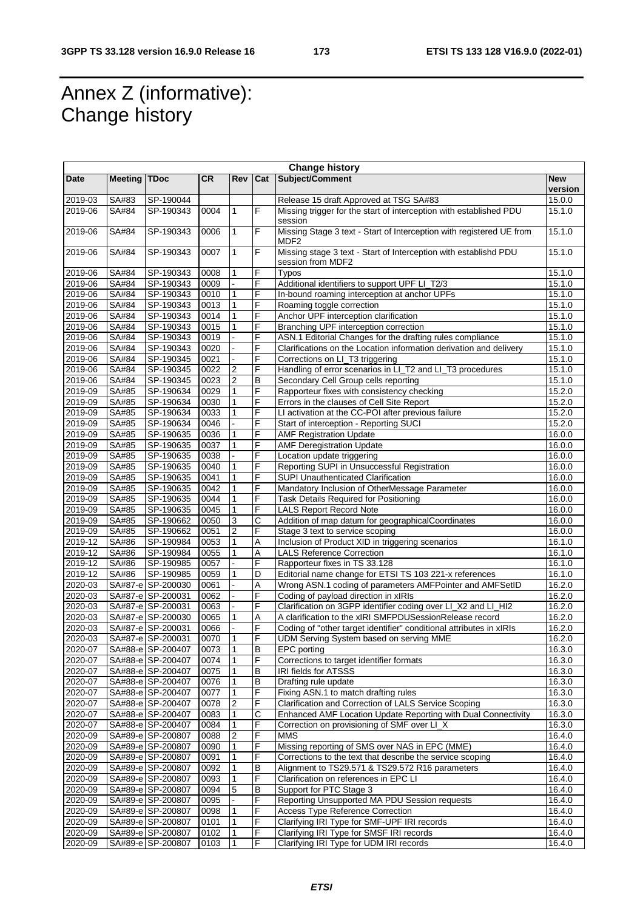# Annex Z (informative): Change history

| Change history | | | | | | | |
|---|---|---|---|---|---|---|---|
| **Date** | **Meeting** | **TDoc** | **CR** | **Rev** | **Cat** | **Subject/Comment** | **New version** |
| 2019-03 | SA#83 | SP-190044 | | | | Release 15 draft Approved at TSG SA#83 | 15.0.0 |
| 2019-06 | SA#84 | SP-190343 | 0004 | 1 | F | Missing trigger for the start of interception with established PDU session | 15.1.0 |
| 2019-06 | SA#84 | SP-190343 | 0006 | 1 | F | Missing Stage 3 text - Start of Interception with registered UE from MDF2 | 15.1.0 |
| 2019-06 | SA#84 | SP-190343 | 0007 | 1 | F | Missing stage 3 text - Start of Interception with establishd PDU session from MDF2 | 15.1.0 |
| 2019-06 | SA#84 | SP-190343 | 0008 | 1 | F | Typos | 15.1.0 |
| 2019-06 | SA#84 | SP-190343 | 0009 | - | F | Additional identifiers to support UPF LI_T2/3 | 15.1.0 |
| 2019-06 | SA#84 | SP-190343 | 0010 | 1 | F | In-bound roaming interception at anchor UPFs | 15.1.0 |
| 2019-06 | SA#84 | SP-190343 | 0013 | 1 | F | Roaming toggle correction | 15.1.0 |
| 2019-06 | SA#84 | SP-190343 | 0014 | 1 | F | Anchor UPF interception clarification | 15.1.0 |
| 2019-06 | SA#84 | SP-190343 | 0015 | 1 | F | Branching UPF interception correction | 15.1.0 |
| 2019-06 | SA#84 | SP-190343 | 0019 | - | F | ASN.1 Editorial Changes for the drafting rules compliance | 15.1.0 |
| 2019-06 | SA#84 | SP-190343 | 0020 | - | F | Clarifications on the Location information derivation and delivery | 15.1.0 |
| 2019-06 | SA#84 | SP-190345 | 0021 | - | F | Corrections on LI_T3 triggering | 15.1.0 |
| 2019-06 | SA#84 | SP-190345 | 0022 | 2 | F | Handling of error scenarios in LI_T2 and LI_T3 procedures | 15.1.0 |
| 2019-06 | SA#84 | SP-190345 | 0023 | 2 | B | Secondary Cell Group cells reporting | 15.1.0 |
| 2019-09 | SA#85 | SP-190634 | 0029 | 1 | F | Rapporteur fixes with consistency checking | 15.2.0 |
| 2019-09 | SA#85 | SP-190634 | 0030 | 1 | F | Errors in the clauses of Cell Site Report | 15.2.0 |
| 2019-09 | SA#85 | SP-190634 | 0033 | 1 | F | LI activation at the CC-POI after previous failure | 15.2.0 |
| 2019-09 | SA#85 | SP-190634 | 0046 | - | F | Start of interception - Reporting SUCI | 15.2.0 |
| 2019-09 | SA#85 | SP-190635 | 0036 | 1 | F | AMF Registration Update | 16.0.0 |
| 2019-09 | SA#85 | SP-190635 | 0037 | 1 | F | AMF Deregistration Update | 16.0.0 |
| 2019-09 | SA#85 | SP-190635 | 0038 | - | F | Location update triggering | 16.0.0 |
| 2019-09 | SA#85 | SP-190635 | 0040 | 1 | F | Reporting SUPI in Unsuccessful Registration | 16.0.0 |
| 2019-09 | SA#85 | SP-190635 | 0041 | 1 | F | SUPI Unauthenticated Clarification | 16.0.0 |
| 2019-09 | SA#85 | SP-190635 | 0042 | 1 | F | Mandatory Inclusion of OtherMessage Parameter | 16.0.0 |
| 2019-09 | SA#85 | SP-190635 | 0044 | 1 | F | Task Details Required for Positioning | 16.0.0 |
| 2019-09 | SA#85 | SP-190635 | 0045 | 1 | F | LALS Report Record Note | 16.0.0 |
| 2019-09 | SA#85 | SP-190662 | 0050 | 3 | C | Addition of map datum for geographicalCoordinates | 16.0.0 |
| 2019-09 | SA#85 | SP-190662 | 0051 | 2 | F | Stage 3 text to service scoping | 16.0.0 |
| 2019-12 | SA#86 | SP-190984 | 0053 | 1 | A | Inclusion of Product XID in triggering scenarios | 16.1.0 |
| 2019-12 | SA#86 | SP-190984 | 0055 | 1 | A | LALS Reference Correction | 16.1.0 |
| 2019-12 | SA#86 | SP-190985 | 0057 | - | F | Rapporteur fixes in TS 33.128 | 16.1.0 |
| 2019-12 | SA#86 | SP-190985 | 0059 | 1 | D | Editorial name change for ETSI TS 103 221-x references | 16.1.0 |
| 2020-03 | SA#87-e | SP-200030 | 0061 | - | A | Wrong ASN.1 coding of parameters AMFPointer and AMFSetID | 16.2.0 |
| 2020-03 | SA#87-e | SP-200031 | 0062 | - | F | Coding of payload direction in xIRIs | 16.2.0 |
| 2020-03 | SA#87-e | SP-200031 | 0063 | - | F | Clarification on 3GPP identifier coding over LI_X2 and LI_HI2 | 16.2.0 |
| 2020-03 | SA#87-e | SP-200030 | 0065 | 1 | A | A clarification to the xIRI SMFPDUSessionRelease record | 16.2.0 |
| 2020-03 | SA#87-e | SP-200031 | 0066 | - | F | Coding of "other target identifier" conditional attributes in xIRIs | 16.2.0 |
| 2020-03 | SA#87-e | SP-200031 | 0070 | 1 | F | UDM Serving System based on serving MME | 16.2.0 |
| 2020-07 | SA#88-e | SP-200407 | 0073 | 1 | B | EPC porting | 16.3.0 |
| 2020-07 | SA#88-e | SP-200407 | 0074 | 1 | F | Corrections to target identifier formats | 16.3.0 |
| 2020-07 | SA#88-e | SP-200407 | 0075 | 1 | B | IRI fields for ATSSS | 16.3.0 |
| 2020-07 | SA#88-e | SP-200407 | 0076 | 1 | B | Drafting rule update | 16.3.0 |
| 2020-07 | SA#88-e | SP-200407 | 0077 | 1 | F | Fixing ASN.1 to match drafting rules | 16.3.0 |
| 2020-07 | SA#88-e | SP-200407 | 0078 | 2 | F | Clarification and Correction of LALS Service Scoping | 16.3.0 |
| 2020-07 | SA#88-e | SP-200407 | 0083 | 1 | C | Enhanced AMF Location Update Reporting with Dual Connectivity | 16.3.0 |
| 2020-07 | SA#88-e | SP-200407 | 0084 | 1 | F | Correction on provisioning of SMF over LI_X | 16.3.0 |
| 2020-09 | SA#89-e | SP-200807 | 0088 | 2 | F | MMS | 16.4.0 |
| 2020-09 | SA#89-e | SP-200807 | 0090 | 1 | F | Missing reporting of SMS over NAS in EPC (MME) | 16.4.0 |
| 2020-09 | SA#89-e | SP-200807 | 0091 | 1 | F | Corrections to the text that describe the service scoping | 16.4.0 |
| 2020-09 | SA#89-e | SP-200807 | 0092 | 1 | B | Alignment to TS29.571 & TS29.572 R16 parameters | 16.4.0 |
| 2020-09 | SA#89-e | SP-200807 | 0093 | 1 | F | Clarification on references in EPC LI | 16.4.0 |
| 2020-09 | SA#89-e | SP-200807 | 0094 | 5 | B | Support for PTC Stage 3 | 16.4.0 |
| 2020-09 | SA#89-e | SP-200807 | 0095 | - | F | Reporting Unsupported MA PDU Session requests | 16.4.0 |
| 2020-09 | SA#89-e | SP-200807 | 0098 | 1 | F | Access Type Reference Correction | 16.4.0 |
| 2020-09 | SA#89-e | SP-200807 | 0101 | 1 | F | Clarifying IRI Type for SMF-UPF IRI records | 16.4.0 |
| 2020-09 | SA#89-e | SP-200807 | 0102 | 1 | F | Clarifying IRI Type for SMSF IRI records | 16.4.0 |
| 2020-09 | SA#89-e | SP-200807 | 0103 | 1 | F | Clarifying IRI Type for UDM IRI records | 16.4.0 |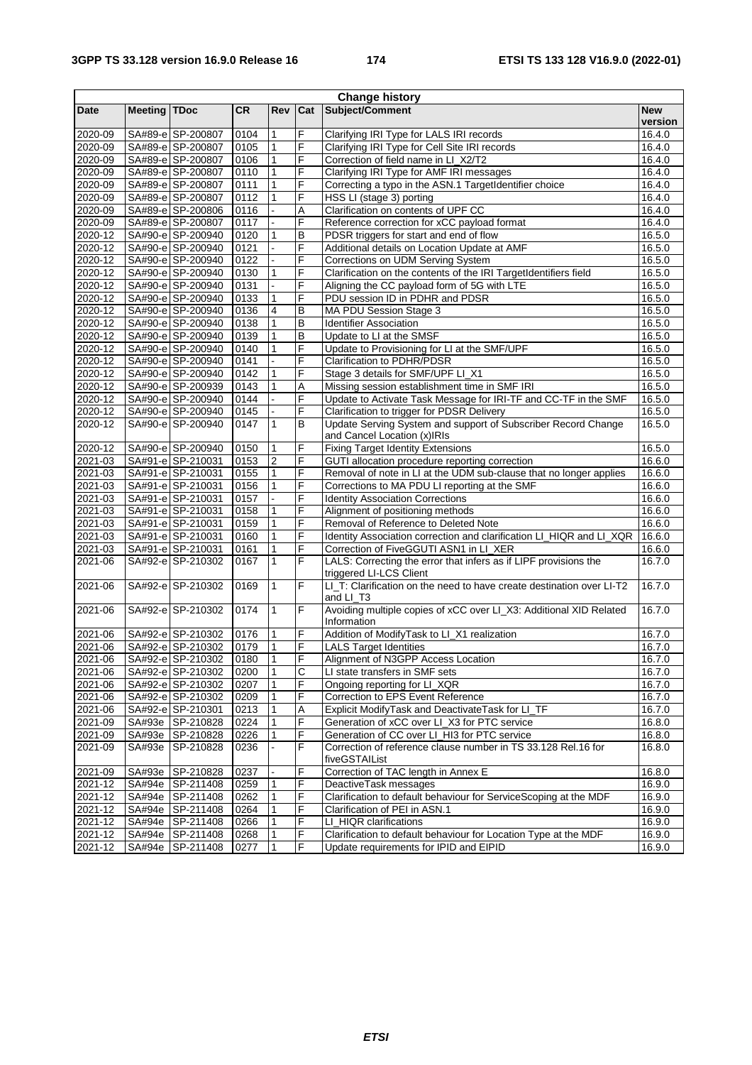| Change history | | | | | | | |
|---|---|---|---|---|---|---|---|
| **Date** | **Meeting** | **TDoc** | **CR** | **Rev** | **Cat** | **Subject/Comment** | **New version** |
| 2020-09 | SA#89-e | SP-200807 | 0104 | 1 | F | Clarifying IRI Type for LALS IRI records | 16.4.0 |
| 2020-09 | SA#89-e | SP-200807 | 0105 | 1 | F | Clarifying IRI Type for Cell Site IRI records | 16.4.0 |
| 2020-09 | SA#89-e | SP-200807 | 0106 | 1 | F | Correction of field name in LI_X2/T2 | 16.4.0 |
| 2020-09 | SA#89-e | SP-200807 | 0110 | 1 | F | Clarifying IRI Type for AMF IRI messages | 16.4.0 |
| 2020-09 | SA#89-e | SP-200807 | 0111 | 1 | F | Correcting a typo in the ASN.1 TargetIdentifier choice | 16.4.0 |
| 2020-09 | SA#89-e | SP-200807 | 0112 | 1 | F | HSS LI (stage 3) porting | 16.4.0 |
| 2020-09 | SA#89-e | SP-200806 | 0116 | - | A | Clarification on contents of UPF CC | 16.4.0 |
| 2020-09 | SA#89-e | SP-200807 | 0117 | - | F | Reference correction for xCC payload format | 16.4.0 |
| 2020-12 | SA#90-e | SP-200940 | 0120 | 1 | B | PDSR triggers for start and end of flow | 16.5.0 |
| 2020-12 | SA#90-e | SP-200940 | 0121 | - | F | Additional details on Location Update at AMF | 16.5.0 |
| 2020-12 | SA#90-e | SP-200940 | 0122 | - | F | Corrections on UDM Serving System | 16.5.0 |
| 2020-12 | SA#90-e | SP-200940 | 0130 | 1 | F | Clarification on the contents of the IRI TargetIdentifiers field | 16.5.0 |
| 2020-12 | SA#90-e | SP-200940 | 0131 | - | F | Aligning the CC payload form of 5G with LTE | 16.5.0 |
| 2020-12 | SA#90-e | SP-200940 | 0133 | 1 | F | PDU session ID in PDHR and PDSR | 16.5.0 |
| 2020-12 | SA#90-e | SP-200940 | 0136 | 4 | B | MA PDU Session Stage 3 | 16.5.0 |
| 2020-12 | SA#90-e | SP-200940 | 0138 | 1 | B | Identifier Association | 16.5.0 |
| 2020-12 | SA#90-e | SP-200940 | 0139 | 1 | B | Update to LI at the SMSF | 16.5.0 |
| 2020-12 | SA#90-e | SP-200940 | 0140 | 1 | F | Update to Provisioning for LI at the SMF/UPF | 16.5.0 |
| 2020-12 | SA#90-e | SP-200940 | 0141 | - | F | Clarification to PDHR/PDSR | 16.5.0 |
| 2020-12 | SA#90-e | SP-200940 | 0142 | 1 | F | Stage 3 details for SMF/UPF LI_X1 | 16.5.0 |
| 2020-12 | SA#90-e | SP-200939 | 0143 | 1 | A | Missing session establishment time in SMF IRI | 16.5.0 |
| 2020-12 | SA#90-e | SP-200940 | 0144 | - | F | Update to Activate Task Message for IRI-TF and CC-TF in the SMF | 16.5.0 |
| 2020-12 | SA#90-e | SP-200940 | 0145 | - | F | Clarification to trigger for PDSR Delivery | 16.5.0 |
| 2020-12 | SA#90-e | SP-200940 | 0147 | 1 | B | Update Serving System and support of Subscriber Record Change and Cancel Location (x)IRIs | 16.5.0 |
| 2020-12 | SA#90-e | SP-200940 | 0150 | 1 | F | Fixing Target Identity Extensions | 16.5.0 |
| 2021-03 | SA#91-e | SP-210031 | 0153 | 2 | F | GUTI allocation procedure reporting correction | 16.6.0 |
| 2021-03 | SA#91-e | SP-210031 | 0155 | 1 | F | Removal of note in LI at the UDM sub-clause that no longer applies | 16.6.0 |
| 2021-03 | SA#91-e | SP-210031 | 0156 | 1 | F | Corrections to MA PDU LI reporting at the SMF | 16.6.0 |
| 2021-03 | SA#91-e | SP-210031 | 0157 | - | F | Identity Association Corrections | 16.6.0 |
| 2021-03 | SA#91-e | SP-210031 | 0158 | 1 | F | Alignment of positioning methods | 16.6.0 |
| 2021-03 | SA#91-e | SP-210031 | 0159 | 1 | F | Removal of Reference to Deleted Note | 16.6.0 |
| 2021-03 | SA#91-e | SP-210031 | 0160 | 1 | F | Identity Association correction and clarification LI_HIQR and LI_XQR | 16.6.0 |
| 2021-03 | SA#91-e | SP-210031 | 0161 | 1 | F | Correction of FiveGGUTI ASN1 in LI_XER | 16.6.0 |
| 2021-06 | SA#92-e | SP-210302 | 0167 | 1 | F | LALS: Correcting the error that infers as if LIPF provisions the triggered LI-LCS Client | 16.7.0 |
| 2021-06 | SA#92-e | SP-210302 | 0169 | 1 | F | LI_T: Clarification on the need to have create destination over LI-T2 and LI_T3 | 16.7.0 |
| 2021-06 | SA#92-e | SP-210302 | 0174 | 1 | F | Avoiding multiple copies of xCC over LI_X3: Additional XID Related Information | 16.7.0 |
| 2021-06 | SA#92-e | SP-210302 | 0176 | 1 | F | Addition of ModifyTask to LI_X1 realization | 16.7.0 |
| 2021-06 | SA#92-e | SP-210302 | 0179 | 1 | F | LALS Target Identities | 16.7.0 |
| 2021-06 | SA#92-e | SP-210302 | 0180 | 1 | F | Alignment of N3GPP Access Location | 16.7.0 |
| 2021-06 | SA#92-e | SP-210302 | 0200 | 1 | C | LI state transfers in SMF sets | 16.7.0 |
| 2021-06 | SA#92-e | SP-210302 | 0207 | 1 | F | Ongoing reporting for LI_XQR | 16.7.0 |
| 2021-06 | SA#92-e | SP-210302 | 0209 | 1 | F | Correction to EPS Event Reference | 16.7.0 |
| 2021-06 | SA#92-e | SP-210301 | 0213 | 1 | A | Explicit ModifyTask and DeactivateTask for LI_TF | 16.7.0 |
| 2021-09 | SA#93e | SP-210828 | 0224 | 1 | F | Generation of xCC over LI_X3 for PTC service | 16.8.0 |
| 2021-09 | SA#93e | SP-210828 | 0226 | 1 | F | Generation of CC over LI_HI3 for PTC service | 16.8.0 |
| 2021-09 | SA#93e | SP-210828 | 0236 | - | F | Correction of reference clause number in TS 33.128 Rel.16 for fiveGSTAIList | 16.8.0 |
| 2021-09 | SA#93e | SP-210828 | 0237 | - | F | Correction of TAC length in Annex E | 16.8.0 |
| 2021-12 | SA#94e | SP-211408 | 0259 | 1 | F | DeactiveTask messages | 16.9.0 |
| 2021-12 | SA#94e | SP-211408 | 0262 | 1 | F | Clarification to default behaviour for ServiceScoping at the MDF | 16.9.0 |
| 2021-12 | SA#94e | SP-211408 | 0264 | 1 | F | Clarification of PEI in ASN.1 | 16.9.0 |
| 2021-12 | SA#94e | SP-211408 | 0266 | 1 | F | LI_HIQR clarifications | 16.9.0 |
| 2021-12 | SA#94e | SP-211408 | 0268 | 1 | F | Clarification to default behaviour for Location Type at the MDF | 16.9.0 |
| 2021-12 | SA#94e | SP-211408 | 0277 | 1 | F | Update requirements for IPID and EIPID | 16.9.0 |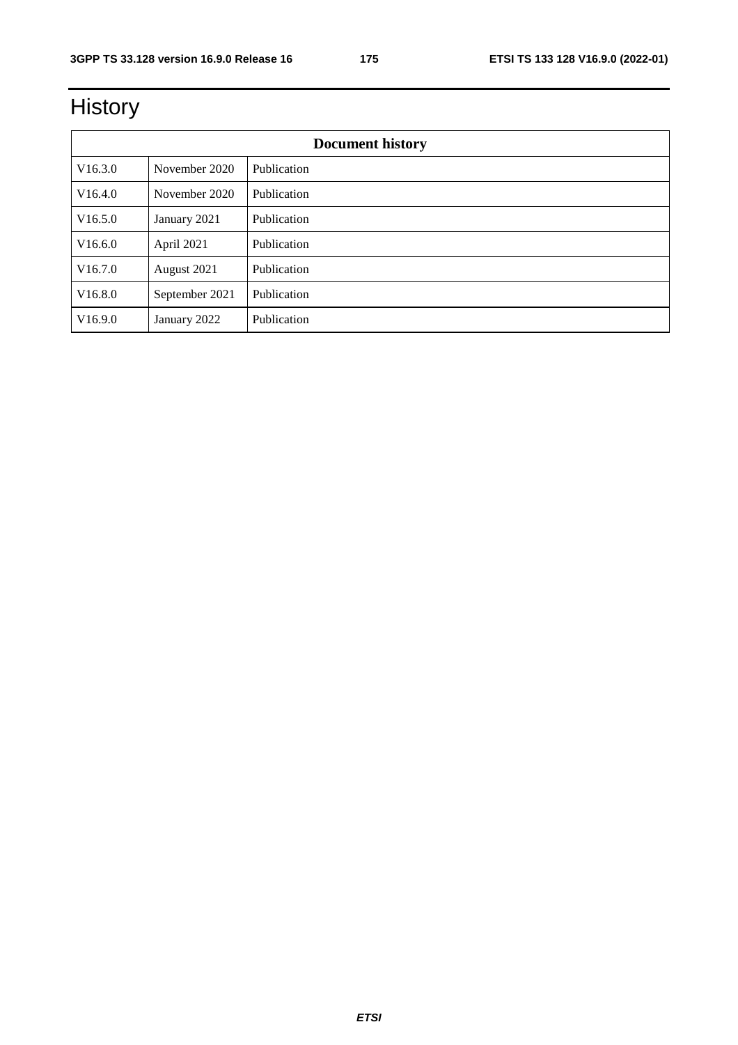# History

| Document history | | |
|---|---|---|
| V16.3.0 | November 2020 | Publication |
| V16.4.0 | November 2020 | Publication |
| V16.5.0 | January 2021 | Publication |
| V16.6.0 | April 2021 | Publication |
| V16.7.0 | August 2021 | Publication |
| V16.8.0 | September 2021 | Publication |
| V16.9.0 | January 2022 | Publication |